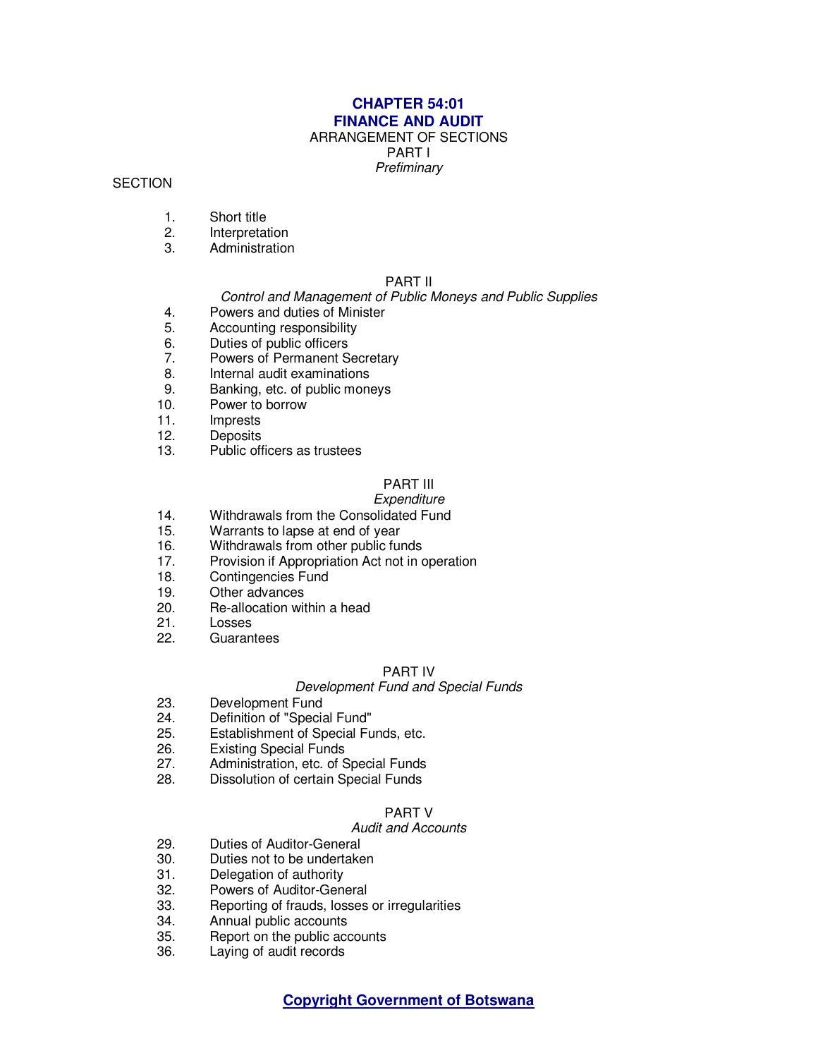# CHAPTER 54:01
# FINANCE AND AUDIT

ARRANGEMENT OF SECTIONS

PART I

*Preliminary*

SECTION

1. Short title
2. Interpretation
3. Administration

PART II

*Control and Management of Public Moneys and Public Supplies*

4. Powers and duties of Minister
5. Accounting responsibility
6. Duties of public officers
7. Powers of Permanent Secretary
8. Internal audit examinations
9. Banking, etc. of public moneys
10. Power to borrow
11. Imprests
12. Deposits
13. Public officers as trustees

PART III

*Expenditure*

14. Withdrawals from the Consolidated Fund
15. Warrants to lapse at end of year
16. Withdrawals from other public funds
17. Provision if Appropriation Act not in operation
18. Contingencies Fund
19. Other advances
20. Re-allocation within a head
21. Losses
22. Guarantees

PART IV

*Development Fund and Special Funds*

23. Development Fund
24. Definition of "Special Fund"
25. Establishment of Special Funds, etc.
26. Existing Special Funds
27. Administration, etc. of Special Funds
28. Dissolution of certain Special Funds

PART V

*Audit and Accounts*

29. Duties of Auditor-General
30. Duties not to be undertaken
31. Delegation of authority
32. Powers of Auditor-General
33. Reporting of frauds, losses or irregularities
34. Annual public accounts
35. Report on the public accounts
36. Laying of audit records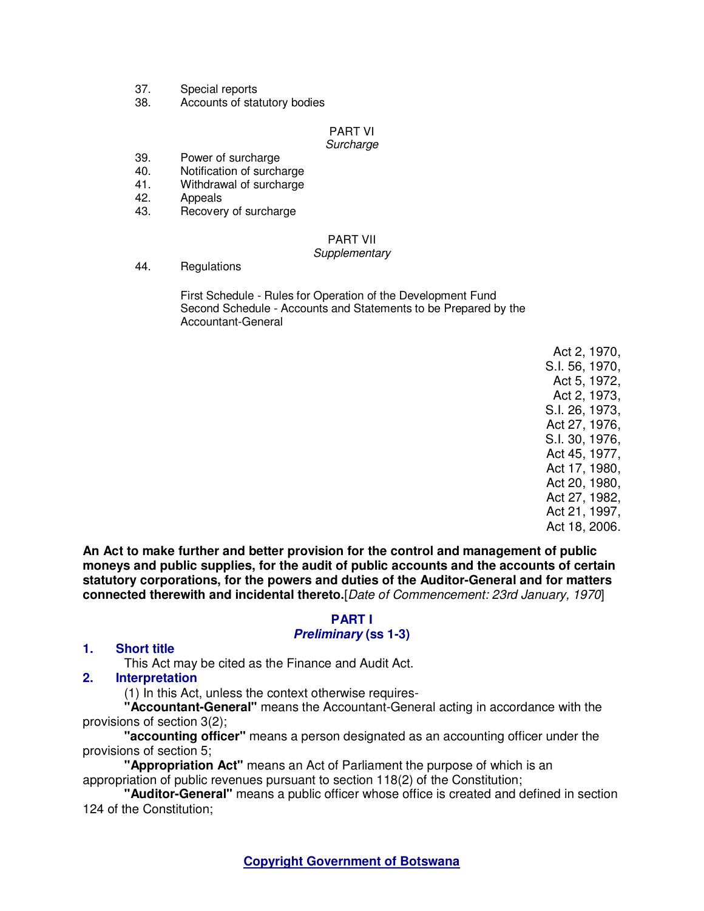37. Special reports
38. Accounts of statutory bodies

PART VI
*Surcharge*

39. Power of surcharge
40. Notification of surcharge
41. Withdrawal of surcharge
42. Appeals
43. Recovery of surcharge

PART VII
*Supplementary*

44. Regulations

First Schedule - Rules for Operation of the Development Fund
Second Schedule - Accounts and Statements to be Prepared by the Accountant-General

Act 2, 1970,
S.I. 56, 1970,
Act 5, 1972,
Act 2, 1973,
S.I. 26, 1973,
Act 27, 1976,
S.I. 30, 1976,
Act 45, 1977,
Act 17, 1980,
Act 20, 1980,
Act 27, 1982,
Act 21, 1997,
Act 18, 2006.

**An Act to make further and better provision for the control and management of public moneys and public supplies, for the audit of public accounts and the accounts of certain statutory corporations, for the powers and duties of the Auditor-General and for matters connected therewith and incidental thereto.**[*Date of Commencement: 23rd January, 1970*]

## PART I
### *Preliminary* (ss 1-3)

**1. Short title**

This Act may be cited as the Finance and Audit Act.

**2. Interpretation**

(1) In this Act, unless the context otherwise requires-

**"Accountant-General"** means the Accountant-General acting in accordance with the provisions of section 3(2);

**"accounting officer"** means a person designated as an accounting officer under the provisions of section 5;

**"Appropriation Act"** means an Act of Parliament the purpose of which is an appropriation of public revenues pursuant to section 118(2) of the Constitution;

**"Auditor-General"** means a public officer whose office is created and defined in section 124 of the Constitution;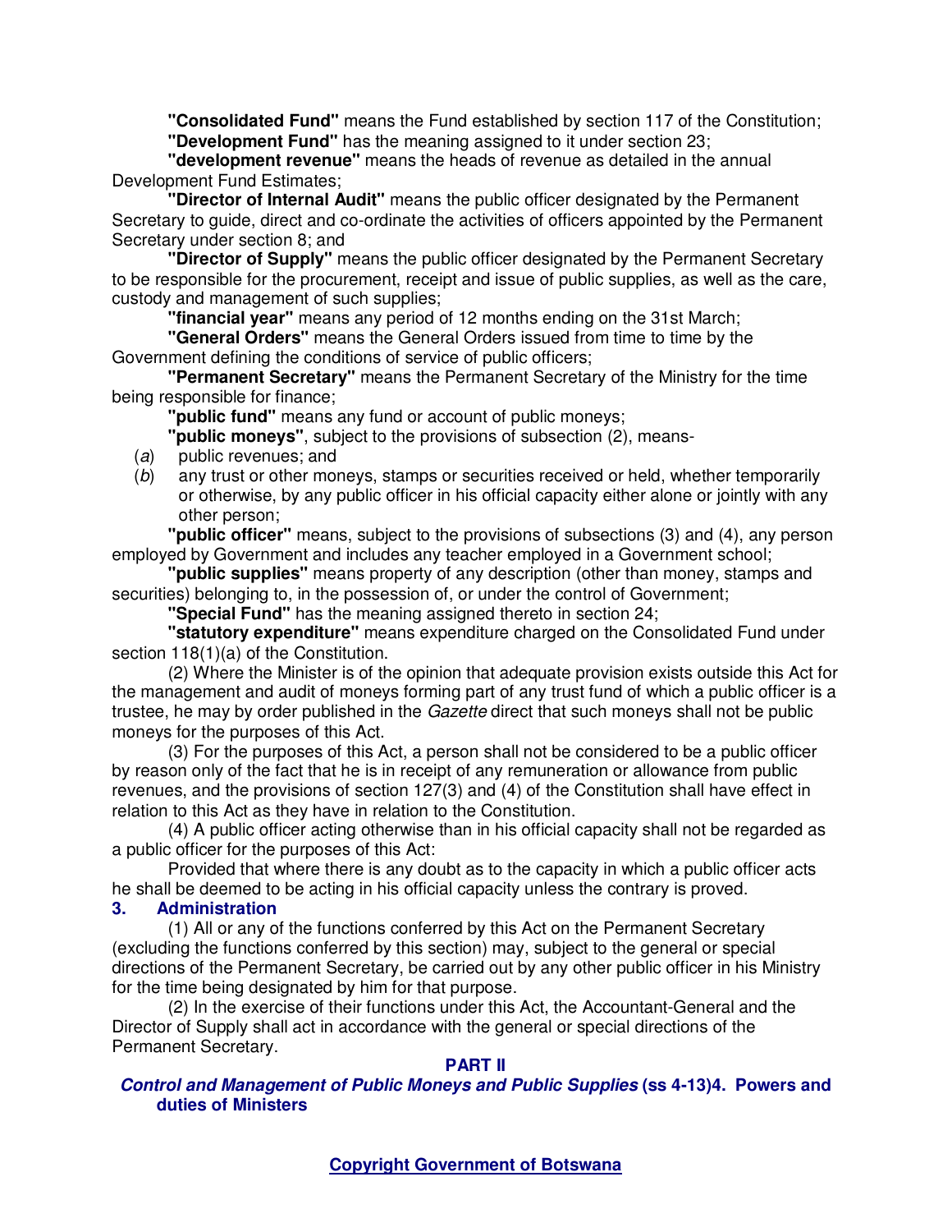**"Consolidated Fund"** means the Fund established by section 117 of the Constitution;

**"Development Fund"** has the meaning assigned to it under section 23;

**"development revenue"** means the heads of revenue as detailed in the annual Development Fund Estimates;

**"Director of Internal Audit"** means the public officer designated by the Permanent Secretary to guide, direct and co-ordinate the activities of officers appointed by the Permanent Secretary under section 8; and

**"Director of Supply"** means the public officer designated by the Permanent Secretary to be responsible for the procurement, receipt and issue of public supplies, as well as the care, custody and management of such supplies;

**"financial year"** means any period of 12 months ending on the 31st March;

**"General Orders"** means the General Orders issued from time to time by the Government defining the conditions of service of public officers;

**"Permanent Secretary"** means the Permanent Secretary of the Ministry for the time being responsible for finance;

**"public fund"** means any fund or account of public moneys;

**"public moneys"**, subject to the provisions of subsection (2), means-

(*a*) public revenues; and

(*b*) any trust or other moneys, stamps or securities received or held, whether temporarily or otherwise, by any public officer in his official capacity either alone or jointly with any other person;

**"public officer"** means, subject to the provisions of subsections (3) and (4), any person employed by Government and includes any teacher employed in a Government school;

**"public supplies"** means property of any description (other than money, stamps and securities) belonging to, in the possession of, or under the control of Government;

**"Special Fund"** has the meaning assigned thereto in section 24;

**"statutory expenditure"** means expenditure charged on the Consolidated Fund under section 118(1)(a) of the Constitution.

(2) Where the Minister is of the opinion that adequate provision exists outside this Act for the management and audit of moneys forming part of any trust fund of which a public officer is a trustee, he may by order published in the *Gazette* direct that such moneys shall not be public moneys for the purposes of this Act.

(3) For the purposes of this Act, a person shall not be considered to be a public officer by reason only of the fact that he is in receipt of any remuneration or allowance from public revenues, and the provisions of section 127(3) and (4) of the Constitution shall have effect in relation to this Act as they have in relation to the Constitution.

(4) A public officer acting otherwise than in his official capacity shall not be regarded as a public officer for the purposes of this Act:

Provided that where there is any doubt as to the capacity in which a public officer acts he shall be deemed to be acting in his official capacity unless the contrary is proved.

### 3. Administration

(1) All or any of the functions conferred by this Act on the Permanent Secretary (excluding the functions conferred by this section) may, subject to the general or special directions of the Permanent Secretary, be carried out by any other public officer in his Ministry for the time being designated by him for that purpose.

(2) In the exercise of their functions under this Act, the Accountant-General and the Director of Supply shall act in accordance with the general or special directions of the Permanent Secretary.

## PART II

## *Control and Management of Public Moneys and Public Supplies* (ss 4-13)

### 4. Powers and duties of Ministers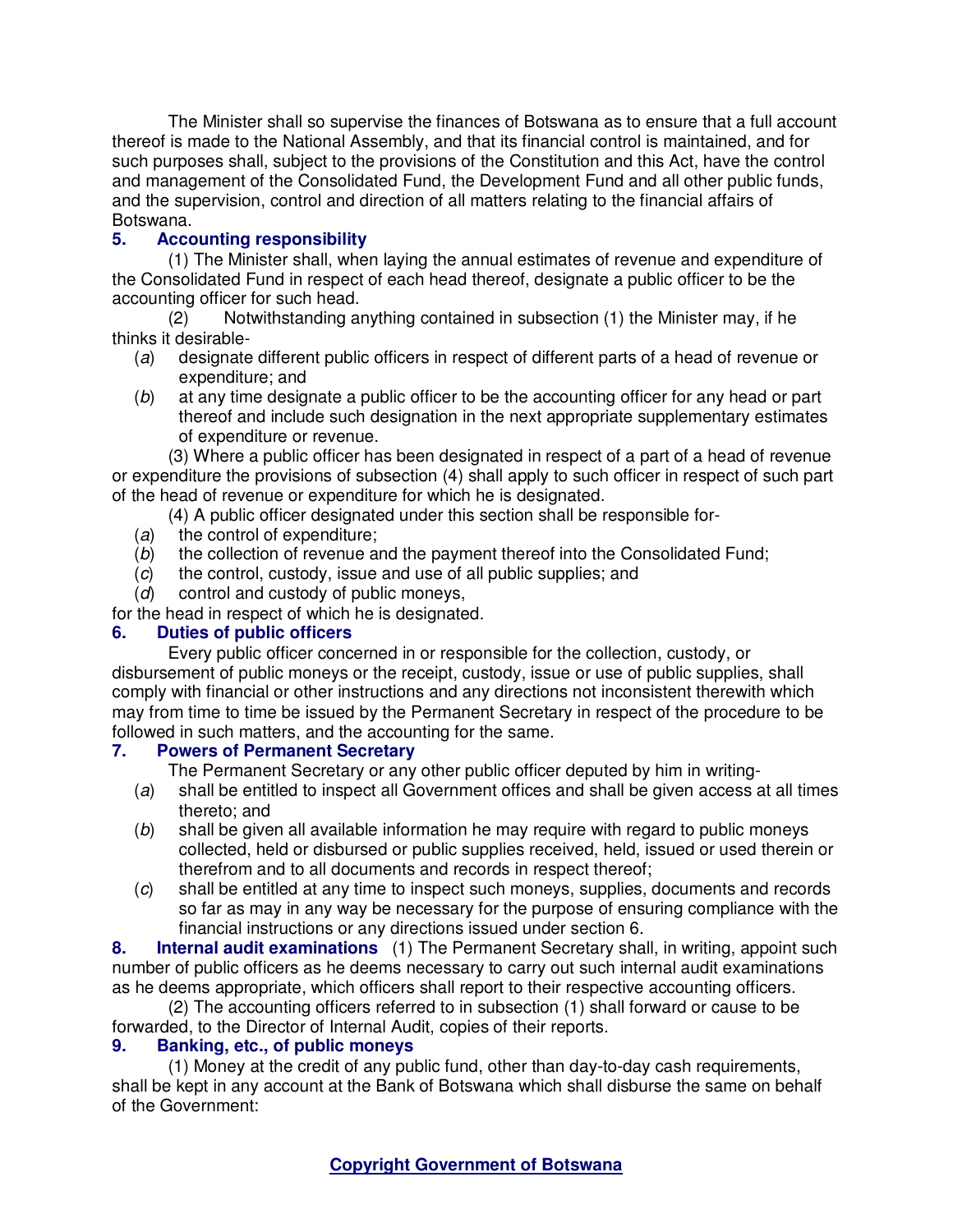The Minister shall so supervise the finances of Botswana as to ensure that a full account thereof is made to the National Assembly, and that its financial control is maintained, and for such purposes shall, subject to the provisions of the Constitution and this Act, have the control and management of the Consolidated Fund, the Development Fund and all other public funds, and the supervision, control and direction of all matters relating to the financial affairs of Botswana.

### 5. Accounting responsibility

(1) The Minister shall, when laying the annual estimates of revenue and expenditure of the Consolidated Fund in respect of each head thereof, designate a public officer to be the accounting officer for such head.

(2) Notwithstanding anything contained in subsection (1) the Minister may, if he thinks it desirable-

(*a*) designate different public officers in respect of different parts of a head of revenue or expenditure; and

(*b*) at any time designate a public officer to be the accounting officer for any head or part thereof and include such designation in the next appropriate supplementary estimates of expenditure or revenue.

(3) Where a public officer has been designated in respect of a part of a head of revenue or expenditure the provisions of subsection (4) shall apply to such officer in respect of such part of the head of revenue or expenditure for which he is designated.

(4) A public officer designated under this section shall be responsible for-

(*a*) the control of expenditure;

(*b*) the collection of revenue and the payment thereof into the Consolidated Fund;

(*c*) the control, custody, issue and use of all public supplies; and

(*d*) control and custody of public moneys,

for the head in respect of which he is designated.

### 6. Duties of public officers

Every public officer concerned in or responsible for the collection, custody, or disbursement of public moneys or the receipt, custody, issue or use of public supplies, shall comply with financial or other instructions and any directions not inconsistent therewith which may from time to time be issued by the Permanent Secretary in respect of the procedure to be followed in such matters, and the accounting for the same.

### 7. Powers of Permanent Secretary

The Permanent Secretary or any other public officer deputed by him in writing-

(*a*) shall be entitled to inspect all Government offices and shall be given access at all times thereto; and

(*b*) shall be given all available information he may require with regard to public moneys collected, held or disbursed or public supplies received, held, issued or used therein or therefrom and to all documents and records in respect thereof;

(*c*) shall be entitled at any time to inspect such moneys, supplies, documents and records so far as may in any way be necessary for the purpose of ensuring compliance with the financial instructions or any directions issued under section 6.

### 8. Internal audit examinations

(1) The Permanent Secretary shall, in writing, appoint such number of public officers as he deems necessary to carry out such internal audit examinations as he deems appropriate, which officers shall report to their respective accounting officers.

(2) The accounting officers referred to in subsection (1) shall forward or cause to be forwarded, to the Director of Internal Audit, copies of their reports.

### 9. Banking, etc., of public moneys

(1) Money at the credit of any public fund, other than day-to-day cash requirements, shall be kept in any account at the Bank of Botswana which shall disburse the same on behalf of the Government: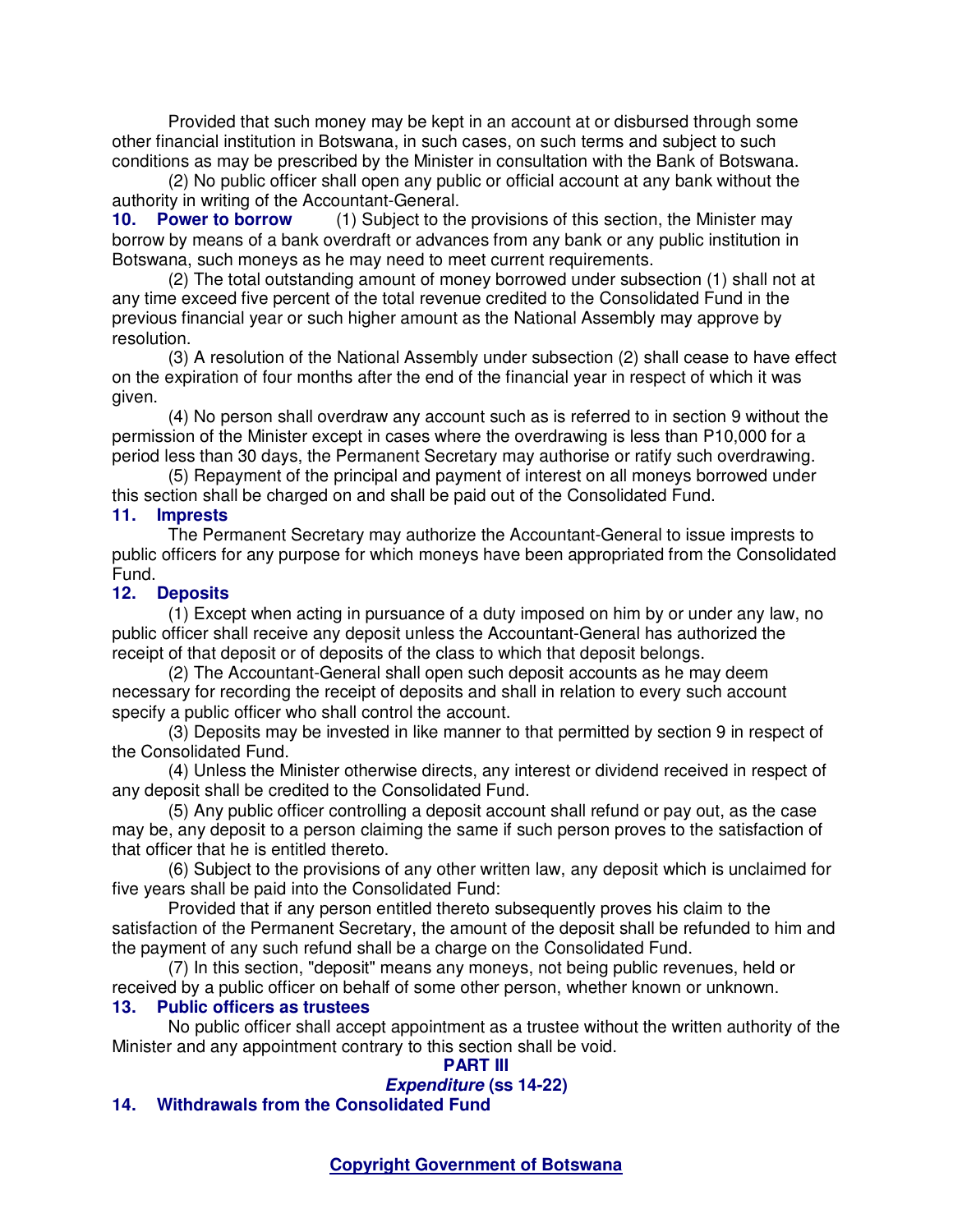Provided that such money may be kept in an account at or disbursed through some other financial institution in Botswana, in such cases, on such terms and subject to such conditions as may be prescribed by the Minister in consultation with the Bank of Botswana.

(2) No public officer shall open any public or official account at any bank without the authority in writing of the Accountant-General.

**10. Power to borrow** (1) Subject to the provisions of this section, the Minister may borrow by means of a bank overdraft or advances from any bank or any public institution in Botswana, such moneys as he may need to meet current requirements.

(2) The total outstanding amount of money borrowed under subsection (1) shall not at any time exceed five percent of the total revenue credited to the Consolidated Fund in the previous financial year or such higher amount as the National Assembly may approve by resolution.

(3) A resolution of the National Assembly under subsection (2) shall cease to have effect on the expiration of four months after the end of the financial year in respect of which it was given.

(4) No person shall overdraw any account such as is referred to in section 9 without the permission of the Minister except in cases where the overdrawing is less than P10,000 for a period less than 30 days, the Permanent Secretary may authorise or ratify such overdrawing.

(5) Repayment of the principal and payment of interest on all moneys borrowed under this section shall be charged on and shall be paid out of the Consolidated Fund.

**11. Imprests**

The Permanent Secretary may authorize the Accountant-General to issue imprests to public officers for any purpose for which moneys have been appropriated from the Consolidated Fund.

**12. Deposits**

(1) Except when acting in pursuance of a duty imposed on him by or under any law, no public officer shall receive any deposit unless the Accountant-General has authorized the receipt of that deposit or of deposits of the class to which that deposit belongs.

(2) The Accountant-General shall open such deposit accounts as he may deem necessary for recording the receipt of deposits and shall in relation to every such account specify a public officer who shall control the account.

(3) Deposits may be invested in like manner to that permitted by section 9 in respect of the Consolidated Fund.

(4) Unless the Minister otherwise directs, any interest or dividend received in respect of any deposit shall be credited to the Consolidated Fund.

(5) Any public officer controlling a deposit account shall refund or pay out, as the case may be, any deposit to a person claiming the same if such person proves to the satisfaction of that officer that he is entitled thereto.

(6) Subject to the provisions of any other written law, any deposit which is unclaimed for five years shall be paid into the Consolidated Fund:

Provided that if any person entitled thereto subsequently proves his claim to the satisfaction of the Permanent Secretary, the amount of the deposit shall be refunded to him and the payment of any such refund shall be a charge on the Consolidated Fund.

(7) In this section, "deposit" means any moneys, not being public revenues, held or received by a public officer on behalf of some other person, whether known or unknown.

**13. Public officers as trustees**

No public officer shall accept appointment as a trustee without the written authority of the Minister and any appointment contrary to this section shall be void.

## PART III
## *Expenditure* (ss 14-22)

**14. Withdrawals from the Consolidated Fund**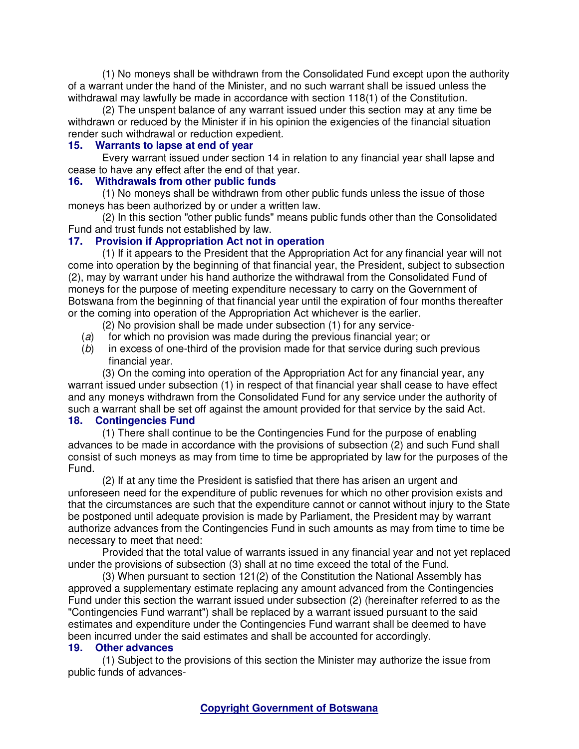(1) No moneys shall be withdrawn from the Consolidated Fund except upon the authority of a warrant under the hand of the Minister, and no such warrant shall be issued unless the withdrawal may lawfully be made in accordance with section 118(1) of the Constitution.

(2) The unspent balance of any warrant issued under this section may at any time be withdrawn or reduced by the Minister if in his opinion the exigencies of the financial situation render such withdrawal or reduction expedient.

### 15. Warrants to lapse at end of year

Every warrant issued under section 14 in relation to any financial year shall lapse and cease to have any effect after the end of that year.

### 16. Withdrawals from other public funds

(1) No moneys shall be withdrawn from other public funds unless the issue of those moneys has been authorized by or under a written law.

(2) In this section "other public funds" means public funds other than the Consolidated Fund and trust funds not established by law.

### 17. Provision if Appropriation Act not in operation

(1) If it appears to the President that the Appropriation Act for any financial year will not come into operation by the beginning of that financial year, the President, subject to subsection (2), may by warrant under his hand authorize the withdrawal from the Consolidated Fund of moneys for the purpose of meeting expenditure necessary to carry on the Government of Botswana from the beginning of that financial year until the expiration of four months thereafter or the coming into operation of the Appropriation Act whichever is the earlier.

(2) No provision shall be made under subsection (1) for any service-

(*a*) for which no provision was made during the previous financial year; or

(*b*) in excess of one-third of the provision made for that service during such previous financial year.

(3) On the coming into operation of the Appropriation Act for any financial year, any warrant issued under subsection (1) in respect of that financial year shall cease to have effect and any moneys withdrawn from the Consolidated Fund for any service under the authority of such a warrant shall be set off against the amount provided for that service by the said Act.

### 18. Contingencies Fund

(1) There shall continue to be the Contingencies Fund for the purpose of enabling advances to be made in accordance with the provisions of subsection (2) and such Fund shall consist of such moneys as may from time to time be appropriated by law for the purposes of the Fund.

(2) If at any time the President is satisfied that there has arisen an urgent and unforeseen need for the expenditure of public revenues for which no other provision exists and that the circumstances are such that the expenditure cannot or cannot without injury to the State be postponed until adequate provision is made by Parliament, the President may by warrant authorize advances from the Contingencies Fund in such amounts as may from time to time be necessary to meet that need:

Provided that the total value of warrants issued in any financial year and not yet replaced under the provisions of subsection (3) shall at no time exceed the total of the Fund.

(3) When pursuant to section 121(2) of the Constitution the National Assembly has approved a supplementary estimate replacing any amount advanced from the Contingencies Fund under this section the warrant issued under subsection (2) (hereinafter referred to as the "Contingencies Fund warrant") shall be replaced by a warrant issued pursuant to the said estimates and expenditure under the Contingencies Fund warrant shall be deemed to have been incurred under the said estimates and shall be accounted for accordingly.

### 19. Other advances

(1) Subject to the provisions of this section the Minister may authorize the issue from public funds of advances-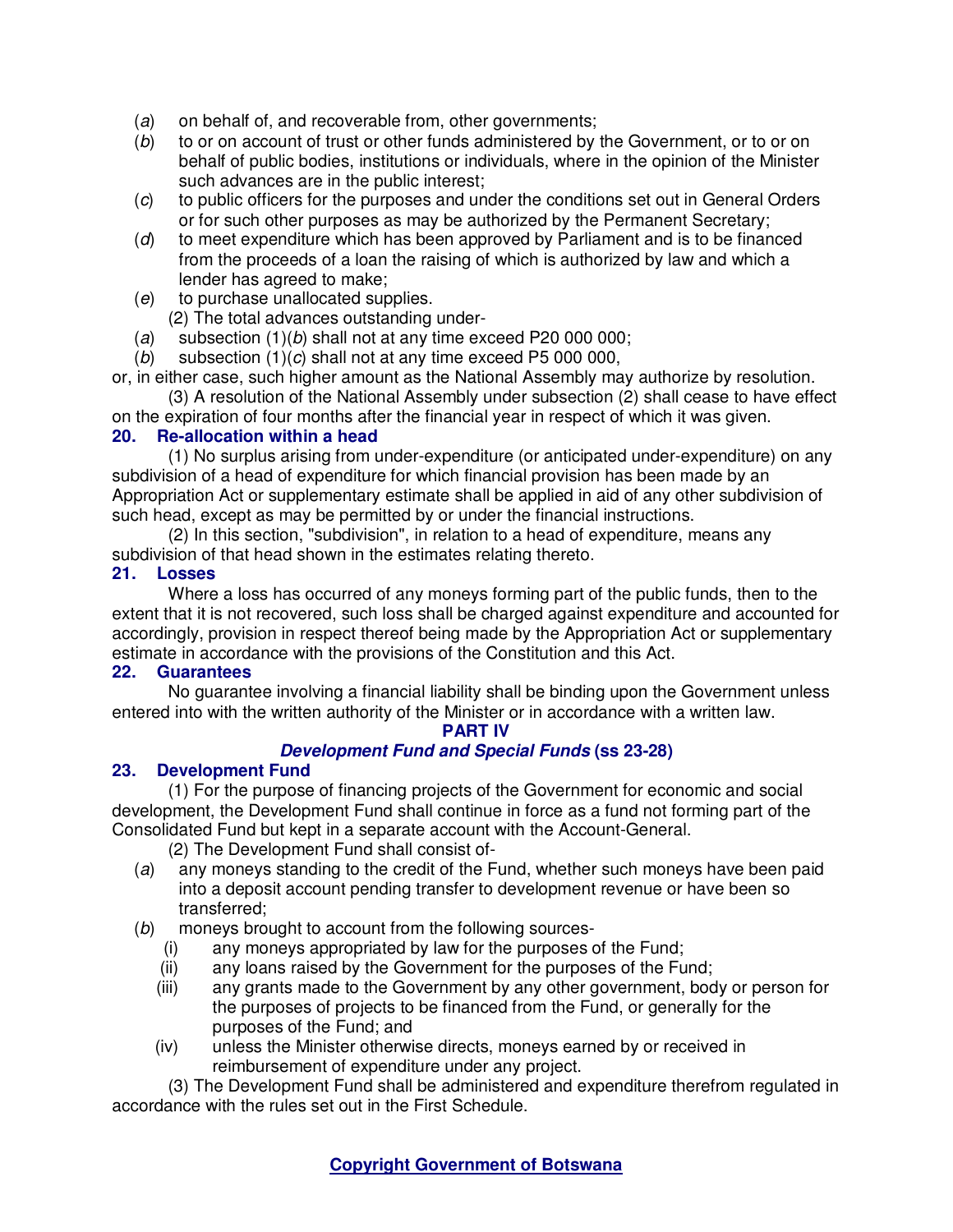(*a*) on behalf of, and recoverable from, other governments;

(*b*) to or on account of trust or other funds administered by the Government, or to or on behalf of public bodies, institutions or individuals, where in the opinion of the Minister such advances are in the public interest;

(*c*) to public officers for the purposes and under the conditions set out in General Orders or for such other purposes as may be authorized by the Permanent Secretary;

(*d*) to meet expenditure which has been approved by Parliament and is to be financed from the proceeds of a loan the raising of which is authorized by law and which a lender has agreed to make;

(*e*) to purchase unallocated supplies.

(2) The total advances outstanding under-

(*a*) subsection (1)(*b*) shall not at any time exceed P20 000 000;

(*b*) subsection (1)(*c*) shall not at any time exceed P5 000 000,

or, in either case, such higher amount as the National Assembly may authorize by resolution.

(3) A resolution of the National Assembly under subsection (2) shall cease to have effect on the expiration of four months after the financial year in respect of which it was given.

**20. Re-allocation within a head**

(1) No surplus arising from under-expenditure (or anticipated under-expenditure) on any subdivision of a head of expenditure for which financial provision has been made by an Appropriation Act or supplementary estimate shall be applied in aid of any other subdivision of such head, except as may be permitted by or under the financial instructions.

(2) In this section, "subdivision", in relation to a head of expenditure, means any subdivision of that head shown in the estimates relating thereto.

**21. Losses**

Where a loss has occurred of any moneys forming part of the public funds, then to the extent that it is not recovered, such loss shall be charged against expenditure and accounted for accordingly, provision in respect thereof being made by the Appropriation Act or supplementary estimate in accordance with the provisions of the Constitution and this Act.

**22. Guarantees**

No guarantee involving a financial liability shall be binding upon the Government unless entered into with the written authority of the Minister or in accordance with a written law.

**PART IV**

***Development Fund and Special Funds* (ss 23-28)**

**23. Development Fund**

(1) For the purpose of financing projects of the Government for economic and social development, the Development Fund shall continue in force as a fund not forming part of the Consolidated Fund but kept in a separate account with the Account-General.

(2) The Development Fund shall consist of-

(*a*) any moneys standing to the credit of the Fund, whether such moneys have been paid into a deposit account pending transfer to development revenue or have been so transferred;

(*b*) moneys brought to account from the following sources-

(i) any moneys appropriated by law for the purposes of the Fund;

(ii) any loans raised by the Government for the purposes of the Fund;

(iii) any grants made to the Government by any other government, body or person for the purposes of projects to be financed from the Fund, or generally for the purposes of the Fund; and

(iv) unless the Minister otherwise directs, moneys earned by or received in reimbursement of expenditure under any project.

(3) The Development Fund shall be administered and expenditure therefrom regulated in accordance with the rules set out in the First Schedule.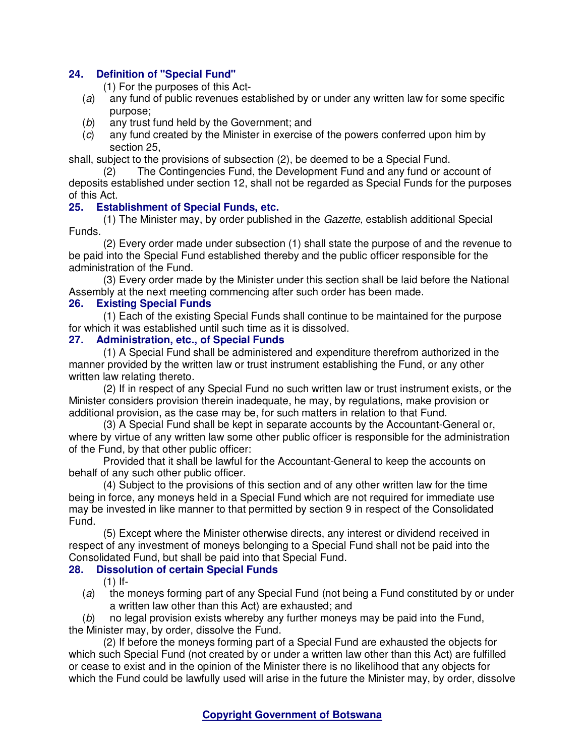### 24. Definition of "Special Fund"

(1) For the purposes of this Act-

(*a*) any fund of public revenues established by or under any written law for some specific purpose;

(*b*) any trust fund held by the Government; and

(*c*) any fund created by the Minister in exercise of the powers conferred upon him by section 25,

shall, subject to the provisions of subsection (2), be deemed to be a Special Fund.

(2) The Contingencies Fund, the Development Fund and any fund or account of deposits established under section 12, shall not be regarded as Special Funds for the purposes of this Act.

### 25. Establishment of Special Funds, etc.

(1) The Minister may, by order published in the *Gazette*, establish additional Special Funds.

(2) Every order made under subsection (1) shall state the purpose of and the revenue to be paid into the Special Fund established thereby and the public officer responsible for the administration of the Fund.

(3) Every order made by the Minister under this section shall be laid before the National Assembly at the next meeting commencing after such order has been made.

### 26. Existing Special Funds

(1) Each of the existing Special Funds shall continue to be maintained for the purpose for which it was established until such time as it is dissolved.

### 27. Administration, etc., of Special Funds

(1) A Special Fund shall be administered and expenditure therefrom authorized in the manner provided by the written law or trust instrument establishing the Fund, or any other written law relating thereto.

(2) If in respect of any Special Fund no such written law or trust instrument exists, or the Minister considers provision therein inadequate, he may, by regulations, make provision or additional provision, as the case may be, for such matters in relation to that Fund.

(3) A Special Fund shall be kept in separate accounts by the Accountant-General or, where by virtue of any written law some other public officer is responsible for the administration of the Fund, by that other public officer:

Provided that it shall be lawful for the Accountant-General to keep the accounts on behalf of any such other public officer.

(4) Subject to the provisions of this section and of any other written law for the time being in force, any moneys held in a Special Fund which are not required for immediate use may be invested in like manner to that permitted by section 9 in respect of the Consolidated Fund.

(5) Except where the Minister otherwise directs, any interest or dividend received in respect of any investment of moneys belonging to a Special Fund shall not be paid into the Consolidated Fund, but shall be paid into that Special Fund.

### 28. Dissolution of certain Special Funds

(1) If-

(*a*) the moneys forming part of any Special Fund (not being a Fund constituted by or under a written law other than this Act) are exhausted; and

(*b*) no legal provision exists whereby any further moneys may be paid into the Fund,

the Minister may, by order, dissolve the Fund.

(2) If before the moneys forming part of a Special Fund are exhausted the objects for which such Special Fund (not created by or under a written law other than this Act) are fulfilled or cease to exist and in the opinion of the Minister there is no likelihood that any objects for which the Fund could be lawfully used will arise in the future the Minister may, by order, dissolve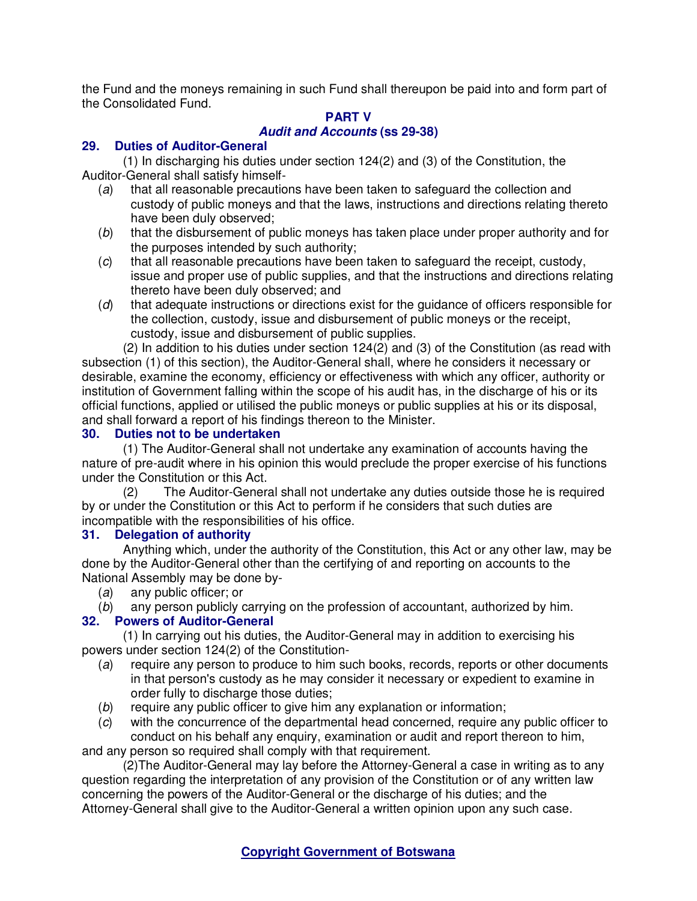the Fund and the moneys remaining in such Fund shall thereupon be paid into and form part of the Consolidated Fund.

## PART V
### *Audit and Accounts* (ss 29-38)

### 29. Duties of Auditor-General

(1) In discharging his duties under section 124(2) and (3) of the Constitution, the Auditor-General shall satisfy himself-

(*a*) that all reasonable precautions have been taken to safeguard the collection and custody of public moneys and that the laws, instructions and directions relating thereto have been duly observed;

(*b*) that the disbursement of public moneys has taken place under proper authority and for the purposes intended by such authority;

(*c*) that all reasonable precautions have been taken to safeguard the receipt, custody, issue and proper use of public supplies, and that the instructions and directions relating thereto have been duly observed; and

(*d*) that adequate instructions or directions exist for the guidance of officers responsible for the collection, custody, issue and disbursement of public moneys or the receipt, custody, issue and disbursement of public supplies.

(2) In addition to his duties under section 124(2) and (3) of the Constitution (as read with subsection (1) of this section), the Auditor-General shall, where he considers it necessary or desirable, examine the economy, efficiency or effectiveness with which any officer, authority or institution of Government falling within the scope of his audit has, in the discharge of his or its official functions, applied or utilised the public moneys or public supplies at his or its disposal, and shall forward a report of his findings thereon to the Minister.

### 30. Duties not to be undertaken

(1) The Auditor-General shall not undertake any examination of accounts having the nature of pre-audit where in his opinion this would preclude the proper exercise of his functions under the Constitution or this Act.

(2) The Auditor-General shall not undertake any duties outside those he is required by or under the Constitution or this Act to perform if he considers that such duties are incompatible with the responsibilities of his office.

### 31. Delegation of authority

Anything which, under the authority of the Constitution, this Act or any other law, may be done by the Auditor-General other than the certifying of and reporting on accounts to the National Assembly may be done by-

(*a*) any public officer; or

(*b*) any person publicly carrying on the profession of accountant, authorized by him.

### 32. Powers of Auditor-General

(1) In carrying out his duties, the Auditor-General may in addition to exercising his powers under section 124(2) of the Constitution-

(*a*) require any person to produce to him such books, records, reports or other documents in that person's custody as he may consider it necessary or expedient to examine in order fully to discharge those duties;

(*b*) require any public officer to give him any explanation or information;

(*c*) with the concurrence of the departmental head concerned, require any public officer to conduct on his behalf any enquiry, examination or audit and report thereon to him,

and any person so required shall comply with that requirement.

(2)The Auditor-General may lay before the Attorney-General a case in writing as to any question regarding the interpretation of any provision of the Constitution or of any written law concerning the powers of the Auditor-General or the discharge of his duties; and the Attorney-General shall give to the Auditor-General a written opinion upon any such case.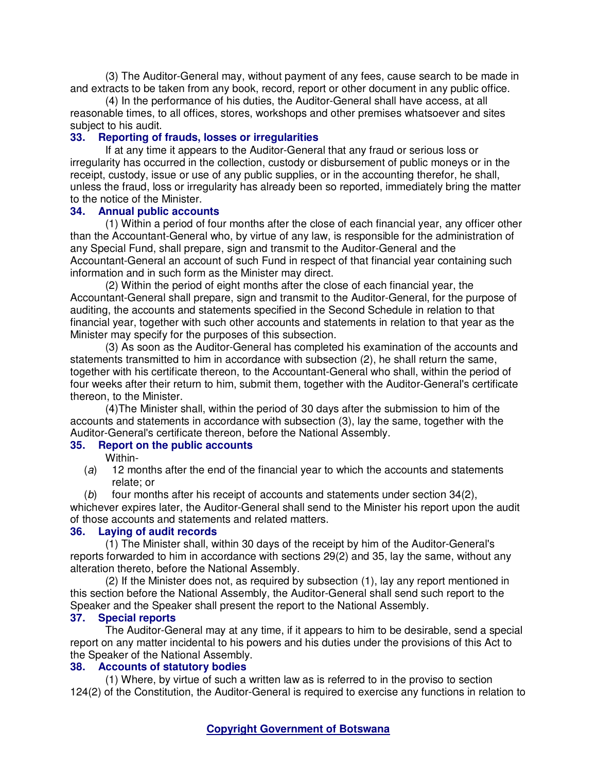(3) The Auditor-General may, without payment of any fees, cause search to be made in and extracts to be taken from any book, record, report or other document in any public office.

(4) In the performance of his duties, the Auditor-General shall have access, at all reasonable times, to all offices, stores, workshops and other premises whatsoever and sites subject to his audit.

### 33. Reporting of frauds, losses or irregularities

If at any time it appears to the Auditor-General that any fraud or serious loss or irregularity has occurred in the collection, custody or disbursement of public moneys or in the receipt, custody, issue or use of any public supplies, or in the accounting therefor, he shall, unless the fraud, loss or irregularity has already been so reported, immediately bring the matter to the notice of the Minister.

### 34. Annual public accounts

(1) Within a period of four months after the close of each financial year, any officer other than the Accountant-General who, by virtue of any law, is responsible for the administration of any Special Fund, shall prepare, sign and transmit to the Auditor-General and the Accountant-General an account of such Fund in respect of that financial year containing such information and in such form as the Minister may direct.

(2) Within the period of eight months after the close of each financial year, the Accountant-General shall prepare, sign and transmit to the Auditor-General, for the purpose of auditing, the accounts and statements specified in the Second Schedule in relation to that financial year, together with such other accounts and statements in relation to that year as the Minister may specify for the purposes of this subsection.

(3) As soon as the Auditor-General has completed his examination of the accounts and statements transmitted to him in accordance with subsection (2), he shall return the same, together with his certificate thereon, to the Accountant-General who shall, within the period of four weeks after their return to him, submit them, together with the Auditor-General's certificate thereon, to the Minister.

(4)The Minister shall, within the period of 30 days after the submission to him of the accounts and statements in accordance with subsection (3), lay the same, together with the Auditor-General's certificate thereon, before the National Assembly.

### 35. Report on the public accounts

Within-

(*a*) 12 months after the end of the financial year to which the accounts and statements relate; or

(*b*) four months after his receipt of accounts and statements under section 34(2),

whichever expires later, the Auditor-General shall send to the Minister his report upon the audit of those accounts and statements and related matters.

### 36. Laying of audit records

(1) The Minister shall, within 30 days of the receipt by him of the Auditor-General's reports forwarded to him in accordance with sections 29(2) and 35, lay the same, without any alteration thereto, before the National Assembly.

(2) If the Minister does not, as required by subsection (1), lay any report mentioned in this section before the National Assembly, the Auditor-General shall send such report to the Speaker and the Speaker shall present the report to the National Assembly.

### 37. Special reports

The Auditor-General may at any time, if it appears to him to be desirable, send a special report on any matter incidental to his powers and his duties under the provisions of this Act to the Speaker of the National Assembly.

### 38. Accounts of statutory bodies

(1) Where, by virtue of such a written law as is referred to in the proviso to section 124(2) of the Constitution, the Auditor-General is required to exercise any functions in relation to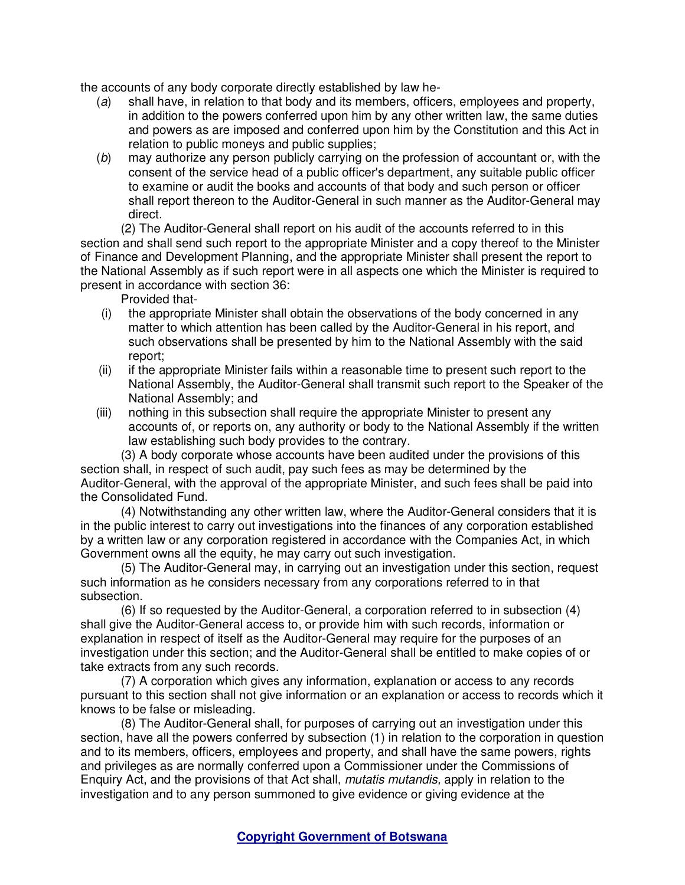the accounts of any body corporate directly established by law he-

(*a*) shall have, in relation to that body and its members, officers, employees and property, in addition to the powers conferred upon him by any other written law, the same duties and powers as are imposed and conferred upon him by the Constitution and this Act in relation to public moneys and public supplies;

(*b*) may authorize any person publicly carrying on the profession of accountant or, with the consent of the service head of a public officer's department, any suitable public officer to examine or audit the books and accounts of that body and such person or officer shall report thereon to the Auditor-General in such manner as the Auditor-General may direct.

(2) The Auditor-General shall report on his audit of the accounts referred to in this section and shall send such report to the appropriate Minister and a copy thereof to the Minister of Finance and Development Planning, and the appropriate Minister shall present the report to the National Assembly as if such report were in all aspects one which the Minister is required to present in accordance with section 36:

Provided that-

(i) the appropriate Minister shall obtain the observations of the body concerned in any matter to which attention has been called by the Auditor-General in his report, and such observations shall be presented by him to the National Assembly with the said report;

(ii) if the appropriate Minister fails within a reasonable time to present such report to the National Assembly, the Auditor-General shall transmit such report to the Speaker of the National Assembly; and

(iii) nothing in this subsection shall require the appropriate Minister to present any accounts of, or reports on, any authority or body to the National Assembly if the written law establishing such body provides to the contrary.

(3) A body corporate whose accounts have been audited under the provisions of this section shall, in respect of such audit, pay such fees as may be determined by the Auditor-General, with the approval of the appropriate Minister, and such fees shall be paid into the Consolidated Fund.

(4) Notwithstanding any other written law, where the Auditor-General considers that it is in the public interest to carry out investigations into the finances of any corporation established by a written law or any corporation registered in accordance with the Companies Act, in which Government owns all the equity, he may carry out such investigation.

(5) The Auditor-General may, in carrying out an investigation under this section, request such information as he considers necessary from any corporations referred to in that subsection.

(6) If so requested by the Auditor-General, a corporation referred to in subsection (4) shall give the Auditor-General access to, or provide him with such records, information or explanation in respect of itself as the Auditor-General may require for the purposes of an investigation under this section; and the Auditor-General shall be entitled to make copies of or take extracts from any such records.

(7) A corporation which gives any information, explanation or access to any records pursuant to this section shall not give information or an explanation or access to records which it knows to be false or misleading.

(8) The Auditor-General shall, for purposes of carrying out an investigation under this section, have all the powers conferred by subsection (1) in relation to the corporation in question and to its members, officers, employees and property, and shall have the same powers, rights and privileges as are normally conferred upon a Commissioner under the Commissions of Enquiry Act, and the provisions of that Act shall, *mutatis mutandis,* apply in relation to the investigation and to any person summoned to give evidence or giving evidence at the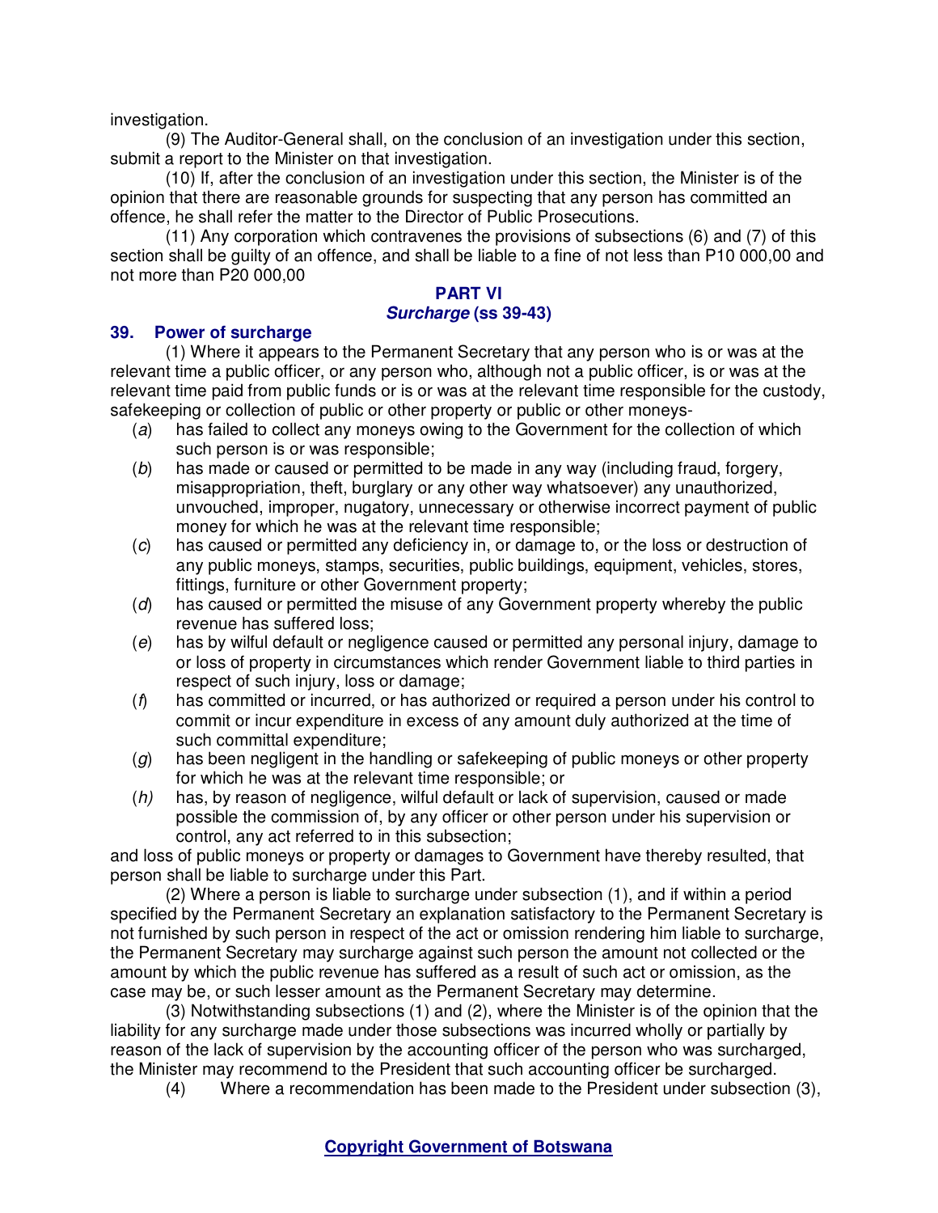investigation.

(9) The Auditor-General shall, on the conclusion of an investigation under this section, submit a report to the Minister on that investigation.

(10) If, after the conclusion of an investigation under this section, the Minister is of the opinion that there are reasonable grounds for suspecting that any person has committed an offence, he shall refer the matter to the Director of Public Prosecutions.

(11) Any corporation which contravenes the provisions of subsections (6) and (7) of this section shall be guilty of an offence, and shall be liable to a fine of not less than P10 000,00 and not more than P20 000,00

## PART VI
## *Surcharge* (ss 39-43)

### 39. Power of surcharge

(1) Where it appears to the Permanent Secretary that any person who is or was at the relevant time a public officer, or any person who, although not a public officer, is or was at the relevant time paid from public funds or is or was at the relevant time responsible for the custody, safekeeping or collection of public or other property or public or other moneys-

(*a*) has failed to collect any moneys owing to the Government for the collection of which such person is or was responsible;

(*b*) has made or caused or permitted to be made in any way (including fraud, forgery, misappropriation, theft, burglary or any other way whatsoever) any unauthorized, unvouched, improper, nugatory, unnecessary or otherwise incorrect payment of public money for which he was at the relevant time responsible;

(*c*) has caused or permitted any deficiency in, or damage to, or the loss or destruction of any public moneys, stamps, securities, public buildings, equipment, vehicles, stores, fittings, furniture or other Government property;

(*d*) has caused or permitted the misuse of any Government property whereby the public revenue has suffered loss;

(*e*) has by wilful default or negligence caused or permitted any personal injury, damage to or loss of property in circumstances which render Government liable to third parties in respect of such injury, loss or damage;

(*f*) has committed or incurred, or has authorized or required a person under his control to commit or incur expenditure in excess of any amount duly authorized at the time of such committal expenditure;

(*g*) has been negligent in the handling or safekeeping of public moneys or other property for which he was at the relevant time responsible; or

(*h)* has, by reason of negligence, wilful default or lack of supervision, caused or made possible the commission of, by any officer or other person under his supervision or control, any act referred to in this subsection;

and loss of public moneys or property or damages to Government have thereby resulted, that person shall be liable to surcharge under this Part.

(2) Where a person is liable to surcharge under subsection (1), and if within a period specified by the Permanent Secretary an explanation satisfactory to the Permanent Secretary is not furnished by such person in respect of the act or omission rendering him liable to surcharge, the Permanent Secretary may surcharge against such person the amount not collected or the amount by which the public revenue has suffered as a result of such act or omission, as the case may be, or such lesser amount as the Permanent Secretary may determine.

(3) Notwithstanding subsections (1) and (2), where the Minister is of the opinion that the liability for any surcharge made under those subsections was incurred wholly or partially by reason of the lack of supervision by the accounting officer of the person who was surcharged, the Minister may recommend to the President that such accounting officer be surcharged.

(4) Where a recommendation has been made to the President under subsection (3),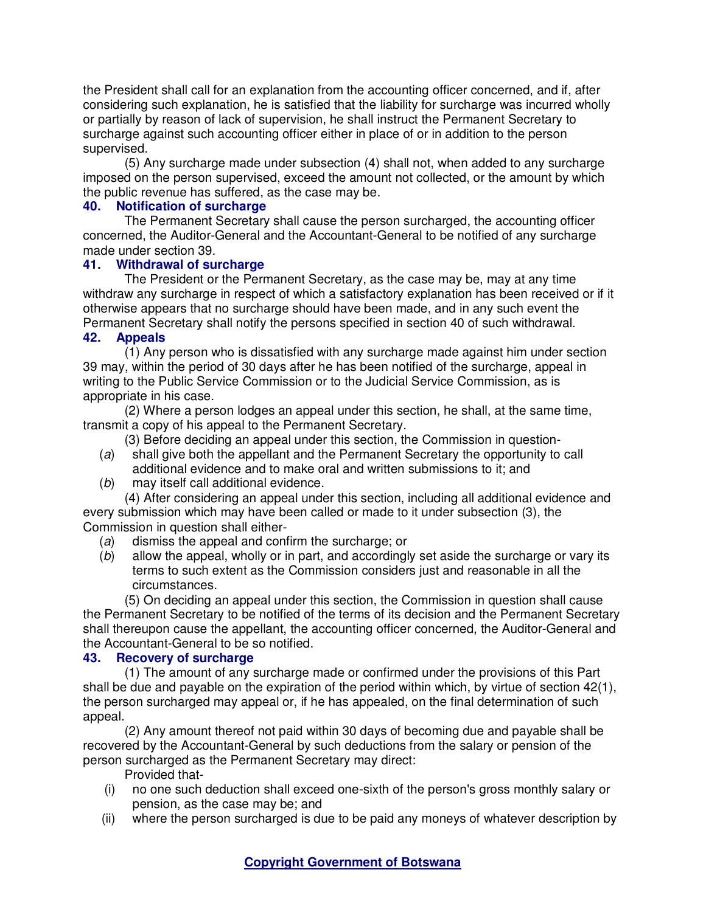the President shall call for an explanation from the accounting officer concerned, and if, after considering such explanation, he is satisfied that the liability for surcharge was incurred wholly or partially by reason of lack of supervision, he shall instruct the Permanent Secretary to surcharge against such accounting officer either in place of or in addition to the person supervised.

(5) Any surcharge made under subsection (4) shall not, when added to any surcharge imposed on the person supervised, exceed the amount not collected, or the amount by which the public revenue has suffered, as the case may be.

### 40. Notification of surcharge

The Permanent Secretary shall cause the person surcharged, the accounting officer concerned, the Auditor-General and the Accountant-General to be notified of any surcharge made under section 39.

### 41. Withdrawal of surcharge

The President or the Permanent Secretary, as the case may be, may at any time withdraw any surcharge in respect of which a satisfactory explanation has been received or if it otherwise appears that no surcharge should have been made, and in any such event the Permanent Secretary shall notify the persons specified in section 40 of such withdrawal.

### 42. Appeals

(1) Any person who is dissatisfied with any surcharge made against him under section 39 may, within the period of 30 days after he has been notified of the surcharge, appeal in writing to the Public Service Commission or to the Judicial Service Commission, as is appropriate in his case.

(2) Where a person lodges an appeal under this section, he shall, at the same time, transmit a copy of his appeal to the Permanent Secretary.

(3) Before deciding an appeal under this section, the Commission in question-

(*a*) shall give both the appellant and the Permanent Secretary the opportunity to call additional evidence and to make oral and written submissions to it; and

(*b*) may itself call additional evidence.

(4) After considering an appeal under this section, including all additional evidence and every submission which may have been called or made to it under subsection (3), the Commission in question shall either-

(*a*) dismiss the appeal and confirm the surcharge; or

(*b*) allow the appeal, wholly or in part, and accordingly set aside the surcharge or vary its terms to such extent as the Commission considers just and reasonable in all the circumstances.

(5) On deciding an appeal under this section, the Commission in question shall cause the Permanent Secretary to be notified of the terms of its decision and the Permanent Secretary shall thereupon cause the appellant, the accounting officer concerned, the Auditor-General and the Accountant-General to be so notified.

### 43. Recovery of surcharge

(1) The amount of any surcharge made or confirmed under the provisions of this Part shall be due and payable on the expiration of the period within which, by virtue of section 42(1), the person surcharged may appeal or, if he has appealed, on the final determination of such appeal.

(2) Any amount thereof not paid within 30 days of becoming due and payable shall be recovered by the Accountant-General by such deductions from the salary or pension of the person surcharged as the Permanent Secretary may direct:

Provided that-

(i) no one such deduction shall exceed one-sixth of the person's gross monthly salary or pension, as the case may be; and

(ii) where the person surcharged is due to be paid any moneys of whatever description by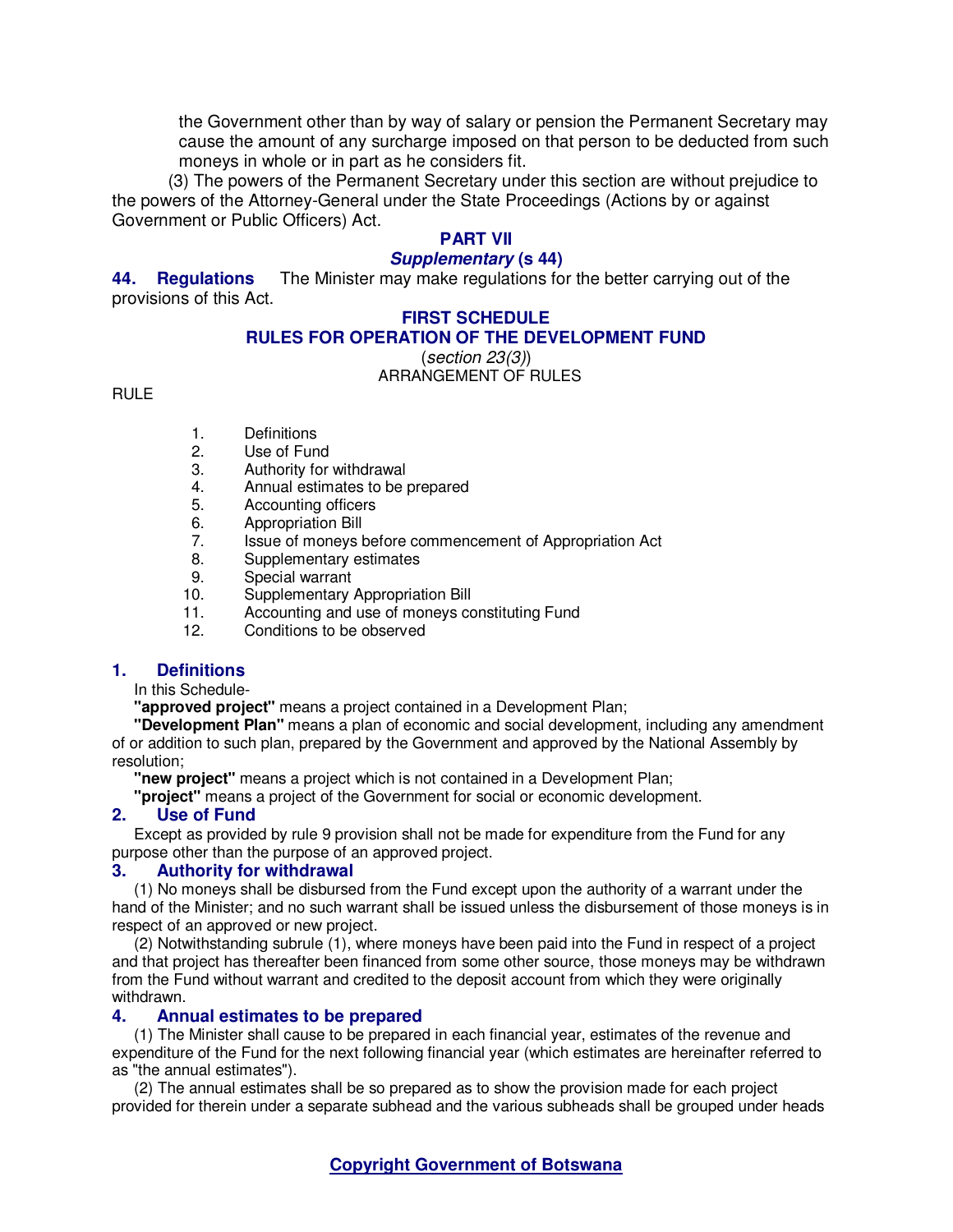the Government other than by way of salary or pension the Permanent Secretary may cause the amount of any surcharge imposed on that person to be deducted from such moneys in whole or in part as he considers fit.

(3) The powers of the Permanent Secretary under this section are without prejudice to the powers of the Attorney-General under the State Proceedings (Actions by or against Government or Public Officers) Act.

## PART VII
### *Supplementary* (s 44)

**44. Regulations** The Minister may make regulations for the better carrying out of the provisions of this Act.

## FIRST SCHEDULE
## RULES FOR OPERATION OF THE DEVELOPMENT FUND

(*section 23(3)*)

ARRANGEMENT OF RULES

RULE

1. Definitions
2. Use of Fund
3. Authority for withdrawal
4. Annual estimates to be prepared
5. Accounting officers
6. Appropriation Bill
7. Issue of moneys before commencement of Appropriation Act
8. Supplementary estimates
9. Special warrant
10. Supplementary Appropriation Bill
11. Accounting and use of moneys constituting Fund
12. Conditions to be observed

### 1. Definitions

In this Schedule-

**"approved project"** means a project contained in a Development Plan;

**"Development Plan"** means a plan of economic and social development, including any amendment of or addition to such plan, prepared by the Government and approved by the National Assembly by resolution;

**"new project"** means a project which is not contained in a Development Plan;

**"project"** means a project of the Government for social or economic development.

### 2. Use of Fund

Except as provided by rule 9 provision shall not be made for expenditure from the Fund for any purpose other than the purpose of an approved project.

### 3. Authority for withdrawal

(1) No moneys shall be disbursed from the Fund except upon the authority of a warrant under the hand of the Minister; and no such warrant shall be issued unless the disbursement of those moneys is in respect of an approved or new project.

(2) Notwithstanding subrule (1), where moneys have been paid into the Fund in respect of a project and that project has thereafter been financed from some other source, those moneys may be withdrawn from the Fund without warrant and credited to the deposit account from which they were originally withdrawn.

### 4. Annual estimates to be prepared

(1) The Minister shall cause to be prepared in each financial year, estimates of the revenue and expenditure of the Fund for the next following financial year (which estimates are hereinafter referred to as "the annual estimates").

(2) The annual estimates shall be so prepared as to show the provision made for each project provided for therein under a separate subhead and the various subheads shall be grouped under heads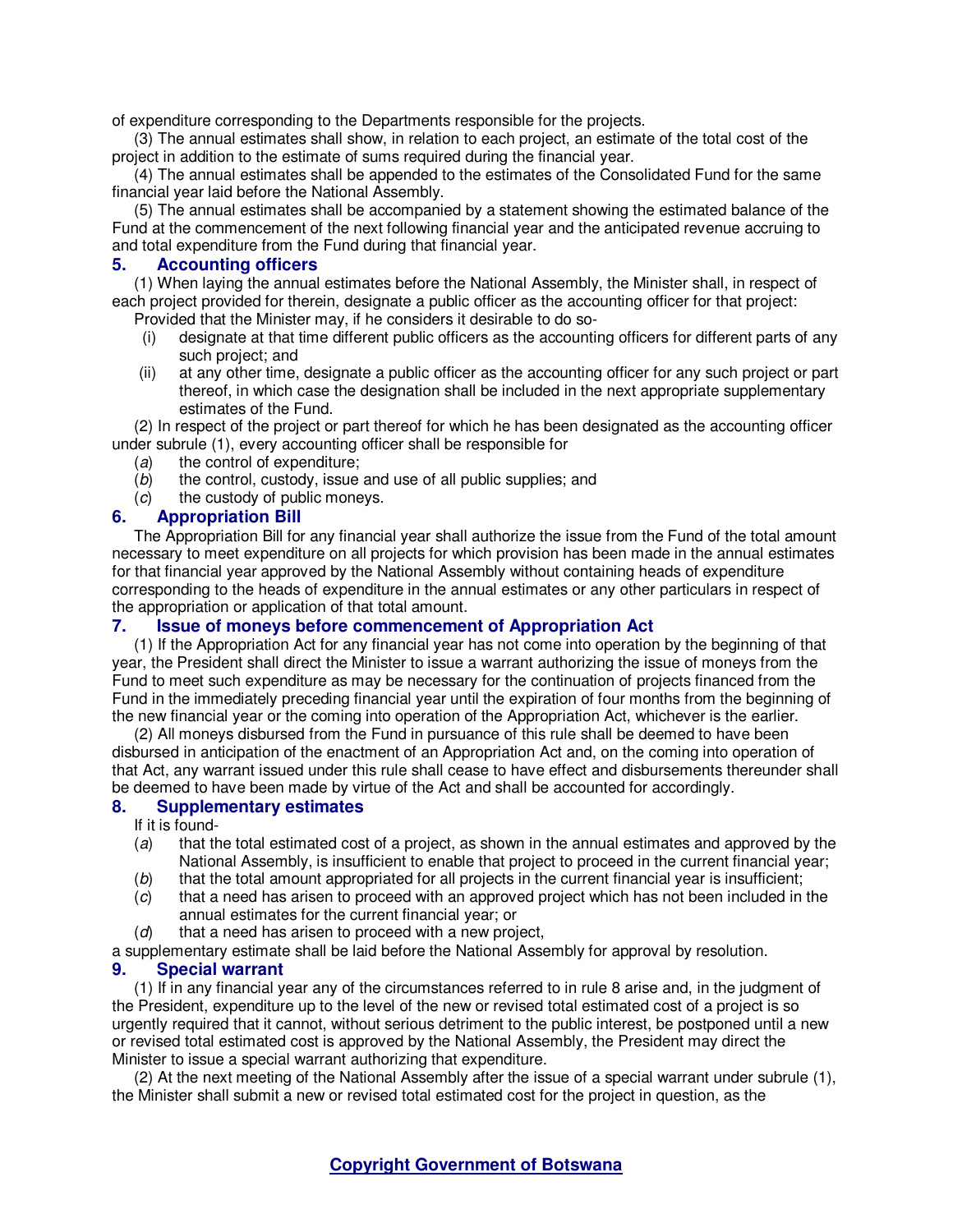of expenditure corresponding to the Departments responsible for the projects.

(3) The annual estimates shall show, in relation to each project, an estimate of the total cost of the project in addition to the estimate of sums required during the financial year.

(4) The annual estimates shall be appended to the estimates of the Consolidated Fund for the same financial year laid before the National Assembly.

(5) The annual estimates shall be accompanied by a statement showing the estimated balance of the Fund at the commencement of the next following financial year and the anticipated revenue accruing to and total expenditure from the Fund during that financial year.

### 5. Accounting officers

(1) When laying the annual estimates before the National Assembly, the Minister shall, in respect of each project provided for therein, designate a public officer as the accounting officer for that project:

Provided that the Minister may, if he considers it desirable to do so-

(i) designate at that time different public officers as the accounting officers for different parts of any such project; and

(ii) at any other time, designate a public officer as the accounting officer for any such project or part thereof, in which case the designation shall be included in the next appropriate supplementary estimates of the Fund.

(2) In respect of the project or part thereof for which he has been designated as the accounting officer under subrule (1), every accounting officer shall be responsible for

(*a*) the control of expenditure;

(*b*) the control, custody, issue and use of all public supplies; and

(*c*) the custody of public moneys.

### 6. Appropriation Bill

The Appropriation Bill for any financial year shall authorize the issue from the Fund of the total amount necessary to meet expenditure on all projects for which provision has been made in the annual estimates for that financial year approved by the National Assembly without containing heads of expenditure corresponding to the heads of expenditure in the annual estimates or any other particulars in respect of the appropriation or application of that total amount.

### 7. Issue of moneys before commencement of Appropriation Act

(1) If the Appropriation Act for any financial year has not come into operation by the beginning of that year, the President shall direct the Minister to issue a warrant authorizing the issue of moneys from the Fund to meet such expenditure as may be necessary for the continuation of projects financed from the Fund in the immediately preceding financial year until the expiration of four months from the beginning of the new financial year or the coming into operation of the Appropriation Act, whichever is the earlier.

(2) All moneys disbursed from the Fund in pursuance of this rule shall be deemed to have been disbursed in anticipation of the enactment of an Appropriation Act and, on the coming into operation of that Act, any warrant issued under this rule shall cease to have effect and disbursements thereunder shall be deemed to have been made by virtue of the Act and shall be accounted for accordingly.

### 8. Supplementary estimates

If it is found-

(*a*) that the total estimated cost of a project, as shown in the annual estimates and approved by the National Assembly, is insufficient to enable that project to proceed in the current financial year;

(*b*) that the total amount appropriated for all projects in the current financial year is insufficient;

(*c*) that a need has arisen to proceed with an approved project which has not been included in the annual estimates for the current financial year; or

(*d*) that a need has arisen to proceed with a new project,

a supplementary estimate shall be laid before the National Assembly for approval by resolution.

### 9. Special warrant

(1) If in any financial year any of the circumstances referred to in rule 8 arise and, in the judgment of the President, expenditure up to the level of the new or revised total estimated cost of a project is so urgently required that it cannot, without serious detriment to the public interest, be postponed until a new or revised total estimated cost is approved by the National Assembly, the President may direct the Minister to issue a special warrant authorizing that expenditure.

(2) At the next meeting of the National Assembly after the issue of a special warrant under subrule (1), the Minister shall submit a new or revised total estimated cost for the project in question, as the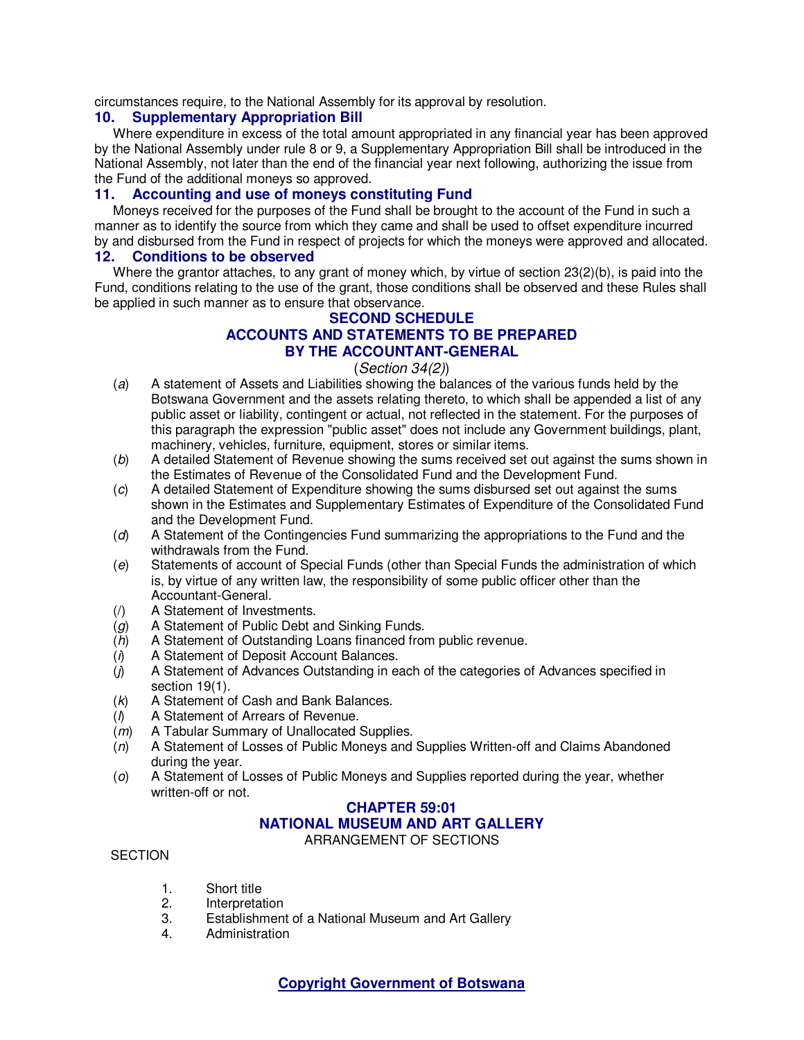circumstances require, to the National Assembly for its approval by resolution.

### 10. Supplementary Appropriation Bill

Where expenditure in excess of the total amount appropriated in any financial year has been approved by the National Assembly under rule 8 or 9, a Supplementary Appropriation Bill shall be introduced in the National Assembly, not later than the end of the financial year next following, authorizing the issue from the Fund of the additional moneys so approved.

### 11. Accounting and use of moneys constituting Fund

Moneys received for the purposes of the Fund shall be brought to the account of the Fund in such a manner as to identify the source from which they came and shall be used to offset expenditure incurred by and disbursed from the Fund in respect of projects for which the moneys were approved and allocated.

### 12. Conditions to be observed

Where the grantor attaches, to any grant of money which, by virtue of section 23(2)(b), is paid into the Fund, conditions relating to the use of the grant, those conditions shall be observed and these Rules shall be applied in such manner as to ensure that observance.

## SECOND SCHEDULE
## ACCOUNTS AND STATEMENTS TO BE PREPARED BY THE ACCOUNTANT-GENERAL

(*Section 34(2)*)

(*a*) A statement of Assets and Liabilities showing the balances of the various funds held by the Botswana Government and the assets relating thereto, to which shall be appended a list of any public asset or liability, contingent or actual, not reflected in the statement. For the purposes of this paragraph the expression "public asset" does not include any Government buildings, plant, machinery, vehicles, furniture, equipment, stores or similar items.

(*b*) A detailed Statement of Revenue showing the sums received set out against the sums shown in the Estimates of Revenue of the Consolidated Fund and the Development Fund.

(*c*) A detailed Statement of Expenditure showing the sums disbursed set out against the sums shown in the Estimates and Supplementary Estimates of Expenditure of the Consolidated Fund and the Development Fund.

(*d*) A Statement of the Contingencies Fund summarizing the appropriations to the Fund and the withdrawals from the Fund.

(*e*) Statements of account of Special Funds (other than Special Funds the administration of which is, by virtue of any written law, the responsibility of some public officer other than the Accountant-General.

(*f*) A Statement of Investments.

(*g*) A Statement of Public Debt and Sinking Funds.

(*h*) A Statement of Outstanding Loans financed from public revenue.

(*i*) A Statement of Deposit Account Balances.

(*j*) A Statement of Advances Outstanding in each of the categories of Advances specified in section 19(1).

(*k*) A Statement of Cash and Bank Balances.

(*l*) A Statement of Arrears of Revenue.

(*m*) A Tabular Summary of Unallocated Supplies.

(*n*) A Statement of Losses of Public Moneys and Supplies Written-off and Claims Abandoned during the year.

(*o*) A Statement of Losses of Public Moneys and Supplies reported during the year, whether written-off or not.

## CHAPTER 59:01
## NATIONAL MUSEUM AND ART GALLERY

ARRANGEMENT OF SECTIONS

SECTION

1. Short title
2. Interpretation
3. Establishment of a National Museum and Art Gallery
4. Administration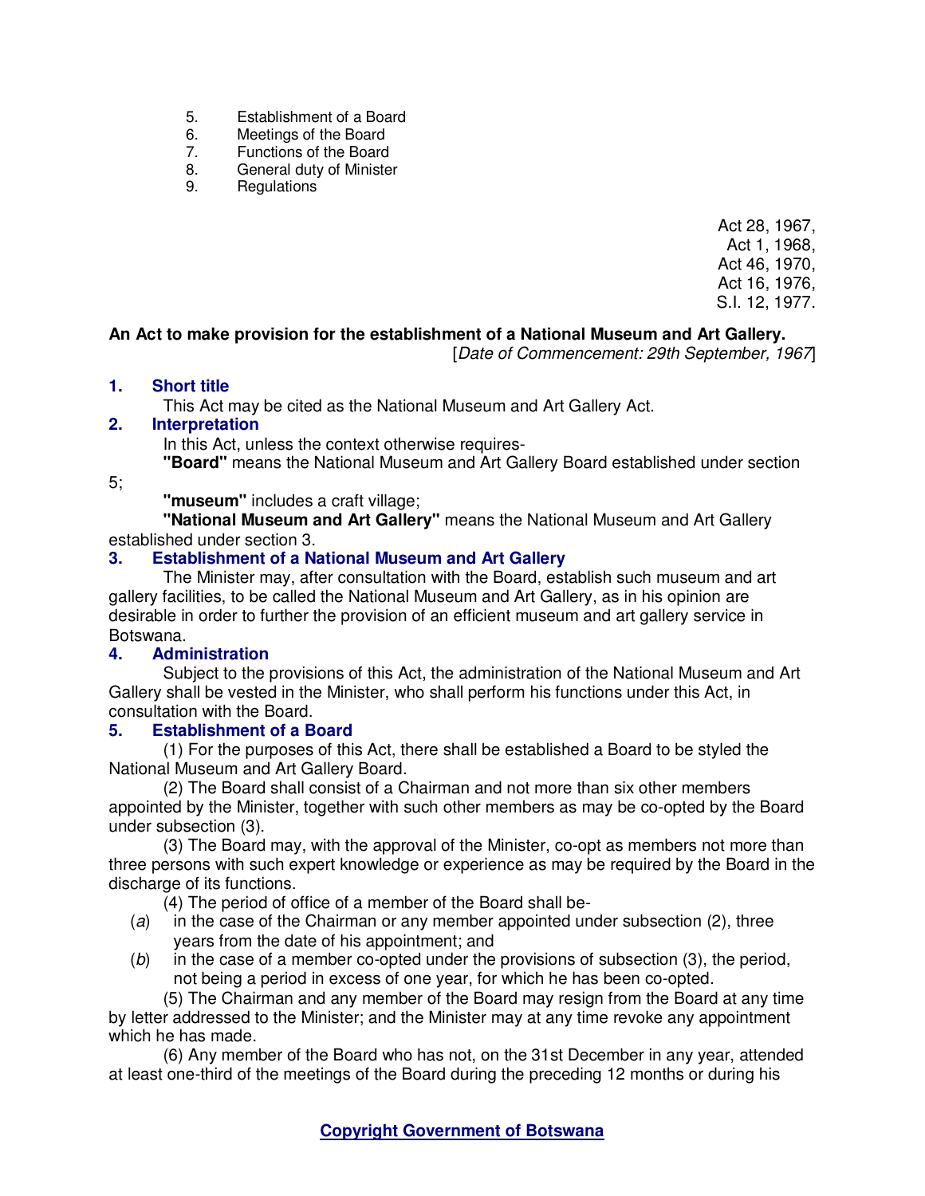5. Establishment of a Board
6. Meetings of the Board
7. Functions of the Board
8. General duty of Minister
9. Regulations

Act 28, 1967,
Act 1, 1968,
Act 46, 1970,
Act 16, 1976,
S.I. 12, 1977.

**An Act to make provision for the establishment of a National Museum and Art Gallery.**

[*Date of Commencement: 29th September, 1967*]

### 1. Short title

This Act may be cited as the National Museum and Art Gallery Act.

### 2. Interpretation

In this Act, unless the context otherwise requires-

**"Board"** means the National Museum and Art Gallery Board established under section 5;

**"museum"** includes a craft village;

**"National Museum and Art Gallery"** means the National Museum and Art Gallery established under section 3.

### 3. Establishment of a National Museum and Art Gallery

The Minister may, after consultation with the Board, establish such museum and art gallery facilities, to be called the National Museum and Art Gallery, as in his opinion are desirable in order to further the provision of an efficient museum and art gallery service in Botswana.

### 4. Administration

Subject to the provisions of this Act, the administration of the National Museum and Art Gallery shall be vested in the Minister, who shall perform his functions under this Act, in consultation with the Board.

### 5. Establishment of a Board

(1) For the purposes of this Act, there shall be established a Board to be styled the National Museum and Art Gallery Board.

(2) The Board shall consist of a Chairman and not more than six other members appointed by the Minister, together with such other members as may be co-opted by the Board under subsection (3).

(3) The Board may, with the approval of the Minister, co-opt as members not more than three persons with such expert knowledge or experience as may be required by the Board in the discharge of its functions.

(4) The period of office of a member of the Board shall be-

(*a*) in the case of the Chairman or any member appointed under subsection (2), three years from the date of his appointment; and

(*b*) in the case of a member co-opted under the provisions of subsection (3), the period, not being a period in excess of one year, for which he has been co-opted.

(5) The Chairman and any member of the Board may resign from the Board at any time by letter addressed to the Minister; and the Minister may at any time revoke any appointment which he has made.

(6) Any member of the Board who has not, on the 31st December in any year, attended at least one-third of the meetings of the Board during the preceding 12 months or during his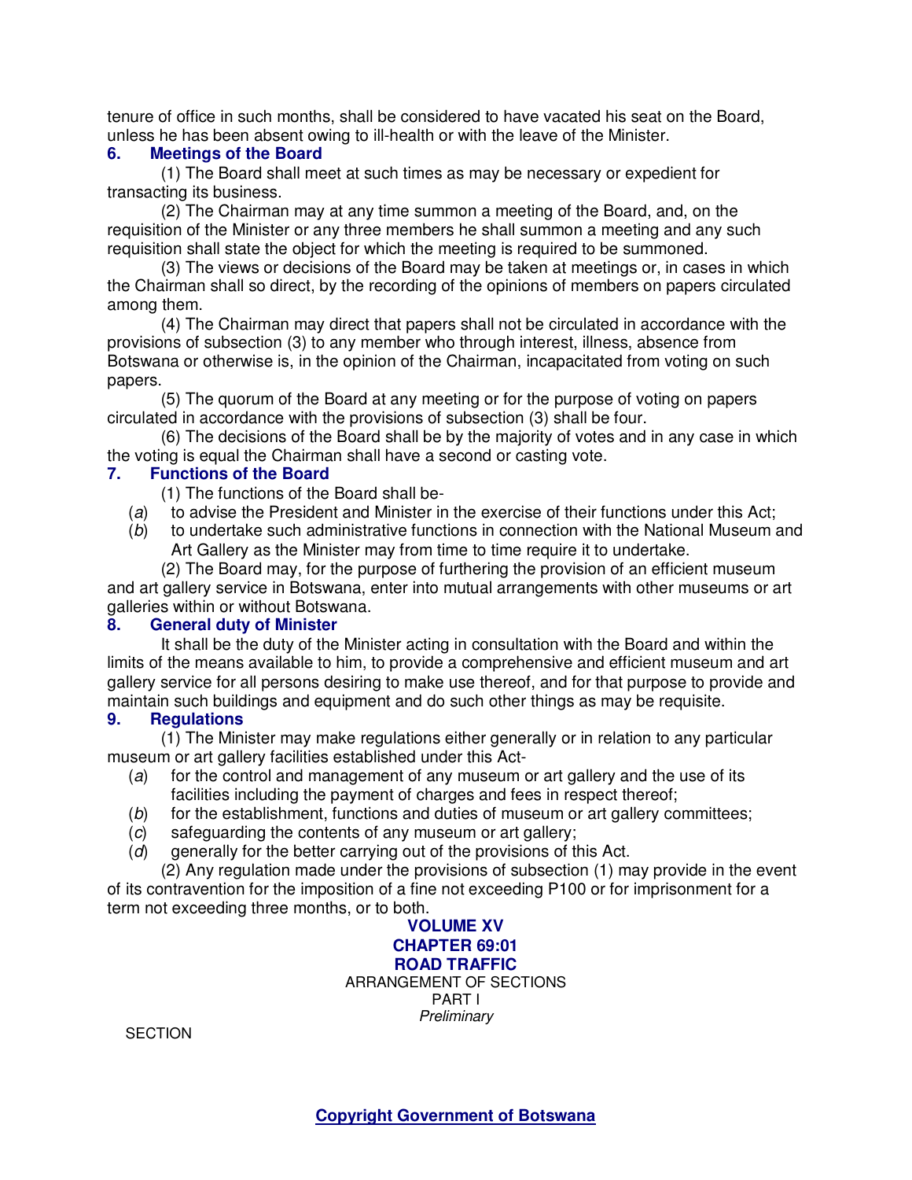tenure of office in such months, shall be considered to have vacated his seat on the Board, unless he has been absent owing to ill-health or with the leave of the Minister.

### 6. Meetings of the Board

(1) The Board shall meet at such times as may be necessary or expedient for transacting its business.

(2) The Chairman may at any time summon a meeting of the Board, and, on the requisition of the Minister or any three members he shall summon a meeting and any such requisition shall state the object for which the meeting is required to be summoned.

(3) The views or decisions of the Board may be taken at meetings or, in cases in which the Chairman shall so direct, by the recording of the opinions of members on papers circulated among them.

(4) The Chairman may direct that papers shall not be circulated in accordance with the provisions of subsection (3) to any member who through interest, illness, absence from Botswana or otherwise is, in the opinion of the Chairman, incapacitated from voting on such papers.

(5) The quorum of the Board at any meeting or for the purpose of voting on papers circulated in accordance with the provisions of subsection (3) shall be four.

(6) The decisions of the Board shall be by the majority of votes and in any case in which the voting is equal the Chairman shall have a second or casting vote.

### 7. Functions of the Board

(1) The functions of the Board shall be-

(*a*) to advise the President and Minister in the exercise of their functions under this Act;

(*b*) to undertake such administrative functions in connection with the National Museum and Art Gallery as the Minister may from time to time require it to undertake.

(2) The Board may, for the purpose of furthering the provision of an efficient museum and art gallery service in Botswana, enter into mutual arrangements with other museums or art galleries within or without Botswana.

### 8. General duty of Minister

It shall be the duty of the Minister acting in consultation with the Board and within the limits of the means available to him, to provide a comprehensive and efficient museum and art gallery service for all persons desiring to make use thereof, and for that purpose to provide and maintain such buildings and equipment and do such other things as may be requisite.

### 9. Regulations

(1) The Minister may make regulations either generally or in relation to any particular museum or art gallery facilities established under this Act-

(*a*) for the control and management of any museum or art gallery and the use of its facilities including the payment of charges and fees in respect thereof;

(*b*) for the establishment, functions and duties of museum or art gallery committees;

(*c*) safeguarding the contents of any museum or art gallery;

(*d*) generally for the better carrying out of the provisions of this Act.

(2) Any regulation made under the provisions of subsection (1) may provide in the event of its contravention for the imposition of a fine not exceeding P100 or for imprisonment for a term not exceeding three months, or to both.

# VOLUME XV
# CHAPTER 69:01
# ROAD TRAFFIC

ARRANGEMENT OF SECTIONS

PART I

*Preliminary*

SECTION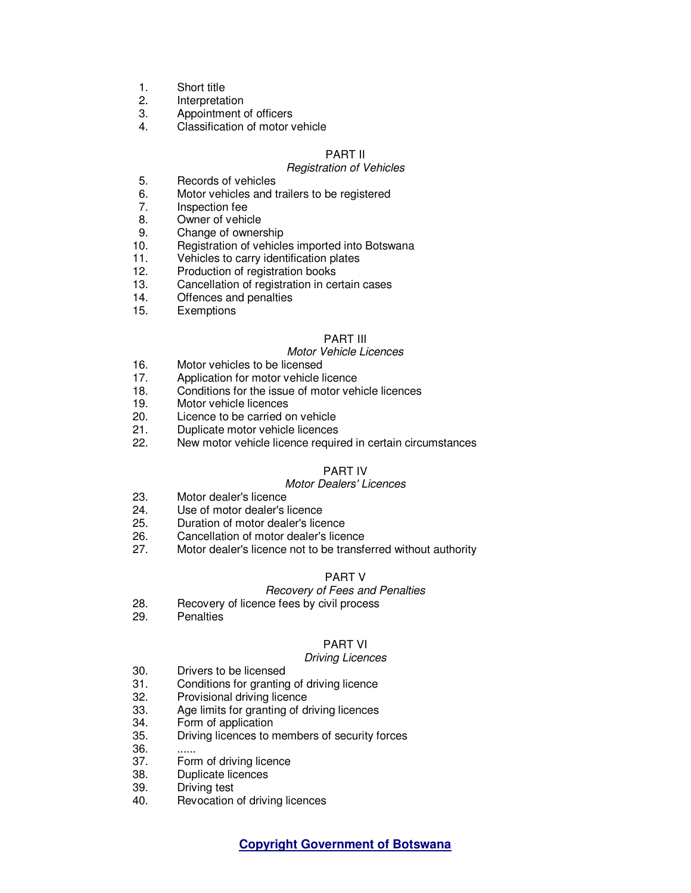1. Short title
2. Interpretation
3. Appointment of officers
4. Classification of motor vehicle

PART II

*Registration of Vehicles*

5. Records of vehicles
6. Motor vehicles and trailers to be registered
7. Inspection fee
8. Owner of vehicle
9. Change of ownership
10. Registration of vehicles imported into Botswana
11. Vehicles to carry identification plates
12. Production of registration books
13. Cancellation of registration in certain cases
14. Offences and penalties
15. Exemptions

PART III

*Motor Vehicle Licences*

16. Motor vehicles to be licensed
17. Application for motor vehicle licence
18. Conditions for the issue of motor vehicle licences
19. Motor vehicle licences
20. Licence to be carried on vehicle
21. Duplicate motor vehicle licences
22. New motor vehicle licence required in certain circumstances

PART IV

*Motor Dealers' Licences*

23. Motor dealer's licence
24. Use of motor dealer's licence
25. Duration of motor dealer's licence
26. Cancellation of motor dealer's licence
27. Motor dealer's licence not to be transferred without authority

PART V

*Recovery of Fees and Penalties*

28. Recovery of licence fees by civil process
29. Penalties

PART VI

*Driving Licences*

30. Drivers to be licensed
31. Conditions for granting of driving licence
32. Provisional driving licence
33. Age limits for granting of driving licences
34. Form of application
35. Driving licences to members of security forces
36. ......
37. Form of driving licence
38. Duplicate licences
39. Driving test
40. Revocation of driving licences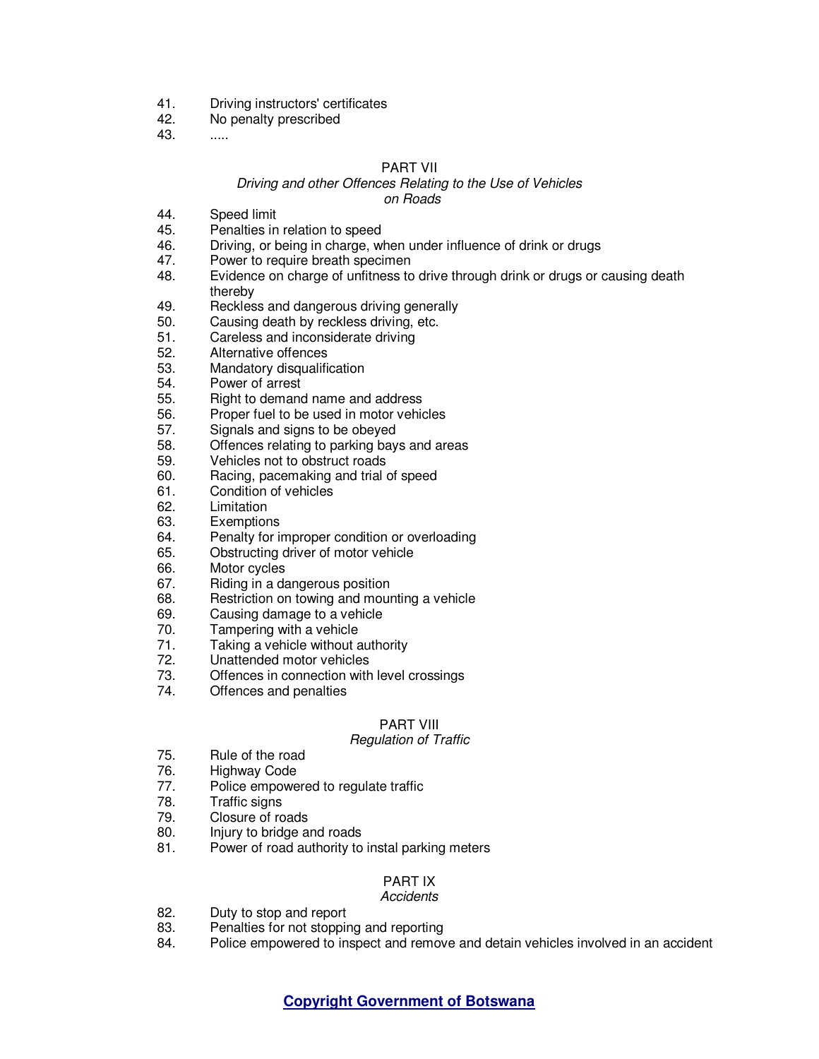41. Driving instructors' certificates
42. No penalty prescribed
43. .....

PART VII

*Driving and other Offences Relating to the Use of Vehicles on Roads*

44. Speed limit
45. Penalties in relation to speed
46. Driving, or being in charge, when under influence of drink or drugs
47. Power to require breath specimen
48. Evidence on charge of unfitness to drive through drink or drugs or causing death thereby
49. Reckless and dangerous driving generally
50. Causing death by reckless driving, etc.
51. Careless and inconsiderate driving
52. Alternative offences
53. Mandatory disqualification
54. Power of arrest
55. Right to demand name and address
56. Proper fuel to be used in motor vehicles
57. Signals and signs to be obeyed
58. Offences relating to parking bays and areas
59. Vehicles not to obstruct roads
60. Racing, pacemaking and trial of speed
61. Condition of vehicles
62. Limitation
63. Exemptions
64. Penalty for improper condition or overloading
65. Obstructing driver of motor vehicle
66. Motor cycles
67. Riding in a dangerous position
68. Restriction on towing and mounting a vehicle
69. Causing damage to a vehicle
70. Tampering with a vehicle
71. Taking a vehicle without authority
72. Unattended motor vehicles
73. Offences in connection with level crossings
74. Offences and penalties

PART VIII

*Regulation of Traffic*

75. Rule of the road
76. Highway Code
77. Police empowered to regulate traffic
78. Traffic signs
79. Closure of roads
80. Injury to bridge and roads
81. Power of road authority to instal parking meters

PART IX

*Accidents*

82. Duty to stop and report
83. Penalties for not stopping and reporting
84. Police empowered to inspect and remove and detain vehicles involved in an accident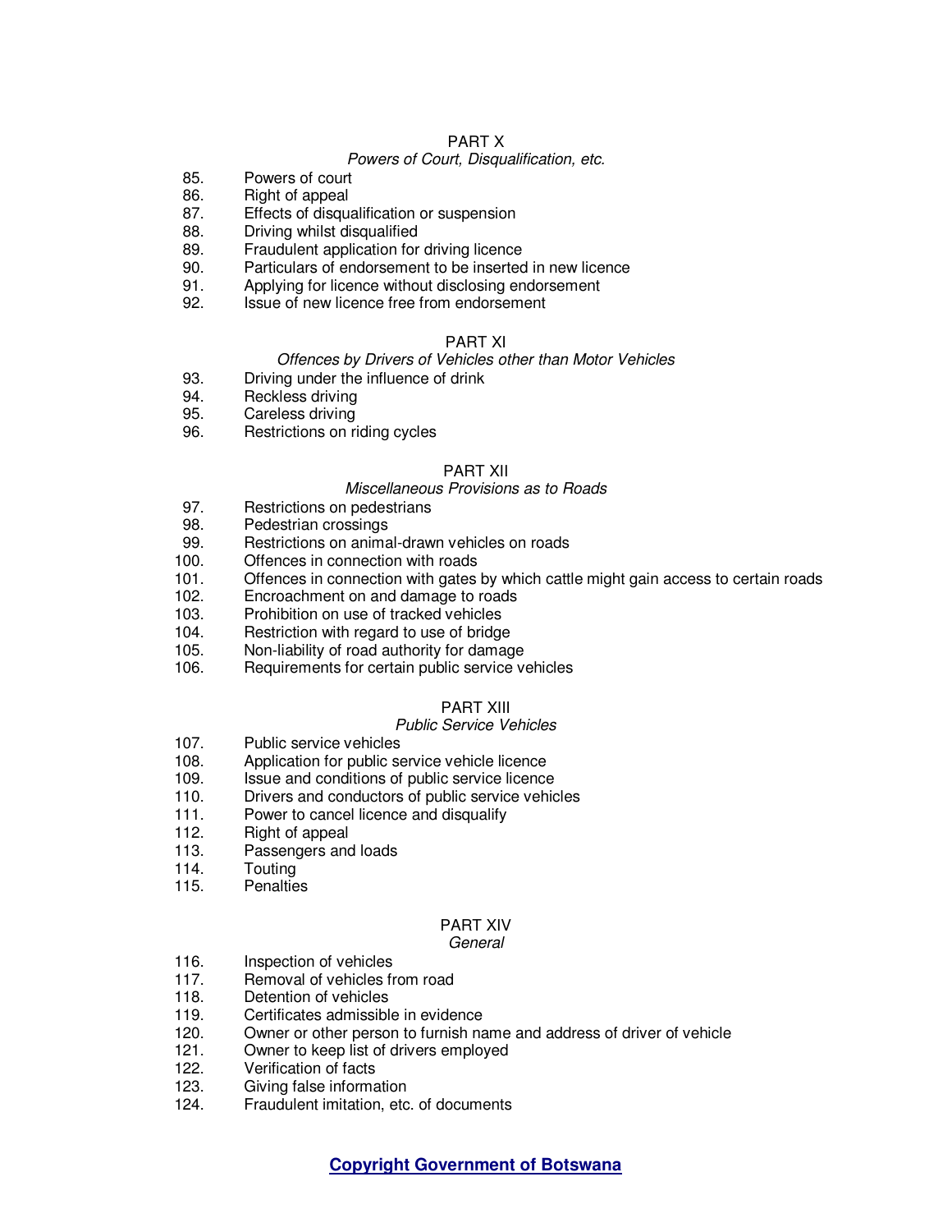PART X

*Powers of Court, Disqualification, etc.*

85. Powers of court
86. Right of appeal
87. Effects of disqualification or suspension
88. Driving whilst disqualified
89. Fraudulent application for driving licence
90. Particulars of endorsement to be inserted in new licence
91. Applying for licence without disclosing endorsement
92. Issue of new licence free from endorsement

PART XI

*Offences by Drivers of Vehicles other than Motor Vehicles*

93. Driving under the influence of drink
94. Reckless driving
95. Careless driving
96. Restrictions on riding cycles

PART XII

*Miscellaneous Provisions as to Roads*

97. Restrictions on pedestrians
98. Pedestrian crossings
99. Restrictions on animal-drawn vehicles on roads
100. Offences in connection with roads
101. Offences in connection with gates by which cattle might gain access to certain roads
102. Encroachment on and damage to roads
103. Prohibition on use of tracked vehicles
104. Restriction with regard to use of bridge
105. Non-liability of road authority for damage
106. Requirements for certain public service vehicles

PART XIII

*Public Service Vehicles*

107. Public service vehicles
108. Application for public service vehicle licence
109. Issue and conditions of public service licence
110. Drivers and conductors of public service vehicles
111. Power to cancel licence and disqualify
112. Right of appeal
113. Passengers and loads
114. Touting
115. Penalties

PART XIV

*General*

116. Inspection of vehicles
117. Removal of vehicles from road
118. Detention of vehicles
119. Certificates admissible in evidence
120. Owner or other person to furnish name and address of driver of vehicle
121. Owner to keep list of drivers employed
122. Verification of facts
123. Giving false information
124. Fraudulent imitation, etc. of documents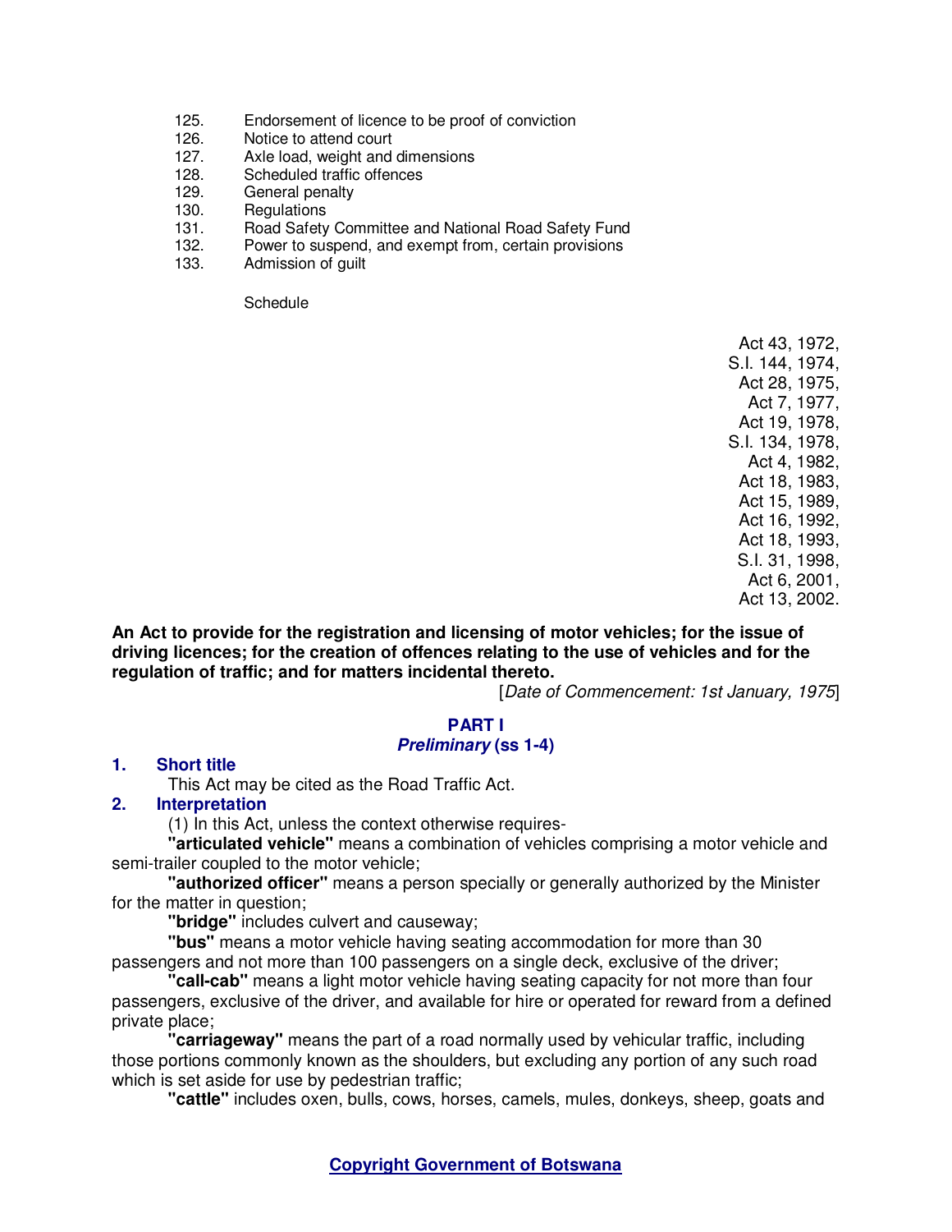125. Endorsement of licence to be proof of conviction
126. Notice to attend court
127. Axle load, weight and dimensions
128. Scheduled traffic offences
129. General penalty
130. Regulations
131. Road Safety Committee and National Road Safety Fund
132. Power to suspend, and exempt from, certain provisions
133. Admission of guilt

Schedule

Act 43, 1972,
S.I. 144, 1974,
Act 28, 1975,
Act 7, 1977,
Act 19, 1978,
S.I. 134, 1978,
Act 4, 1982,
Act 18, 1983,
Act 15, 1989,
Act 16, 1992,
Act 18, 1993,
S.I. 31, 1998,
Act 6, 2001,
Act 13, 2002.

**An Act to provide for the registration and licensing of motor vehicles; for the issue of driving licences; for the creation of offences relating to the use of vehicles and for the regulation of traffic; and for matters incidental thereto.**

[*Date of Commencement: 1st January, 1975*]

## PART I
### *Preliminary* (ss 1-4)

**1. Short title**

This Act may be cited as the Road Traffic Act.

**2. Interpretation**

(1) In this Act, unless the context otherwise requires-

**"articulated vehicle"** means a combination of vehicles comprising a motor vehicle and semi-trailer coupled to the motor vehicle;

**"authorized officer"** means a person specially or generally authorized by the Minister for the matter in question;

**"bridge"** includes culvert and causeway;

**"bus"** means a motor vehicle having seating accommodation for more than 30 passengers and not more than 100 passengers on a single deck, exclusive of the driver;

**"call-cab"** means a light motor vehicle having seating capacity for not more than four passengers, exclusive of the driver, and available for hire or operated for reward from a defined private place;

**"carriageway"** means the part of a road normally used by vehicular traffic, including those portions commonly known as the shoulders, but excluding any portion of any such road which is set aside for use by pedestrian traffic;

**"cattle"** includes oxen, bulls, cows, horses, camels, mules, donkeys, sheep, goats and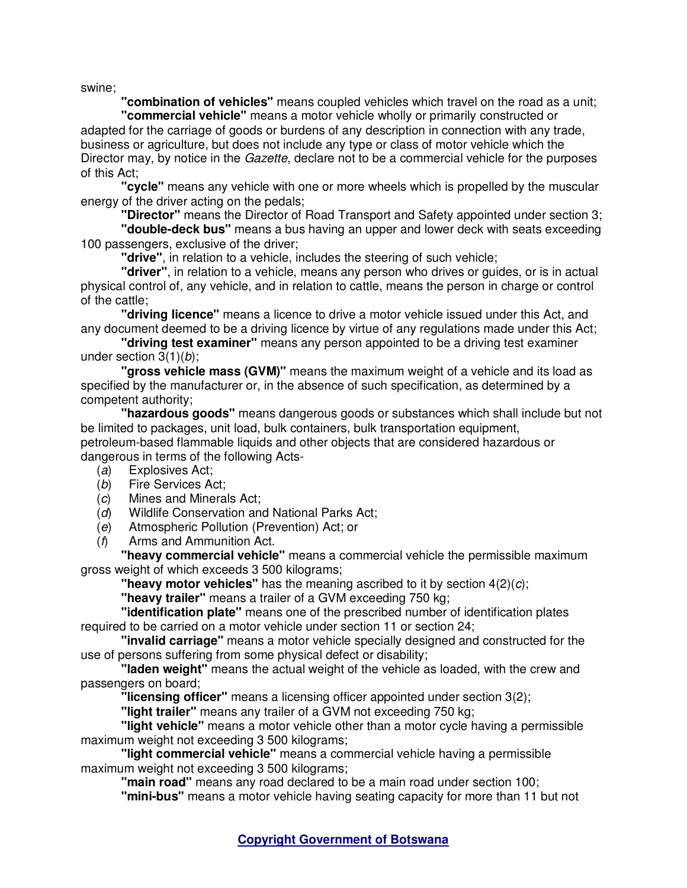swine;

**"combination of vehicles"** means coupled vehicles which travel on the road as a unit;

**"commercial vehicle"** means a motor vehicle wholly or primarily constructed or adapted for the carriage of goods or burdens of any description in connection with any trade, business or agriculture, but does not include any type or class of motor vehicle which the Director may, by notice in the *Gazette*, declare not to be a commercial vehicle for the purposes of this Act;

**"cycle"** means any vehicle with one or more wheels which is propelled by the muscular energy of the driver acting on the pedals;

**"Director"** means the Director of Road Transport and Safety appointed under section 3;

**"double-deck bus"** means a bus having an upper and lower deck with seats exceeding 100 passengers, exclusive of the driver;

**"drive"**, in relation to a vehicle, includes the steering of such vehicle;

**"driver"**, in relation to a vehicle, means any person who drives or guides, or is in actual physical control of, any vehicle, and in relation to cattle, means the person in charge or control of the cattle;

**"driving licence"** means a licence to drive a motor vehicle issued under this Act, and any document deemed to be a driving licence by virtue of any regulations made under this Act;

**"driving test examiner"** means any person appointed to be a driving test examiner under section 3(1)(*b*);

**"gross vehicle mass (GVM)"** means the maximum weight of a vehicle and its load as specified by the manufacturer or, in the absence of such specification, as determined by a competent authority;

**"hazardous goods"** means dangerous goods or substances which shall include but not be limited to packages, unit load, bulk containers, bulk transportation equipment, petroleum-based flammable liquids and other objects that are considered hazardous or dangerous in terms of the following Acts-

(*a*) Explosives Act;
(*b*) Fire Services Act;
(*c*) Mines and Minerals Act;
(*d*) Wildlife Conservation and National Parks Act;
(*e*) Atmospheric Pollution (Prevention) Act; or
(*f*) Arms and Ammunition Act.

**"heavy commercial vehicle"** means a commercial vehicle the permissible maximum gross weight of which exceeds 3 500 kilograms;

**"heavy motor vehicles"** has the meaning ascribed to it by section 4(2)(*c*);

**"heavy trailer"** means a trailer of a GVM exceeding 750 kg;

**"identification plate"** means one of the prescribed number of identification plates required to be carried on a motor vehicle under section 11 or section 24;

**"invalid carriage"** means a motor vehicle specially designed and constructed for the use of persons suffering from some physical defect or disability;

**"laden weight"** means the actual weight of the vehicle as loaded, with the crew and passengers on board;

**"licensing officer"** means a licensing officer appointed under section 3(2);

**"light trailer"** means any trailer of a GVM not exceeding 750 kg;

**"light vehicle"** means a motor vehicle other than a motor cycle having a permissible maximum weight not exceeding 3 500 kilograms;

**"light commercial vehicle"** means a commercial vehicle having a permissible maximum weight not exceeding 3 500 kilograms;

**"main road"** means any road declared to be a main road under section 100;

**"mini-bus"** means a motor vehicle having seating capacity for more than 11 but not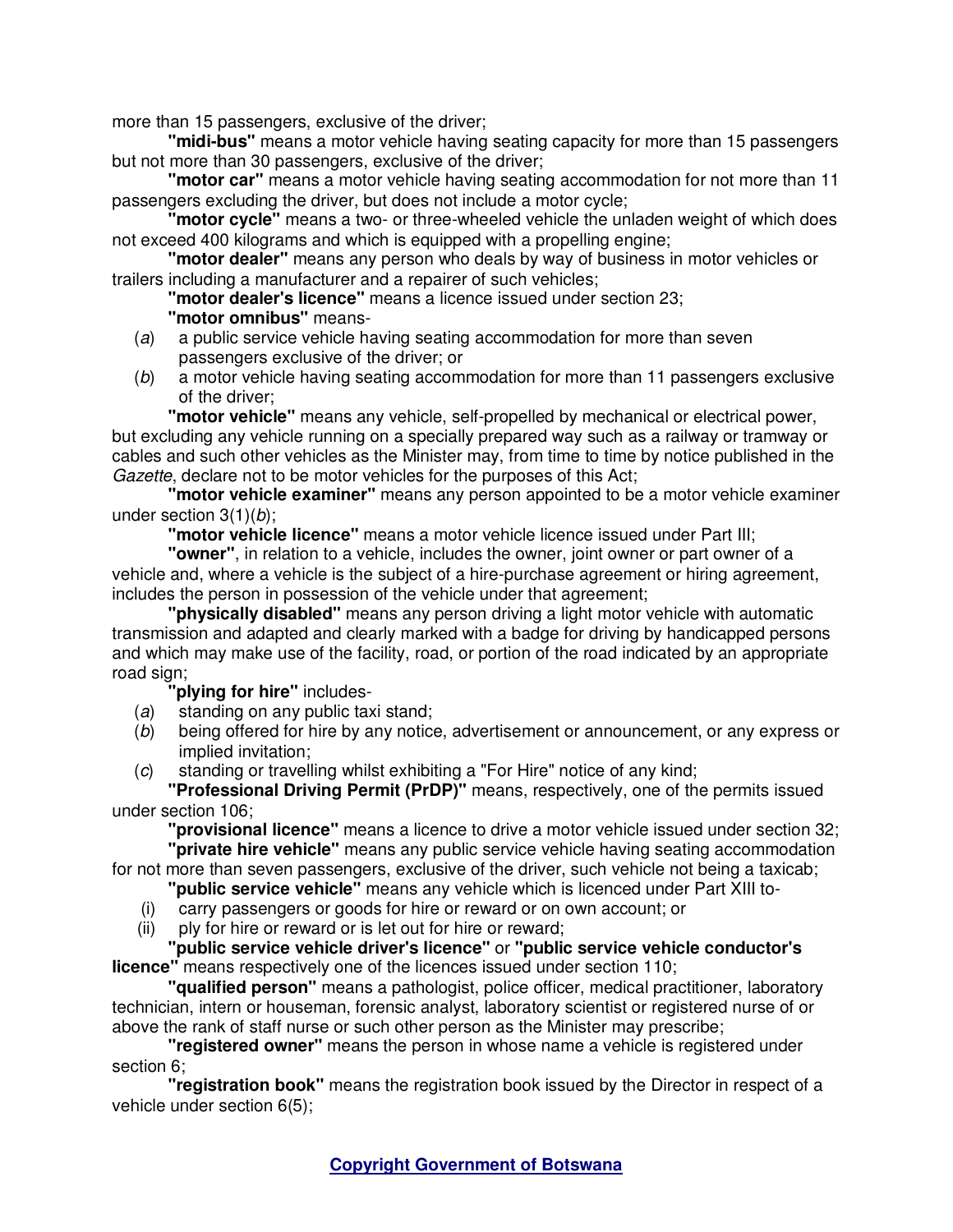more than 15 passengers, exclusive of the driver;

**"midi-bus"** means a motor vehicle having seating capacity for more than 15 passengers but not more than 30 passengers, exclusive of the driver;

**"motor car"** means a motor vehicle having seating accommodation for not more than 11 passengers excluding the driver, but does not include a motor cycle;

**"motor cycle"** means a two- or three-wheeled vehicle the unladen weight of which does not exceed 400 kilograms and which is equipped with a propelling engine;

**"motor dealer"** means any person who deals by way of business in motor vehicles or trailers including a manufacturer and a repairer of such vehicles;

**"motor dealer's licence"** means a licence issued under section 23;

**"motor omnibus"** means-

(*a*) a public service vehicle having seating accommodation for more than seven passengers exclusive of the driver; or

(*b*) a motor vehicle having seating accommodation for more than 11 passengers exclusive of the driver;

**"motor vehicle"** means any vehicle, self-propelled by mechanical or electrical power, but excluding any vehicle running on a specially prepared way such as a railway or tramway or cables and such other vehicles as the Minister may, from time to time by notice published in the *Gazette*, declare not to be motor vehicles for the purposes of this Act;

**"motor vehicle examiner"** means any person appointed to be a motor vehicle examiner under section 3(1)(*b*);

**"motor vehicle licence"** means a motor vehicle licence issued under Part III;

**"owner"**, in relation to a vehicle, includes the owner, joint owner or part owner of a vehicle and, where a vehicle is the subject of a hire-purchase agreement or hiring agreement, includes the person in possession of the vehicle under that agreement;

**"physically disabled"** means any person driving a light motor vehicle with automatic transmission and adapted and clearly marked with a badge for driving by handicapped persons and which may make use of the facility, road, or portion of the road indicated by an appropriate road sign;

**"plying for hire"** includes-

(*a*) standing on any public taxi stand;

(*b*) being offered for hire by any notice, advertisement or announcement, or any express or implied invitation;

(*c*) standing or travelling whilst exhibiting a "For Hire" notice of any kind;

**"Professional Driving Permit (PrDP)"** means, respectively, one of the permits issued under section 106;

**"provisional licence"** means a licence to drive a motor vehicle issued under section 32;

**"private hire vehicle"** means any public service vehicle having seating accommodation for not more than seven passengers, exclusive of the driver, such vehicle not being a taxicab;

**"public service vehicle"** means any vehicle which is licenced under Part XIII to-

(i) carry passengers or goods for hire or reward or on own account; or

(ii) ply for hire or reward or is let out for hire or reward;

**"public service vehicle driver's licence"** or **"public service vehicle conductor's licence"** means respectively one of the licences issued under section 110;

**"qualified person"** means a pathologist, police officer, medical practitioner, laboratory technician, intern or houseman, forensic analyst, laboratory scientist or registered nurse of or above the rank of staff nurse or such other person as the Minister may prescribe;

**"registered owner"** means the person in whose name a vehicle is registered under section 6;

**"registration book"** means the registration book issued by the Director in respect of a vehicle under section 6(5);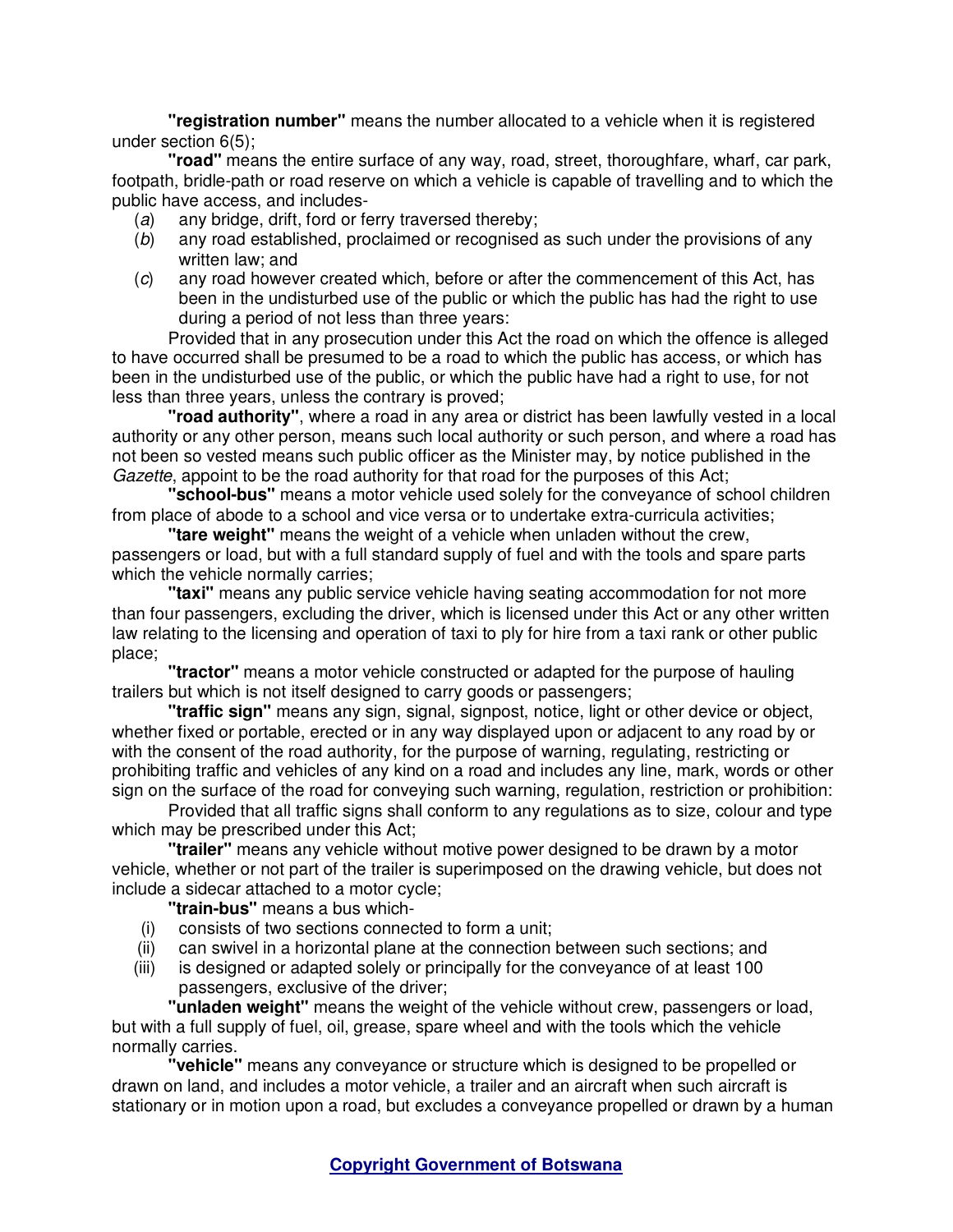**"registration number"** means the number allocated to a vehicle when it is registered under section 6(5);

**"road"** means the entire surface of any way, road, street, thoroughfare, wharf, car park, footpath, bridle-path or road reserve on which a vehicle is capable of travelling and to which the public have access, and includes-

(*a*) any bridge, drift, ford or ferry traversed thereby;

(*b*) any road established, proclaimed or recognised as such under the provisions of any written law; and

(*c*) any road however created which, before or after the commencement of this Act, has been in the undisturbed use of the public or which the public has had the right to use during a period of not less than three years:

Provided that in any prosecution under this Act the road on which the offence is alleged to have occurred shall be presumed to be a road to which the public has access, or which has been in the undisturbed use of the public, or which the public have had a right to use, for not less than three years, unless the contrary is proved;

**"road authority"**, where a road in any area or district has been lawfully vested in a local authority or any other person, means such local authority or such person, and where a road has not been so vested means such public officer as the Minister may, by notice published in the *Gazette*, appoint to be the road authority for that road for the purposes of this Act;

**"school-bus"** means a motor vehicle used solely for the conveyance of school children from place of abode to a school and vice versa or to undertake extra-curricula activities;

**"tare weight"** means the weight of a vehicle when unladen without the crew, passengers or load, but with a full standard supply of fuel and with the tools and spare parts which the vehicle normally carries;

**"taxi"** means any public service vehicle having seating accommodation for not more than four passengers, excluding the driver, which is licensed under this Act or any other written law relating to the licensing and operation of taxi to ply for hire from a taxi rank or other public place;

**"tractor"** means a motor vehicle constructed or adapted for the purpose of hauling trailers but which is not itself designed to carry goods or passengers;

**"traffic sign"** means any sign, signal, signpost, notice, light or other device or object, whether fixed or portable, erected or in any way displayed upon or adjacent to any road by or with the consent of the road authority, for the purpose of warning, regulating, restricting or prohibiting traffic and vehicles of any kind on a road and includes any line, mark, words or other sign on the surface of the road for conveying such warning, regulation, restriction or prohibition:

Provided that all traffic signs shall conform to any regulations as to size, colour and type which may be prescribed under this Act;

**"trailer"** means any vehicle without motive power designed to be drawn by a motor vehicle, whether or not part of the trailer is superimposed on the drawing vehicle, but does not include a sidecar attached to a motor cycle;

**"train-bus"** means a bus which-

(i) consists of two sections connected to form a unit;

(ii) can swivel in a horizontal plane at the connection between such sections; and

(iii) is designed or adapted solely or principally for the conveyance of at least 100 passengers, exclusive of the driver;

**"unladen weight"** means the weight of the vehicle without crew, passengers or load, but with a full supply of fuel, oil, grease, spare wheel and with the tools which the vehicle normally carries.

**"vehicle"** means any conveyance or structure which is designed to be propelled or drawn on land, and includes a motor vehicle, a trailer and an aircraft when such aircraft is stationary or in motion upon a road, but excludes a conveyance propelled or drawn by a human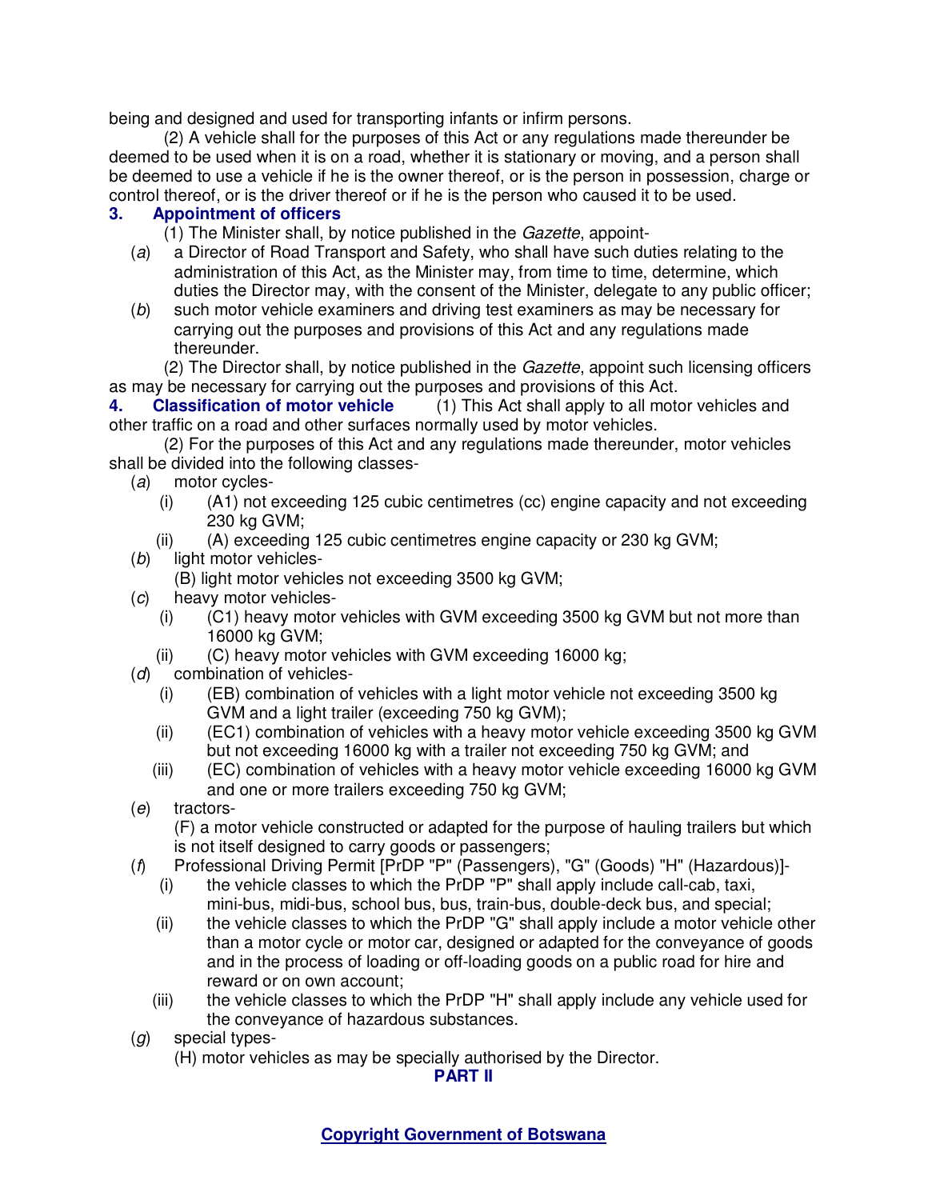being and designed and used for transporting infants or infirm persons.

(2) A vehicle shall for the purposes of this Act or any regulations made thereunder be deemed to be used when it is on a road, whether it is stationary or moving, and a person shall be deemed to use a vehicle if he is the owner thereof, or is the person in possession, charge or control thereof, or is the driver thereof or if he is the person who caused it to be used.

**3. Appointment of officers**

(1) The Minister shall, by notice published in the *Gazette*, appoint-

(*a*) a Director of Road Transport and Safety, who shall have such duties relating to the administration of this Act, as the Minister may, from time to time, determine, which duties the Director may, with the consent of the Minister, delegate to any public officer;

(*b*) such motor vehicle examiners and driving test examiners as may be necessary for carrying out the purposes and provisions of this Act and any regulations made thereunder.

(2) The Director shall, by notice published in the *Gazette*, appoint such licensing officers as may be necessary for carrying out the purposes and provisions of this Act.

**4. Classification of motor vehicle** (1) This Act shall apply to all motor vehicles and other traffic on a road and other surfaces normally used by motor vehicles.

(2) For the purposes of this Act and any regulations made thereunder, motor vehicles shall be divided into the following classes-

(*a*) motor cycles-

(i) (A1) not exceeding 125 cubic centimetres (cc) engine capacity and not exceeding 230 kg GVM;

(ii) (A) exceeding 125 cubic centimetres engine capacity or 230 kg GVM;

(*b*) light motor vehicles-

(B) light motor vehicles not exceeding 3500 kg GVM;

(*c*) heavy motor vehicles-

(i) (C1) heavy motor vehicles with GVM exceeding 3500 kg GVM but not more than 16000 kg GVM;

(ii) (C) heavy motor vehicles with GVM exceeding 16000 kg;

(*d*) combination of vehicles-

(i) (EB) combination of vehicles with a light motor vehicle not exceeding 3500 kg GVM and a light trailer (exceeding 750 kg GVM);

(ii) (EC1) combination of vehicles with a heavy motor vehicle exceeding 3500 kg GVM but not exceeding 16000 kg with a trailer not exceeding 750 kg GVM; and

(iii) (EC) combination of vehicles with a heavy motor vehicle exceeding 16000 kg GVM and one or more trailers exceeding 750 kg GVM;

(*e*) tractors-

(F) a motor vehicle constructed or adapted for the purpose of hauling trailers but which is not itself designed to carry goods or passengers;

(*f*) Professional Driving Permit [PrDP "P" (Passengers), "G" (Goods) "H" (Hazardous)]-

(i) the vehicle classes to which the PrDP "P" shall apply include call-cab, taxi, mini-bus, midi-bus, school bus, bus, train-bus, double-deck bus, and special;

(ii) the vehicle classes to which the PrDP "G" shall apply include a motor vehicle other than a motor cycle or motor car, designed or adapted for the conveyance of goods and in the process of loading or off-loading goods on a public road for hire and reward or on own account;

(iii) the vehicle classes to which the PrDP "H" shall apply include any vehicle used for the conveyance of hazardous substances.

(*g*) special types-

(H) motor vehicles as may be specially authorised by the Director.

## PART II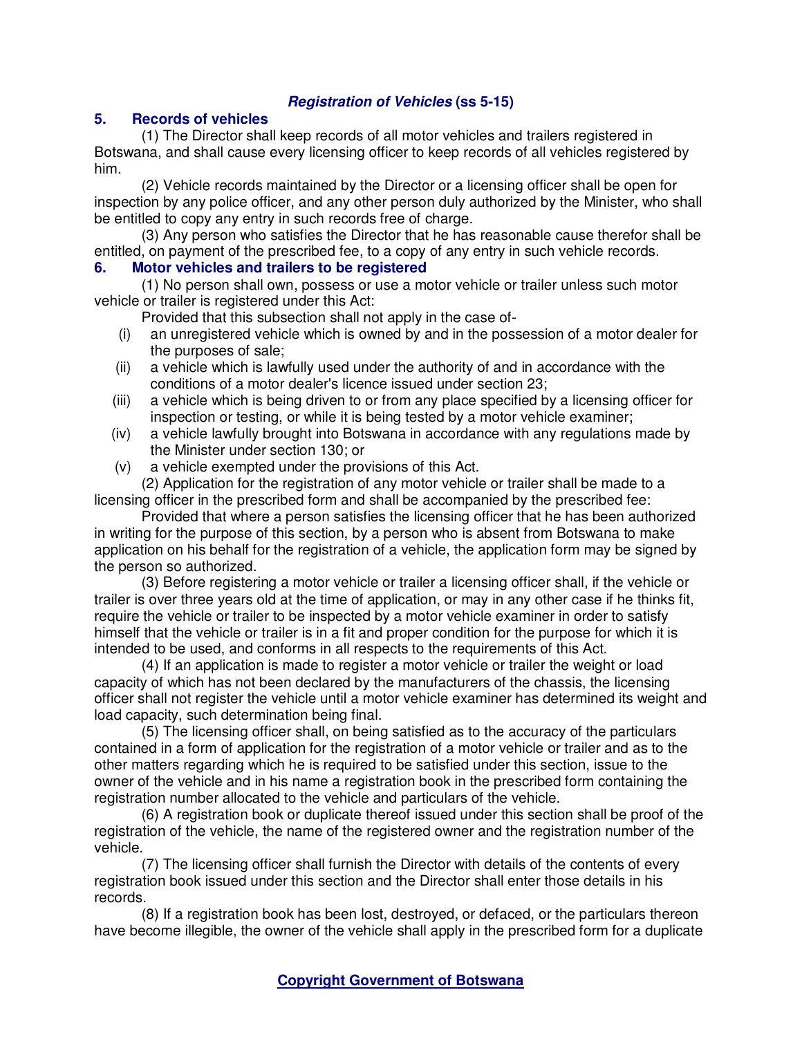### *Registration of Vehicles* (ss 5-15)

**5. Records of vehicles**

(1) The Director shall keep records of all motor vehicles and trailers registered in Botswana, and shall cause every licensing officer to keep records of all vehicles registered by him.

(2) Vehicle records maintained by the Director or a licensing officer shall be open for inspection by any police officer, and any other person duly authorized by the Minister, who shall be entitled to copy any entry in such records free of charge.

(3) Any person who satisfies the Director that he has reasonable cause therefor shall be entitled, on payment of the prescribed fee, to a copy of any entry in such vehicle records.

**6. Motor vehicles and trailers to be registered**

(1) No person shall own, possess or use a motor vehicle or trailer unless such motor vehicle or trailer is registered under this Act:

Provided that this subsection shall not apply in the case of-

(i) an unregistered vehicle which is owned by and in the possession of a motor dealer for the purposes of sale;

(ii) a vehicle which is lawfully used under the authority of and in accordance with the conditions of a motor dealer's licence issued under section 23;

(iii) a vehicle which is being driven to or from any place specified by a licensing officer for inspection or testing, or while it is being tested by a motor vehicle examiner;

(iv) a vehicle lawfully brought into Botswana in accordance with any regulations made by the Minister under section 130; or

(v) a vehicle exempted under the provisions of this Act.

(2) Application for the registration of any motor vehicle or trailer shall be made to a licensing officer in the prescribed form and shall be accompanied by the prescribed fee:

Provided that where a person satisfies the licensing officer that he has been authorized in writing for the purpose of this section, by a person who is absent from Botswana to make application on his behalf for the registration of a vehicle, the application form may be signed by the person so authorized.

(3) Before registering a motor vehicle or trailer a licensing officer shall, if the vehicle or trailer is over three years old at the time of application, or may in any other case if he thinks fit, require the vehicle or trailer to be inspected by a motor vehicle examiner in order to satisfy himself that the vehicle or trailer is in a fit and proper condition for the purpose for which it is intended to be used, and conforms in all respects to the requirements of this Act.

(4) If an application is made to register a motor vehicle or trailer the weight or load capacity of which has not been declared by the manufacturers of the chassis, the licensing officer shall not register the vehicle until a motor vehicle examiner has determined its weight and load capacity, such determination being final.

(5) The licensing officer shall, on being satisfied as to the accuracy of the particulars contained in a form of application for the registration of a motor vehicle or trailer and as to the other matters regarding which he is required to be satisfied under this section, issue to the owner of the vehicle and in his name a registration book in the prescribed form containing the registration number allocated to the vehicle and particulars of the vehicle.

(6) A registration book or duplicate thereof issued under this section shall be proof of the registration of the vehicle, the name of the registered owner and the registration number of the vehicle.

(7) The licensing officer shall furnish the Director with details of the contents of every registration book issued under this section and the Director shall enter those details in his records.

(8) If a registration book has been lost, destroyed, or defaced, or the particulars thereon have become illegible, the owner of the vehicle shall apply in the prescribed form for a duplicate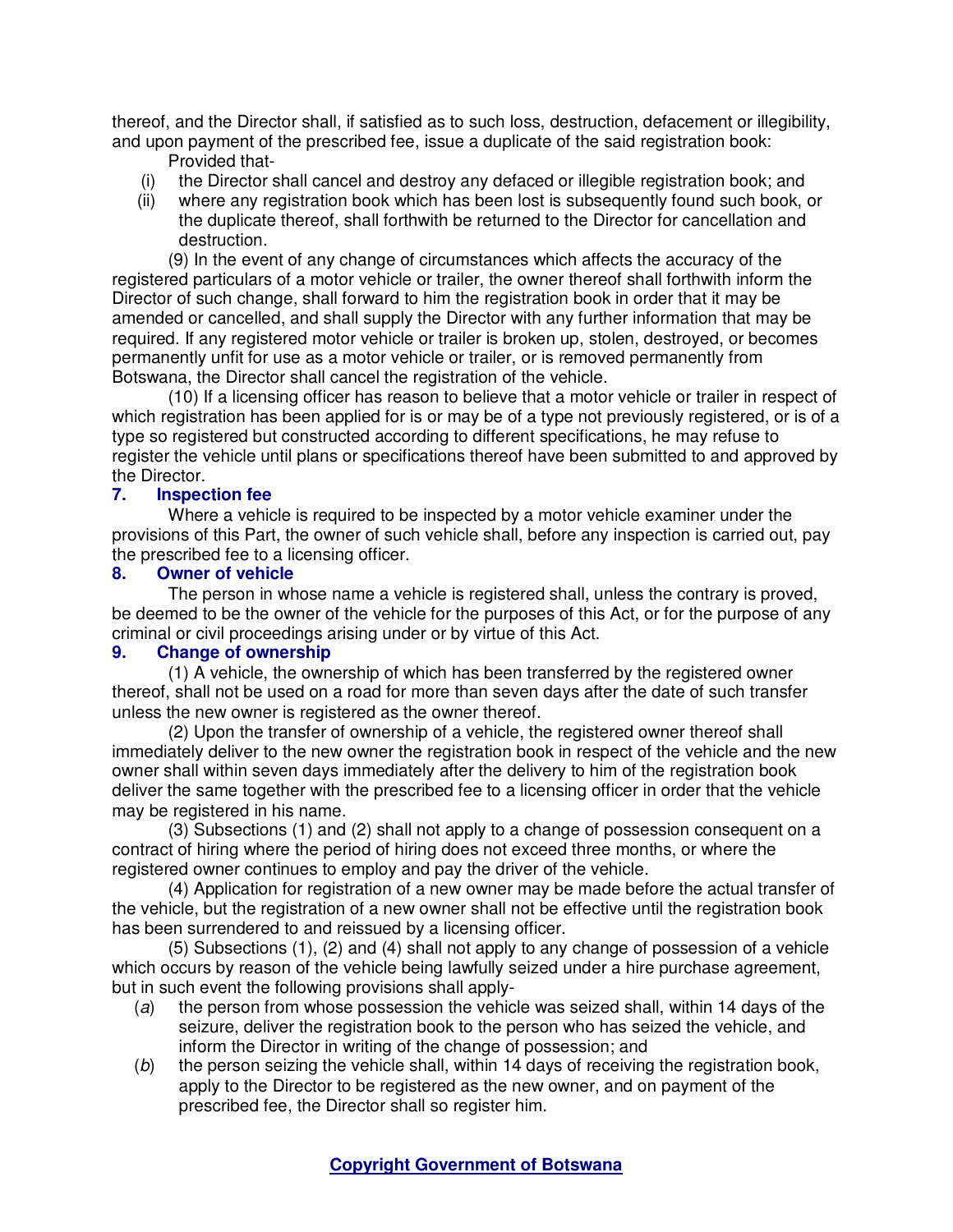thereof, and the Director shall, if satisfied as to such loss, destruction, defacement or illegibility, and upon payment of the prescribed fee, issue a duplicate of the said registration book:

Provided that-

(i) the Director shall cancel and destroy any defaced or illegible registration book; and

(ii) where any registration book which has been lost is subsequently found such book, or the duplicate thereof, shall forthwith be returned to the Director for cancellation and destruction.

(9) In the event of any change of circumstances which affects the accuracy of the registered particulars of a motor vehicle or trailer, the owner thereof shall forthwith inform the Director of such change, shall forward to him the registration book in order that it may be amended or cancelled, and shall supply the Director with any further information that may be required. If any registered motor vehicle or trailer is broken up, stolen, destroyed, or becomes permanently unfit for use as a motor vehicle or trailer, or is removed permanently from Botswana, the Director shall cancel the registration of the vehicle.

(10) If a licensing officer has reason to believe that a motor vehicle or trailer in respect of which registration has been applied for is or may be of a type not previously registered, or is of a type so registered but constructed according to different specifications, he may refuse to register the vehicle until plans or specifications thereof have been submitted to and approved by the Director.

### 7. Inspection fee

Where a vehicle is required to be inspected by a motor vehicle examiner under the provisions of this Part, the owner of such vehicle shall, before any inspection is carried out, pay the prescribed fee to a licensing officer.

### 8. Owner of vehicle

The person in whose name a vehicle is registered shall, unless the contrary is proved, be deemed to be the owner of the vehicle for the purposes of this Act, or for the purpose of any criminal or civil proceedings arising under or by virtue of this Act.

### 9. Change of ownership

(1) A vehicle, the ownership of which has been transferred by the registered owner thereof, shall not be used on a road for more than seven days after the date of such transfer unless the new owner is registered as the owner thereof.

(2) Upon the transfer of ownership of a vehicle, the registered owner thereof shall immediately deliver to the new owner the registration book in respect of the vehicle and the new owner shall within seven days immediately after the delivery to him of the registration book deliver the same together with the prescribed fee to a licensing officer in order that the vehicle may be registered in his name.

(3) Subsections (1) and (2) shall not apply to a change of possession consequent on a contract of hiring where the period of hiring does not exceed three months, or where the registered owner continues to employ and pay the driver of the vehicle.

(4) Application for registration of a new owner may be made before the actual transfer of the vehicle, but the registration of a new owner shall not be effective until the registration book has been surrendered to and reissued by a licensing officer.

(5) Subsections (1), (2) and (4) shall not apply to any change of possession of a vehicle which occurs by reason of the vehicle being lawfully seized under a hire purchase agreement, but in such event the following provisions shall apply-

(*a*) the person from whose possession the vehicle was seized shall, within 14 days of the seizure, deliver the registration book to the person who has seized the vehicle, and inform the Director in writing of the change of possession; and

(*b*) the person seizing the vehicle shall, within 14 days of receiving the registration book, apply to the Director to be registered as the new owner, and on payment of the prescribed fee, the Director shall so register him.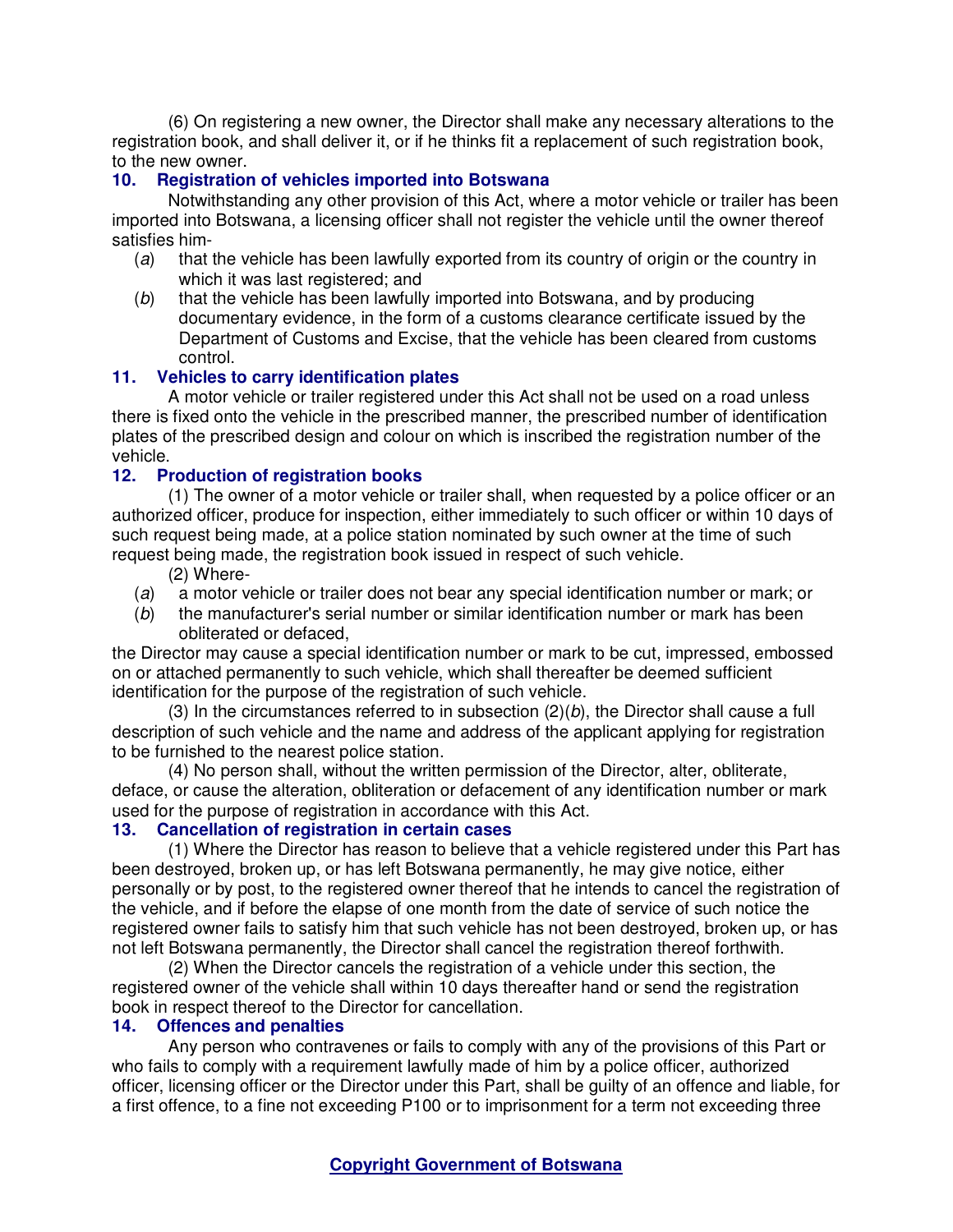(6) On registering a new owner, the Director shall make any necessary alterations to the registration book, and shall deliver it, or if he thinks fit a replacement of such registration book, to the new owner.

### 10. Registration of vehicles imported into Botswana

Notwithstanding any other provision of this Act, where a motor vehicle or trailer has been imported into Botswana, a licensing officer shall not register the vehicle until the owner thereof satisfies him-

(*a*) that the vehicle has been lawfully exported from its country of origin or the country in which it was last registered; and

(*b*) that the vehicle has been lawfully imported into Botswana, and by producing documentary evidence, in the form of a customs clearance certificate issued by the Department of Customs and Excise, that the vehicle has been cleared from customs control.

### 11. Vehicles to carry identification plates

A motor vehicle or trailer registered under this Act shall not be used on a road unless there is fixed onto the vehicle in the prescribed manner, the prescribed number of identification plates of the prescribed design and colour on which is inscribed the registration number of the vehicle.

### 12. Production of registration books

(1) The owner of a motor vehicle or trailer shall, when requested by a police officer or an authorized officer, produce for inspection, either immediately to such officer or within 10 days of such request being made, at a police station nominated by such owner at the time of such request being made, the registration book issued in respect of such vehicle.

(2) Where-

(*a*) a motor vehicle or trailer does not bear any special identification number or mark; or

(*b*) the manufacturer's serial number or similar identification number or mark has been obliterated or defaced,

the Director may cause a special identification number or mark to be cut, impressed, embossed on or attached permanently to such vehicle, which shall thereafter be deemed sufficient identification for the purpose of the registration of such vehicle.

(3) In the circumstances referred to in subsection (2)(*b*), the Director shall cause a full description of such vehicle and the name and address of the applicant applying for registration to be furnished to the nearest police station.

(4) No person shall, without the written permission of the Director, alter, obliterate, deface, or cause the alteration, obliteration or defacement of any identification number or mark used for the purpose of registration in accordance with this Act.

### 13. Cancellation of registration in certain cases

(1) Where the Director has reason to believe that a vehicle registered under this Part has been destroyed, broken up, or has left Botswana permanently, he may give notice, either personally or by post, to the registered owner thereof that he intends to cancel the registration of the vehicle, and if before the elapse of one month from the date of service of such notice the registered owner fails to satisfy him that such vehicle has not been destroyed, broken up, or has not left Botswana permanently, the Director shall cancel the registration thereof forthwith.

(2) When the Director cancels the registration of a vehicle under this section, the registered owner of the vehicle shall within 10 days thereafter hand or send the registration book in respect thereof to the Director for cancellation.

### 14. Offences and penalties

Any person who contravenes or fails to comply with any of the provisions of this Part or who fails to comply with a requirement lawfully made of him by a police officer, authorized officer, licensing officer or the Director under this Part, shall be guilty of an offence and liable, for a first offence, to a fine not exceeding P100 or to imprisonment for a term not exceeding three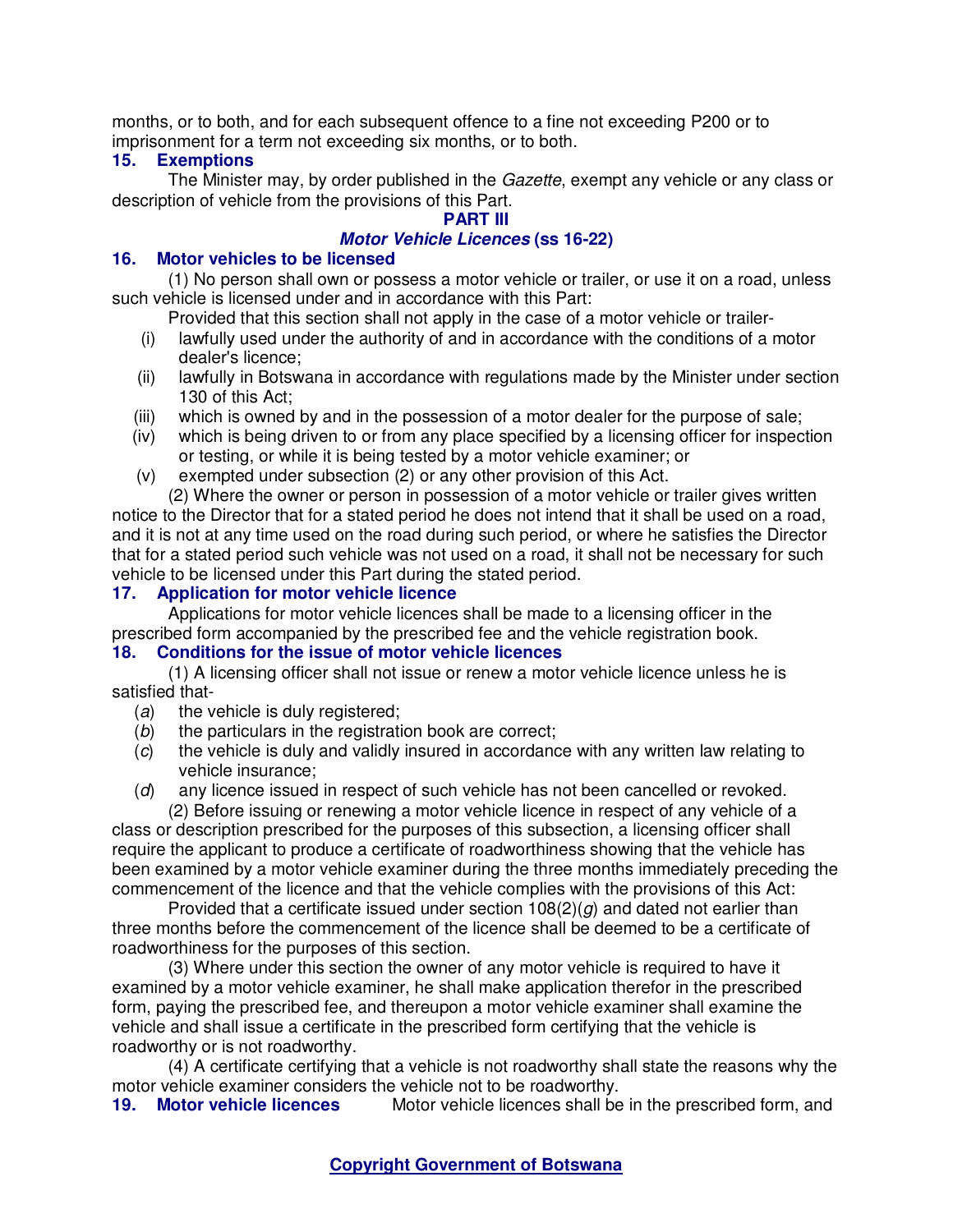months, or to both, and for each subsequent offence to a fine not exceeding P200 or to imprisonment for a term not exceeding six months, or to both.

### 15. Exemptions

The Minister may, by order published in the *Gazette*, exempt any vehicle or any class or description of vehicle from the provisions of this Part.

## PART III
## *Motor Vehicle Licences* (ss 16-22)

### 16. Motor vehicles to be licensed

(1) No person shall own or possess a motor vehicle or trailer, or use it on a road, unless such vehicle is licensed under and in accordance with this Part:

Provided that this section shall not apply in the case of a motor vehicle or trailer-

(i) lawfully used under the authority of and in accordance with the conditions of a motor dealer's licence;

(ii) lawfully in Botswana in accordance with regulations made by the Minister under section 130 of this Act;

(iii) which is owned by and in the possession of a motor dealer for the purpose of sale;

(iv) which is being driven to or from any place specified by a licensing officer for inspection or testing, or while it is being tested by a motor vehicle examiner; or

(v) exempted under subsection (2) or any other provision of this Act.

(2) Where the owner or person in possession of a motor vehicle or trailer gives written notice to the Director that for a stated period he does not intend that it shall be used on a road, and it is not at any time used on the road during such period, or where he satisfies the Director that for a stated period such vehicle was not used on a road, it shall not be necessary for such vehicle to be licensed under this Part during the stated period.

### 17. Application for motor vehicle licence

Applications for motor vehicle licences shall be made to a licensing officer in the prescribed form accompanied by the prescribed fee and the vehicle registration book.

### 18. Conditions for the issue of motor vehicle licences

(1) A licensing officer shall not issue or renew a motor vehicle licence unless he is satisfied that-

(*a*) the vehicle is duly registered;

(*b*) the particulars in the registration book are correct;

(*c*) the vehicle is duly and validly insured in accordance with any written law relating to vehicle insurance;

(*d*) any licence issued in respect of such vehicle has not been cancelled or revoked.

(2) Before issuing or renewing a motor vehicle licence in respect of any vehicle of a class or description prescribed for the purposes of this subsection, a licensing officer shall require the applicant to produce a certificate of roadworthiness showing that the vehicle has been examined by a motor vehicle examiner during the three months immediately preceding the commencement of the licence and that the vehicle complies with the provisions of this Act:

Provided that a certificate issued under section 108(2)(*g*) and dated not earlier than three months before the commencement of the licence shall be deemed to be a certificate of roadworthiness for the purposes of this section.

(3) Where under this section the owner of any motor vehicle is required to have it examined by a motor vehicle examiner, he shall make application therefor in the prescribed form, paying the prescribed fee, and thereupon a motor vehicle examiner shall examine the vehicle and shall issue a certificate in the prescribed form certifying that the vehicle is roadworthy or is not roadworthy.

(4) A certificate certifying that a vehicle is not roadworthy shall state the reasons why the motor vehicle examiner considers the vehicle not to be roadworthy.

### 19. Motor vehicle licences

Motor vehicle licences shall be in the prescribed form, and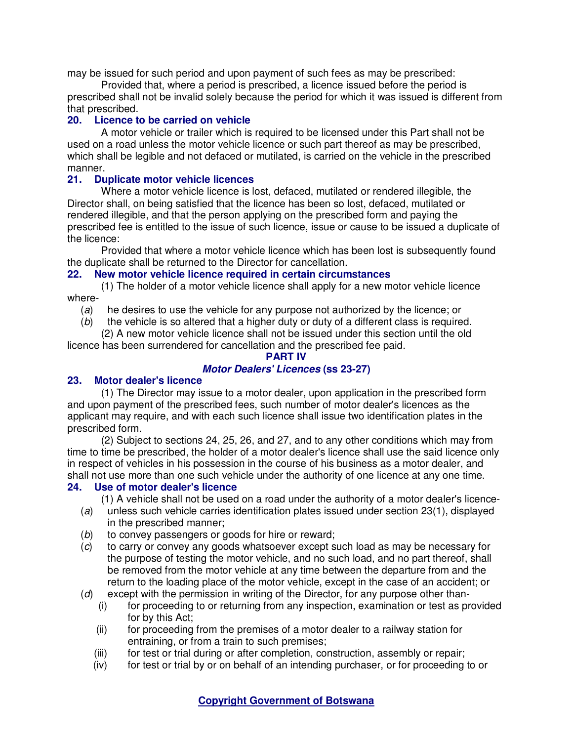may be issued for such period and upon payment of such fees as may be prescribed:

Provided that, where a period is prescribed, a licence issued before the period is prescribed shall not be invalid solely because the period for which it was issued is different from that prescribed.

### 20. Licence to be carried on vehicle

A motor vehicle or trailer which is required to be licensed under this Part shall not be used on a road unless the motor vehicle licence or such part thereof as may be prescribed, which shall be legible and not defaced or mutilated, is carried on the vehicle in the prescribed manner.

### 21. Duplicate motor vehicle licences

Where a motor vehicle licence is lost, defaced, mutilated or rendered illegible, the Director shall, on being satisfied that the licence has been so lost, defaced, mutilated or rendered illegible, and that the person applying on the prescribed form and paying the prescribed fee is entitled to the issue of such licence, issue or cause to be issued a duplicate of the licence:

Provided that where a motor vehicle licence which has been lost is subsequently found the duplicate shall be returned to the Director for cancellation.

### 22. New motor vehicle licence required in certain circumstances

(1) The holder of a motor vehicle licence shall apply for a new motor vehicle licence where-

(*a*) he desires to use the vehicle for any purpose not authorized by the licence; or

(*b*) the vehicle is so altered that a higher duty or duty of a different class is required.

(2) A new motor vehicle licence shall not be issued under this section until the old licence has been surrendered for cancellation and the prescribed fee paid.

## PART IV

## *Motor Dealers' Licences* (ss 23-27)

### 23. Motor dealer's licence

(1) The Director may issue to a motor dealer, upon application in the prescribed form and upon payment of the prescribed fees, such number of motor dealer's licences as the applicant may require, and with each such licence shall issue two identification plates in the prescribed form.

(2) Subject to sections 24, 25, 26, and 27, and to any other conditions which may from time to time be prescribed, the holder of a motor dealer's licence shall use the said licence only in respect of vehicles in his possession in the course of his business as a motor dealer, and shall not use more than one such vehicle under the authority of one licence at any one time.

### 24. Use of motor dealer's licence

(1) A vehicle shall not be used on a road under the authority of a motor dealer's licence-

(*a*) unless such vehicle carries identification plates issued under section 23(1), displayed in the prescribed manner;

(*b*) to convey passengers or goods for hire or reward;

(*c*) to carry or convey any goods whatsoever except such load as may be necessary for the purpose of testing the motor vehicle, and no such load, and no part thereof, shall be removed from the motor vehicle at any time between the departure from and the return to the loading place of the motor vehicle, except in the case of an accident; or

(*d*) except with the permission in writing of the Director, for any purpose other than-

(i) for proceeding to or returning from any inspection, examination or test as provided for by this Act;

(ii) for proceeding from the premises of a motor dealer to a railway station for entraining, or from a train to such premises;

(iii) for test or trial during or after completion, construction, assembly or repair;

(iv) for test or trial by or on behalf of an intending purchaser, or for proceeding to or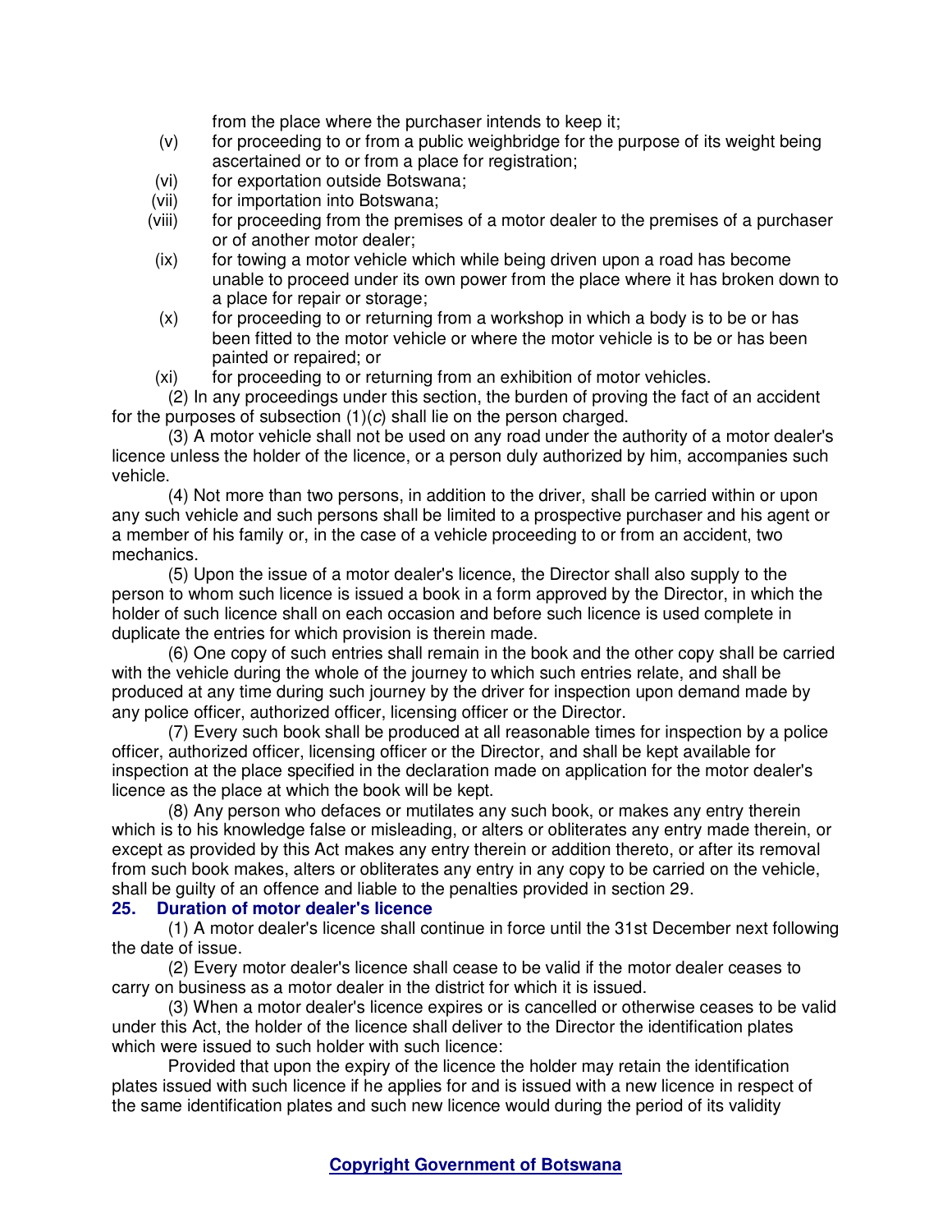from the place where the purchaser intends to keep it;

(v) for proceeding to or from a public weighbridge for the purpose of its weight being ascertained or to or from a place for registration;

(vi) for exportation outside Botswana;

(vii) for importation into Botswana;

(viii) for proceeding from the premises of a motor dealer to the premises of a purchaser or of another motor dealer;

(ix) for towing a motor vehicle which while being driven upon a road has become unable to proceed under its own power from the place where it has broken down to a place for repair or storage;

(x) for proceeding to or returning from a workshop in which a body is to be or has been fitted to the motor vehicle or where the motor vehicle is to be or has been painted or repaired; or

(xi) for proceeding to or returning from an exhibition of motor vehicles.

(2) In any proceedings under this section, the burden of proving the fact of an accident for the purposes of subsection (1)(*c*) shall lie on the person charged.

(3) A motor vehicle shall not be used on any road under the authority of a motor dealer's licence unless the holder of the licence, or a person duly authorized by him, accompanies such vehicle.

(4) Not more than two persons, in addition to the driver, shall be carried within or upon any such vehicle and such persons shall be limited to a prospective purchaser and his agent or a member of his family or, in the case of a vehicle proceeding to or from an accident, two mechanics.

(5) Upon the issue of a motor dealer's licence, the Director shall also supply to the person to whom such licence is issued a book in a form approved by the Director, in which the holder of such licence shall on each occasion and before such licence is used complete in duplicate the entries for which provision is therein made.

(6) One copy of such entries shall remain in the book and the other copy shall be carried with the vehicle during the whole of the journey to which such entries relate, and shall be produced at any time during such journey by the driver for inspection upon demand made by any police officer, authorized officer, licensing officer or the Director.

(7) Every such book shall be produced at all reasonable times for inspection by a police officer, authorized officer, licensing officer or the Director, and shall be kept available for inspection at the place specified in the declaration made on application for the motor dealer's licence as the place at which the book will be kept.

(8) Any person who defaces or mutilates any such book, or makes any entry therein which is to his knowledge false or misleading, or alters or obliterates any entry made therein, or except as provided by this Act makes any entry therein or addition thereto, or after its removal from such book makes, alters or obliterates any entry in any copy to be carried on the vehicle, shall be guilty of an offence and liable to the penalties provided in section 29.

**25. Duration of motor dealer's licence**

(1) A motor dealer's licence shall continue in force until the 31st December next following the date of issue.

(2) Every motor dealer's licence shall cease to be valid if the motor dealer ceases to carry on business as a motor dealer in the district for which it is issued.

(3) When a motor dealer's licence expires or is cancelled or otherwise ceases to be valid under this Act, the holder of the licence shall deliver to the Director the identification plates which were issued to such holder with such licence:

Provided that upon the expiry of the licence the holder may retain the identification plates issued with such licence if he applies for and is issued with a new licence in respect of the same identification plates and such new licence would during the period of its validity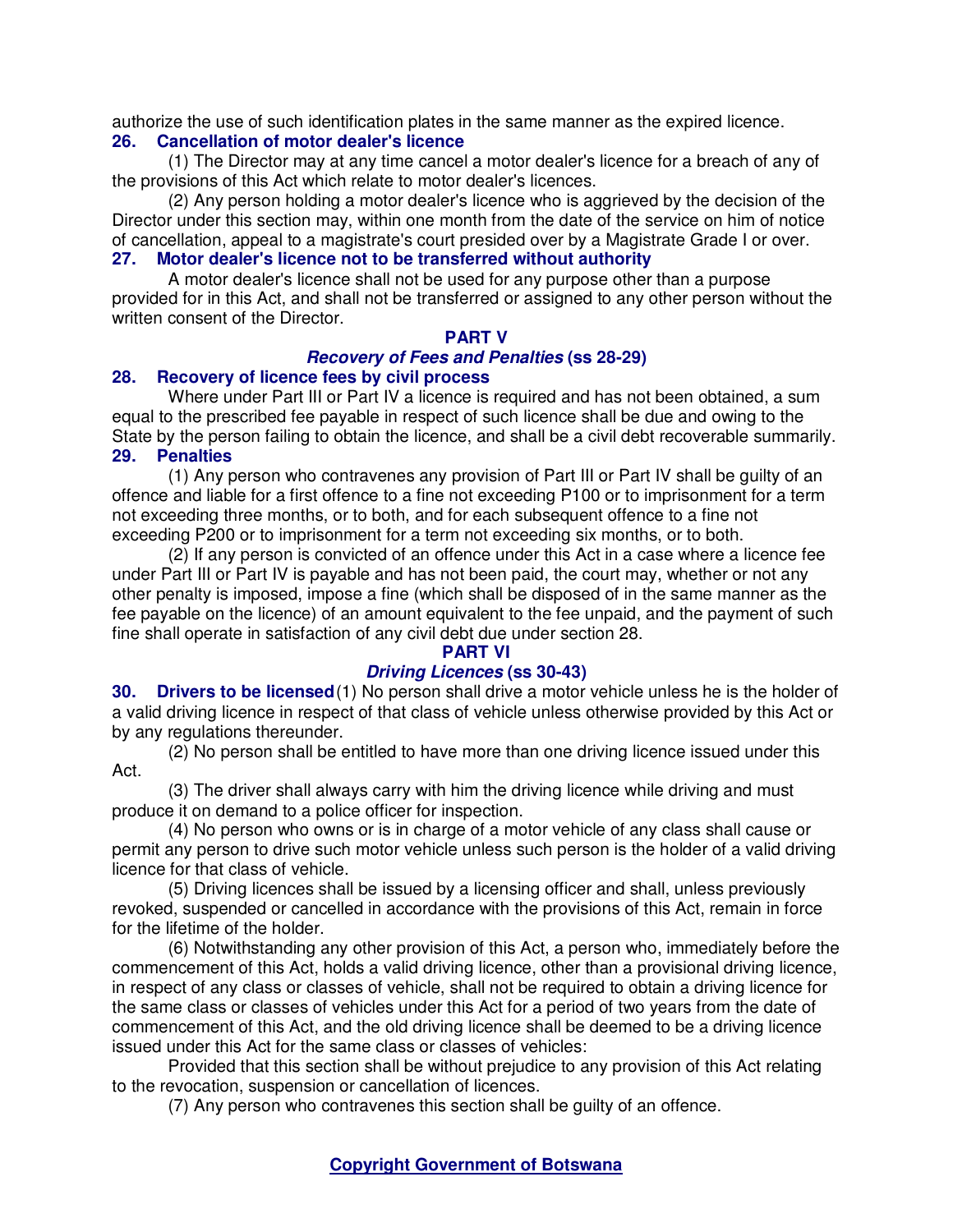authorize the use of such identification plates in the same manner as the expired licence.

**26. Cancellation of motor dealer's licence**

(1) The Director may at any time cancel a motor dealer's licence for a breach of any of the provisions of this Act which relate to motor dealer's licences.

(2) Any person holding a motor dealer's licence who is aggrieved by the decision of the Director under this section may, within one month from the date of the service on him of notice of cancellation, appeal to a magistrate's court presided over by a Magistrate Grade I or over.

**27. Motor dealer's licence not to be transferred without authority**

A motor dealer's licence shall not be used for any purpose other than a purpose provided for in this Act, and shall not be transferred or assigned to any other person without the written consent of the Director.

## PART V
### *Recovery of Fees and Penalties* (ss 28-29)

**28. Recovery of licence fees by civil process**

Where under Part III or Part IV a licence is required and has not been obtained, a sum equal to the prescribed fee payable in respect of such licence shall be due and owing to the State by the person failing to obtain the licence, and shall be a civil debt recoverable summarily.

**29. Penalties**

(1) Any person who contravenes any provision of Part III or Part IV shall be guilty of an offence and liable for a first offence to a fine not exceeding P100 or to imprisonment for a term not exceeding three months, or to both, and for each subsequent offence to a fine not exceeding P200 or to imprisonment for a term not exceeding six months, or to both.

(2) If any person is convicted of an offence under this Act in a case where a licence fee under Part III or Part IV is payable and has not been paid, the court may, whether or not any other penalty is imposed, impose a fine (which shall be disposed of in the same manner as the fee payable on the licence) of an amount equivalent to the fee unpaid, and the payment of such fine shall operate in satisfaction of any civil debt due under section 28.

## PART VI
### *Driving Licences* (ss 30-43)

**30. Drivers to be licensed** (1) No person shall drive a motor vehicle unless he is the holder of a valid driving licence in respect of that class of vehicle unless otherwise provided by this Act or by any regulations thereunder.

(2) No person shall be entitled to have more than one driving licence issued under this Act.

(3) The driver shall always carry with him the driving licence while driving and must produce it on demand to a police officer for inspection.

(4) No person who owns or is in charge of a motor vehicle of any class shall cause or permit any person to drive such motor vehicle unless such person is the holder of a valid driving licence for that class of vehicle.

(5) Driving licences shall be issued by a licensing officer and shall, unless previously revoked, suspended or cancelled in accordance with the provisions of this Act, remain in force for the lifetime of the holder.

(6) Notwithstanding any other provision of this Act, a person who, immediately before the commencement of this Act, holds a valid driving licence, other than a provisional driving licence, in respect of any class or classes of vehicle, shall not be required to obtain a driving licence for the same class or classes of vehicles under this Act for a period of two years from the date of commencement of this Act, and the old driving licence shall be deemed to be a driving licence issued under this Act for the same class or classes of vehicles:

Provided that this section shall be without prejudice to any provision of this Act relating to the revocation, suspension or cancellation of licences.

(7) Any person who contravenes this section shall be guilty of an offence.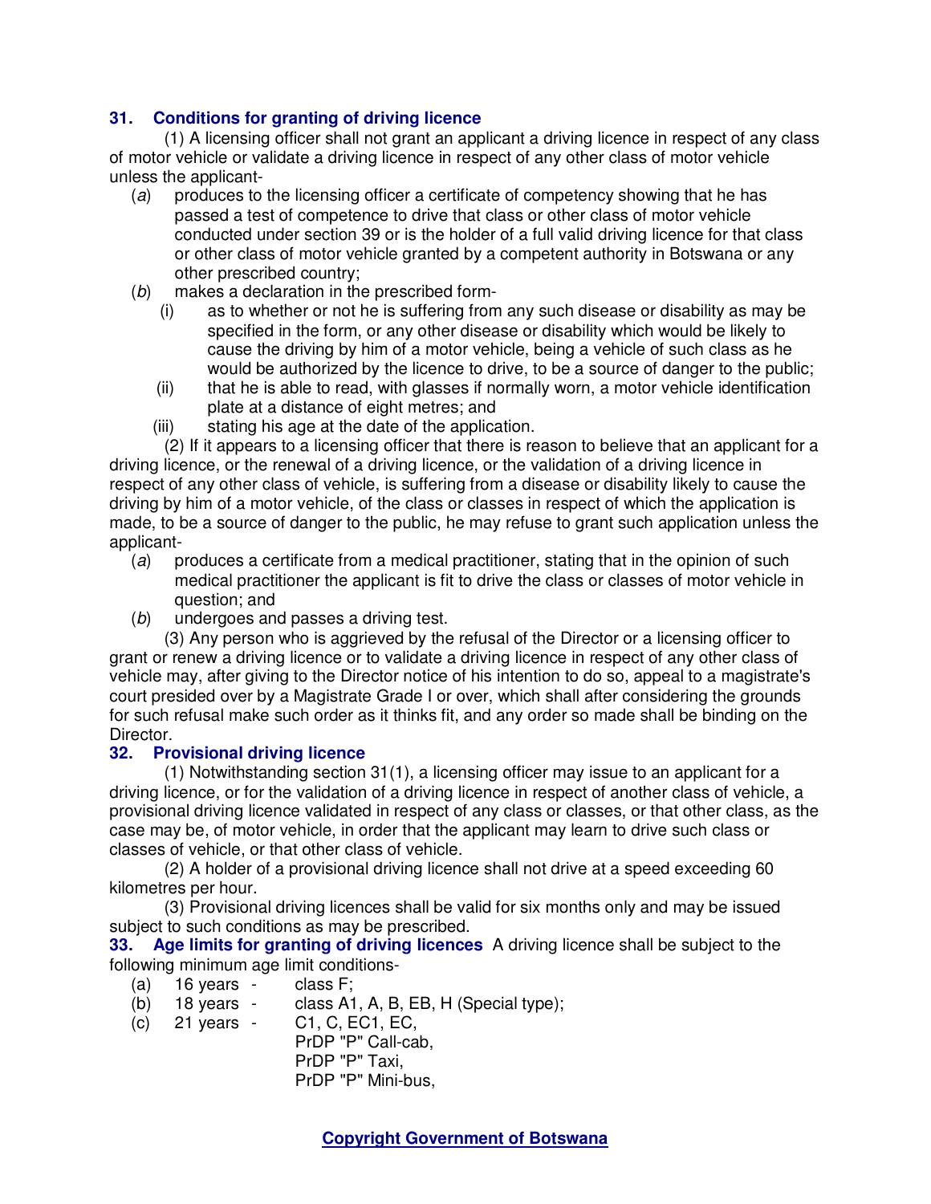### 31. Conditions for granting of driving licence

(1) A licensing officer shall not grant an applicant a driving licence in respect of any class of motor vehicle or validate a driving licence in respect of any other class of motor vehicle unless the applicant-

(*a*) produces to the licensing officer a certificate of competency showing that he has passed a test of competence to drive that class or other class of motor vehicle conducted under section 39 or is the holder of a full valid driving licence for that class or other class of motor vehicle granted by a competent authority in Botswana or any other prescribed country;

(*b*) makes a declaration in the prescribed form-

(i) as to whether or not he is suffering from any such disease or disability as may be specified in the form, or any other disease or disability which would be likely to cause the driving by him of a motor vehicle, being a vehicle of such class as he would be authorized by the licence to drive, to be a source of danger to the public;

(ii) that he is able to read, with glasses if normally worn, a motor vehicle identification plate at a distance of eight metres; and

(iii) stating his age at the date of the application.

(2) If it appears to a licensing officer that there is reason to believe that an applicant for a driving licence, or the renewal of a driving licence, or the validation of a driving licence in respect of any other class of vehicle, is suffering from a disease or disability likely to cause the driving by him of a motor vehicle, of the class or classes in respect of which the application is made, to be a source of danger to the public, he may refuse to grant such application unless the applicant-

(*a*) produces a certificate from a medical practitioner, stating that in the opinion of such medical practitioner the applicant is fit to drive the class or classes of motor vehicle in question; and

(*b*) undergoes and passes a driving test.

(3) Any person who is aggrieved by the refusal of the Director or a licensing officer to grant or renew a driving licence or to validate a driving licence in respect of any other class of vehicle may, after giving to the Director notice of his intention to do so, appeal to a magistrate's court presided over by a Magistrate Grade I or over, which shall after considering the grounds for such refusal make such order as it thinks fit, and any order so made shall be binding on the Director.

### 32. Provisional driving licence

(1) Notwithstanding section 31(1), a licensing officer may issue to an applicant for a driving licence, or for the validation of a driving licence in respect of another class of vehicle, a provisional driving licence validated in respect of any class or classes, or that other class, as the case may be, of motor vehicle, in order that the applicant may learn to drive such class or classes of vehicle, or that other class of vehicle.

(2) A holder of a provisional driving licence shall not drive at a speed exceeding 60 kilometres per hour.

(3) Provisional driving licences shall be valid for six months only and may be issued subject to such conditions as may be prescribed.

### 33. Age limits for granting of driving licences

A driving licence shall be subject to the following minimum age limit conditions-

(a) 16 years - class F;

(b) 18 years - class A1, A, B, EB, H (Special type);

(c) 21 years - C1, C, EC1, EC,
PrDP "P" Call-cab,
PrDP "P" Taxi,
PrDP "P" Mini-bus,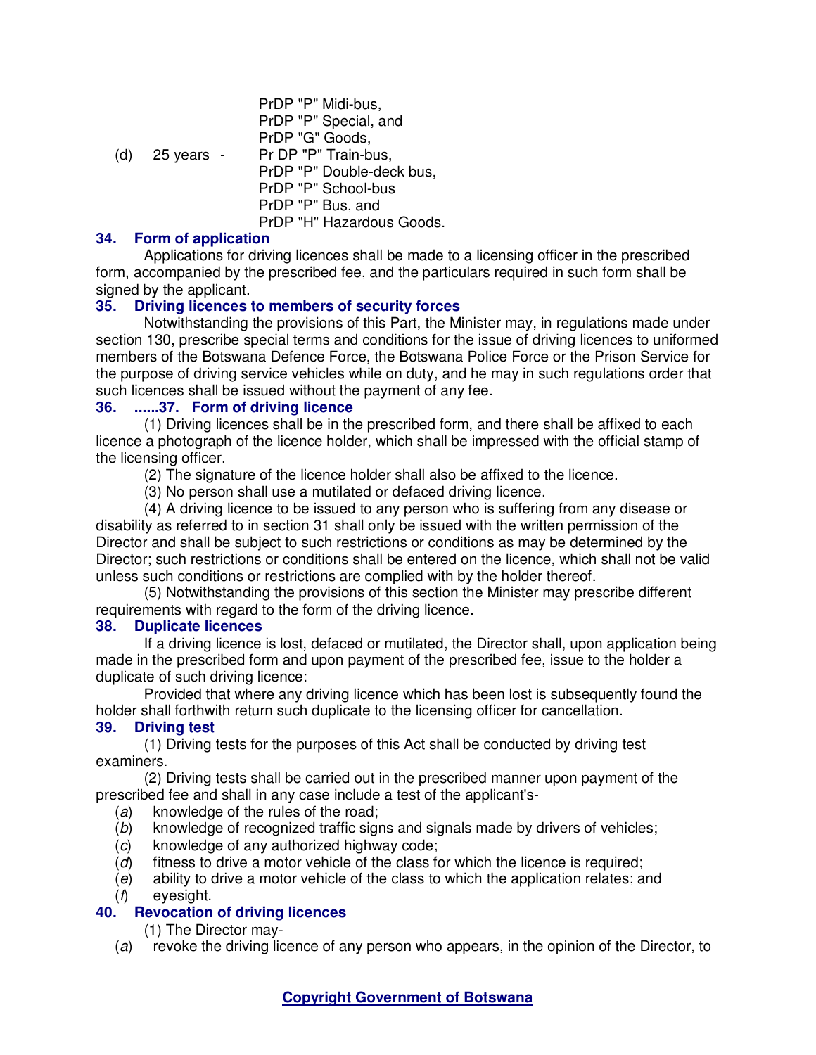PrDP "P" Midi-bus,
PrDP "P" Special, and
PrDP "G" Goods,

(d) 25 years - Pr DP "P" Train-bus,
PrDP "P" Double-deck bus,
PrDP "P" School-bus
PrDP "P" Bus, and
PrDP "H" Hazardous Goods.

### 34. Form of application

Applications for driving licences shall be made to a licensing officer in the prescribed form, accompanied by the prescribed fee, and the particulars required in such form shall be signed by the applicant.

### 35. Driving licences to members of security forces

Notwithstanding the provisions of this Part, the Minister may, in regulations made under section 130, prescribe special terms and conditions for the issue of driving licences to uniformed members of the Botswana Defence Force, the Botswana Police Force or the Prison Service for the purpose of driving service vehicles while on duty, and he may in such regulations order that such licences shall be issued without the payment of any fee.

### 36. ......37. Form of driving licence

(1) Driving licences shall be in the prescribed form, and there shall be affixed to each licence a photograph of the licence holder, which shall be impressed with the official stamp of the licensing officer.

(2) The signature of the licence holder shall also be affixed to the licence.

(3) No person shall use a mutilated or defaced driving licence.

(4) A driving licence to be issued to any person who is suffering from any disease or disability as referred to in section 31 shall only be issued with the written permission of the Director and shall be subject to such restrictions or conditions as may be determined by the Director; such restrictions or conditions shall be entered on the licence, which shall not be valid unless such conditions or restrictions are complied with by the holder thereof.

(5) Notwithstanding the provisions of this section the Minister may prescribe different requirements with regard to the form of the driving licence.

### 38. Duplicate licences

If a driving licence is lost, defaced or mutilated, the Director shall, upon application being made in the prescribed form and upon payment of the prescribed fee, issue to the holder a duplicate of such driving licence:

Provided that where any driving licence which has been lost is subsequently found the holder shall forthwith return such duplicate to the licensing officer for cancellation.

### 39. Driving test

(1) Driving tests for the purposes of this Act shall be conducted by driving test examiners.

(2) Driving tests shall be carried out in the prescribed manner upon payment of the prescribed fee and shall in any case include a test of the applicant's-

(*a*) knowledge of the rules of the road;
(*b*) knowledge of recognized traffic signs and signals made by drivers of vehicles;
(*c*) knowledge of any authorized highway code;
(*d*) fitness to drive a motor vehicle of the class for which the licence is required;
(*e*) ability to drive a motor vehicle of the class to which the application relates; and
(*f*) eyesight.

### 40. Revocation of driving licences

(1) The Director may-

(*a*) revoke the driving licence of any person who appears, in the opinion of the Director, to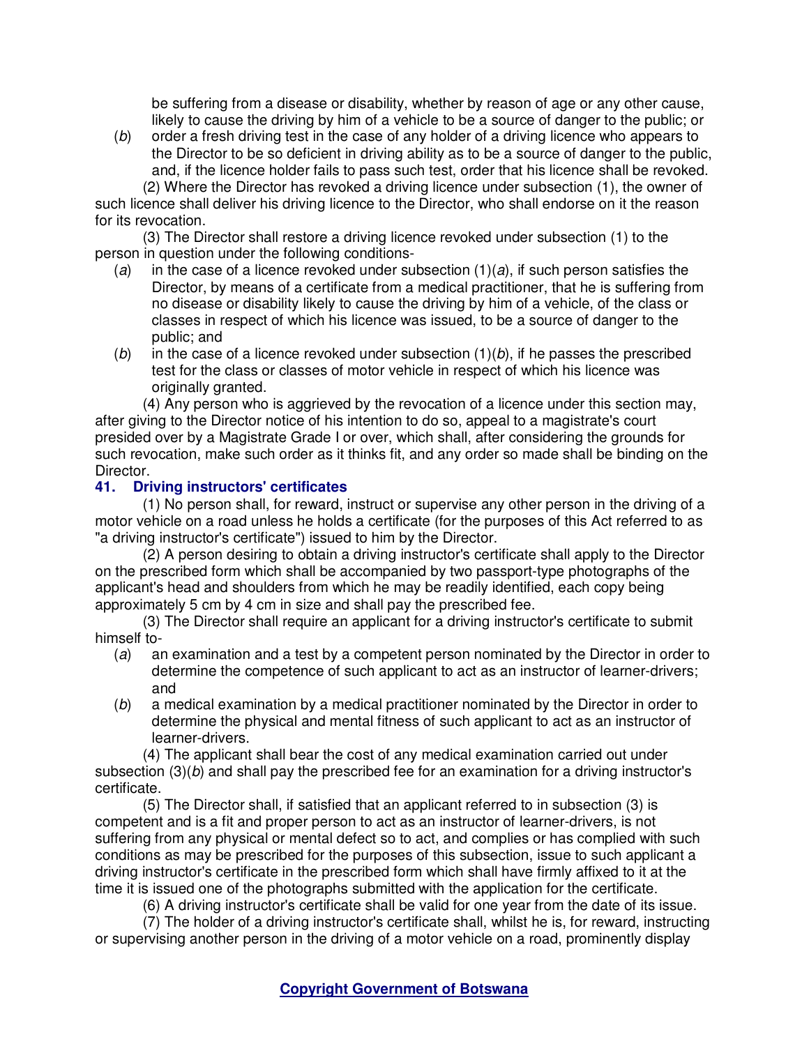be suffering from a disease or disability, whether by reason of age or any other cause, likely to cause the driving by him of a vehicle to be a source of danger to the public; or

(*b*) order a fresh driving test in the case of any holder of a driving licence who appears to the Director to be so deficient in driving ability as to be a source of danger to the public, and, if the licence holder fails to pass such test, order that his licence shall be revoked.

(2) Where the Director has revoked a driving licence under subsection (1), the owner of such licence shall deliver his driving licence to the Director, who shall endorse on it the reason for its revocation.

(3) The Director shall restore a driving licence revoked under subsection (1) to the person in question under the following conditions-

(*a*) in the case of a licence revoked under subsection (1)(*a*), if such person satisfies the Director, by means of a certificate from a medical practitioner, that he is suffering from no disease or disability likely to cause the driving by him of a vehicle, of the class or classes in respect of which his licence was issued, to be a source of danger to the public; and

(*b*) in the case of a licence revoked under subsection (1)(*b*), if he passes the prescribed test for the class or classes of motor vehicle in respect of which his licence was originally granted.

(4) Any person who is aggrieved by the revocation of a licence under this section may, after giving to the Director notice of his intention to do so, appeal to a magistrate's court presided over by a Magistrate Grade I or over, which shall, after considering the grounds for such revocation, make such order as it thinks fit, and any order so made shall be binding on the Director.

**41. Driving instructors' certificates**

(1) No person shall, for reward, instruct or supervise any other person in the driving of a motor vehicle on a road unless he holds a certificate (for the purposes of this Act referred to as "a driving instructor's certificate") issued to him by the Director.

(2) A person desiring to obtain a driving instructor's certificate shall apply to the Director on the prescribed form which shall be accompanied by two passport-type photographs of the applicant's head and shoulders from which he may be readily identified, each copy being approximately 5 cm by 4 cm in size and shall pay the prescribed fee.

(3) The Director shall require an applicant for a driving instructor's certificate to submit himself to-

(*a*) an examination and a test by a competent person nominated by the Director in order to determine the competence of such applicant to act as an instructor of learner-drivers; and

(*b*) a medical examination by a medical practitioner nominated by the Director in order to determine the physical and mental fitness of such applicant to act as an instructor of learner-drivers.

(4) The applicant shall bear the cost of any medical examination carried out under subsection (3)(*b*) and shall pay the prescribed fee for an examination for a driving instructor's certificate.

(5) The Director shall, if satisfied that an applicant referred to in subsection (3) is competent and is a fit and proper person to act as an instructor of learner-drivers, is not suffering from any physical or mental defect so to act, and complies or has complied with such conditions as may be prescribed for the purposes of this subsection, issue to such applicant a driving instructor's certificate in the prescribed form which shall have firmly affixed to it at the time it is issued one of the photographs submitted with the application for the certificate.

(6) A driving instructor's certificate shall be valid for one year from the date of its issue.

(7) The holder of a driving instructor's certificate shall, whilst he is, for reward, instructing or supervising another person in the driving of a motor vehicle on a road, prominently display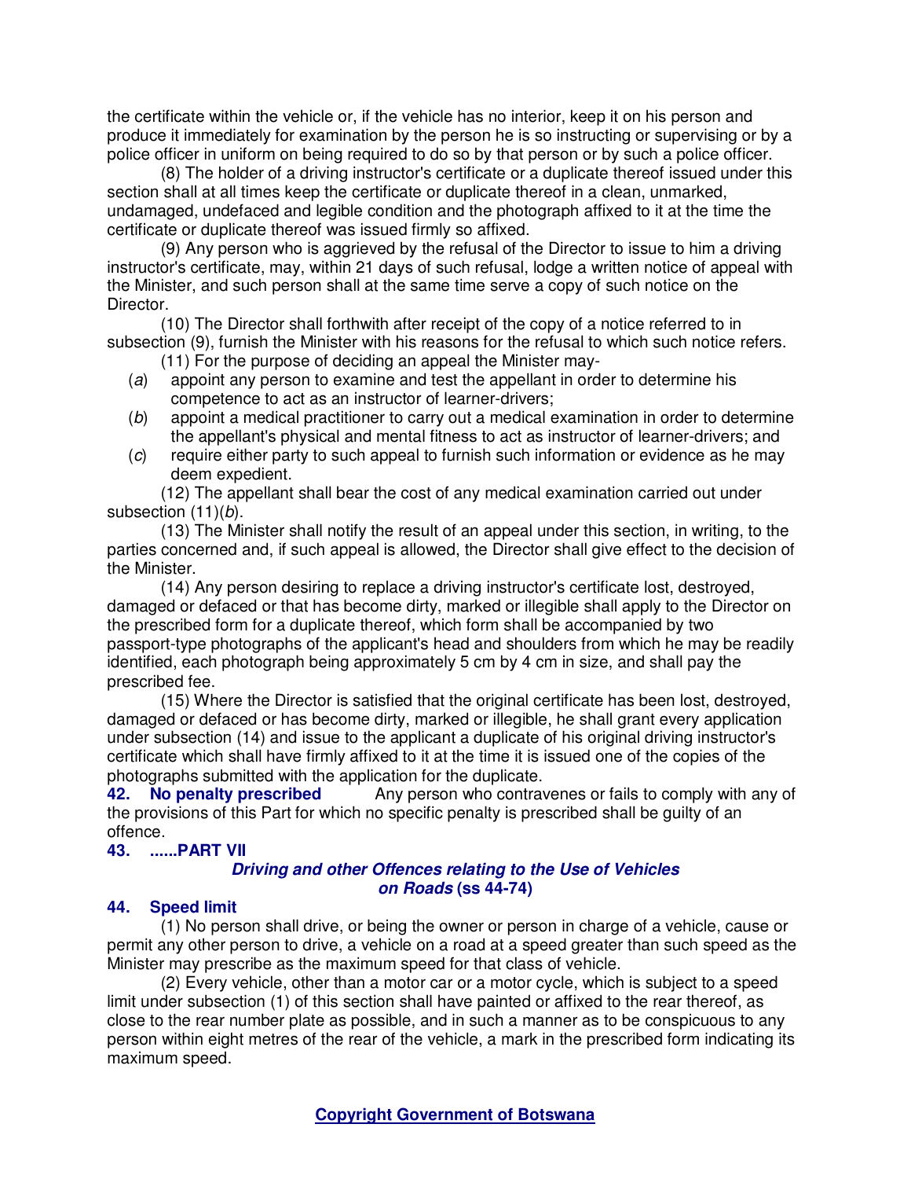the certificate within the vehicle or, if the vehicle has no interior, keep it on his person and produce it immediately for examination by the person he is so instructing or supervising or by a police officer in uniform on being required to do so by that person or by such a police officer.

(8) The holder of a driving instructor's certificate or a duplicate thereof issued under this section shall at all times keep the certificate or duplicate thereof in a clean, unmarked, undamaged, undefaced and legible condition and the photograph affixed to it at the time the certificate or duplicate thereof was issued firmly so affixed.

(9) Any person who is aggrieved by the refusal of the Director to issue to him a driving instructor's certificate, may, within 21 days of such refusal, lodge a written notice of appeal with the Minister, and such person shall at the same time serve a copy of such notice on the Director.

(10) The Director shall forthwith after receipt of the copy of a notice referred to in subsection (9), furnish the Minister with his reasons for the refusal to which such notice refers.

(11) For the purpose of deciding an appeal the Minister may-

(*a*) appoint any person to examine and test the appellant in order to determine his competence to act as an instructor of learner-drivers;

(*b*) appoint a medical practitioner to carry out a medical examination in order to determine the appellant's physical and mental fitness to act as instructor of learner-drivers; and

(*c*) require either party to such appeal to furnish such information or evidence as he may deem expedient.

(12) The appellant shall bear the cost of any medical examination carried out under subsection (11)(*b*).

(13) The Minister shall notify the result of an appeal under this section, in writing, to the parties concerned and, if such appeal is allowed, the Director shall give effect to the decision of the Minister.

(14) Any person desiring to replace a driving instructor's certificate lost, destroyed, damaged or defaced or that has become dirty, marked or illegible shall apply to the Director on the prescribed form for a duplicate thereof, which form shall be accompanied by two passport-type photographs of the applicant's head and shoulders from which he may be readily identified, each photograph being approximately 5 cm by 4 cm in size, and shall pay the prescribed fee.

(15) Where the Director is satisfied that the original certificate has been lost, destroyed, damaged or defaced or has become dirty, marked or illegible, he shall grant every application under subsection (14) and issue to the applicant a duplicate of his original driving instructor's certificate which shall have firmly affixed to it at the time it is issued one of the copies of the photographs submitted with the application for the duplicate.

**42. No penalty prescribed** Any person who contravenes or fails to comply with any of the provisions of this Part for which no specific penalty is prescribed shall be guilty of an offence.

**43. ......PART VII**

***Driving and other Offences relating to the Use of Vehicles on Roads* (ss 44-74)**

**44. Speed limit**

(1) No person shall drive, or being the owner or person in charge of a vehicle, cause or permit any other person to drive, a vehicle on a road at a speed greater than such speed as the Minister may prescribe as the maximum speed for that class of vehicle.

(2) Every vehicle, other than a motor car or a motor cycle, which is subject to a speed limit under subsection (1) of this section shall have painted or affixed to the rear thereof, as close to the rear number plate as possible, and in such a manner as to be conspicuous to any person within eight metres of the rear of the vehicle, a mark in the prescribed form indicating its maximum speed.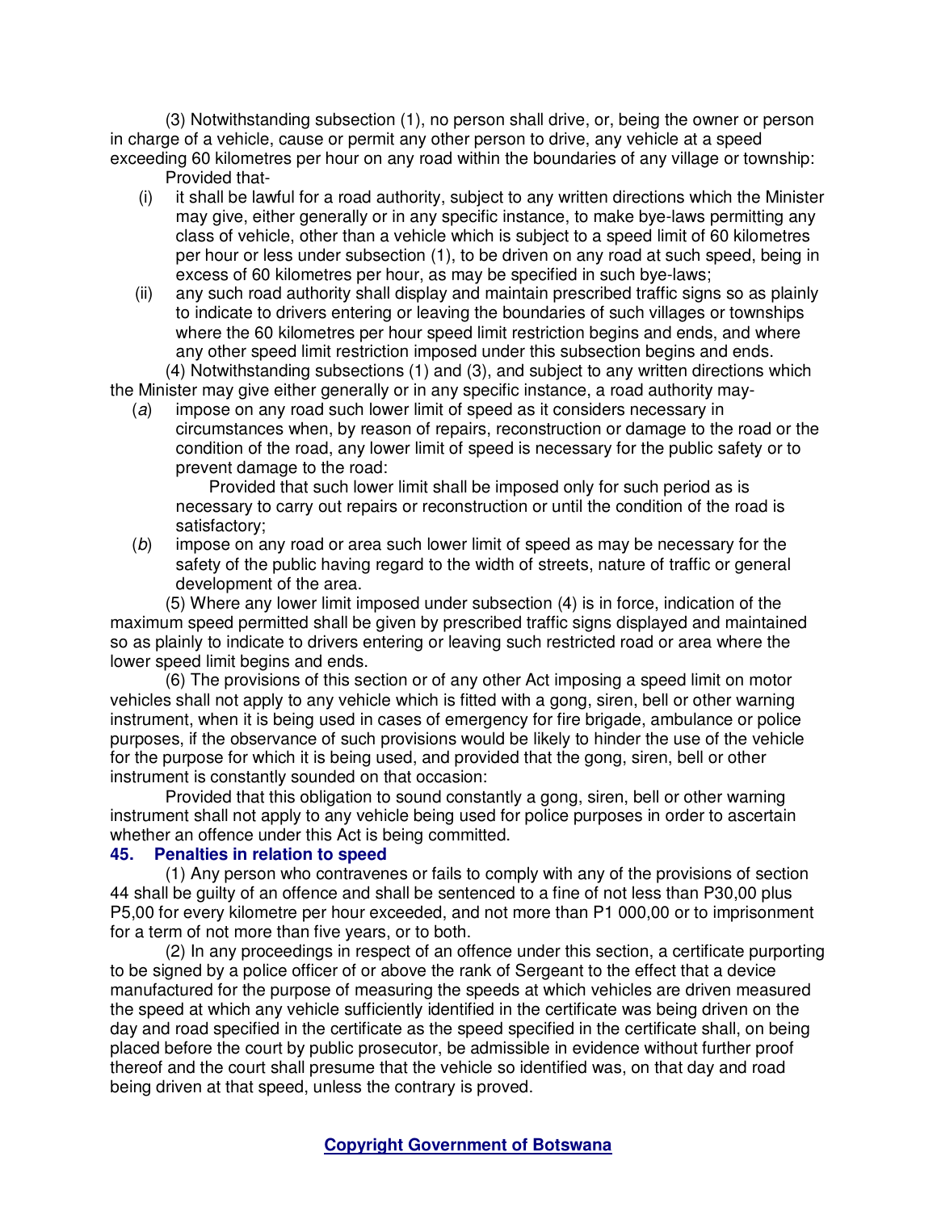(3) Notwithstanding subsection (1), no person shall drive, or, being the owner or person in charge of a vehicle, cause or permit any other person to drive, any vehicle at a speed exceeding 60 kilometres per hour on any road within the boundaries of any village or township:

Provided that-

(i) it shall be lawful for a road authority, subject to any written directions which the Minister may give, either generally or in any specific instance, to make bye-laws permitting any class of vehicle, other than a vehicle which is subject to a speed limit of 60 kilometres per hour or less under subsection (1), to be driven on any road at such speed, being in excess of 60 kilometres per hour, as may be specified in such bye-laws;

(ii) any such road authority shall display and maintain prescribed traffic signs so as plainly to indicate to drivers entering or leaving the boundaries of such villages or townships where the 60 kilometres per hour speed limit restriction begins and ends, and where any other speed limit restriction imposed under this subsection begins and ends.

(4) Notwithstanding subsections (1) and (3), and subject to any written directions which the Minister may give either generally or in any specific instance, a road authority may-

(*a*) impose on any road such lower limit of speed as it considers necessary in circumstances when, by reason of repairs, reconstruction or damage to the road or the condition of the road, any lower limit of speed is necessary for the public safety or to prevent damage to the road:

Provided that such lower limit shall be imposed only for such period as is necessary to carry out repairs or reconstruction or until the condition of the road is satisfactory;

(*b*) impose on any road or area such lower limit of speed as may be necessary for the safety of the public having regard to the width of streets, nature of traffic or general development of the area.

(5) Where any lower limit imposed under subsection (4) is in force, indication of the maximum speed permitted shall be given by prescribed traffic signs displayed and maintained so as plainly to indicate to drivers entering or leaving such restricted road or area where the lower speed limit begins and ends.

(6) The provisions of this section or of any other Act imposing a speed limit on motor vehicles shall not apply to any vehicle which is fitted with a gong, siren, bell or other warning instrument, when it is being used in cases of emergency for fire brigade, ambulance or police purposes, if the observance of such provisions would be likely to hinder the use of the vehicle for the purpose for which it is being used, and provided that the gong, siren, bell or other instrument is constantly sounded on that occasion:

Provided that this obligation to sound constantly a gong, siren, bell or other warning instrument shall not apply to any vehicle being used for police purposes in order to ascertain whether an offence under this Act is being committed.

### 45. Penalties in relation to speed

(1) Any person who contravenes or fails to comply with any of the provisions of section 44 shall be guilty of an offence and shall be sentenced to a fine of not less than P30,00 plus P5,00 for every kilometre per hour exceeded, and not more than P1 000,00 or to imprisonment for a term of not more than five years, or to both.

(2) In any proceedings in respect of an offence under this section, a certificate purporting to be signed by a police officer of or above the rank of Sergeant to the effect that a device manufactured for the purpose of measuring the speeds at which vehicles are driven measured the speed at which any vehicle sufficiently identified in the certificate was being driven on the day and road specified in the certificate as the speed specified in the certificate shall, on being placed before the court by public prosecutor, be admissible in evidence without further proof thereof and the court shall presume that the vehicle so identified was, on that day and road being driven at that speed, unless the contrary is proved.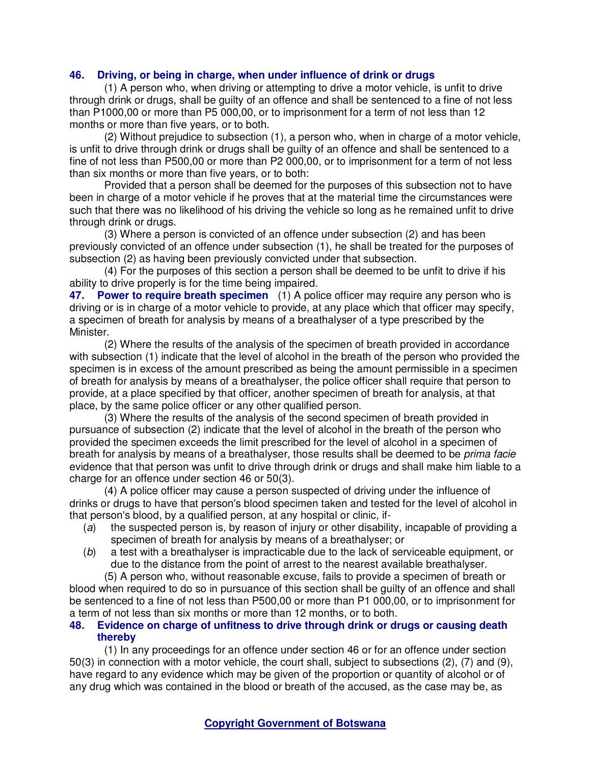**46. Driving, or being in charge, when under influence of drink or drugs**

(1) A person who, when driving or attempting to drive a motor vehicle, is unfit to drive through drink or drugs, shall be guilty of an offence and shall be sentenced to a fine of not less than P1000,00 or more than P5 000,00, or to imprisonment for a term of not less than 12 months or more than five years, or to both.

(2) Without prejudice to subsection (1), a person who, when in charge of a motor vehicle, is unfit to drive through drink or drugs shall be guilty of an offence and shall be sentenced to a fine of not less than P500,00 or more than P2 000,00, or to imprisonment for a term of not less than six months or more than five years, or to both:

Provided that a person shall be deemed for the purposes of this subsection not to have been in charge of a motor vehicle if he proves that at the material time the circumstances were such that there was no likelihood of his driving the vehicle so long as he remained unfit to drive through drink or drugs.

(3) Where a person is convicted of an offence under subsection (2) and has been previously convicted of an offence under subsection (1), he shall be treated for the purposes of subsection (2) as having been previously convicted under that subsection.

(4) For the purposes of this section a person shall be deemed to be unfit to drive if his ability to drive properly is for the time being impaired.

**47. Power to require breath specimen** (1) A police officer may require any person who is driving or is in charge of a motor vehicle to provide, at any place which that officer may specify, a specimen of breath for analysis by means of a breathalyser of a type prescribed by the Minister.

(2) Where the results of the analysis of the specimen of breath provided in accordance with subsection (1) indicate that the level of alcohol in the breath of the person who provided the specimen is in excess of the amount prescribed as being the amount permissible in a specimen of breath for analysis by means of a breathalyser, the police officer shall require that person to provide, at a place specified by that officer, another specimen of breath for analysis, at that place, by the same police officer or any other qualified person.

(3) Where the results of the analysis of the second specimen of breath provided in pursuance of subsection (2) indicate that the level of alcohol in the breath of the person who provided the specimen exceeds the limit prescribed for the level of alcohol in a specimen of breath for analysis by means of a breathalyser, those results shall be deemed to be *prima facie* evidence that that person was unfit to drive through drink or drugs and shall make him liable to a charge for an offence under section 46 or 50(3).

(4) A police officer may cause a person suspected of driving under the influence of drinks or drugs to have that person's blood specimen taken and tested for the level of alcohol in that person's blood, by a qualified person, at any hospital or clinic, if-

(*a*) the suspected person is, by reason of injury or other disability, incapable of providing a specimen of breath for analysis by means of a breathalyser; or

(*b*) a test with a breathalyser is impracticable due to the lack of serviceable equipment, or due to the distance from the point of arrest to the nearest available breathalyser.

(5) A person who, without reasonable excuse, fails to provide a specimen of breath or blood when required to do so in pursuance of this section shall be guilty of an offence and shall be sentenced to a fine of not less than P500,00 or more than P1 000,00, or to imprisonment for a term of not less than six months or more than 12 months, or to both.

**48. Evidence on charge of unfitness to drive through drink or drugs or causing death thereby**

(1) In any proceedings for an offence under section 46 or for an offence under section 50(3) in connection with a motor vehicle, the court shall, subject to subsections (2), (7) and (9), have regard to any evidence which may be given of the proportion or quantity of alcohol or of any drug which was contained in the blood or breath of the accused, as the case may be, as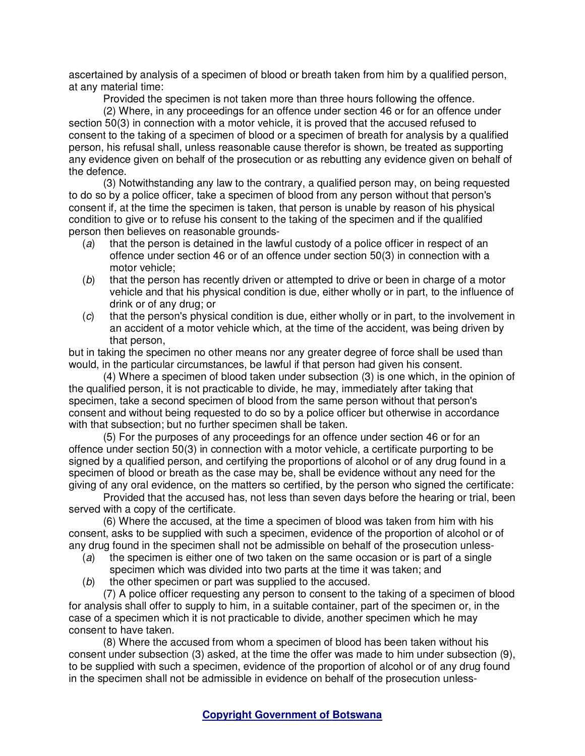ascertained by analysis of a specimen of blood or breath taken from him by a qualified person, at any material time:

Provided the specimen is not taken more than three hours following the offence.

(2) Where, in any proceedings for an offence under section 46 or for an offence under section 50(3) in connection with a motor vehicle, it is proved that the accused refused to consent to the taking of a specimen of blood or a specimen of breath for analysis by a qualified person, his refusal shall, unless reasonable cause therefor is shown, be treated as supporting any evidence given on behalf of the prosecution or as rebutting any evidence given on behalf of the defence.

(3) Notwithstanding any law to the contrary, a qualified person may, on being requested to do so by a police officer, take a specimen of blood from any person without that person's consent if, at the time the specimen is taken, that person is unable by reason of his physical condition to give or to refuse his consent to the taking of the specimen and if the qualified person then believes on reasonable grounds-

(*a*) that the person is detained in the lawful custody of a police officer in respect of an offence under section 46 or of an offence under section 50(3) in connection with a motor vehicle;

(*b*) that the person has recently driven or attempted to drive or been in charge of a motor vehicle and that his physical condition is due, either wholly or in part, to the influence of drink or of any drug; or

(*c*) that the person's physical condition is due, either wholly or in part, to the involvement in an accident of a motor vehicle which, at the time of the accident, was being driven by that person,

but in taking the specimen no other means nor any greater degree of force shall be used than would, in the particular circumstances, be lawful if that person had given his consent.

(4) Where a specimen of blood taken under subsection (3) is one which, in the opinion of the qualified person, it is not practicable to divide, he may, immediately after taking that specimen, take a second specimen of blood from the same person without that person's consent and without being requested to do so by a police officer but otherwise in accordance with that subsection; but no further specimen shall be taken.

(5) For the purposes of any proceedings for an offence under section 46 or for an offence under section 50(3) in connection with a motor vehicle, a certificate purporting to be signed by a qualified person, and certifying the proportions of alcohol or of any drug found in a specimen of blood or breath as the case may be, shall be evidence without any need for the giving of any oral evidence, on the matters so certified, by the person who signed the certificate:

Provided that the accused has, not less than seven days before the hearing or trial, been served with a copy of the certificate.

(6) Where the accused, at the time a specimen of blood was taken from him with his consent, asks to be supplied with such a specimen, evidence of the proportion of alcohol or of any drug found in the specimen shall not be admissible on behalf of the prosecution unless-

(*a*) the specimen is either one of two taken on the same occasion or is part of a single specimen which was divided into two parts at the time it was taken; and

(*b*) the other specimen or part was supplied to the accused.

(7) A police officer requesting any person to consent to the taking of a specimen of blood for analysis shall offer to supply to him, in a suitable container, part of the specimen or, in the case of a specimen which it is not practicable to divide, another specimen which he may consent to have taken.

(8) Where the accused from whom a specimen of blood has been taken without his consent under subsection (3) asked, at the time the offer was made to him under subsection (9), to be supplied with such a specimen, evidence of the proportion of alcohol or of any drug found in the specimen shall not be admissible in evidence on behalf of the prosecution unless-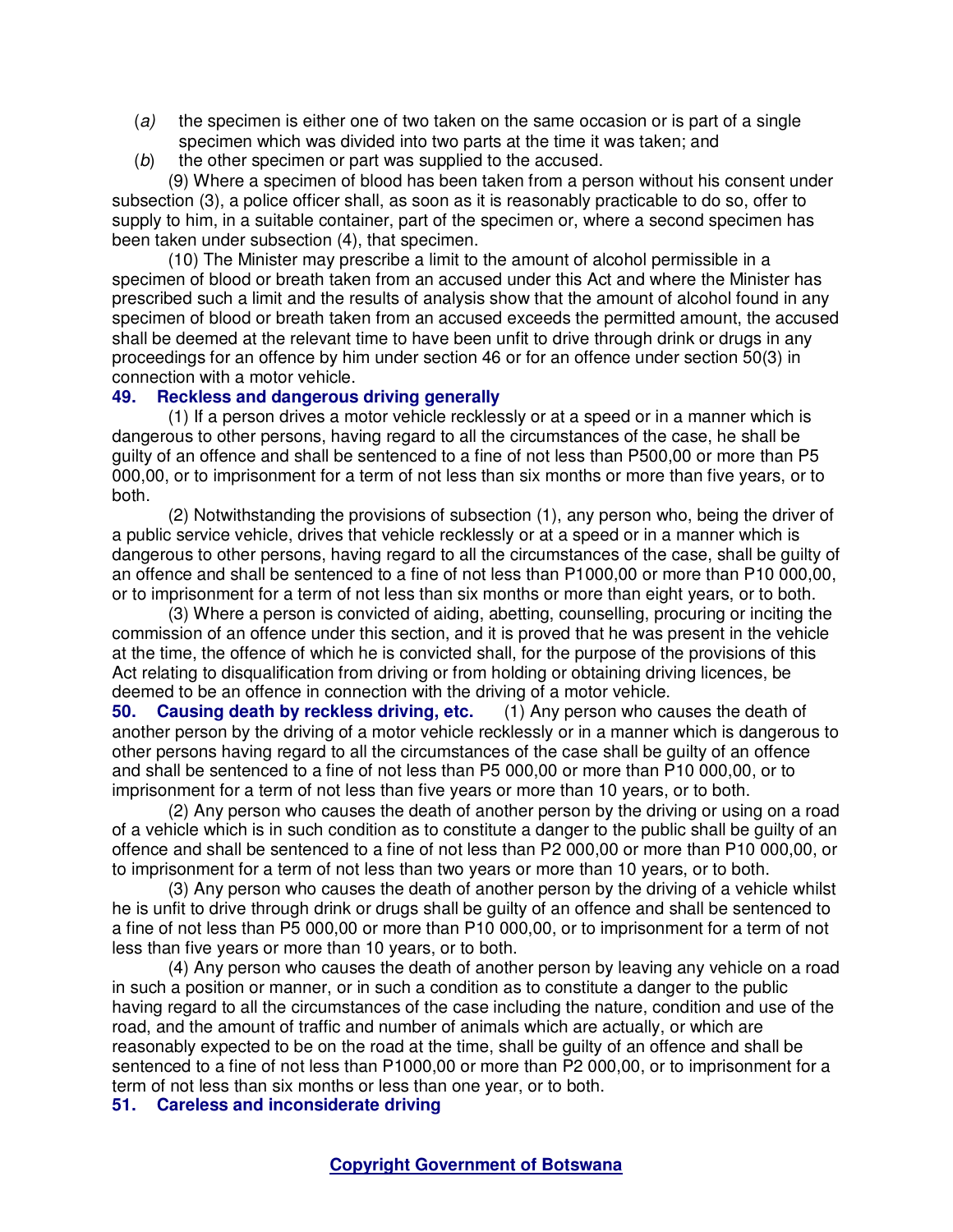(*a*) the specimen is either one of two taken on the same occasion or is part of a single specimen which was divided into two parts at the time it was taken; and

(*b*) the other specimen or part was supplied to the accused.

(9) Where a specimen of blood has been taken from a person without his consent under subsection (3), a police officer shall, as soon as it is reasonably practicable to do so, offer to supply to him, in a suitable container, part of the specimen or, where a second specimen has been taken under subsection (4), that specimen.

(10) The Minister may prescribe a limit to the amount of alcohol permissible in a specimen of blood or breath taken from an accused under this Act and where the Minister has prescribed such a limit and the results of analysis show that the amount of alcohol found in any specimen of blood or breath taken from an accused exceeds the permitted amount, the accused shall be deemed at the relevant time to have been unfit to drive through drink or drugs in any proceedings for an offence by him under section 46 or for an offence under section 50(3) in connection with a motor vehicle.

**49. Reckless and dangerous driving generally**

(1) If a person drives a motor vehicle recklessly or at a speed or in a manner which is dangerous to other persons, having regard to all the circumstances of the case, he shall be guilty of an offence and shall be sentenced to a fine of not less than P500,00 or more than P5 000,00, or to imprisonment for a term of not less than six months or more than five years, or to both.

(2) Notwithstanding the provisions of subsection (1), any person who, being the driver of a public service vehicle, drives that vehicle recklessly or at a speed or in a manner which is dangerous to other persons, having regard to all the circumstances of the case, shall be guilty of an offence and shall be sentenced to a fine of not less than P1000,00 or more than P10 000,00, or to imprisonment for a term of not less than six months or more than eight years, or to both.

(3) Where a person is convicted of aiding, abetting, counselling, procuring or inciting the commission of an offence under this section, and it is proved that he was present in the vehicle at the time, the offence of which he is convicted shall, for the purpose of the provisions of this Act relating to disqualification from driving or from holding or obtaining driving licences, be deemed to be an offence in connection with the driving of a motor vehicle.

**50. Causing death by reckless driving, etc.** (1) Any person who causes the death of another person by the driving of a motor vehicle recklessly or in a manner which is dangerous to other persons having regard to all the circumstances of the case shall be guilty of an offence and shall be sentenced to a fine of not less than P5 000,00 or more than P10 000,00, or to imprisonment for a term of not less than five years or more than 10 years, or to both.

(2) Any person who causes the death of another person by the driving or using on a road of a vehicle which is in such condition as to constitute a danger to the public shall be guilty of an offence and shall be sentenced to a fine of not less than P2 000,00 or more than P10 000,00, or to imprisonment for a term of not less than two years or more than 10 years, or to both.

(3) Any person who causes the death of another person by the driving of a vehicle whilst he is unfit to drive through drink or drugs shall be guilty of an offence and shall be sentenced to a fine of not less than P5 000,00 or more than P10 000,00, or to imprisonment for a term of not less than five years or more than 10 years, or to both.

(4) Any person who causes the death of another person by leaving any vehicle on a road in such a position or manner, or in such a condition as to constitute a danger to the public having regard to all the circumstances of the case including the nature, condition and use of the road, and the amount of traffic and number of animals which are actually, or which are reasonably expected to be on the road at the time, shall be guilty of an offence and shall be sentenced to a fine of not less than P1000,00 or more than P2 000,00, or to imprisonment for a term of not less than six months or less than one year, or to both.

**51. Careless and inconsiderate driving**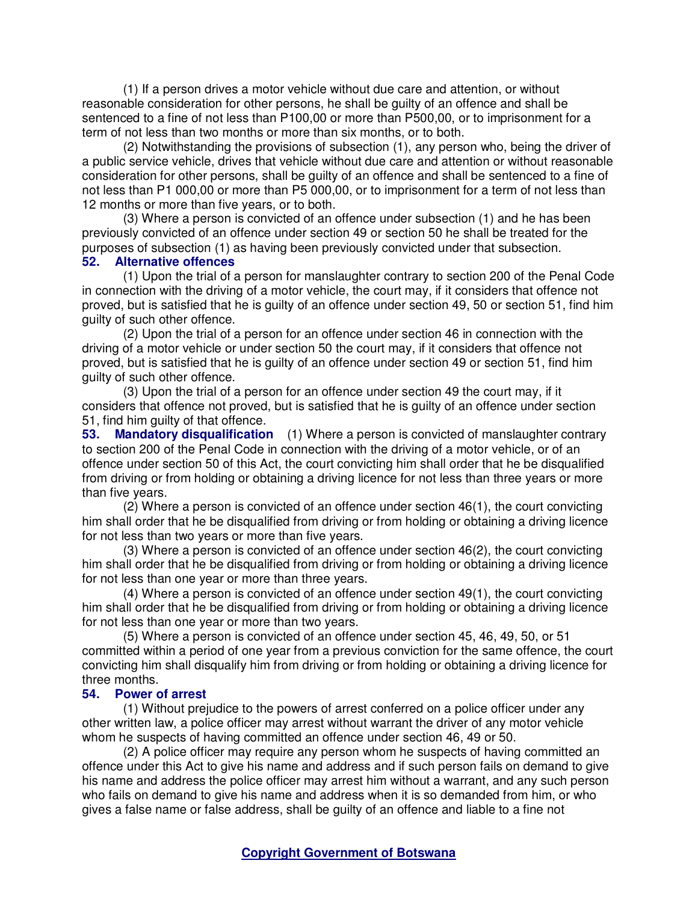(1) If a person drives a motor vehicle without due care and attention, or without reasonable consideration for other persons, he shall be guilty of an offence and shall be sentenced to a fine of not less than P100,00 or more than P500,00, or to imprisonment for a term of not less than two months or more than six months, or to both.

(2) Notwithstanding the provisions of subsection (1), any person who, being the driver of a public service vehicle, drives that vehicle without due care and attention or without reasonable consideration for other persons, shall be guilty of an offence and shall be sentenced to a fine of not less than P1 000,00 or more than P5 000,00, or to imprisonment for a term of not less than 12 months or more than five years, or to both.

(3) Where a person is convicted of an offence under subsection (1) and he has been previously convicted of an offence under section 49 or section 50 he shall be treated for the purposes of subsection (1) as having been previously convicted under that subsection.

**52. Alternative offences**

(1) Upon the trial of a person for manslaughter contrary to section 200 of the Penal Code in connection with the driving of a motor vehicle, the court may, if it considers that offence not proved, but is satisfied that he is guilty of an offence under section 49, 50 or section 51, find him guilty of such other offence.

(2) Upon the trial of a person for an offence under section 46 in connection with the driving of a motor vehicle or under section 50 the court may, if it considers that offence not proved, but is satisfied that he is guilty of an offence under section 49 or section 51, find him guilty of such other offence.

(3) Upon the trial of a person for an offence under section 49 the court may, if it considers that offence not proved, but is satisfied that he is guilty of an offence under section 51, find him guilty of that offence.

**53. Mandatory disqualification** (1) Where a person is convicted of manslaughter contrary to section 200 of the Penal Code in connection with the driving of a motor vehicle, or of an offence under section 50 of this Act, the court convicting him shall order that he be disqualified from driving or from holding or obtaining a driving licence for not less than three years or more than five years.

(2) Where a person is convicted of an offence under section 46(1), the court convicting him shall order that he be disqualified from driving or from holding or obtaining a driving licence for not less than two years or more than five years.

(3) Where a person is convicted of an offence under section 46(2), the court convicting him shall order that he be disqualified from driving or from holding or obtaining a driving licence for not less than one year or more than three years.

(4) Where a person is convicted of an offence under section 49(1), the court convicting him shall order that he be disqualified from driving or from holding or obtaining a driving licence for not less than one year or more than two years.

(5) Where a person is convicted of an offence under section 45, 46, 49, 50, or 51 committed within a period of one year from a previous conviction for the same offence, the court convicting him shall disqualify him from driving or from holding or obtaining a driving licence for three months.

**54. Power of arrest**

(1) Without prejudice to the powers of arrest conferred on a police officer under any other written law, a police officer may arrest without warrant the driver of any motor vehicle whom he suspects of having committed an offence under section 46, 49 or 50.

(2) A police officer may require any person whom he suspects of having committed an offence under this Act to give his name and address and if such person fails on demand to give his name and address the police officer may arrest him without a warrant, and any such person who fails on demand to give his name and address when it is so demanded from him, or who gives a false name or false address, shall be guilty of an offence and liable to a fine not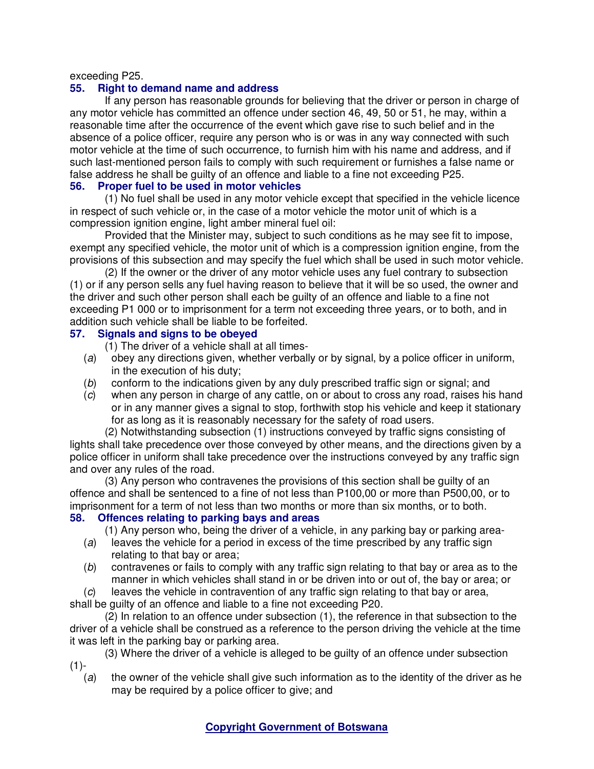exceeding P25.

### 55. Right to demand name and address

If any person has reasonable grounds for believing that the driver or person in charge of any motor vehicle has committed an offence under section 46, 49, 50 or 51, he may, within a reasonable time after the occurrence of the event which gave rise to such belief and in the absence of a police officer, require any person who is or was in any way connected with such motor vehicle at the time of such occurrence, to furnish him with his name and address, and if such last-mentioned person fails to comply with such requirement or furnishes a false name or false address he shall be guilty of an offence and liable to a fine not exceeding P25.

### 56. Proper fuel to be used in motor vehicles

(1) No fuel shall be used in any motor vehicle except that specified in the vehicle licence in respect of such vehicle or, in the case of a motor vehicle the motor unit of which is a compression ignition engine, light amber mineral fuel oil:

Provided that the Minister may, subject to such conditions as he may see fit to impose, exempt any specified vehicle, the motor unit of which is a compression ignition engine, from the provisions of this subsection and may specify the fuel which shall be used in such motor vehicle.

(2) If the owner or the driver of any motor vehicle uses any fuel contrary to subsection (1) or if any person sells any fuel having reason to believe that it will be so used, the owner and the driver and such other person shall each be guilty of an offence and liable to a fine not exceeding P1 000 or to imprisonment for a term not exceeding three years, or to both, and in addition such vehicle shall be liable to be forfeited.

### 57. Signals and signs to be obeyed

(1) The driver of a vehicle shall at all times-

(*a*) obey any directions given, whether verbally or by signal, by a police officer in uniform, in the execution of his duty;

(*b*) conform to the indications given by any duly prescribed traffic sign or signal; and

(*c*) when any person in charge of any cattle, on or about to cross any road, raises his hand or in any manner gives a signal to stop, forthwith stop his vehicle and keep it stationary for as long as it is reasonably necessary for the safety of road users.

(2) Notwithstanding subsection (1) instructions conveyed by traffic signs consisting of lights shall take precedence over those conveyed by other means, and the directions given by a police officer in uniform shall take precedence over the instructions conveyed by any traffic sign and over any rules of the road.

(3) Any person who contravenes the provisions of this section shall be guilty of an offence and shall be sentenced to a fine of not less than P100,00 or more than P500,00, or to imprisonment for a term of not less than two months or more than six months, or to both.

### 58. Offences relating to parking bays and areas

(1) Any person who, being the driver of a vehicle, in any parking bay or parking area-

(*a*) leaves the vehicle for a period in excess of the time prescribed by any traffic sign relating to that bay or area;

(*b*) contravenes or fails to comply with any traffic sign relating to that bay or area as to the manner in which vehicles shall stand in or be driven into or out of, the bay or area; or

(*c*) leaves the vehicle in contravention of any traffic sign relating to that bay or area,

shall be guilty of an offence and liable to a fine not exceeding P20.

(2) In relation to an offence under subsection (1), the reference in that subsection to the driver of a vehicle shall be construed as a reference to the person driving the vehicle at the time it was left in the parking bay or parking area.

(3) Where the driver of a vehicle is alleged to be guilty of an offence under subsection (1)-

(*a*) the owner of the vehicle shall give such information as to the identity of the driver as he may be required by a police officer to give; and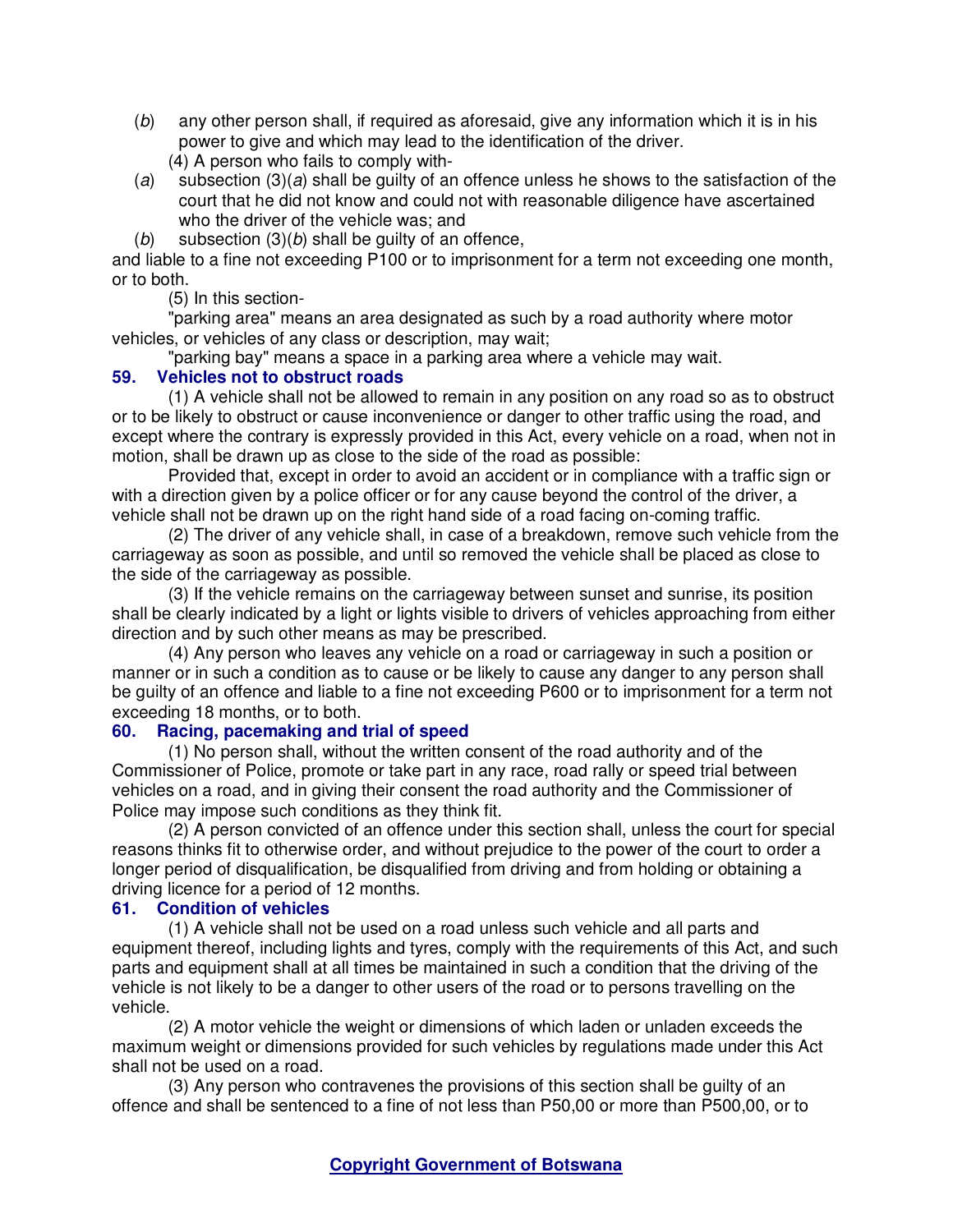(*b*) any other person shall, if required as aforesaid, give any information which it is in his power to give and which may lead to the identification of the driver.

(4) A person who fails to comply with-

(*a*) subsection (3)(*a*) shall be guilty of an offence unless he shows to the satisfaction of the court that he did not know and could not with reasonable diligence have ascertained who the driver of the vehicle was; and

(*b*) subsection (3)(*b*) shall be guilty of an offence,

and liable to a fine not exceeding P100 or to imprisonment for a term not exceeding one month, or to both.

(5) In this section-

"parking area" means an area designated as such by a road authority where motor vehicles, or vehicles of any class or description, may wait;

"parking bay" means a space in a parking area where a vehicle may wait.

### 59. Vehicles not to obstruct roads

(1) A vehicle shall not be allowed to remain in any position on any road so as to obstruct or to be likely to obstruct or cause inconvenience or danger to other traffic using the road, and except where the contrary is expressly provided in this Act, every vehicle on a road, when not in motion, shall be drawn up as close to the side of the road as possible:

Provided that, except in order to avoid an accident or in compliance with a traffic sign or with a direction given by a police officer or for any cause beyond the control of the driver, a vehicle shall not be drawn up on the right hand side of a road facing on-coming traffic.

(2) The driver of any vehicle shall, in case of a breakdown, remove such vehicle from the carriageway as soon as possible, and until so removed the vehicle shall be placed as close to the side of the carriageway as possible.

(3) If the vehicle remains on the carriageway between sunset and sunrise, its position shall be clearly indicated by a light or lights visible to drivers of vehicles approaching from either direction and by such other means as may be prescribed.

(4) Any person who leaves any vehicle on a road or carriageway in such a position or manner or in such a condition as to cause or be likely to cause any danger to any person shall be guilty of an offence and liable to a fine not exceeding P600 or to imprisonment for a term not exceeding 18 months, or to both.

### 60. Racing, pacemaking and trial of speed

(1) No person shall, without the written consent of the road authority and of the Commissioner of Police, promote or take part in any race, road rally or speed trial between vehicles on a road, and in giving their consent the road authority and the Commissioner of Police may impose such conditions as they think fit.

(2) A person convicted of an offence under this section shall, unless the court for special reasons thinks fit to otherwise order, and without prejudice to the power of the court to order a longer period of disqualification, be disqualified from driving and from holding or obtaining a driving licence for a period of 12 months.

### 61. Condition of vehicles

(1) A vehicle shall not be used on a road unless such vehicle and all parts and equipment thereof, including lights and tyres, comply with the requirements of this Act, and such parts and equipment shall at all times be maintained in such a condition that the driving of the vehicle is not likely to be a danger to other users of the road or to persons travelling on the vehicle.

(2) A motor vehicle the weight or dimensions of which laden or unladen exceeds the maximum weight or dimensions provided for such vehicles by regulations made under this Act shall not be used on a road.

(3) Any person who contravenes the provisions of this section shall be guilty of an offence and shall be sentenced to a fine of not less than P50,00 or more than P500,00, or to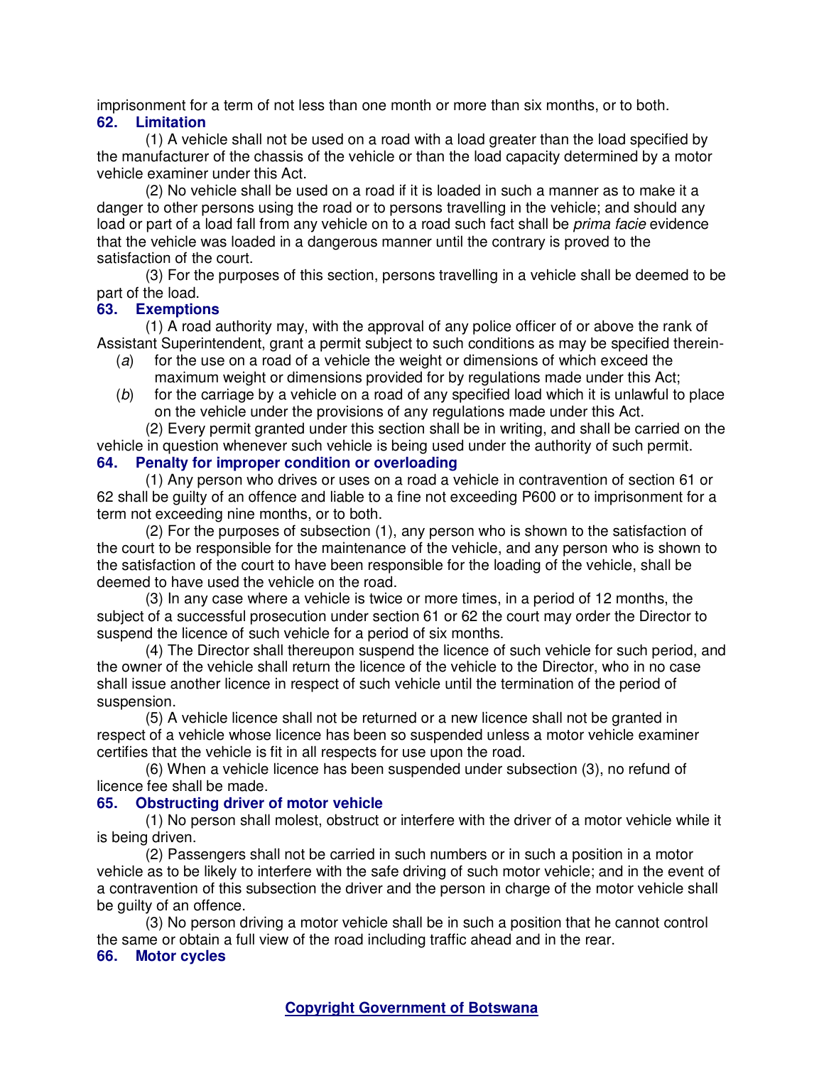imprisonment for a term of not less than one month or more than six months, or to both.

### 62. Limitation

(1) A vehicle shall not be used on a road with a load greater than the load specified by the manufacturer of the chassis of the vehicle or than the load capacity determined by a motor vehicle examiner under this Act.

(2) No vehicle shall be used on a road if it is loaded in such a manner as to make it a danger to other persons using the road or to persons travelling in the vehicle; and should any load or part of a load fall from any vehicle on to a road such fact shall be *prima facie* evidence that the vehicle was loaded in a dangerous manner until the contrary is proved to the satisfaction of the court.

(3) For the purposes of this section, persons travelling in a vehicle shall be deemed to be part of the load.

### 63. Exemptions

(1) A road authority may, with the approval of any police officer of or above the rank of Assistant Superintendent, grant a permit subject to such conditions as may be specified therein-

(*a*) for the use on a road of a vehicle the weight or dimensions of which exceed the maximum weight or dimensions provided for by regulations made under this Act;

(*b*) for the carriage by a vehicle on a road of any specified load which it is unlawful to place on the vehicle under the provisions of any regulations made under this Act.

(2) Every permit granted under this section shall be in writing, and shall be carried on the vehicle in question whenever such vehicle is being used under the authority of such permit.

### 64. Penalty for improper condition or overloading

(1) Any person who drives or uses on a road a vehicle in contravention of section 61 or 62 shall be guilty of an offence and liable to a fine not exceeding P600 or to imprisonment for a term not exceeding nine months, or to both.

(2) For the purposes of subsection (1), any person who is shown to the satisfaction of the court to be responsible for the maintenance of the vehicle, and any person who is shown to the satisfaction of the court to have been responsible for the loading of the vehicle, shall be deemed to have used the vehicle on the road.

(3) In any case where a vehicle is twice or more times, in a period of 12 months, the subject of a successful prosecution under section 61 or 62 the court may order the Director to suspend the licence of such vehicle for a period of six months.

(4) The Director shall thereupon suspend the licence of such vehicle for such period, and the owner of the vehicle shall return the licence of the vehicle to the Director, who in no case shall issue another licence in respect of such vehicle until the termination of the period of suspension.

(5) A vehicle licence shall not be returned or a new licence shall not be granted in respect of a vehicle whose licence has been so suspended unless a motor vehicle examiner certifies that the vehicle is fit in all respects for use upon the road.

(6) When a vehicle licence has been suspended under subsection (3), no refund of licence fee shall be made.

### 65. Obstructing driver of motor vehicle

(1) No person shall molest, obstruct or interfere with the driver of a motor vehicle while it is being driven.

(2) Passengers shall not be carried in such numbers or in such a position in a motor vehicle as to be likely to interfere with the safe driving of such motor vehicle; and in the event of a contravention of this subsection the driver and the person in charge of the motor vehicle shall be guilty of an offence.

(3) No person driving a motor vehicle shall be in such a position that he cannot control the same or obtain a full view of the road including traffic ahead and in the rear.

### 66. Motor cycles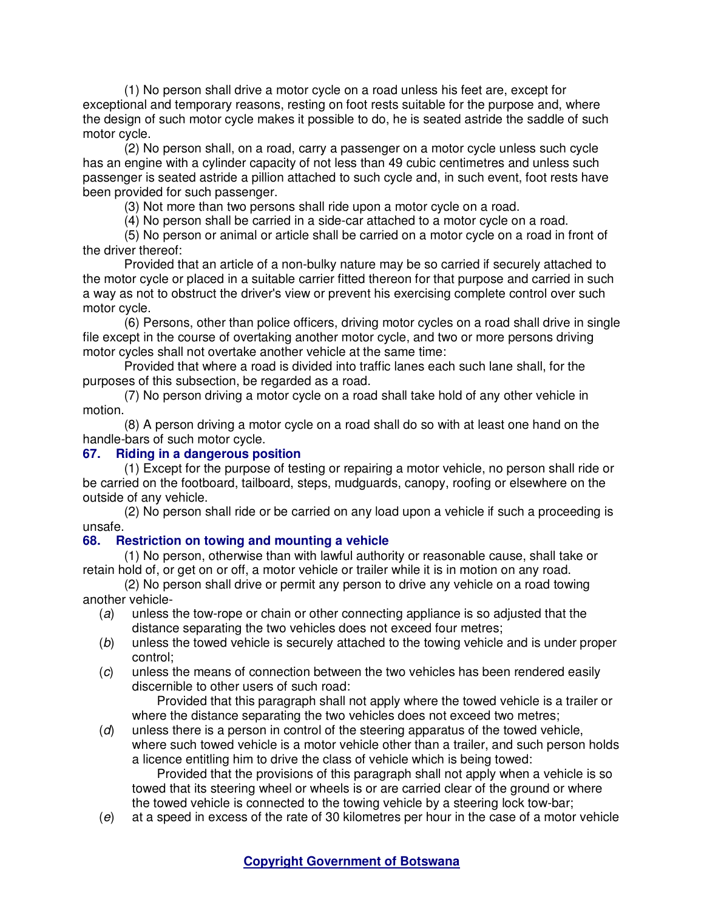(1) No person shall drive a motor cycle on a road unless his feet are, except for exceptional and temporary reasons, resting on foot rests suitable for the purpose and, where the design of such motor cycle makes it possible to do, he is seated astride the saddle of such motor cycle.

(2) No person shall, on a road, carry a passenger on a motor cycle unless such cycle has an engine with a cylinder capacity of not less than 49 cubic centimetres and unless such passenger is seated astride a pillion attached to such cycle and, in such event, foot rests have been provided for such passenger.

(3) Not more than two persons shall ride upon a motor cycle on a road.

(4) No person shall be carried in a side-car attached to a motor cycle on a road.

(5) No person or animal or article shall be carried on a motor cycle on a road in front of the driver thereof:

Provided that an article of a non-bulky nature may be so carried if securely attached to the motor cycle or placed in a suitable carrier fitted thereon for that purpose and carried in such a way as not to obstruct the driver's view or prevent his exercising complete control over such motor cycle.

(6) Persons, other than police officers, driving motor cycles on a road shall drive in single file except in the course of overtaking another motor cycle, and two or more persons driving motor cycles shall not overtake another vehicle at the same time:

Provided that where a road is divided into traffic lanes each such lane shall, for the purposes of this subsection, be regarded as a road.

(7) No person driving a motor cycle on a road shall take hold of any other vehicle in motion.

(8) A person driving a motor cycle on a road shall do so with at least one hand on the handle-bars of such motor cycle.

### 67. Riding in a dangerous position

(1) Except for the purpose of testing or repairing a motor vehicle, no person shall ride or be carried on the footboard, tailboard, steps, mudguards, canopy, roofing or elsewhere on the outside of any vehicle.

(2) No person shall ride or be carried on any load upon a vehicle if such a proceeding is unsafe.

### 68. Restriction on towing and mounting a vehicle

(1) No person, otherwise than with lawful authority or reasonable cause, shall take or retain hold of, or get on or off, a motor vehicle or trailer while it is in motion on any road.

(2) No person shall drive or permit any person to drive any vehicle on a road towing another vehicle-

(*a*) unless the tow-rope or chain or other connecting appliance is so adjusted that the distance separating the two vehicles does not exceed four metres;

(*b*) unless the towed vehicle is securely attached to the towing vehicle and is under proper control;

(*c*) unless the means of connection between the two vehicles has been rendered easily discernible to other users of such road:

Provided that this paragraph shall not apply where the towed vehicle is a trailer or where the distance separating the two vehicles does not exceed two metres;

(*d*) unless there is a person in control of the steering apparatus of the towed vehicle, where such towed vehicle is a motor vehicle other than a trailer, and such person holds a licence entitling him to drive the class of vehicle which is being towed:

Provided that the provisions of this paragraph shall not apply when a vehicle is so towed that its steering wheel or wheels is or are carried clear of the ground or where the towed vehicle is connected to the towing vehicle by a steering lock tow-bar;

(*e*) at a speed in excess of the rate of 30 kilometres per hour in the case of a motor vehicle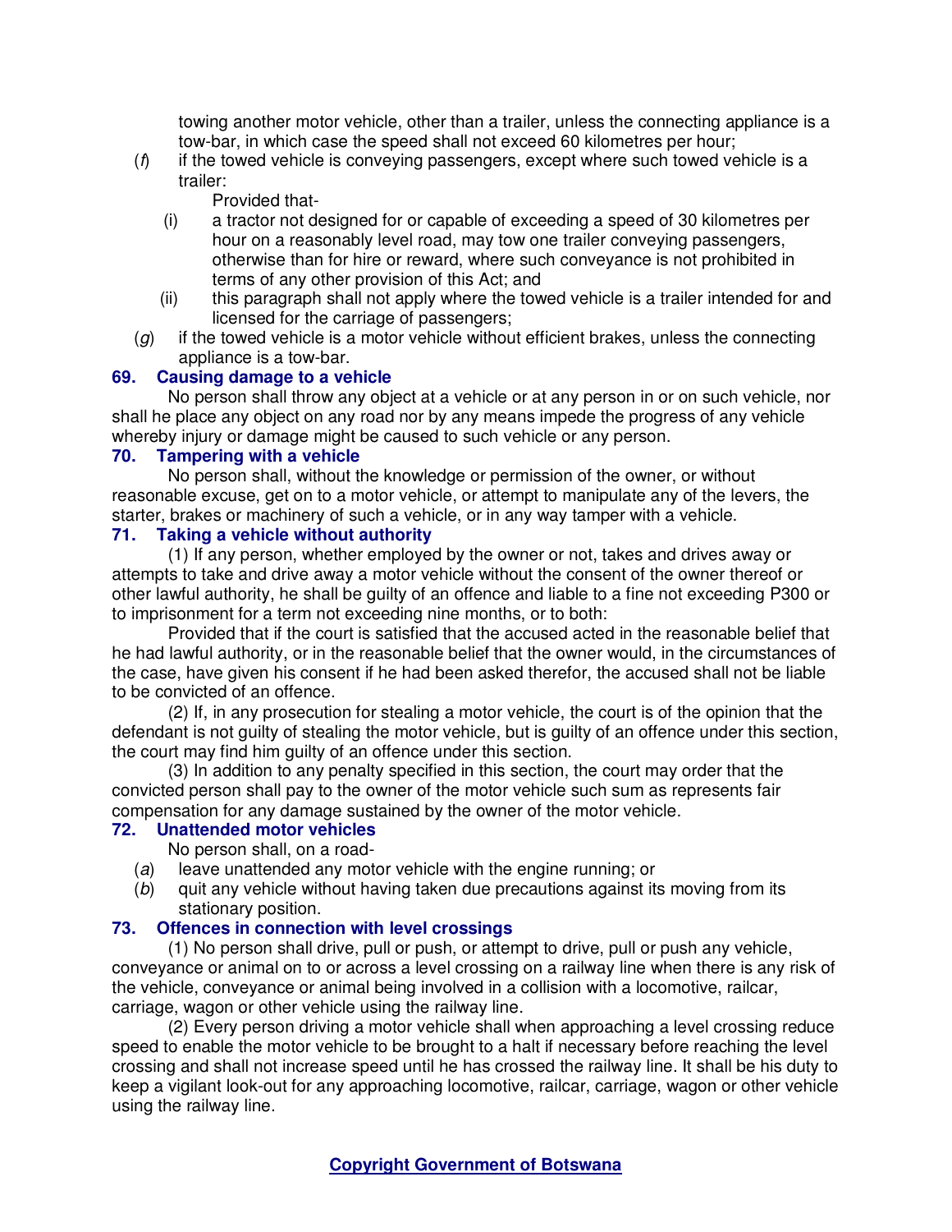towing another motor vehicle, other than a trailer, unless the connecting appliance is a tow-bar, in which case the speed shall not exceed 60 kilometres per hour;

(*f*) if the towed vehicle is conveying passengers, except where such towed vehicle is a trailer:

Provided that-

(i) a tractor not designed for or capable of exceeding a speed of 30 kilometres per hour on a reasonably level road, may tow one trailer conveying passengers, otherwise than for hire or reward, where such conveyance is not prohibited in terms of any other provision of this Act; and

(ii) this paragraph shall not apply where the towed vehicle is a trailer intended for and licensed for the carriage of passengers;

(*g*) if the towed vehicle is a motor vehicle without efficient brakes, unless the connecting appliance is a tow-bar.

### 69. Causing damage to a vehicle

No person shall throw any object at a vehicle or at any person in or on such vehicle, nor shall he place any object on any road nor by any means impede the progress of any vehicle whereby injury or damage might be caused to such vehicle or any person.

### 70. Tampering with a vehicle

No person shall, without the knowledge or permission of the owner, or without reasonable excuse, get on to a motor vehicle, or attempt to manipulate any of the levers, the starter, brakes or machinery of such a vehicle, or in any way tamper with a vehicle.

### 71. Taking a vehicle without authority

(1) If any person, whether employed by the owner or not, takes and drives away or attempts to take and drive away a motor vehicle without the consent of the owner thereof or other lawful authority, he shall be guilty of an offence and liable to a fine not exceeding P300 or to imprisonment for a term not exceeding nine months, or to both:

Provided that if the court is satisfied that the accused acted in the reasonable belief that he had lawful authority, or in the reasonable belief that the owner would, in the circumstances of the case, have given his consent if he had been asked therefor, the accused shall not be liable to be convicted of an offence.

(2) If, in any prosecution for stealing a motor vehicle, the court is of the opinion that the defendant is not guilty of stealing the motor vehicle, but is guilty of an offence under this section, the court may find him guilty of an offence under this section.

(3) In addition to any penalty specified in this section, the court may order that the convicted person shall pay to the owner of the motor vehicle such sum as represents fair compensation for any damage sustained by the owner of the motor vehicle.

### 72. Unattended motor vehicles

No person shall, on a road-

(*a*) leave unattended any motor vehicle with the engine running; or

(*b*) quit any vehicle without having taken due precautions against its moving from its stationary position.

### 73. Offences in connection with level crossings

(1) No person shall drive, pull or push, or attempt to drive, pull or push any vehicle, conveyance or animal on to or across a level crossing on a railway line when there is any risk of the vehicle, conveyance or animal being involved in a collision with a locomotive, railcar, carriage, wagon or other vehicle using the railway line.

(2) Every person driving a motor vehicle shall when approaching a level crossing reduce speed to enable the motor vehicle to be brought to a halt if necessary before reaching the level crossing and shall not increase speed until he has crossed the railway line. It shall be his duty to keep a vigilant look-out for any approaching locomotive, railcar, carriage, wagon or other vehicle using the railway line.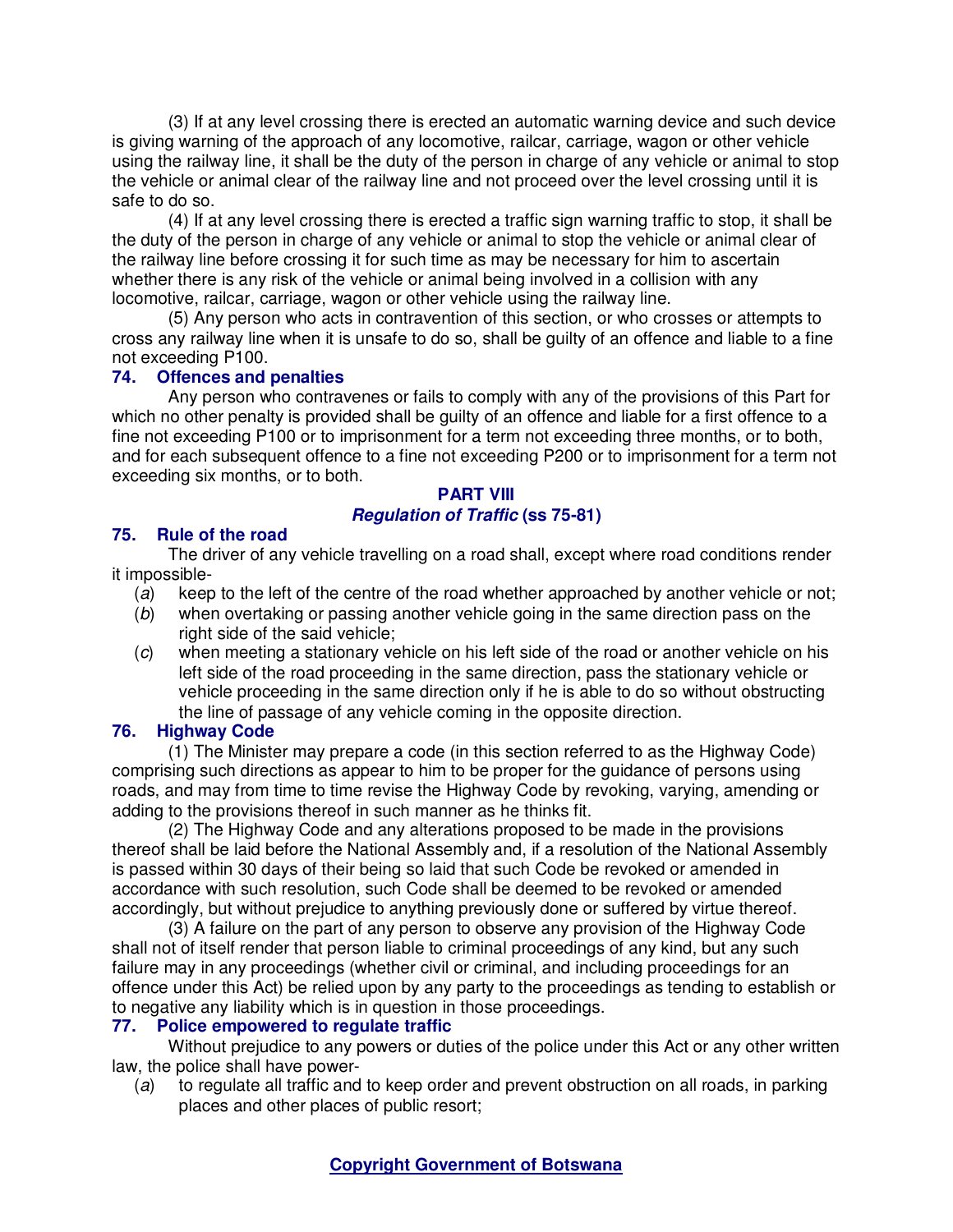(3) If at any level crossing there is erected an automatic warning device and such device is giving warning of the approach of any locomotive, railcar, carriage, wagon or other vehicle using the railway line, it shall be the duty of the person in charge of any vehicle or animal to stop the vehicle or animal clear of the railway line and not proceed over the level crossing until it is safe to do so.

(4) If at any level crossing there is erected a traffic sign warning traffic to stop, it shall be the duty of the person in charge of any vehicle or animal to stop the vehicle or animal clear of the railway line before crossing it for such time as may be necessary for him to ascertain whether there is any risk of the vehicle or animal being involved in a collision with any locomotive, railcar, carriage, wagon or other vehicle using the railway line.

(5) Any person who acts in contravention of this section, or who crosses or attempts to cross any railway line when it is unsafe to do so, shall be guilty of an offence and liable to a fine not exceeding P100.

### 74. Offences and penalties

Any person who contravenes or fails to comply with any of the provisions of this Part for which no other penalty is provided shall be guilty of an offence and liable for a first offence to a fine not exceeding P100 or to imprisonment for a term not exceeding three months, or to both, and for each subsequent offence to a fine not exceeding P200 or to imprisonment for a term not exceeding six months, or to both.

## PART VIII
## *Regulation of Traffic* (ss 75-81)

### 75. Rule of the road

The driver of any vehicle travelling on a road shall, except where road conditions render it impossible-

(*a*) keep to the left of the centre of the road whether approached by another vehicle or not;

(*b*) when overtaking or passing another vehicle going in the same direction pass on the right side of the said vehicle;

(*c*) when meeting a stationary vehicle on his left side of the road or another vehicle on his left side of the road proceeding in the same direction, pass the stationary vehicle or vehicle proceeding in the same direction only if he is able to do so without obstructing the line of passage of any vehicle coming in the opposite direction.

### 76. Highway Code

(1) The Minister may prepare a code (in this section referred to as the Highway Code) comprising such directions as appear to him to be proper for the guidance of persons using roads, and may from time to time revise the Highway Code by revoking, varying, amending or adding to the provisions thereof in such manner as he thinks fit.

(2) The Highway Code and any alterations proposed to be made in the provisions thereof shall be laid before the National Assembly and, if a resolution of the National Assembly is passed within 30 days of their being so laid that such Code be revoked or amended in accordance with such resolution, such Code shall be deemed to be revoked or amended accordingly, but without prejudice to anything previously done or suffered by virtue thereof.

(3) A failure on the part of any person to observe any provision of the Highway Code shall not of itself render that person liable to criminal proceedings of any kind, but any such failure may in any proceedings (whether civil or criminal, and including proceedings for an offence under this Act) be relied upon by any party to the proceedings as tending to establish or to negative any liability which is in question in those proceedings.

### 77. Police empowered to regulate traffic

Without prejudice to any powers or duties of the police under this Act or any other written law, the police shall have power-

(*a*) to regulate all traffic and to keep order and prevent obstruction on all roads, in parking places and other places of public resort;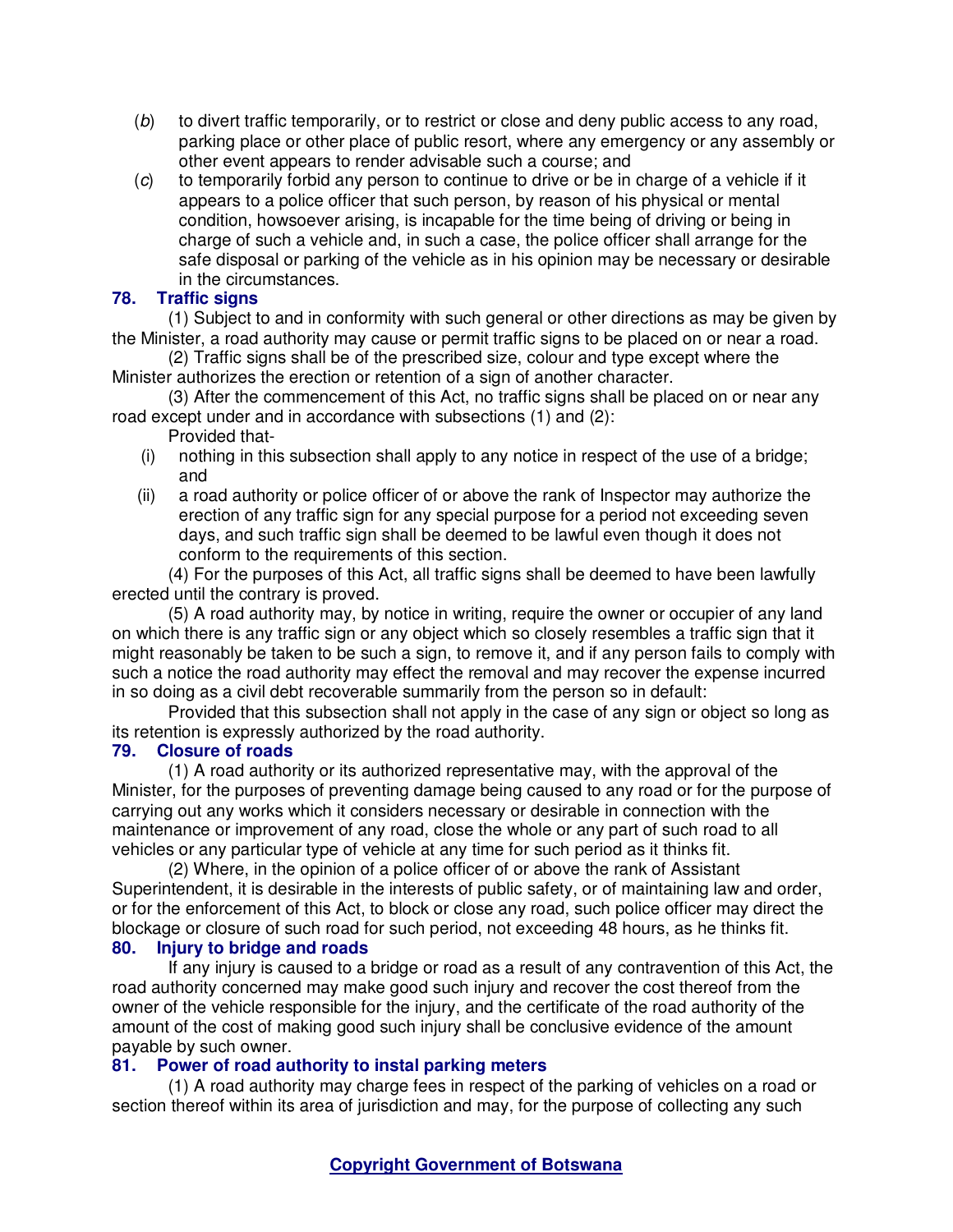(*b*) to divert traffic temporarily, or to restrict or close and deny public access to any road, parking place or other place of public resort, where any emergency or any assembly or other event appears to render advisable such a course; and

(*c*) to temporarily forbid any person to continue to drive or be in charge of a vehicle if it appears to a police officer that such person, by reason of his physical or mental condition, howsoever arising, is incapable for the time being of driving or being in charge of such a vehicle and, in such a case, the police officer shall arrange for the safe disposal or parking of the vehicle as in his opinion may be necessary or desirable in the circumstances.

### 78. Traffic signs

(1) Subject to and in conformity with such general or other directions as may be given by the Minister, a road authority may cause or permit traffic signs to be placed on or near a road.

(2) Traffic signs shall be of the prescribed size, colour and type except where the Minister authorizes the erection or retention of a sign of another character.

(3) After the commencement of this Act, no traffic signs shall be placed on or near any road except under and in accordance with subsections (1) and (2):

Provided that-

(i) nothing in this subsection shall apply to any notice in respect of the use of a bridge; and

(ii) a road authority or police officer of or above the rank of Inspector may authorize the erection of any traffic sign for any special purpose for a period not exceeding seven days, and such traffic sign shall be deemed to be lawful even though it does not conform to the requirements of this section.

(4) For the purposes of this Act, all traffic signs shall be deemed to have been lawfully erected until the contrary is proved.

(5) A road authority may, by notice in writing, require the owner or occupier of any land on which there is any traffic sign or any object which so closely resembles a traffic sign that it might reasonably be taken to be such a sign, to remove it, and if any person fails to comply with such a notice the road authority may effect the removal and may recover the expense incurred in so doing as a civil debt recoverable summarily from the person so in default:

Provided that this subsection shall not apply in the case of any sign or object so long as its retention is expressly authorized by the road authority.

### 79. Closure of roads

(1) A road authority or its authorized representative may, with the approval of the Minister, for the purposes of preventing damage being caused to any road or for the purpose of carrying out any works which it considers necessary or desirable in connection with the maintenance or improvement of any road, close the whole or any part of such road to all vehicles or any particular type of vehicle at any time for such period as it thinks fit.

(2) Where, in the opinion of a police officer of or above the rank of Assistant Superintendent, it is desirable in the interests of public safety, or of maintaining law and order, or for the enforcement of this Act, to block or close any road, such police officer may direct the blockage or closure of such road for such period, not exceeding 48 hours, as he thinks fit.

### 80. Injury to bridge and roads

If any injury is caused to a bridge or road as a result of any contravention of this Act, the road authority concerned may make good such injury and recover the cost thereof from the owner of the vehicle responsible for the injury, and the certificate of the road authority of the amount of the cost of making good such injury shall be conclusive evidence of the amount payable by such owner.

### 81. Power of road authority to instal parking meters

(1) A road authority may charge fees in respect of the parking of vehicles on a road or section thereof within its area of jurisdiction and may, for the purpose of collecting any such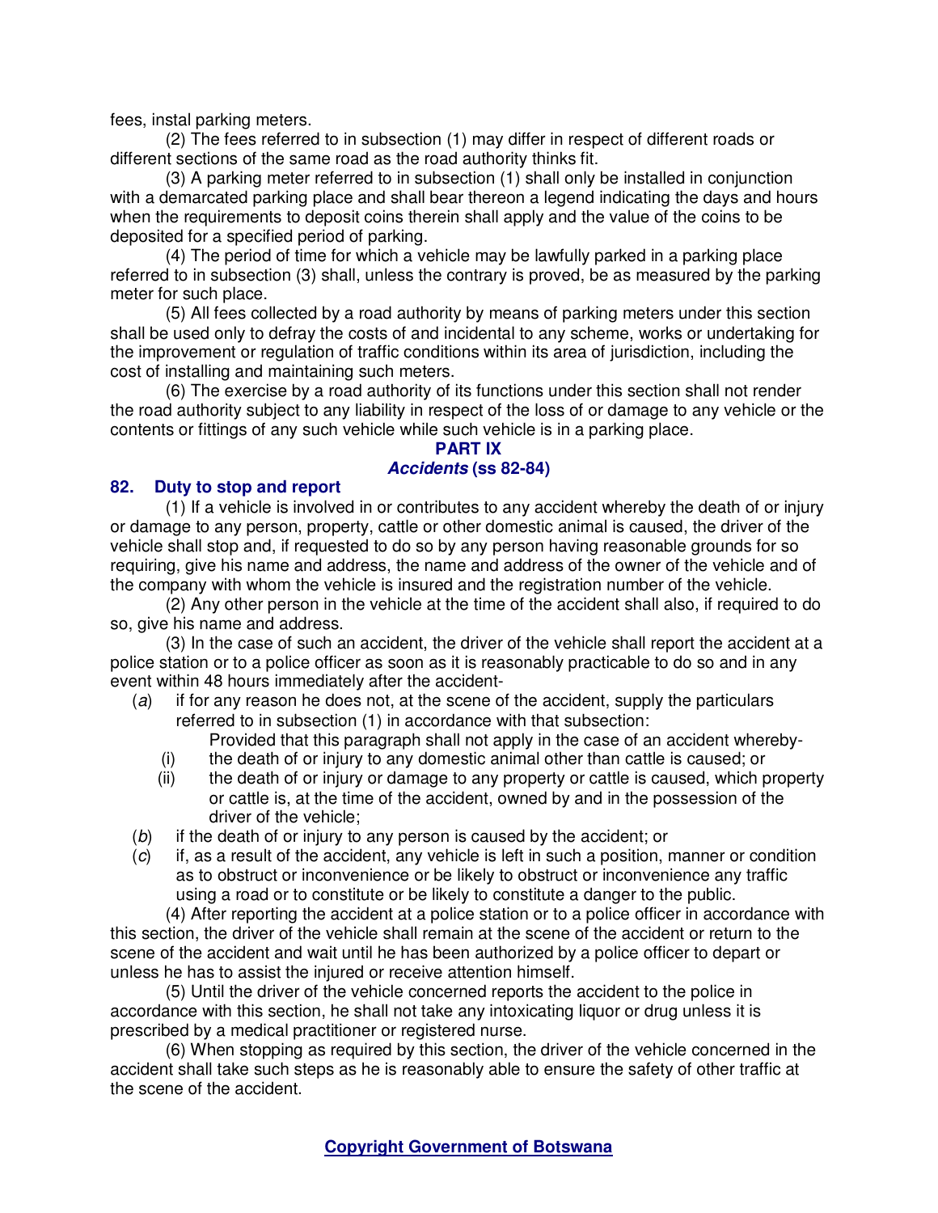fees, instal parking meters.

(2) The fees referred to in subsection (1) may differ in respect of different roads or different sections of the same road as the road authority thinks fit.

(3) A parking meter referred to in subsection (1) shall only be installed in conjunction with a demarcated parking place and shall bear thereon a legend indicating the days and hours when the requirements to deposit coins therein shall apply and the value of the coins to be deposited for a specified period of parking.

(4) The period of time for which a vehicle may be lawfully parked in a parking place referred to in subsection (3) shall, unless the contrary is proved, be as measured by the parking meter for such place.

(5) All fees collected by a road authority by means of parking meters under this section shall be used only to defray the costs of and incidental to any scheme, works or undertaking for the improvement or regulation of traffic conditions within its area of jurisdiction, including the cost of installing and maintaining such meters.

(6) The exercise by a road authority of its functions under this section shall not render the road authority subject to any liability in respect of the loss of or damage to any vehicle or the contents or fittings of any such vehicle while such vehicle is in a parking place.

## PART IX
## *Accidents* (ss 82-84)

### 82. Duty to stop and report

(1) If a vehicle is involved in or contributes to any accident whereby the death of or injury or damage to any person, property, cattle or other domestic animal is caused, the driver of the vehicle shall stop and, if requested to do so by any person having reasonable grounds for so requiring, give his name and address, the name and address of the owner of the vehicle and of the company with whom the vehicle is insured and the registration number of the vehicle.

(2) Any other person in the vehicle at the time of the accident shall also, if required to do so, give his name and address.

(3) In the case of such an accident, the driver of the vehicle shall report the accident at a police station or to a police officer as soon as it is reasonably practicable to do so and in any event within 48 hours immediately after the accident-

(*a*) if for any reason he does not, at the scene of the accident, supply the particulars referred to in subsection (1) in accordance with that subsection:

Provided that this paragraph shall not apply in the case of an accident whereby-

(i) the death of or injury to any domestic animal other than cattle is caused; or

(ii) the death of or injury or damage to any property or cattle is caused, which property or cattle is, at the time of the accident, owned by and in the possession of the driver of the vehicle;

(*b*) if the death of or injury to any person is caused by the accident; or

(*c*) if, as a result of the accident, any vehicle is left in such a position, manner or condition as to obstruct or inconvenience or be likely to obstruct or inconvenience any traffic using a road or to constitute or be likely to constitute a danger to the public.

(4) After reporting the accident at a police station or to a police officer in accordance with this section, the driver of the vehicle shall remain at the scene of the accident or return to the scene of the accident and wait until he has been authorized by a police officer to depart or unless he has to assist the injured or receive attention himself.

(5) Until the driver of the vehicle concerned reports the accident to the police in accordance with this section, he shall not take any intoxicating liquor or drug unless it is prescribed by a medical practitioner or registered nurse.

(6) When stopping as required by this section, the driver of the vehicle concerned in the accident shall take such steps as he is reasonably able to ensure the safety of other traffic at the scene of the accident.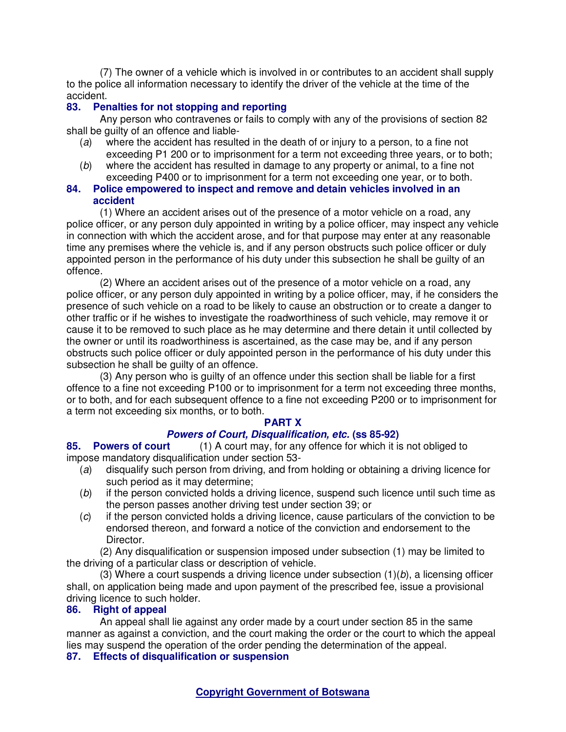(7) The owner of a vehicle which is involved in or contributes to an accident shall supply to the police all information necessary to identify the driver of the vehicle at the time of the accident.

### 83. Penalties for not stopping and reporting

Any person who contravenes or fails to comply with any of the provisions of section 82 shall be guilty of an offence and liable-

(*a*) where the accident has resulted in the death of or injury to a person, to a fine not exceeding P1 200 or to imprisonment for a term not exceeding three years, or to both;

(*b*) where the accident has resulted in damage to any property or animal, to a fine not exceeding P400 or to imprisonment for a term not exceeding one year, or to both.

### 84. Police empowered to inspect and remove and detain vehicles involved in an accident

(1) Where an accident arises out of the presence of a motor vehicle on a road, any police officer, or any person duly appointed in writing by a police officer, may inspect any vehicle in connection with which the accident arose, and for that purpose may enter at any reasonable time any premises where the vehicle is, and if any person obstructs such police officer or duly appointed person in the performance of his duty under this subsection he shall be guilty of an offence.

(2) Where an accident arises out of the presence of a motor vehicle on a road, any police officer, or any person duly appointed in writing by a police officer, may, if he considers the presence of such vehicle on a road to be likely to cause an obstruction or to create a danger to other traffic or if he wishes to investigate the roadworthiness of such vehicle, may remove it or cause it to be removed to such place as he may determine and there detain it until collected by the owner or until its roadworthiness is ascertained, as the case may be, and if any person obstructs such police officer or duly appointed person in the performance of his duty under this subsection he shall be guilty of an offence.

(3) Any person who is guilty of an offence under this section shall be liable for a first offence to a fine not exceeding P100 or to imprisonment for a term not exceeding three months, or to both, and for each subsequent offence to a fine not exceeding P200 or to imprisonment for a term not exceeding six months, or to both.

## PART X

## *Powers of Court, Disqualification, etc.* (ss 85-92)

### 85. Powers of court

(1) A court may, for any offence for which it is not obliged to impose mandatory disqualification under section 53-

(*a*) disqualify such person from driving, and from holding or obtaining a driving licence for such period as it may determine;

(*b*) if the person convicted holds a driving licence, suspend such licence until such time as the person passes another driving test under section 39; or

(*c*) if the person convicted holds a driving licence, cause particulars of the conviction to be endorsed thereon, and forward a notice of the conviction and endorsement to the Director.

(2) Any disqualification or suspension imposed under subsection (1) may be limited to the driving of a particular class or description of vehicle.

(3) Where a court suspends a driving licence under subsection (1)(*b*), a licensing officer shall, on application being made and upon payment of the prescribed fee, issue a provisional driving licence to such holder.

### 86. Right of appeal

An appeal shall lie against any order made by a court under section 85 in the same manner as against a conviction, and the court making the order or the court to which the appeal lies may suspend the operation of the order pending the determination of the appeal.

### 87. Effects of disqualification or suspension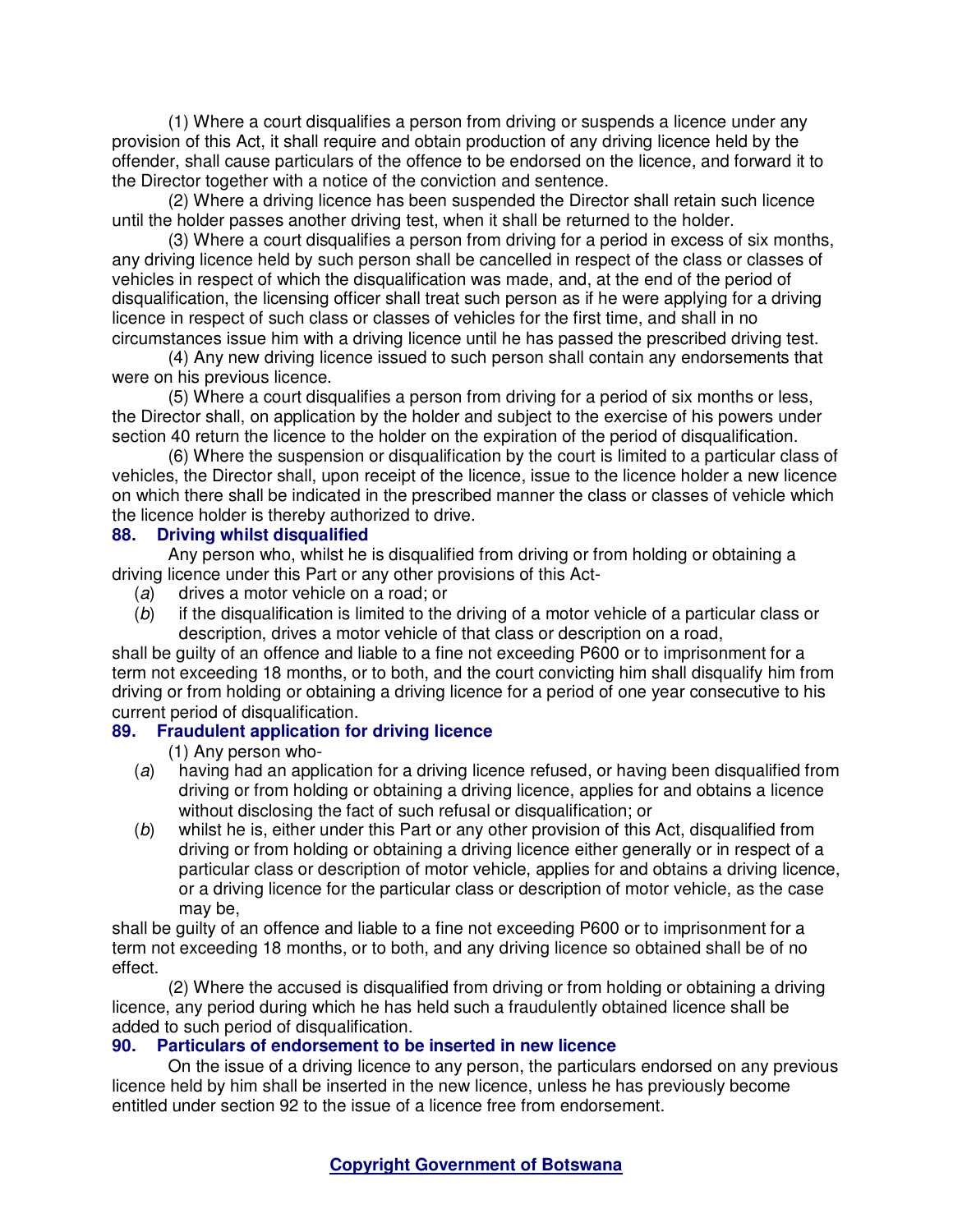(1) Where a court disqualifies a person from driving or suspends a licence under any provision of this Act, it shall require and obtain production of any driving licence held by the offender, shall cause particulars of the offence to be endorsed on the licence, and forward it to the Director together with a notice of the conviction and sentence.

(2) Where a driving licence has been suspended the Director shall retain such licence until the holder passes another driving test, when it shall be returned to the holder.

(3) Where a court disqualifies a person from driving for a period in excess of six months, any driving licence held by such person shall be cancelled in respect of the class or classes of vehicles in respect of which the disqualification was made, and, at the end of the period of disqualification, the licensing officer shall treat such person as if he were applying for a driving licence in respect of such class or classes of vehicles for the first time, and shall in no circumstances issue him with a driving licence until he has passed the prescribed driving test.

(4) Any new driving licence issued to such person shall contain any endorsements that were on his previous licence.

(5) Where a court disqualifies a person from driving for a period of six months or less, the Director shall, on application by the holder and subject to the exercise of his powers under section 40 return the licence to the holder on the expiration of the period of disqualification.

(6) Where the suspension or disqualification by the court is limited to a particular class of vehicles, the Director shall, upon receipt of the licence, issue to the licence holder a new licence on which there shall be indicated in the prescribed manner the class or classes of vehicle which the licence holder is thereby authorized to drive.

### 88. Driving whilst disqualified

Any person who, whilst he is disqualified from driving or from holding or obtaining a driving licence under this Part or any other provisions of this Act-

(*a*) drives a motor vehicle on a road; or

(*b*) if the disqualification is limited to the driving of a motor vehicle of a particular class or description, drives a motor vehicle of that class or description on a road,

shall be guilty of an offence and liable to a fine not exceeding P600 or to imprisonment for a term not exceeding 18 months, or to both, and the court convicting him shall disqualify him from driving or from holding or obtaining a driving licence for a period of one year consecutive to his current period of disqualification.

### 89. Fraudulent application for driving licence

(1) Any person who-

(*a*) having had an application for a driving licence refused, or having been disqualified from driving or from holding or obtaining a driving licence, applies for and obtains a licence without disclosing the fact of such refusal or disqualification; or

(*b*) whilst he is, either under this Part or any other provision of this Act, disqualified from driving or from holding or obtaining a driving licence either generally or in respect of a particular class or description of motor vehicle, applies for and obtains a driving licence, or a driving licence for the particular class or description of motor vehicle, as the case may be,

shall be guilty of an offence and liable to a fine not exceeding P600 or to imprisonment for a term not exceeding 18 months, or to both, and any driving licence so obtained shall be of no effect.

(2) Where the accused is disqualified from driving or from holding or obtaining a driving licence, any period during which he has held such a fraudulently obtained licence shall be added to such period of disqualification.

### 90. Particulars of endorsement to be inserted in new licence

On the issue of a driving licence to any person, the particulars endorsed on any previous licence held by him shall be inserted in the new licence, unless he has previously become entitled under section 92 to the issue of a licence free from endorsement.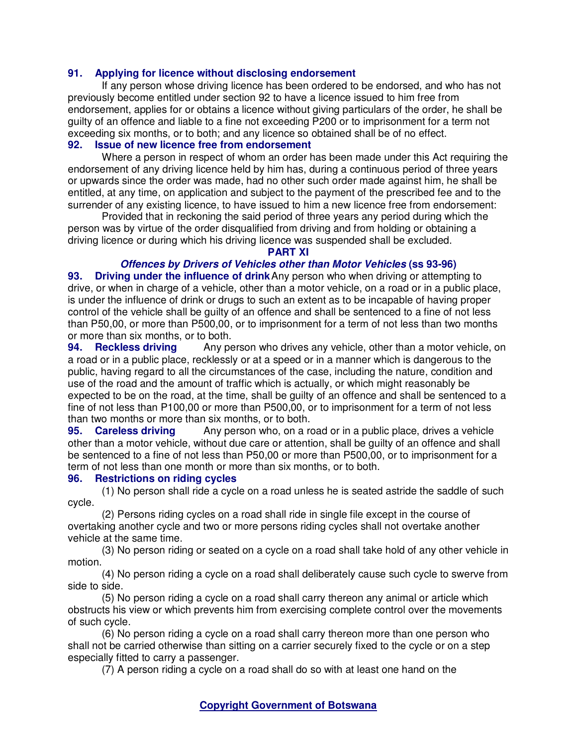**91. Applying for licence without disclosing endorsement**

If any person whose driving licence has been ordered to be endorsed, and who has not previously become entitled under section 92 to have a licence issued to him free from endorsement, applies for or obtains a licence without giving particulars of the order, he shall be guilty of an offence and liable to a fine not exceeding P200 or to imprisonment for a term not exceeding six months, or to both; and any licence so obtained shall be of no effect.

**92. Issue of new licence free from endorsement**

Where a person in respect of whom an order has been made under this Act requiring the endorsement of any driving licence held by him has, during a continuous period of three years or upwards since the order was made, had no other such order made against him, he shall be entitled, at any time, on application and subject to the payment of the prescribed fee and to the surrender of any existing licence, to have issued to him a new licence free from endorsement:

Provided that in reckoning the said period of three years any period during which the person was by virtue of the order disqualified from driving and from holding or obtaining a driving licence or during which his driving licence was suspended shall be excluded.

## PART XI
### *Offences by Drivers of Vehicles other than Motor Vehicles* (ss 93-96)

**93. Driving under the influence of drink** Any person who when driving or attempting to drive, or when in charge of a vehicle, other than a motor vehicle, on a road or in a public place, is under the influence of drink or drugs to such an extent as to be incapable of having proper control of the vehicle shall be guilty of an offence and shall be sentenced to a fine of not less than P50,00, or more than P500,00, or to imprisonment for a term of not less than two months or more than six months, or to both.

**94. Reckless driving** Any person who drives any vehicle, other than a motor vehicle, on a road or in a public place, recklessly or at a speed or in a manner which is dangerous to the public, having regard to all the circumstances of the case, including the nature, condition and use of the road and the amount of traffic which is actually, or which might reasonably be expected to be on the road, at the time, shall be guilty of an offence and shall be sentenced to a fine of not less than P100,00 or more than P500,00, or to imprisonment for a term of not less than two months or more than six months, or to both.

**95. Careless driving** Any person who, on a road or in a public place, drives a vehicle other than a motor vehicle, without due care or attention, shall be guilty of an offence and shall be sentenced to a fine of not less than P50,00 or more than P500,00, or to imprisonment for a term of not less than one month or more than six months, or to both.

**96. Restrictions on riding cycles**

(1) No person shall ride a cycle on a road unless he is seated astride the saddle of such cycle.

(2) Persons riding cycles on a road shall ride in single file except in the course of overtaking another cycle and two or more persons riding cycles shall not overtake another vehicle at the same time.

(3) No person riding or seated on a cycle on a road shall take hold of any other vehicle in motion.

(4) No person riding a cycle on a road shall deliberately cause such cycle to swerve from side to side.

(5) No person riding a cycle on a road shall carry thereon any animal or article which obstructs his view or which prevents him from exercising complete control over the movements of such cycle.

(6) No person riding a cycle on a road shall carry thereon more than one person who shall not be carried otherwise than sitting on a carrier securely fixed to the cycle or on a step especially fitted to carry a passenger.

(7) A person riding a cycle on a road shall do so with at least one hand on the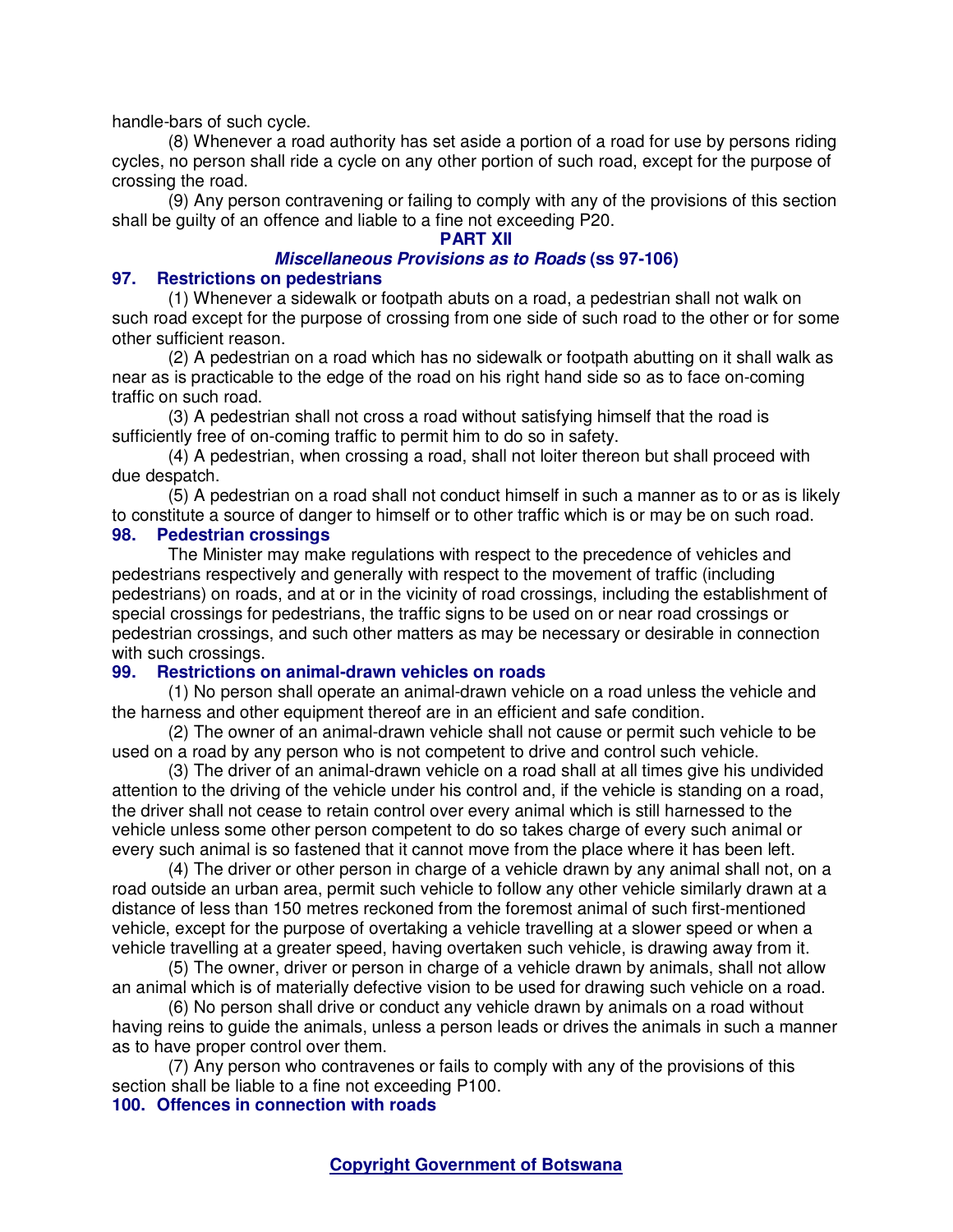handle-bars of such cycle.

(8) Whenever a road authority has set aside a portion of a road for use by persons riding cycles, no person shall ride a cycle on any other portion of such road, except for the purpose of crossing the road.

(9) Any person contravening or failing to comply with any of the provisions of this section shall be guilty of an offence and liable to a fine not exceeding P20.

## PART XII

### *Miscellaneous Provisions as to Roads* (ss 97-106)

### 97. Restrictions on pedestrians

(1) Whenever a sidewalk or footpath abuts on a road, a pedestrian shall not walk on such road except for the purpose of crossing from one side of such road to the other or for some other sufficient reason.

(2) A pedestrian on a road which has no sidewalk or footpath abutting on it shall walk as near as is practicable to the edge of the road on his right hand side so as to face on-coming traffic on such road.

(3) A pedestrian shall not cross a road without satisfying himself that the road is sufficiently free of on-coming traffic to permit him to do so in safety.

(4) A pedestrian, when crossing a road, shall not loiter thereon but shall proceed with due despatch.

(5) A pedestrian on a road shall not conduct himself in such a manner as to or as is likely to constitute a source of danger to himself or to other traffic which is or may be on such road.

### 98. Pedestrian crossings

The Minister may make regulations with respect to the precedence of vehicles and pedestrians respectively and generally with respect to the movement of traffic (including pedestrians) on roads, and at or in the vicinity of road crossings, including the establishment of special crossings for pedestrians, the traffic signs to be used on or near road crossings or pedestrian crossings, and such other matters as may be necessary or desirable in connection with such crossings.

### 99. Restrictions on animal-drawn vehicles on roads

(1) No person shall operate an animal-drawn vehicle on a road unless the vehicle and the harness and other equipment thereof are in an efficient and safe condition.

(2) The owner of an animal-drawn vehicle shall not cause or permit such vehicle to be used on a road by any person who is not competent to drive and control such vehicle.

(3) The driver of an animal-drawn vehicle on a road shall at all times give his undivided attention to the driving of the vehicle under his control and, if the vehicle is standing on a road, the driver shall not cease to retain control over every animal which is still harnessed to the vehicle unless some other person competent to do so takes charge of every such animal or every such animal is so fastened that it cannot move from the place where it has been left.

(4) The driver or other person in charge of a vehicle drawn by any animal shall not, on a road outside an urban area, permit such vehicle to follow any other vehicle similarly drawn at a distance of less than 150 metres reckoned from the foremost animal of such first-mentioned vehicle, except for the purpose of overtaking a vehicle travelling at a slower speed or when a vehicle travelling at a greater speed, having overtaken such vehicle, is drawing away from it.

(5) The owner, driver or person in charge of a vehicle drawn by animals, shall not allow an animal which is of materially defective vision to be used for drawing such vehicle on a road.

(6) No person shall drive or conduct any vehicle drawn by animals on a road without having reins to guide the animals, unless a person leads or drives the animals in such a manner as to have proper control over them.

(7) Any person who contravenes or fails to comply with any of the provisions of this section shall be liable to a fine not exceeding P100.

### 100. Offences in connection with roads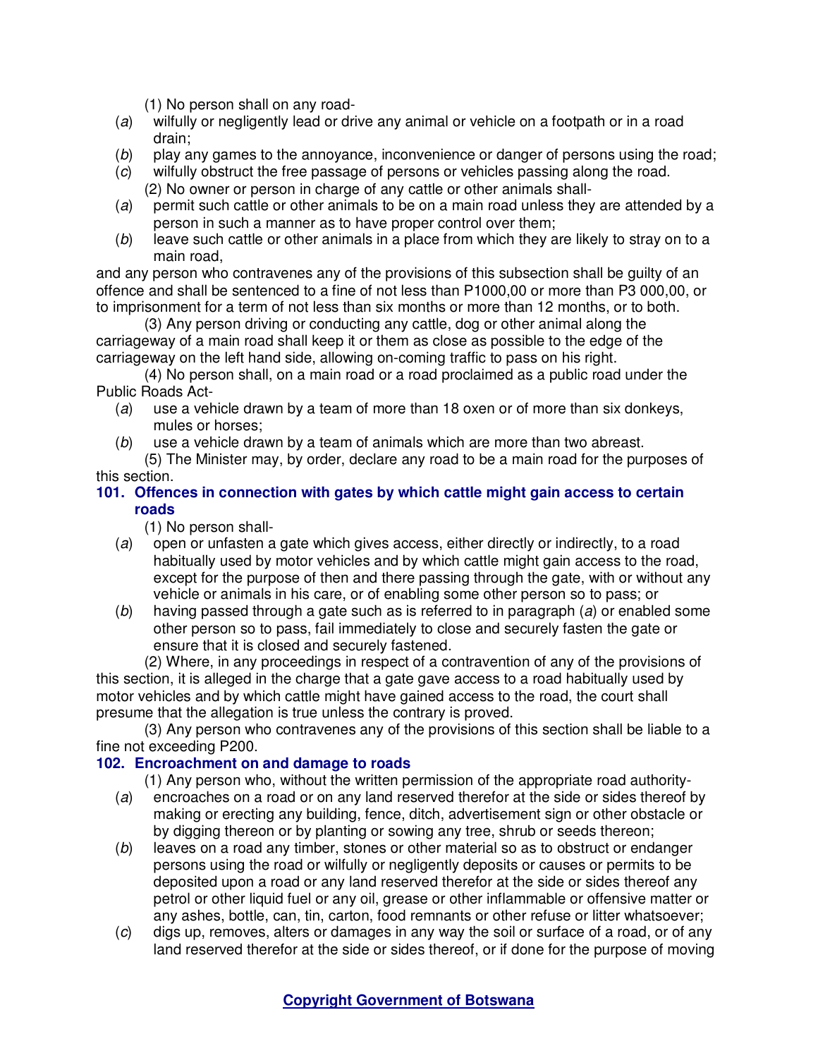(1) No person shall on any road-

(*a*) wilfully or negligently lead or drive any animal or vehicle on a footpath or in a road drain;

(*b*) play any games to the annoyance, inconvenience or danger of persons using the road;

(*c*) wilfully obstruct the free passage of persons or vehicles passing along the road.

(2) No owner or person in charge of any cattle or other animals shall-

(*a*) permit such cattle or other animals to be on a main road unless they are attended by a person in such a manner as to have proper control over them;

(*b*) leave such cattle or other animals in a place from which they are likely to stray on to a main road,

and any person who contravenes any of the provisions of this subsection shall be guilty of an offence and shall be sentenced to a fine of not less than P1000,00 or more than P3 000,00, or to imprisonment for a term of not less than six months or more than 12 months, or to both.

(3) Any person driving or conducting any cattle, dog or other animal along the carriageway of a main road shall keep it or them as close as possible to the edge of the carriageway on the left hand side, allowing on-coming traffic to pass on his right.

(4) No person shall, on a main road or a road proclaimed as a public road under the Public Roads Act-

(*a*) use a vehicle drawn by a team of more than 18 oxen or of more than six donkeys, mules or horses;

(*b*) use a vehicle drawn by a team of animals which are more than two abreast.

(5) The Minister may, by order, declare any road to be a main road for the purposes of this section.

### 101. Offences in connection with gates by which cattle might gain access to certain roads

(1) No person shall-

(*a*) open or unfasten a gate which gives access, either directly or indirectly, to a road habitually used by motor vehicles and by which cattle might gain access to the road, except for the purpose of then and there passing through the gate, with or without any vehicle or animals in his care, or of enabling some other person so to pass; or

(*b*) having passed through a gate such as is referred to in paragraph (*a*) or enabled some other person so to pass, fail immediately to close and securely fasten the gate or ensure that it is closed and securely fastened.

(2) Where, in any proceedings in respect of a contravention of any of the provisions of this section, it is alleged in the charge that a gate gave access to a road habitually used by motor vehicles and by which cattle might have gained access to the road, the court shall presume that the allegation is true unless the contrary is proved.

(3) Any person who contravenes any of the provisions of this section shall be liable to a fine not exceeding P200.

### 102. Encroachment on and damage to roads

(1) Any person who, without the written permission of the appropriate road authority-

(*a*) encroaches on a road or on any land reserved therefor at the side or sides thereof by making or erecting any building, fence, ditch, advertisement sign or other obstacle or by digging thereon or by planting or sowing any tree, shrub or seeds thereon;

(*b*) leaves on a road any timber, stones or other material so as to obstruct or endanger persons using the road or wilfully or negligently deposits or causes or permits to be deposited upon a road or any land reserved therefor at the side or sides thereof any petrol or other liquid fuel or any oil, grease or other inflammable or offensive matter or any ashes, bottle, can, tin, carton, food remnants or other refuse or litter whatsoever;

(*c*) digs up, removes, alters or damages in any way the soil or surface of a road, or of any land reserved therefor at the side or sides thereof, or if done for the purpose of moving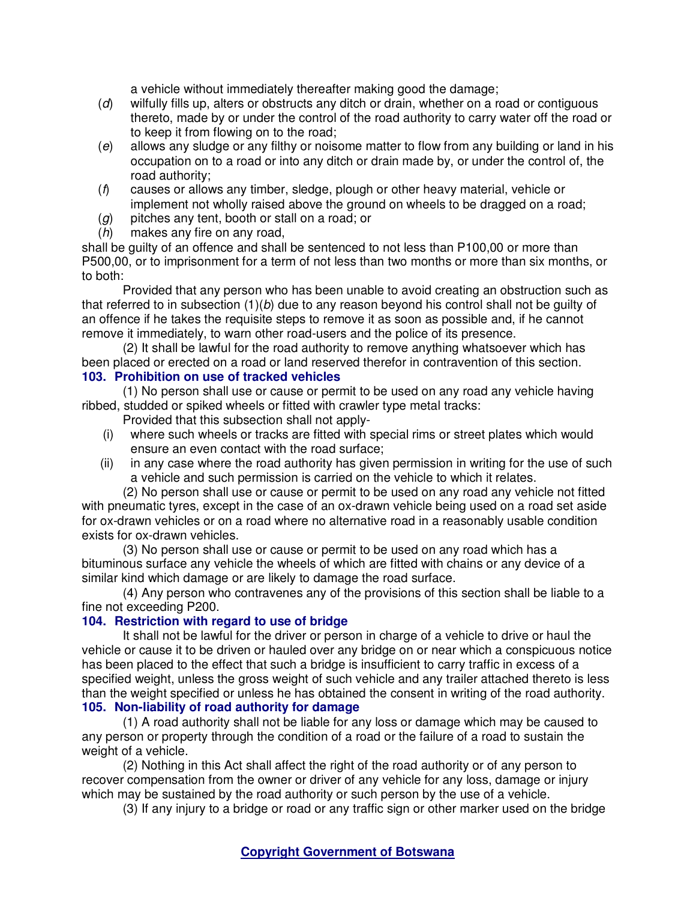a vehicle without immediately thereafter making good the damage;

(*d*) wilfully fills up, alters or obstructs any ditch or drain, whether on a road or contiguous thereto, made by or under the control of the road authority to carry water off the road or to keep it from flowing on to the road;

(*e*) allows any sludge or any filthy or noisome matter to flow from any building or land in his occupation on to a road or into any ditch or drain made by, or under the control of, the road authority;

(*f*) causes or allows any timber, sledge, plough or other heavy material, vehicle or implement not wholly raised above the ground on wheels to be dragged on a road;

(*g*) pitches any tent, booth or stall on a road; or

(*h*) makes any fire on any road,

shall be guilty of an offence and shall be sentenced to not less than P100,00 or more than P500,00, or to imprisonment for a term of not less than two months or more than six months, or to both:

Provided that any person who has been unable to avoid creating an obstruction such as that referred to in subsection (1)(*b*) due to any reason beyond his control shall not be guilty of an offence if he takes the requisite steps to remove it as soon as possible and, if he cannot remove it immediately, to warn other road-users and the police of its presence.

(2) It shall be lawful for the road authority to remove anything whatsoever which has been placed or erected on a road or land reserved therefor in contravention of this section.

**103. Prohibition on use of tracked vehicles**

(1) No person shall use or cause or permit to be used on any road any vehicle having ribbed, studded or spiked wheels or fitted with crawler type metal tracks:

Provided that this subsection shall not apply-

(i) where such wheels or tracks are fitted with special rims or street plates which would ensure an even contact with the road surface;

(ii) in any case where the road authority has given permission in writing for the use of such a vehicle and such permission is carried on the vehicle to which it relates.

(2) No person shall use or cause or permit to be used on any road any vehicle not fitted with pneumatic tyres, except in the case of an ox-drawn vehicle being used on a road set aside for ox-drawn vehicles or on a road where no alternative road in a reasonably usable condition exists for ox-drawn vehicles.

(3) No person shall use or cause or permit to be used on any road which has a bituminous surface any vehicle the wheels of which are fitted with chains or any device of a similar kind which damage or are likely to damage the road surface.

(4) Any person who contravenes any of the provisions of this section shall be liable to a fine not exceeding P200.

**104. Restriction with regard to use of bridge**

It shall not be lawful for the driver or person in charge of a vehicle to drive or haul the vehicle or cause it to be driven or hauled over any bridge on or near which a conspicuous notice has been placed to the effect that such a bridge is insufficient to carry traffic in excess of a specified weight, unless the gross weight of such vehicle and any trailer attached thereto is less than the weight specified or unless he has obtained the consent in writing of the road authority.

**105. Non-liability of road authority for damage**

(1) A road authority shall not be liable for any loss or damage which may be caused to any person or property through the condition of a road or the failure of a road to sustain the weight of a vehicle.

(2) Nothing in this Act shall affect the right of the road authority or of any person to recover compensation from the owner or driver of any vehicle for any loss, damage or injury which may be sustained by the road authority or such person by the use of a vehicle.

(3) If any injury to a bridge or road or any traffic sign or other marker used on the bridge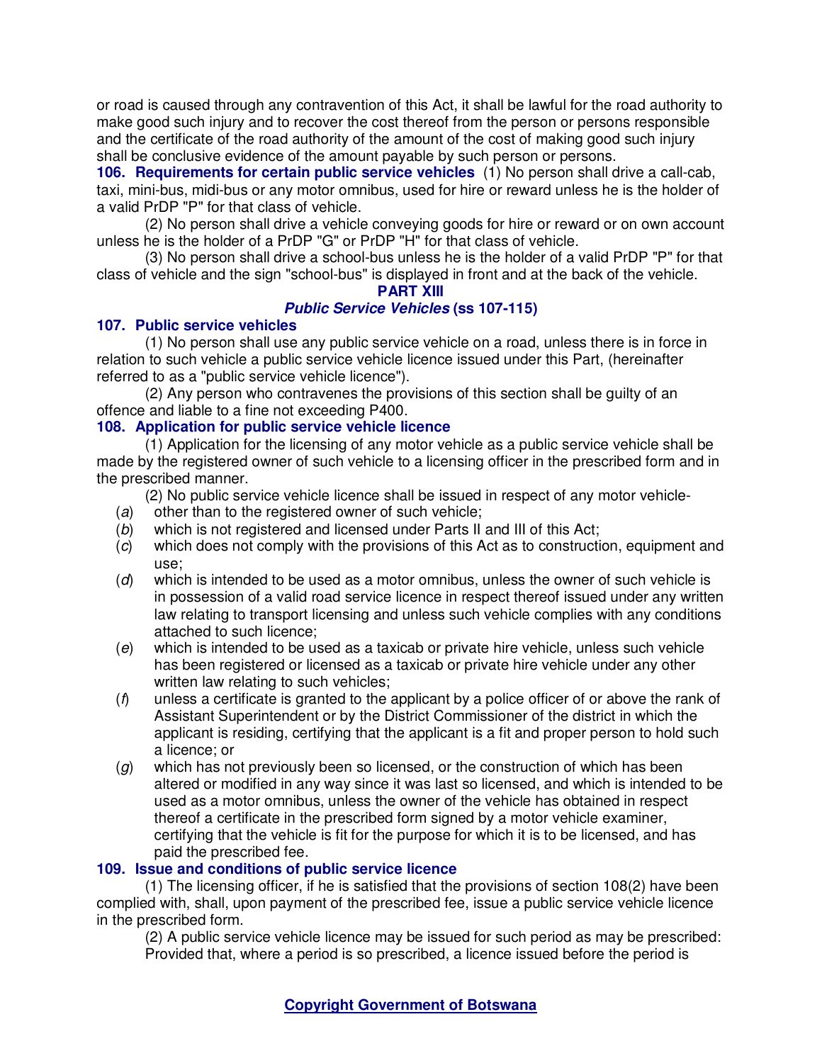or road is caused through any contravention of this Act, it shall be lawful for the road authority to make good such injury and to recover the cost thereof from the person or persons responsible and the certificate of the road authority of the amount of the cost of making good such injury shall be conclusive evidence of the amount payable by such person or persons.

**106. Requirements for certain public service vehicles** (1) No person shall drive a call-cab, taxi, mini-bus, midi-bus or any motor omnibus, used for hire or reward unless he is the holder of a valid PrDP "P" for that class of vehicle.

(2) No person shall drive a vehicle conveying goods for hire or reward or on own account unless he is the holder of a PrDP "G" or PrDP "H" for that class of vehicle.

(3) No person shall drive a school-bus unless he is the holder of a valid PrDP "P" for that class of vehicle and the sign "school-bus" is displayed in front and at the back of the vehicle.

## PART XIII
## *Public Service Vehicles* (ss 107-115)

**107. Public service vehicles**

(1) No person shall use any public service vehicle on a road, unless there is in force in relation to such vehicle a public service vehicle licence issued under this Part, (hereinafter referred to as a "public service vehicle licence").

(2) Any person who contravenes the provisions of this section shall be guilty of an offence and liable to a fine not exceeding P400.

**108. Application for public service vehicle licence**

(1) Application for the licensing of any motor vehicle as a public service vehicle shall be made by the registered owner of such vehicle to a licensing officer in the prescribed form and in the prescribed manner.

(2) No public service vehicle licence shall be issued in respect of any motor vehicle-

(*a*) other than to the registered owner of such vehicle;

(*b*) which is not registered and licensed under Parts II and III of this Act;

(*c*) which does not comply with the provisions of this Act as to construction, equipment and use;

(*d*) which is intended to be used as a motor omnibus, unless the owner of such vehicle is in possession of a valid road service licence in respect thereof issued under any written law relating to transport licensing and unless such vehicle complies with any conditions attached to such licence;

(*e*) which is intended to be used as a taxicab or private hire vehicle, unless such vehicle has been registered or licensed as a taxicab or private hire vehicle under any other written law relating to such vehicles;

(*f*) unless a certificate is granted to the applicant by a police officer of or above the rank of Assistant Superintendent or by the District Commissioner of the district in which the applicant is residing, certifying that the applicant is a fit and proper person to hold such a licence; or

(*g*) which has not previously been so licensed, or the construction of which has been altered or modified in any way since it was last so licensed, and which is intended to be used as a motor omnibus, unless the owner of the vehicle has obtained in respect thereof a certificate in the prescribed form signed by a motor vehicle examiner, certifying that the vehicle is fit for the purpose for which it is to be licensed, and has paid the prescribed fee.

**109. Issue and conditions of public service licence**

(1) The licensing officer, if he is satisfied that the provisions of section 108(2) have been complied with, shall, upon payment of the prescribed fee, issue a public service vehicle licence in the prescribed form.

(2) A public service vehicle licence may be issued for such period as may be prescribed: Provided that, where a period is so prescribed, a licence issued before the period is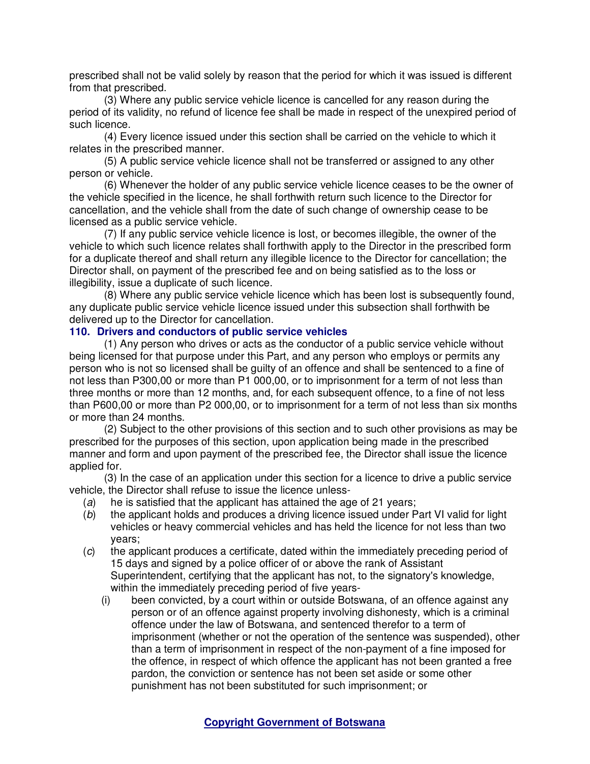prescribed shall not be valid solely by reason that the period for which it was issued is different from that prescribed.

(3) Where any public service vehicle licence is cancelled for any reason during the period of its validity, no refund of licence fee shall be made in respect of the unexpired period of such licence.

(4) Every licence issued under this section shall be carried on the vehicle to which it relates in the prescribed manner.

(5) A public service vehicle licence shall not be transferred or assigned to any other person or vehicle.

(6) Whenever the holder of any public service vehicle licence ceases to be the owner of the vehicle specified in the licence, he shall forthwith return such licence to the Director for cancellation, and the vehicle shall from the date of such change of ownership cease to be licensed as a public service vehicle.

(7) If any public service vehicle licence is lost, or becomes illegible, the owner of the vehicle to which such licence relates shall forthwith apply to the Director in the prescribed form for a duplicate thereof and shall return any illegible licence to the Director for cancellation; the Director shall, on payment of the prescribed fee and on being satisfied as to the loss or illegibility, issue a duplicate of such licence.

(8) Where any public service vehicle licence which has been lost is subsequently found, any duplicate public service vehicle licence issued under this subsection shall forthwith be delivered up to the Director for cancellation.

**110. Drivers and conductors of public service vehicles**

(1) Any person who drives or acts as the conductor of a public service vehicle without being licensed for that purpose under this Part, and any person who employs or permits any person who is not so licensed shall be guilty of an offence and shall be sentenced to a fine of not less than P300,00 or more than P1 000,00, or to imprisonment for a term of not less than three months or more than 12 months, and, for each subsequent offence, to a fine of not less than P600,00 or more than P2 000,00, or to imprisonment for a term of not less than six months or more than 24 months.

(2) Subject to the other provisions of this section and to such other provisions as may be prescribed for the purposes of this section, upon application being made in the prescribed manner and form and upon payment of the prescribed fee, the Director shall issue the licence applied for.

(3) In the case of an application under this section for a licence to drive a public service vehicle, the Director shall refuse to issue the licence unless-

(*a*) he is satisfied that the applicant has attained the age of 21 years;

(*b*) the applicant holds and produces a driving licence issued under Part VI valid for light vehicles or heavy commercial vehicles and has held the licence for not less than two years;

(*c*) the applicant produces a certificate, dated within the immediately preceding period of 15 days and signed by a police officer of or above the rank of Assistant Superintendent, certifying that the applicant has not, to the signatory's knowledge, within the immediately preceding period of five years-

(i) been convicted, by a court within or outside Botswana, of an offence against any person or of an offence against property involving dishonesty, which is a criminal offence under the law of Botswana, and sentenced therefor to a term of imprisonment (whether or not the operation of the sentence was suspended), other than a term of imprisonment in respect of the non-payment of a fine imposed for the offence, in respect of which offence the applicant has not been granted a free pardon, the conviction or sentence has not been set aside or some other punishment has not been substituted for such imprisonment; or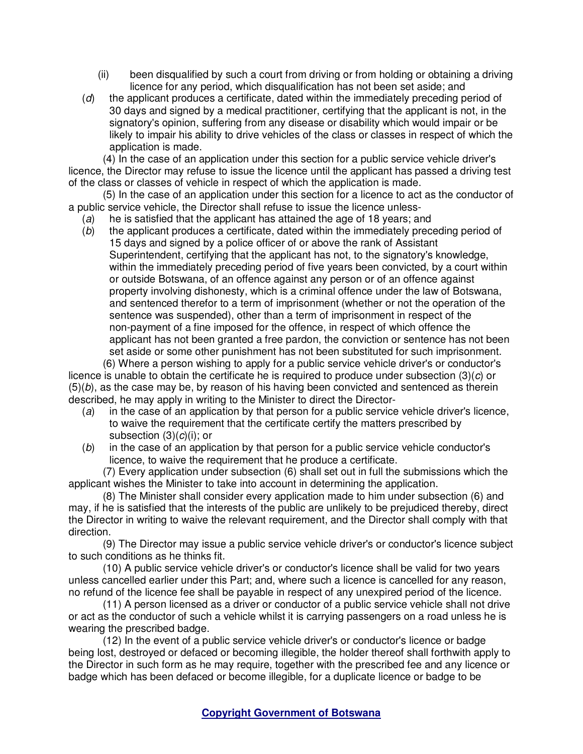(ii) been disqualified by such a court from driving or from holding or obtaining a driving licence for any period, which disqualification has not been set aside; and

(*d*) the applicant produces a certificate, dated within the immediately preceding period of 30 days and signed by a medical practitioner, certifying that the applicant is not, in the signatory's opinion, suffering from any disease or disability which would impair or be likely to impair his ability to drive vehicles of the class or classes in respect of which the application is made.

(4) In the case of an application under this section for a public service vehicle driver's licence, the Director may refuse to issue the licence until the applicant has passed a driving test of the class or classes of vehicle in respect of which the application is made.

(5) In the case of an application under this section for a licence to act as the conductor of a public service vehicle, the Director shall refuse to issue the licence unless-

(*a*) he is satisfied that the applicant has attained the age of 18 years; and

(*b*) the applicant produces a certificate, dated within the immediately preceding period of 15 days and signed by a police officer of or above the rank of Assistant Superintendent, certifying that the applicant has not, to the signatory's knowledge, within the immediately preceding period of five years been convicted, by a court within or outside Botswana, of an offence against any person or of an offence against property involving dishonesty, which is a criminal offence under the law of Botswana, and sentenced therefor to a term of imprisonment (whether or not the operation of the sentence was suspended), other than a term of imprisonment in respect of the non-payment of a fine imposed for the offence, in respect of which offence the applicant has not been granted a free pardon, the conviction or sentence has not been set aside or some other punishment has not been substituted for such imprisonment.

(6) Where a person wishing to apply for a public service vehicle driver's or conductor's licence is unable to obtain the certificate he is required to produce under subsection (3)(*c*) or (5)(*b*), as the case may be, by reason of his having been convicted and sentenced as therein described, he may apply in writing to the Minister to direct the Director-

(*a*) in the case of an application by that person for a public service vehicle driver's licence, to waive the requirement that the certificate certify the matters prescribed by subsection (3)(*c*)(i); or

(*b*) in the case of an application by that person for a public service vehicle conductor's licence, to waive the requirement that he produce a certificate.

(7) Every application under subsection (6) shall set out in full the submissions which the applicant wishes the Minister to take into account in determining the application.

(8) The Minister shall consider every application made to him under subsection (6) and may, if he is satisfied that the interests of the public are unlikely to be prejudiced thereby, direct the Director in writing to waive the relevant requirement, and the Director shall comply with that direction.

(9) The Director may issue a public service vehicle driver's or conductor's licence subject to such conditions as he thinks fit.

(10) A public service vehicle driver's or conductor's licence shall be valid for two years unless cancelled earlier under this Part; and, where such a licence is cancelled for any reason, no refund of the licence fee shall be payable in respect of any unexpired period of the licence.

(11) A person licensed as a driver or conductor of a public service vehicle shall not drive or act as the conductor of such a vehicle whilst it is carrying passengers on a road unless he is wearing the prescribed badge.

(12) In the event of a public service vehicle driver's or conductor's licence or badge being lost, destroyed or defaced or becoming illegible, the holder thereof shall forthwith apply to the Director in such form as he may require, together with the prescribed fee and any licence or badge which has been defaced or become illegible, for a duplicate licence or badge to be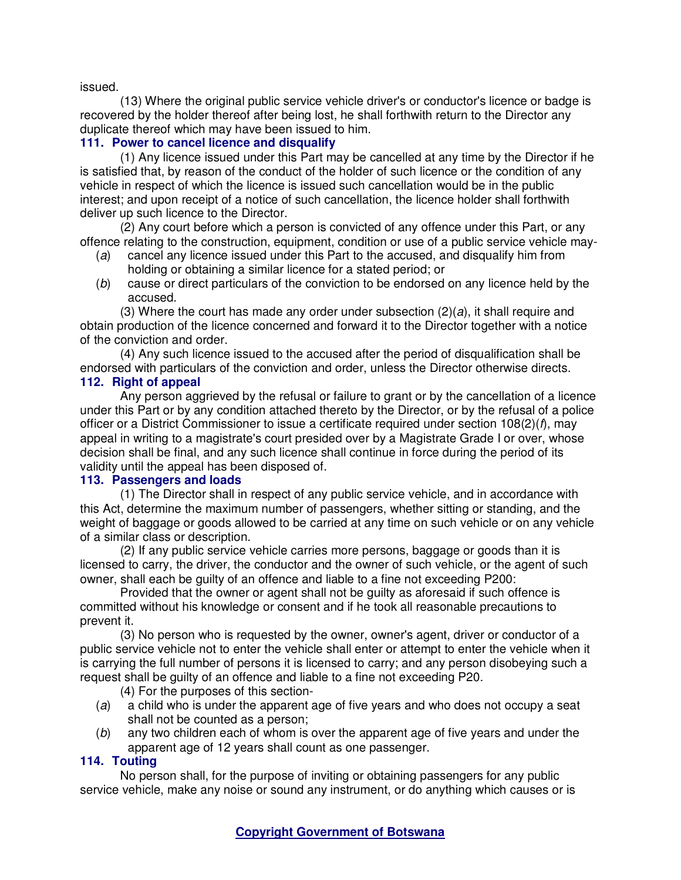issued.

(13) Where the original public service vehicle driver's or conductor's licence or badge is recovered by the holder thereof after being lost, he shall forthwith return to the Director any duplicate thereof which may have been issued to him.

**111. Power to cancel licence and disqualify**

(1) Any licence issued under this Part may be cancelled at any time by the Director if he is satisfied that, by reason of the conduct of the holder of such licence or the condition of any vehicle in respect of which the licence is issued such cancellation would be in the public interest; and upon receipt of a notice of such cancellation, the licence holder shall forthwith deliver up such licence to the Director.

(2) Any court before which a person is convicted of any offence under this Part, or any offence relating to the construction, equipment, condition or use of a public service vehicle may-

(*a*) cancel any licence issued under this Part to the accused, and disqualify him from holding or obtaining a similar licence for a stated period; or

(*b*) cause or direct particulars of the conviction to be endorsed on any licence held by the accused.

(3) Where the court has made any order under subsection (2)(*a*), it shall require and obtain production of the licence concerned and forward it to the Director together with a notice of the conviction and order.

(4) Any such licence issued to the accused after the period of disqualification shall be endorsed with particulars of the conviction and order, unless the Director otherwise directs.

**112. Right of appeal**

Any person aggrieved by the refusal or failure to grant or by the cancellation of a licence under this Part or by any condition attached thereto by the Director, or by the refusal of a police officer or a District Commissioner to issue a certificate required under section 108(2)(*f*), may appeal in writing to a magistrate's court presided over by a Magistrate Grade I or over, whose decision shall be final, and any such licence shall continue in force during the period of its validity until the appeal has been disposed of.

**113. Passengers and loads**

(1) The Director shall in respect of any public service vehicle, and in accordance with this Act, determine the maximum number of passengers, whether sitting or standing, and the weight of baggage or goods allowed to be carried at any time on such vehicle or on any vehicle of a similar class or description.

(2) If any public service vehicle carries more persons, baggage or goods than it is licensed to carry, the driver, the conductor and the owner of such vehicle, or the agent of such owner, shall each be guilty of an offence and liable to a fine not exceeding P200:

Provided that the owner or agent shall not be guilty as aforesaid if such offence is committed without his knowledge or consent and if he took all reasonable precautions to prevent it.

(3) No person who is requested by the owner, owner's agent, driver or conductor of a public service vehicle not to enter the vehicle shall enter or attempt to enter the vehicle when it is carrying the full number of persons it is licensed to carry; and any person disobeying such a request shall be guilty of an offence and liable to a fine not exceeding P20.

(4) For the purposes of this section-

(*a*) a child who is under the apparent age of five years and who does not occupy a seat shall not be counted as a person;

(*b*) any two children each of whom is over the apparent age of five years and under the apparent age of 12 years shall count as one passenger.

**114. Touting**

No person shall, for the purpose of inviting or obtaining passengers for any public service vehicle, make any noise or sound any instrument, or do anything which causes or is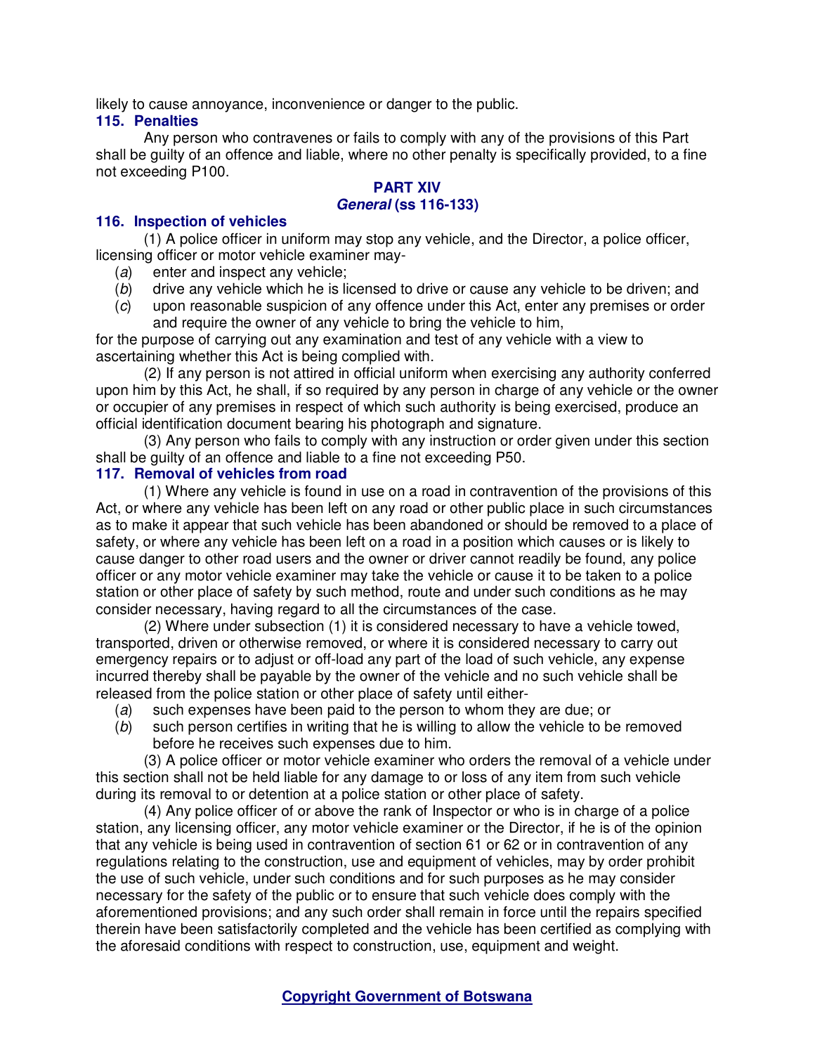likely to cause annoyance, inconvenience or danger to the public.

### 115. Penalties

Any person who contravenes or fails to comply with any of the provisions of this Part shall be guilty of an offence and liable, where no other penalty is specifically provided, to a fine not exceeding P100.

## PART XIV
## *General* (ss 116-133)

### 116. Inspection of vehicles

(1) A police officer in uniform may stop any vehicle, and the Director, a police officer, licensing officer or motor vehicle examiner may-

(*a*) enter and inspect any vehicle;

(*b*) drive any vehicle which he is licensed to drive or cause any vehicle to be driven; and

(*c*) upon reasonable suspicion of any offence under this Act, enter any premises or order and require the owner of any vehicle to bring the vehicle to him,

for the purpose of carrying out any examination and test of any vehicle with a view to ascertaining whether this Act is being complied with.

(2) If any person is not attired in official uniform when exercising any authority conferred upon him by this Act, he shall, if so required by any person in charge of any vehicle or the owner or occupier of any premises in respect of which such authority is being exercised, produce an official identification document bearing his photograph and signature.

(3) Any person who fails to comply with any instruction or order given under this section shall be guilty of an offence and liable to a fine not exceeding P50.

### 117. Removal of vehicles from road

(1) Where any vehicle is found in use on a road in contravention of the provisions of this Act, or where any vehicle has been left on any road or other public place in such circumstances as to make it appear that such vehicle has been abandoned or should be removed to a place of safety, or where any vehicle has been left on a road in a position which causes or is likely to cause danger to other road users and the owner or driver cannot readily be found, any police officer or any motor vehicle examiner may take the vehicle or cause it to be taken to a police station or other place of safety by such method, route and under such conditions as he may consider necessary, having regard to all the circumstances of the case.

(2) Where under subsection (1) it is considered necessary to have a vehicle towed, transported, driven or otherwise removed, or where it is considered necessary to carry out emergency repairs or to adjust or off-load any part of the load of such vehicle, any expense incurred thereby shall be payable by the owner of the vehicle and no such vehicle shall be released from the police station or other place of safety until either-

(*a*) such expenses have been paid to the person to whom they are due; or

(*b*) such person certifies in writing that he is willing to allow the vehicle to be removed before he receives such expenses due to him.

(3) A police officer or motor vehicle examiner who orders the removal of a vehicle under this section shall not be held liable for any damage to or loss of any item from such vehicle during its removal to or detention at a police station or other place of safety.

(4) Any police officer of or above the rank of Inspector or who is in charge of a police station, any licensing officer, any motor vehicle examiner or the Director, if he is of the opinion that any vehicle is being used in contravention of section 61 or 62 or in contravention of any regulations relating to the construction, use and equipment of vehicles, may by order prohibit the use of such vehicle, under such conditions and for such purposes as he may consider necessary for the safety of the public or to ensure that such vehicle does comply with the aforementioned provisions; and any such order shall remain in force until the repairs specified therein have been satisfactorily completed and the vehicle has been certified as complying with the aforesaid conditions with respect to construction, use, equipment and weight.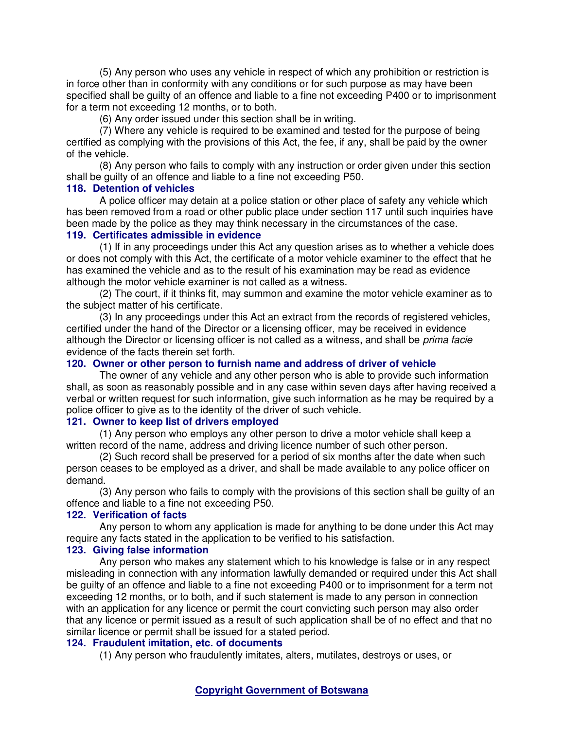(5) Any person who uses any vehicle in respect of which any prohibition or restriction is in force other than in conformity with any conditions or for such purpose as may have been specified shall be guilty of an offence and liable to a fine not exceeding P400 or to imprisonment for a term not exceeding 12 months, or to both.

(6) Any order issued under this section shall be in writing.

(7) Where any vehicle is required to be examined and tested for the purpose of being certified as complying with the provisions of this Act, the fee, if any, shall be paid by the owner of the vehicle.

(8) Any person who fails to comply with any instruction or order given under this section shall be guilty of an offence and liable to a fine not exceeding P50.

### 118. Detention of vehicles

A police officer may detain at a police station or other place of safety any vehicle which has been removed from a road or other public place under section 117 until such inquiries have been made by the police as they may think necessary in the circumstances of the case.

### 119. Certificates admissible in evidence

(1) If in any proceedings under this Act any question arises as to whether a vehicle does or does not comply with this Act, the certificate of a motor vehicle examiner to the effect that he has examined the vehicle and as to the result of his examination may be read as evidence although the motor vehicle examiner is not called as a witness.

(2) The court, if it thinks fit, may summon and examine the motor vehicle examiner as to the subject matter of his certificate.

(3) In any proceedings under this Act an extract from the records of registered vehicles, certified under the hand of the Director or a licensing officer, may be received in evidence although the Director or licensing officer is not called as a witness, and shall be *prima facie* evidence of the facts therein set forth.

### 120. Owner or other person to furnish name and address of driver of vehicle

The owner of any vehicle and any other person who is able to provide such information shall, as soon as reasonably possible and in any case within seven days after having received a verbal or written request for such information, give such information as he may be required by a police officer to give as to the identity of the driver of such vehicle.

### 121. Owner to keep list of drivers employed

(1) Any person who employs any other person to drive a motor vehicle shall keep a written record of the name, address and driving licence number of such other person.

(2) Such record shall be preserved for a period of six months after the date when such person ceases to be employed as a driver, and shall be made available to any police officer on demand.

(3) Any person who fails to comply with the provisions of this section shall be guilty of an offence and liable to a fine not exceeding P50.

### 122. Verification of facts

Any person to whom any application is made for anything to be done under this Act may require any facts stated in the application to be verified to his satisfaction.

### 123. Giving false information

Any person who makes any statement which to his knowledge is false or in any respect misleading in connection with any information lawfully demanded or required under this Act shall be guilty of an offence and liable to a fine not exceeding P400 or to imprisonment for a term not exceeding 12 months, or to both, and if such statement is made to any person in connection with an application for any licence or permit the court convicting such person may also order that any licence or permit issued as a result of such application shall be of no effect and that no similar licence or permit shall be issued for a stated period.

### 124. Fraudulent imitation, etc. of documents

(1) Any person who fraudulently imitates, alters, mutilates, destroys or uses, or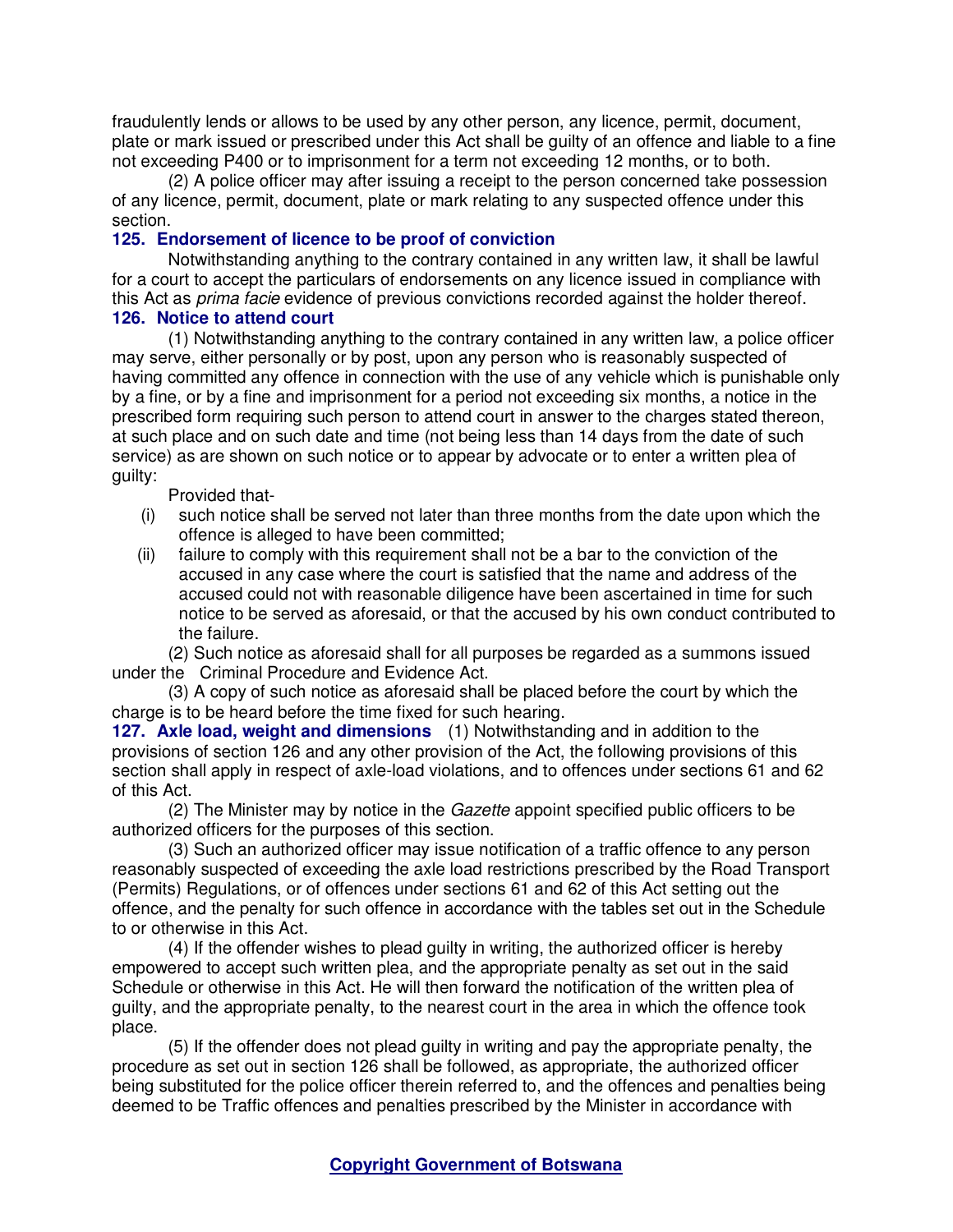fraudulently lends or allows to be used by any other person, any licence, permit, document, plate or mark issued or prescribed under this Act shall be guilty of an offence and liable to a fine not exceeding P400 or to imprisonment for a term not exceeding 12 months, or to both.

(2) A police officer may after issuing a receipt to the person concerned take possession of any licence, permit, document, plate or mark relating to any suspected offence under this section.

**125. Endorsement of licence to be proof of conviction**

Notwithstanding anything to the contrary contained in any written law, it shall be lawful for a court to accept the particulars of endorsements on any licence issued in compliance with this Act as *prima facie* evidence of previous convictions recorded against the holder thereof.

**126. Notice to attend court**

(1) Notwithstanding anything to the contrary contained in any written law, a police officer may serve, either personally or by post, upon any person who is reasonably suspected of having committed any offence in connection with the use of any vehicle which is punishable only by a fine, or by a fine and imprisonment for a period not exceeding six months, a notice in the prescribed form requiring such person to attend court in answer to the charges stated thereon, at such place and on such date and time (not being less than 14 days from the date of such service) as are shown on such notice or to appear by advocate or to enter a written plea of guilty:

Provided that-

(i) such notice shall be served not later than three months from the date upon which the offence is alleged to have been committed;

(ii) failure to comply with this requirement shall not be a bar to the conviction of the accused in any case where the court is satisfied that the name and address of the accused could not with reasonable diligence have been ascertained in time for such notice to be served as aforesaid, or that the accused by his own conduct contributed to the failure.

(2) Such notice as aforesaid shall for all purposes be regarded as a summons issued under the Criminal Procedure and Evidence Act.

(3) A copy of such notice as aforesaid shall be placed before the court by which the charge is to be heard before the time fixed for such hearing.

**127. Axle load, weight and dimensions** (1) Notwithstanding and in addition to the provisions of section 126 and any other provision of the Act, the following provisions of this section shall apply in respect of axle-load violations, and to offences under sections 61 and 62 of this Act.

(2) The Minister may by notice in the *Gazette* appoint specified public officers to be authorized officers for the purposes of this section.

(3) Such an authorized officer may issue notification of a traffic offence to any person reasonably suspected of exceeding the axle load restrictions prescribed by the Road Transport (Permits) Regulations, or of offences under sections 61 and 62 of this Act setting out the offence, and the penalty for such offence in accordance with the tables set out in the Schedule to or otherwise in this Act.

(4) If the offender wishes to plead guilty in writing, the authorized officer is hereby empowered to accept such written plea, and the appropriate penalty as set out in the said Schedule or otherwise in this Act. He will then forward the notification of the written plea of guilty, and the appropriate penalty, to the nearest court in the area in which the offence took place.

(5) If the offender does not plead guilty in writing and pay the appropriate penalty, the procedure as set out in section 126 shall be followed, as appropriate, the authorized officer being substituted for the police officer therein referred to, and the offences and penalties being deemed to be Traffic offences and penalties prescribed by the Minister in accordance with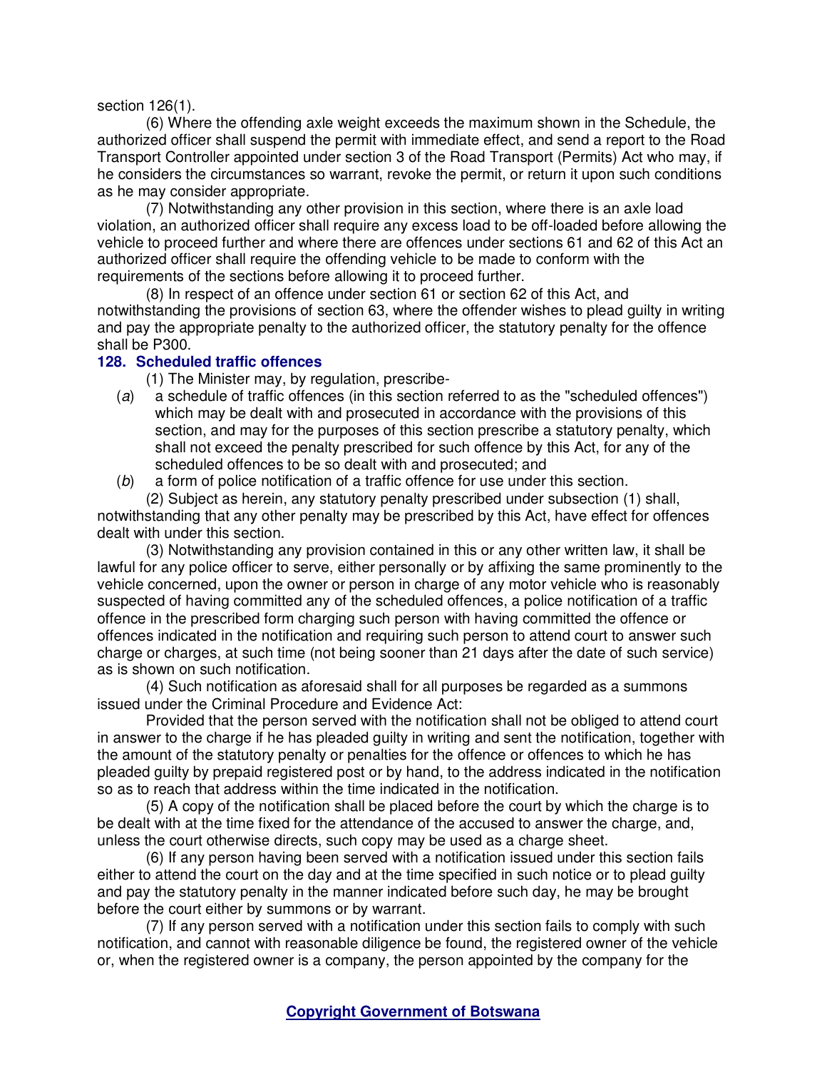section 126(1).

(6) Where the offending axle weight exceeds the maximum shown in the Schedule, the authorized officer shall suspend the permit with immediate effect, and send a report to the Road Transport Controller appointed under section 3 of the Road Transport (Permits) Act who may, if he considers the circumstances so warrant, revoke the permit, or return it upon such conditions as he may consider appropriate.

(7) Notwithstanding any other provision in this section, where there is an axle load violation, an authorized officer shall require any excess load to be off-loaded before allowing the vehicle to proceed further and where there are offences under sections 61 and 62 of this Act an authorized officer shall require the offending vehicle to be made to conform with the requirements of the sections before allowing it to proceed further.

(8) In respect of an offence under section 61 or section 62 of this Act, and notwithstanding the provisions of section 63, where the offender wishes to plead guilty in writing and pay the appropriate penalty to the authorized officer, the statutory penalty for the offence shall be P300.

### 128. Scheduled traffic offences

(1) The Minister may, by regulation, prescribe-

(*a*) a schedule of traffic offences (in this section referred to as the "scheduled offences") which may be dealt with and prosecuted in accordance with the provisions of this section, and may for the purposes of this section prescribe a statutory penalty, which shall not exceed the penalty prescribed for such offence by this Act, for any of the scheduled offences to be so dealt with and prosecuted; and

(*b*) a form of police notification of a traffic offence for use under this section.

(2) Subject as herein, any statutory penalty prescribed under subsection (1) shall, notwithstanding that any other penalty may be prescribed by this Act, have effect for offences dealt with under this section.

(3) Notwithstanding any provision contained in this or any other written law, it shall be lawful for any police officer to serve, either personally or by affixing the same prominently to the vehicle concerned, upon the owner or person in charge of any motor vehicle who is reasonably suspected of having committed any of the scheduled offences, a police notification of a traffic offence in the prescribed form charging such person with having committed the offence or offences indicated in the notification and requiring such person to attend court to answer such charge or charges, at such time (not being sooner than 21 days after the date of such service) as is shown on such notification.

(4) Such notification as aforesaid shall for all purposes be regarded as a summons issued under the Criminal Procedure and Evidence Act:

Provided that the person served with the notification shall not be obliged to attend court in answer to the charge if he has pleaded guilty in writing and sent the notification, together with the amount of the statutory penalty or penalties for the offence or offences to which he has pleaded guilty by prepaid registered post or by hand, to the address indicated in the notification so as to reach that address within the time indicated in the notification.

(5) A copy of the notification shall be placed before the court by which the charge is to be dealt with at the time fixed for the attendance of the accused to answer the charge, and, unless the court otherwise directs, such copy may be used as a charge sheet.

(6) If any person having been served with a notification issued under this section fails either to attend the court on the day and at the time specified in such notice or to plead guilty and pay the statutory penalty in the manner indicated before such day, he may be brought before the court either by summons or by warrant.

(7) If any person served with a notification under this section fails to comply with such notification, and cannot with reasonable diligence be found, the registered owner of the vehicle or, when the registered owner is a company, the person appointed by the company for the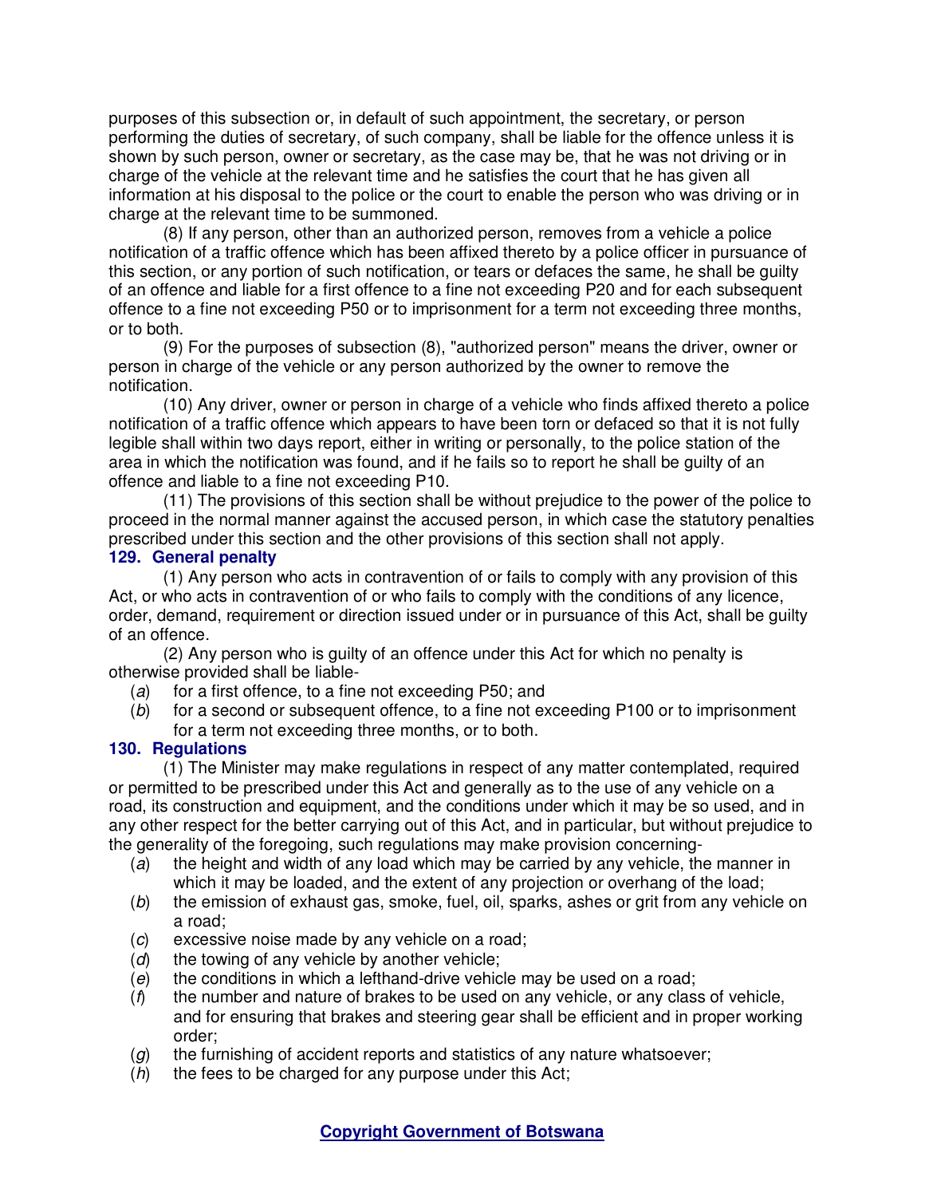purposes of this subsection or, in default of such appointment, the secretary, or person performing the duties of secretary, of such company, shall be liable for the offence unless it is shown by such person, owner or secretary, as the case may be, that he was not driving or in charge of the vehicle at the relevant time and he satisfies the court that he has given all information at his disposal to the police or the court to enable the person who was driving or in charge at the relevant time to be summoned.

(8) If any person, other than an authorized person, removes from a vehicle a police notification of a traffic offence which has been affixed thereto by a police officer in pursuance of this section, or any portion of such notification, or tears or defaces the same, he shall be guilty of an offence and liable for a first offence to a fine not exceeding P20 and for each subsequent offence to a fine not exceeding P50 or to imprisonment for a term not exceeding three months, or to both.

(9) For the purposes of subsection (8), "authorized person" means the driver, owner or person in charge of the vehicle or any person authorized by the owner to remove the notification.

(10) Any driver, owner or person in charge of a vehicle who finds affixed thereto a police notification of a traffic offence which appears to have been torn or defaced so that it is not fully legible shall within two days report, either in writing or personally, to the police station of the area in which the notification was found, and if he fails so to report he shall be guilty of an offence and liable to a fine not exceeding P10.

(11) The provisions of this section shall be without prejudice to the power of the police to proceed in the normal manner against the accused person, in which case the statutory penalties prescribed under this section and the other provisions of this section shall not apply.

**129. General penalty**

(1) Any person who acts in contravention of or fails to comply with any provision of this Act, or who acts in contravention of or who fails to comply with the conditions of any licence, order, demand, requirement or direction issued under or in pursuance of this Act, shall be guilty of an offence.

(2) Any person who is guilty of an offence under this Act for which no penalty is otherwise provided shall be liable-

(*a*) for a first offence, to a fine not exceeding P50; and

(*b*) for a second or subsequent offence, to a fine not exceeding P100 or to imprisonment for a term not exceeding three months, or to both.

**130. Regulations**

(1) The Minister may make regulations in respect of any matter contemplated, required or permitted to be prescribed under this Act and generally as to the use of any vehicle on a road, its construction and equipment, and the conditions under which it may be so used, and in any other respect for the better carrying out of this Act, and in particular, but without prejudice to the generality of the foregoing, such regulations may make provision concerning-

(*a*) the height and width of any load which may be carried by any vehicle, the manner in which it may be loaded, and the extent of any projection or overhang of the load;

(*b*) the emission of exhaust gas, smoke, fuel, oil, sparks, ashes or grit from any vehicle on a road;

(*c*) excessive noise made by any vehicle on a road;

(*d*) the towing of any vehicle by another vehicle;

(*e*) the conditions in which a lefthand-drive vehicle may be used on a road;

(*f*) the number and nature of brakes to be used on any vehicle, or any class of vehicle, and for ensuring that brakes and steering gear shall be efficient and in proper working order;

(*g*) the furnishing of accident reports and statistics of any nature whatsoever;

(*h*) the fees to be charged for any purpose under this Act;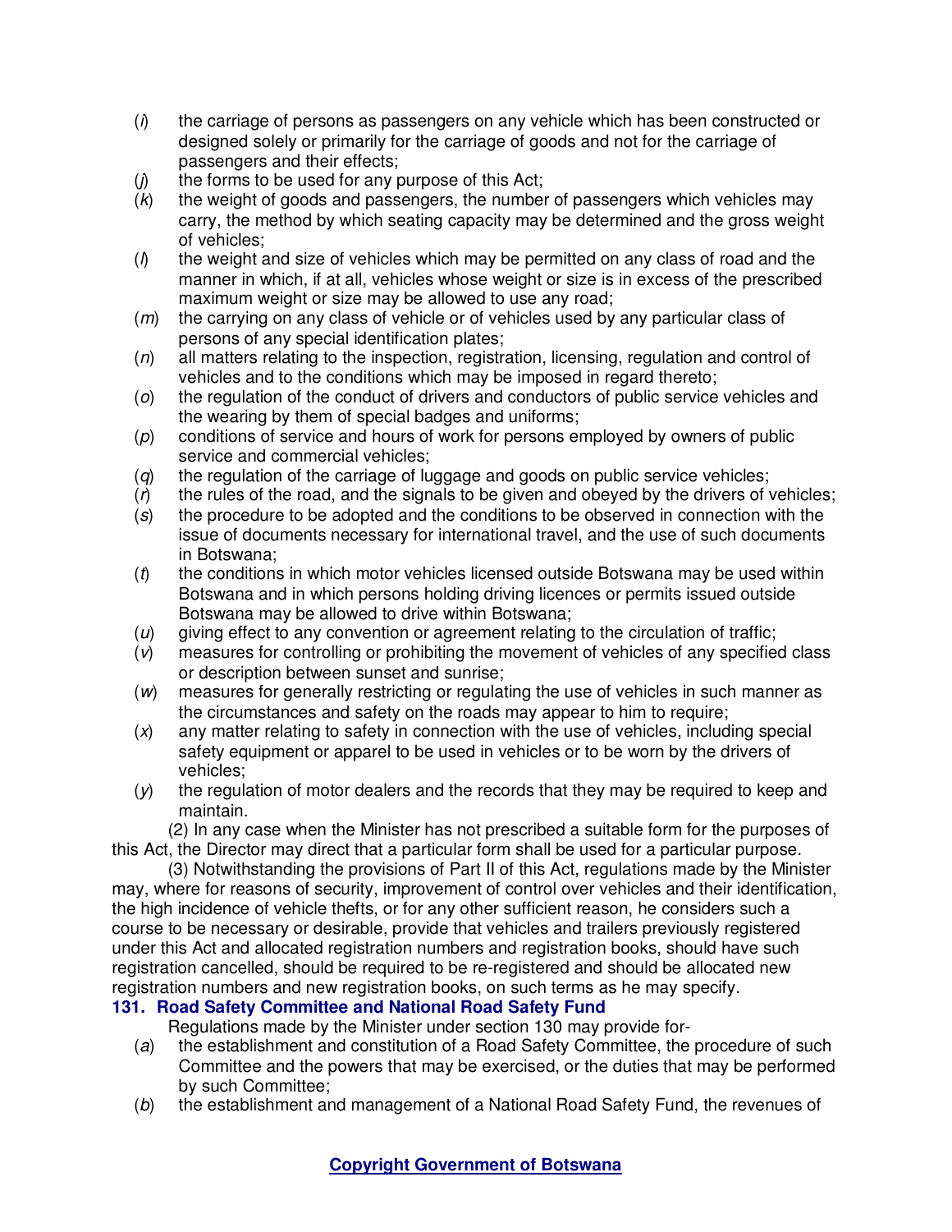(*i*) the carriage of persons as passengers on any vehicle which has been constructed or designed solely or primarily for the carriage of goods and not for the carriage of passengers and their effects;

(*j*) the forms to be used for any purpose of this Act;

(*k*) the weight of goods and passengers, the number of passengers which vehicles may carry, the method by which seating capacity may be determined and the gross weight of vehicles;

(*l*) the weight and size of vehicles which may be permitted on any class of road and the manner in which, if at all, vehicles whose weight or size is in excess of the prescribed maximum weight or size may be allowed to use any road;

(*m*) the carrying on any class of vehicle or of vehicles used by any particular class of persons of any special identification plates;

(*n*) all matters relating to the inspection, registration, licensing, regulation and control of vehicles and to the conditions which may be imposed in regard thereto;

(*o*) the regulation of the conduct of drivers and conductors of public service vehicles and the wearing by them of special badges and uniforms;

(*p*) conditions of service and hours of work for persons employed by owners of public service and commercial vehicles;

(*q*) the regulation of the carriage of luggage and goods on public service vehicles;

(*r*) the rules of the road, and the signals to be given and obeyed by the drivers of vehicles;

(*s*) the procedure to be adopted and the conditions to be observed in connection with the issue of documents necessary for international travel, and the use of such documents in Botswana;

(*t*) the conditions in which motor vehicles licensed outside Botswana may be used within Botswana and in which persons holding driving licences or permits issued outside Botswana may be allowed to drive within Botswana;

(*u*) giving effect to any convention or agreement relating to the circulation of traffic;

(*v*) measures for controlling or prohibiting the movement of vehicles of any specified class or description between sunset and sunrise;

(*w*) measures for generally restricting or regulating the use of vehicles in such manner as the circumstances and safety on the roads may appear to him to require;

(*x*) any matter relating to safety in connection with the use of vehicles, including special safety equipment or apparel to be used in vehicles or to be worn by the drivers of vehicles;

(*y*) the regulation of motor dealers and the records that they may be required to keep and maintain.

(2) In any case when the Minister has not prescribed a suitable form for the purposes of this Act, the Director may direct that a particular form shall be used for a particular purpose.

(3) Notwithstanding the provisions of Part II of this Act, regulations made by the Minister may, where for reasons of security, improvement of control over vehicles and their identification, the high incidence of vehicle thefts, or for any other sufficient reason, he considers such a course to be necessary or desirable, provide that vehicles and trailers previously registered under this Act and allocated registration numbers and registration books, should have such registration cancelled, should be required to be re-registered and should be allocated new registration numbers and new registration books, on such terms as he may specify.

**131. Road Safety Committee and National Road Safety Fund**

Regulations made by the Minister under section 130 may provide for-

(*a*) the establishment and constitution of a Road Safety Committee, the procedure of such Committee and the powers that may be exercised, or the duties that may be performed by such Committee;

(*b*) the establishment and management of a National Road Safety Fund, the revenues of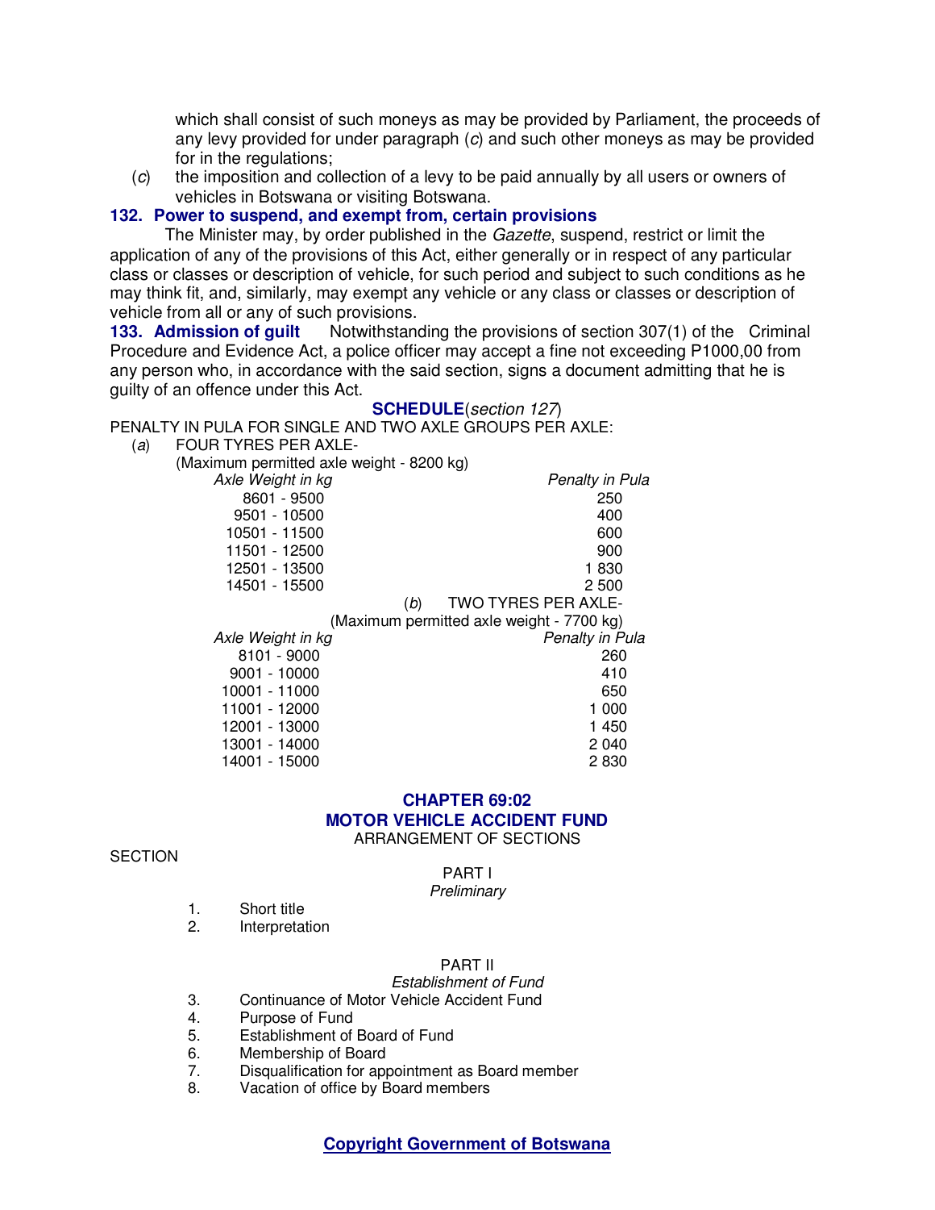which shall consist of such moneys as may be provided by Parliament, the proceeds of any levy provided for under paragraph (*c*) and such other moneys as may be provided for in the regulations;

(*c*) the imposition and collection of a levy to be paid annually by all users or owners of vehicles in Botswana or visiting Botswana.

**132. Power to suspend, and exempt from, certain provisions**

The Minister may, by order published in the *Gazette*, suspend, restrict or limit the application of any of the provisions of this Act, either generally or in respect of any particular class or classes or description of vehicle, for such period and subject to such conditions as he may think fit, and, similarly, may exempt any vehicle or any class or classes or description of vehicle from all or any of such provisions.

**133. Admission of guilt** Notwithstanding the provisions of section 307(1) of the Criminal Procedure and Evidence Act, a police officer may accept a fine not exceeding P1000,00 from any person who, in accordance with the said section, signs a document admitting that he is guilty of an offence under this Act.

**SCHEDULE**(*section 127*)

PENALTY IN PULA FOR SINGLE AND TWO AXLE GROUPS PER AXLE:

(*a*) FOUR TYRES PER AXLE-

(Maximum permitted axle weight - 8200 kg)

| *Axle Weight in kg* | *Penalty in Pula* |
|---|---|
| 8601 - 9500 | 250 |
| 9501 - 10500 | 400 |
| 10501 - 11500 | 600 |
| 11501 - 12500 | 900 |
| 12501 - 13500 | 1 830 |
| 14501 - 15500 | 2 500 |

(*b*) TWO TYRES PER AXLE-

(Maximum permitted axle weight - 7700 kg)

| *Axle Weight in kg* | *Penalty in Pula* |
|---|---|
| 8101 - 9000 | 260 |
| 9001 - 10000 | 410 |
| 10001 - 11000 | 650 |
| 11001 - 12000 | 1 000 |
| 12001 - 13000 | 1 450 |
| 13001 - 14000 | 2 040 |
| 14001 - 15000 | 2 830 |

# CHAPTER 69:02
# MOTOR VEHICLE ACCIDENT FUND

ARRANGEMENT OF SECTIONS

SECTION

PART I
*Preliminary*

1. Short title
2. Interpretation

PART II
*Establishment of Fund*

3. Continuance of Motor Vehicle Accident Fund
4. Purpose of Fund
5. Establishment of Board of Fund
6. Membership of Board
7. Disqualification for appointment as Board member
8. Vacation of office by Board members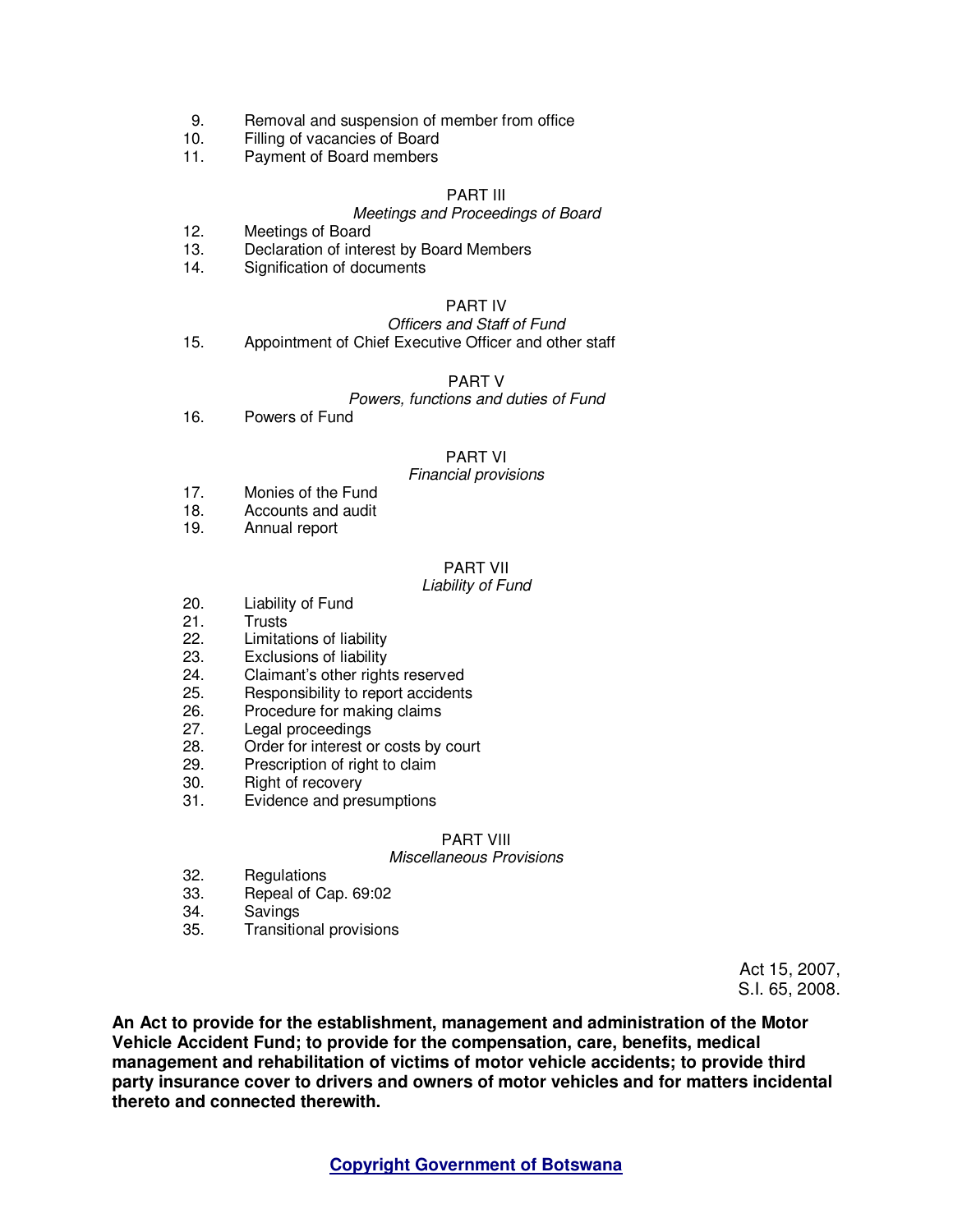9. Removal and suspension of member from office
10. Filling of vacancies of Board
11. Payment of Board members

PART III

*Meetings and Proceedings of Board*

12. Meetings of Board
13. Declaration of interest by Board Members
14. Signification of documents

PART IV

*Officers and Staff of Fund*

15. Appointment of Chief Executive Officer and other staff

PART V

*Powers, functions and duties of Fund*

16. Powers of Fund

PART VI

*Financial provisions*

17. Monies of the Fund
18. Accounts and audit
19. Annual report

PART VII

*Liability of Fund*

20. Liability of Fund
21. Trusts
22. Limitations of liability
23. Exclusions of liability
24. Claimant's other rights reserved
25. Responsibility to report accidents
26. Procedure for making claims
27. Legal proceedings
28. Order for interest or costs by court
29. Prescription of right to claim
30. Right of recovery
31. Evidence and presumptions

PART VIII

*Miscellaneous Provisions*

32. Regulations
33. Repeal of Cap. 69:02
34. Savings
35. Transitional provisions

Act 15, 2007,
S.I. 65, 2008.

**An Act to provide for the establishment, management and administration of the Motor Vehicle Accident Fund; to provide for the compensation, care, benefits, medical management and rehabilitation of victims of motor vehicle accidents; to provide third party insurance cover to drivers and owners of motor vehicles and for matters incidental thereto and connected therewith.**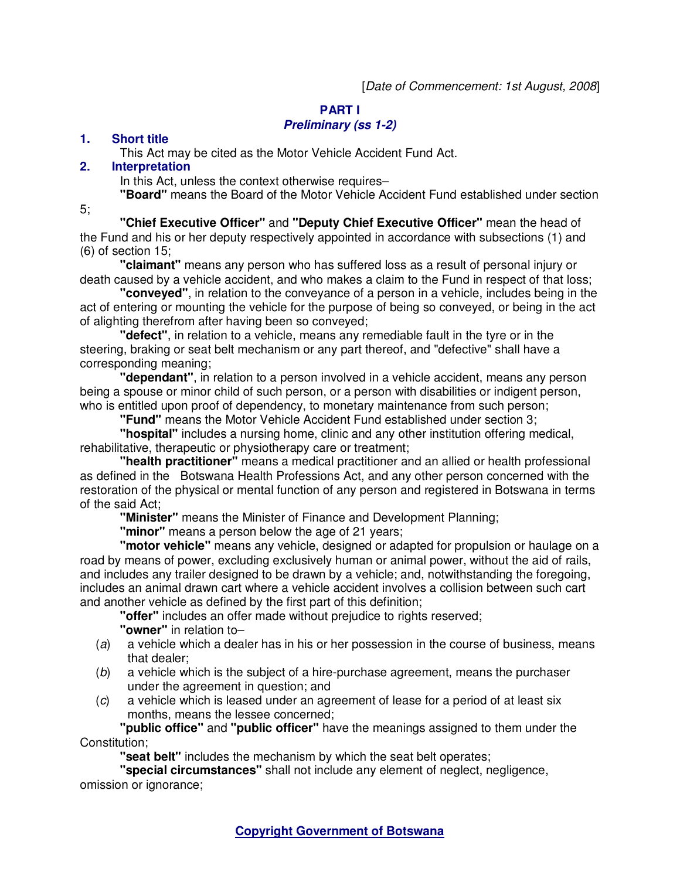[*Date of Commencement: 1st August, 2008*]

## PART I
### *Preliminary (ss 1-2)*

**1. Short title**

This Act may be cited as the Motor Vehicle Accident Fund Act.

**2. Interpretation**

In this Act, unless the context otherwise requires–

**"Board"** means the Board of the Motor Vehicle Accident Fund established under section 5;

**"Chief Executive Officer"** and **"Deputy Chief Executive Officer"** mean the head of the Fund and his or her deputy respectively appointed in accordance with subsections (1) and (6) of section 15;

**"claimant"** means any person who has suffered loss as a result of personal injury or death caused by a vehicle accident, and who makes a claim to the Fund in respect of that loss;

**"conveyed"**, in relation to the conveyance of a person in a vehicle, includes being in the act of entering or mounting the vehicle for the purpose of being so conveyed, or being in the act of alighting therefrom after having been so conveyed;

**"defect"**, in relation to a vehicle, means any remediable fault in the tyre or in the steering, braking or seat belt mechanism or any part thereof, and "defective" shall have a corresponding meaning;

**"dependant"**, in relation to a person involved in a vehicle accident, means any person being a spouse or minor child of such person, or a person with disabilities or indigent person, who is entitled upon proof of dependency, to monetary maintenance from such person;

**"Fund"** means the Motor Vehicle Accident Fund established under section 3;

**"hospital"** includes a nursing home, clinic and any other institution offering medical, rehabilitative, therapeutic or physiotherapy care or treatment;

**"health practitioner"** means a medical practitioner and an allied or health professional as defined in the Botswana Health Professions Act, and any other person concerned with the restoration of the physical or mental function of any person and registered in Botswana in terms of the said Act;

**"Minister"** means the Minister of Finance and Development Planning;

**"minor"** means a person below the age of 21 years;

**"motor vehicle"** means any vehicle, designed or adapted for propulsion or haulage on a road by means of power, excluding exclusively human or animal power, without the aid of rails, and includes any trailer designed to be drawn by a vehicle; and, notwithstanding the foregoing, includes an animal drawn cart where a vehicle accident involves a collision between such cart and another vehicle as defined by the first part of this definition;

**"offer"** includes an offer made without prejudice to rights reserved;

**"owner"** in relation to–

(*a*) a vehicle which a dealer has in his or her possession in the course of business, means that dealer;

(*b*) a vehicle which is the subject of a hire-purchase agreement, means the purchaser under the agreement in question; and

(*c*) a vehicle which is leased under an agreement of lease for a period of at least six months, means the lessee concerned;

**"public office"** and **"public officer"** have the meanings assigned to them under the Constitution;

**"seat belt"** includes the mechanism by which the seat belt operates;

**"special circumstances"** shall not include any element of neglect, negligence, omission or ignorance;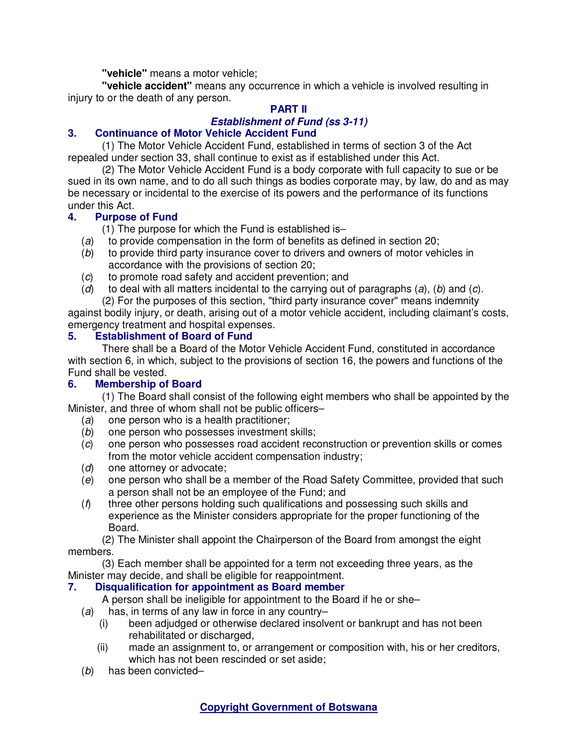**"vehicle"** means a motor vehicle;

**"vehicle accident"** means any occurrence in which a vehicle is involved resulting in injury to or the death of any person.

## PART II

### *Establishment of Fund (ss 3-11)*

### 3. Continuance of Motor Vehicle Accident Fund

(1) The Motor Vehicle Accident Fund, established in terms of section 3 of the Act repealed under section 33, shall continue to exist as if established under this Act.

(2) The Motor Vehicle Accident Fund is a body corporate with full capacity to sue or be sued in its own name, and to do all such things as bodies corporate may, by law, do and as may be necessary or incidental to the exercise of its powers and the performance of its functions under this Act.

### 4. Purpose of Fund

(1) The purpose for which the Fund is established is–

(*a*) to provide compensation in the form of benefits as defined in section 20;

(*b*) to provide third party insurance cover to drivers and owners of motor vehicles in accordance with the provisions of section 20;

(*c*) to promote road safety and accident prevention; and

(*d*) to deal with all matters incidental to the carrying out of paragraphs (*a*), (*b*) and (*c*).

(2) For the purposes of this section, "third party insurance cover" means indemnity against bodily injury, or death, arising out of a motor vehicle accident, including claimant's costs, emergency treatment and hospital expenses.

### 5. Establishment of Board of Fund

There shall be a Board of the Motor Vehicle Accident Fund, constituted in accordance with section 6, in which, subject to the provisions of section 16, the powers and functions of the Fund shall be vested.

### 6. Membership of Board

(1) The Board shall consist of the following eight members who shall be appointed by the Minister, and three of whom shall not be public officers–

(*a*) one person who is a health practitioner;

(*b*) one person who possesses investment skills;

(*c*) one person who possesses road accident reconstruction or prevention skills or comes from the motor vehicle accident compensation industry;

(*d*) one attorney or advocate;

(*e*) one person who shall be a member of the Road Safety Committee, provided that such a person shall not be an employee of the Fund; and

(*f*) three other persons holding such qualifications and possessing such skills and experience as the Minister considers appropriate for the proper functioning of the Board.

(2) The Minister shall appoint the Chairperson of the Board from amongst the eight members.

(3) Each member shall be appointed for a term not exceeding three years, as the Minister may decide, and shall be eligible for reappointment.

### 7. Disqualification for appointment as Board member

A person shall be ineligible for appointment to the Board if he or she–

(*a*) has, in terms of any law in force in any country–

(i) been adjudged or otherwise declared insolvent or bankrupt and has not been rehabilitated or discharged,

(ii) made an assignment to, or arrangement or composition with, his or her creditors, which has not been rescinded or set aside;

(*b*) has been convicted–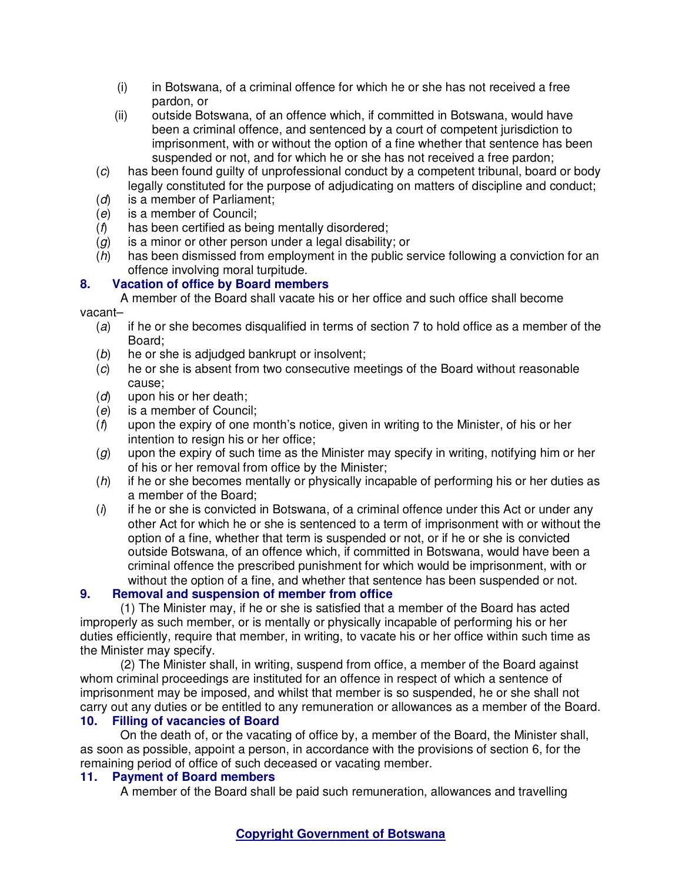(i) in Botswana, of a criminal offence for which he or she has not received a free pardon, or

(ii) outside Botswana, of an offence which, if committed in Botswana, would have been a criminal offence, and sentenced by a court of competent jurisdiction to imprisonment, with or without the option of a fine whether that sentence has been suspended or not, and for which he or she has not received a free pardon;

(*c*) has been found guilty of unprofessional conduct by a competent tribunal, board or body legally constituted for the purpose of adjudicating on matters of discipline and conduct;

(*d*) is a member of Parliament;

(*e*) is a member of Council;

(*f*) has been certified as being mentally disordered;

(*g*) is a minor or other person under a legal disability; or

(*h*) has been dismissed from employment in the public service following a conviction for an offence involving moral turpitude.

**8. Vacation of office by Board members**

A member of the Board shall vacate his or her office and such office shall become vacant–

(*a*) if he or she becomes disqualified in terms of section 7 to hold office as a member of the Board;

(*b*) he or she is adjudged bankrupt or insolvent;

(*c*) he or she is absent from two consecutive meetings of the Board without reasonable cause;

(*d*) upon his or her death;

(*e*) is a member of Council;

(*f*) upon the expiry of one month's notice, given in writing to the Minister, of his or her intention to resign his or her office;

(*g*) upon the expiry of such time as the Minister may specify in writing, notifying him or her of his or her removal from office by the Minister;

(*h*) if he or she becomes mentally or physically incapable of performing his or her duties as a member of the Board;

(*i*) if he or she is convicted in Botswana, of a criminal offence under this Act or under any other Act for which he or she is sentenced to a term of imprisonment with or without the option of a fine, whether that term is suspended or not, or if he or she is convicted outside Botswana, of an offence which, if committed in Botswana, would have been a criminal offence the prescribed punishment for which would be imprisonment, with or without the option of a fine, and whether that sentence has been suspended or not.

**9. Removal and suspension of member from office**

(1) The Minister may, if he or she is satisfied that a member of the Board has acted improperly as such member, or is mentally or physically incapable of performing his or her duties efficiently, require that member, in writing, to vacate his or her office within such time as the Minister may specify.

(2) The Minister shall, in writing, suspend from office, a member of the Board against whom criminal proceedings are instituted for an offence in respect of which a sentence of imprisonment may be imposed, and whilst that member is so suspended, he or she shall not carry out any duties or be entitled to any remuneration or allowances as a member of the Board.

**10. Filling of vacancies of Board**

On the death of, or the vacating of office by, a member of the Board, the Minister shall, as soon as possible, appoint a person, in accordance with the provisions of section 6, for the remaining period of office of such deceased or vacating member.

**11. Payment of Board members**

A member of the Board shall be paid such remuneration, allowances and travelling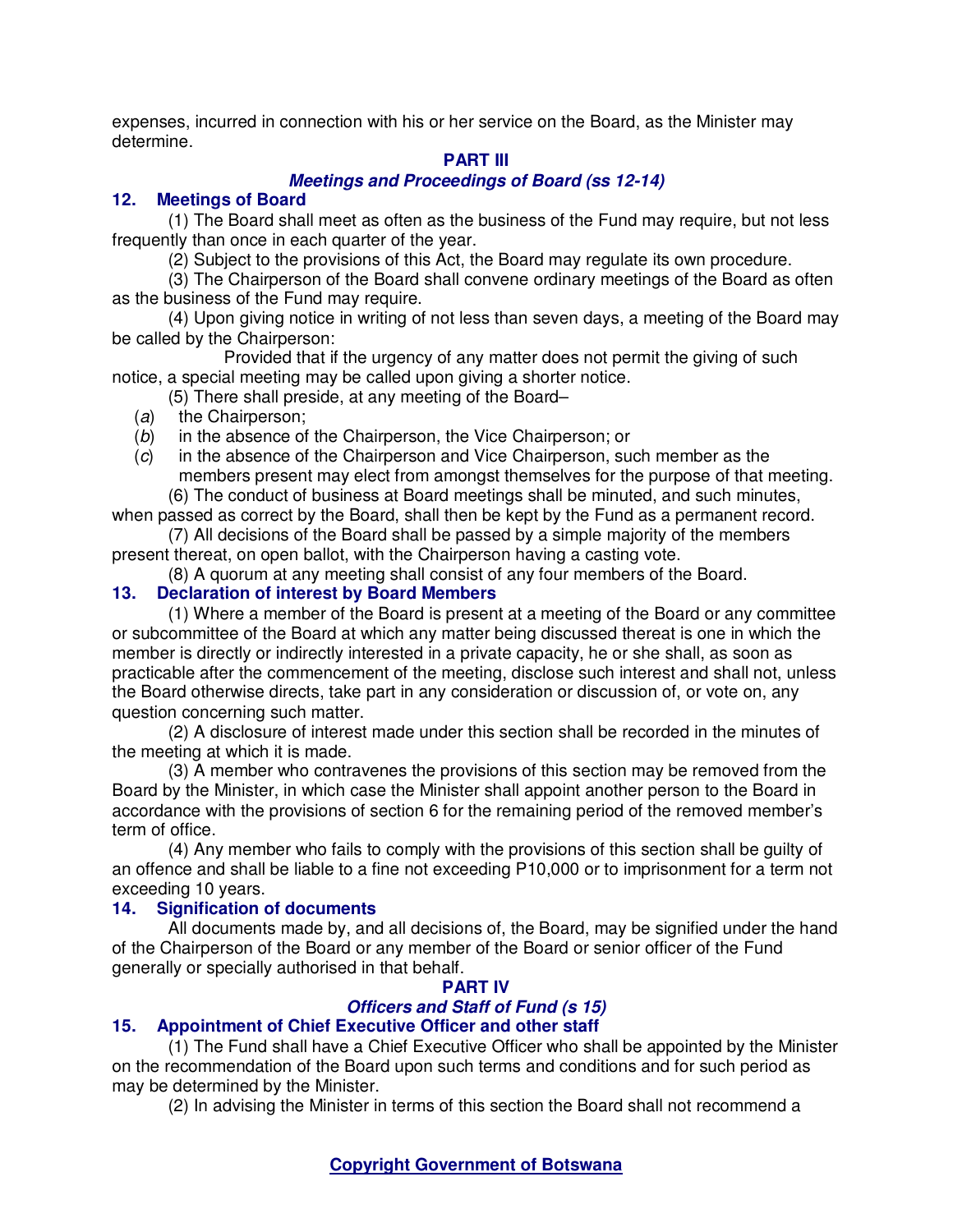expenses, incurred in connection with his or her service on the Board, as the Minister may determine.

## PART III

### *Meetings and Proceedings of Board (ss 12-14)*

**12. Meetings of Board**

(1) The Board shall meet as often as the business of the Fund may require, but not less frequently than once in each quarter of the year.

(2) Subject to the provisions of this Act, the Board may regulate its own procedure.

(3) The Chairperson of the Board shall convene ordinary meetings of the Board as often as the business of the Fund may require.

(4) Upon giving notice in writing of not less than seven days, a meeting of the Board may be called by the Chairperson:

Provided that if the urgency of any matter does not permit the giving of such notice, a special meeting may be called upon giving a shorter notice.

(5) There shall preside, at any meeting of the Board–

(*a*) the Chairperson;

(*b*) in the absence of the Chairperson, the Vice Chairperson; or

(*c*) in the absence of the Chairperson and Vice Chairperson, such member as the members present may elect from amongst themselves for the purpose of that meeting.

(6) The conduct of business at Board meetings shall be minuted, and such minutes, when passed as correct by the Board, shall then be kept by the Fund as a permanent record.

(7) All decisions of the Board shall be passed by a simple majority of the members present thereat, on open ballot, with the Chairperson having a casting vote.

(8) A quorum at any meeting shall consist of any four members of the Board.

**13. Declaration of interest by Board Members**

(1) Where a member of the Board is present at a meeting of the Board or any committee or subcommittee of the Board at which any matter being discussed thereat is one in which the member is directly or indirectly interested in a private capacity, he or she shall, as soon as practicable after the commencement of the meeting, disclose such interest and shall not, unless the Board otherwise directs, take part in any consideration or discussion of, or vote on, any question concerning such matter.

(2) A disclosure of interest made under this section shall be recorded in the minutes of the meeting at which it is made.

(3) A member who contravenes the provisions of this section may be removed from the Board by the Minister, in which case the Minister shall appoint another person to the Board in accordance with the provisions of section 6 for the remaining period of the removed member's term of office.

(4) Any member who fails to comply with the provisions of this section shall be guilty of an offence and shall be liable to a fine not exceeding P10,000 or to imprisonment for a term not exceeding 10 years.

**14. Signification of documents**

All documents made by, and all decisions of, the Board, may be signified under the hand of the Chairperson of the Board or any member of the Board or senior officer of the Fund generally or specially authorised in that behalf.

## PART IV

### *Officers and Staff of Fund (s 15)*

**15. Appointment of Chief Executive Officer and other staff**

(1) The Fund shall have a Chief Executive Officer who shall be appointed by the Minister on the recommendation of the Board upon such terms and conditions and for such period as may be determined by the Minister.

(2) In advising the Minister in terms of this section the Board shall not recommend a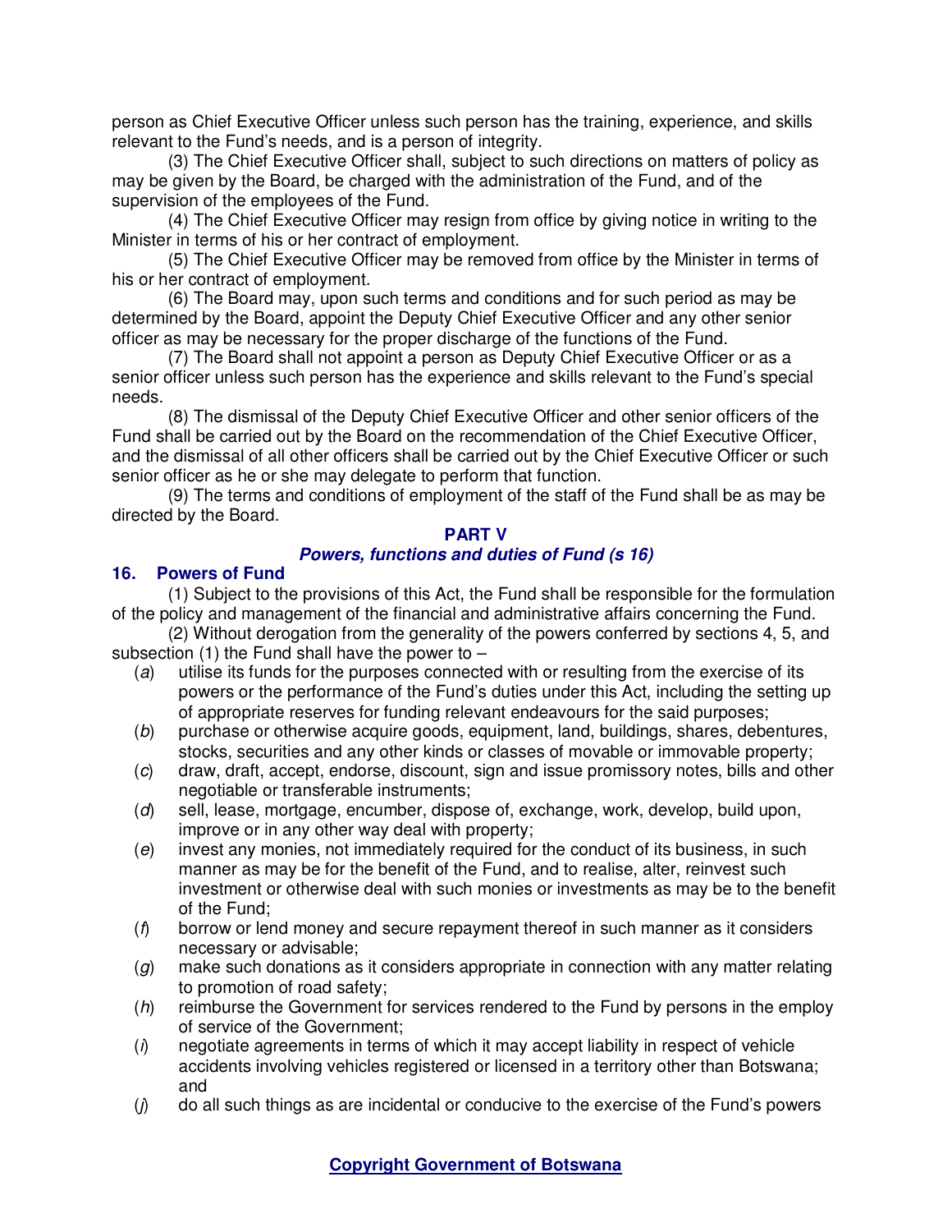person as Chief Executive Officer unless such person has the training, experience, and skills relevant to the Fund's needs, and is a person of integrity.

(3) The Chief Executive Officer shall, subject to such directions on matters of policy as may be given by the Board, be charged with the administration of the Fund, and of the supervision of the employees of the Fund.

(4) The Chief Executive Officer may resign from office by giving notice in writing to the Minister in terms of his or her contract of employment.

(5) The Chief Executive Officer may be removed from office by the Minister in terms of his or her contract of employment.

(6) The Board may, upon such terms and conditions and for such period as may be determined by the Board, appoint the Deputy Chief Executive Officer and any other senior officer as may be necessary for the proper discharge of the functions of the Fund.

(7) The Board shall not appoint a person as Deputy Chief Executive Officer or as a senior officer unless such person has the experience and skills relevant to the Fund's special needs.

(8) The dismissal of the Deputy Chief Executive Officer and other senior officers of the Fund shall be carried out by the Board on the recommendation of the Chief Executive Officer, and the dismissal of all other officers shall be carried out by the Chief Executive Officer or such senior officer as he or she may delegate to perform that function.

(9) The terms and conditions of employment of the staff of the Fund shall be as may be directed by the Board.

## PART V
### *Powers, functions and duties of Fund (s 16)*

### 16. Powers of Fund

(1) Subject to the provisions of this Act, the Fund shall be responsible for the formulation of the policy and management of the financial and administrative affairs concerning the Fund.

(2) Without derogation from the generality of the powers conferred by sections 4, 5, and subsection (1) the Fund shall have the power to –

(*a*) utilise its funds for the purposes connected with or resulting from the exercise of its powers or the performance of the Fund's duties under this Act, including the setting up of appropriate reserves for funding relevant endeavours for the said purposes;

(*b*) purchase or otherwise acquire goods, equipment, land, buildings, shares, debentures, stocks, securities and any other kinds or classes of movable or immovable property;

(*c*) draw, draft, accept, endorse, discount, sign and issue promissory notes, bills and other negotiable or transferable instruments;

(*d*) sell, lease, mortgage, encumber, dispose of, exchange, work, develop, build upon, improve or in any other way deal with property;

(*e*) invest any monies, not immediately required for the conduct of its business, in such manner as may be for the benefit of the Fund, and to realise, alter, reinvest such investment or otherwise deal with such monies or investments as may be to the benefit of the Fund;

(*f*) borrow or lend money and secure repayment thereof in such manner as it considers necessary or advisable;

(*g*) make such donations as it considers appropriate in connection with any matter relating to promotion of road safety;

(*h*) reimburse the Government for services rendered to the Fund by persons in the employ of service of the Government;

(*i*) negotiate agreements in terms of which it may accept liability in respect of vehicle accidents involving vehicles registered or licensed in a territory other than Botswana; and

(*j*) do all such things as are incidental or conducive to the exercise of the Fund's powers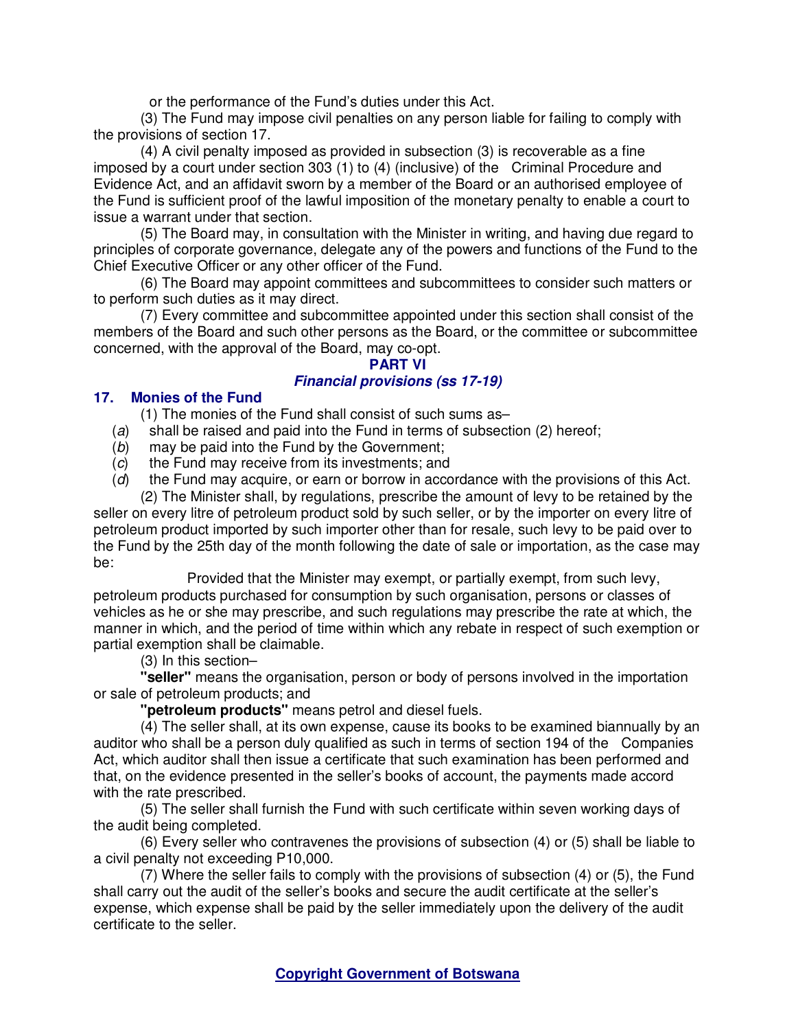or the performance of the Fund's duties under this Act.

(3) The Fund may impose civil penalties on any person liable for failing to comply with the provisions of section 17.

(4) A civil penalty imposed as provided in subsection (3) is recoverable as a fine imposed by a court under section 303 (1) to (4) (inclusive) of the Criminal Procedure and Evidence Act, and an affidavit sworn by a member of the Board or an authorised employee of the Fund is sufficient proof of the lawful imposition of the monetary penalty to enable a court to issue a warrant under that section.

(5) The Board may, in consultation with the Minister in writing, and having due regard to principles of corporate governance, delegate any of the powers and functions of the Fund to the Chief Executive Officer or any other officer of the Fund.

(6) The Board may appoint committees and subcommittees to consider such matters or to perform such duties as it may direct.

(7) Every committee and subcommittee appointed under this section shall consist of the members of the Board and such other persons as the Board, or the committee or subcommittee concerned, with the approval of the Board, may co-opt.

## PART VI
### *Financial provisions (ss 17-19)*

### 17. Monies of the Fund

(1) The monies of the Fund shall consist of such sums as–

(*a*) shall be raised and paid into the Fund in terms of subsection (2) hereof;

(*b*) may be paid into the Fund by the Government;

(*c*) the Fund may receive from its investments; and

(*d*) the Fund may acquire, or earn or borrow in accordance with the provisions of this Act.

(2) The Minister shall, by regulations, prescribe the amount of levy to be retained by the seller on every litre of petroleum product sold by such seller, or by the importer on every litre of petroleum product imported by such importer other than for resale, such levy to be paid over to the Fund by the 25th day of the month following the date of sale or importation, as the case may be:

Provided that the Minister may exempt, or partially exempt, from such levy, petroleum products purchased for consumption by such organisation, persons or classes of vehicles as he or she may prescribe, and such regulations may prescribe the rate at which, the manner in which, and the period of time within which any rebate in respect of such exemption or partial exemption shall be claimable.

(3) In this section–

**"seller"** means the organisation, person or body of persons involved in the importation or sale of petroleum products; and

**"petroleum products"** means petrol and diesel fuels.

(4) The seller shall, at its own expense, cause its books to be examined biannually by an auditor who shall be a person duly qualified as such in terms of section 194 of the Companies Act, which auditor shall then issue a certificate that such examination has been performed and that, on the evidence presented in the seller's books of account, the payments made accord with the rate prescribed.

(5) The seller shall furnish the Fund with such certificate within seven working days of the audit being completed.

(6) Every seller who contravenes the provisions of subsection (4) or (5) shall be liable to a civil penalty not exceeding P10,000.

(7) Where the seller fails to comply with the provisions of subsection (4) or (5), the Fund shall carry out the audit of the seller's books and secure the audit certificate at the seller's expense, which expense shall be paid by the seller immediately upon the delivery of the audit certificate to the seller.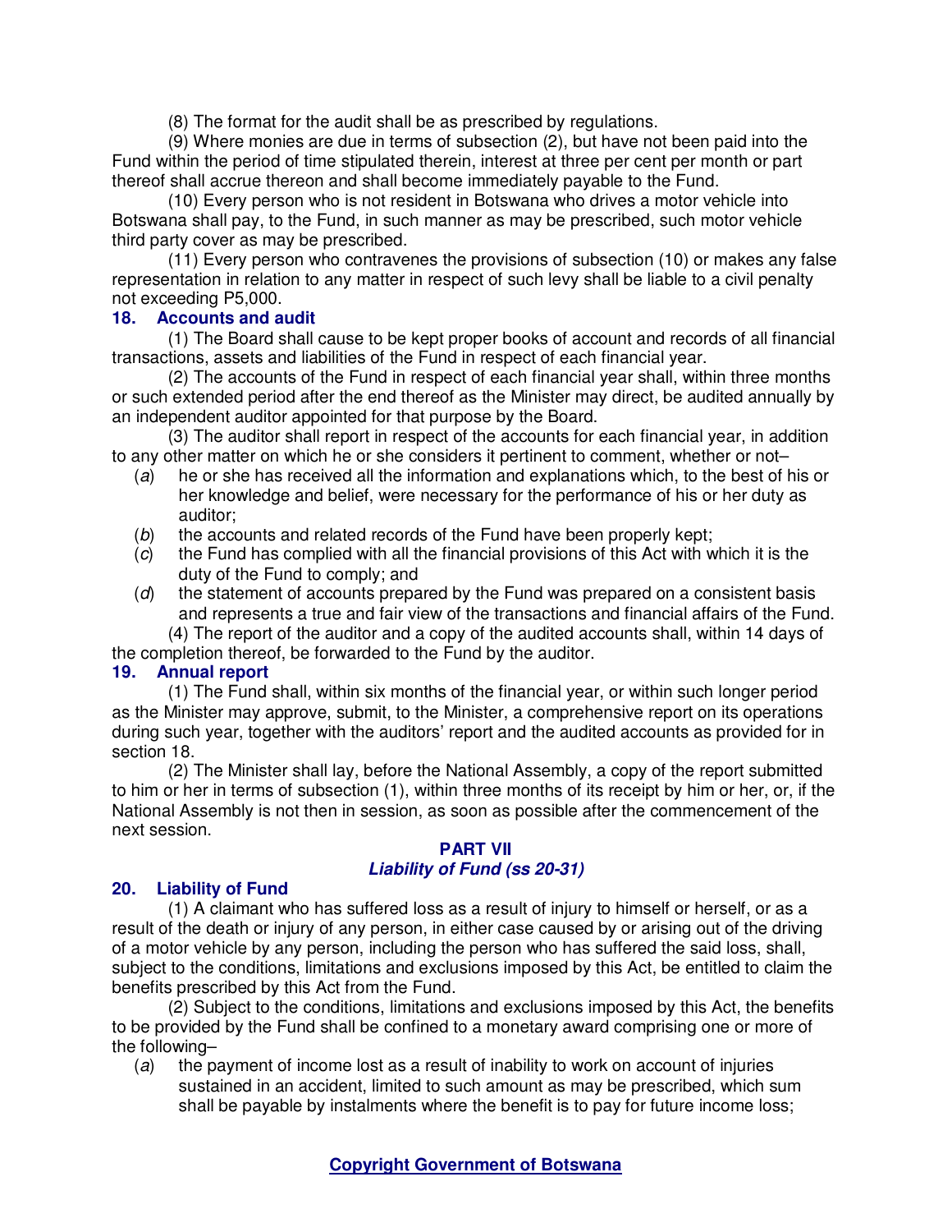(8) The format for the audit shall be as prescribed by regulations.

(9) Where monies are due in terms of subsection (2), but have not been paid into the Fund within the period of time stipulated therein, interest at three per cent per month or part thereof shall accrue thereon and shall become immediately payable to the Fund.

(10) Every person who is not resident in Botswana who drives a motor vehicle into Botswana shall pay, to the Fund, in such manner as may be prescribed, such motor vehicle third party cover as may be prescribed.

(11) Every person who contravenes the provisions of subsection (10) or makes any false representation in relation to any matter in respect of such levy shall be liable to a civil penalty not exceeding P5,000.

### 18. Accounts and audit

(1) The Board shall cause to be kept proper books of account and records of all financial transactions, assets and liabilities of the Fund in respect of each financial year.

(2) The accounts of the Fund in respect of each financial year shall, within three months or such extended period after the end thereof as the Minister may direct, be audited annually by an independent auditor appointed for that purpose by the Board.

(3) The auditor shall report in respect of the accounts for each financial year, in addition to any other matter on which he or she considers it pertinent to comment, whether or not–

- (*a*) he or she has received all the information and explanations which, to the best of his or her knowledge and belief, were necessary for the performance of his or her duty as auditor;
- (*b*) the accounts and related records of the Fund have been properly kept;
- (*c*) the Fund has complied with all the financial provisions of this Act with which it is the duty of the Fund to comply; and
- (*d*) the statement of accounts prepared by the Fund was prepared on a consistent basis and represents a true and fair view of the transactions and financial affairs of the Fund.

(4) The report of the auditor and a copy of the audited accounts shall, within 14 days of the completion thereof, be forwarded to the Fund by the auditor.

### 19. Annual report

(1) The Fund shall, within six months of the financial year, or within such longer period as the Minister may approve, submit, to the Minister, a comprehensive report on its operations during such year, together with the auditors' report and the audited accounts as provided for in section 18.

(2) The Minister shall lay, before the National Assembly, a copy of the report submitted to him or her in terms of subsection (1), within three months of its receipt by him or her, or, if the National Assembly is not then in session, as soon as possible after the commencement of the next session.

## PART VII
## *Liability of Fund (ss 20-31)*

### 20. Liability of Fund

(1) A claimant who has suffered loss as a result of injury to himself or herself, or as a result of the death or injury of any person, in either case caused by or arising out of the driving of a motor vehicle by any person, including the person who has suffered the said loss, shall, subject to the conditions, limitations and exclusions imposed by this Act, be entitled to claim the benefits prescribed by this Act from the Fund.

(2) Subject to the conditions, limitations and exclusions imposed by this Act, the benefits to be provided by the Fund shall be confined to a monetary award comprising one or more of the following–

- (*a*) the payment of income lost as a result of inability to work on account of injuries sustained in an accident, limited to such amount as may be prescribed, which sum shall be payable by instalments where the benefit is to pay for future income loss;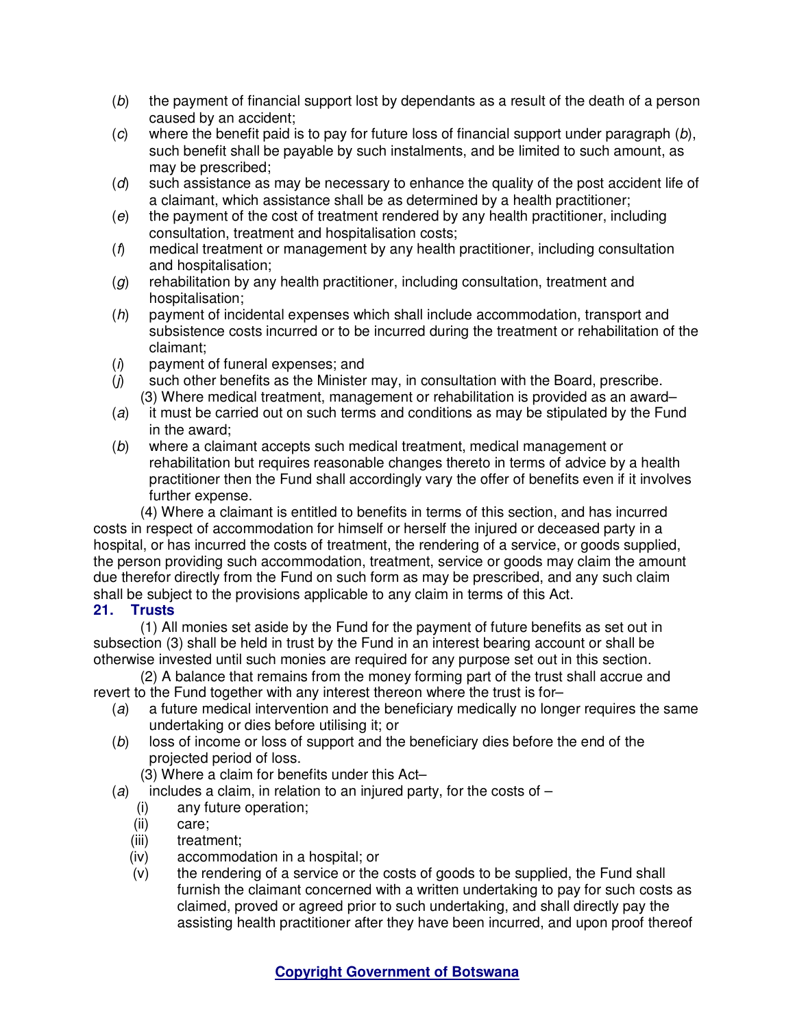(*b*) the payment of financial support lost by dependants as a result of the death of a person caused by an accident;

(*c*) where the benefit paid is to pay for future loss of financial support under paragraph (*b*), such benefit shall be payable by such instalments, and be limited to such amount, as may be prescribed;

(*d*) such assistance as may be necessary to enhance the quality of the post accident life of a claimant, which assistance shall be as determined by a health practitioner;

(*e*) the payment of the cost of treatment rendered by any health practitioner, including consultation, treatment and hospitalisation costs;

(*f*) medical treatment or management by any health practitioner, including consultation and hospitalisation;

(*g*) rehabilitation by any health practitioner, including consultation, treatment and hospitalisation;

(*h*) payment of incidental expenses which shall include accommodation, transport and subsistence costs incurred or to be incurred during the treatment or rehabilitation of the claimant;

(*i*) payment of funeral expenses; and

(*j*) such other benefits as the Minister may, in consultation with the Board, prescribe.

(3) Where medical treatment, management or rehabilitation is provided as an award–

(*a*) it must be carried out on such terms and conditions as may be stipulated by the Fund in the award;

(*b*) where a claimant accepts such medical treatment, medical management or rehabilitation but requires reasonable changes thereto in terms of advice by a health practitioner then the Fund shall accordingly vary the offer of benefits even if it involves further expense.

(4) Where a claimant is entitled to benefits in terms of this section, and has incurred costs in respect of accommodation for himself or herself the injured or deceased party in a hospital, or has incurred the costs of treatment, the rendering of a service, or goods supplied, the person providing such accommodation, treatment, service or goods may claim the amount due therefor directly from the Fund on such form as may be prescribed, and any such claim shall be subject to the provisions applicable to any claim in terms of this Act.

**21. Trusts**

(1) All monies set aside by the Fund for the payment of future benefits as set out in subsection (3) shall be held in trust by the Fund in an interest bearing account or shall be otherwise invested until such monies are required for any purpose set out in this section.

(2) A balance that remains from the money forming part of the trust shall accrue and revert to the Fund together with any interest thereon where the trust is for–

(*a*) a future medical intervention and the beneficiary medically no longer requires the same undertaking or dies before utilising it; or

(*b*) loss of income or loss of support and the beneficiary dies before the end of the projected period of loss.

(3) Where a claim for benefits under this Act–

(*a*) includes a claim, in relation to an injured party, for the costs of –

(i) any future operation;

(ii) care;

(iii) treatment;

(iv) accommodation in a hospital; or

(v) the rendering of a service or the costs of goods to be supplied, the Fund shall furnish the claimant concerned with a written undertaking to pay for such costs as claimed, proved or agreed prior to such undertaking, and shall directly pay the assisting health practitioner after they have been incurred, and upon proof thereof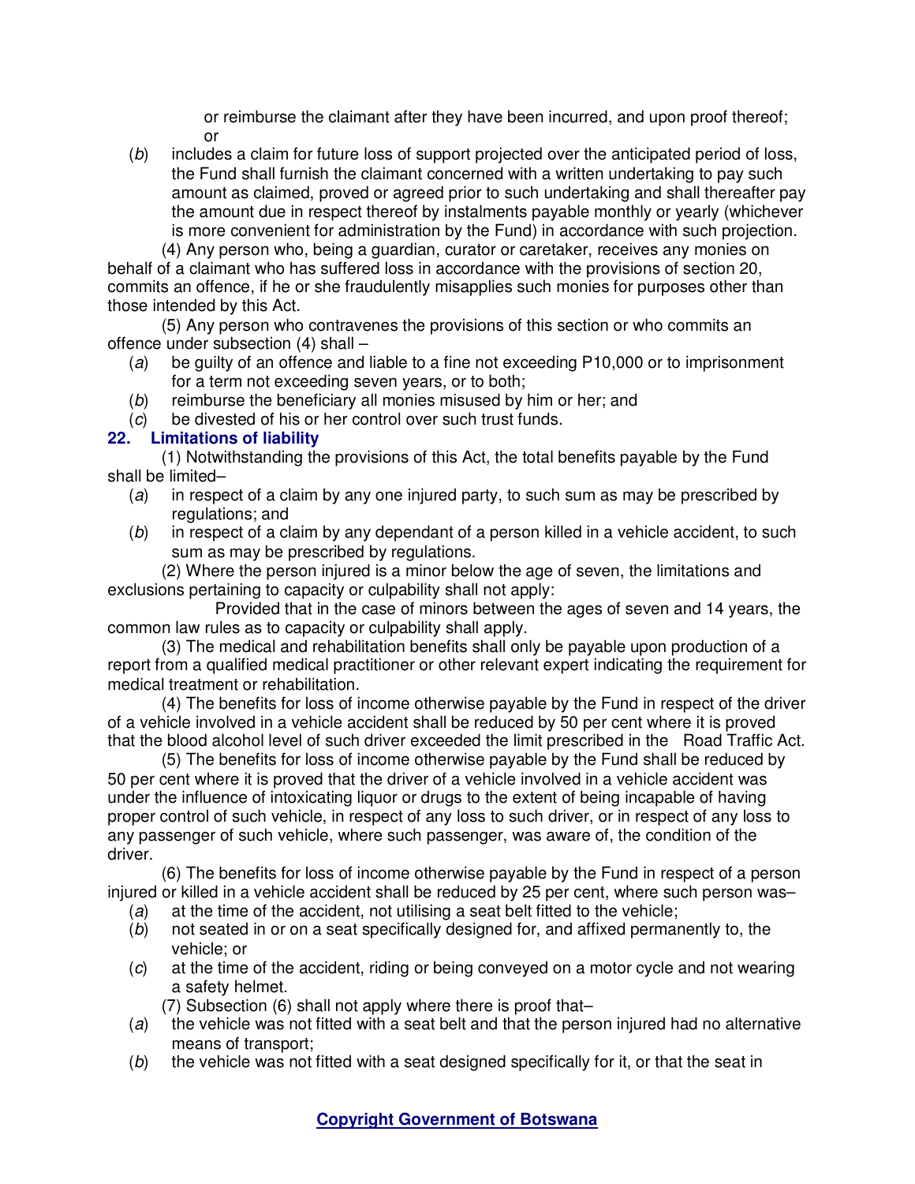or reimburse the claimant after they have been incurred, and upon proof thereof; or

(*b*) includes a claim for future loss of support projected over the anticipated period of loss, the Fund shall furnish the claimant concerned with a written undertaking to pay such amount as claimed, proved or agreed prior to such undertaking and shall thereafter pay the amount due in respect thereof by instalments payable monthly or yearly (whichever is more convenient for administration by the Fund) in accordance with such projection.

(4) Any person who, being a guardian, curator or caretaker, receives any monies on behalf of a claimant who has suffered loss in accordance with the provisions of section 20, commits an offence, if he or she fraudulently misapplies such monies for purposes other than those intended by this Act.

(5) Any person who contravenes the provisions of this section or who commits an offence under subsection (4) shall –

(*a*) be guilty of an offence and liable to a fine not exceeding P10,000 or to imprisonment for a term not exceeding seven years, or to both;

(*b*) reimburse the beneficiary all monies misused by him or her; and

(*c*) be divested of his or her control over such trust funds.

**22. Limitations of liability**

(1) Notwithstanding the provisions of this Act, the total benefits payable by the Fund shall be limited–

(*a*) in respect of a claim by any one injured party, to such sum as may be prescribed by regulations; and

(*b*) in respect of a claim by any dependant of a person killed in a vehicle accident, to such sum as may be prescribed by regulations.

(2) Where the person injured is a minor below the age of seven, the limitations and exclusions pertaining to capacity or culpability shall not apply:

Provided that in the case of minors between the ages of seven and 14 years, the common law rules as to capacity or culpability shall apply.

(3) The medical and rehabilitation benefits shall only be payable upon production of a report from a qualified medical practitioner or other relevant expert indicating the requirement for medical treatment or rehabilitation.

(4) The benefits for loss of income otherwise payable by the Fund in respect of the driver of a vehicle involved in a vehicle accident shall be reduced by 50 per cent where it is proved that the blood alcohol level of such driver exceeded the limit prescribed in the Road Traffic Act.

(5) The benefits for loss of income otherwise payable by the Fund shall be reduced by 50 per cent where it is proved that the driver of a vehicle involved in a vehicle accident was under the influence of intoxicating liquor or drugs to the extent of being incapable of having proper control of such vehicle, in respect of any loss to such driver, or in respect of any loss to any passenger of such vehicle, where such passenger, was aware of, the condition of the driver.

(6) The benefits for loss of income otherwise payable by the Fund in respect of a person injured or killed in a vehicle accident shall be reduced by 25 per cent, where such person was–

(*a*) at the time of the accident, not utilising a seat belt fitted to the vehicle;

(*b*) not seated in or on a seat specifically designed for, and affixed permanently to, the vehicle; or

(*c*) at the time of the accident, riding or being conveyed on a motor cycle and not wearing a safety helmet.

(7) Subsection (6) shall not apply where there is proof that–

(*a*) the vehicle was not fitted with a seat belt and that the person injured had no alternative means of transport;

(*b*) the vehicle was not fitted with a seat designed specifically for it, or that the seat in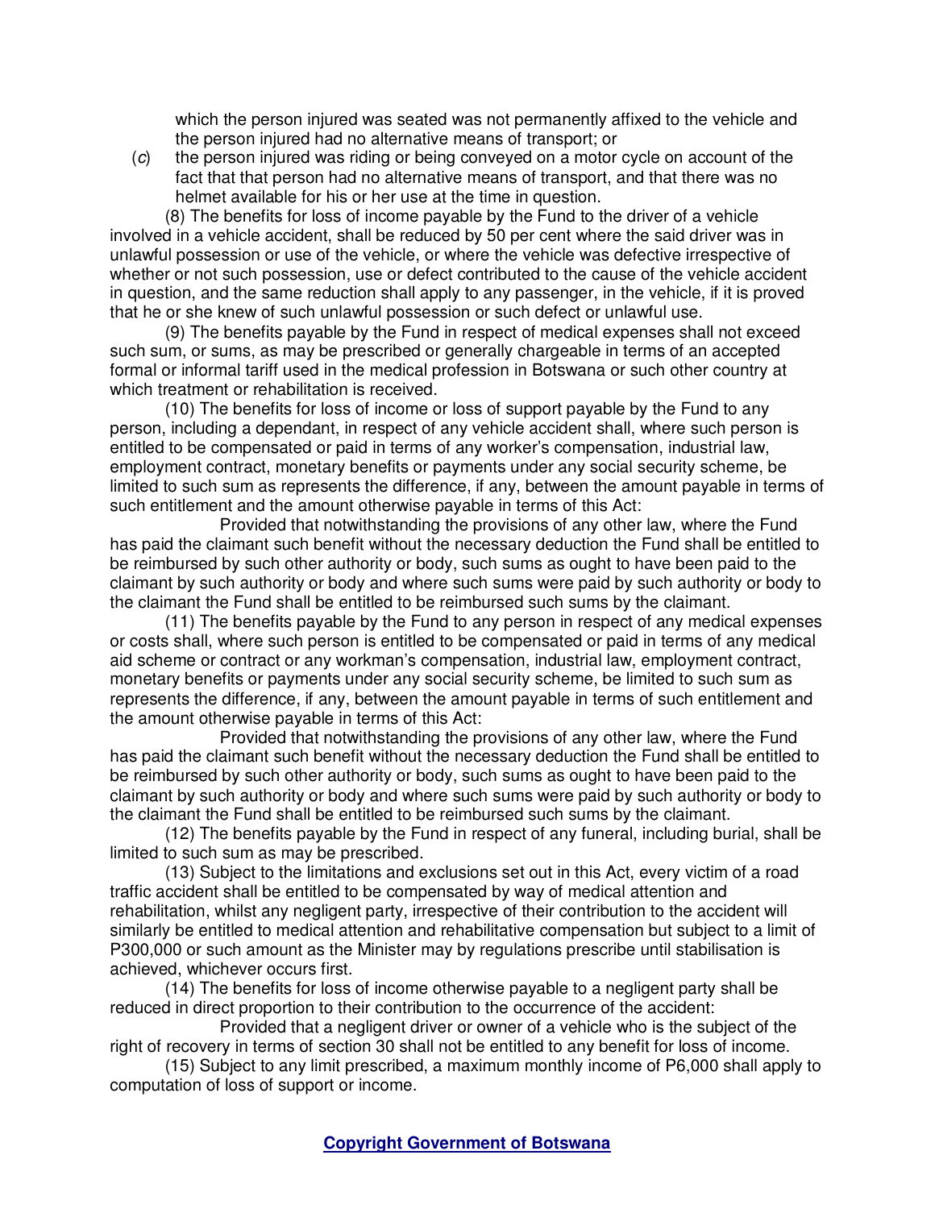which the person injured was seated was not permanently affixed to the vehicle and the person injured had no alternative means of transport; or

(*c*) the person injured was riding or being conveyed on a motor cycle on account of the fact that that person had no alternative means of transport, and that there was no helmet available for his or her use at the time in question.

(8) The benefits for loss of income payable by the Fund to the driver of a vehicle involved in a vehicle accident, shall be reduced by 50 per cent where the said driver was in unlawful possession or use of the vehicle, or where the vehicle was defective irrespective of whether or not such possession, use or defect contributed to the cause of the vehicle accident in question, and the same reduction shall apply to any passenger, in the vehicle, if it is proved that he or she knew of such unlawful possession or such defect or unlawful use.

(9) The benefits payable by the Fund in respect of medical expenses shall not exceed such sum, or sums, as may be prescribed or generally chargeable in terms of an accepted formal or informal tariff used in the medical profession in Botswana or such other country at which treatment or rehabilitation is received.

(10) The benefits for loss of income or loss of support payable by the Fund to any person, including a dependant, in respect of any vehicle accident shall, where such person is entitled to be compensated or paid in terms of any worker's compensation, industrial law, employment contract, monetary benefits or payments under any social security scheme, be limited to such sum as represents the difference, if any, between the amount payable in terms of such entitlement and the amount otherwise payable in terms of this Act:

Provided that notwithstanding the provisions of any other law, where the Fund has paid the claimant such benefit without the necessary deduction the Fund shall be entitled to be reimbursed by such other authority or body, such sums as ought to have been paid to the claimant by such authority or body and where such sums were paid by such authority or body to the claimant the Fund shall be entitled to be reimbursed such sums by the claimant.

(11) The benefits payable by the Fund to any person in respect of any medical expenses or costs shall, where such person is entitled to be compensated or paid in terms of any medical aid scheme or contract or any workman's compensation, industrial law, employment contract, monetary benefits or payments under any social security scheme, be limited to such sum as represents the difference, if any, between the amount payable in terms of such entitlement and the amount otherwise payable in terms of this Act:

Provided that notwithstanding the provisions of any other law, where the Fund has paid the claimant such benefit without the necessary deduction the Fund shall be entitled to be reimbursed by such other authority or body, such sums as ought to have been paid to the claimant by such authority or body and where such sums were paid by such authority or body to the claimant the Fund shall be entitled to be reimbursed such sums by the claimant.

(12) The benefits payable by the Fund in respect of any funeral, including burial, shall be limited to such sum as may be prescribed.

(13) Subject to the limitations and exclusions set out in this Act, every victim of a road traffic accident shall be entitled to be compensated by way of medical attention and rehabilitation, whilst any negligent party, irrespective of their contribution to the accident will similarly be entitled to medical attention and rehabilitative compensation but subject to a limit of P300,000 or such amount as the Minister may by regulations prescribe until stabilisation is achieved, whichever occurs first.

(14) The benefits for loss of income otherwise payable to a negligent party shall be reduced in direct proportion to their contribution to the occurrence of the accident:

Provided that a negligent driver or owner of a vehicle who is the subject of the right of recovery in terms of section 30 shall not be entitled to any benefit for loss of income.

(15) Subject to any limit prescribed, a maximum monthly income of P6,000 shall apply to computation of loss of support or income.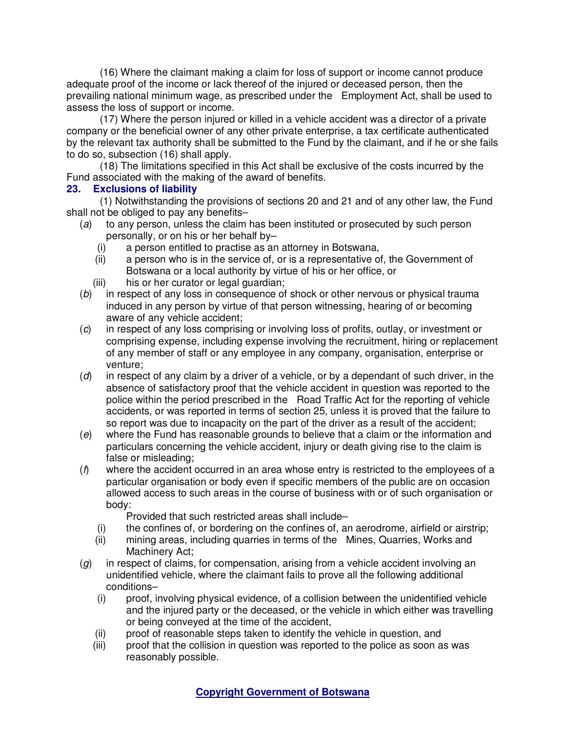(16) Where the claimant making a claim for loss of support or income cannot produce adequate proof of the income or lack thereof of the injured or deceased person, then the prevailing national minimum wage, as prescribed under the Employment Act, shall be used to assess the loss of support or income.

(17) Where the person injured or killed in a vehicle accident was a director of a private company or the beneficial owner of any other private enterprise, a tax certificate authenticated by the relevant tax authority shall be submitted to the Fund by the claimant, and if he or she fails to do so, subsection (16) shall apply.

(18) The limitations specified in this Act shall be exclusive of the costs incurred by the Fund associated with the making of the award of benefits.

### 23. Exclusions of liability

(1) Notwithstanding the provisions of sections 20 and 21 and of any other law, the Fund shall not be obliged to pay any benefits–

(*a*) to any person, unless the claim has been instituted or prosecuted by such person personally, or on his or her behalf by–

(i) a person entitled to practise as an attorney in Botswana,

(ii) a person who is in the service of, or is a representative of, the Government of Botswana or a local authority by virtue of his or her office, or

(iii) his or her curator or legal guardian;

(*b*) in respect of any loss in consequence of shock or other nervous or physical trauma induced in any person by virtue of that person witnessing, hearing of or becoming aware of any vehicle accident;

(*c*) in respect of any loss comprising or involving loss of profits, outlay, or investment or comprising expense, including expense involving the recruitment, hiring or replacement of any member of staff or any employee in any company, organisation, enterprise or venture;

(*d*) in respect of any claim by a driver of a vehicle, or by a dependant of such driver, in the absence of satisfactory proof that the vehicle accident in question was reported to the police within the period prescribed in the Road Traffic Act for the reporting of vehicle accidents, or was reported in terms of section 25, unless it is proved that the failure to so report was due to incapacity on the part of the driver as a result of the accident;

(*e*) where the Fund has reasonable grounds to believe that a claim or the information and particulars concerning the vehicle accident, injury or death giving rise to the claim is false or misleading;

(*f*) where the accident occurred in an area whose entry is restricted to the employees of a particular organisation or body even if specific members of the public are on occasion allowed access to such areas in the course of business with or of such organisation or body:

Provided that such restricted areas shall include–

(i) the confines of, or bordering on the confines of, an aerodrome, airfield or airstrip;

(ii) mining areas, including quarries in terms of the Mines, Quarries, Works and Machinery Act;

(*g*) in respect of claims, for compensation, arising from a vehicle accident involving an unidentified vehicle, where the claimant fails to prove all the following additional conditions–

(i) proof, involving physical evidence, of a collision between the unidentified vehicle and the injured party or the deceased, or the vehicle in which either was travelling or being conveyed at the time of the accident,

(ii) proof of reasonable steps taken to identify the vehicle in question, and

(iii) proof that the collision in question was reported to the police as soon as was reasonably possible.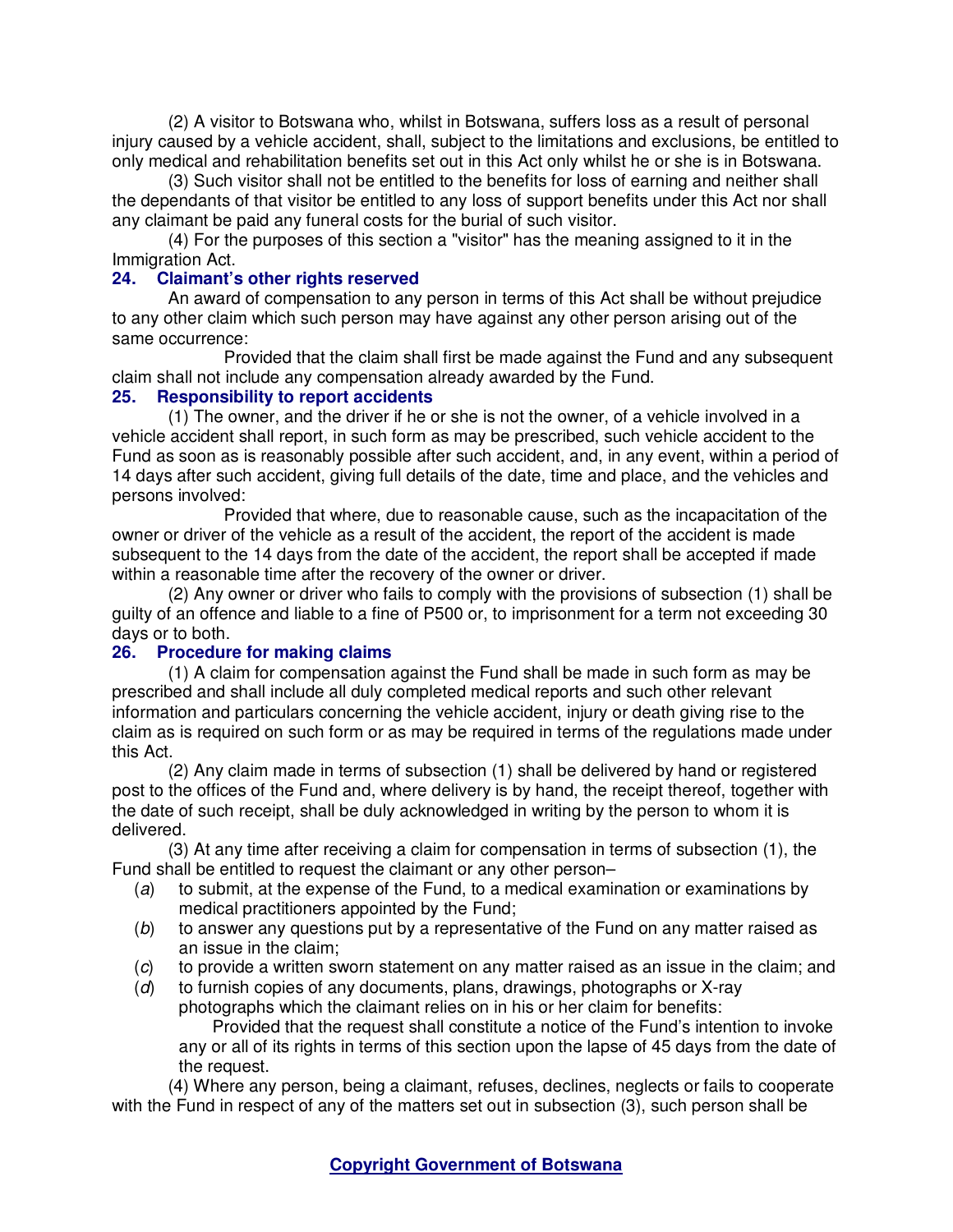(2) A visitor to Botswana who, whilst in Botswana, suffers loss as a result of personal injury caused by a vehicle accident, shall, subject to the limitations and exclusions, be entitled to only medical and rehabilitation benefits set out in this Act only whilst he or she is in Botswana.

(3) Such visitor shall not be entitled to the benefits for loss of earning and neither shall the dependants of that visitor be entitled to any loss of support benefits under this Act nor shall any claimant be paid any funeral costs for the burial of such visitor.

(4) For the purposes of this section a "visitor" has the meaning assigned to it in the Immigration Act.

### 24. Claimant's other rights reserved

An award of compensation to any person in terms of this Act shall be without prejudice to any other claim which such person may have against any other person arising out of the same occurrence:

Provided that the claim shall first be made against the Fund and any subsequent claim shall not include any compensation already awarded by the Fund.

### 25. Responsibility to report accidents

(1) The owner, and the driver if he or she is not the owner, of a vehicle involved in a vehicle accident shall report, in such form as may be prescribed, such vehicle accident to the Fund as soon as is reasonably possible after such accident, and, in any event, within a period of 14 days after such accident, giving full details of the date, time and place, and the vehicles and persons involved:

Provided that where, due to reasonable cause, such as the incapacitation of the owner or driver of the vehicle as a result of the accident, the report of the accident is made subsequent to the 14 days from the date of the accident, the report shall be accepted if made within a reasonable time after the recovery of the owner or driver.

(2) Any owner or driver who fails to comply with the provisions of subsection (1) shall be guilty of an offence and liable to a fine of P500 or, to imprisonment for a term not exceeding 30 days or to both.

### 26. Procedure for making claims

(1) A claim for compensation against the Fund shall be made in such form as may be prescribed and shall include all duly completed medical reports and such other relevant information and particulars concerning the vehicle accident, injury or death giving rise to the claim as is required on such form or as may be required in terms of the regulations made under this Act.

(2) Any claim made in terms of subsection (1) shall be delivered by hand or registered post to the offices of the Fund and, where delivery is by hand, the receipt thereof, together with the date of such receipt, shall be duly acknowledged in writing by the person to whom it is delivered.

(3) At any time after receiving a claim for compensation in terms of subsection (1), the Fund shall be entitled to request the claimant or any other person–

(*a*) to submit, at the expense of the Fund, to a medical examination or examinations by medical practitioners appointed by the Fund;

(*b*) to answer any questions put by a representative of the Fund on any matter raised as an issue in the claim;

(*c*) to provide a written sworn statement on any matter raised as an issue in the claim; and

(*d*) to furnish copies of any documents, plans, drawings, photographs or X-ray photographs which the claimant relies on in his or her claim for benefits:

Provided that the request shall constitute a notice of the Fund's intention to invoke any or all of its rights in terms of this section upon the lapse of 45 days from the date of the request.

(4) Where any person, being a claimant, refuses, declines, neglects or fails to cooperate with the Fund in respect of any of the matters set out in subsection (3), such person shall be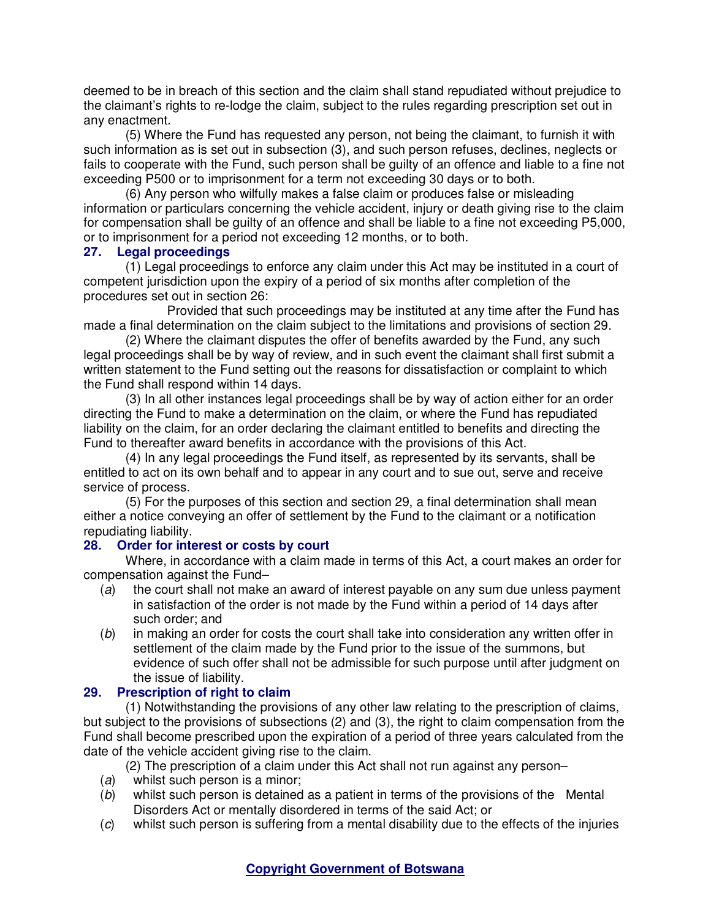deemed to be in breach of this section and the claim shall stand repudiated without prejudice to the claimant's rights to re-lodge the claim, subject to the rules regarding prescription set out in any enactment.

(5) Where the Fund has requested any person, not being the claimant, to furnish it with such information as is set out in subsection (3), and such person refuses, declines, neglects or fails to cooperate with the Fund, such person shall be guilty of an offence and liable to a fine not exceeding P500 or to imprisonment for a term not exceeding 30 days or to both.

(6) Any person who wilfully makes a false claim or produces false or misleading information or particulars concerning the vehicle accident, injury or death giving rise to the claim for compensation shall be guilty of an offence and shall be liable to a fine not exceeding P5,000, or to imprisonment for a period not exceeding 12 months, or to both.

### 27. Legal proceedings

(1) Legal proceedings to enforce any claim under this Act may be instituted in a court of competent jurisdiction upon the expiry of a period of six months after completion of the procedures set out in section 26:

Provided that such proceedings may be instituted at any time after the Fund has made a final determination on the claim subject to the limitations and provisions of section 29.

(2) Where the claimant disputes the offer of benefits awarded by the Fund, any such legal proceedings shall be by way of review, and in such event the claimant shall first submit a written statement to the Fund setting out the reasons for dissatisfaction or complaint to which the Fund shall respond within 14 days.

(3) In all other instances legal proceedings shall be by way of action either for an order directing the Fund to make a determination on the claim, or where the Fund has repudiated liability on the claim, for an order declaring the claimant entitled to benefits and directing the Fund to thereafter award benefits in accordance with the provisions of this Act.

(4) In any legal proceedings the Fund itself, as represented by its servants, shall be entitled to act on its own behalf and to appear in any court and to sue out, serve and receive service of process.

(5) For the purposes of this section and section 29, a final determination shall mean either a notice conveying an offer of settlement by the Fund to the claimant or a notification repudiating liability.

### 28. Order for interest or costs by court

Where, in accordance with a claim made in terms of this Act, a court makes an order for compensation against the Fund–

(*a*) the court shall not make an award of interest payable on any sum due unless payment in satisfaction of the order is not made by the Fund within a period of 14 days after such order; and

(*b*) in making an order for costs the court shall take into consideration any written offer in settlement of the claim made by the Fund prior to the issue of the summons, but evidence of such offer shall not be admissible for such purpose until after judgment on the issue of liability.

### 29. Prescription of right to claim

(1) Notwithstanding the provisions of any other law relating to the prescription of claims, but subject to the provisions of subsections (2) and (3), the right to claim compensation from the Fund shall become prescribed upon the expiration of a period of three years calculated from the date of the vehicle accident giving rise to the claim.

(2) The prescription of a claim under this Act shall not run against any person–

(*a*) whilst such person is a minor;

(*b*) whilst such person is detained as a patient in terms of the provisions of the Mental Disorders Act or mentally disordered in terms of the said Act; or

(*c*) whilst such person is suffering from a mental disability due to the effects of the injuries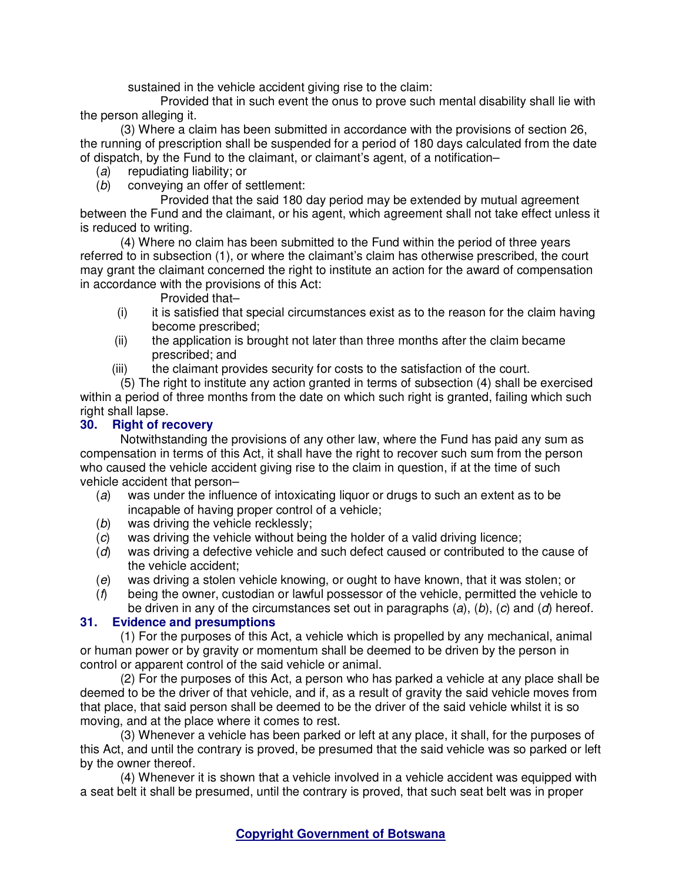sustained in the vehicle accident giving rise to the claim:

Provided that in such event the onus to prove such mental disability shall lie with the person alleging it.

(3) Where a claim has been submitted in accordance with the provisions of section 26, the running of prescription shall be suspended for a period of 180 days calculated from the date of dispatch, by the Fund to the claimant, or claimant's agent, of a notification–

(*a*) repudiating liability; or

(*b*) conveying an offer of settlement:

Provided that the said 180 day period may be extended by mutual agreement between the Fund and the claimant, or his agent, which agreement shall not take effect unless it is reduced to writing.

(4) Where no claim has been submitted to the Fund within the period of three years referred to in subsection (1), or where the claimant's claim has otherwise prescribed, the court may grant the claimant concerned the right to institute an action for the award of compensation in accordance with the provisions of this Act:

Provided that–

(i) it is satisfied that special circumstances exist as to the reason for the claim having become prescribed;

(ii) the application is brought not later than three months after the claim became prescribed; and

(iii) the claimant provides security for costs to the satisfaction of the court.

(5) The right to institute any action granted in terms of subsection (4) shall be exercised within a period of three months from the date on which such right is granted, failing which such right shall lapse.

### 30. Right of recovery

Notwithstanding the provisions of any other law, where the Fund has paid any sum as compensation in terms of this Act, it shall have the right to recover such sum from the person who caused the vehicle accident giving rise to the claim in question, if at the time of such vehicle accident that person–

(*a*) was under the influence of intoxicating liquor or drugs to such an extent as to be incapable of having proper control of a vehicle;

(*b*) was driving the vehicle recklessly;

(*c*) was driving the vehicle without being the holder of a valid driving licence;

(*d*) was driving a defective vehicle and such defect caused or contributed to the cause of the vehicle accident;

(*e*) was driving a stolen vehicle knowing, or ought to have known, that it was stolen; or

(*f*) being the owner, custodian or lawful possessor of the vehicle, permitted the vehicle to be driven in any of the circumstances set out in paragraphs (*a*), (*b*), (*c*) and (*d*) hereof.

### 31. Evidence and presumptions

(1) For the purposes of this Act, a vehicle which is propelled by any mechanical, animal or human power or by gravity or momentum shall be deemed to be driven by the person in control or apparent control of the said vehicle or animal.

(2) For the purposes of this Act, a person who has parked a vehicle at any place shall be deemed to be the driver of that vehicle, and if, as a result of gravity the said vehicle moves from that place, that said person shall be deemed to be the driver of the said vehicle whilst it is so moving, and at the place where it comes to rest.

(3) Whenever a vehicle has been parked or left at any place, it shall, for the purposes of this Act, and until the contrary is proved, be presumed that the said vehicle was so parked or left by the owner thereof.

(4) Whenever it is shown that a vehicle involved in a vehicle accident was equipped with a seat belt it shall be presumed, until the contrary is proved, that such seat belt was in proper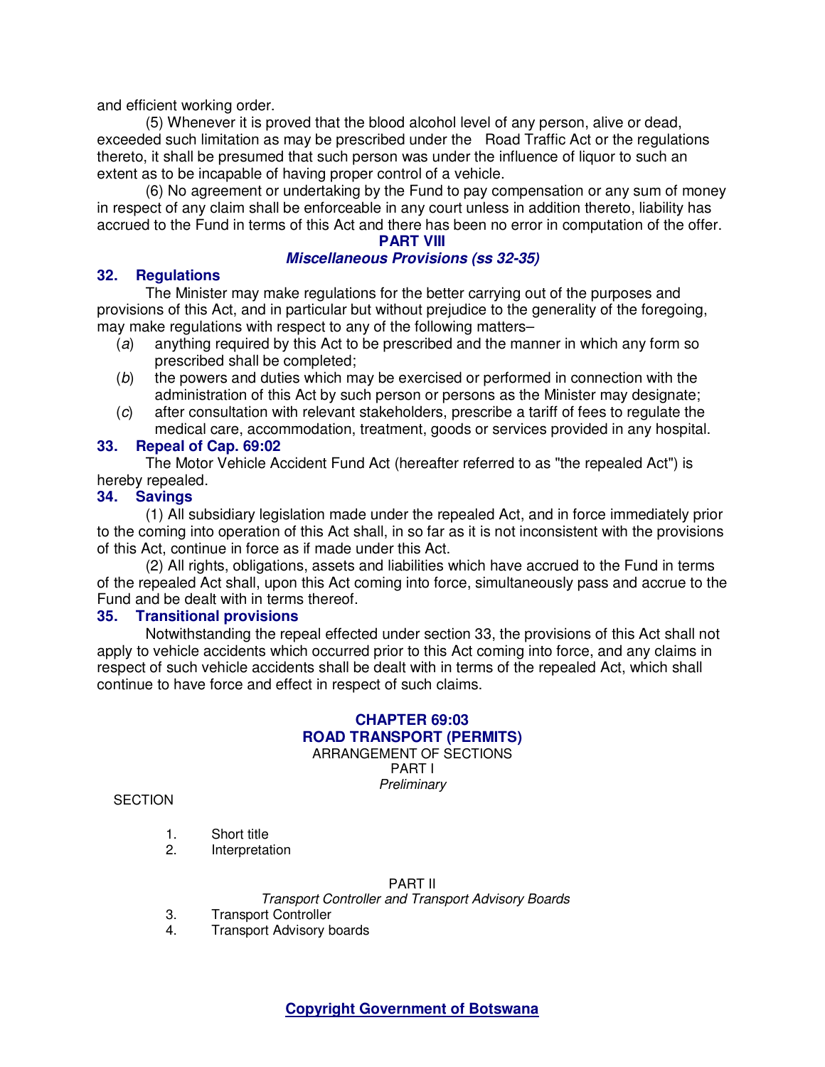and efficient working order.

(5) Whenever it is proved that the blood alcohol level of any person, alive or dead, exceeded such limitation as may be prescribed under the Road Traffic Act or the regulations thereto, it shall be presumed that such person was under the influence of liquor to such an extent as to be incapable of having proper control of a vehicle.

(6) No agreement or undertaking by the Fund to pay compensation or any sum of money in respect of any claim shall be enforceable in any court unless in addition thereto, liability has accrued to the Fund in terms of this Act and there has been no error in computation of the offer.

## PART VIII
### *Miscellaneous Provisions (ss 32-35)*

### 32. Regulations

The Minister may make regulations for the better carrying out of the purposes and provisions of this Act, and in particular but without prejudice to the generality of the foregoing, may make regulations with respect to any of the following matters–

(*a*) anything required by this Act to be prescribed and the manner in which any form so prescribed shall be completed;

(*b*) the powers and duties which may be exercised or performed in connection with the administration of this Act by such person or persons as the Minister may designate;

(*c*) after consultation with relevant stakeholders, prescribe a tariff of fees to regulate the medical care, accommodation, treatment, goods or services provided in any hospital.

### 33. Repeal of Cap. 69:02

The Motor Vehicle Accident Fund Act (hereafter referred to as "the repealed Act") is hereby repealed.

### 34. Savings

(1) All subsidiary legislation made under the repealed Act, and in force immediately prior to the coming into operation of this Act shall, in so far as it is not inconsistent with the provisions of this Act, continue in force as if made under this Act.

(2) All rights, obligations, assets and liabilities which have accrued to the Fund in terms of the repealed Act shall, upon this Act coming into force, simultaneously pass and accrue to the Fund and be dealt with in terms thereof.

### 35. Transitional provisions

Notwithstanding the repeal effected under section 33, the provisions of this Act shall not apply to vehicle accidents which occurred prior to this Act coming into force, and any claims in respect of such vehicle accidents shall be dealt with in terms of the repealed Act, which shall continue to have force and effect in respect of such claims.

# CHAPTER 69:03
# ROAD TRANSPORT (PERMITS)

ARRANGEMENT OF SECTIONS

PART I

*Preliminary*

SECTION

1. Short title
2. Interpretation

PART II

*Transport Controller and Transport Advisory Boards*

3. Transport Controller
4. Transport Advisory boards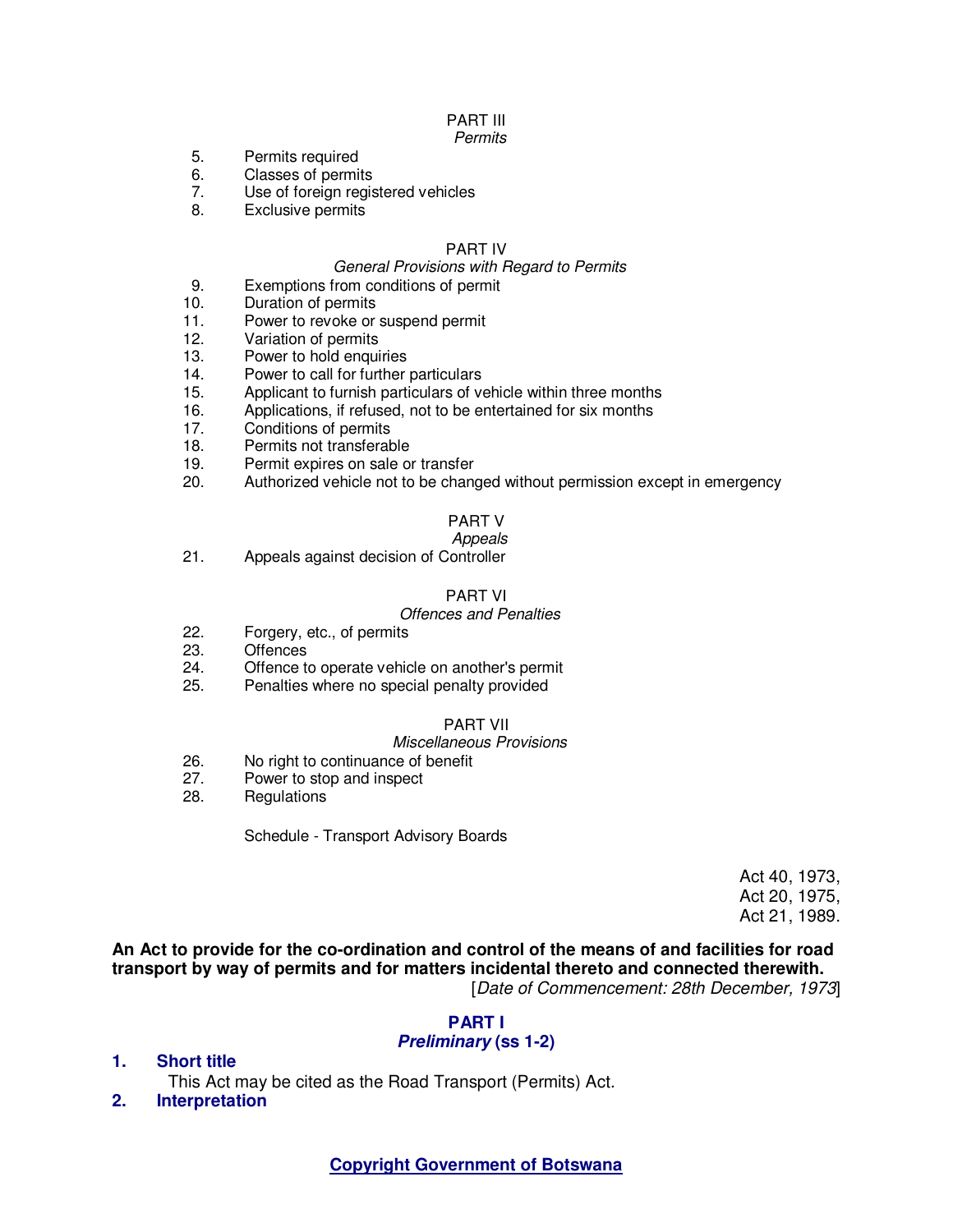PART III
*Permits*

5. Permits required
6. Classes of permits
7. Use of foreign registered vehicles
8. Exclusive permits

PART IV
*General Provisions with Regard to Permits*

9. Exemptions from conditions of permit
10. Duration of permits
11. Power to revoke or suspend permit
12. Variation of permits
13. Power to hold enquiries
14. Power to call for further particulars
15. Applicant to furnish particulars of vehicle within three months
16. Applications, if refused, not to be entertained for six months
17. Conditions of permits
18. Permits not transferable
19. Permit expires on sale or transfer
20. Authorized vehicle not to be changed without permission except in emergency

PART V
*Appeals*

21. Appeals against decision of Controller

PART VI
*Offences and Penalties*

22. Forgery, etc., of permits
23. Offences
24. Offence to operate vehicle on another's permit
25. Penalties where no special penalty provided

PART VII
*Miscellaneous Provisions*

26. No right to continuance of benefit
27. Power to stop and inspect
28. Regulations

Schedule - Transport Advisory Boards

Act 40, 1973,
Act 20, 1975,
Act 21, 1989.

**An Act to provide for the co-ordination and control of the means of and facilities for road transport by way of permits and for matters incidental thereto and connected therewith.**

[*Date of Commencement: 28th December, 1973*]

## PART I
## *Preliminary* (ss 1-2)

**1. Short title**

This Act may be cited as the Road Transport (Permits) Act.

**2. Interpretation**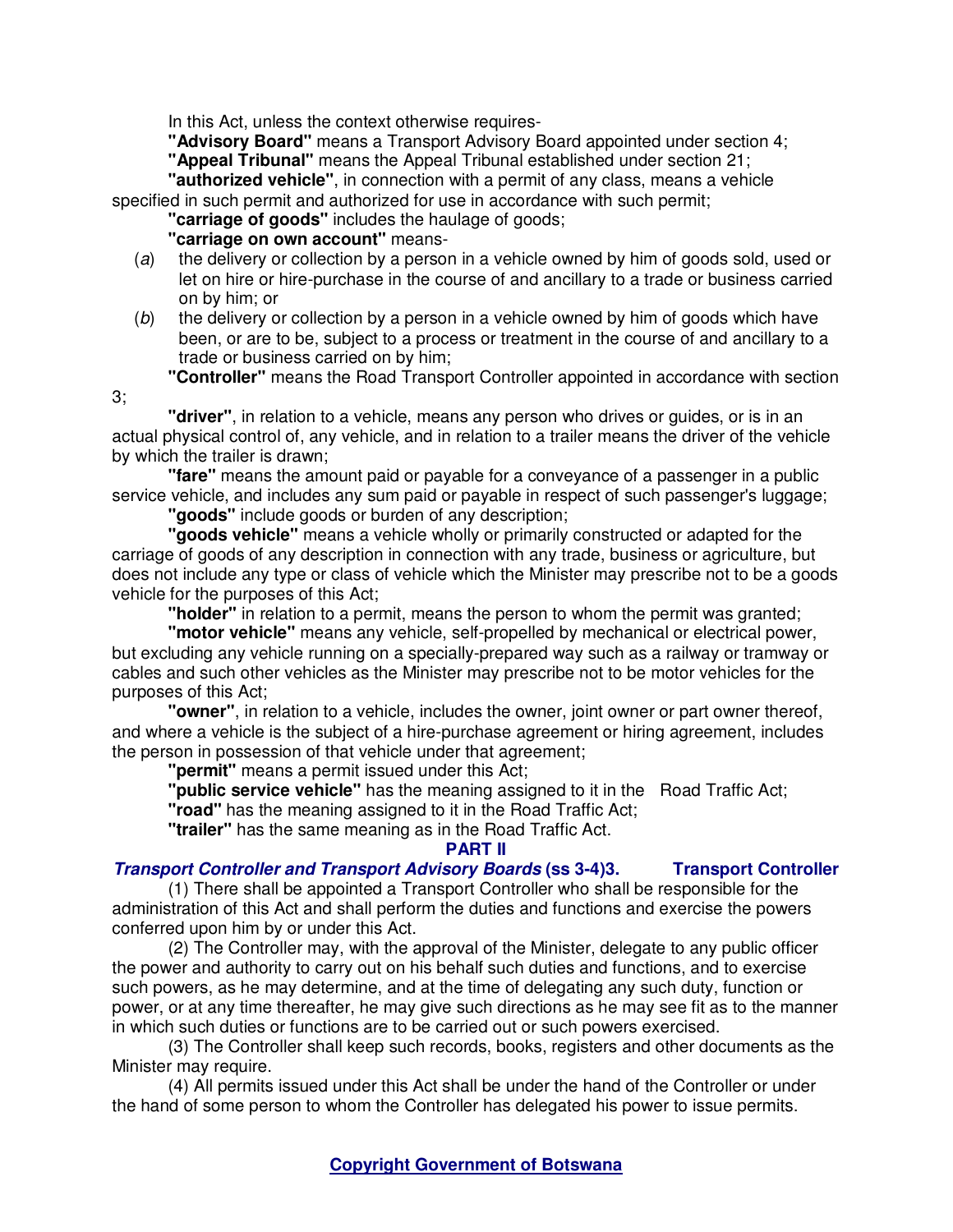In this Act, unless the context otherwise requires-

**"Advisory Board"** means a Transport Advisory Board appointed under section 4;

**"Appeal Tribunal"** means the Appeal Tribunal established under section 21;

**"authorized vehicle"**, in connection with a permit of any class, means a vehicle specified in such permit and authorized for use in accordance with such permit;

**"carriage of goods"** includes the haulage of goods;

**"carriage on own account"** means-

(*a*) the delivery or collection by a person in a vehicle owned by him of goods sold, used or let on hire or hire-purchase in the course of and ancillary to a trade or business carried on by him; or

(*b*) the delivery or collection by a person in a vehicle owned by him of goods which have been, or are to be, subject to a process or treatment in the course of and ancillary to a trade or business carried on by him;

**"Controller"** means the Road Transport Controller appointed in accordance with section 3;

**"driver"**, in relation to a vehicle, means any person who drives or guides, or is in an actual physical control of, any vehicle, and in relation to a trailer means the driver of the vehicle by which the trailer is drawn;

**"fare"** means the amount paid or payable for a conveyance of a passenger in a public service vehicle, and includes any sum paid or payable in respect of such passenger's luggage;

**"goods"** include goods or burden of any description;

**"goods vehicle"** means a vehicle wholly or primarily constructed or adapted for the carriage of goods of any description in connection with any trade, business or agriculture, but does not include any type or class of vehicle which the Minister may prescribe not to be a goods vehicle for the purposes of this Act;

**"holder"** in relation to a permit, means the person to whom the permit was granted;

**"motor vehicle"** means any vehicle, self-propelled by mechanical or electrical power, but excluding any vehicle running on a specially-prepared way such as a railway or tramway or cables and such other vehicles as the Minister may prescribe not to be motor vehicles for the purposes of this Act;

**"owner"**, in relation to a vehicle, includes the owner, joint owner or part owner thereof, and where a vehicle is the subject of a hire-purchase agreement or hiring agreement, includes the person in possession of that vehicle under that agreement;

**"permit"** means a permit issued under this Act;

**"public service vehicle"** has the meaning assigned to it in the Road Traffic Act;

**"road"** has the meaning assigned to it in the Road Traffic Act;

**"trailer"** has the same meaning as in the Road Traffic Act.

## PART II

### *Transport Controller and Transport Advisory Boards* (ss 3-4)

**3. Transport Controller**

(1) There shall be appointed a Transport Controller who shall be responsible for the administration of this Act and shall perform the duties and functions and exercise the powers conferred upon him by or under this Act.

(2) The Controller may, with the approval of the Minister, delegate to any public officer the power and authority to carry out on his behalf such duties and functions, and to exercise such powers, as he may determine, and at the time of delegating any such duty, function or power, or at any time thereafter, he may give such directions as he may see fit as to the manner in which such duties or functions are to be carried out or such powers exercised.

(3) The Controller shall keep such records, books, registers and other documents as the Minister may require.

(4) All permits issued under this Act shall be under the hand of the Controller or under the hand of some person to whom the Controller has delegated his power to issue permits.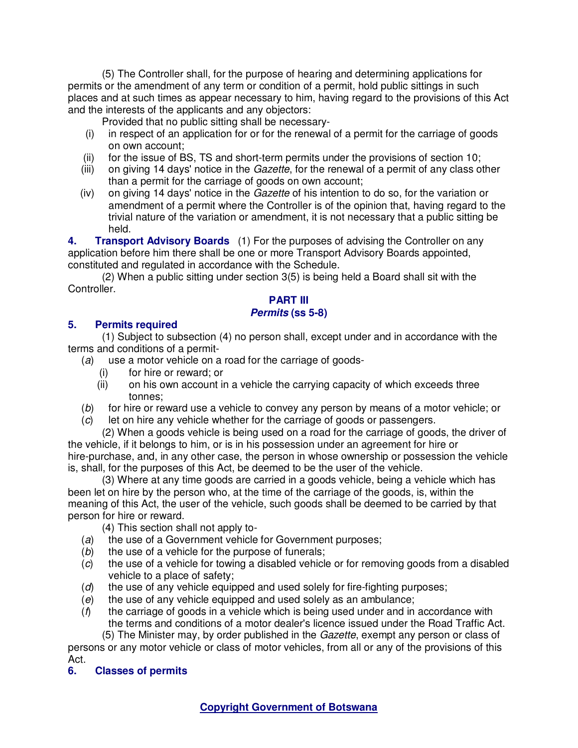(5) The Controller shall, for the purpose of hearing and determining applications for permits or the amendment of any term or condition of a permit, hold public sittings in such places and at such times as appear necessary to him, having regard to the provisions of this Act and the interests of the applicants and any objectors:

Provided that no public sitting shall be necessary-

(i) in respect of an application for or for the renewal of a permit for the carriage of goods on own account;

(ii) for the issue of BS, TS and short-term permits under the provisions of section 10;

(iii) on giving 14 days' notice in the *Gazette*, for the renewal of a permit of any class other than a permit for the carriage of goods on own account;

(iv) on giving 14 days' notice in the *Gazette* of his intention to do so, for the variation or amendment of a permit where the Controller is of the opinion that, having regard to the trivial nature of the variation or amendment, it is not necessary that a public sitting be held.

**4. Transport Advisory Boards** (1) For the purposes of advising the Controller on any application before him there shall be one or more Transport Advisory Boards appointed, constituted and regulated in accordance with the Schedule.

(2) When a public sitting under section 3(5) is being held a Board shall sit with the Controller.

## PART III
## *Permits* (ss 5-8)

**5. Permits required**

(1) Subject to subsection (4) no person shall, except under and in accordance with the terms and conditions of a permit-

(*a*) use a motor vehicle on a road for the carriage of goods-

(i) for hire or reward; or

(ii) on his own account in a vehicle the carrying capacity of which exceeds three tonnes;

(*b*) for hire or reward use a vehicle to convey any person by means of a motor vehicle; or

(*c*) let on hire any vehicle whether for the carriage of goods or passengers.

(2) When a goods vehicle is being used on a road for the carriage of goods, the driver of the vehicle, if it belongs to him, or is in his possession under an agreement for hire or hire-purchase, and, in any other case, the person in whose ownership or possession the vehicle is, shall, for the purposes of this Act, be deemed to be the user of the vehicle.

(3) Where at any time goods are carried in a goods vehicle, being a vehicle which has been let on hire by the person who, at the time of the carriage of the goods, is, within the meaning of this Act, the user of the vehicle, such goods shall be deemed to be carried by that person for hire or reward.

(4) This section shall not apply to-

(*a*) the use of a Government vehicle for Government purposes;

(*b*) the use of a vehicle for the purpose of funerals;

(*c*) the use of a vehicle for towing a disabled vehicle or for removing goods from a disabled vehicle to a place of safety;

(*d*) the use of any vehicle equipped and used solely for fire-fighting purposes;

(*e*) the use of any vehicle equipped and used solely as an ambulance;

(*f*) the carriage of goods in a vehicle which is being used under and in accordance with the terms and conditions of a motor dealer's licence issued under the Road Traffic Act.

(5) The Minister may, by order published in the *Gazette*, exempt any person or class of persons or any motor vehicle or class of motor vehicles, from all or any of the provisions of this Act.

**6. Classes of permits**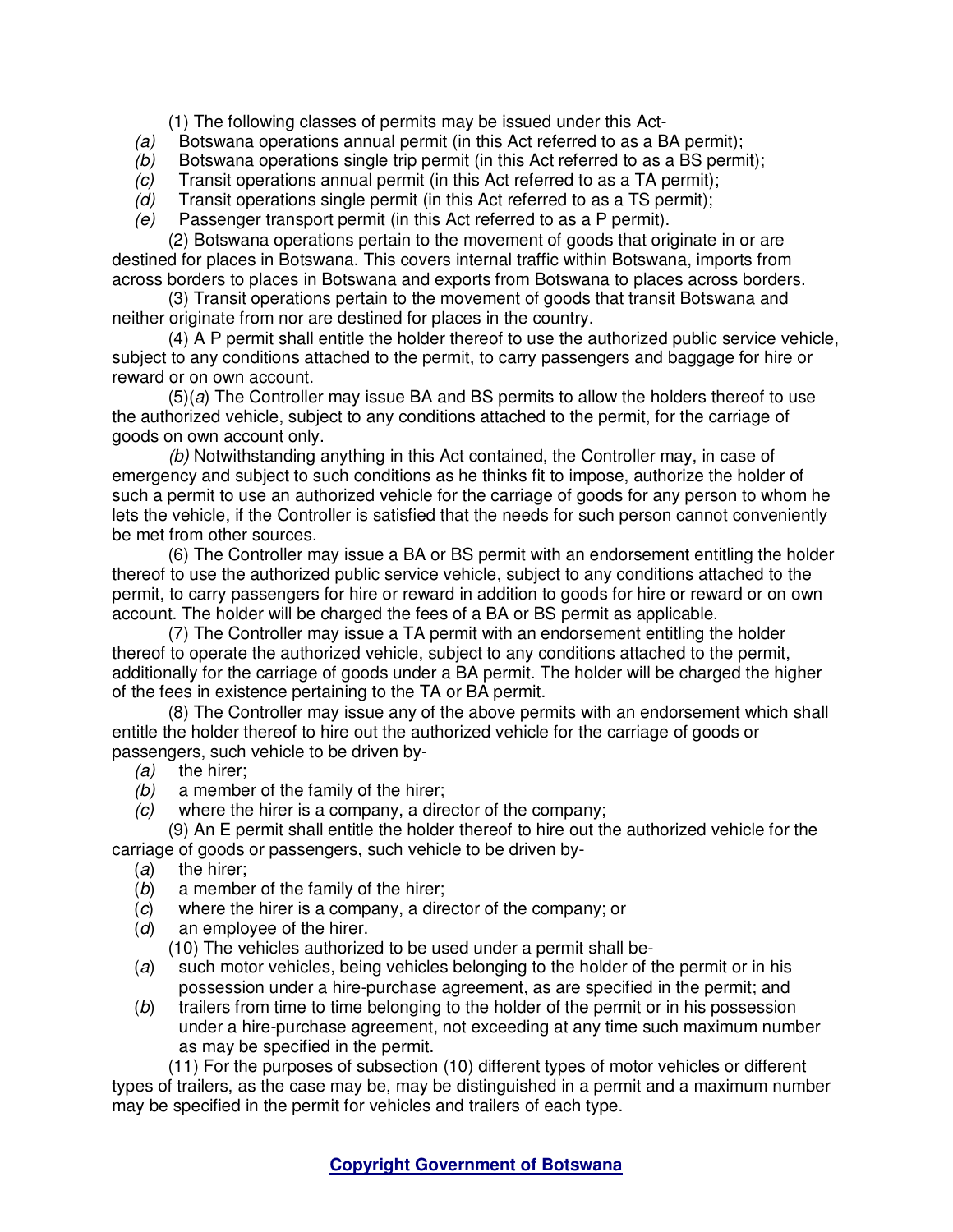(1) The following classes of permits may be issued under this Act-

*(a)* Botswana operations annual permit (in this Act referred to as a BA permit);

*(b)* Botswana operations single trip permit (in this Act referred to as a BS permit);

*(c)* Transit operations annual permit (in this Act referred to as a TA permit);

*(d)* Transit operations single permit (in this Act referred to as a TS permit);

*(e)* Passenger transport permit (in this Act referred to as a P permit).

(2) Botswana operations pertain to the movement of goods that originate in or are destined for places in Botswana. This covers internal traffic within Botswana, imports from across borders to places in Botswana and exports from Botswana to places across borders.

(3) Transit operations pertain to the movement of goods that transit Botswana and neither originate from nor are destined for places in the country.

(4) A P permit shall entitle the holder thereof to use the authorized public service vehicle, subject to any conditions attached to the permit, to carry passengers and baggage for hire or reward or on own account.

(5)(*a*) The Controller may issue BA and BS permits to allow the holders thereof to use the authorized vehicle, subject to any conditions attached to the permit, for the carriage of goods on own account only.

*(b)* Notwithstanding anything in this Act contained, the Controller may, in case of emergency and subject to such conditions as he thinks fit to impose, authorize the holder of such a permit to use an authorized vehicle for the carriage of goods for any person to whom he lets the vehicle, if the Controller is satisfied that the needs for such person cannot conveniently be met from other sources.

(6) The Controller may issue a BA or BS permit with an endorsement entitling the holder thereof to use the authorized public service vehicle, subject to any conditions attached to the permit, to carry passengers for hire or reward in addition to goods for hire or reward or on own account. The holder will be charged the fees of a BA or BS permit as applicable.

(7) The Controller may issue a TA permit with an endorsement entitling the holder thereof to operate the authorized vehicle, subject to any conditions attached to the permit, additionally for the carriage of goods under a BA permit. The holder will be charged the higher of the fees in existence pertaining to the TA or BA permit.

(8) The Controller may issue any of the above permits with an endorsement which shall entitle the holder thereof to hire out the authorized vehicle for the carriage of goods or passengers, such vehicle to be driven by-

*(a)* the hirer;

*(b)* a member of the family of the hirer;

*(c)* where the hirer is a company, a director of the company;

(9) An E permit shall entitle the holder thereof to hire out the authorized vehicle for the carriage of goods or passengers, such vehicle to be driven by-

(*a*) the hirer;

(*b*) a member of the family of the hirer;

(*c*) where the hirer is a company, a director of the company; or

(*d*) an employee of the hirer.

(10) The vehicles authorized to be used under a permit shall be-

(*a*) such motor vehicles, being vehicles belonging to the holder of the permit or in his possession under a hire-purchase agreement, as are specified in the permit; and

(*b*) trailers from time to time belonging to the holder of the permit or in his possession under a hire-purchase agreement, not exceeding at any time such maximum number as may be specified in the permit.

(11) For the purposes of subsection (10) different types of motor vehicles or different types of trailers, as the case may be, may be distinguished in a permit and a maximum number may be specified in the permit for vehicles and trailers of each type.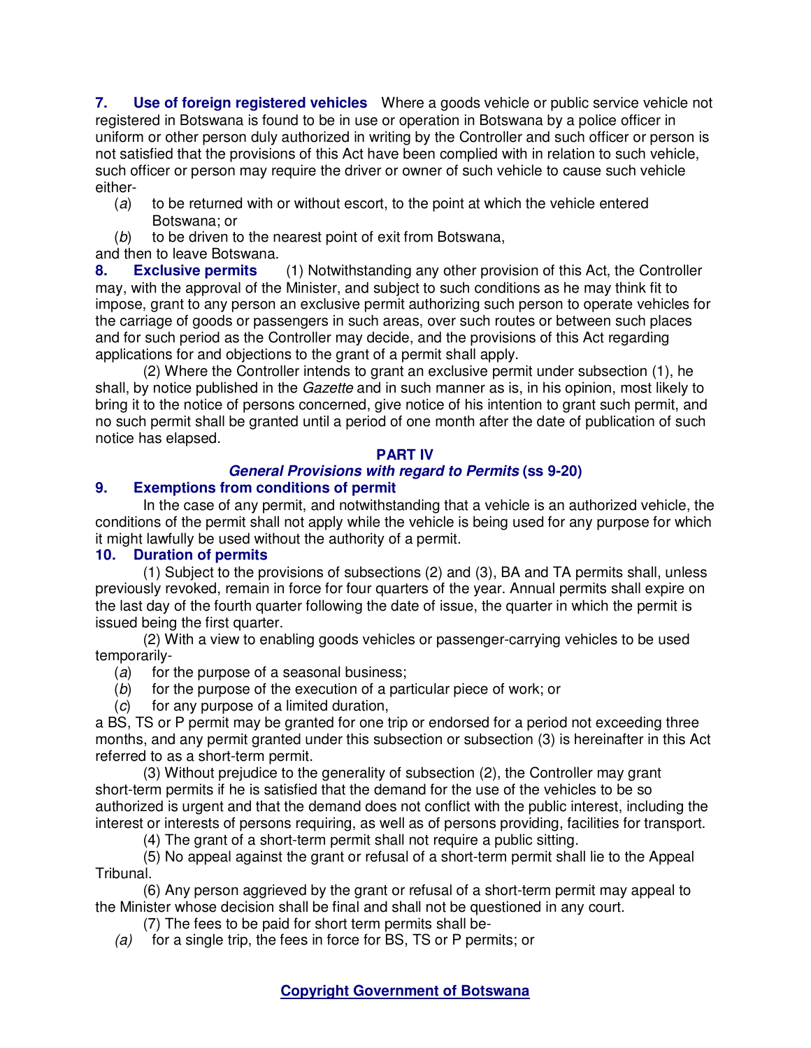**7. Use of foreign registered vehicles** Where a goods vehicle or public service vehicle not registered in Botswana is found to be in use or operation in Botswana by a police officer in uniform or other person duly authorized in writing by the Controller and such officer or person is not satisfied that the provisions of this Act have been complied with in relation to such vehicle, such officer or person may require the driver or owner of such vehicle to cause such vehicle either-

(*a*) to be returned with or without escort, to the point at which the vehicle entered Botswana; or

(*b*) to be driven to the nearest point of exit from Botswana,

and then to leave Botswana.

**8. Exclusive permits** (1) Notwithstanding any other provision of this Act, the Controller may, with the approval of the Minister, and subject to such conditions as he may think fit to impose, grant to any person an exclusive permit authorizing such person to operate vehicles for the carriage of goods or passengers in such areas, over such routes or between such places and for such period as the Controller may decide, and the provisions of this Act regarding applications for and objections to the grant of a permit shall apply.

(2) Where the Controller intends to grant an exclusive permit under subsection (1), he shall, by notice published in the *Gazette* and in such manner as is, in his opinion, most likely to bring it to the notice of persons concerned, give notice of his intention to grant such permit, and no such permit shall be granted until a period of one month after the date of publication of such notice has elapsed.

## PART IV
## *General Provisions with regard to Permits* (ss 9-20)

**9. Exemptions from conditions of permit**

In the case of any permit, and notwithstanding that a vehicle is an authorized vehicle, the conditions of the permit shall not apply while the vehicle is being used for any purpose for which it might lawfully be used without the authority of a permit.

**10. Duration of permits**

(1) Subject to the provisions of subsections (2) and (3), BA and TA permits shall, unless previously revoked, remain in force for four quarters of the year. Annual permits shall expire on the last day of the fourth quarter following the date of issue, the quarter in which the permit is issued being the first quarter.

(2) With a view to enabling goods vehicles or passenger-carrying vehicles to be used temporarily-

(*a*) for the purpose of a seasonal business;

(*b*) for the purpose of the execution of a particular piece of work; or

(*c*) for any purpose of a limited duration,

a BS, TS or P permit may be granted for one trip or endorsed for a period not exceeding three months, and any permit granted under this subsection or subsection (3) is hereinafter in this Act referred to as a short-term permit.

(3) Without prejudice to the generality of subsection (2), the Controller may grant short-term permits if he is satisfied that the demand for the use of the vehicles to be so authorized is urgent and that the demand does not conflict with the public interest, including the interest or interests of persons requiring, as well as of persons providing, facilities for transport.

(4) The grant of a short-term permit shall not require a public sitting.

(5) No appeal against the grant or refusal of a short-term permit shall lie to the Appeal Tribunal.

(6) Any person aggrieved by the grant or refusal of a short-term permit may appeal to the Minister whose decision shall be final and shall not be questioned in any court.

(7) The fees to be paid for short term permits shall be-

*(a)* for a single trip, the fees in force for BS, TS or P permits; or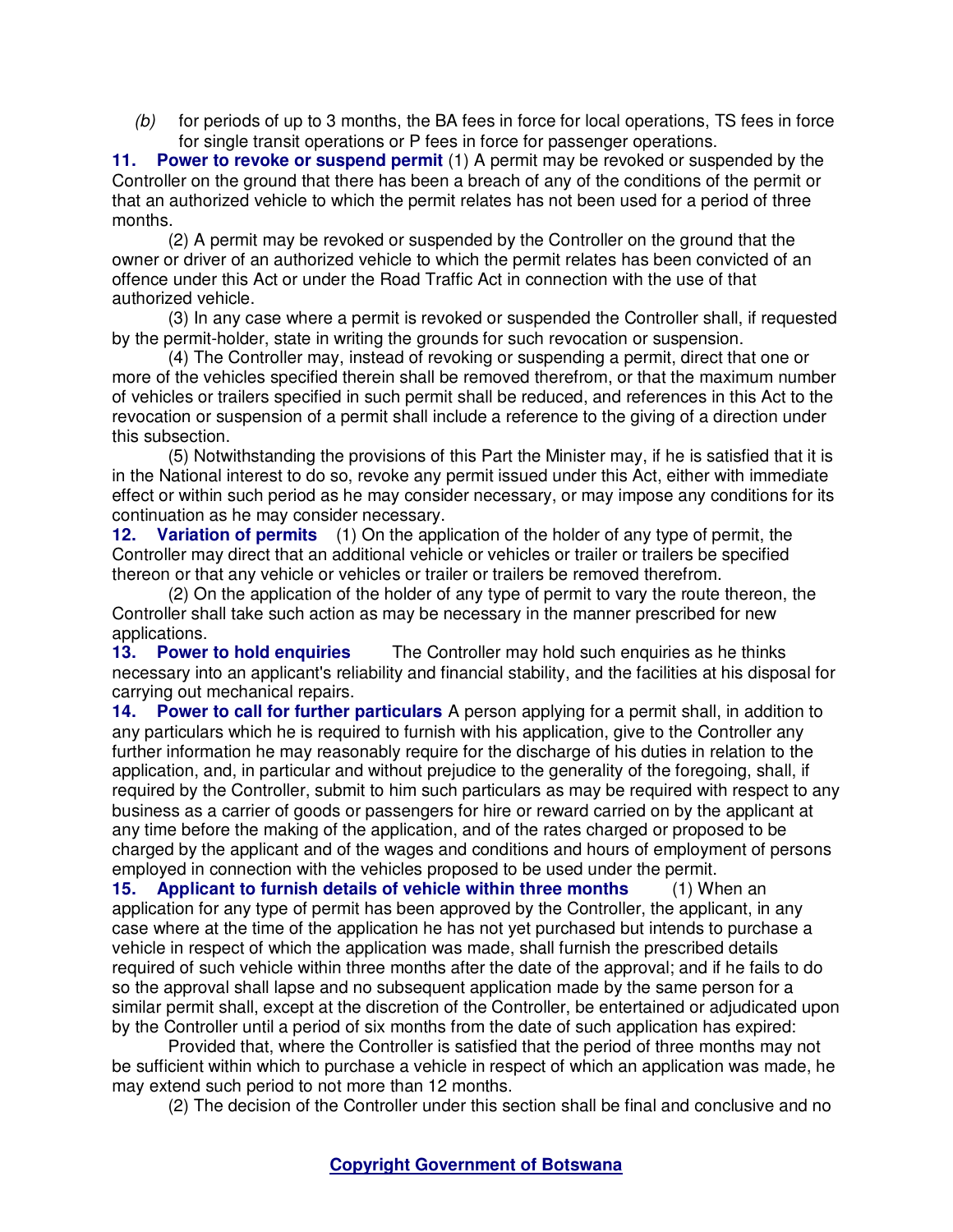*(b)* for periods of up to 3 months, the BA fees in force for local operations, TS fees in force for single transit operations or P fees in force for passenger operations.

**11. Power to revoke or suspend permit** (1) A permit may be revoked or suspended by the Controller on the ground that there has been a breach of any of the conditions of the permit or that an authorized vehicle to which the permit relates has not been used for a period of three months.

(2) A permit may be revoked or suspended by the Controller on the ground that the owner or driver of an authorized vehicle to which the permit relates has been convicted of an offence under this Act or under the Road Traffic Act in connection with the use of that authorized vehicle.

(3) In any case where a permit is revoked or suspended the Controller shall, if requested by the permit-holder, state in writing the grounds for such revocation or suspension.

(4) The Controller may, instead of revoking or suspending a permit, direct that one or more of the vehicles specified therein shall be removed therefrom, or that the maximum number of vehicles or trailers specified in such permit shall be reduced, and references in this Act to the revocation or suspension of a permit shall include a reference to the giving of a direction under this subsection.

(5) Notwithstanding the provisions of this Part the Minister may, if he is satisfied that it is in the National interest to do so, revoke any permit issued under this Act, either with immediate effect or within such period as he may consider necessary, or may impose any conditions for its continuation as he may consider necessary.

**12. Variation of permits** (1) On the application of the holder of any type of permit, the Controller may direct that an additional vehicle or vehicles or trailer or trailers be specified thereon or that any vehicle or vehicles or trailer or trailers be removed therefrom.

(2) On the application of the holder of any type of permit to vary the route thereon, the Controller shall take such action as may be necessary in the manner prescribed for new applications.

**13. Power to hold enquiries** The Controller may hold such enquiries as he thinks necessary into an applicant's reliability and financial stability, and the facilities at his disposal for carrying out mechanical repairs.

**14. Power to call for further particulars** A person applying for a permit shall, in addition to any particulars which he is required to furnish with his application, give to the Controller any further information he may reasonably require for the discharge of his duties in relation to the application, and, in particular and without prejudice to the generality of the foregoing, shall, if required by the Controller, submit to him such particulars as may be required with respect to any business as a carrier of goods or passengers for hire or reward carried on by the applicant at any time before the making of the application, and of the rates charged or proposed to be charged by the applicant and of the wages and conditions and hours of employment of persons employed in connection with the vehicles proposed to be used under the permit.

**15. Applicant to furnish details of vehicle within three months** (1) When an application for any type of permit has been approved by the Controller, the applicant, in any case where at the time of the application he has not yet purchased but intends to purchase a vehicle in respect of which the application was made, shall furnish the prescribed details required of such vehicle within three months after the date of the approval; and if he fails to do so the approval shall lapse and no subsequent application made by the same person for a similar permit shall, except at the discretion of the Controller, be entertained or adjudicated upon by the Controller until a period of six months from the date of such application has expired:

Provided that, where the Controller is satisfied that the period of three months may not be sufficient within which to purchase a vehicle in respect of which an application was made, he may extend such period to not more than 12 months.

(2) The decision of the Controller under this section shall be final and conclusive and no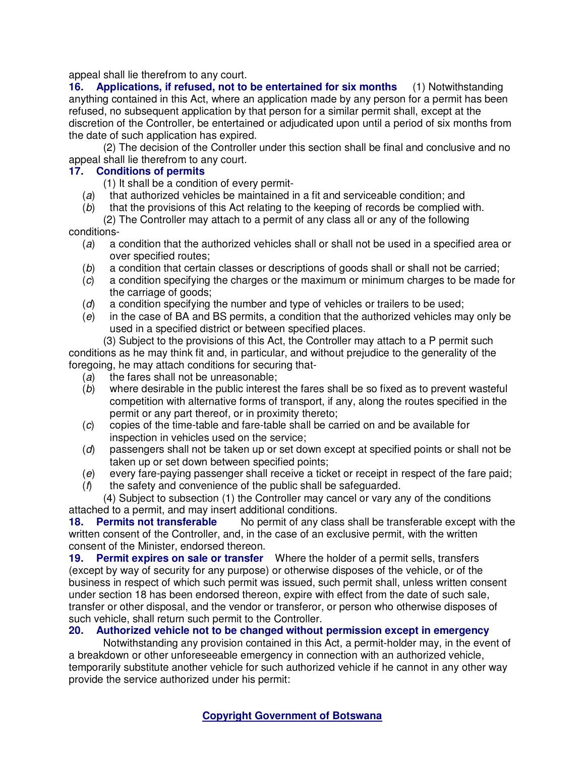appeal shall lie therefrom to any court.

**16. Applications, if refused, not to be entertained for six months** (1) Notwithstanding anything contained in this Act, where an application made by any person for a permit has been refused, no subsequent application by that person for a similar permit shall, except at the discretion of the Controller, be entertained or adjudicated upon until a period of six months from the date of such application has expired.

(2) The decision of the Controller under this section shall be final and conclusive and no appeal shall lie therefrom to any court.

**17. Conditions of permits**

(1) It shall be a condition of every permit-

(*a*) that authorized vehicles be maintained in a fit and serviceable condition; and

(*b*) that the provisions of this Act relating to the keeping of records be complied with.

(2) The Controller may attach to a permit of any class all or any of the following conditions-

(*a*) a condition that the authorized vehicles shall or shall not be used in a specified area or over specified routes;

(*b*) a condition that certain classes or descriptions of goods shall or shall not be carried;

(*c*) a condition specifying the charges or the maximum or minimum charges to be made for the carriage of goods;

(*d*) a condition specifying the number and type of vehicles or trailers to be used;

(*e*) in the case of BA and BS permits, a condition that the authorized vehicles may only be used in a specified district or between specified places.

(3) Subject to the provisions of this Act, the Controller may attach to a P permit such conditions as he may think fit and, in particular, and without prejudice to the generality of the foregoing, he may attach conditions for securing that-

(*a*) the fares shall not be unreasonable;

(*b*) where desirable in the public interest the fares shall be so fixed as to prevent wasteful competition with alternative forms of transport, if any, along the routes specified in the permit or any part thereof, or in proximity thereto;

(*c*) copies of the time-table and fare-table shall be carried on and be available for inspection in vehicles used on the service;

(*d*) passengers shall not be taken up or set down except at specified points or shall not be taken up or set down between specified points;

(*e*) every fare-paying passenger shall receive a ticket or receipt in respect of the fare paid;

(*f*) the safety and convenience of the public shall be safeguarded.

(4) Subject to subsection (1) the Controller may cancel or vary any of the conditions attached to a permit, and may insert additional conditions.

**18. Permits not transferable** No permit of any class shall be transferable except with the written consent of the Controller, and, in the case of an exclusive permit, with the written consent of the Minister, endorsed thereon.

**19. Permit expires on sale or transfer** Where the holder of a permit sells, transfers (except by way of security for any purpose) or otherwise disposes of the vehicle, or of the business in respect of which such permit was issued, such permit shall, unless written consent under section 18 has been endorsed thereon, expire with effect from the date of such sale, transfer or other disposal, and the vendor or transferor, or person who otherwise disposes of such vehicle, shall return such permit to the Controller.

**20. Authorized vehicle not to be changed without permission except in emergency**

Notwithstanding any provision contained in this Act, a permit-holder may, in the event of a breakdown or other unforeseeable emergency in connection with an authorized vehicle, temporarily substitute another vehicle for such authorized vehicle if he cannot in any other way provide the service authorized under his permit: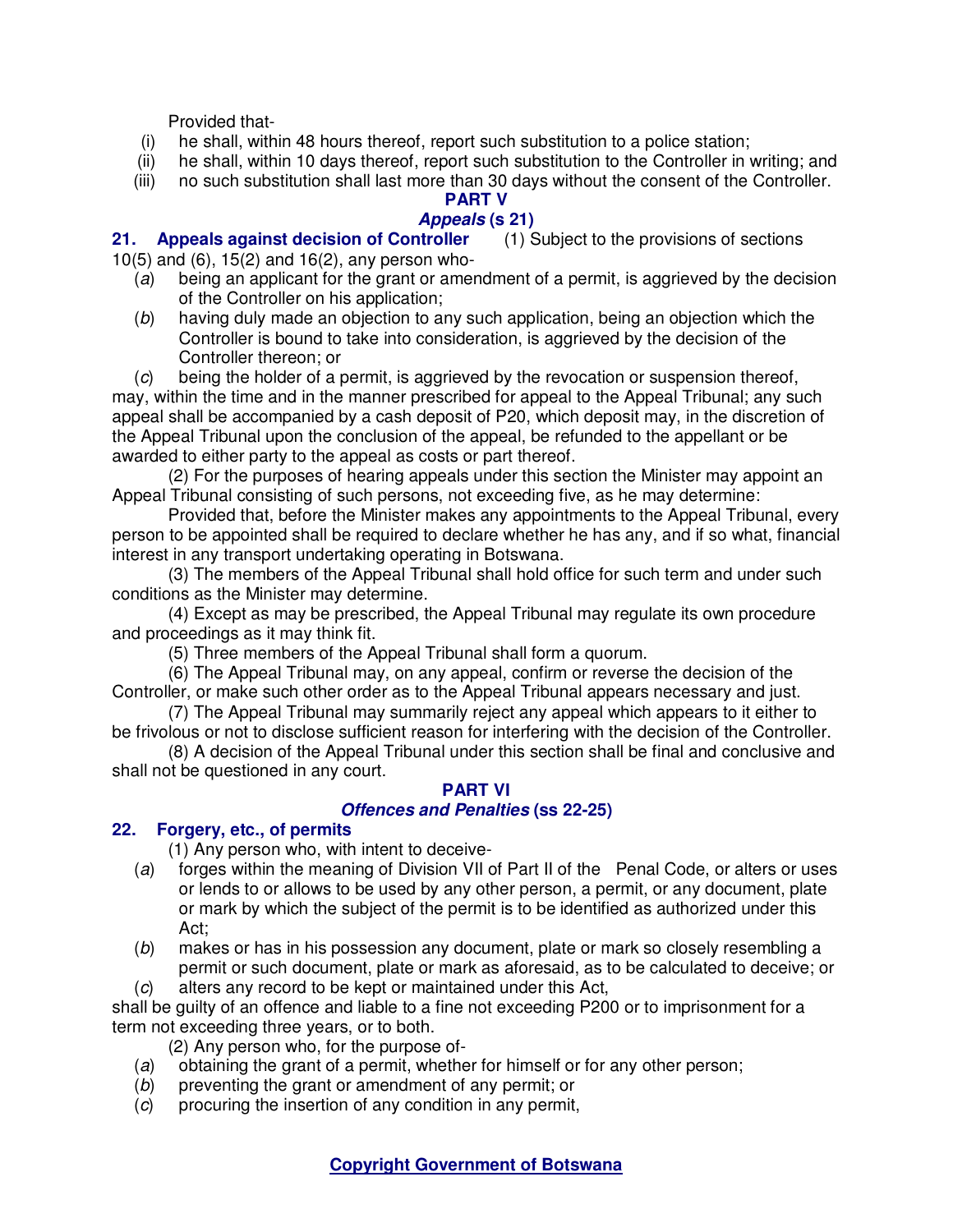Provided that-

(i) he shall, within 48 hours thereof, report such substitution to a police station;

(ii) he shall, within 10 days thereof, report such substitution to the Controller in writing; and

(iii) no such substitution shall last more than 30 days without the consent of the Controller.

## PART V

## *Appeals* (s 21)

**21. Appeals against decision of Controller** (1) Subject to the provisions of sections 10(5) and (6), 15(2) and 16(2), any person who-

(*a*) being an applicant for the grant or amendment of a permit, is aggrieved by the decision of the Controller on his application;

(*b*) having duly made an objection to any such application, being an objection which the Controller is bound to take into consideration, is aggrieved by the decision of the Controller thereon; or

(*c*) being the holder of a permit, is aggrieved by the revocation or suspension thereof,

may, within the time and in the manner prescribed for appeal to the Appeal Tribunal; any such appeal shall be accompanied by a cash deposit of P20, which deposit may, in the discretion of the Appeal Tribunal upon the conclusion of the appeal, be refunded to the appellant or be awarded to either party to the appeal as costs or part thereof.

(2) For the purposes of hearing appeals under this section the Minister may appoint an Appeal Tribunal consisting of such persons, not exceeding five, as he may determine:

Provided that, before the Minister makes any appointments to the Appeal Tribunal, every person to be appointed shall be required to declare whether he has any, and if so what, financial interest in any transport undertaking operating in Botswana.

(3) The members of the Appeal Tribunal shall hold office for such term and under such conditions as the Minister may determine.

(4) Except as may be prescribed, the Appeal Tribunal may regulate its own procedure and proceedings as it may think fit.

(5) Three members of the Appeal Tribunal shall form a quorum.

(6) The Appeal Tribunal may, on any appeal, confirm or reverse the decision of the Controller, or make such other order as to the Appeal Tribunal appears necessary and just.

(7) The Appeal Tribunal may summarily reject any appeal which appears to it either to be frivolous or not to disclose sufficient reason for interfering with the decision of the Controller.

(8) A decision of the Appeal Tribunal under this section shall be final and conclusive and shall not be questioned in any court.

## PART VI

## *Offences and Penalties* (ss 22-25)

### 22. Forgery, etc., of permits

(1) Any person who, with intent to deceive-

(*a*) forges within the meaning of Division VII of Part II of the Penal Code, or alters or uses or lends to or allows to be used by any other person, a permit, or any document, plate or mark by which the subject of the permit is to be identified as authorized under this Act;

(*b*) makes or has in his possession any document, plate or mark so closely resembling a permit or such document, plate or mark as aforesaid, as to be calculated to deceive; or

(*c*) alters any record to be kept or maintained under this Act,

shall be guilty of an offence and liable to a fine not exceeding P200 or to imprisonment for a term not exceeding three years, or to both.

(2) Any person who, for the purpose of-

(*a*) obtaining the grant of a permit, whether for himself or for any other person;

(*b*) preventing the grant or amendment of any permit; or

(*c*) procuring the insertion of any condition in any permit,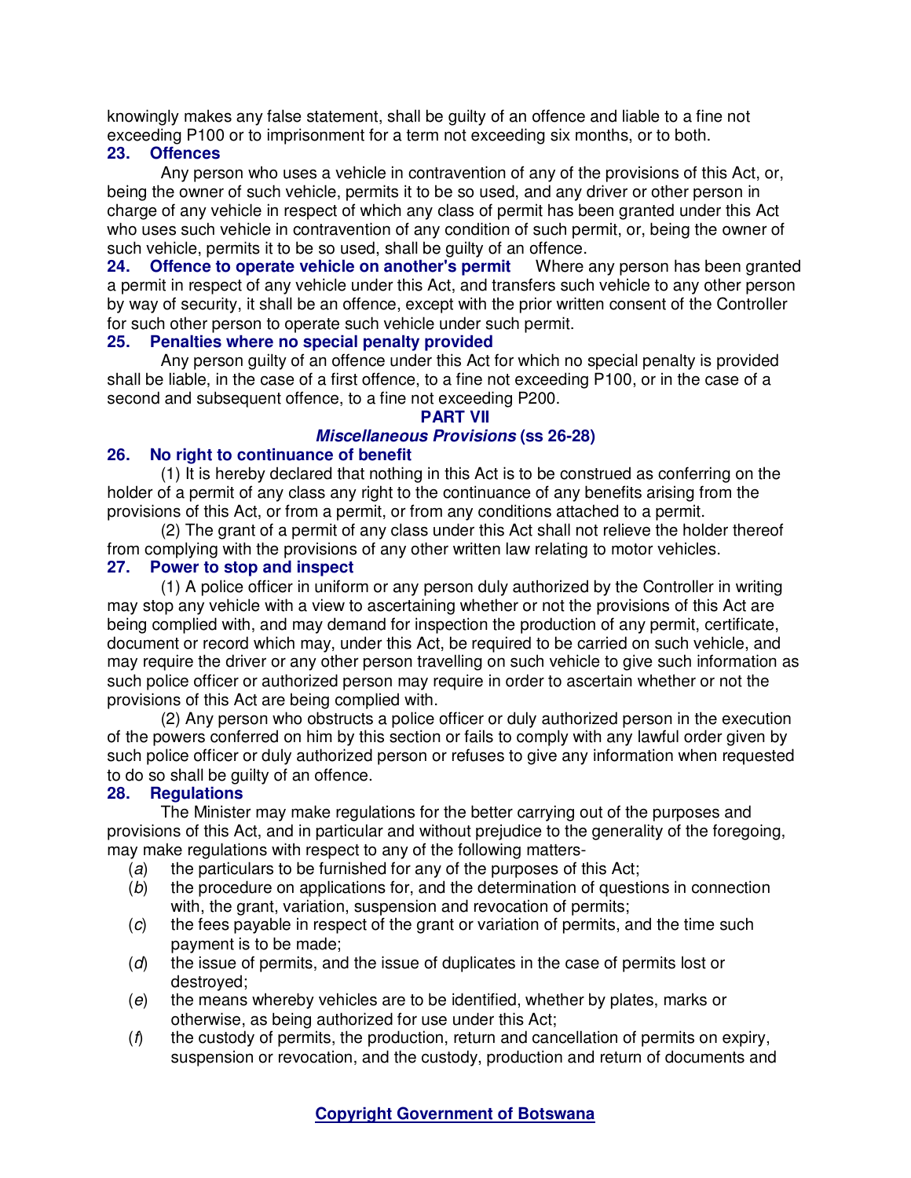knowingly makes any false statement, shall be guilty of an offence and liable to a fine not exceeding P100 or to imprisonment for a term not exceeding six months, or to both.

**23. Offences**

Any person who uses a vehicle in contravention of any of the provisions of this Act, or, being the owner of such vehicle, permits it to be so used, and any driver or other person in charge of any vehicle in respect of which any class of permit has been granted under this Act who uses such vehicle in contravention of any condition of such permit, or, being the owner of such vehicle, permits it to be so used, shall be guilty of an offence.

**24. Offence to operate vehicle on another's permit** Where any person has been granted a permit in respect of any vehicle under this Act, and transfers such vehicle to any other person by way of security, it shall be an offence, except with the prior written consent of the Controller for such other person to operate such vehicle under such permit.

**25. Penalties where no special penalty provided**

Any person guilty of an offence under this Act for which no special penalty is provided shall be liable, in the case of a first offence, to a fine not exceeding P100, or in the case of a second and subsequent offence, to a fine not exceeding P200.

## PART VII
## *Miscellaneous Provisions* (ss 26-28)

**26. No right to continuance of benefit**

(1) It is hereby declared that nothing in this Act is to be construed as conferring on the holder of a permit of any class any right to the continuance of any benefits arising from the provisions of this Act, or from a permit, or from any conditions attached to a permit.

(2) The grant of a permit of any class under this Act shall not relieve the holder thereof from complying with the provisions of any other written law relating to motor vehicles.

**27. Power to stop and inspect**

(1) A police officer in uniform or any person duly authorized by the Controller in writing may stop any vehicle with a view to ascertaining whether or not the provisions of this Act are being complied with, and may demand for inspection the production of any permit, certificate, document or record which may, under this Act, be required to be carried on such vehicle, and may require the driver or any other person travelling on such vehicle to give such information as such police officer or authorized person may require in order to ascertain whether or not the provisions of this Act are being complied with.

(2) Any person who obstructs a police officer or duly authorized person in the execution of the powers conferred on him by this section or fails to comply with any lawful order given by such police officer or duly authorized person or refuses to give any information when requested to do so shall be guilty of an offence.

**28. Regulations**

The Minister may make regulations for the better carrying out of the purposes and provisions of this Act, and in particular and without prejudice to the generality of the foregoing, may make regulations with respect to any of the following matters-

(*a*) the particulars to be furnished for any of the purposes of this Act;

(*b*) the procedure on applications for, and the determination of questions in connection with, the grant, variation, suspension and revocation of permits;

(*c*) the fees payable in respect of the grant or variation of permits, and the time such payment is to be made;

(*d*) the issue of permits, and the issue of duplicates in the case of permits lost or destroyed;

(*e*) the means whereby vehicles are to be identified, whether by plates, marks or otherwise, as being authorized for use under this Act;

(*f*) the custody of permits, the production, return and cancellation of permits on expiry, suspension or revocation, and the custody, production and return of documents and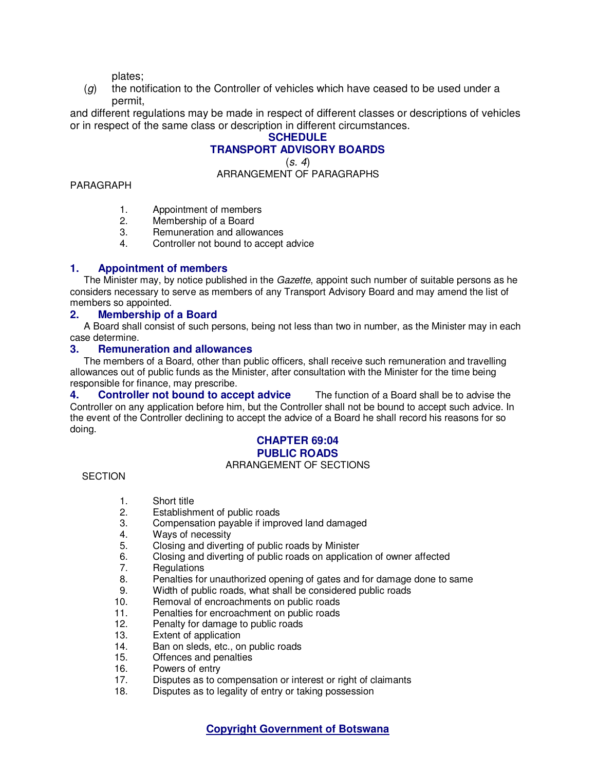plates;

(*g*) the notification to the Controller of vehicles which have ceased to be used under a permit,

and different regulations may be made in respect of different classes or descriptions of vehicles or in respect of the same class or description in different circumstances.

## SCHEDULE
## TRANSPORT ADVISORY BOARDS

(*s. 4*)

ARRANGEMENT OF PARAGRAPHS

PARAGRAPH

1. Appointment of members
2. Membership of a Board
3. Remuneration and allowances
4. Controller not bound to accept advice

### 1. Appointment of members

The Minister may, by notice published in the *Gazette*, appoint such number of suitable persons as he considers necessary to serve as members of any Transport Advisory Board and may amend the list of members so appointed.

### 2. Membership of a Board

A Board shall consist of such persons, being not less than two in number, as the Minister may in each case determine.

### 3. Remuneration and allowances

The members of a Board, other than public officers, shall receive such remuneration and travelling allowances out of public funds as the Minister, after consultation with the Minister for the time being responsible for finance, may prescribe.

### 4. Controller not bound to accept advice

The function of a Board shall be to advise the Controller on any application before him, but the Controller shall not be bound to accept such advice. In the event of the Controller declining to accept the advice of a Board he shall record his reasons for so doing.

## CHAPTER 69:04
## PUBLIC ROADS

ARRANGEMENT OF SECTIONS

SECTION

1. Short title
2. Establishment of public roads
3. Compensation payable if improved land damaged
4. Ways of necessity
5. Closing and diverting of public roads by Minister
6. Closing and diverting of public roads on application of owner affected
7. Regulations
8. Penalties for unauthorized opening of gates and for damage done to same
9. Width of public roads, what shall be considered public roads
10. Removal of encroachments on public roads
11. Penalties for encroachment on public roads
12. Penalty for damage to public roads
13. Extent of application
14. Ban on sleds, etc., on public roads
15. Offences and penalties
16. Powers of entry
17. Disputes as to compensation or interest or right of claimants
18. Disputes as to legality of entry or taking possession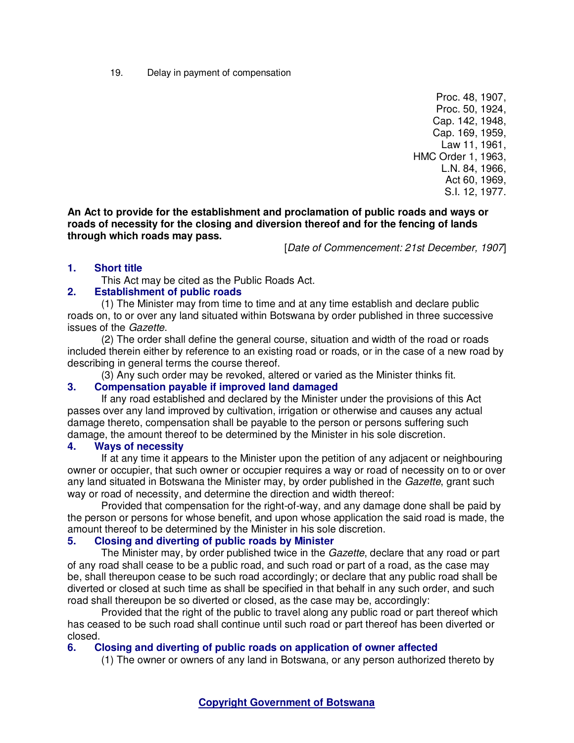19. Delay in payment of compensation

Proc. 48, 1907,
Proc. 50, 1924,
Cap. 142, 1948,
Cap. 169, 1959,
Law 11, 1961,
HMC Order 1, 1963,
L.N. 84, 1966,
Act 60, 1969,
S.I. 12, 1977.

**An Act to provide for the establishment and proclamation of public roads and ways or roads of necessity for the closing and diversion thereof and for the fencing of lands through which roads may pass.**

[*Date of Commencement: 21st December, 1907*]

### 1. Short title

This Act may be cited as the Public Roads Act.

### 2. Establishment of public roads

(1) The Minister may from time to time and at any time establish and declare public roads on, to or over any land situated within Botswana by order published in three successive issues of the *Gazette*.

(2) The order shall define the general course, situation and width of the road or roads included therein either by reference to an existing road or roads, or in the case of a new road by describing in general terms the course thereof.

(3) Any such order may be revoked, altered or varied as the Minister thinks fit.

### 3. Compensation payable if improved land damaged

If any road established and declared by the Minister under the provisions of this Act passes over any land improved by cultivation, irrigation or otherwise and causes any actual damage thereto, compensation shall be payable to the person or persons suffering such damage, the amount thereof to be determined by the Minister in his sole discretion.

### 4. Ways of necessity

If at any time it appears to the Minister upon the petition of any adjacent or neighbouring owner or occupier, that such owner or occupier requires a way or road of necessity on to or over any land situated in Botswana the Minister may, by order published in the *Gazette*, grant such way or road of necessity, and determine the direction and width thereof:

Provided that compensation for the right-of-way, and any damage done shall be paid by the person or persons for whose benefit, and upon whose application the said road is made, the amount thereof to be determined by the Minister in his sole discretion.

### 5. Closing and diverting of public roads by Minister

The Minister may, by order published twice in the *Gazette*, declare that any road or part of any road shall cease to be a public road, and such road or part of a road, as the case may be, shall thereupon cease to be such road accordingly; or declare that any public road shall be diverted or closed at such time as shall be specified in that behalf in any such order, and such road shall thereupon be so diverted or closed, as the case may be, accordingly:

Provided that the right of the public to travel along any public road or part thereof which has ceased to be such road shall continue until such road or part thereof has been diverted or closed.

### 6. Closing and diverting of public roads on application of owner affected

(1) The owner or owners of any land in Botswana, or any person authorized thereto by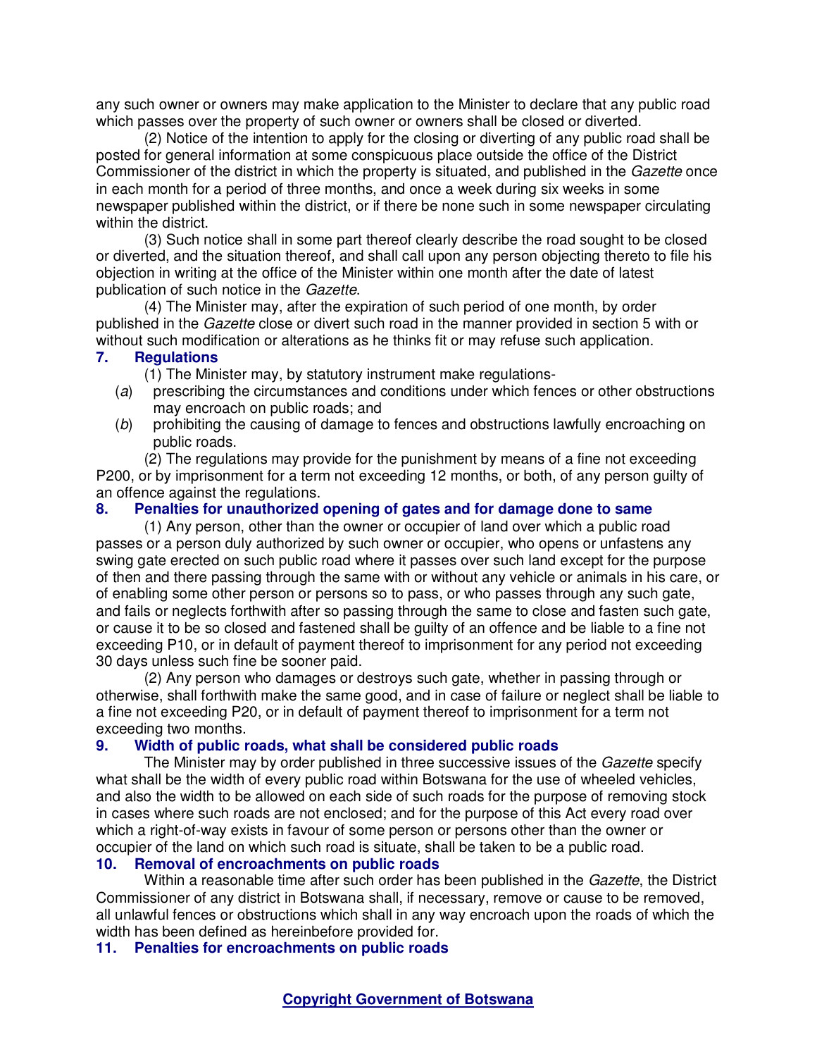any such owner or owners may make application to the Minister to declare that any public road which passes over the property of such owner or owners shall be closed or diverted.

(2) Notice of the intention to apply for the closing or diverting of any public road shall be posted for general information at some conspicuous place outside the office of the District Commissioner of the district in which the property is situated, and published in the *Gazette* once in each month for a period of three months, and once a week during six weeks in some newspaper published within the district, or if there be none such in some newspaper circulating within the district.

(3) Such notice shall in some part thereof clearly describe the road sought to be closed or diverted, and the situation thereof, and shall call upon any person objecting thereto to file his objection in writing at the office of the Minister within one month after the date of latest publication of such notice in the *Gazette*.

(4) The Minister may, after the expiration of such period of one month, by order published in the *Gazette* close or divert such road in the manner provided in section 5 with or without such modification or alterations as he thinks fit or may refuse such application.

### 7. Regulations

(1) The Minister may, by statutory instrument make regulations-

(*a*) prescribing the circumstances and conditions under which fences or other obstructions may encroach on public roads; and

(*b*) prohibiting the causing of damage to fences and obstructions lawfully encroaching on public roads.

(2) The regulations may provide for the punishment by means of a fine not exceeding P200, or by imprisonment for a term not exceeding 12 months, or both, of any person guilty of an offence against the regulations.

### 8. Penalties for unauthorized opening of gates and for damage done to same

(1) Any person, other than the owner or occupier of land over which a public road passes or a person duly authorized by such owner or occupier, who opens or unfastens any swing gate erected on such public road where it passes over such land except for the purpose of then and there passing through the same with or without any vehicle or animals in his care, or of enabling some other person or persons so to pass, or who passes through any such gate, and fails or neglects forthwith after so passing through the same to close and fasten such gate, or cause it to be so closed and fastened shall be guilty of an offence and be liable to a fine not exceeding P10, or in default of payment thereof to imprisonment for any period not exceeding 30 days unless such fine be sooner paid.

(2) Any person who damages or destroys such gate, whether in passing through or otherwise, shall forthwith make the same good, and in case of failure or neglect shall be liable to a fine not exceeding P20, or in default of payment thereof to imprisonment for a term not exceeding two months.

### 9. Width of public roads, what shall be considered public roads

The Minister may by order published in three successive issues of the *Gazette* specify what shall be the width of every public road within Botswana for the use of wheeled vehicles, and also the width to be allowed on each side of such roads for the purpose of removing stock in cases where such roads are not enclosed; and for the purpose of this Act every road over which a right-of-way exists in favour of some person or persons other than the owner or occupier of the land on which such road is situate, shall be taken to be a public road.

### 10. Removal of encroachments on public roads

Within a reasonable time after such order has been published in the *Gazette*, the District Commissioner of any district in Botswana shall, if necessary, remove or cause to be removed, all unlawful fences or obstructions which shall in any way encroach upon the roads of which the width has been defined as hereinbefore provided for.

### 11. Penalties for encroachments on public roads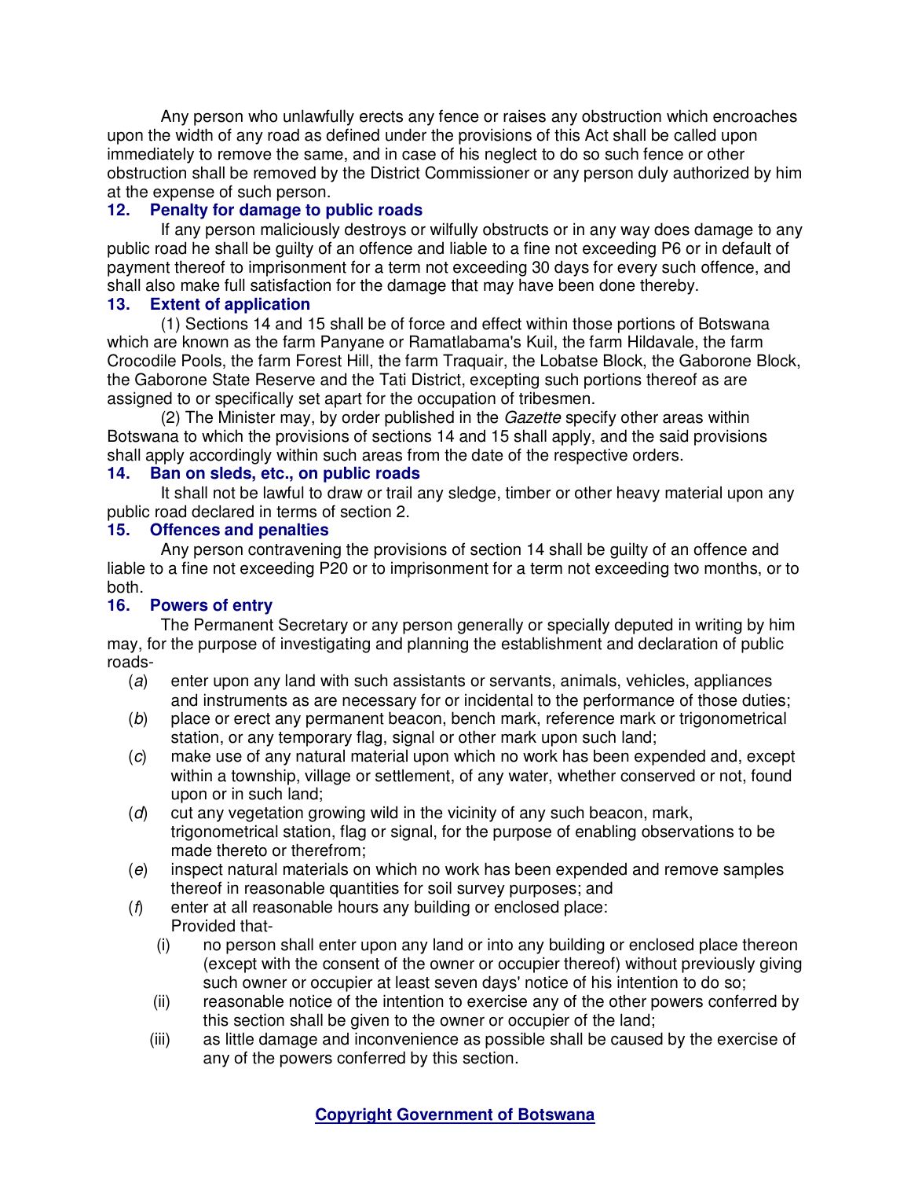Any person who unlawfully erects any fence or raises any obstruction which encroaches upon the width of any road as defined under the provisions of this Act shall be called upon immediately to remove the same, and in case of his neglect to do so such fence or other obstruction shall be removed by the District Commissioner or any person duly authorized by him at the expense of such person.

### 12. Penalty for damage to public roads

If any person maliciously destroys or wilfully obstructs or in any way does damage to any public road he shall be guilty of an offence and liable to a fine not exceeding P6 or in default of payment thereof to imprisonment for a term not exceeding 30 days for every such offence, and shall also make full satisfaction for the damage that may have been done thereby.

### 13. Extent of application

(1) Sections 14 and 15 shall be of force and effect within those portions of Botswana which are known as the farm Panyane or Ramatlabama's Kuil, the farm Hildavale, the farm Crocodile Pools, the farm Forest Hill, the farm Traquair, the Lobatse Block, the Gaborone Block, the Gaborone State Reserve and the Tati District, excepting such portions thereof as are assigned to or specifically set apart for the occupation of tribesmen.

(2) The Minister may, by order published in the *Gazette* specify other areas within Botswana to which the provisions of sections 14 and 15 shall apply, and the said provisions shall apply accordingly within such areas from the date of the respective orders.

### 14. Ban on sleds, etc., on public roads

It shall not be lawful to draw or trail any sledge, timber or other heavy material upon any public road declared in terms of section 2.

### 15. Offences and penalties

Any person contravening the provisions of section 14 shall be guilty of an offence and liable to a fine not exceeding P20 or to imprisonment for a term not exceeding two months, or to both.

### 16. Powers of entry

The Permanent Secretary or any person generally or specially deputed in writing by him may, for the purpose of investigating and planning the establishment and declaration of public roads-

(*a*) enter upon any land with such assistants or servants, animals, vehicles, appliances and instruments as are necessary for or incidental to the performance of those duties;

(*b*) place or erect any permanent beacon, bench mark, reference mark or trigonometrical station, or any temporary flag, signal or other mark upon such land;

(*c*) make use of any natural material upon which no work has been expended and, except within a township, village or settlement, of any water, whether conserved or not, found upon or in such land;

(*d*) cut any vegetation growing wild in the vicinity of any such beacon, mark, trigonometrical station, flag or signal, for the purpose of enabling observations to be made thereto or therefrom;

(*e*) inspect natural materials on which no work has been expended and remove samples thereof in reasonable quantities for soil survey purposes; and

(*f*) enter at all reasonable hours any building or enclosed place:

Provided that-

(i) no person shall enter upon any land or into any building or enclosed place thereon (except with the consent of the owner or occupier thereof) without previously giving such owner or occupier at least seven days' notice of his intention to do so;

(ii) reasonable notice of the intention to exercise any of the other powers conferred by this section shall be given to the owner or occupier of the land;

(iii) as little damage and inconvenience as possible shall be caused by the exercise of any of the powers conferred by this section.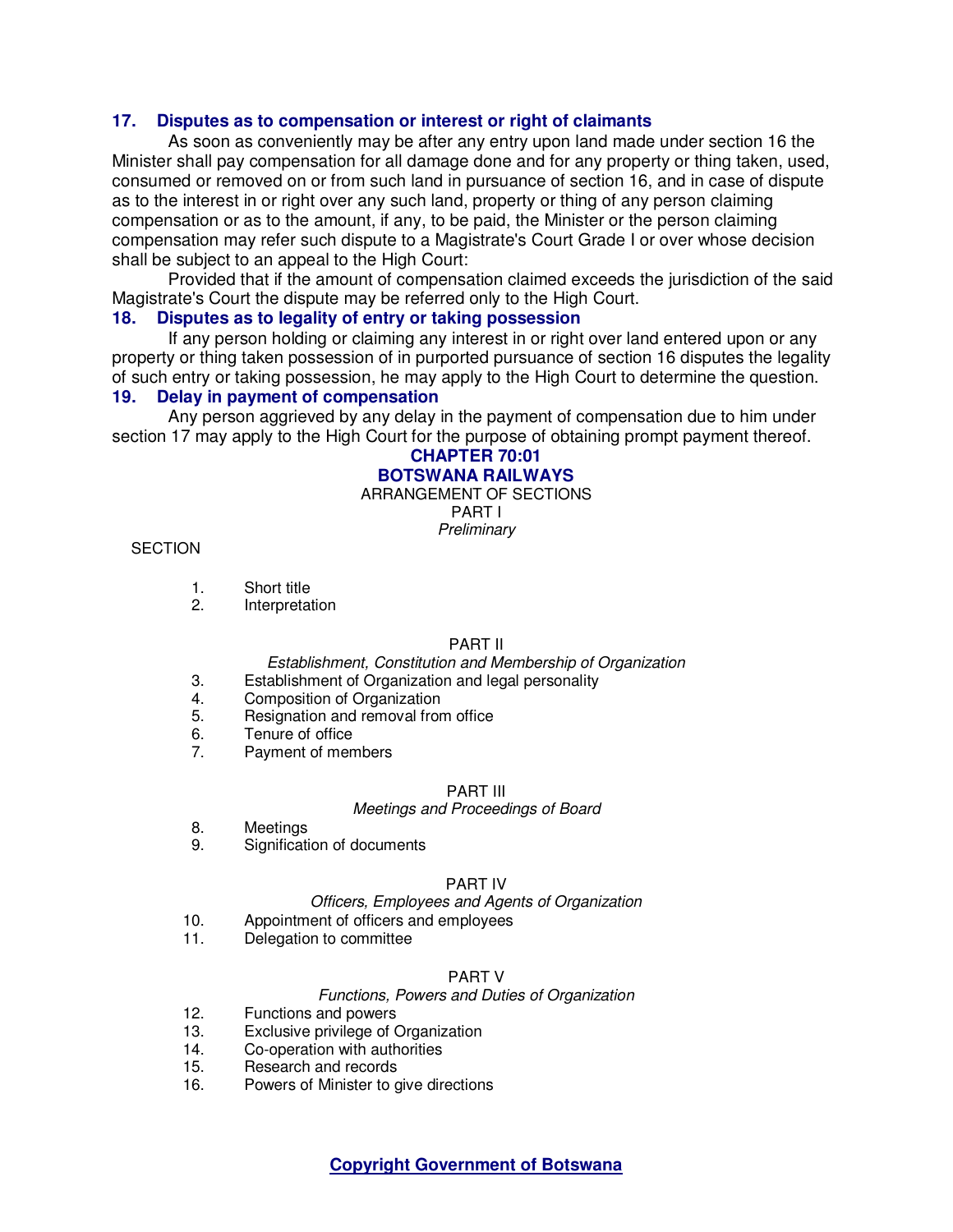### 17. Disputes as to compensation or interest or right of claimants

As soon as conveniently may be after any entry upon land made under section 16 the Minister shall pay compensation for all damage done and for any property or thing taken, used, consumed or removed on or from such land in pursuance of section 16, and in case of dispute as to the interest in or right over any such land, property or thing of any person claiming compensation or as to the amount, if any, to be paid, the Minister or the person claiming compensation may refer such dispute to a Magistrate's Court Grade I or over whose decision shall be subject to an appeal to the High Court:

Provided that if the amount of compensation claimed exceeds the jurisdiction of the said Magistrate's Court the dispute may be referred only to the High Court.

### 18. Disputes as to legality of entry or taking possession

If any person holding or claiming any interest in or right over land entered upon or any property or thing taken possession of in purported pursuance of section 16 disputes the legality of such entry or taking possession, he may apply to the High Court to determine the question.

### 19. Delay in payment of compensation

Any person aggrieved by any delay in the payment of compensation due to him under section 17 may apply to the High Court for the purpose of obtaining prompt payment thereof.

## CHAPTER 70:01
## BOTSWANA RAILWAYS

ARRANGEMENT OF SECTIONS

PART I

*Preliminary*

SECTION

1. Short title
2. Interpretation

PART II

*Establishment, Constitution and Membership of Organization*

3. Establishment of Organization and legal personality
4. Composition of Organization
5. Resignation and removal from office
6. Tenure of office
7. Payment of members

PART III

*Meetings and Proceedings of Board*

8. Meetings
9. Signification of documents

PART IV

*Officers, Employees and Agents of Organization*

10. Appointment of officers and employees
11. Delegation to committee

PART V

*Functions, Powers and Duties of Organization*

12. Functions and powers
13. Exclusive privilege of Organization
14. Co-operation with authorities
15. Research and records
16. Powers of Minister to give directions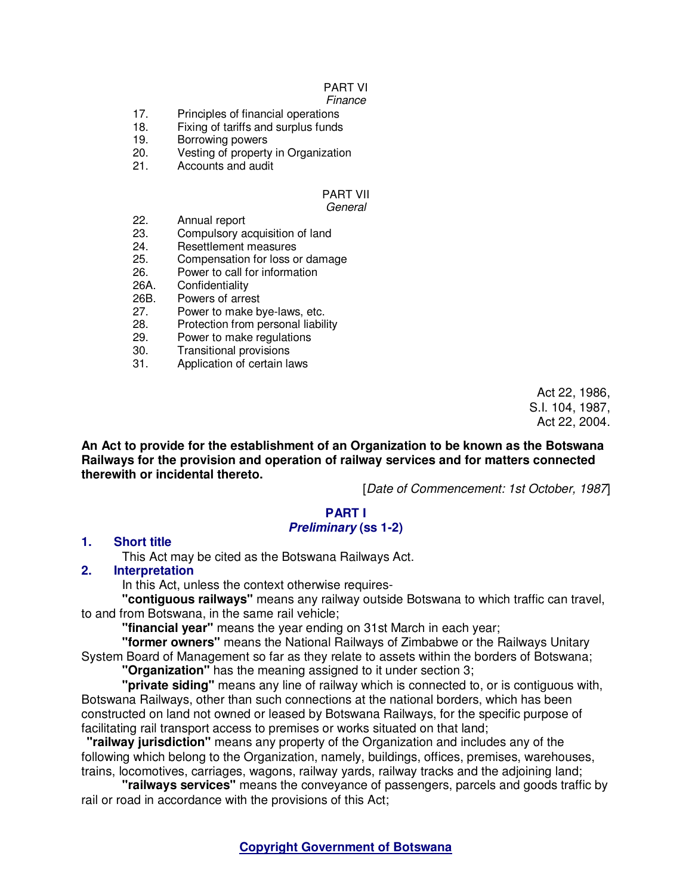PART VI
*Finance*

17. Principles of financial operations
18. Fixing of tariffs and surplus funds
19. Borrowing powers
20. Vesting of property in Organization
21. Accounts and audit

PART VII
*General*

22. Annual report
23. Compulsory acquisition of land
24. Resettlement measures
25. Compensation for loss or damage
26. Power to call for information
26A. Confidentiality
26B. Powers of arrest
27. Power to make bye-laws, etc.
28. Protection from personal liability
29. Power to make regulations
30. Transitional provisions
31. Application of certain laws

Act 22, 1986,
S.I. 104, 1987,
Act 22, 2004.

**An Act to provide for the establishment of an Organization to be known as the Botswana Railways for the provision and operation of railway services and for matters connected therewith or incidental thereto.**

[*Date of Commencement: 1st October, 1987*]

## PART I
## *Preliminary* (ss 1-2)

### 1. Short title

This Act may be cited as the Botswana Railways Act.

### 2. Interpretation

In this Act, unless the context otherwise requires-

**"contiguous railways"** means any railway outside Botswana to which traffic can travel, to and from Botswana, in the same rail vehicle;

**"financial year"** means the year ending on 31st March in each year;

**"former owners"** means the National Railways of Zimbabwe or the Railways Unitary System Board of Management so far as they relate to assets within the borders of Botswana;

**"Organization"** has the meaning assigned to it under section 3;

**"private siding"** means any line of railway which is connected to, or is contiguous with, Botswana Railways, other than such connections at the national borders, which has been constructed on land not owned or leased by Botswana Railways, for the specific purpose of facilitating rail transport access to premises or works situated on that land;

**"railway jurisdiction"** means any property of the Organization and includes any of the following which belong to the Organization, namely, buildings, offices, premises, warehouses, trains, locomotives, carriages, wagons, railway yards, railway tracks and the adjoining land;

**"railways services"** means the conveyance of passengers, parcels and goods traffic by rail or road in accordance with the provisions of this Act;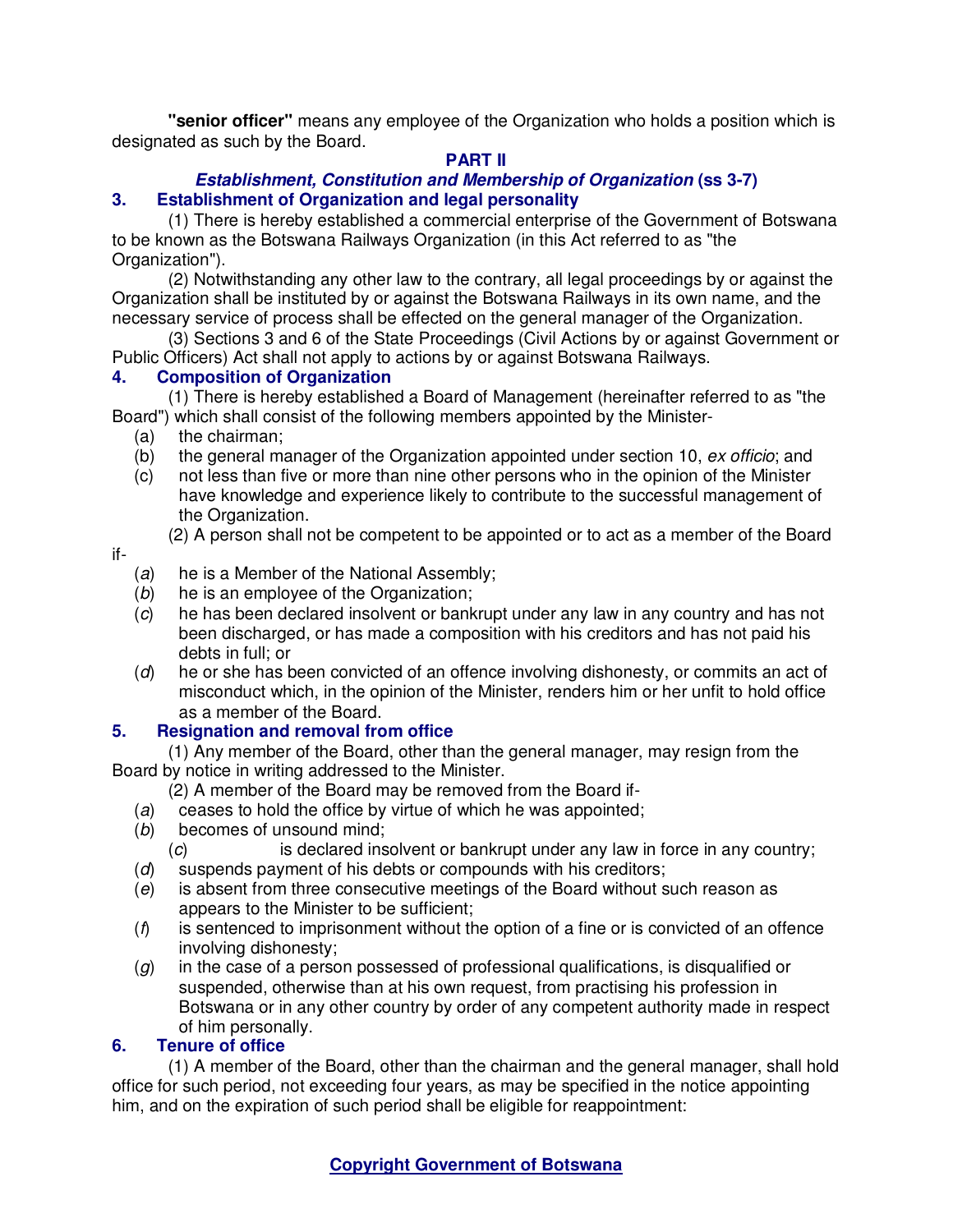**"senior officer"** means any employee of the Organization who holds a position which is designated as such by the Board.

## PART II

### *Establishment, Constitution and Membership of Organization* (ss 3-7)

### 3. Establishment of Organization and legal personality

(1) There is hereby established a commercial enterprise of the Government of Botswana to be known as the Botswana Railways Organization (in this Act referred to as "the Organization").

(2) Notwithstanding any other law to the contrary, all legal proceedings by or against the Organization shall be instituted by or against the Botswana Railways in its own name, and the necessary service of process shall be effected on the general manager of the Organization.

(3) Sections 3 and 6 of the State Proceedings (Civil Actions by or against Government or Public Officers) Act shall not apply to actions by or against Botswana Railways.

### 4. Composition of Organization

(1) There is hereby established a Board of Management (hereinafter referred to as "the Board") which shall consist of the following members appointed by the Minister-

- (a) the chairman;
- (b) the general manager of the Organization appointed under section 10, *ex officio*; and
- (c) not less than five or more than nine other persons who in the opinion of the Minister have knowledge and experience likely to contribute to the successful management of the Organization.

(2) A person shall not be competent to be appointed or to act as a member of the Board if-

- (*a*) he is a Member of the National Assembly;
- (*b*) he is an employee of the Organization;
- (*c*) he has been declared insolvent or bankrupt under any law in any country and has not been discharged, or has made a composition with his creditors and has not paid his debts in full; or
- (*d*) he or she has been convicted of an offence involving dishonesty, or commits an act of misconduct which, in the opinion of the Minister, renders him or her unfit to hold office as a member of the Board.

### 5. Resignation and removal from office

(1) Any member of the Board, other than the general manager, may resign from the Board by notice in writing addressed to the Minister.

(2) A member of the Board may be removed from the Board if-

- (*a*) ceases to hold the office by virtue of which he was appointed;
- (*b*) becomes of unsound mind;
- (*c*) is declared insolvent or bankrupt under any law in force in any country;
- (*d*) suspends payment of his debts or compounds with his creditors;
- (*e*) is absent from three consecutive meetings of the Board without such reason as appears to the Minister to be sufficient;
- (*f*) is sentenced to imprisonment without the option of a fine or is convicted of an offence involving dishonesty;
- (*g*) in the case of a person possessed of professional qualifications, is disqualified or suspended, otherwise than at his own request, from practising his profession in Botswana or in any other country by order of any competent authority made in respect of him personally.

### 6. Tenure of office

(1) A member of the Board, other than the chairman and the general manager, shall hold office for such period, not exceeding four years, as may be specified in the notice appointing him, and on the expiration of such period shall be eligible for reappointment: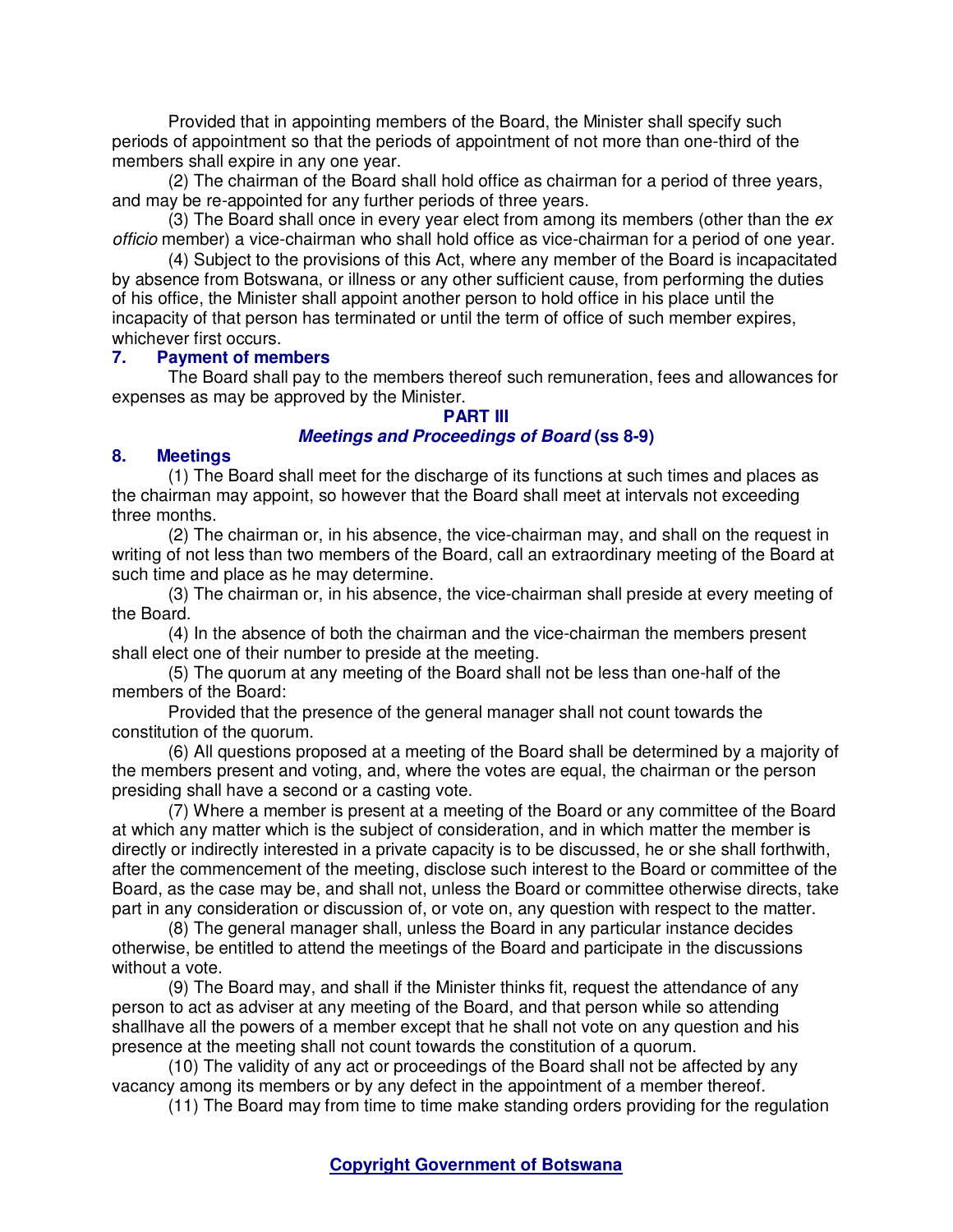Provided that in appointing members of the Board, the Minister shall specify such periods of appointment so that the periods of appointment of not more than one-third of the members shall expire in any one year.

(2) The chairman of the Board shall hold office as chairman for a period of three years, and may be re-appointed for any further periods of three years.

(3) The Board shall once in every year elect from among its members (other than the *ex officio* member) a vice-chairman who shall hold office as vice-chairman for a period of one year.

(4) Subject to the provisions of this Act, where any member of the Board is incapacitated by absence from Botswana, or illness or any other sufficient cause, from performing the duties of his office, the Minister shall appoint another person to hold office in his place until the incapacity of that person has terminated or until the term of office of such member expires, whichever first occurs.

**7. Payment of members**

The Board shall pay to the members thereof such remuneration, fees and allowances for expenses as may be approved by the Minister.

**PART III**

***Meetings and Proceedings of Board* (ss 8-9)**

**8. Meetings**

(1) The Board shall meet for the discharge of its functions at such times and places as the chairman may appoint, so however that the Board shall meet at intervals not exceeding three months.

(2) The chairman or, in his absence, the vice-chairman may, and shall on the request in writing of not less than two members of the Board, call an extraordinary meeting of the Board at such time and place as he may determine.

(3) The chairman or, in his absence, the vice-chairman shall preside at every meeting of the Board.

(4) In the absence of both the chairman and the vice-chairman the members present shall elect one of their number to preside at the meeting.

(5) The quorum at any meeting of the Board shall not be less than one-half of the members of the Board:

Provided that the presence of the general manager shall not count towards the constitution of the quorum.

(6) All questions proposed at a meeting of the Board shall be determined by a majority of the members present and voting, and, where the votes are equal, the chairman or the person presiding shall have a second or a casting vote.

(7) Where a member is present at a meeting of the Board or any committee of the Board at which any matter which is the subject of consideration, and in which matter the member is directly or indirectly interested in a private capacity is to be discussed, he or she shall forthwith, after the commencement of the meeting, disclose such interest to the Board or committee of the Board, as the case may be, and shall not, unless the Board or committee otherwise directs, take part in any consideration or discussion of, or vote on, any question with respect to the matter.

(8) The general manager shall, unless the Board in any particular instance decides otherwise, be entitled to attend the meetings of the Board and participate in the discussions without a vote.

(9) The Board may, and shall if the Minister thinks fit, request the attendance of any person to act as adviser at any meeting of the Board, and that person while so attending shallhave all the powers of a member except that he shall not vote on any question and his presence at the meeting shall not count towards the constitution of a quorum.

(10) The validity of any act or proceedings of the Board shall not be affected by any vacancy among its members or by any defect in the appointment of a member thereof.

(11) The Board may from time to time make standing orders providing for the regulation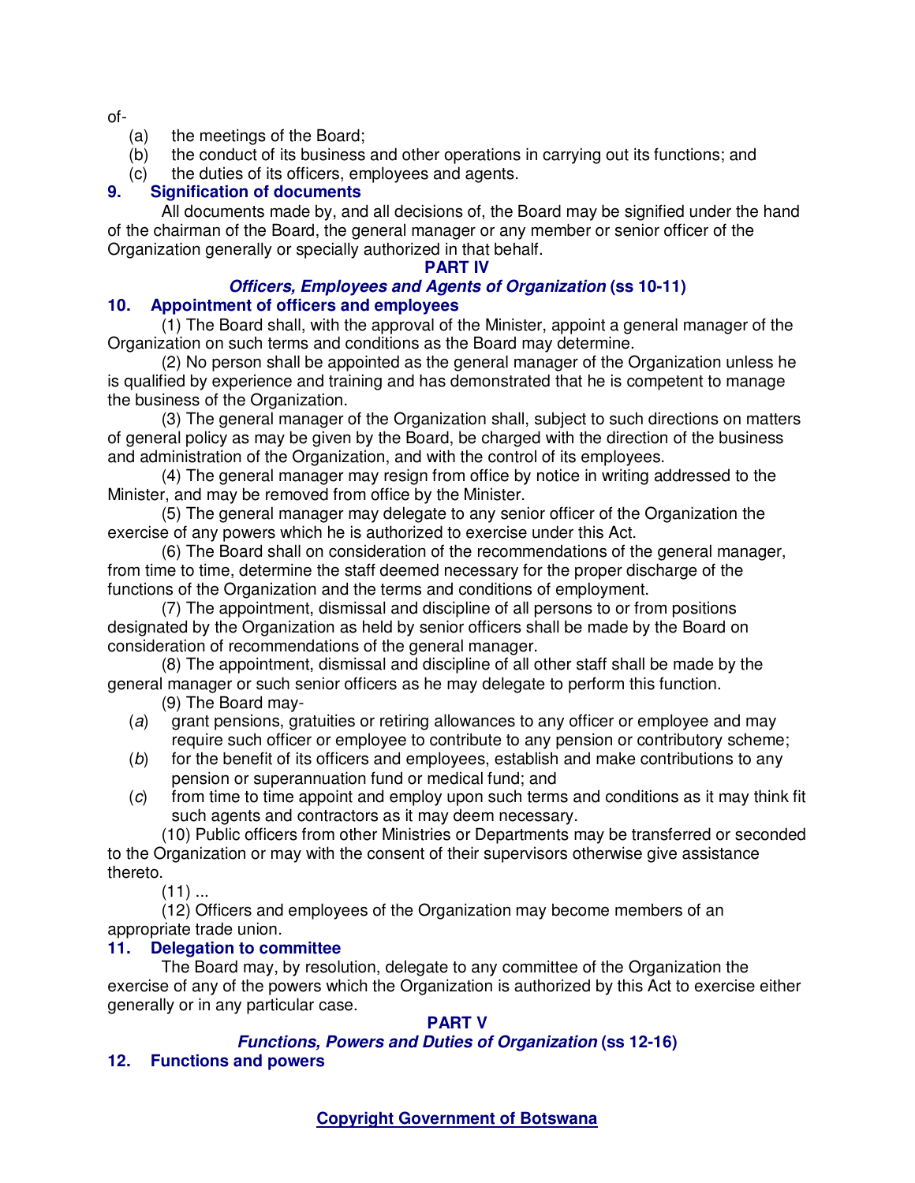of-

(a) the meetings of the Board;

(b) the conduct of its business and other operations in carrying out its functions; and

(c) the duties of its officers, employees and agents.

### 9. Signification of documents

All documents made by, and all decisions of, the Board may be signified under the hand of the chairman of the Board, the general manager or any member or senior officer of the Organization generally or specially authorized in that behalf.

## PART IV
## *Officers, Employees and Agents of Organization* (ss 10-11)

### 10. Appointment of officers and employees

(1) The Board shall, with the approval of the Minister, appoint a general manager of the Organization on such terms and conditions as the Board may determine.

(2) No person shall be appointed as the general manager of the Organization unless he is qualified by experience and training and has demonstrated that he is competent to manage the business of the Organization.

(3) The general manager of the Organization shall, subject to such directions on matters of general policy as may be given by the Board, be charged with the direction of the business and administration of the Organization, and with the control of its employees.

(4) The general manager may resign from office by notice in writing addressed to the Minister, and may be removed from office by the Minister.

(5) The general manager may delegate to any senior officer of the Organization the exercise of any powers which he is authorized to exercise under this Act.

(6) The Board shall on consideration of the recommendations of the general manager, from time to time, determine the staff deemed necessary for the proper discharge of the functions of the Organization and the terms and conditions of employment.

(7) The appointment, dismissal and discipline of all persons to or from positions designated by the Organization as held by senior officers shall be made by the Board on consideration of recommendations of the general manager.

(8) The appointment, dismissal and discipline of all other staff shall be made by the general manager or such senior officers as he may delegate to perform this function.

(9) The Board may-

(*a*) grant pensions, gratuities or retiring allowances to any officer or employee and may require such officer or employee to contribute to any pension or contributory scheme;

(*b*) for the benefit of its officers and employees, establish and make contributions to any pension or superannuation fund or medical fund; and

(*c*) from time to time appoint and employ upon such terms and conditions as it may think fit such agents and contractors as it may deem necessary.

(10) Public officers from other Ministries or Departments may be transferred or seconded to the Organization or may with the consent of their supervisors otherwise give assistance thereto.

(11) ...

(12) Officers and employees of the Organization may become members of an appropriate trade union.

### 11. Delegation to committee

The Board may, by resolution, delegate to any committee of the Organization the exercise of any of the powers which the Organization is authorized by this Act to exercise either generally or in any particular case.

## PART V
## *Functions, Powers and Duties of Organization* (ss 12-16)

### 12. Functions and powers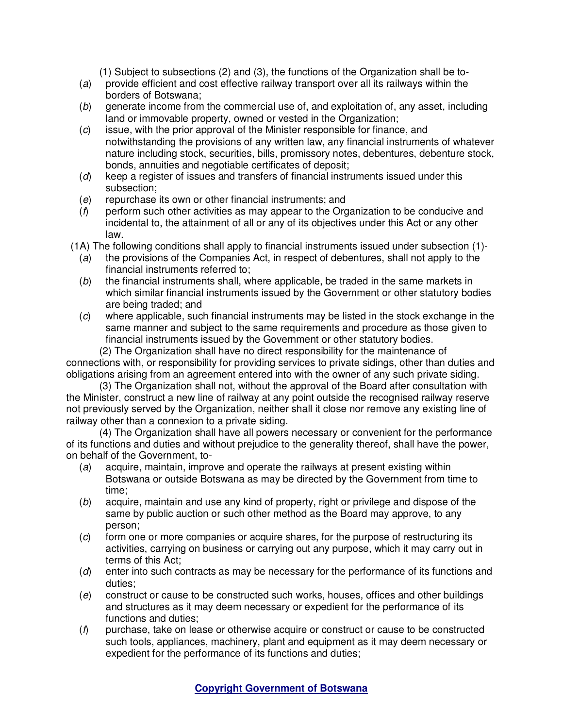(1) Subject to subsections (2) and (3), the functions of the Organization shall be to-

(*a*) provide efficient and cost effective railway transport over all its railways within the borders of Botswana;

(*b*) generate income from the commercial use of, and exploitation of, any asset, including land or immovable property, owned or vested in the Organization;

(*c*) issue, with the prior approval of the Minister responsible for finance, and notwithstanding the provisions of any written law, any financial instruments of whatever nature including stock, securities, bills, promissory notes, debentures, debenture stock, bonds, annuities and negotiable certificates of deposit;

(*d*) keep a register of issues and transfers of financial instruments issued under this subsection;

(*e*) repurchase its own or other financial instruments; and

(*f*) perform such other activities as may appear to the Organization to be conducive and incidental to, the attainment of all or any of its objectives under this Act or any other law.

(1A) The following conditions shall apply to financial instruments issued under subsection (1)-

(*a*) the provisions of the Companies Act, in respect of debentures, shall not apply to the financial instruments referred to;

(*b*) the financial instruments shall, where applicable, be traded in the same markets in which similar financial instruments issued by the Government or other statutory bodies are being traded; and

(*c*) where applicable, such financial instruments may be listed in the stock exchange in the same manner and subject to the same requirements and procedure as those given to financial instruments issued by the Government or other statutory bodies.

(2) The Organization shall have no direct responsibility for the maintenance of connections with, or responsibility for providing services to private sidings, other than duties and obligations arising from an agreement entered into with the owner of any such private siding.

(3) The Organization shall not, without the approval of the Board after consultation with the Minister, construct a new line of railway at any point outside the recognised railway reserve not previously served by the Organization, neither shall it close nor remove any existing line of railway other than a connexion to a private siding.

(4) The Organization shall have all powers necessary or convenient for the performance of its functions and duties and without prejudice to the generality thereof, shall have the power, on behalf of the Government, to-

(*a*) acquire, maintain, improve and operate the railways at present existing within Botswana or outside Botswana as may be directed by the Government from time to time;

(*b*) acquire, maintain and use any kind of property, right or privilege and dispose of the same by public auction or such other method as the Board may approve, to any person;

(*c*) form one or more companies or acquire shares, for the purpose of restructuring its activities, carrying on business or carrying out any purpose, which it may carry out in terms of this Act;

(*d*) enter into such contracts as may be necessary for the performance of its functions and duties;

(*e*) construct or cause to be constructed such works, houses, offices and other buildings and structures as it may deem necessary or expedient for the performance of its functions and duties;

(*f*) purchase, take on lease or otherwise acquire or construct or cause to be constructed such tools, appliances, machinery, plant and equipment as it may deem necessary or expedient for the performance of its functions and duties;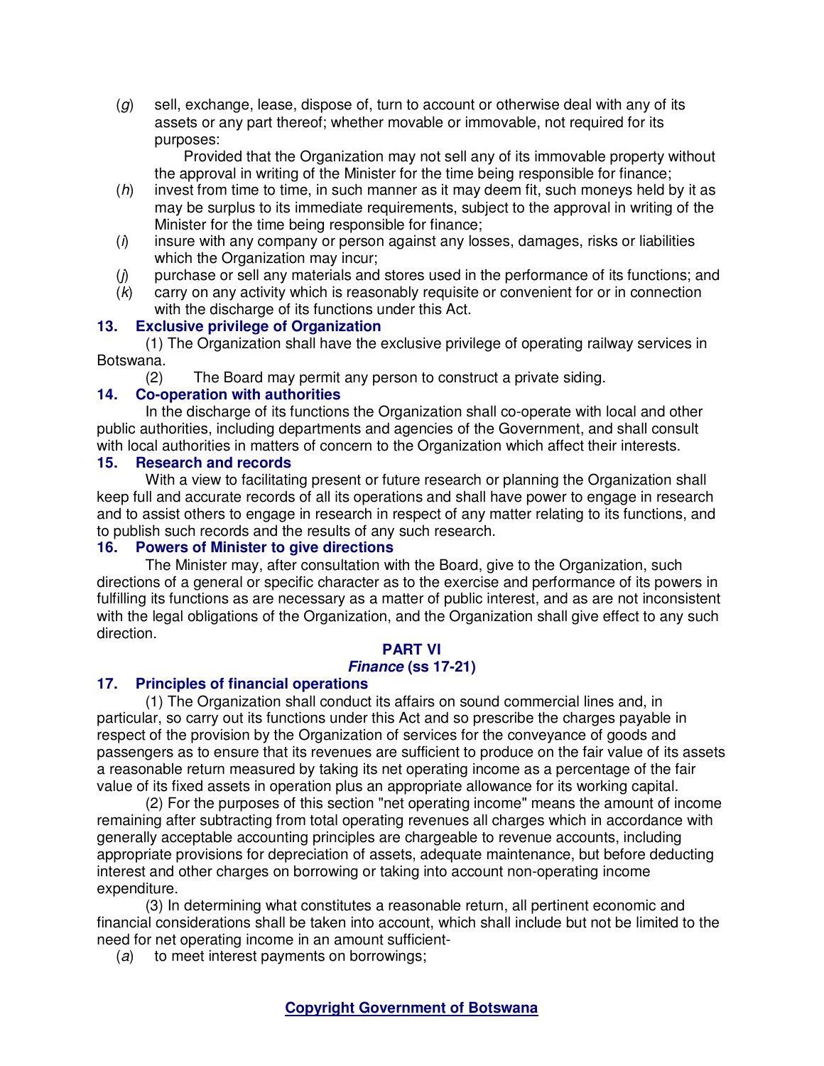(*g*) sell, exchange, lease, dispose of, turn to account or otherwise deal with any of its assets or any part thereof; whether movable or immovable, not required for its purposes:

Provided that the Organization may not sell any of its immovable property without the approval in writing of the Minister for the time being responsible for finance;

(*h*) invest from time to time, in such manner as it may deem fit, such moneys held by it as may be surplus to its immediate requirements, subject to the approval in writing of the Minister for the time being responsible for finance;

(*i*) insure with any company or person against any losses, damages, risks or liabilities which the Organization may incur;

(*j*) purchase or sell any materials and stores used in the performance of its functions; and

(*k*) carry on any activity which is reasonably requisite or convenient for or in connection with the discharge of its functions under this Act.

**13. Exclusive privilege of Organization**

(1) The Organization shall have the exclusive privilege of operating railway services in Botswana.

(2) The Board may permit any person to construct a private siding.

**14. Co-operation with authorities**

In the discharge of its functions the Organization shall co-operate with local and other public authorities, including departments and agencies of the Government, and shall consult with local authorities in matters of concern to the Organization which affect their interests.

**15. Research and records**

With a view to facilitating present or future research or planning the Organization shall keep full and accurate records of all its operations and shall have power to engage in research and to assist others to engage in research in respect of any matter relating to its functions, and to publish such records and the results of any such research.

**16. Powers of Minister to give directions**

The Minister may, after consultation with the Board, give to the Organization, such directions of a general or specific character as to the exercise and performance of its powers in fulfilling its functions as are necessary as a matter of public interest, and as are not inconsistent with the legal obligations of the Organization, and the Organization shall give effect to any such direction.

## PART VI
## ***Finance* (ss 17-21)**

**17. Principles of financial operations**

(1) The Organization shall conduct its affairs on sound commercial lines and, in particular, so carry out its functions under this Act and so prescribe the charges payable in respect of the provision by the Organization of services for the conveyance of goods and passengers as to ensure that its revenues are sufficient to produce on the fair value of its assets a reasonable return measured by taking its net operating income as a percentage of the fair value of its fixed assets in operation plus an appropriate allowance for its working capital.

(2) For the purposes of this section "net operating income" means the amount of income remaining after subtracting from total operating revenues all charges which in accordance with generally acceptable accounting principles are chargeable to revenue accounts, including appropriate provisions for depreciation of assets, adequate maintenance, but before deducting interest and other charges on borrowing or taking into account non-operating income expenditure.

(3) In determining what constitutes a reasonable return, all pertinent economic and financial considerations shall be taken into account, which shall include but not be limited to the need for net operating income in an amount sufficient-

(*a*) to meet interest payments on borrowings;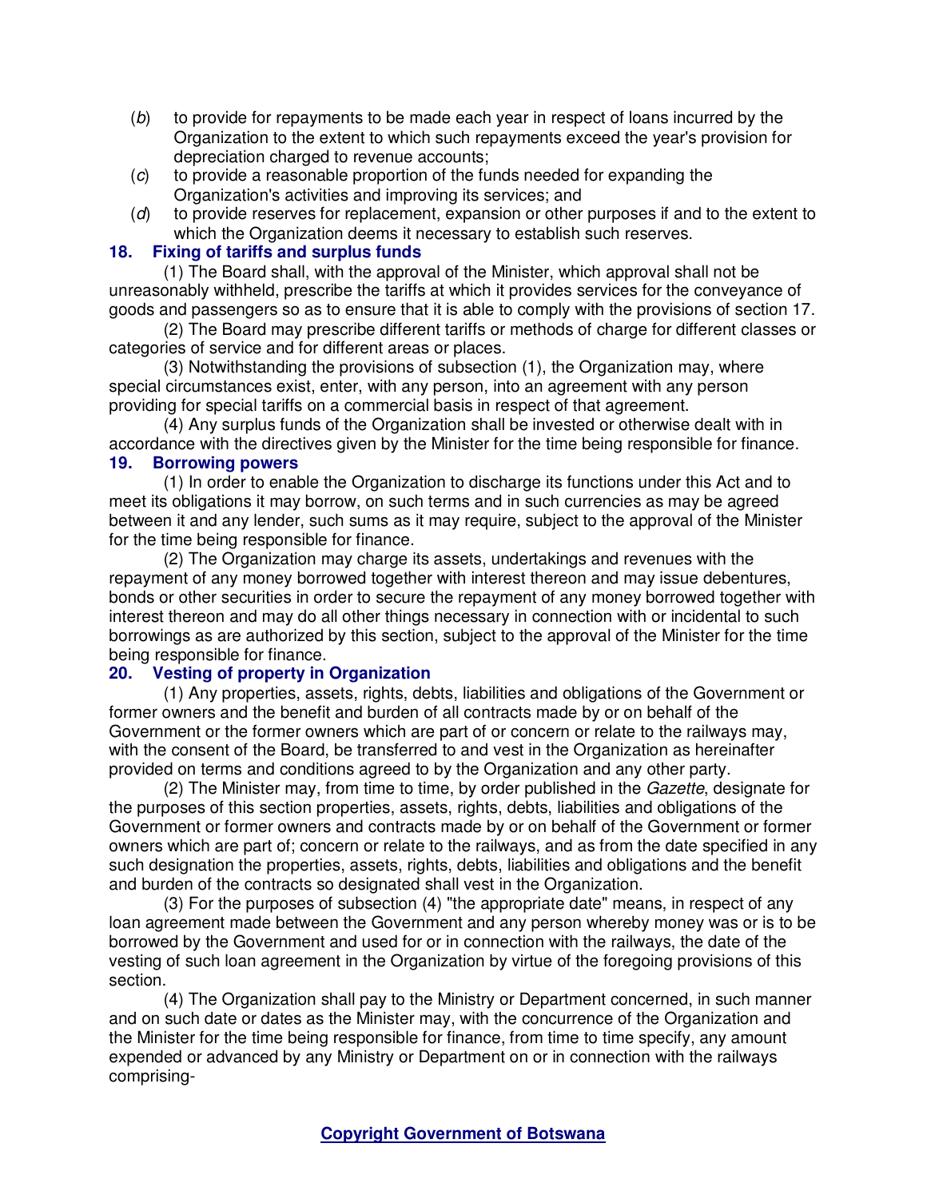(*b*) to provide for repayments to be made each year in respect of loans incurred by the Organization to the extent to which such repayments exceed the year's provision for depreciation charged to revenue accounts;

(*c*) to provide a reasonable proportion of the funds needed for expanding the Organization's activities and improving its services; and

(*d*) to provide reserves for replacement, expansion or other purposes if and to the extent to which the Organization deems it necessary to establish such reserves.

### 18. Fixing of tariffs and surplus funds

(1) The Board shall, with the approval of the Minister, which approval shall not be unreasonably withheld, prescribe the tariffs at which it provides services for the conveyance of goods and passengers so as to ensure that it is able to comply with the provisions of section 17.

(2) The Board may prescribe different tariffs or methods of charge for different classes or categories of service and for different areas or places.

(3) Notwithstanding the provisions of subsection (1), the Organization may, where special circumstances exist, enter, with any person, into an agreement with any person providing for special tariffs on a commercial basis in respect of that agreement.

(4) Any surplus funds of the Organization shall be invested or otherwise dealt with in accordance with the directives given by the Minister for the time being responsible for finance.

### 19. Borrowing powers

(1) In order to enable the Organization to discharge its functions under this Act and to meet its obligations it may borrow, on such terms and in such currencies as may be agreed between it and any lender, such sums as it may require, subject to the approval of the Minister for the time being responsible for finance.

(2) The Organization may charge its assets, undertakings and revenues with the repayment of any money borrowed together with interest thereon and may issue debentures, bonds or other securities in order to secure the repayment of any money borrowed together with interest thereon and may do all other things necessary in connection with or incidental to such borrowings as are authorized by this section, subject to the approval of the Minister for the time being responsible for finance.

### 20. Vesting of property in Organization

(1) Any properties, assets, rights, debts, liabilities and obligations of the Government or former owners and the benefit and burden of all contracts made by or on behalf of the Government or the former owners which are part of or concern or relate to the railways may, with the consent of the Board, be transferred to and vest in the Organization as hereinafter provided on terms and conditions agreed to by the Organization and any other party.

(2) The Minister may, from time to time, by order published in the *Gazette*, designate for the purposes of this section properties, assets, rights, debts, liabilities and obligations of the Government or former owners and contracts made by or on behalf of the Government or former owners which are part of; concern or relate to the railways, and as from the date specified in any such designation the properties, assets, rights, debts, liabilities and obligations and the benefit and burden of the contracts so designated shall vest in the Organization.

(3) For the purposes of subsection (4) "the appropriate date" means, in respect of any loan agreement made between the Government and any person whereby money was or is to be borrowed by the Government and used for or in connection with the railways, the date of the vesting of such loan agreement in the Organization by virtue of the foregoing provisions of this section.

(4) The Organization shall pay to the Ministry or Department concerned, in such manner and on such date or dates as the Minister may, with the concurrence of the Organization and the Minister for the time being responsible for finance, from time to time specify, any amount expended or advanced by any Ministry or Department on or in connection with the railways comprising-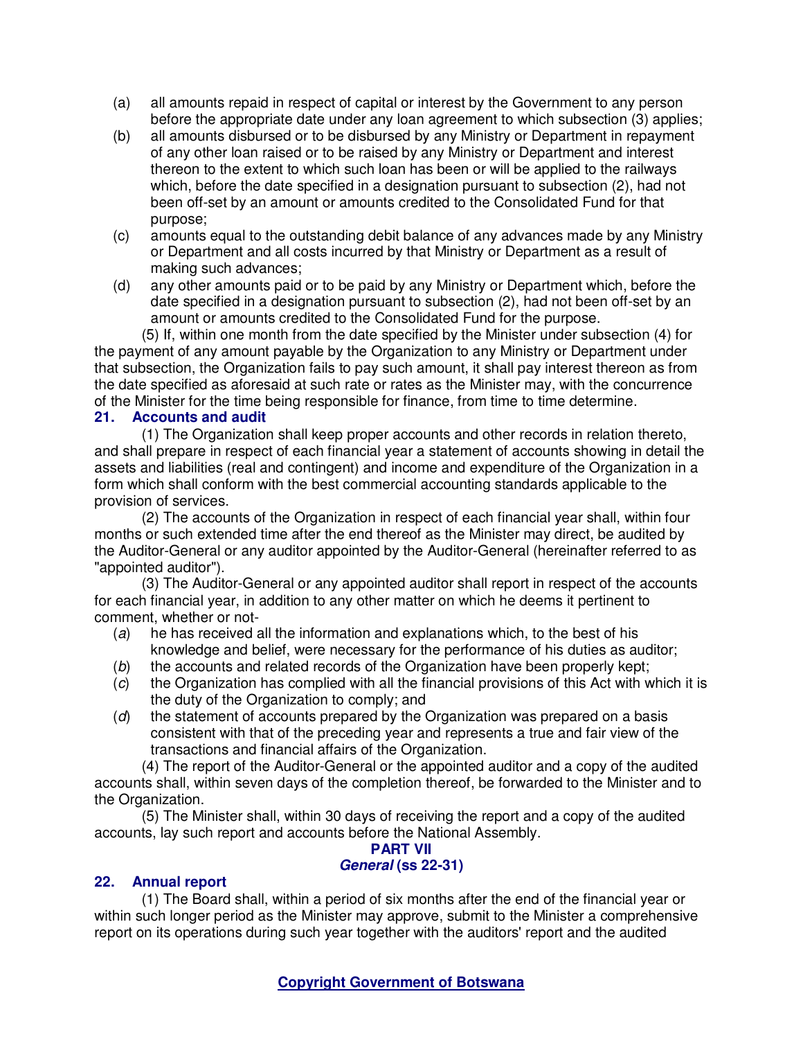(a) all amounts repaid in respect of capital or interest by the Government to any person before the appropriate date under any loan agreement to which subsection (3) applies;

(b) all amounts disbursed or to be disbursed by any Ministry or Department in repayment of any other loan raised or to be raised by any Ministry or Department and interest thereon to the extent to which such loan has been or will be applied to the railways which, before the date specified in a designation pursuant to subsection (2), had not been off-set by an amount or amounts credited to the Consolidated Fund for that purpose;

(c) amounts equal to the outstanding debit balance of any advances made by any Ministry or Department and all costs incurred by that Ministry or Department as a result of making such advances;

(d) any other amounts paid or to be paid by any Ministry or Department which, before the date specified in a designation pursuant to subsection (2), had not been off-set by an amount or amounts credited to the Consolidated Fund for the purpose.

(5) If, within one month from the date specified by the Minister under subsection (4) for the payment of any amount payable by the Organization to any Ministry or Department under that subsection, the Organization fails to pay such amount, it shall pay interest thereon as from the date specified as aforesaid at such rate or rates as the Minister may, with the concurrence of the Minister for the time being responsible for finance, from time to time determine.

**21. Accounts and audit**

(1) The Organization shall keep proper accounts and other records in relation thereto, and shall prepare in respect of each financial year a statement of accounts showing in detail the assets and liabilities (real and contingent) and income and expenditure of the Organization in a form which shall conform with the best commercial accounting standards applicable to the provision of services.

(2) The accounts of the Organization in respect of each financial year shall, within four months or such extended time after the end thereof as the Minister may direct, be audited by the Auditor-General or any auditor appointed by the Auditor-General (hereinafter referred to as "appointed auditor").

(3) The Auditor-General or any appointed auditor shall report in respect of the accounts for each financial year, in addition to any other matter on which he deems it pertinent to comment, whether or not-

(*a*) he has received all the information and explanations which, to the best of his knowledge and belief, were necessary for the performance of his duties as auditor;

(*b*) the accounts and related records of the Organization have been properly kept;

(*c*) the Organization has complied with all the financial provisions of this Act with which it is the duty of the Organization to comply; and

(*d*) the statement of accounts prepared by the Organization was prepared on a basis consistent with that of the preceding year and represents a true and fair view of the transactions and financial affairs of the Organization.

(4) The report of the Auditor-General or the appointed auditor and a copy of the audited accounts shall, within seven days of the completion thereof, be forwarded to the Minister and to the Organization.

(5) The Minister shall, within 30 days of receiving the report and a copy of the audited accounts, lay such report and accounts before the National Assembly.

**PART VII**
***General* (ss 22-31)**

**22. Annual report**

(1) The Board shall, within a period of six months after the end of the financial year or within such longer period as the Minister may approve, submit to the Minister a comprehensive report on its operations during such year together with the auditors' report and the audited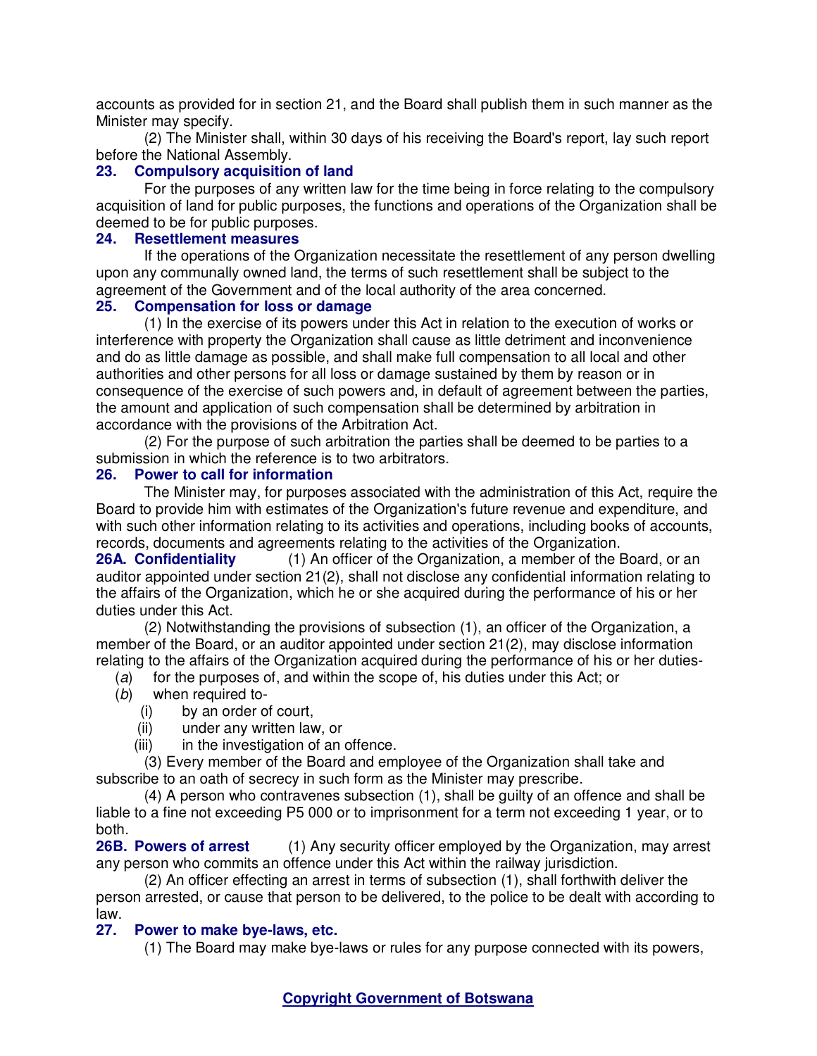accounts as provided for in section 21, and the Board shall publish them in such manner as the Minister may specify.

(2) The Minister shall, within 30 days of his receiving the Board's report, lay such report before the National Assembly.

### 23. Compulsory acquisition of land

For the purposes of any written law for the time being in force relating to the compulsory acquisition of land for public purposes, the functions and operations of the Organization shall be deemed to be for public purposes.

### 24. Resettlement measures

If the operations of the Organization necessitate the resettlement of any person dwelling upon any communally owned land, the terms of such resettlement shall be subject to the agreement of the Government and of the local authority of the area concerned.

### 25. Compensation for loss or damage

(1) In the exercise of its powers under this Act in relation to the execution of works or interference with property the Organization shall cause as little detriment and inconvenience and do as little damage as possible, and shall make full compensation to all local and other authorities and other persons for all loss or damage sustained by them by reason or in consequence of the exercise of such powers and, in default of agreement between the parties, the amount and application of such compensation shall be determined by arbitration in accordance with the provisions of the Arbitration Act.

(2) For the purpose of such arbitration the parties shall be deemed to be parties to a submission in which the reference is to two arbitrators.

### 26. Power to call for information

The Minister may, for purposes associated with the administration of this Act, require the Board to provide him with estimates of the Organization's future revenue and expenditure, and with such other information relating to its activities and operations, including books of accounts, records, documents and agreements relating to the activities of the Organization.

**26A. Confidentiality** (1) An officer of the Organization, a member of the Board, or an auditor appointed under section 21(2), shall not disclose any confidential information relating to the affairs of the Organization, which he or she acquired during the performance of his or her duties under this Act.

(2) Notwithstanding the provisions of subsection (1), an officer of the Organization, a member of the Board, or an auditor appointed under section 21(2), may disclose information relating to the affairs of the Organization acquired during the performance of his or her duties-

(*a*) for the purposes of, and within the scope of, his duties under this Act; or

(*b*) when required to-

(i) by an order of court,

(ii) under any written law, or

(iii) in the investigation of an offence.

(3) Every member of the Board and employee of the Organization shall take and subscribe to an oath of secrecy in such form as the Minister may prescribe.

(4) A person who contravenes subsection (1), shall be guilty of an offence and shall be liable to a fine not exceeding P5 000 or to imprisonment for a term not exceeding 1 year, or to both.

**26B. Powers of arrest** (1) Any security officer employed by the Organization, may arrest any person who commits an offence under this Act within the railway jurisdiction.

(2) An officer effecting an arrest in terms of subsection (1), shall forthwith deliver the person arrested, or cause that person to be delivered, to the police to be dealt with according to law.

### 27. Power to make bye-laws, etc.

(1) The Board may make bye-laws or rules for any purpose connected with its powers,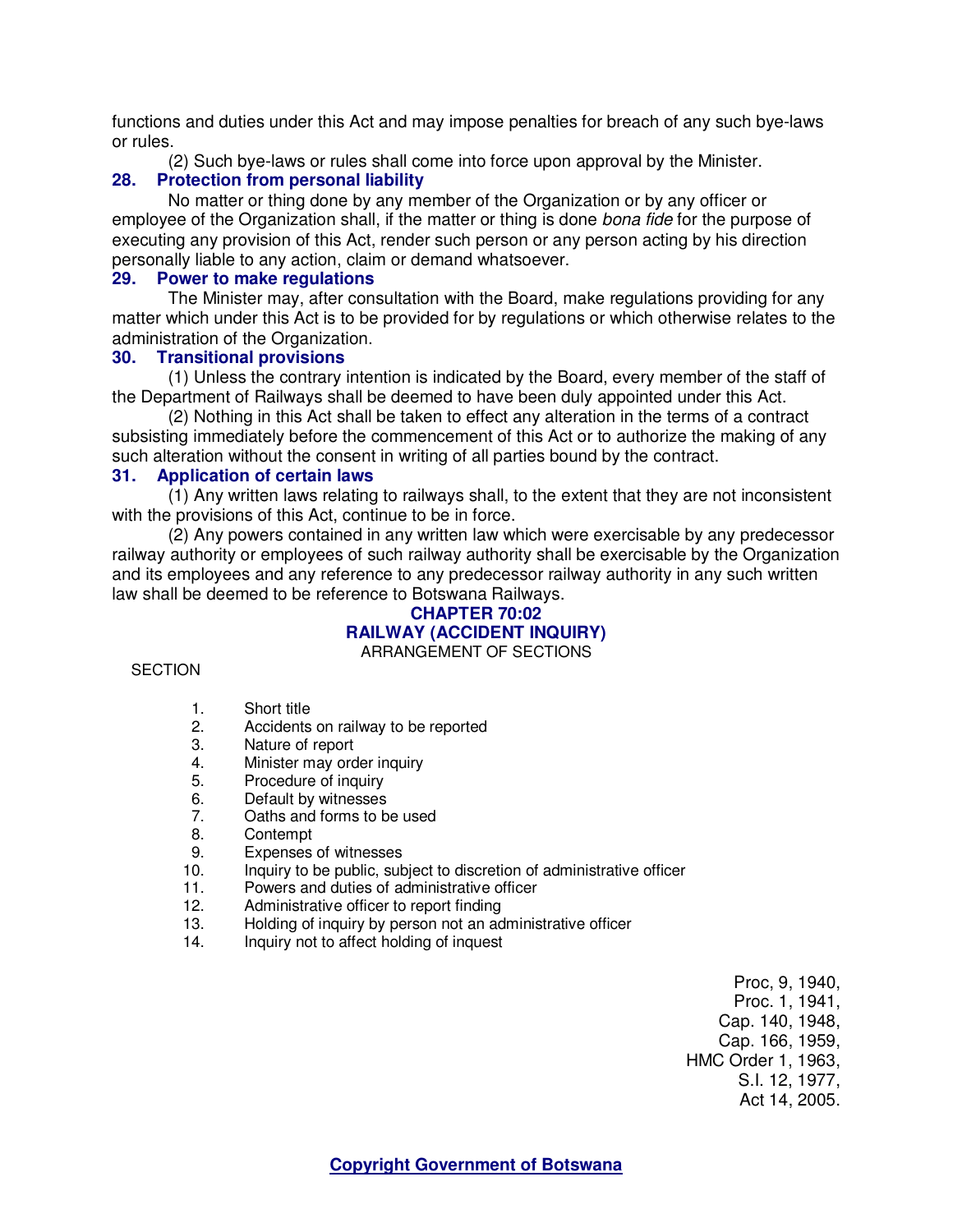functions and duties under this Act and may impose penalties for breach of any such bye-laws or rules.

(2) Such bye-laws or rules shall come into force upon approval by the Minister.

### 28. Protection from personal liability

No matter or thing done by any member of the Organization or by any officer or employee of the Organization shall, if the matter or thing is done *bona fide* for the purpose of executing any provision of this Act, render such person or any person acting by his direction personally liable to any action, claim or demand whatsoever.

### 29. Power to make regulations

The Minister may, after consultation with the Board, make regulations providing for any matter which under this Act is to be provided for by regulations or which otherwise relates to the administration of the Organization.

### 30. Transitional provisions

(1) Unless the contrary intention is indicated by the Board, every member of the staff of the Department of Railways shall be deemed to have been duly appointed under this Act.

(2) Nothing in this Act shall be taken to effect any alteration in the terms of a contract subsisting immediately before the commencement of this Act or to authorize the making of any such alteration without the consent in writing of all parties bound by the contract.

### 31. Application of certain laws

(1) Any written laws relating to railways shall, to the extent that they are not inconsistent with the provisions of this Act, continue to be in force.

(2) Any powers contained in any written law which were exercisable by any predecessor railway authority or employees of such railway authority shall be exercisable by the Organization and its employees and any reference to any predecessor railway authority in any such written law shall be deemed to be reference to Botswana Railways.

## CHAPTER 70:02
## RAILWAY (ACCIDENT INQUIRY)

ARRANGEMENT OF SECTIONS

SECTION

1. Short title
2. Accidents on railway to be reported
3. Nature of report
4. Minister may order inquiry
5. Procedure of inquiry
6. Default by witnesses
7. Oaths and forms to be used
8. Contempt
9. Expenses of witnesses
10. Inquiry to be public, subject to discretion of administrative officer
11. Powers and duties of administrative officer
12. Administrative officer to report finding
13. Holding of inquiry by person not an administrative officer
14. Inquiry not to affect holding of inquest

Proc, 9, 1940,
Proc. 1, 1941,
Cap. 140, 1948,
Cap. 166, 1959,
HMC Order 1, 1963,
S.I. 12, 1977,
Act 14, 2005.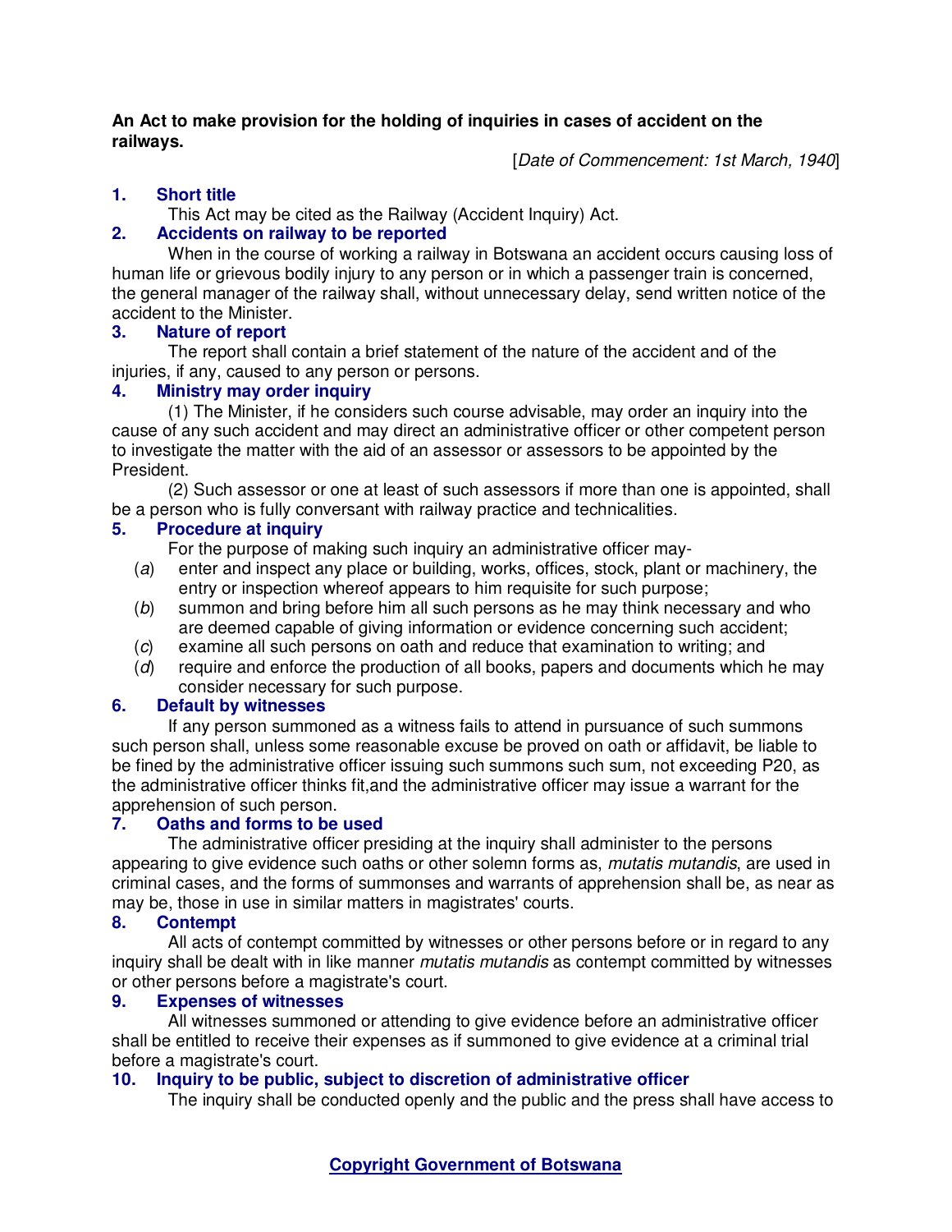**An Act to make provision for the holding of inquiries in cases of accident on the railways.**

[*Date of Commencement: 1st March, 1940*]

### 1. Short title

This Act may be cited as the Railway (Accident Inquiry) Act.

### 2. Accidents on railway to be reported

When in the course of working a railway in Botswana an accident occurs causing loss of human life or grievous bodily injury to any person or in which a passenger train is concerned, the general manager of the railway shall, without unnecessary delay, send written notice of the accident to the Minister.

### 3. Nature of report

The report shall contain a brief statement of the nature of the accident and of the injuries, if any, caused to any person or persons.

### 4. Ministry may order inquiry

(1) The Minister, if he considers such course advisable, may order an inquiry into the cause of any such accident and may direct an administrative officer or other competent person to investigate the matter with the aid of an assessor or assessors to be appointed by the President.

(2) Such assessor or one at least of such assessors if more than one is appointed, shall be a person who is fully conversant with railway practice and technicalities.

### 5. Procedure at inquiry

For the purpose of making such inquiry an administrative officer may-

(*a*) enter and inspect any place or building, works, offices, stock, plant or machinery, the entry or inspection whereof appears to him requisite for such purpose;

(*b*) summon and bring before him all such persons as he may think necessary and who are deemed capable of giving information or evidence concerning such accident;

(*c*) examine all such persons on oath and reduce that examination to writing; and

(*d*) require and enforce the production of all books, papers and documents which he may consider necessary for such purpose.

### 6. Default by witnesses

If any person summoned as a witness fails to attend in pursuance of such summons such person shall, unless some reasonable excuse be proved on oath or affidavit, be liable to be fined by the administrative officer issuing such summons such sum, not exceeding P20, as the administrative officer thinks fit,and the administrative officer may issue a warrant for the apprehension of such person.

### 7. Oaths and forms to be used

The administrative officer presiding at the inquiry shall administer to the persons appearing to give evidence such oaths or other solemn forms as, *mutatis mutandis*, are used in criminal cases, and the forms of summonses and warrants of apprehension shall be, as near as may be, those in use in similar matters in magistrates' courts.

### 8. Contempt

All acts of contempt committed by witnesses or other persons before or in regard to any inquiry shall be dealt with in like manner *mutatis mutandis* as contempt committed by witnesses or other persons before a magistrate's court.

### 9. Expenses of witnesses

All witnesses summoned or attending to give evidence before an administrative officer shall be entitled to receive their expenses as if summoned to give evidence at a criminal trial before a magistrate's court.

### 10. Inquiry to be public, subject to discretion of administrative officer

The inquiry shall be conducted openly and the public and the press shall have access to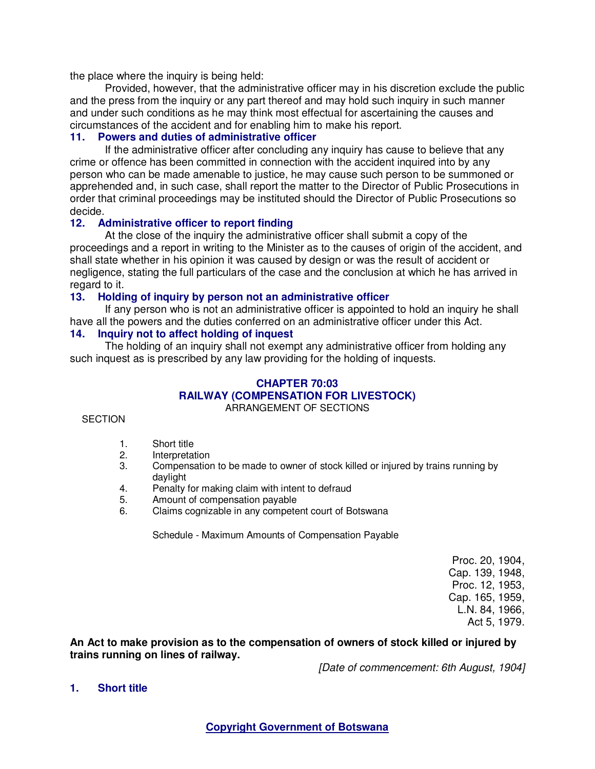the place where the inquiry is being held:

Provided, however, that the administrative officer may in his discretion exclude the public and the press from the inquiry or any part thereof and may hold such inquiry in such manner and under such conditions as he may think most effectual for ascertaining the causes and circumstances of the accident and for enabling him to make his report.

### 11. Powers and duties of administrative officer

If the administrative officer after concluding any inquiry has cause to believe that any crime or offence has been committed in connection with the accident inquired into by any person who can be made amenable to justice, he may cause such person to be summoned or apprehended and, in such case, shall report the matter to the Director of Public Prosecutions in order that criminal proceedings may be instituted should the Director of Public Prosecutions so decide.

### 12. Administrative officer to report finding

At the close of the inquiry the administrative officer shall submit a copy of the proceedings and a report in writing to the Minister as to the causes of origin of the accident, and shall state whether in his opinion it was caused by design or was the result of accident or negligence, stating the full particulars of the case and the conclusion at which he has arrived in regard to it.

### 13. Holding of inquiry by person not an administrative officer

If any person who is not an administrative officer is appointed to hold an inquiry he shall have all the powers and the duties conferred on an administrative officer under this Act.

### 14. Inquiry not to affect holding of inquest

The holding of an inquiry shall not exempt any administrative officer from holding any such inquest as is prescribed by any law providing for the holding of inquests.

## CHAPTER 70:03
## RAILWAY (COMPENSATION FOR LIVESTOCK)

ARRANGEMENT OF SECTIONS

SECTION

1. Short title
2. Interpretation
3. Compensation to be made to owner of stock killed or injured by trains running by daylight
4. Penalty for making claim with intent to defraud
5. Amount of compensation payable
6. Claims cognizable in any competent court of Botswana

Schedule - Maximum Amounts of Compensation Payable

Proc. 20, 1904,
Cap. 139, 1948,
Proc. 12, 1953,
Cap. 165, 1959,
L.N. 84, 1966,
Act 5, 1979.

**An Act to make provision as to the compensation of owners of stock killed or injured by trains running on lines of railway.**

*[Date of commencement: 6th August, 1904]*

### 1. Short title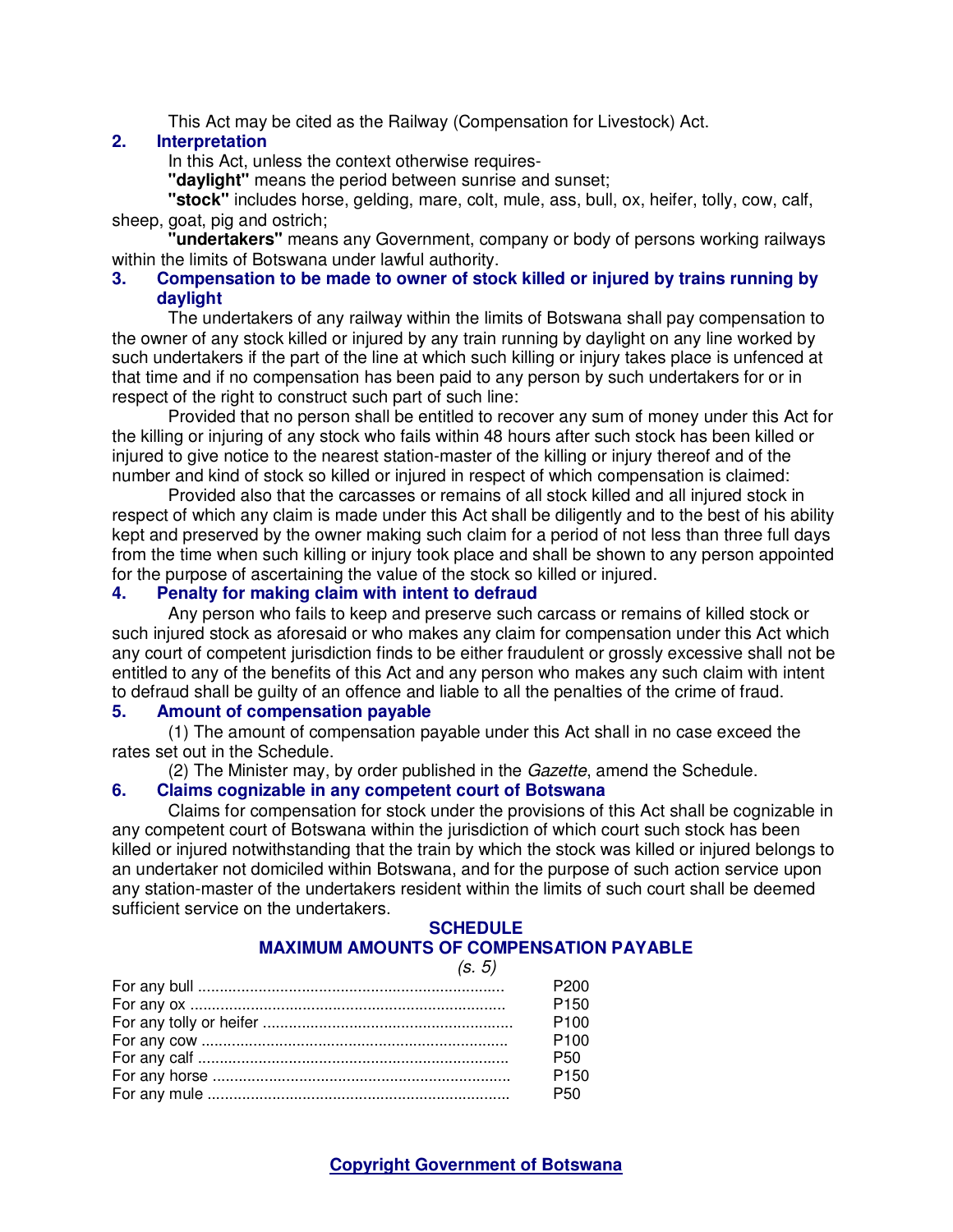This Act may be cited as the Railway (Compensation for Livestock) Act.

## 2. Interpretation

In this Act, unless the context otherwise requires-

**"daylight"** means the period between sunrise and sunset;

**"stock"** includes horse, gelding, mare, colt, mule, ass, bull, ox, heifer, tolly, cow, calf, sheep, goat, pig and ostrich;

**"undertakers"** means any Government, company or body of persons working railways within the limits of Botswana under lawful authority.

## 3. Compensation to be made to owner of stock killed or injured by trains running by daylight

The undertakers of any railway within the limits of Botswana shall pay compensation to the owner of any stock killed or injured by any train running by daylight on any line worked by such undertakers if the part of the line at which such killing or injury takes place is unfenced at that time and if no compensation has been paid to any person by such undertakers for or in respect of the right to construct such part of such line:

Provided that no person shall be entitled to recover any sum of money under this Act for the killing or injuring of any stock who fails within 48 hours after such stock has been killed or injured to give notice to the nearest station-master of the killing or injury thereof and of the number and kind of stock so killed or injured in respect of which compensation is claimed:

Provided also that the carcasses or remains of all stock killed and all injured stock in respect of which any claim is made under this Act shall be diligently and to the best of his ability kept and preserved by the owner making such claim for a period of not less than three full days from the time when such killing or injury took place and shall be shown to any person appointed for the purpose of ascertaining the value of the stock so killed or injured.

## 4. Penalty for making claim with intent to defraud

Any person who fails to keep and preserve such carcass or remains of killed stock or such injured stock as aforesaid or who makes any claim for compensation under this Act which any court of competent jurisdiction finds to be either fraudulent or grossly excessive shall not be entitled to any of the benefits of this Act and any person who makes any such claim with intent to defraud shall be guilty of an offence and liable to all the penalties of the crime of fraud.

## 5. Amount of compensation payable

(1) The amount of compensation payable under this Act shall in no case exceed the rates set out in the Schedule.

(2) The Minister may, by order published in the *Gazette*, amend the Schedule.

## 6. Claims cognizable in any competent court of Botswana

Claims for compensation for stock under the provisions of this Act shall be cognizable in any competent court of Botswana within the jurisdiction of which court such stock has been killed or injured notwithstanding that the train by which the stock was killed or injured belongs to an undertaker not domiciled within Botswana, and for the purpose of such action service upon any station-master of the undertakers resident within the limits of such court shall be deemed sufficient service on the undertakers.

## SCHEDULE
## MAXIMUM AMOUNTS OF COMPENSATION PAYABLE

*(s. 5)*

| | |
|---|---|
| For any bull | P200 |
| For any ox | P150 |
| For any tolly or heifer | P100 |
| For any cow | P100 |
| For any calf | P50 |
| For any horse | P150 |
| For any mule | P50 |

Copyright Government of Botswana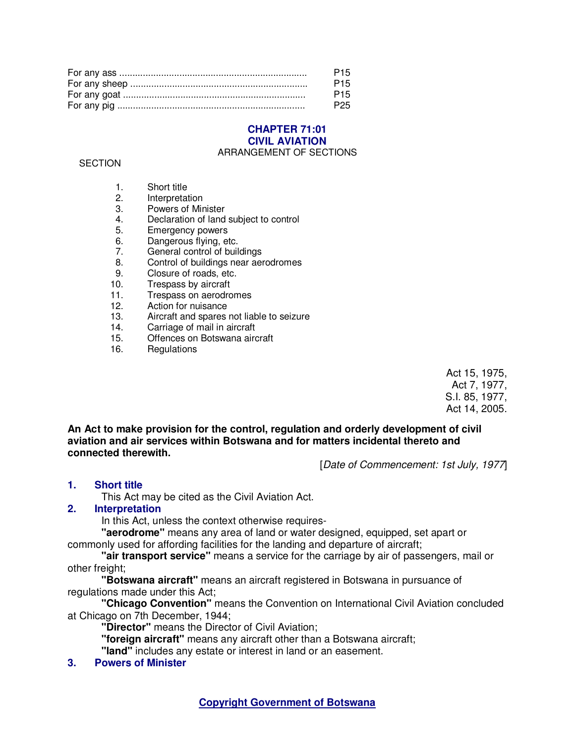| | |
|---|---|
| For any ass ....................................................................... | P15 |
| For any sheep ................................................................... | P15 |
| For any goat ..................................................................... | P15 |
| For any pig ....................................................................... | P25 |

# CHAPTER 71:01
# CIVIL AVIATION

ARRANGEMENT OF SECTIONS

SECTION

1. Short title
2. Interpretation
3. Powers of Minister
4. Declaration of land subject to control
5. Emergency powers
6. Dangerous flying, etc.
7. General control of buildings
8. Control of buildings near aerodromes
9. Closure of roads, etc.
10. Trespass by aircraft
11. Trespass on aerodromes
12. Action for nuisance
13. Aircraft and spares not liable to seizure
14. Carriage of mail in aircraft
15. Offences on Botswana aircraft
16. Regulations

Act 15, 1975,
Act 7, 1977,
S.I. 85, 1977,
Act 14, 2005.

**An Act to make provision for the control, regulation and orderly development of civil aviation and air services within Botswana and for matters incidental thereto and connected therewith.**

[*Date of Commencement: 1st July, 1977*]

**1. Short title**

This Act may be cited as the Civil Aviation Act.

**2. Interpretation**

In this Act, unless the context otherwise requires-

**"aerodrome"** means any area of land or water designed, equipped, set apart or commonly used for affording facilities for the landing and departure of aircraft;

**"air transport service"** means a service for the carriage by air of passengers, mail or other freight;

**"Botswana aircraft"** means an aircraft registered in Botswana in pursuance of regulations made under this Act;

**"Chicago Convention"** means the Convention on International Civil Aviation concluded at Chicago on 7th December, 1944;

**"Director"** means the Director of Civil Aviation;

**"foreign aircraft"** means any aircraft other than a Botswana aircraft;

**"land"** includes any estate or interest in land or an easement.

**3. Powers of Minister**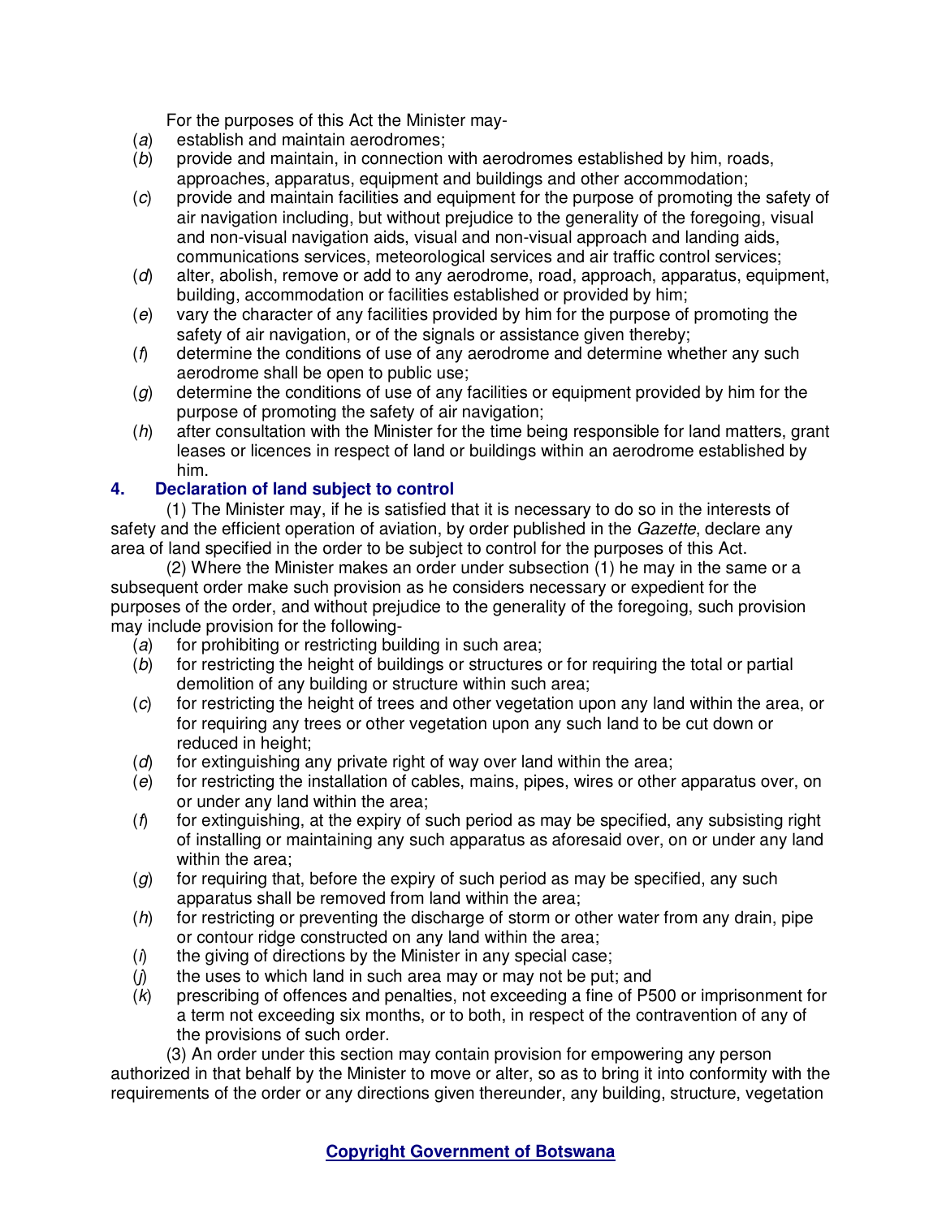For the purposes of this Act the Minister may-

(*a*) establish and maintain aerodromes;

(*b*) provide and maintain, in connection with aerodromes established by him, roads, approaches, apparatus, equipment and buildings and other accommodation;

(*c*) provide and maintain facilities and equipment for the purpose of promoting the safety of air navigation including, but without prejudice to the generality of the foregoing, visual and non-visual navigation aids, visual and non-visual approach and landing aids, communications services, meteorological services and air traffic control services;

(*d*) alter, abolish, remove or add to any aerodrome, road, approach, apparatus, equipment, building, accommodation or facilities established or provided by him;

(*e*) vary the character of any facilities provided by him for the purpose of promoting the safety of air navigation, or of the signals or assistance given thereby;

(*f*) determine the conditions of use of any aerodrome and determine whether any such aerodrome shall be open to public use;

(*g*) determine the conditions of use of any facilities or equipment provided by him for the purpose of promoting the safety of air navigation;

(*h*) after consultation with the Minister for the time being responsible for land matters, grant leases or licences in respect of land or buildings within an aerodrome established by him.

**4. Declaration of land subject to control**

(1) The Minister may, if he is satisfied that it is necessary to do so in the interests of safety and the efficient operation of aviation, by order published in the *Gazette*, declare any area of land specified in the order to be subject to control for the purposes of this Act.

(2) Where the Minister makes an order under subsection (1) he may in the same or a subsequent order make such provision as he considers necessary or expedient for the purposes of the order, and without prejudice to the generality of the foregoing, such provision may include provision for the following-

(*a*) for prohibiting or restricting building in such area;

(*b*) for restricting the height of buildings or structures or for requiring the total or partial demolition of any building or structure within such area;

(*c*) for restricting the height of trees and other vegetation upon any land within the area, or for requiring any trees or other vegetation upon any such land to be cut down or reduced in height;

(*d*) for extinguishing any private right of way over land within the area;

(*e*) for restricting the installation of cables, mains, pipes, wires or other apparatus over, on or under any land within the area;

(*f*) for extinguishing, at the expiry of such period as may be specified, any subsisting right of installing or maintaining any such apparatus as aforesaid over, on or under any land within the area;

(*g*) for requiring that, before the expiry of such period as may be specified, any such apparatus shall be removed from land within the area;

(*h*) for restricting or preventing the discharge of storm or other water from any drain, pipe or contour ridge constructed on any land within the area;

(*i*) the giving of directions by the Minister in any special case;

(*j*) the uses to which land in such area may or may not be put; and

(*k*) prescribing of offences and penalties, not exceeding a fine of P500 or imprisonment for a term not exceeding six months, or to both, in respect of the contravention of any of the provisions of such order.

(3) An order under this section may contain provision for empowering any person authorized in that behalf by the Minister to move or alter, so as to bring it into conformity with the requirements of the order or any directions given thereunder, any building, structure, vegetation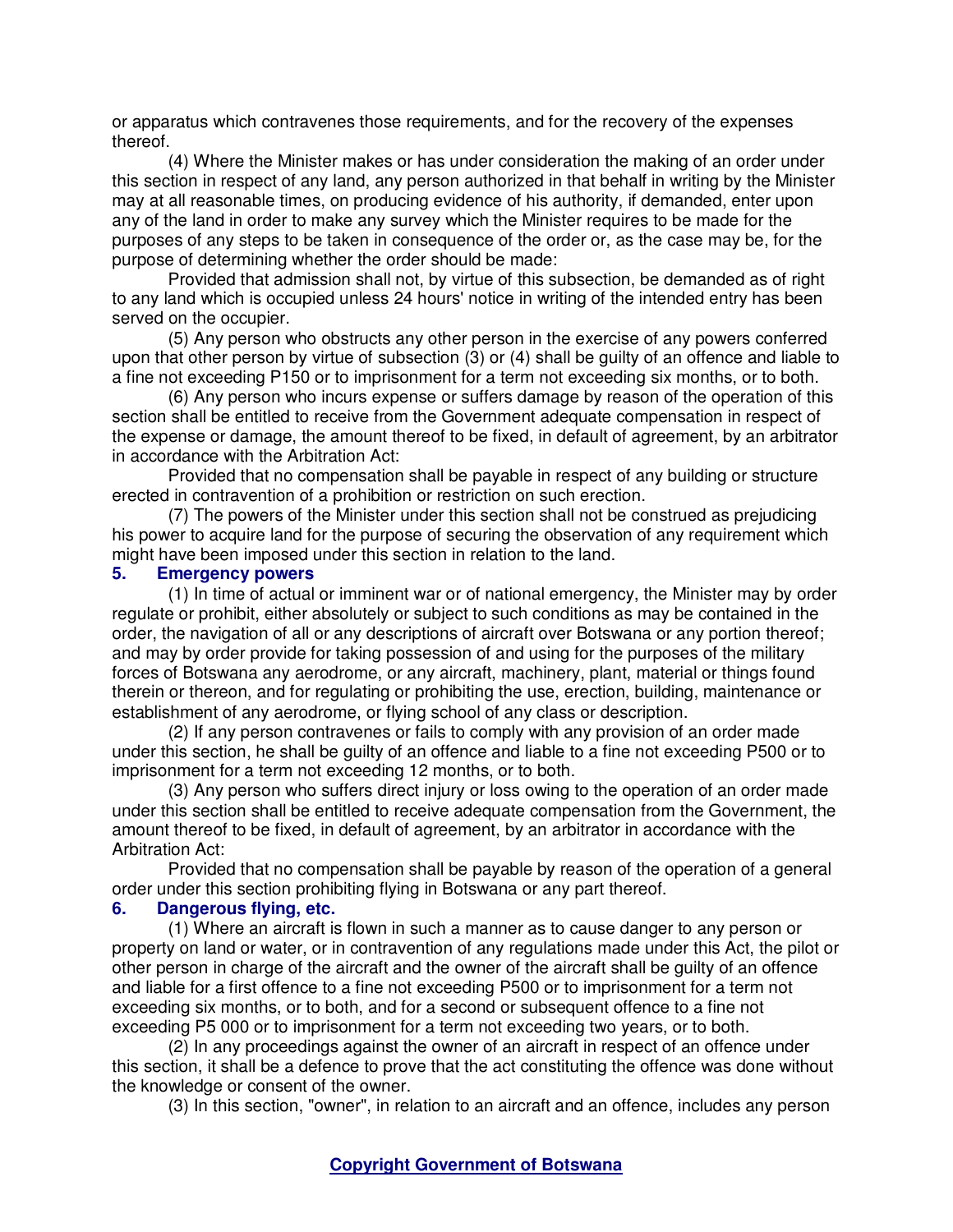or apparatus which contravenes those requirements, and for the recovery of the expenses thereof.

(4) Where the Minister makes or has under consideration the making of an order under this section in respect of any land, any person authorized in that behalf in writing by the Minister may at all reasonable times, on producing evidence of his authority, if demanded, enter upon any of the land in order to make any survey which the Minister requires to be made for the purposes of any steps to be taken in consequence of the order or, as the case may be, for the purpose of determining whether the order should be made:

Provided that admission shall not, by virtue of this subsection, be demanded as of right to any land which is occupied unless 24 hours' notice in writing of the intended entry has been served on the occupier.

(5) Any person who obstructs any other person in the exercise of any powers conferred upon that other person by virtue of subsection (3) or (4) shall be guilty of an offence and liable to a fine not exceeding P150 or to imprisonment for a term not exceeding six months, or to both.

(6) Any person who incurs expense or suffers damage by reason of the operation of this section shall be entitled to receive from the Government adequate compensation in respect of the expense or damage, the amount thereof to be fixed, in default of agreement, by an arbitrator in accordance with the Arbitration Act:

Provided that no compensation shall be payable in respect of any building or structure erected in contravention of a prohibition or restriction on such erection.

(7) The powers of the Minister under this section shall not be construed as prejudicing his power to acquire land for the purpose of securing the observation of any requirement which might have been imposed under this section in relation to the land.

### 5. Emergency powers

(1) In time of actual or imminent war or of national emergency, the Minister may by order regulate or prohibit, either absolutely or subject to such conditions as may be contained in the order, the navigation of all or any descriptions of aircraft over Botswana or any portion thereof; and may by order provide for taking possession of and using for the purposes of the military forces of Botswana any aerodrome, or any aircraft, machinery, plant, material or things found therein or thereon, and for regulating or prohibiting the use, erection, building, maintenance or establishment of any aerodrome, or flying school of any class or description.

(2) If any person contravenes or fails to comply with any provision of an order made under this section, he shall be guilty of an offence and liable to a fine not exceeding P500 or to imprisonment for a term not exceeding 12 months, or to both.

(3) Any person who suffers direct injury or loss owing to the operation of an order made under this section shall be entitled to receive adequate compensation from the Government, the amount thereof to be fixed, in default of agreement, by an arbitrator in accordance with the Arbitration Act:

Provided that no compensation shall be payable by reason of the operation of a general order under this section prohibiting flying in Botswana or any part thereof.

### 6. Dangerous flying, etc.

(1) Where an aircraft is flown in such a manner as to cause danger to any person or property on land or water, or in contravention of any regulations made under this Act, the pilot or other person in charge of the aircraft and the owner of the aircraft shall be guilty of an offence and liable for a first offence to a fine not exceeding P500 or to imprisonment for a term not exceeding six months, or to both, and for a second or subsequent offence to a fine not exceeding P5 000 or to imprisonment for a term not exceeding two years, or to both.

(2) In any proceedings against the owner of an aircraft in respect of an offence under this section, it shall be a defence to prove that the act constituting the offence was done without the knowledge or consent of the owner.

(3) In this section, "owner", in relation to an aircraft and an offence, includes any person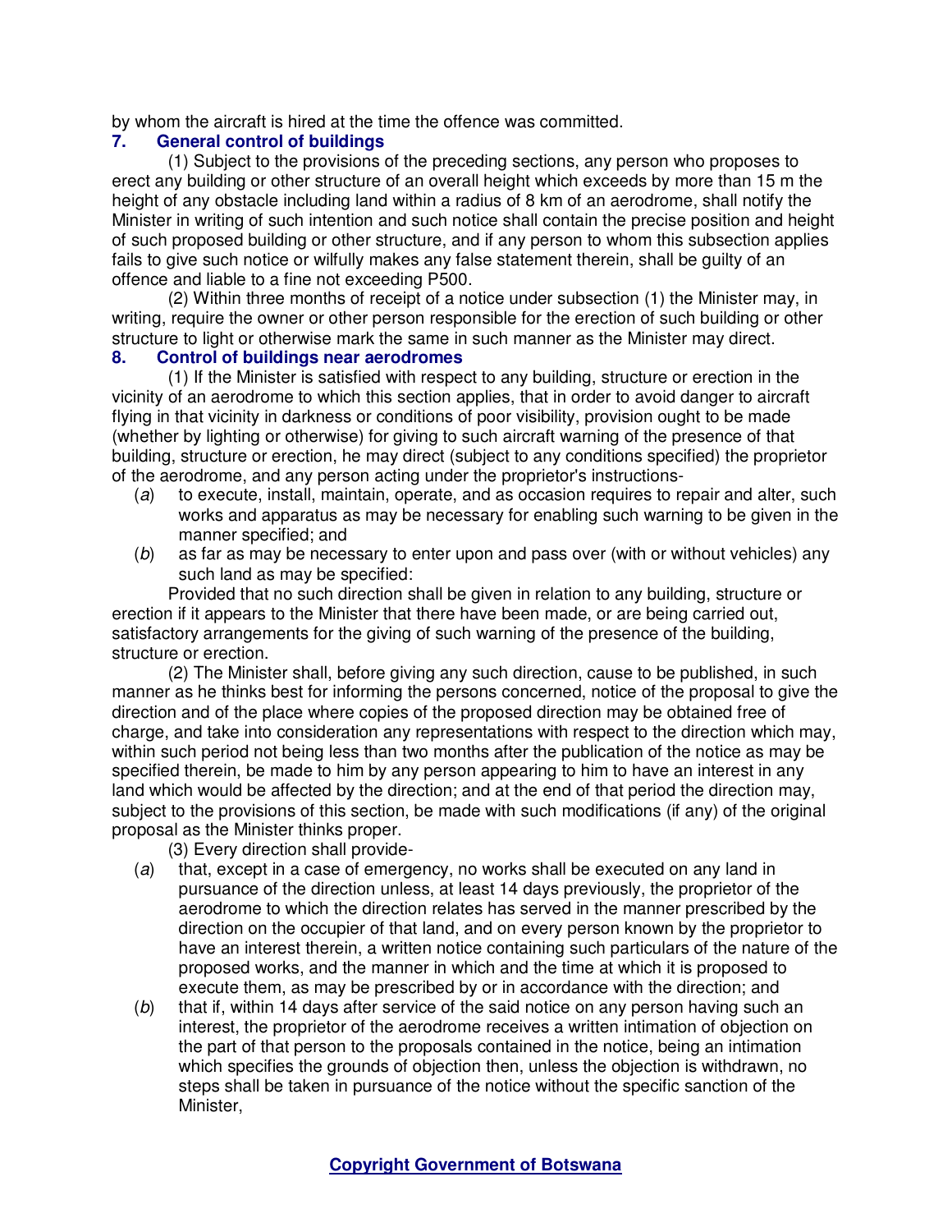by whom the aircraft is hired at the time the offence was committed.

## 7. General control of buildings

(1) Subject to the provisions of the preceding sections, any person who proposes to erect any building or other structure of an overall height which exceeds by more than 15 m the height of any obstacle including land within a radius of 8 km of an aerodrome, shall notify the Minister in writing of such intention and such notice shall contain the precise position and height of such proposed building or other structure, and if any person to whom this subsection applies fails to give such notice or wilfully makes any false statement therein, shall be guilty of an offence and liable to a fine not exceeding P500.

(2) Within three months of receipt of a notice under subsection (1) the Minister may, in writing, require the owner or other person responsible for the erection of such building or other structure to light or otherwise mark the same in such manner as the Minister may direct.

## 8. Control of buildings near aerodromes

(1) If the Minister is satisfied with respect to any building, structure or erection in the vicinity of an aerodrome to which this section applies, that in order to avoid danger to aircraft flying in that vicinity in darkness or conditions of poor visibility, provision ought to be made (whether by lighting or otherwise) for giving to such aircraft warning of the presence of that building, structure or erection, he may direct (subject to any conditions specified) the proprietor of the aerodrome, and any person acting under the proprietor's instructions-

(*a*) to execute, install, maintain, operate, and as occasion requires to repair and alter, such works and apparatus as may be necessary for enabling such warning to be given in the manner specified; and

(*b*) as far as may be necessary to enter upon and pass over (with or without vehicles) any such land as may be specified:

Provided that no such direction shall be given in relation to any building, structure or erection if it appears to the Minister that there have been made, or are being carried out, satisfactory arrangements for the giving of such warning of the presence of the building, structure or erection.

(2) The Minister shall, before giving any such direction, cause to be published, in such manner as he thinks best for informing the persons concerned, notice of the proposal to give the direction and of the place where copies of the proposed direction may be obtained free of charge, and take into consideration any representations with respect to the direction which may, within such period not being less than two months after the publication of the notice as may be specified therein, be made to him by any person appearing to him to have an interest in any land which would be affected by the direction; and at the end of that period the direction may, subject to the provisions of this section, be made with such modifications (if any) of the original proposal as the Minister thinks proper.

(3) Every direction shall provide-

(*a*) that, except in a case of emergency, no works shall be executed on any land in pursuance of the direction unless, at least 14 days previously, the proprietor of the aerodrome to which the direction relates has served in the manner prescribed by the direction on the occupier of that land, and on every person known by the proprietor to have an interest therein, a written notice containing such particulars of the nature of the proposed works, and the manner in which and the time at which it is proposed to execute them, as may be prescribed by or in accordance with the direction; and

(*b*) that if, within 14 days after service of the said notice on any person having such an interest, the proprietor of the aerodrome receives a written intimation of objection on the part of that person to the proposals contained in the notice, being an intimation which specifies the grounds of objection then, unless the objection is withdrawn, no steps shall be taken in pursuance of the notice without the specific sanction of the Minister,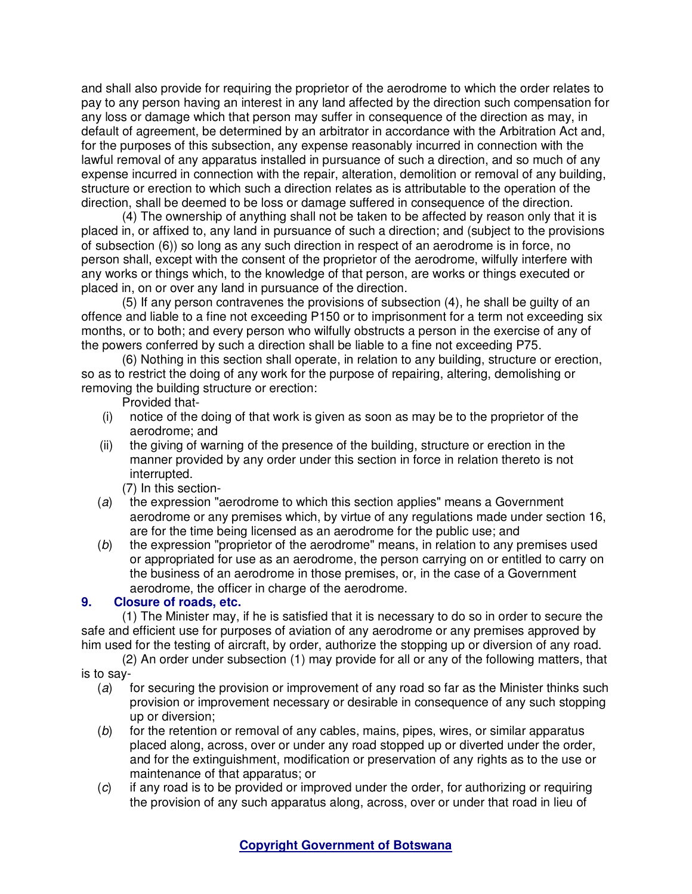and shall also provide for requiring the proprietor of the aerodrome to which the order relates to pay to any person having an interest in any land affected by the direction such compensation for any loss or damage which that person may suffer in consequence of the direction as may, in default of agreement, be determined by an arbitrator in accordance with the Arbitration Act and, for the purposes of this subsection, any expense reasonably incurred in connection with the lawful removal of any apparatus installed in pursuance of such a direction, and so much of any expense incurred in connection with the repair, alteration, demolition or removal of any building, structure or erection to which such a direction relates as is attributable to the operation of the direction, shall be deemed to be loss or damage suffered in consequence of the direction.

(4) The ownership of anything shall not be taken to be affected by reason only that it is placed in, or affixed to, any land in pursuance of such a direction; and (subject to the provisions of subsection (6)) so long as any such direction in respect of an aerodrome is in force, no person shall, except with the consent of the proprietor of the aerodrome, wilfully interfere with any works or things which, to the knowledge of that person, are works or things executed or placed in, on or over any land in pursuance of the direction.

(5) If any person contravenes the provisions of subsection (4), he shall be guilty of an offence and liable to a fine not exceeding P150 or to imprisonment for a term not exceeding six months, or to both; and every person who wilfully obstructs a person in the exercise of any of the powers conferred by such a direction shall be liable to a fine not exceeding P75.

(6) Nothing in this section shall operate, in relation to any building, structure or erection, so as to restrict the doing of any work for the purpose of repairing, altering, demolishing or removing the building structure or erection:

Provided that-

(i) notice of the doing of that work is given as soon as may be to the proprietor of the aerodrome; and

(ii) the giving of warning of the presence of the building, structure or erection in the manner provided by any order under this section in force in relation thereto is not interrupted.

(7) In this section-

(*a*) the expression "aerodrome to which this section applies" means a Government aerodrome or any premises which, by virtue of any regulations made under section 16, are for the time being licensed as an aerodrome for the public use; and

(*b*) the expression "proprietor of the aerodrome" means, in relation to any premises used or appropriated for use as an aerodrome, the person carrying on or entitled to carry on the business of an aerodrome in those premises, or, in the case of a Government aerodrome, the officer in charge of the aerodrome.

**9. Closure of roads, etc.**

(1) The Minister may, if he is satisfied that it is necessary to do so in order to secure the safe and efficient use for purposes of aviation of any aerodrome or any premises approved by him used for the testing of aircraft, by order, authorize the stopping up or diversion of any road.

(2) An order under subsection (1) may provide for all or any of the following matters, that is to say-

(*a*) for securing the provision or improvement of any road so far as the Minister thinks such provision or improvement necessary or desirable in consequence of any such stopping up or diversion;

(*b*) for the retention or removal of any cables, mains, pipes, wires, or similar apparatus placed along, across, over or under any road stopped up or diverted under the order, and for the extinguishment, modification or preservation of any rights as to the use or maintenance of that apparatus; or

(*c*) if any road is to be provided or improved under the order, for authorizing or requiring the provision of any such apparatus along, across, over or under that road in lieu of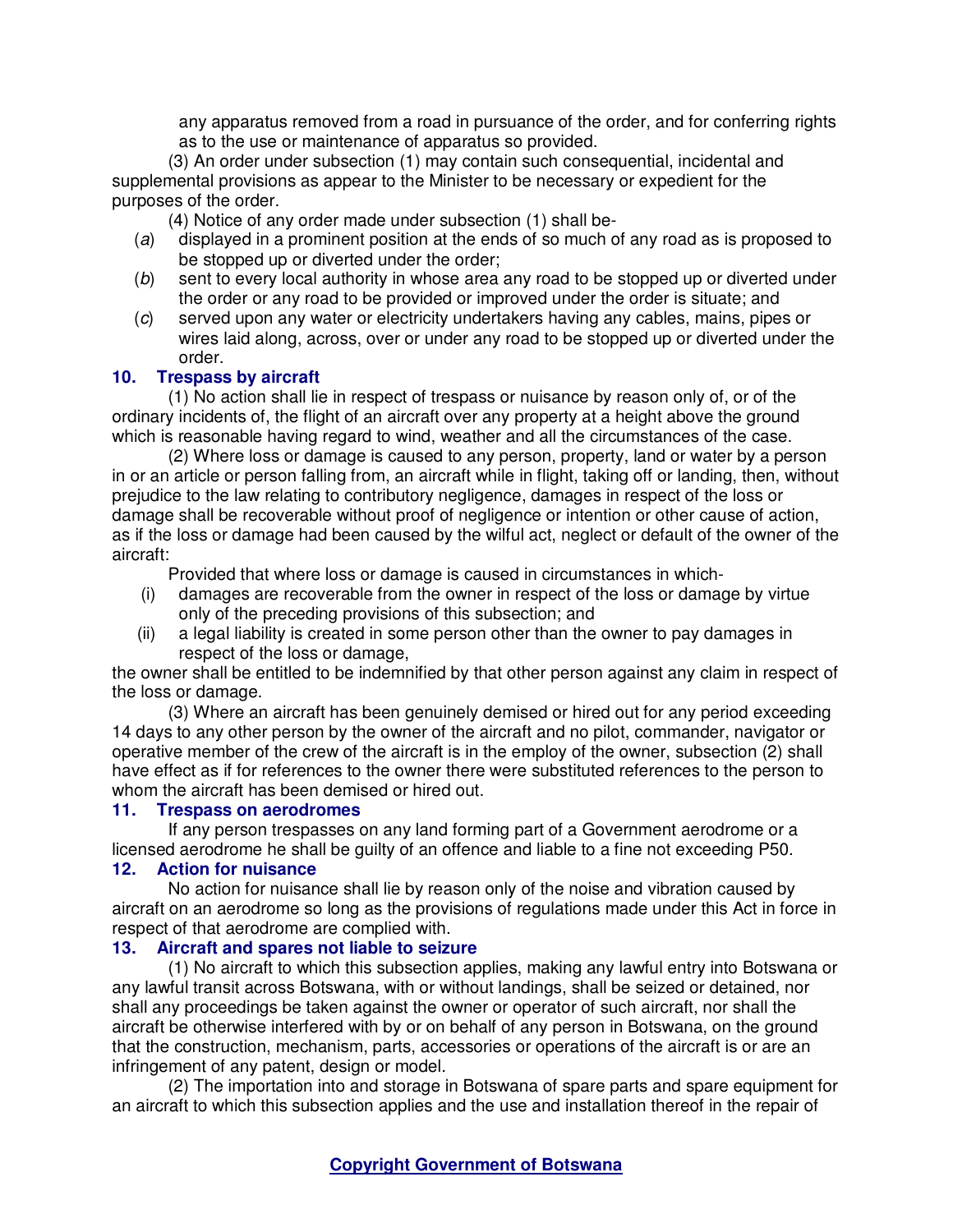any apparatus removed from a road in pursuance of the order, and for conferring rights as to the use or maintenance of apparatus so provided.

(3) An order under subsection (1) may contain such consequential, incidental and supplemental provisions as appear to the Minister to be necessary or expedient for the purposes of the order.

(4) Notice of any order made under subsection (1) shall be-

(*a*) displayed in a prominent position at the ends of so much of any road as is proposed to be stopped up or diverted under the order;

(*b*) sent to every local authority in whose area any road to be stopped up or diverted under the order or any road to be provided or improved under the order is situate; and

(*c*) served upon any water or electricity undertakers having any cables, mains, pipes or wires laid along, across, over or under any road to be stopped up or diverted under the order.

### 10. Trespass by aircraft

(1) No action shall lie in respect of trespass or nuisance by reason only of, or of the ordinary incidents of, the flight of an aircraft over any property at a height above the ground which is reasonable having regard to wind, weather and all the circumstances of the case.

(2) Where loss or damage is caused to any person, property, land or water by a person in or an article or person falling from, an aircraft while in flight, taking off or landing, then, without prejudice to the law relating to contributory negligence, damages in respect of the loss or damage shall be recoverable without proof of negligence or intention or other cause of action, as if the loss or damage had been caused by the wilful act, neglect or default of the owner of the aircraft:

Provided that where loss or damage is caused in circumstances in which-

(i) damages are recoverable from the owner in respect of the loss or damage by virtue only of the preceding provisions of this subsection; and

(ii) a legal liability is created in some person other than the owner to pay damages in respect of the loss or damage,

the owner shall be entitled to be indemnified by that other person against any claim in respect of the loss or damage.

(3) Where an aircraft has been genuinely demised or hired out for any period exceeding 14 days to any other person by the owner of the aircraft and no pilot, commander, navigator or operative member of the crew of the aircraft is in the employ of the owner, subsection (2) shall have effect as if for references to the owner there were substituted references to the person to whom the aircraft has been demised or hired out.

### 11. Trespass on aerodromes

If any person trespasses on any land forming part of a Government aerodrome or a licensed aerodrome he shall be guilty of an offence and liable to a fine not exceeding P50.

### 12. Action for nuisance

No action for nuisance shall lie by reason only of the noise and vibration caused by aircraft on an aerodrome so long as the provisions of regulations made under this Act in force in respect of that aerodrome are complied with.

### 13. Aircraft and spares not liable to seizure

(1) No aircraft to which this subsection applies, making any lawful entry into Botswana or any lawful transit across Botswana, with or without landings, shall be seized or detained, nor shall any proceedings be taken against the owner or operator of such aircraft, nor shall the aircraft be otherwise interfered with by or on behalf of any person in Botswana, on the ground that the construction, mechanism, parts, accessories or operations of the aircraft is or are an infringement of any patent, design or model.

(2) The importation into and storage in Botswana of spare parts and spare equipment for an aircraft to which this subsection applies and the use and installation thereof in the repair of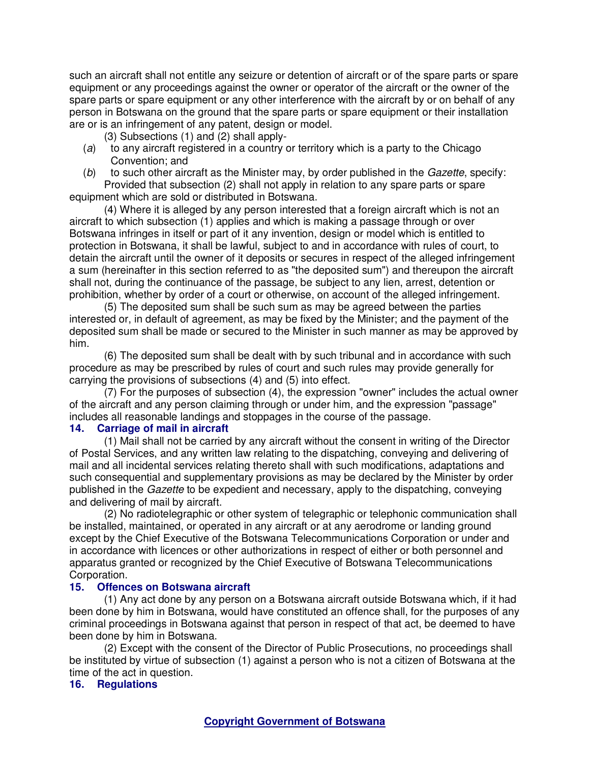such an aircraft shall not entitle any seizure or detention of aircraft or of the spare parts or spare equipment or any proceedings against the owner or operator of the aircraft or the owner of the spare parts or spare equipment or any other interference with the aircraft by or on behalf of any person in Botswana on the ground that the spare parts or spare equipment or their installation are or is an infringement of any patent, design or model.

(3) Subsections (1) and (2) shall apply-

(*a*) to any aircraft registered in a country or territory which is a party to the Chicago Convention; and

(*b*) to such other aircraft as the Minister may, by order published in the *Gazette*, specify:

Provided that subsection (2) shall not apply in relation to any spare parts or spare equipment which are sold or distributed in Botswana.

(4) Where it is alleged by any person interested that a foreign aircraft which is not an aircraft to which subsection (1) applies and which is making a passage through or over Botswana infringes in itself or part of it any invention, design or model which is entitled to protection in Botswana, it shall be lawful, subject to and in accordance with rules of court, to detain the aircraft until the owner of it deposits or secures in respect of the alleged infringement a sum (hereinafter in this section referred to as "the deposited sum") and thereupon the aircraft shall not, during the continuance of the passage, be subject to any lien, arrest, detention or prohibition, whether by order of a court or otherwise, on account of the alleged infringement.

(5) The deposited sum shall be such sum as may be agreed between the parties interested or, in default of agreement, as may be fixed by the Minister; and the payment of the deposited sum shall be made or secured to the Minister in such manner as may be approved by him.

(6) The deposited sum shall be dealt with by such tribunal and in accordance with such procedure as may be prescribed by rules of court and such rules may provide generally for carrying the provisions of subsections (4) and (5) into effect.

(7) For the purposes of subsection (4), the expression "owner" includes the actual owner of the aircraft and any person claiming through or under him, and the expression "passage" includes all reasonable landings and stoppages in the course of the passage.

### 14. Carriage of mail in aircraft

(1) Mail shall not be carried by any aircraft without the consent in writing of the Director of Postal Services, and any written law relating to the dispatching, conveying and delivering of mail and all incidental services relating thereto shall with such modifications, adaptations and such consequential and supplementary provisions as may be declared by the Minister by order published in the *Gazette* to be expedient and necessary, apply to the dispatching, conveying and delivering of mail by aircraft.

(2) No radiotelegraphic or other system of telegraphic or telephonic communication shall be installed, maintained, or operated in any aircraft or at any aerodrome or landing ground except by the Chief Executive of the Botswana Telecommunications Corporation or under and in accordance with licences or other authorizations in respect of either or both personnel and apparatus granted or recognized by the Chief Executive of Botswana Telecommunications Corporation.

### 15. Offences on Botswana aircraft

(1) Any act done by any person on a Botswana aircraft outside Botswana which, if it had been done by him in Botswana, would have constituted an offence shall, for the purposes of any criminal proceedings in Botswana against that person in respect of that act, be deemed to have been done by him in Botswana.

(2) Except with the consent of the Director of Public Prosecutions, no proceedings shall be instituted by virtue of subsection (1) against a person who is not a citizen of Botswana at the time of the act in question.

### 16. Regulations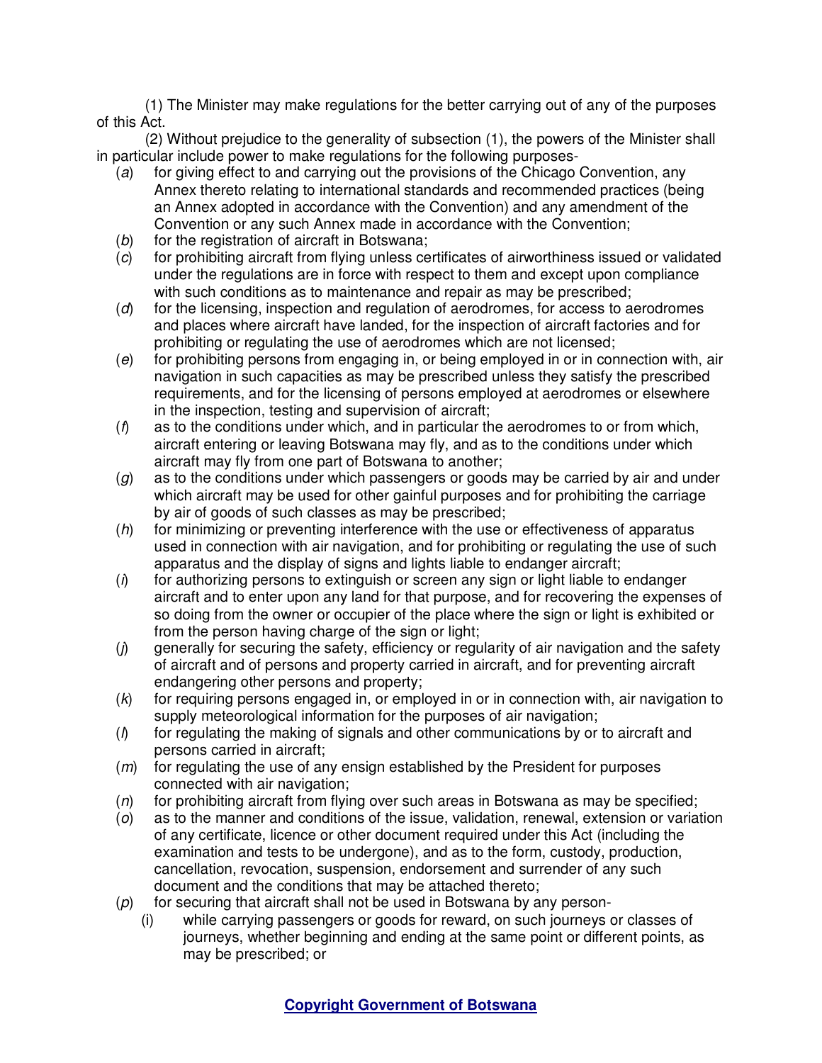(1) The Minister may make regulations for the better carrying out of any of the purposes of this Act.

(2) Without prejudice to the generality of subsection (1), the powers of the Minister shall in particular include power to make regulations for the following purposes-

(*a*) for giving effect to and carrying out the provisions of the Chicago Convention, any Annex thereto relating to international standards and recommended practices (being an Annex adopted in accordance with the Convention) and any amendment of the Convention or any such Annex made in accordance with the Convention;

(*b*) for the registration of aircraft in Botswana;

(*c*) for prohibiting aircraft from flying unless certificates of airworthiness issued or validated under the regulations are in force with respect to them and except upon compliance with such conditions as to maintenance and repair as may be prescribed;

(*d*) for the licensing, inspection and regulation of aerodromes, for access to aerodromes and places where aircraft have landed, for the inspection of aircraft factories and for prohibiting or regulating the use of aerodromes which are not licensed;

(*e*) for prohibiting persons from engaging in, or being employed in or in connection with, air navigation in such capacities as may be prescribed unless they satisfy the prescribed requirements, and for the licensing of persons employed at aerodromes or elsewhere in the inspection, testing and supervision of aircraft;

(*f*) as to the conditions under which, and in particular the aerodromes to or from which, aircraft entering or leaving Botswana may fly, and as to the conditions under which aircraft may fly from one part of Botswana to another;

(*g*) as to the conditions under which passengers or goods may be carried by air and under which aircraft may be used for other gainful purposes and for prohibiting the carriage by air of goods of such classes as may be prescribed;

(*h*) for minimizing or preventing interference with the use or effectiveness of apparatus used in connection with air navigation, and for prohibiting or regulating the use of such apparatus and the display of signs and lights liable to endanger aircraft;

(*i*) for authorizing persons to extinguish or screen any sign or light liable to endanger aircraft and to enter upon any land for that purpose, and for recovering the expenses of so doing from the owner or occupier of the place where the sign or light is exhibited or from the person having charge of the sign or light;

(*j*) generally for securing the safety, efficiency or regularity of air navigation and the safety of aircraft and of persons and property carried in aircraft, and for preventing aircraft endangering other persons and property;

(*k*) for requiring persons engaged in, or employed in or in connection with, air navigation to supply meteorological information for the purposes of air navigation;

(*l*) for regulating the making of signals and other communications by or to aircraft and persons carried in aircraft;

(*m*) for regulating the use of any ensign established by the President for purposes connected with air navigation;

(*n*) for prohibiting aircraft from flying over such areas in Botswana as may be specified;

(*o*) as to the manner and conditions of the issue, validation, renewal, extension or variation of any certificate, licence or other document required under this Act (including the examination and tests to be undergone), and as to the form, custody, production, cancellation, revocation, suspension, endorsement and surrender of any such document and the conditions that may be attached thereto;

(*p*) for securing that aircraft shall not be used in Botswana by any person-

(i) while carrying passengers or goods for reward, on such journeys or classes of journeys, whether beginning and ending at the same point or different points, as may be prescribed; or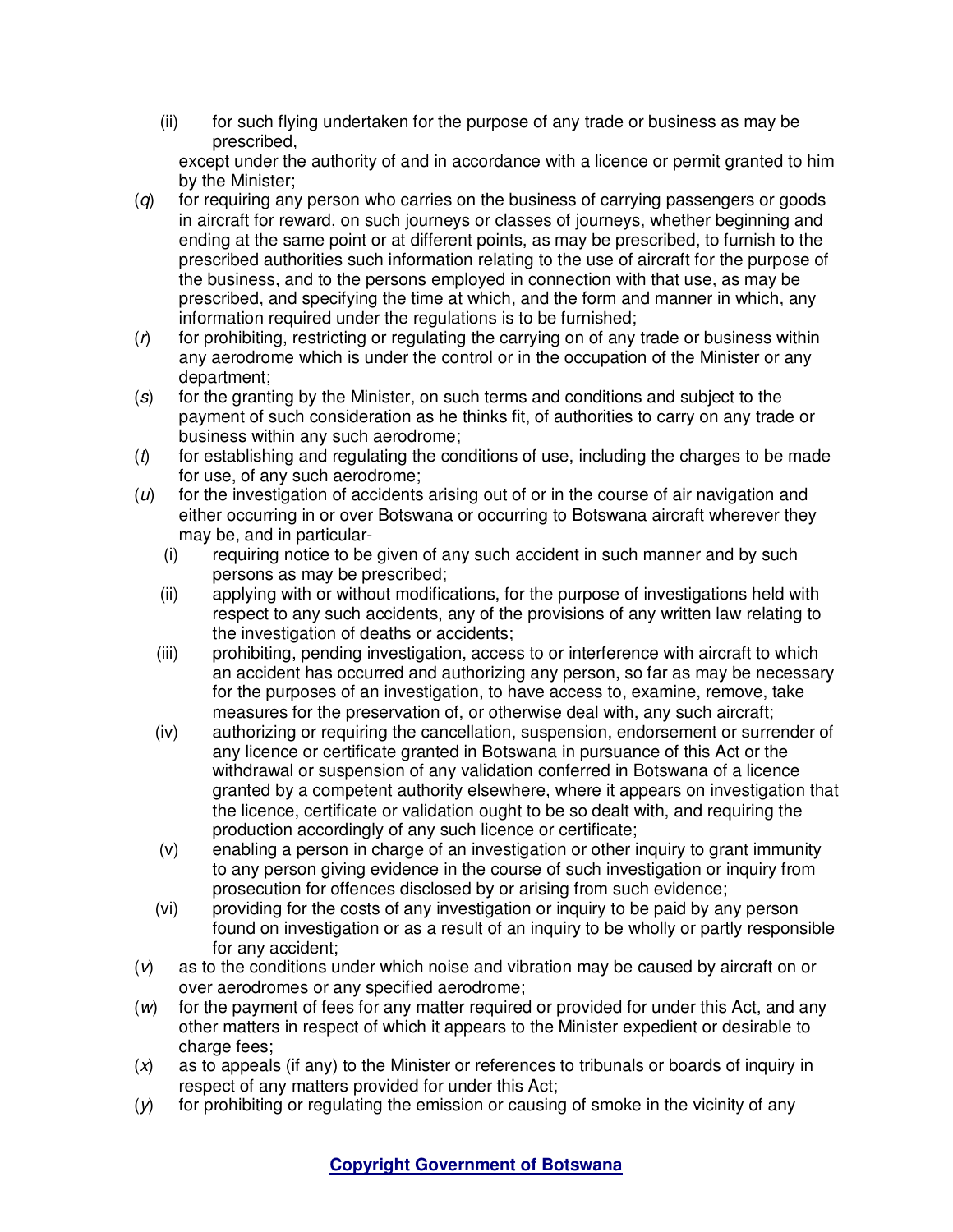(ii) for such flying undertaken for the purpose of any trade or business as may be prescribed,

except under the authority of and in accordance with a licence or permit granted to him by the Minister;

(*q*) for requiring any person who carries on the business of carrying passengers or goods in aircraft for reward, on such journeys or classes of journeys, whether beginning and ending at the same point or at different points, as may be prescribed, to furnish to the prescribed authorities such information relating to the use of aircraft for the purpose of the business, and to the persons employed in connection with that use, as may be prescribed, and specifying the time at which, and the form and manner in which, any information required under the regulations is to be furnished;

(*r*) for prohibiting, restricting or regulating the carrying on of any trade or business within any aerodrome which is under the control or in the occupation of the Minister or any department;

(*s*) for the granting by the Minister, on such terms and conditions and subject to the payment of such consideration as he thinks fit, of authorities to carry on any trade or business within any such aerodrome;

(*t*) for establishing and regulating the conditions of use, including the charges to be made for use, of any such aerodrome;

(*u*) for the investigation of accidents arising out of or in the course of air navigation and either occurring in or over Botswana or occurring to Botswana aircraft wherever they may be, and in particular-

(i) requiring notice to be given of any such accident in such manner and by such persons as may be prescribed;

(ii) applying with or without modifications, for the purpose of investigations held with respect to any such accidents, any of the provisions of any written law relating to the investigation of deaths or accidents;

(iii) prohibiting, pending investigation, access to or interference with aircraft to which an accident has occurred and authorizing any person, so far as may be necessary for the purposes of an investigation, to have access to, examine, remove, take measures for the preservation of, or otherwise deal with, any such aircraft;

(iv) authorizing or requiring the cancellation, suspension, endorsement or surrender of any licence or certificate granted in Botswana in pursuance of this Act or the withdrawal or suspension of any validation conferred in Botswana of a licence granted by a competent authority elsewhere, where it appears on investigation that the licence, certificate or validation ought to be so dealt with, and requiring the production accordingly of any such licence or certificate;

(v) enabling a person in charge of an investigation or other inquiry to grant immunity to any person giving evidence in the course of such investigation or inquiry from prosecution for offences disclosed by or arising from such evidence;

(vi) providing for the costs of any investigation or inquiry to be paid by any person found on investigation or as a result of an inquiry to be wholly or partly responsible for any accident;

(*v*) as to the conditions under which noise and vibration may be caused by aircraft on or over aerodromes or any specified aerodrome;

(*w*) for the payment of fees for any matter required or provided for under this Act, and any other matters in respect of which it appears to the Minister expedient or desirable to charge fees;

(*x*) as to appeals (if any) to the Minister or references to tribunals or boards of inquiry in respect of any matters provided for under this Act;

(*y*) for prohibiting or regulating the emission or causing of smoke in the vicinity of any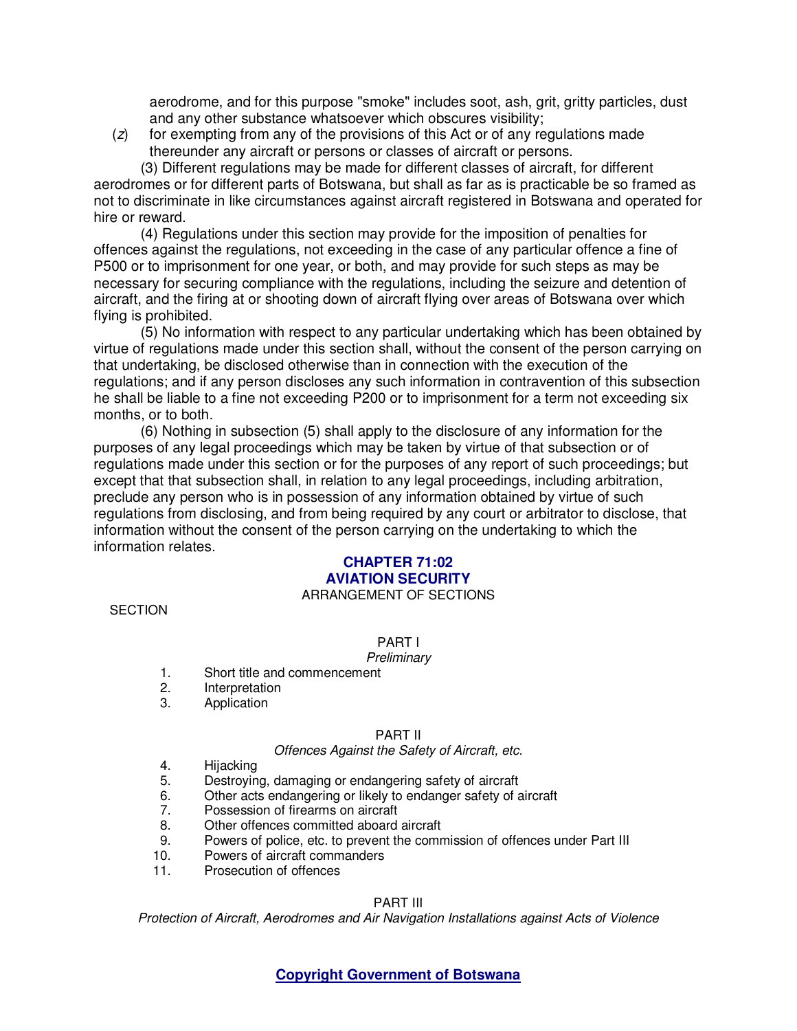aerodrome, and for this purpose "smoke" includes soot, ash, grit, gritty particles, dust and any other substance whatsoever which obscures visibility;

(*z*) for exempting from any of the provisions of this Act or of any regulations made thereunder any aircraft or persons or classes of aircraft or persons.

(3) Different regulations may be made for different classes of aircraft, for different aerodromes or for different parts of Botswana, but shall as far as is practicable be so framed as not to discriminate in like circumstances against aircraft registered in Botswana and operated for hire or reward.

(4) Regulations under this section may provide for the imposition of penalties for offences against the regulations, not exceeding in the case of any particular offence a fine of P500 or to imprisonment for one year, or both, and may provide for such steps as may be necessary for securing compliance with the regulations, including the seizure and detention of aircraft, and the firing at or shooting down of aircraft flying over areas of Botswana over which flying is prohibited.

(5) No information with respect to any particular undertaking which has been obtained by virtue of regulations made under this section shall, without the consent of the person carrying on that undertaking, be disclosed otherwise than in connection with the execution of the regulations; and if any person discloses any such information in contravention of this subsection he shall be liable to a fine not exceeding P200 or to imprisonment for a term not exceeding six months, or to both.

(6) Nothing in subsection (5) shall apply to the disclosure of any information for the purposes of any legal proceedings which may be taken by virtue of that subsection or of regulations made under this section or for the purposes of any report of such proceedings; but except that that subsection shall, in relation to any legal proceedings, including arbitration, preclude any person who is in possession of any information obtained by virtue of such regulations from disclosing, and from being required by any court or arbitrator to disclose, that information without the consent of the person carrying on the undertaking to which the information relates.

# CHAPTER 71:02
# AVIATION SECURITY

ARRANGEMENT OF SECTIONS

SECTION

PART I
*Preliminary*

1. Short title and commencement
2. Interpretation
3. Application

PART II
*Offences Against the Safety of Aircraft, etc.*

4. Hijacking
5. Destroying, damaging or endangering safety of aircraft
6. Other acts endangering or likely to endanger safety of aircraft
7. Possession of firearms on aircraft
8. Other offences committed aboard aircraft
9. Powers of police, etc. to prevent the commission of offences under Part III
10. Powers of aircraft commanders
11. Prosecution of offences

PART III
*Protection of Aircraft, Aerodromes and Air Navigation Installations against Acts of Violence*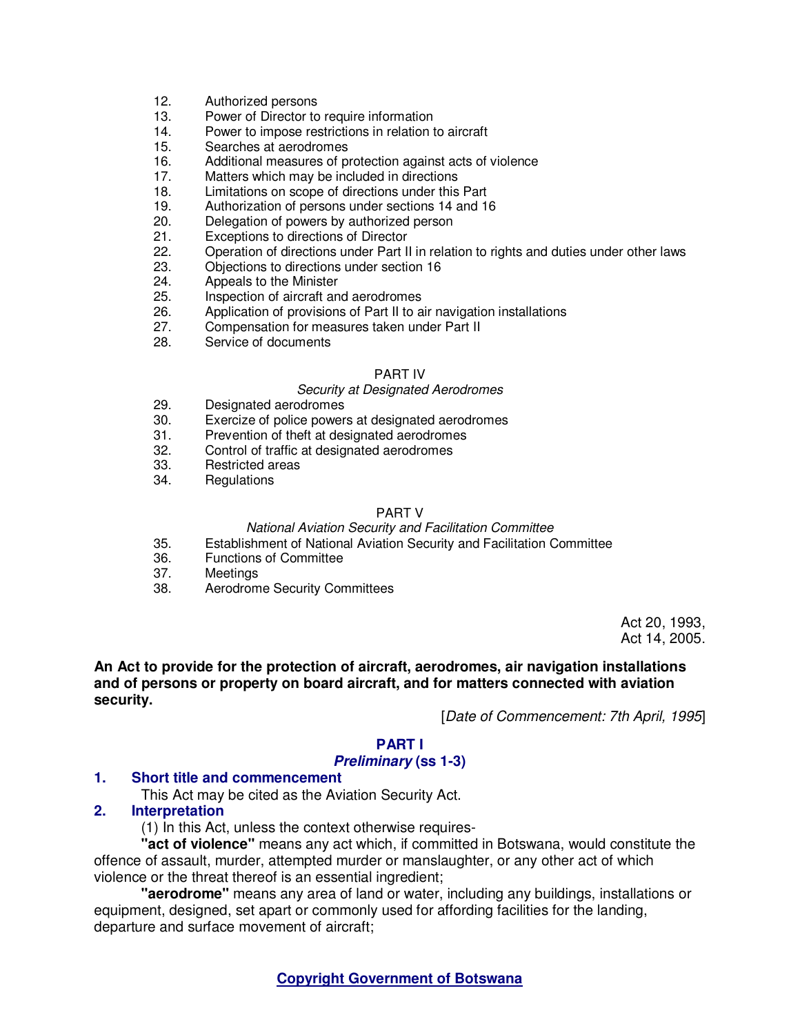12. Authorized persons
13. Power of Director to require information
14. Power to impose restrictions in relation to aircraft
15. Searches at aerodromes
16. Additional measures of protection against acts of violence
17. Matters which may be included in directions
18. Limitations on scope of directions under this Part
19. Authorization of persons under sections 14 and 16
20. Delegation of powers by authorized person
21. Exceptions to directions of Director
22. Operation of directions under Part II in relation to rights and duties under other laws
23. Objections to directions under section 16
24. Appeals to the Minister
25. Inspection of aircraft and aerodromes
26. Application of provisions of Part II to air navigation installations
27. Compensation for measures taken under Part II
28. Service of documents

PART IV

*Security at Designated Aerodromes*

29. Designated aerodromes
30. Exercize of police powers at designated aerodromes
31. Prevention of theft at designated aerodromes
32. Control of traffic at designated aerodromes
33. Restricted areas
34. Regulations

PART V

*National Aviation Security and Facilitation Committee*

35. Establishment of National Aviation Security and Facilitation Committee
36. Functions of Committee
37. Meetings
38. Aerodrome Security Committees

Act 20, 1993,
Act 14, 2005.

**An Act to provide for the protection of aircraft, aerodromes, air navigation installations and of persons or property on board aircraft, and for matters connected with aviation security.**

[*Date of Commencement: 7th April, 1995*]

## PART I
### *Preliminary* (ss 1-3)

### 1. Short title and commencement

This Act may be cited as the Aviation Security Act.

### 2. Interpretation

(1) In this Act, unless the context otherwise requires-

**"act of violence"** means any act which, if committed in Botswana, would constitute the offence of assault, murder, attempted murder or manslaughter, or any other act of which violence or the threat thereof is an essential ingredient;

**"aerodrome"** means any area of land or water, including any buildings, installations or equipment, designed, set apart or commonly used for affording facilities for the landing, departure and surface movement of aircraft;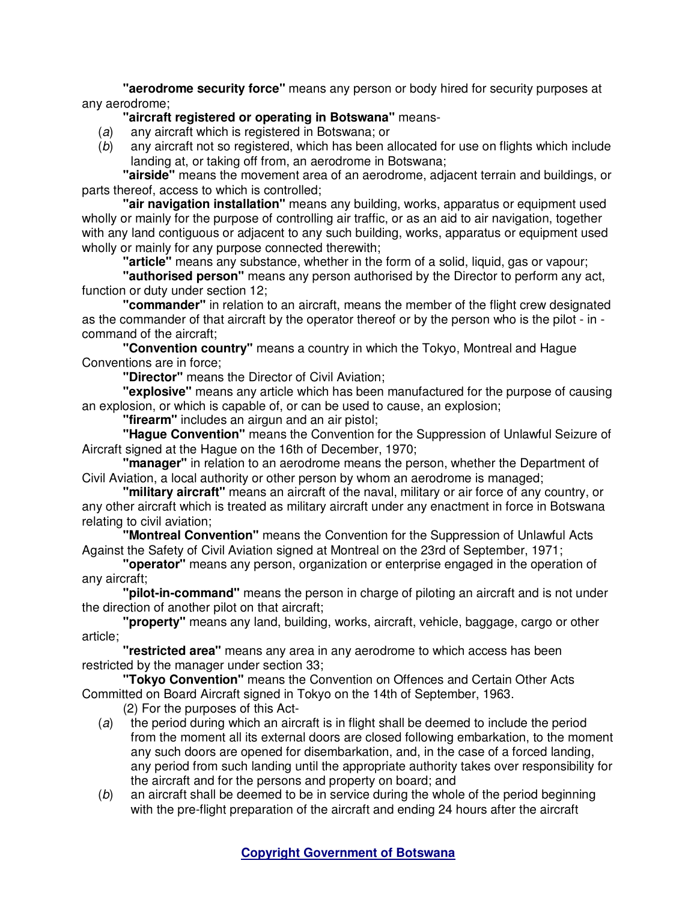**"aerodrome security force"** means any person or body hired for security purposes at any aerodrome;

**"aircraft registered or operating in Botswana"** means-

(*a*) any aircraft which is registered in Botswana; or

(*b*) any aircraft not so registered, which has been allocated for use on flights which include landing at, or taking off from, an aerodrome in Botswana;

**"airside"** means the movement area of an aerodrome, adjacent terrain and buildings, or parts thereof, access to which is controlled;

**"air navigation installation"** means any building, works, apparatus or equipment used wholly or mainly for the purpose of controlling air traffic, or as an aid to air navigation, together with any land contiguous or adjacent to any such building, works, apparatus or equipment used wholly or mainly for any purpose connected therewith;

**"article"** means any substance, whether in the form of a solid, liquid, gas or vapour;

**"authorised person"** means any person authorised by the Director to perform any act, function or duty under section 12;

**"commander"** in relation to an aircraft, means the member of the flight crew designated as the commander of that aircraft by the operator thereof or by the person who is the pilot - in - command of the aircraft;

**"Convention country"** means a country in which the Tokyo, Montreal and Hague Conventions are in force;

**"Director"** means the Director of Civil Aviation;

**"explosive"** means any article which has been manufactured for the purpose of causing an explosion, or which is capable of, or can be used to cause, an explosion;

**"firearm"** includes an airgun and an air pistol;

**"Hague Convention"** means the Convention for the Suppression of Unlawful Seizure of Aircraft signed at the Hague on the 16th of December, 1970;

**"manager"** in relation to an aerodrome means the person, whether the Department of Civil Aviation, a local authority or other person by whom an aerodrome is managed;

**"military aircraft"** means an aircraft of the naval, military or air force of any country, or any other aircraft which is treated as military aircraft under any enactment in force in Botswana relating to civil aviation;

**"Montreal Convention"** means the Convention for the Suppression of Unlawful Acts Against the Safety of Civil Aviation signed at Montreal on the 23rd of September, 1971;

**"operator"** means any person, organization or enterprise engaged in the operation of any aircraft;

**"pilot-in-command"** means the person in charge of piloting an aircraft and is not under the direction of another pilot on that aircraft;

**"property"** means any land, building, works, aircraft, vehicle, baggage, cargo or other article;

**"restricted area"** means any area in any aerodrome to which access has been restricted by the manager under section 33;

**"Tokyo Convention"** means the Convention on Offences and Certain Other Acts Committed on Board Aircraft signed in Tokyo on the 14th of September, 1963.

(2) For the purposes of this Act-

(*a*) the period during which an aircraft is in flight shall be deemed to include the period from the moment all its external doors are closed following embarkation, to the moment any such doors are opened for disembarkation, and, in the case of a forced landing, any period from such landing until the appropriate authority takes over responsibility for the aircraft and for the persons and property on board; and

(*b*) an aircraft shall be deemed to be in service during the whole of the period beginning with the pre-flight preparation of the aircraft and ending 24 hours after the aircraft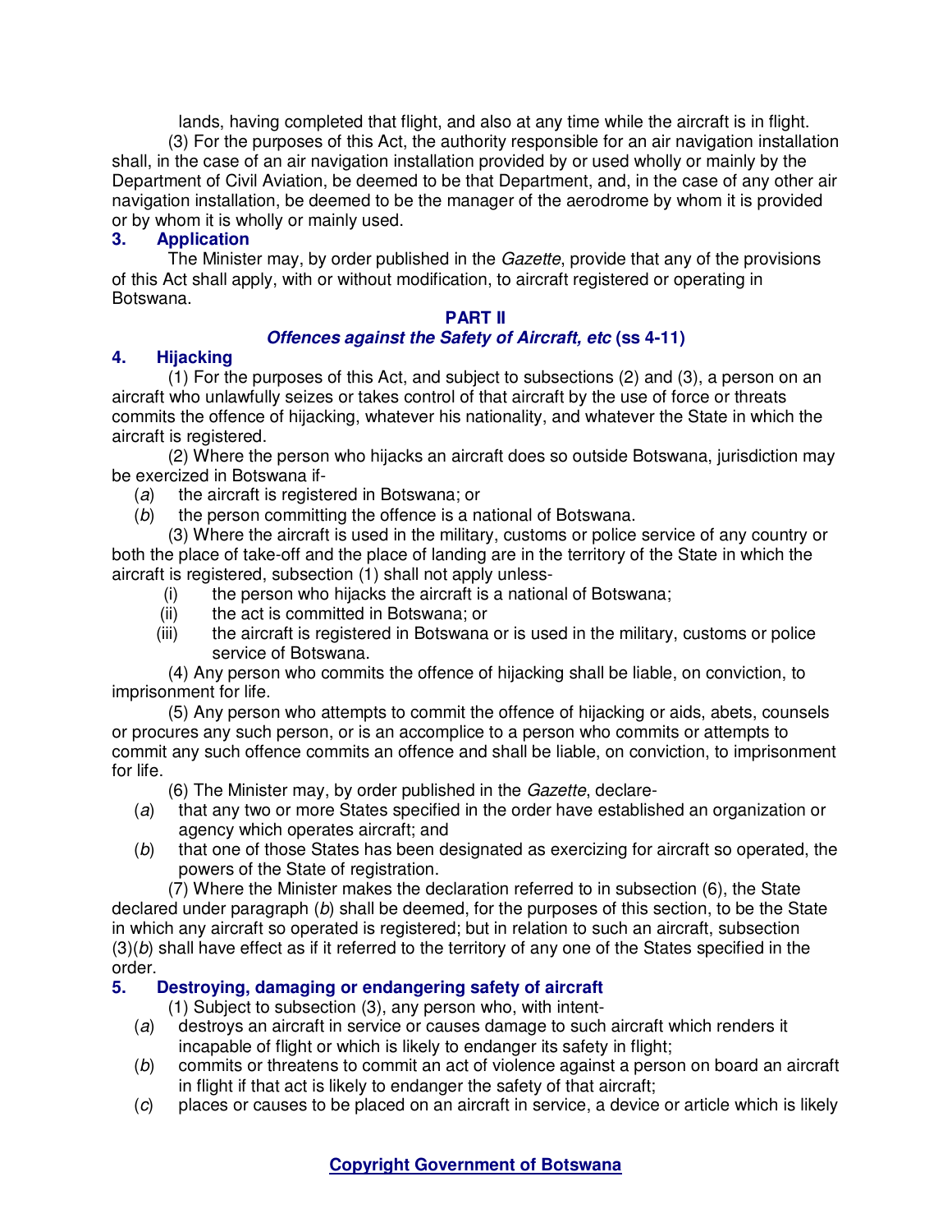lands, having completed that flight, and also at any time while the aircraft is in flight.

(3) For the purposes of this Act, the authority responsible for an air navigation installation shall, in the case of an air navigation installation provided by or used wholly or mainly by the Department of Civil Aviation, be deemed to be that Department, and, in the case of any other air navigation installation, be deemed to be the manager of the aerodrome by whom it is provided or by whom it is wholly or mainly used.

### 3. Application

The Minister may, by order published in the *Gazette*, provide that any of the provisions of this Act shall apply, with or without modification, to aircraft registered or operating in Botswana.

## PART II
## *Offences against the Safety of Aircraft, etc* (ss 4-11)

### 4. Hijacking

(1) For the purposes of this Act, and subject to subsections (2) and (3), a person on an aircraft who unlawfully seizes or takes control of that aircraft by the use of force or threats commits the offence of hijacking, whatever his nationality, and whatever the State in which the aircraft is registered.

(2) Where the person who hijacks an aircraft does so outside Botswana, jurisdiction may be exercized in Botswana if-

(*a*) the aircraft is registered in Botswana; or

(*b*) the person committing the offence is a national of Botswana.

(3) Where the aircraft is used in the military, customs or police service of any country or both the place of take-off and the place of landing are in the territory of the State in which the aircraft is registered, subsection (1) shall not apply unless-

(i) the person who hijacks the aircraft is a national of Botswana;

(ii) the act is committed in Botswana; or

(iii) the aircraft is registered in Botswana or is used in the military, customs or police service of Botswana.

(4) Any person who commits the offence of hijacking shall be liable, on conviction, to imprisonment for life.

(5) Any person who attempts to commit the offence of hijacking or aids, abets, counsels or procures any such person, or is an accomplice to a person who commits or attempts to commit any such offence commits an offence and shall be liable, on conviction, to imprisonment for life.

(6) The Minister may, by order published in the *Gazette*, declare-

(*a*) that any two or more States specified in the order have established an organization or agency which operates aircraft; and

(*b*) that one of those States has been designated as exercizing for aircraft so operated, the powers of the State of registration.

(7) Where the Minister makes the declaration referred to in subsection (6), the State declared under paragraph (*b*) shall be deemed, for the purposes of this section, to be the State in which any aircraft so operated is registered; but in relation to such an aircraft, subsection (3)(*b*) shall have effect as if it referred to the territory of any one of the States specified in the order.

### 5. Destroying, damaging or endangering safety of aircraft

(1) Subject to subsection (3), any person who, with intent-

(*a*) destroys an aircraft in service or causes damage to such aircraft which renders it incapable of flight or which is likely to endanger its safety in flight;

(*b*) commits or threatens to commit an act of violence against a person on board an aircraft in flight if that act is likely to endanger the safety of that aircraft;

(*c*) places or causes to be placed on an aircraft in service, a device or article which is likely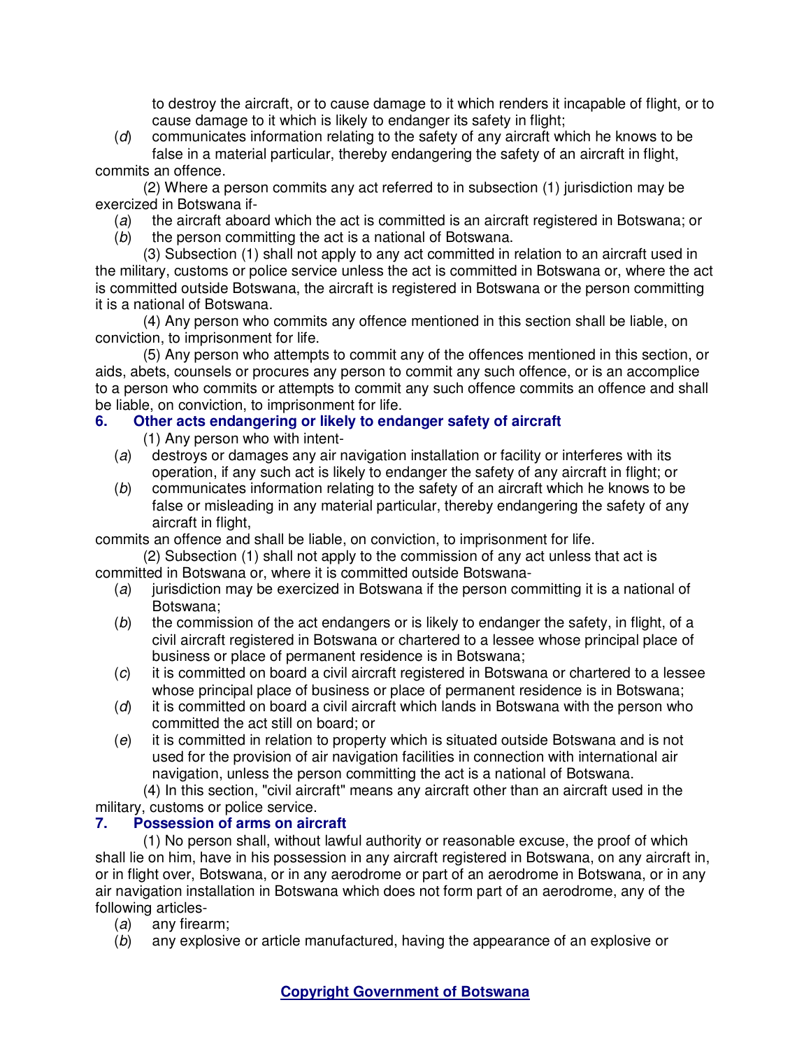to destroy the aircraft, or to cause damage to it which renders it incapable of flight, or to cause damage to it which is likely to endanger its safety in flight;

(*d*) communicates information relating to the safety of any aircraft which he knows to be false in a material particular, thereby endangering the safety of an aircraft in flight,

commits an offence.

(2) Where a person commits any act referred to in subsection (1) jurisdiction may be exercized in Botswana if-

(*a*) the aircraft aboard which the act is committed is an aircraft registered in Botswana; or

(*b*) the person committing the act is a national of Botswana.

(3) Subsection (1) shall not apply to any act committed in relation to an aircraft used in the military, customs or police service unless the act is committed in Botswana or, where the act is committed outside Botswana, the aircraft is registered in Botswana or the person committing it is a national of Botswana.

(4) Any person who commits any offence mentioned in this section shall be liable, on conviction, to imprisonment for life.

(5) Any person who attempts to commit any of the offences mentioned in this section, or aids, abets, counsels or procures any person to commit any such offence, or is an accomplice to a person who commits or attempts to commit any such offence commits an offence and shall be liable, on conviction, to imprisonment for life.

### 6. Other acts endangering or likely to endanger safety of aircraft

(1) Any person who with intent-

(*a*) destroys or damages any air navigation installation or facility or interferes with its operation, if any such act is likely to endanger the safety of any aircraft in flight; or

(*b*) communicates information relating to the safety of an aircraft which he knows to be false or misleading in any material particular, thereby endangering the safety of any aircraft in flight,

commits an offence and shall be liable, on conviction, to imprisonment for life.

(2) Subsection (1) shall not apply to the commission of any act unless that act is committed in Botswana or, where it is committed outside Botswana-

(*a*) jurisdiction may be exercized in Botswana if the person committing it is a national of Botswana;

(*b*) the commission of the act endangers or is likely to endanger the safety, in flight, of a civil aircraft registered in Botswana or chartered to a lessee whose principal place of business or place of permanent residence is in Botswana;

(*c*) it is committed on board a civil aircraft registered in Botswana or chartered to a lessee whose principal place of business or place of permanent residence is in Botswana;

(*d*) it is committed on board a civil aircraft which lands in Botswana with the person who committed the act still on board; or

(*e*) it is committed in relation to property which is situated outside Botswana and is not used for the provision of air navigation facilities in connection with international air navigation, unless the person committing the act is a national of Botswana.

(4) In this section, "civil aircraft" means any aircraft other than an aircraft used in the military, customs or police service.

### 7. Possession of arms on aircraft

(1) No person shall, without lawful authority or reasonable excuse, the proof of which shall lie on him, have in his possession in any aircraft registered in Botswana, on any aircraft in, or in flight over, Botswana, or in any aerodrome or part of an aerodrome in Botswana, or in any air navigation installation in Botswana which does not form part of an aerodrome, any of the following articles-

(*a*) any firearm;

(*b*) any explosive or article manufactured, having the appearance of an explosive or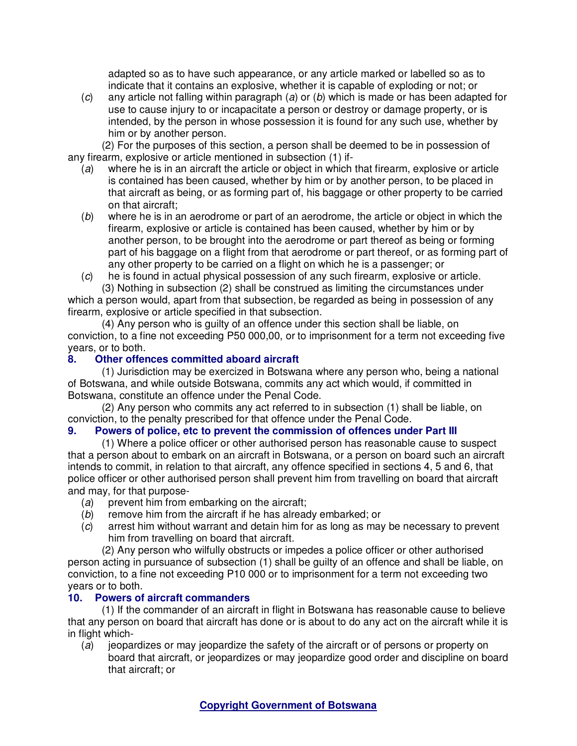adapted so as to have such appearance, or any article marked or labelled so as to indicate that it contains an explosive, whether it is capable of exploding or not; or

(*c*) any article not falling within paragraph (*a*) or (*b*) which is made or has been adapted for use to cause injury to or incapacitate a person or destroy or damage property, or is intended, by the person in whose possession it is found for any such use, whether by him or by another person.

(2) For the purposes of this section, a person shall be deemed to be in possession of any firearm, explosive or article mentioned in subsection (1) if-

(*a*) where he is in an aircraft the article or object in which that firearm, explosive or article is contained has been caused, whether by him or by another person, to be placed in that aircraft as being, or as forming part of, his baggage or other property to be carried on that aircraft;

(*b*) where he is in an aerodrome or part of an aerodrome, the article or object in which the firearm, explosive or article is contained has been caused, whether by him or by another person, to be brought into the aerodrome or part thereof as being or forming part of his baggage on a flight from that aerodrome or part thereof, or as forming part of any other property to be carried on a flight on which he is a passenger; or

(*c*) he is found in actual physical possession of any such firearm, explosive or article.

(3) Nothing in subsection (2) shall be construed as limiting the circumstances under which a person would, apart from that subsection, be regarded as being in possession of any firearm, explosive or article specified in that subsection.

(4) Any person who is guilty of an offence under this section shall be liable, on conviction, to a fine not exceeding P50 000,00, or to imprisonment for a term not exceeding five years, or to both.

### 8. Other offences committed aboard aircraft

(1) Jurisdiction may be exercized in Botswana where any person who, being a national of Botswana, and while outside Botswana, commits any act which would, if committed in Botswana, constitute an offence under the Penal Code.

(2) Any person who commits any act referred to in subsection (1) shall be liable, on conviction, to the penalty prescribed for that offence under the Penal Code.

### 9. Powers of police, etc to prevent the commission of offences under Part III

(1) Where a police officer or other authorised person has reasonable cause to suspect that a person about to embark on an aircraft in Botswana, or a person on board such an aircraft intends to commit, in relation to that aircraft, any offence specified in sections 4, 5 and 6, that police officer or other authorised person shall prevent him from travelling on board that aircraft and may, for that purpose-

(*a*) prevent him from embarking on the aircraft;

(*b*) remove him from the aircraft if he has already embarked; or

(*c*) arrest him without warrant and detain him for as long as may be necessary to prevent him from travelling on board that aircraft.

(2) Any person who wilfully obstructs or impedes a police officer or other authorised person acting in pursuance of subsection (1) shall be guilty of an offence and shall be liable, on conviction, to a fine not exceeding P10 000 or to imprisonment for a term not exceeding two years or to both.

### 10. Powers of aircraft commanders

(1) If the commander of an aircraft in flight in Botswana has reasonable cause to believe that any person on board that aircraft has done or is about to do any act on the aircraft while it is in flight which-

(*a*) jeopardizes or may jeopardize the safety of the aircraft or of persons or property on board that aircraft, or jeopardizes or may jeopardize good order and discipline on board that aircraft; or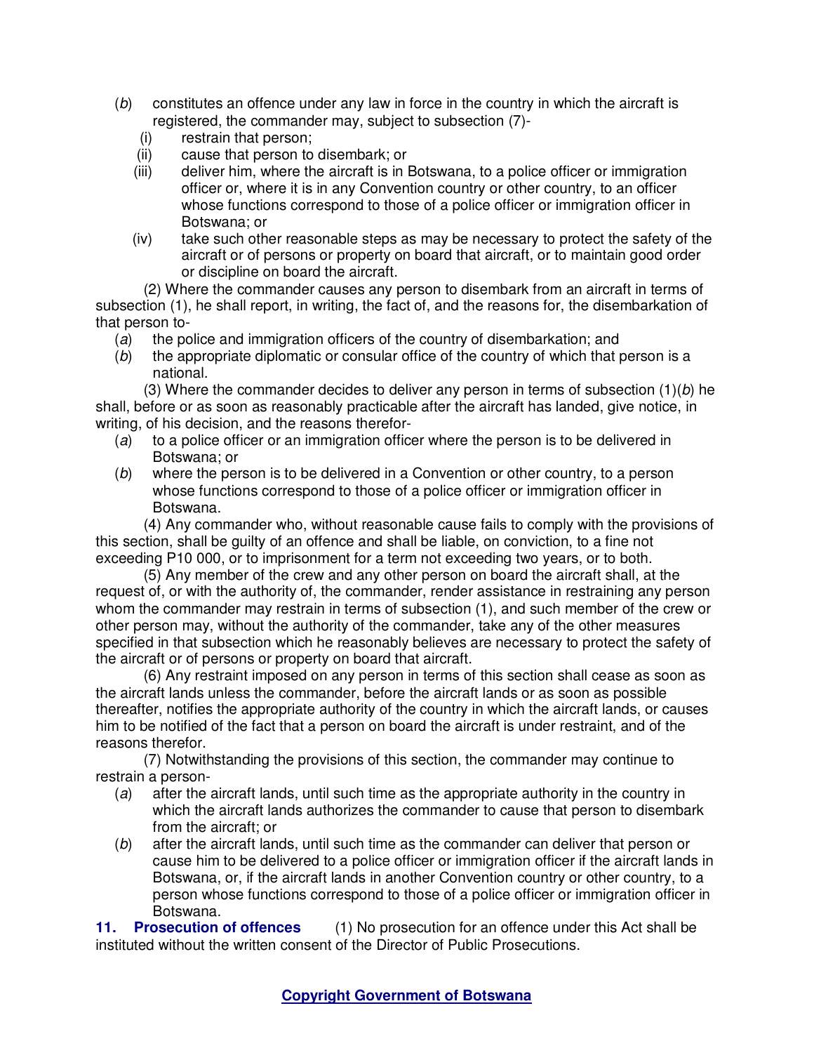(*b*) constitutes an offence under any law in force in the country in which the aircraft is registered, the commander may, subject to subsection (7)-

(i) restrain that person;

(ii) cause that person to disembark; or

(iii) deliver him, where the aircraft is in Botswana, to a police officer or immigration officer or, where it is in any Convention country or other country, to an officer whose functions correspond to those of a police officer or immigration officer in Botswana; or

(iv) take such other reasonable steps as may be necessary to protect the safety of the aircraft or of persons or property on board that aircraft, or to maintain good order or discipline on board the aircraft.

(2) Where the commander causes any person to disembark from an aircraft in terms of subsection (1), he shall report, in writing, the fact of, and the reasons for, the disembarkation of that person to-

(*a*) the police and immigration officers of the country of disembarkation; and

(*b*) the appropriate diplomatic or consular office of the country of which that person is a national.

(3) Where the commander decides to deliver any person in terms of subsection (1)(*b*) he shall, before or as soon as reasonably practicable after the aircraft has landed, give notice, in writing, of his decision, and the reasons therefor-

(*a*) to a police officer or an immigration officer where the person is to be delivered in Botswana; or

(*b*) where the person is to be delivered in a Convention or other country, to a person whose functions correspond to those of a police officer or immigration officer in Botswana.

(4) Any commander who, without reasonable cause fails to comply with the provisions of this section, shall be guilty of an offence and shall be liable, on conviction, to a fine not exceeding P10 000, or to imprisonment for a term not exceeding two years, or to both.

(5) Any member of the crew and any other person on board the aircraft shall, at the request of, or with the authority of, the commander, render assistance in restraining any person whom the commander may restrain in terms of subsection (1), and such member of the crew or other person may, without the authority of the commander, take any of the other measures specified in that subsection which he reasonably believes are necessary to protect the safety of the aircraft or of persons or property on board that aircraft.

(6) Any restraint imposed on any person in terms of this section shall cease as soon as the aircraft lands unless the commander, before the aircraft lands or as soon as possible thereafter, notifies the appropriate authority of the country in which the aircraft lands, or causes him to be notified of the fact that a person on board the aircraft is under restraint, and of the reasons therefor.

(7) Notwithstanding the provisions of this section, the commander may continue to restrain a person-

(*a*) after the aircraft lands, until such time as the appropriate authority in the country in which the aircraft lands authorizes the commander to cause that person to disembark from the aircraft; or

(*b*) after the aircraft lands, until such time as the commander can deliver that person or cause him to be delivered to a police officer or immigration officer if the aircraft lands in Botswana, or, if the aircraft lands in another Convention country or other country, to a person whose functions correspond to those of a police officer or immigration officer in Botswana.

**11. Prosecution of offences** (1) No prosecution for an offence under this Act shall be instituted without the written consent of the Director of Public Prosecutions.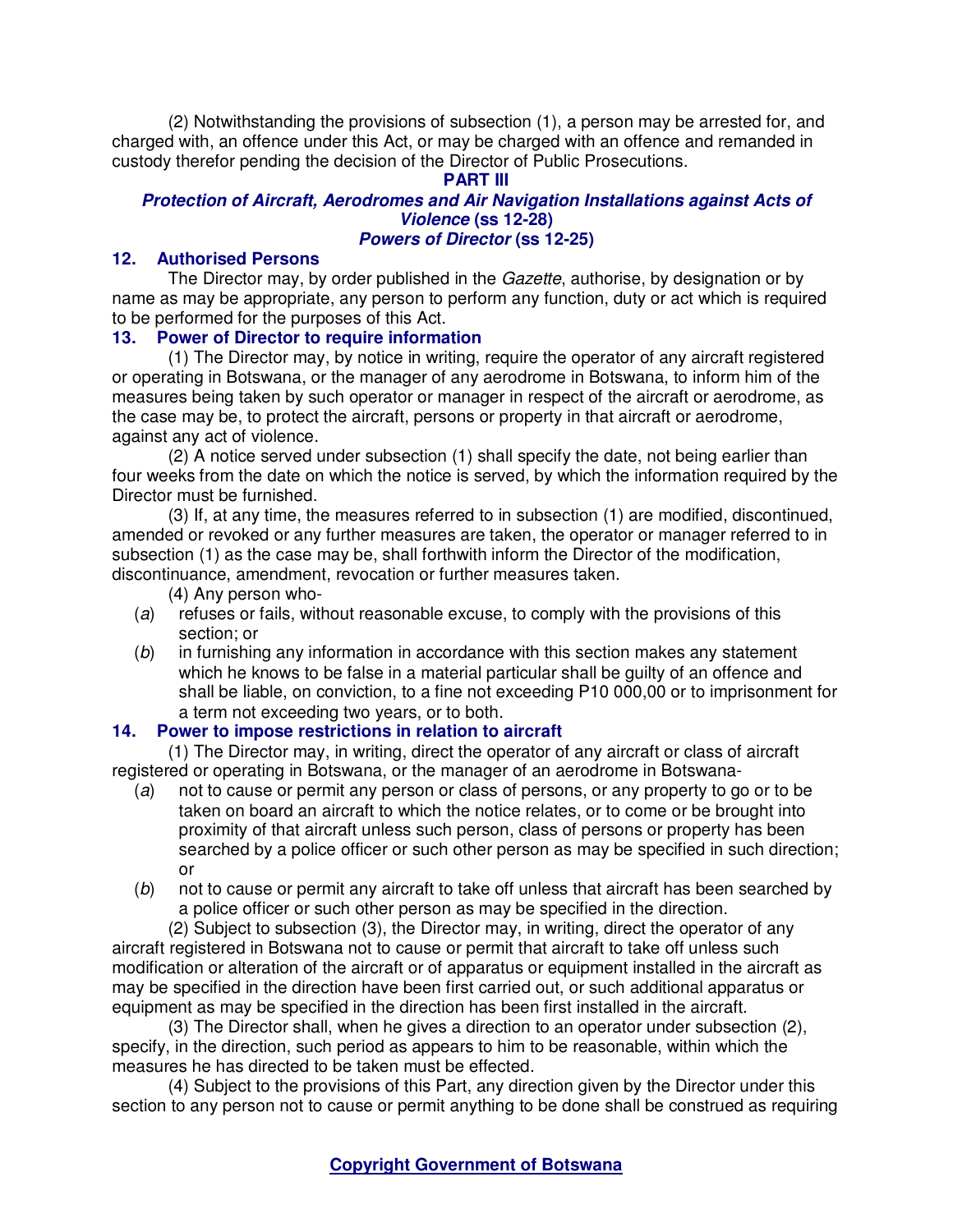(2) Notwithstanding the provisions of subsection (1), a person may be arrested for, and charged with, an offence under this Act, or may be charged with an offence and remanded in custody therefor pending the decision of the Director of Public Prosecutions.

## PART III

### *Protection of Aircraft, Aerodromes and Air Navigation Installations against Acts of Violence* (ss 12-28)

### *Powers of Director* (ss 12-25)

**12. Authorised Persons**

The Director may, by order published in the *Gazette*, authorise, by designation or by name as may be appropriate, any person to perform any function, duty or act which is required to be performed for the purposes of this Act.

**13. Power of Director to require information**

(1) The Director may, by notice in writing, require the operator of any aircraft registered or operating in Botswana, or the manager of any aerodrome in Botswana, to inform him of the measures being taken by such operator or manager in respect of the aircraft or aerodrome, as the case may be, to protect the aircraft, persons or property in that aircraft or aerodrome, against any act of violence.

(2) A notice served under subsection (1) shall specify the date, not being earlier than four weeks from the date on which the notice is served, by which the information required by the Director must be furnished.

(3) If, at any time, the measures referred to in subsection (1) are modified, discontinued, amended or revoked or any further measures are taken, the operator or manager referred to in subsection (1) as the case may be, shall forthwith inform the Director of the modification, discontinuance, amendment, revocation or further measures taken.

(4) Any person who-

(*a*) refuses or fails, without reasonable excuse, to comply with the provisions of this section; or

(*b*) in furnishing any information in accordance with this section makes any statement which he knows to be false in a material particular shall be guilty of an offence and shall be liable, on conviction, to a fine not exceeding P10 000,00 or to imprisonment for a term not exceeding two years, or to both.

**14. Power to impose restrictions in relation to aircraft**

(1) The Director may, in writing, direct the operator of any aircraft or class of aircraft registered or operating in Botswana, or the manager of an aerodrome in Botswana-

(*a*) not to cause or permit any person or class of persons, or any property to go or to be taken on board an aircraft to which the notice relates, or to come or be brought into proximity of that aircraft unless such person, class of persons or property has been searched by a police officer or such other person as may be specified in such direction; or

(*b*) not to cause or permit any aircraft to take off unless that aircraft has been searched by a police officer or such other person as may be specified in the direction.

(2) Subject to subsection (3), the Director may, in writing, direct the operator of any aircraft registered in Botswana not to cause or permit that aircraft to take off unless such modification or alteration of the aircraft or of apparatus or equipment installed in the aircraft as may be specified in the direction have been first carried out, or such additional apparatus or equipment as may be specified in the direction has been first installed in the aircraft.

(3) The Director shall, when he gives a direction to an operator under subsection (2), specify, in the direction, such period as appears to him to be reasonable, within which the measures he has directed to be taken must be effected.

(4) Subject to the provisions of this Part, any direction given by the Director under this section to any person not to cause or permit anything to be done shall be construed as requiring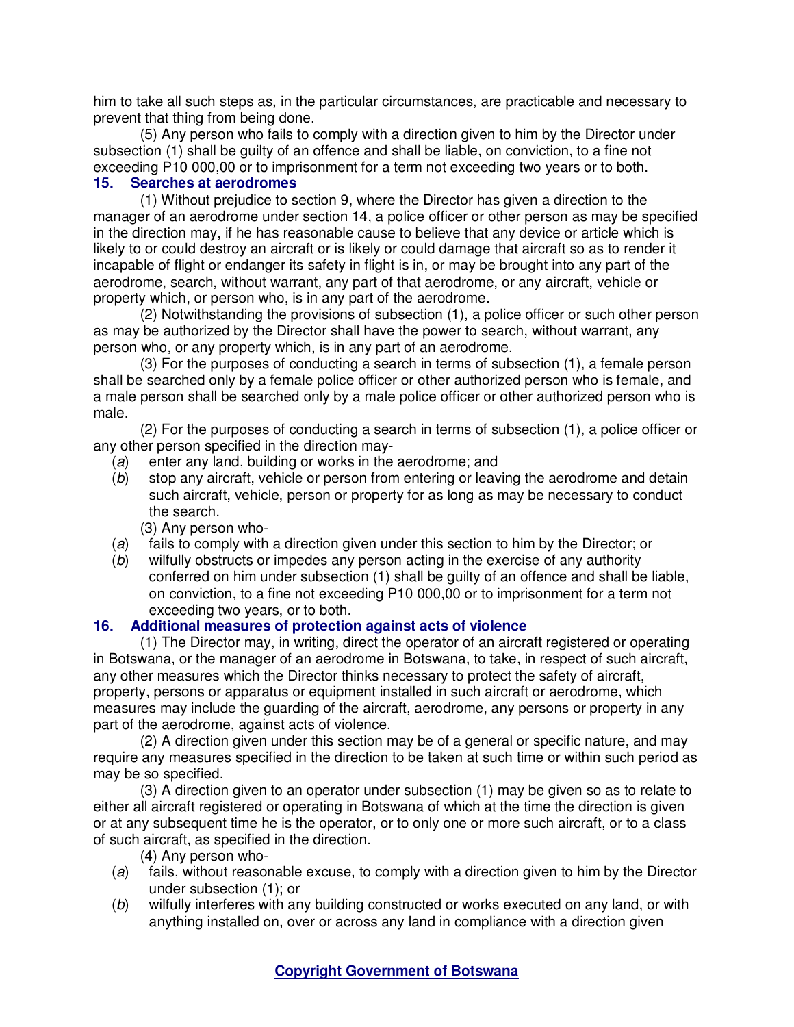him to take all such steps as, in the particular circumstances, are practicable and necessary to prevent that thing from being done.

(5) Any person who fails to comply with a direction given to him by the Director under subsection (1) shall be guilty of an offence and shall be liable, on conviction, to a fine not exceeding P10 000,00 or to imprisonment for a term not exceeding two years or to both.

### 15. Searches at aerodromes

(1) Without prejudice to section 9, where the Director has given a direction to the manager of an aerodrome under section 14, a police officer or other person as may be specified in the direction may, if he has reasonable cause to believe that any device or article which is likely to or could destroy an aircraft or is likely or could damage that aircraft so as to render it incapable of flight or endanger its safety in flight is in, or may be brought into any part of the aerodrome, search, without warrant, any part of that aerodrome, or any aircraft, vehicle or property which, or person who, is in any part of the aerodrome.

(2) Notwithstanding the provisions of subsection (1), a police officer or such other person as may be authorized by the Director shall have the power to search, without warrant, any person who, or any property which, is in any part of an aerodrome.

(3) For the purposes of conducting a search in terms of subsection (1), a female person shall be searched only by a female police officer or other authorized person who is female, and a male person shall be searched only by a male police officer or other authorized person who is male.

(2) For the purposes of conducting a search in terms of subsection (1), a police officer or any other person specified in the direction may-

(*a*) enter any land, building or works in the aerodrome; and

(*b*) stop any aircraft, vehicle or person from entering or leaving the aerodrome and detain such aircraft, vehicle, person or property for as long as may be necessary to conduct the search.

(3) Any person who-

(*a*) fails to comply with a direction given under this section to him by the Director; or

(*b*) wilfully obstructs or impedes any person acting in the exercise of any authority conferred on him under subsection (1) shall be guilty of an offence and shall be liable, on conviction, to a fine not exceeding P10 000,00 or to imprisonment for a term not exceeding two years, or to both.

### 16. Additional measures of protection against acts of violence

(1) The Director may, in writing, direct the operator of an aircraft registered or operating in Botswana, or the manager of an aerodrome in Botswana, to take, in respect of such aircraft, any other measures which the Director thinks necessary to protect the safety of aircraft, property, persons or apparatus or equipment installed in such aircraft or aerodrome, which measures may include the guarding of the aircraft, aerodrome, any persons or property in any part of the aerodrome, against acts of violence.

(2) A direction given under this section may be of a general or specific nature, and may require any measures specified in the direction to be taken at such time or within such period as may be so specified.

(3) A direction given to an operator under subsection (1) may be given so as to relate to either all aircraft registered or operating in Botswana of which at the time the direction is given or at any subsequent time he is the operator, or to only one or more such aircraft, or to a class of such aircraft, as specified in the direction.

(4) Any person who-

(*a*) fails, without reasonable excuse, to comply with a direction given to him by the Director under subsection (1); or

(*b*) wilfully interferes with any building constructed or works executed on any land, or with anything installed on, over or across any land in compliance with a direction given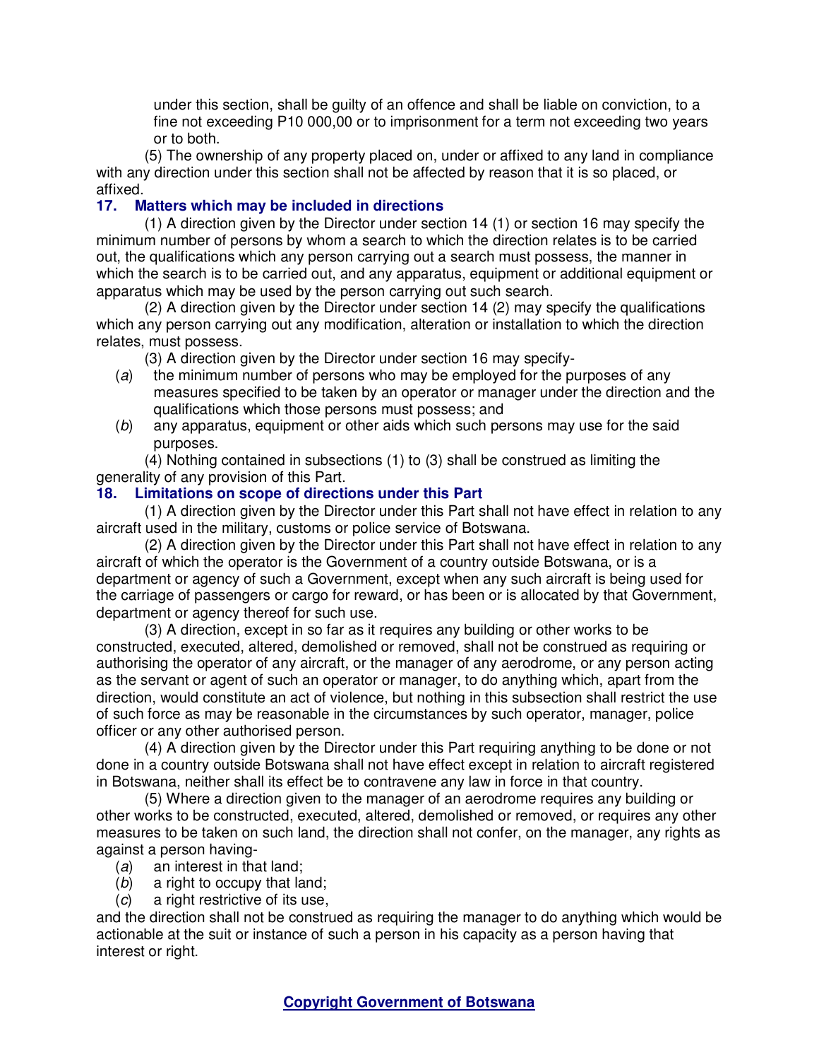under this section, shall be guilty of an offence and shall be liable on conviction, to a fine not exceeding P10 000,00 or to imprisonment for a term not exceeding two years or to both.

(5) The ownership of any property placed on, under or affixed to any land in compliance with any direction under this section shall not be affected by reason that it is so placed, or affixed.

**17. Matters which may be included in directions**

(1) A direction given by the Director under section 14 (1) or section 16 may specify the minimum number of persons by whom a search to which the direction relates is to be carried out, the qualifications which any person carrying out a search must possess, the manner in which the search is to be carried out, and any apparatus, equipment or additional equipment or apparatus which may be used by the person carrying out such search.

(2) A direction given by the Director under section 14 (2) may specify the qualifications which any person carrying out any modification, alteration or installation to which the direction relates, must possess.

(3) A direction given by the Director under section 16 may specify-

(*a*) the minimum number of persons who may be employed for the purposes of any measures specified to be taken by an operator or manager under the direction and the qualifications which those persons must possess; and

(*b*) any apparatus, equipment or other aids which such persons may use for the said purposes.

(4) Nothing contained in subsections (1) to (3) shall be construed as limiting the generality of any provision of this Part.

**18. Limitations on scope of directions under this Part**

(1) A direction given by the Director under this Part shall not have effect in relation to any aircraft used in the military, customs or police service of Botswana.

(2) A direction given by the Director under this Part shall not have effect in relation to any aircraft of which the operator is the Government of a country outside Botswana, or is a department or agency of such a Government, except when any such aircraft is being used for the carriage of passengers or cargo for reward, or has been or is allocated by that Government, department or agency thereof for such use.

(3) A direction, except in so far as it requires any building or other works to be constructed, executed, altered, demolished or removed, shall not be construed as requiring or authorising the operator of any aircraft, or the manager of any aerodrome, or any person acting as the servant or agent of such an operator or manager, to do anything which, apart from the direction, would constitute an act of violence, but nothing in this subsection shall restrict the use of such force as may be reasonable in the circumstances by such operator, manager, police officer or any other authorised person.

(4) A direction given by the Director under this Part requiring anything to be done or not done in a country outside Botswana shall not have effect except in relation to aircraft registered in Botswana, neither shall its effect be to contravene any law in force in that country.

(5) Where a direction given to the manager of an aerodrome requires any building or other works to be constructed, executed, altered, demolished or removed, or requires any other measures to be taken on such land, the direction shall not confer, on the manager, any rights as against a person having-

(*a*) an interest in that land;

(*b*) a right to occupy that land;

(*c*) a right restrictive of its use,

and the direction shall not be construed as requiring the manager to do anything which would be actionable at the suit or instance of such a person in his capacity as a person having that interest or right.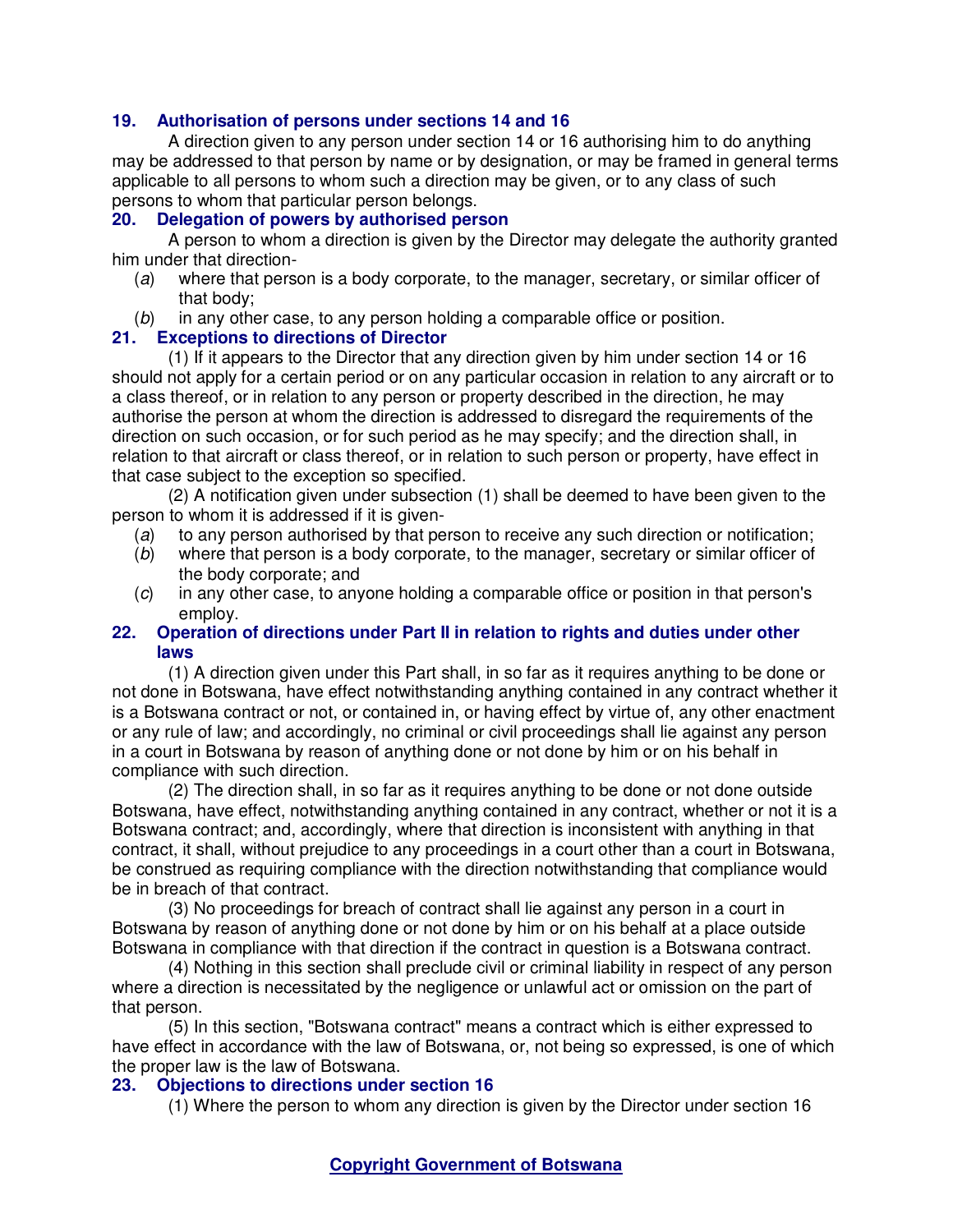**19. Authorisation of persons under sections 14 and 16**

A direction given to any person under section 14 or 16 authorising him to do anything may be addressed to that person by name or by designation, or may be framed in general terms applicable to all persons to whom such a direction may be given, or to any class of such persons to whom that particular person belongs.

**20. Delegation of powers by authorised person**

A person to whom a direction is given by the Director may delegate the authority granted him under that direction-

(*a*) where that person is a body corporate, to the manager, secretary, or similar officer of that body;

(*b*) in any other case, to any person holding a comparable office or position.

**21. Exceptions to directions of Director**

(1) If it appears to the Director that any direction given by him under section 14 or 16 should not apply for a certain period or on any particular occasion in relation to any aircraft or to a class thereof, or in relation to any person or property described in the direction, he may authorise the person at whom the direction is addressed to disregard the requirements of the direction on such occasion, or for such period as he may specify; and the direction shall, in relation to that aircraft or class thereof, or in relation to such person or property, have effect in that case subject to the exception so specified.

(2) A notification given under subsection (1) shall be deemed to have been given to the person to whom it is addressed if it is given-

(*a*) to any person authorised by that person to receive any such direction or notification;

(*b*) where that person is a body corporate, to the manager, secretary or similar officer of the body corporate; and

(*c*) in any other case, to anyone holding a comparable office or position in that person's employ.

**22. Operation of directions under Part II in relation to rights and duties under other laws**

(1) A direction given under this Part shall, in so far as it requires anything to be done or not done in Botswana, have effect notwithstanding anything contained in any contract whether it is a Botswana contract or not, or contained in, or having effect by virtue of, any other enactment or any rule of law; and accordingly, no criminal or civil proceedings shall lie against any person in a court in Botswana by reason of anything done or not done by him or on his behalf in compliance with such direction.

(2) The direction shall, in so far as it requires anything to be done or not done outside Botswana, have effect, notwithstanding anything contained in any contract, whether or not it is a Botswana contract; and, accordingly, where that direction is inconsistent with anything in that contract, it shall, without prejudice to any proceedings in a court other than a court in Botswana, be construed as requiring compliance with the direction notwithstanding that compliance would be in breach of that contract.

(3) No proceedings for breach of contract shall lie against any person in a court in Botswana by reason of anything done or not done by him or on his behalf at a place outside Botswana in compliance with that direction if the contract in question is a Botswana contract.

(4) Nothing in this section shall preclude civil or criminal liability in respect of any person where a direction is necessitated by the negligence or unlawful act or omission on the part of that person.

(5) In this section, "Botswana contract" means a contract which is either expressed to have effect in accordance with the law of Botswana, or, not being so expressed, is one of which the proper law is the law of Botswana.

**23. Objections to directions under section 16**

(1) Where the person to whom any direction is given by the Director under section 16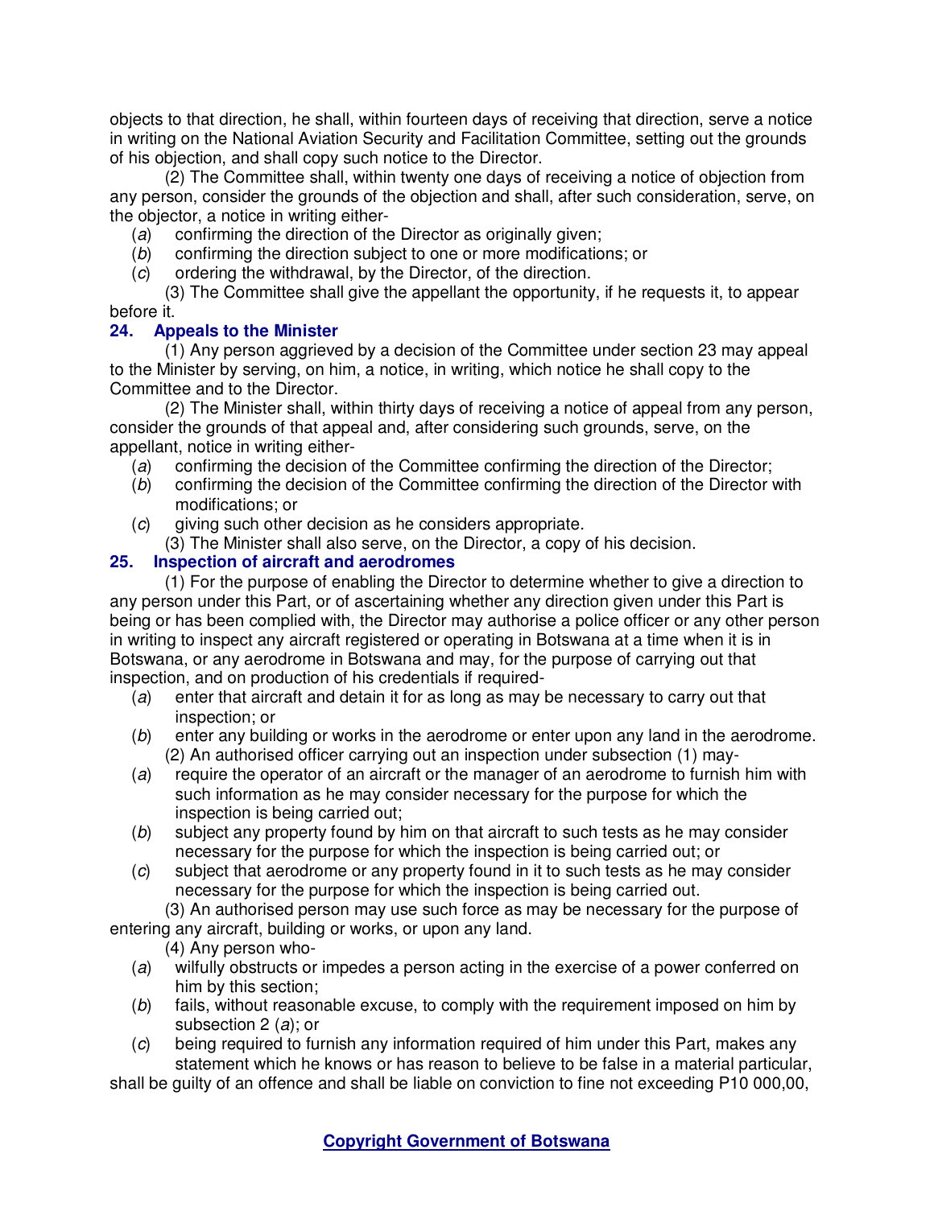objects to that direction, he shall, within fourteen days of receiving that direction, serve a notice in writing on the National Aviation Security and Facilitation Committee, setting out the grounds of his objection, and shall copy such notice to the Director.

(2) The Committee shall, within twenty one days of receiving a notice of objection from any person, consider the grounds of the objection and shall, after such consideration, serve, on the objector, a notice in writing either-

(*a*) confirming the direction of the Director as originally given;

(*b*) confirming the direction subject to one or more modifications; or

(*c*) ordering the withdrawal, by the Director, of the direction.

(3) The Committee shall give the appellant the opportunity, if he requests it, to appear before it.

### 24. Appeals to the Minister

(1) Any person aggrieved by a decision of the Committee under section 23 may appeal to the Minister by serving, on him, a notice, in writing, which notice he shall copy to the Committee and to the Director.

(2) The Minister shall, within thirty days of receiving a notice of appeal from any person, consider the grounds of that appeal and, after considering such grounds, serve, on the appellant, notice in writing either-

(*a*) confirming the decision of the Committee confirming the direction of the Director;

(*b*) confirming the decision of the Committee confirming the direction of the Director with modifications; or

(*c*) giving such other decision as he considers appropriate.

(3) The Minister shall also serve, on the Director, a copy of his decision.

### 25. Inspection of aircraft and aerodromes

(1) For the purpose of enabling the Director to determine whether to give a direction to any person under this Part, or of ascertaining whether any direction given under this Part is being or has been complied with, the Director may authorise a police officer or any other person in writing to inspect any aircraft registered or operating in Botswana at a time when it is in Botswana, or any aerodrome in Botswana and may, for the purpose of carrying out that inspection, and on production of his credentials if required-

(*a*) enter that aircraft and detain it for as long as may be necessary to carry out that inspection; or

(*b*) enter any building or works in the aerodrome or enter upon any land in the aerodrome.

(2) An authorised officer carrying out an inspection under subsection (1) may-

(*a*) require the operator of an aircraft or the manager of an aerodrome to furnish him with such information as he may consider necessary for the purpose for which the inspection is being carried out;

(*b*) subject any property found by him on that aircraft to such tests as he may consider necessary for the purpose for which the inspection is being carried out; or

(*c*) subject that aerodrome or any property found in it to such tests as he may consider necessary for the purpose for which the inspection is being carried out.

(3) An authorised person may use such force as may be necessary for the purpose of entering any aircraft, building or works, or upon any land.

(4) Any person who-

(*a*) wilfully obstructs or impedes a person acting in the exercise of a power conferred on him by this section;

(*b*) fails, without reasonable excuse, to comply with the requirement imposed on him by subsection 2 (*a*); or

(*c*) being required to furnish any information required of him under this Part, makes any statement which he knows or has reason to believe to be false in a material particular,

shall be guilty of an offence and shall be liable on conviction to fine not exceeding P10 000,00,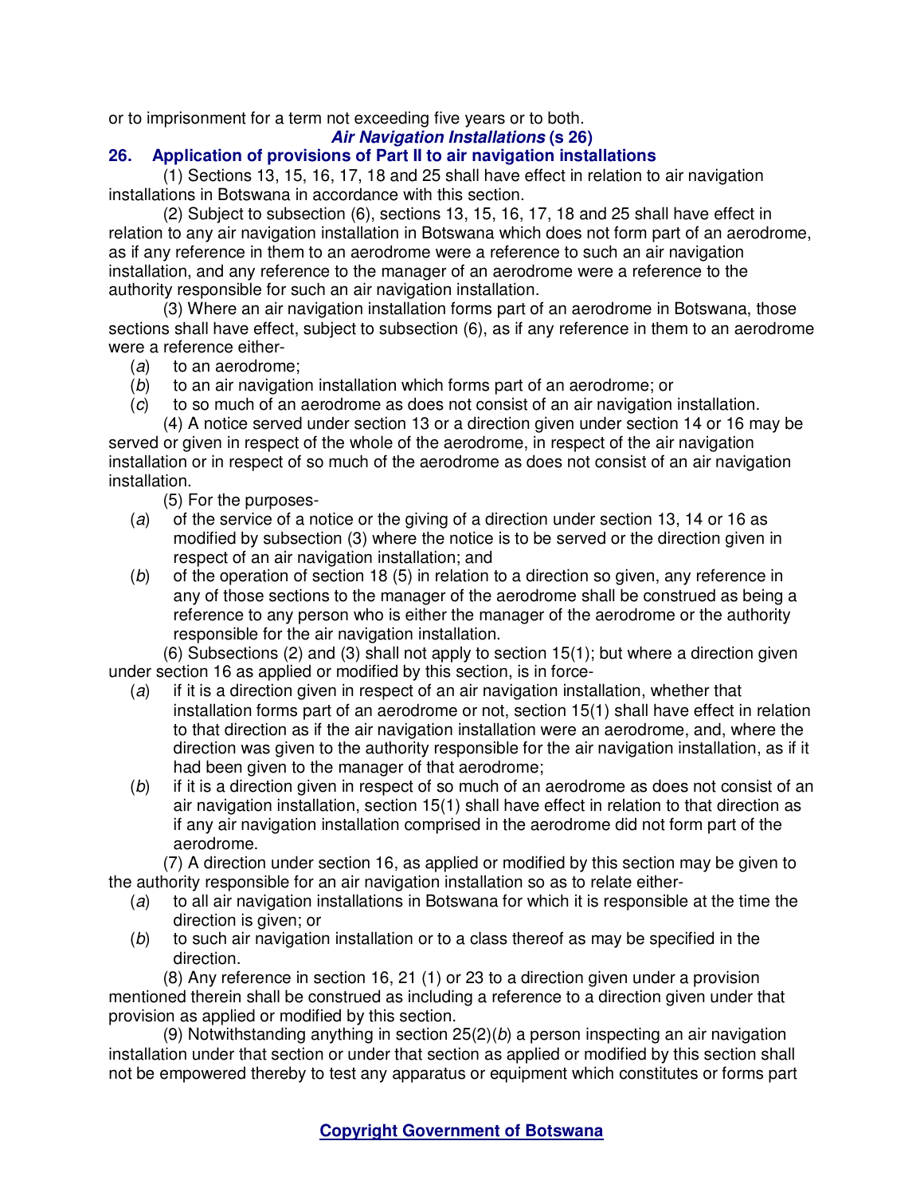or to imprisonment for a term not exceeding five years or to both.

### *Air Navigation Installations* (s 26)

### 26. Application of provisions of Part II to air navigation installations

(1) Sections 13, 15, 16, 17, 18 and 25 shall have effect in relation to air navigation installations in Botswana in accordance with this section.

(2) Subject to subsection (6), sections 13, 15, 16, 17, 18 and 25 shall have effect in relation to any air navigation installation in Botswana which does not form part of an aerodrome, as if any reference in them to an aerodrome were a reference to such an air navigation installation, and any reference to the manager of an aerodrome were a reference to the authority responsible for such an air navigation installation.

(3) Where an air navigation installation forms part of an aerodrome in Botswana, those sections shall have effect, subject to subsection (6), as if any reference in them to an aerodrome were a reference either-

(*a*) to an aerodrome;
(*b*) to an air navigation installation which forms part of an aerodrome; or
(*c*) to so much of an aerodrome as does not consist of an air navigation installation.

(4) A notice served under section 13 or a direction given under section 14 or 16 may be served or given in respect of the whole of the aerodrome, in respect of the air navigation installation or in respect of so much of the aerodrome as does not consist of an air navigation installation.

(5) For the purposes-

(*a*) of the service of a notice or the giving of a direction under section 13, 14 or 16 as modified by subsection (3) where the notice is to be served or the direction given in respect of an air navigation installation; and
(*b*) of the operation of section 18 (5) in relation to a direction so given, any reference in any of those sections to the manager of the aerodrome shall be construed as being a reference to any person who is either the manager of the aerodrome or the authority responsible for the air navigation installation.

(6) Subsections (2) and (3) shall not apply to section 15(1); but where a direction given under section 16 as applied or modified by this section, is in force-

(*a*) if it is a direction given in respect of an air navigation installation, whether that installation forms part of an aerodrome or not, section 15(1) shall have effect in relation to that direction as if the air navigation installation were an aerodrome, and, where the direction was given to the authority responsible for the air navigation installation, as if it had been given to the manager of that aerodrome;
(*b*) if it is a direction given in respect of so much of an aerodrome as does not consist of an air navigation installation, section 15(1) shall have effect in relation to that direction as if any air navigation installation comprised in the aerodrome did not form part of the aerodrome.

(7) A direction under section 16, as applied or modified by this section may be given to the authority responsible for an air navigation installation so as to relate either-

(*a*) to all air navigation installations in Botswana for which it is responsible at the time the direction is given; or
(*b*) to such air navigation installation or to a class thereof as may be specified in the direction.

(8) Any reference in section 16, 21 (1) or 23 to a direction given under a provision mentioned therein shall be construed as including a reference to a direction given under that provision as applied or modified by this section.

(9) Notwithstanding anything in section 25(2)(*b*) a person inspecting an air navigation installation under that section or under that section as applied or modified by this section shall not be empowered thereby to test any apparatus or equipment which constitutes or forms part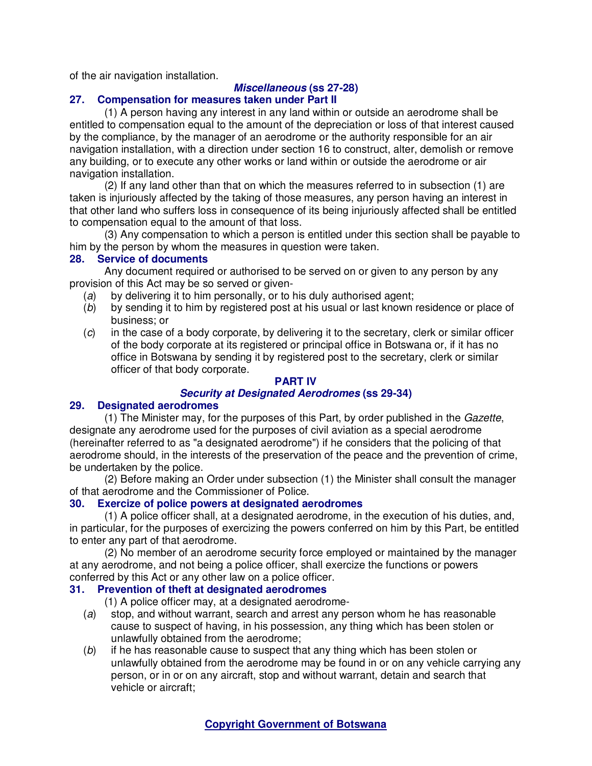of the air navigation installation.

### *Miscellaneous* (ss 27-28)

**27. Compensation for measures taken under Part II**

(1) A person having any interest in any land within or outside an aerodrome shall be entitled to compensation equal to the amount of the depreciation or loss of that interest caused by the compliance, by the manager of an aerodrome or the authority responsible for an air navigation installation, with a direction under section 16 to construct, alter, demolish or remove any building, or to execute any other works or land within or outside the aerodrome or air navigation installation.

(2) If any land other than that on which the measures referred to in subsection (1) are taken is injuriously affected by the taking of those measures, any person having an interest in that other land who suffers loss in consequence of its being injuriously affected shall be entitled to compensation equal to the amount of that loss.

(3) Any compensation to which a person is entitled under this section shall be payable to him by the person by whom the measures in question were taken.

**28. Service of documents**

Any document required or authorised to be served on or given to any person by any provision of this Act may be so served or given-

(*a*) by delivering it to him personally, or to his duly authorised agent;

(*b*) by sending it to him by registered post at his usual or last known residence or place of business; or

(*c*) in the case of a body corporate, by delivering it to the secretary, clerk or similar officer of the body corporate at its registered or principal office in Botswana or, if it has no office in Botswana by sending it by registered post to the secretary, clerk or similar officer of that body corporate.

## PART IV

### *Security at Designated Aerodromes* (ss 29-34)

**29. Designated aerodromes**

(1) The Minister may, for the purposes of this Part, by order published in the *Gazette*, designate any aerodrome used for the purposes of civil aviation as a special aerodrome (hereinafter referred to as "a designated aerodrome") if he considers that the policing of that aerodrome should, in the interests of the preservation of the peace and the prevention of crime, be undertaken by the police.

(2) Before making an Order under subsection (1) the Minister shall consult the manager of that aerodrome and the Commissioner of Police.

**30. Exercize of police powers at designated aerodromes**

(1) A police officer shall, at a designated aerodrome, in the execution of his duties, and, in particular, for the purposes of exercizing the powers conferred on him by this Part, be entitled to enter any part of that aerodrome.

(2) No member of an aerodrome security force employed or maintained by the manager at any aerodrome, and not being a police officer, shall exercize the functions or powers conferred by this Act or any other law on a police officer.

**31. Prevention of theft at designated aerodromes**

(1) A police officer may, at a designated aerodrome-

(*a*) stop, and without warrant, search and arrest any person whom he has reasonable cause to suspect of having, in his possession, any thing which has been stolen or unlawfully obtained from the aerodrome;

(*b*) if he has reasonable cause to suspect that any thing which has been stolen or unlawfully obtained from the aerodrome may be found in or on any vehicle carrying any person, or in or on any aircraft, stop and without warrant, detain and search that vehicle or aircraft;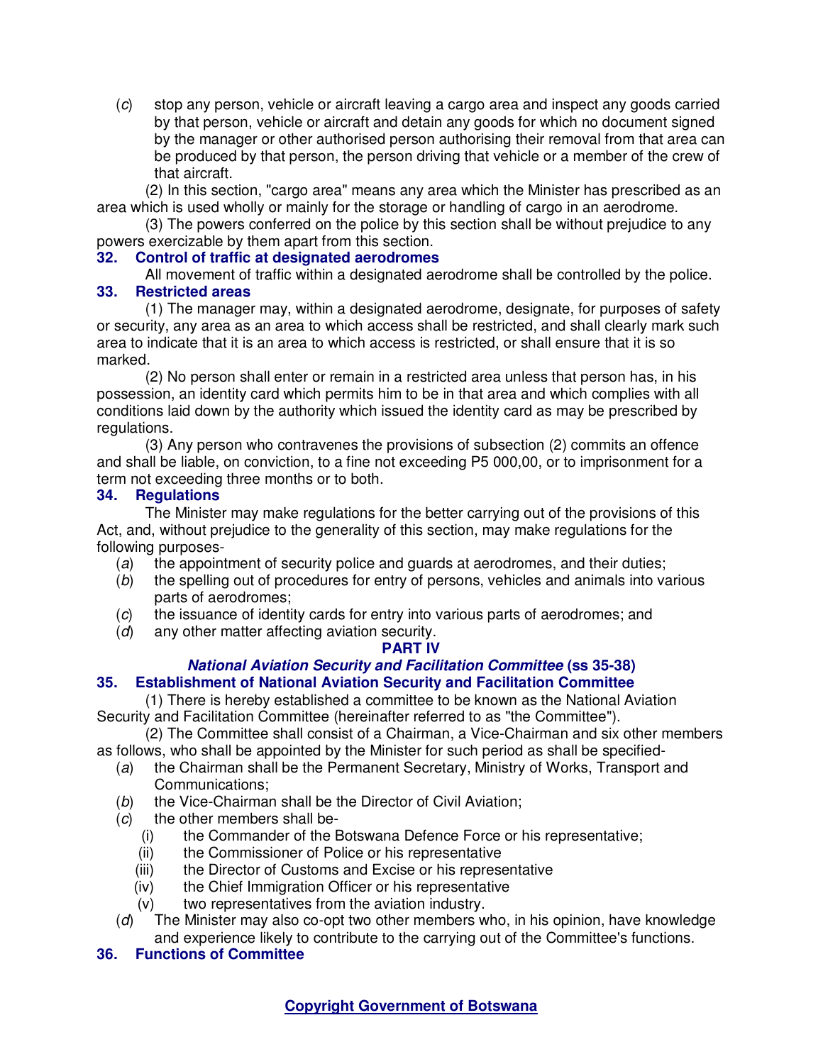(*c*) stop any person, vehicle or aircraft leaving a cargo area and inspect any goods carried by that person, vehicle or aircraft and detain any goods for which no document signed by the manager or other authorised person authorising their removal from that area can be produced by that person, the person driving that vehicle or a member of the crew of that aircraft.

(2) In this section, "cargo area" means any area which the Minister has prescribed as an area which is used wholly or mainly for the storage or handling of cargo in an aerodrome.

(3) The powers conferred on the police by this section shall be without prejudice to any powers exercizable by them apart from this section.

### 32. Control of traffic at designated aerodromes

All movement of traffic within a designated aerodrome shall be controlled by the police.

### 33. Restricted areas

(1) The manager may, within a designated aerodrome, designate, for purposes of safety or security, any area as an area to which access shall be restricted, and shall clearly mark such area to indicate that it is an area to which access is restricted, or shall ensure that it is so marked.

(2) No person shall enter or remain in a restricted area unless that person has, in his possession, an identity card which permits him to be in that area and which complies with all conditions laid down by the authority which issued the identity card as may be prescribed by regulations.

(3) Any person who contravenes the provisions of subsection (2) commits an offence and shall be liable, on conviction, to a fine not exceeding P5 000,00, or to imprisonment for a term not exceeding three months or to both.

### 34. Regulations

The Minister may make regulations for the better carrying out of the provisions of this Act, and, without prejudice to the generality of this section, may make regulations for the following purposes-

(*a*) the appointment of security police and guards at aerodromes, and their duties;

(*b*) the spelling out of procedures for entry of persons, vehicles and animals into various parts of aerodromes;

(*c*) the issuance of identity cards for entry into various parts of aerodromes; and

(*d*) any other matter affecting aviation security.

## PART IV
## *National Aviation Security and Facilitation Committee* (ss 35-38)

### 35. Establishment of National Aviation Security and Facilitation Committee

(1) There is hereby established a committee to be known as the National Aviation Security and Facilitation Committee (hereinafter referred to as "the Committee").

(2) The Committee shall consist of a Chairman, a Vice-Chairman and six other members as follows, who shall be appointed by the Minister for such period as shall be specified-

(*a*) the Chairman shall be the Permanent Secretary, Ministry of Works, Transport and Communications;

(*b*) the Vice-Chairman shall be the Director of Civil Aviation;

(*c*) the other members shall be-

(i) the Commander of the Botswana Defence Force or his representative;

(ii) the Commissioner of Police or his representative

(iii) the Director of Customs and Excise or his representative

(iv) the Chief Immigration Officer or his representative

(v) two representatives from the aviation industry.

(*d*) The Minister may also co-opt two other members who, in his opinion, have knowledge and experience likely to contribute to the carrying out of the Committee's functions.

### 36. Functions of Committee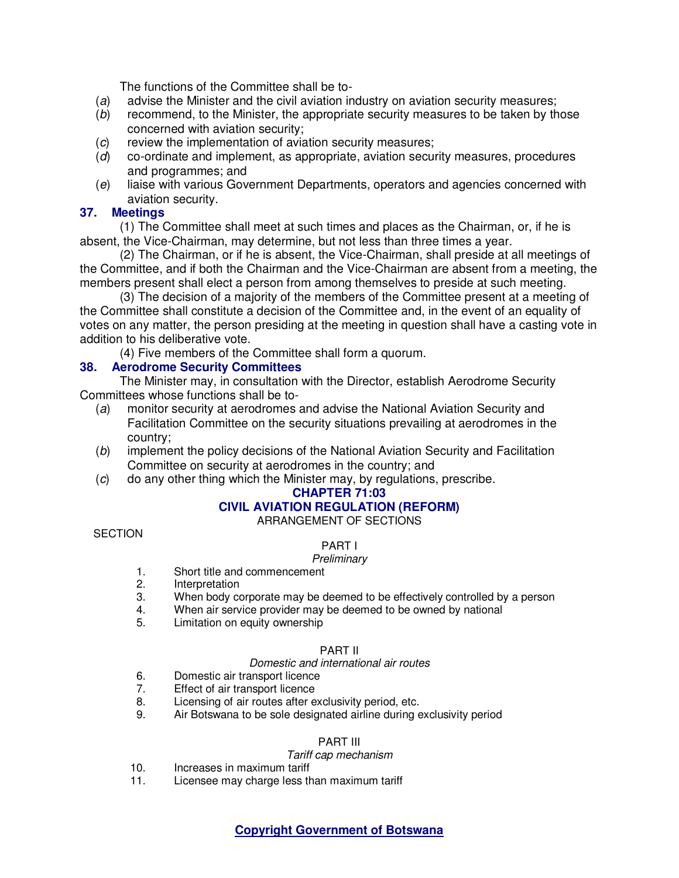The functions of the Committee shall be to-

(*a*) advise the Minister and the civil aviation industry on aviation security measures;
(*b*) recommend, to the Minister, the appropriate security measures to be taken by those concerned with aviation security;
(*c*) review the implementation of aviation security measures;
(*d*) co-ordinate and implement, as appropriate, aviation security measures, procedures and programmes; and
(*e*) liaise with various Government Departments, operators and agencies concerned with aviation security.

### 37. Meetings

(1) The Committee shall meet at such times and places as the Chairman, or, if he is absent, the Vice-Chairman, may determine, but not less than three times a year.

(2) The Chairman, or if he is absent, the Vice-Chairman, shall preside at all meetings of the Committee, and if both the Chairman and the Vice-Chairman are absent from a meeting, the members present shall elect a person from among themselves to preside at such meeting.

(3) The decision of a majority of the members of the Committee present at a meeting of the Committee shall constitute a decision of the Committee and, in the event of an equality of votes on any matter, the person presiding at the meeting in question shall have a casting vote in addition to his deliberative vote.

(4) Five members of the Committee shall form a quorum.

### 38. Aerodrome Security Committees

The Minister may, in consultation with the Director, establish Aerodrome Security Committees whose functions shall be to-

(*a*) monitor security at aerodromes and advise the National Aviation Security and Facilitation Committee on the security situations prevailing at aerodromes in the country;
(*b*) implement the policy decisions of the National Aviation Security and Facilitation Committee on security at aerodromes in the country; and
(*c*) do any other thing which the Minister may, by regulations, prescribe.

## CHAPTER 71:03
## CIVIL AVIATION REGULATION (REFORM)

ARRANGEMENT OF SECTIONS

SECTION

PART I
*Preliminary*

1. Short title and commencement
2. Interpretation
3. When body corporate may be deemed to be effectively controlled by a person
4. When air service provider may be deemed to be owned by national
5. Limitation on equity ownership

PART II
*Domestic and international air routes*

6. Domestic air transport licence
7. Effect of air transport licence
8. Licensing of air routes after exclusivity period, etc.
9. Air Botswana to be sole designated airline during exclusivity period

PART III
*Tariff cap mechanism*

10. Increases in maximum tariff
11. Licensee may charge less than maximum tariff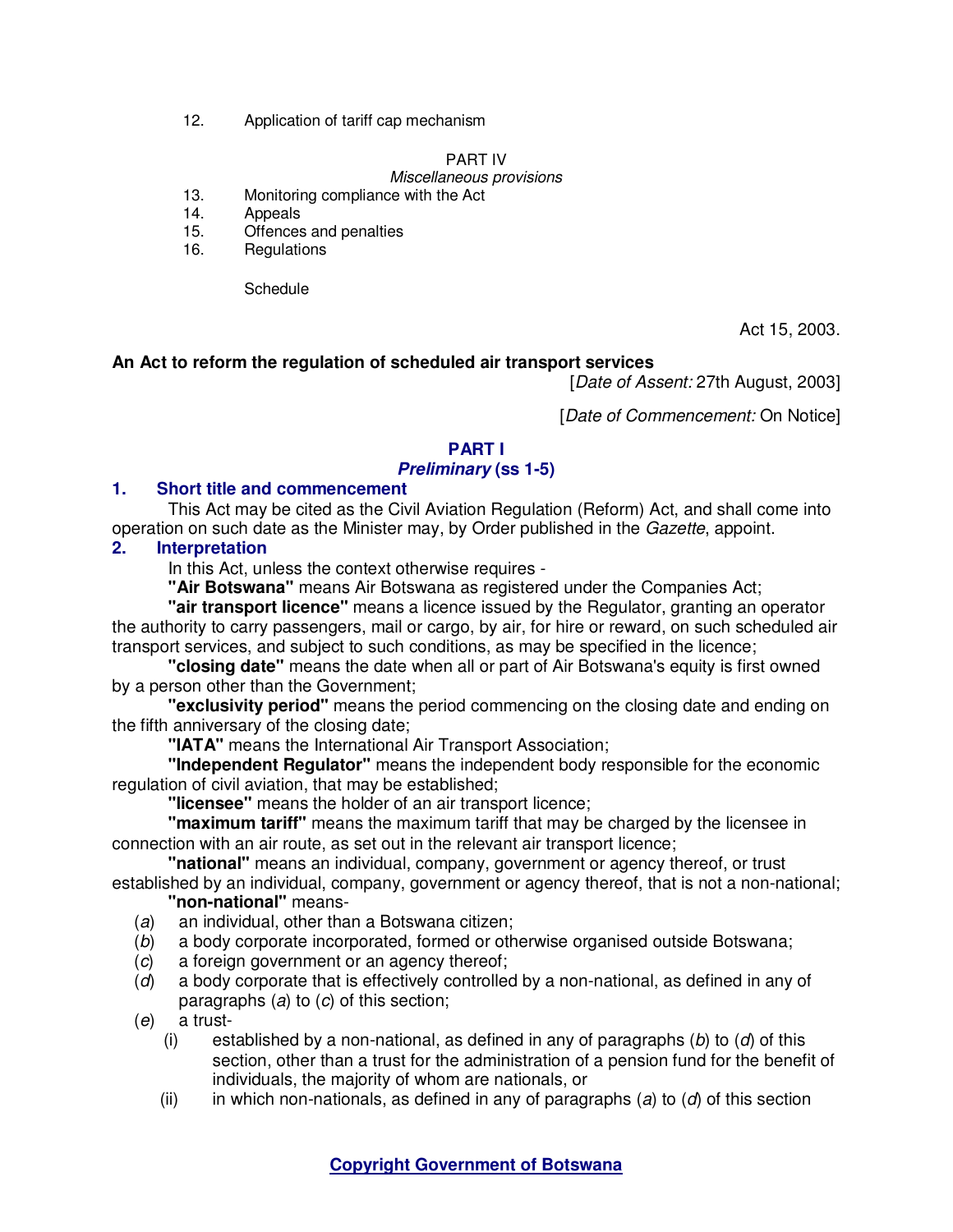12. Application of tariff cap mechanism

PART IV

*Miscellaneous provisions*

13. Monitoring compliance with the Act
14. Appeals
15. Offences and penalties
16. Regulations

Schedule

Act 15, 2003.

**An Act to reform the regulation of scheduled air transport services**

[*Date of Assent:* 27th August, 2003]

[*Date of Commencement:* On Notice]

## PART I
### *Preliminary* (ss 1-5)

**1. Short title and commencement**

This Act may be cited as the Civil Aviation Regulation (Reform) Act, and shall come into operation on such date as the Minister may, by Order published in the *Gazette*, appoint.

**2. Interpretation**

In this Act, unless the context otherwise requires -

**"Air Botswana"** means Air Botswana as registered under the Companies Act;

**"air transport licence"** means a licence issued by the Regulator, granting an operator the authority to carry passengers, mail or cargo, by air, for hire or reward, on such scheduled air transport services, and subject to such conditions, as may be specified in the licence;

**"closing date"** means the date when all or part of Air Botswana's equity is first owned by a person other than the Government;

**"exclusivity period"** means the period commencing on the closing date and ending on the fifth anniversary of the closing date;

**"IATA"** means the International Air Transport Association;

**"Independent Regulator"** means the independent body responsible for the economic regulation of civil aviation, that may be established;

**"licensee"** means the holder of an air transport licence;

**"maximum tariff"** means the maximum tariff that may be charged by the licensee in connection with an air route, as set out in the relevant air transport licence;

**"national"** means an individual, company, government or agency thereof, or trust established by an individual, company, government or agency thereof, that is not a non-national;

**"non-national"** means-

(*a*) an individual, other than a Botswana citizen;

(*b*) a body corporate incorporated, formed or otherwise organised outside Botswana;

(*c*) a foreign government or an agency thereof;

(*d*) a body corporate that is effectively controlled by a non-national, as defined in any of paragraphs (*a*) to (*c*) of this section;

(*e*) a trust-

(i) established by a non-national, as defined in any of paragraphs (*b*) to (*d*) of this section, other than a trust for the administration of a pension fund for the benefit of individuals, the majority of whom are nationals, or

(ii) in which non-nationals, as defined in any of paragraphs (*a*) to (*d*) of this section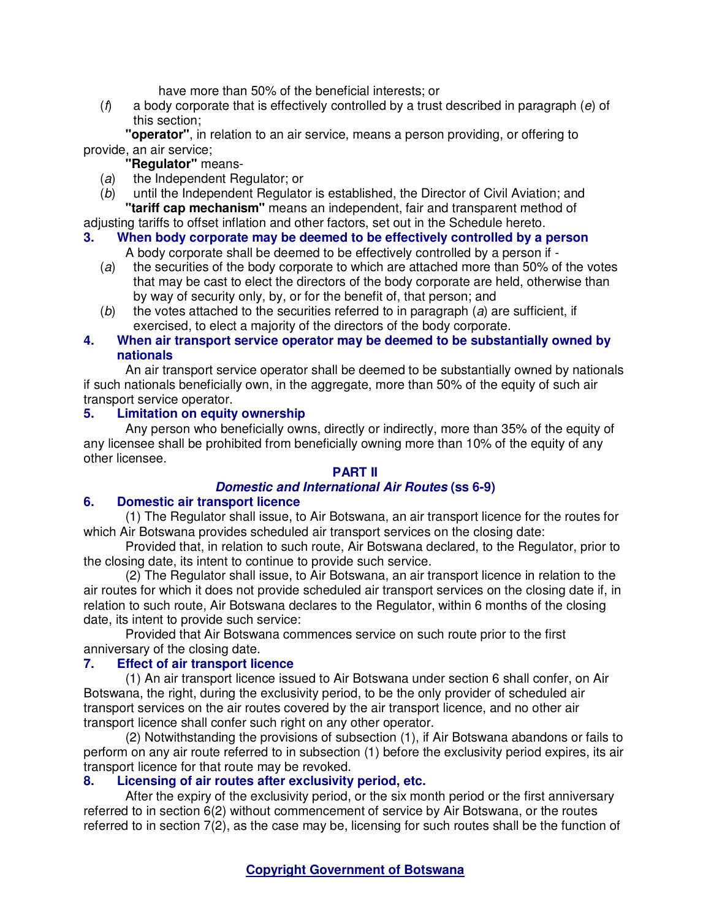have more than 50% of the beneficial interests; or

(*f*) a body corporate that is effectively controlled by a trust described in paragraph (*e*) of this section;

**"operator"**, in relation to an air service, means a person providing, or offering to provide, an air service;

**"Regulator"** means-

(*a*) the Independent Regulator; or

(*b*) until the Independent Regulator is established, the Director of Civil Aviation; and

**"tariff cap mechanism"** means an independent, fair and transparent method of adjusting tariffs to offset inflation and other factors, set out in the Schedule hereto.

### 3. When body corporate may be deemed to be effectively controlled by a person

A body corporate shall be deemed to be effectively controlled by a person if -

(*a*) the securities of the body corporate to which are attached more than 50% of the votes that may be cast to elect the directors of the body corporate are held, otherwise than by way of security only, by, or for the benefit of, that person; and

(*b*) the votes attached to the securities referred to in paragraph (*a*) are sufficient, if exercised, to elect a majority of the directors of the body corporate.

### 4. When air transport service operator may be deemed to be substantially owned by nationals

An air transport service operator shall be deemed to be substantially owned by nationals if such nationals beneficially own, in the aggregate, more than 50% of the equity of such air transport service operator.

### 5. Limitation on equity ownership

Any person who beneficially owns, directly or indirectly, more than 35% of the equity of any licensee shall be prohibited from beneficially owning more than 10% of the equity of any other licensee.

## PART II
## *Domestic and International Air Routes* (ss 6-9)

### 6. Domestic air transport licence

(1) The Regulator shall issue, to Air Botswana, an air transport licence for the routes for which Air Botswana provides scheduled air transport services on the closing date:

Provided that, in relation to such route, Air Botswana declared, to the Regulator, prior to the closing date, its intent to continue to provide such service.

(2) The Regulator shall issue, to Air Botswana, an air transport licence in relation to the air routes for which it does not provide scheduled air transport services on the closing date if, in relation to such route, Air Botswana declares to the Regulator, within 6 months of the closing date, its intent to provide such service:

Provided that Air Botswana commences service on such route prior to the first anniversary of the closing date.

### 7. Effect of air transport licence

(1) An air transport licence issued to Air Botswana under section 6 shall confer, on Air Botswana, the right, during the exclusivity period, to be the only provider of scheduled air transport services on the air routes covered by the air transport licence, and no other air transport licence shall confer such right on any other operator.

(2) Notwithstanding the provisions of subsection (1), if Air Botswana abandons or fails to perform on any air route referred to in subsection (1) before the exclusivity period expires, its air transport licence for that route may be revoked.

### 8. Licensing of air routes after exclusivity period, etc.

After the expiry of the exclusivity period, or the six month period or the first anniversary referred to in section 6(2) without commencement of service by Air Botswana, or the routes referred to in section 7(2), as the case may be, licensing for such routes shall be the function of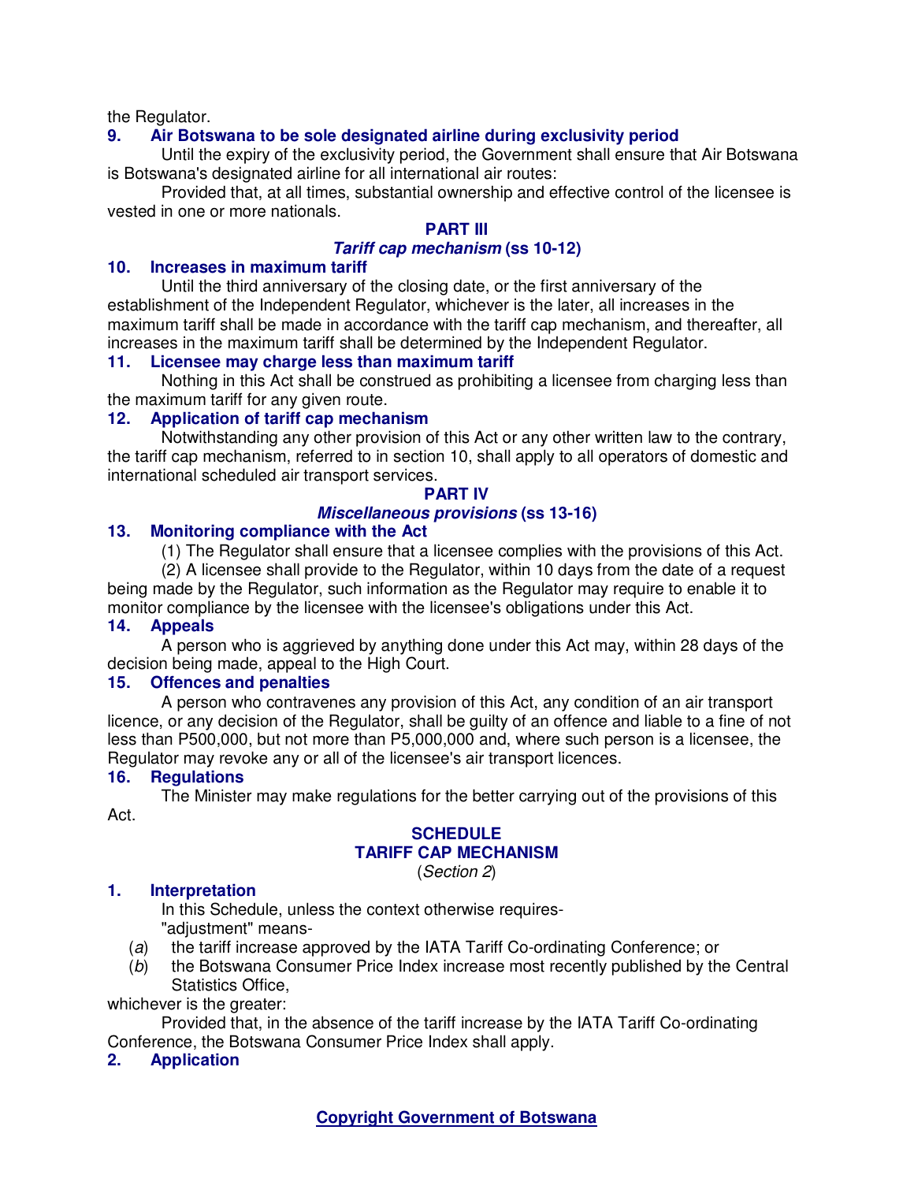the Regulator.

### 9. Air Botswana to be sole designated airline during exclusivity period

Until the expiry of the exclusivity period, the Government shall ensure that Air Botswana is Botswana's designated airline for all international air routes:

Provided that, at all times, substantial ownership and effective control of the licensee is vested in one or more nationals.

## PART III
## *Tariff cap mechanism* (ss 10-12)

### 10. Increases in maximum tariff

Until the third anniversary of the closing date, or the first anniversary of the establishment of the Independent Regulator, whichever is the later, all increases in the maximum tariff shall be made in accordance with the tariff cap mechanism, and thereafter, all increases in the maximum tariff shall be determined by the Independent Regulator.

### 11. Licensee may charge less than maximum tariff

Nothing in this Act shall be construed as prohibiting a licensee from charging less than the maximum tariff for any given route.

### 12. Application of tariff cap mechanism

Notwithstanding any other provision of this Act or any other written law to the contrary, the tariff cap mechanism, referred to in section 10, shall apply to all operators of domestic and international scheduled air transport services.

## PART IV
## *Miscellaneous provisions* (ss 13-16)

### 13. Monitoring compliance with the Act

(1) The Regulator shall ensure that a licensee complies with the provisions of this Act.

(2) A licensee shall provide to the Regulator, within 10 days from the date of a request being made by the Regulator, such information as the Regulator may require to enable it to monitor compliance by the licensee with the licensee's obligations under this Act.

### 14. Appeals

A person who is aggrieved by anything done under this Act may, within 28 days of the decision being made, appeal to the High Court.

### 15. Offences and penalties

A person who contravenes any provision of this Act, any condition of an air transport licence, or any decision of the Regulator, shall be guilty of an offence and liable to a fine of not less than P500,000, but not more than P5,000,000 and, where such person is a licensee, the Regulator may revoke any or all of the licensee's air transport licences.

### 16. Regulations

The Minister may make regulations for the better carrying out of the provisions of this Act.

## SCHEDULE
## TARIFF CAP MECHANISM
(*Section 2*)

### 1. Interpretation

In this Schedule, unless the context otherwise requires-

"adjustment" means-

(*a*) the tariff increase approved by the IATA Tariff Co-ordinating Conference; or

(*b*) the Botswana Consumer Price Index increase most recently published by the Central Statistics Office,

whichever is the greater:

Provided that, in the absence of the tariff increase by the IATA Tariff Co-ordinating Conference, the Botswana Consumer Price Index shall apply.

### 2. Application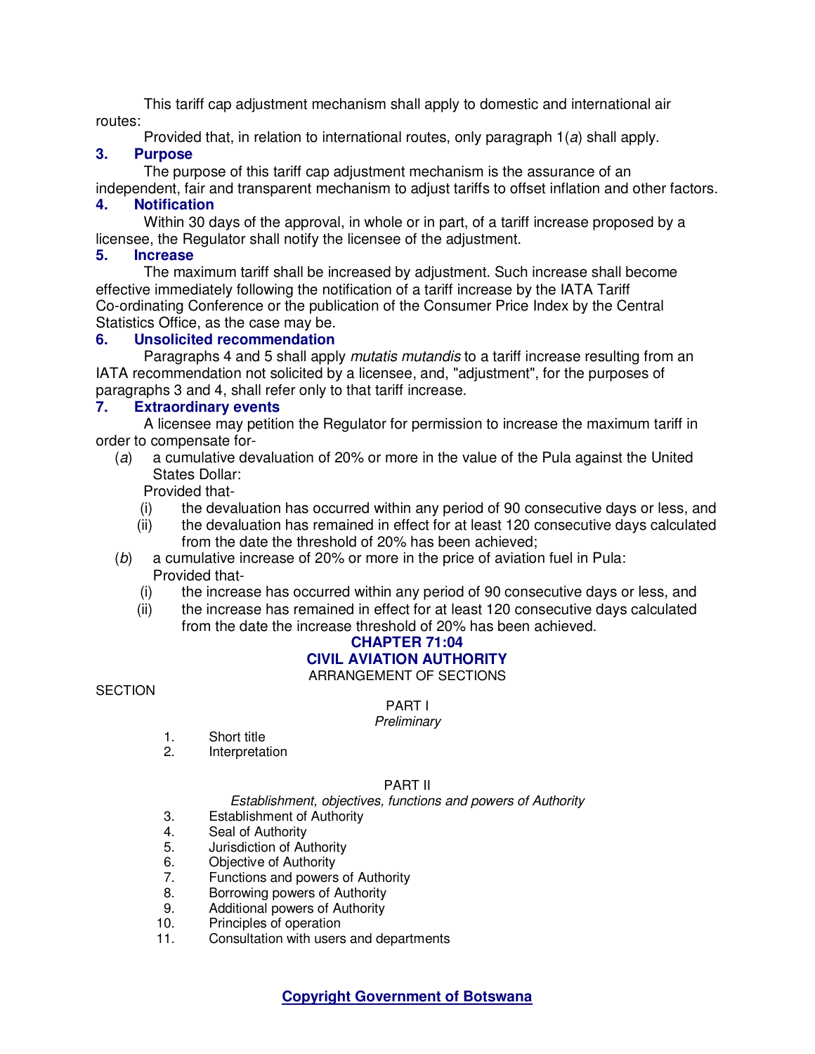This tariff cap adjustment mechanism shall apply to domestic and international air routes:

Provided that, in relation to international routes, only paragraph 1(*a*) shall apply.

**3. Purpose**

The purpose of this tariff cap adjustment mechanism is the assurance of an independent, fair and transparent mechanism to adjust tariffs to offset inflation and other factors.

**4. Notification**

Within 30 days of the approval, in whole or in part, of a tariff increase proposed by a licensee, the Regulator shall notify the licensee of the adjustment.

**5. Increase**

The maximum tariff shall be increased by adjustment. Such increase shall become effective immediately following the notification of a tariff increase by the IATA Tariff Co-ordinating Conference or the publication of the Consumer Price Index by the Central Statistics Office, as the case may be.

**6. Unsolicited recommendation**

Paragraphs 4 and 5 shall apply *mutatis mutandis* to a tariff increase resulting from an IATA recommendation not solicited by a licensee, and, "adjustment", for the purposes of paragraphs 3 and 4, shall refer only to that tariff increase.

**7. Extraordinary events**

A licensee may petition the Regulator for permission to increase the maximum tariff in order to compensate for-

(*a*) a cumulative devaluation of 20% or more in the value of the Pula against the United States Dollar:

Provided that-

(i) the devaluation has occurred within any period of 90 consecutive days or less, and

(ii) the devaluation has remained in effect for at least 120 consecutive days calculated from the date the threshold of 20% has been achieved;

(*b*) a cumulative increase of 20% or more in the price of aviation fuel in Pula:

Provided that-

(i) the increase has occurred within any period of 90 consecutive days or less, and

(ii) the increase has remained in effect for at least 120 consecutive days calculated from the date the increase threshold of 20% has been achieved.

# CHAPTER 71:04
# CIVIL AVIATION AUTHORITY

ARRANGEMENT OF SECTIONS

SECTION

PART I
*Preliminary*

1. Short title
2. Interpretation

PART II
*Establishment, objectives, functions and powers of Authority*

3. Establishment of Authority
4. Seal of Authority
5. Jurisdiction of Authority
6. Objective of Authority
7. Functions and powers of Authority
8. Borrowing powers of Authority
9. Additional powers of Authority
10. Principles of operation
11. Consultation with users and departments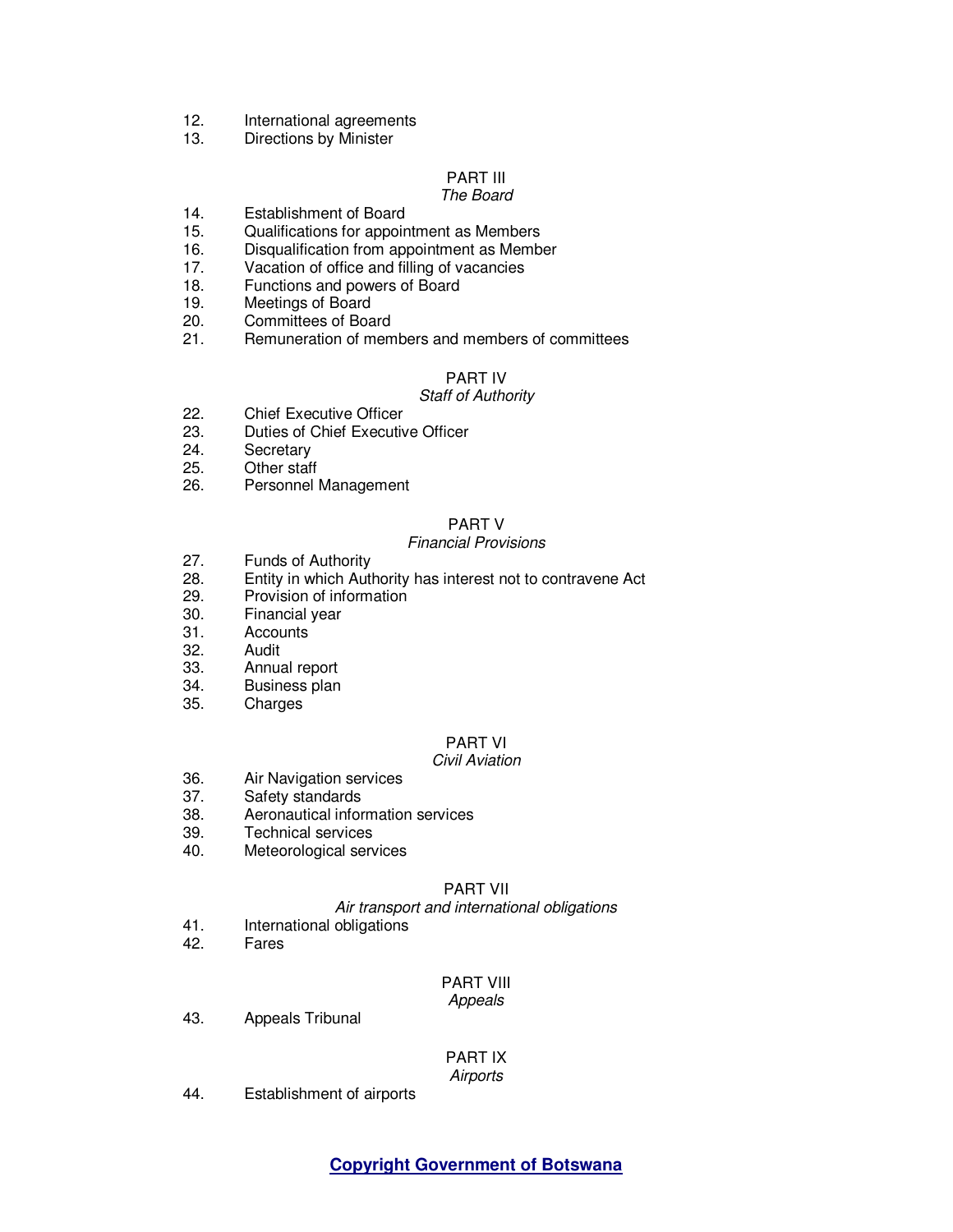12. International agreements
13. Directions by Minister

PART III
*The Board*

14. Establishment of Board
15. Qualifications for appointment as Members
16. Disqualification from appointment as Member
17. Vacation of office and filling of vacancies
18. Functions and powers of Board
19. Meetings of Board
20. Committees of Board
21. Remuneration of members and members of committees

PART IV
*Staff of Authority*

22. Chief Executive Officer
23. Duties of Chief Executive Officer
24. Secretary
25. Other staff
26. Personnel Management

PART V
*Financial Provisions*

27. Funds of Authority
28. Entity in which Authority has interest not to contravene Act
29. Provision of information
30. Financial year
31. Accounts
32. Audit
33. Annual report
34. Business plan
35. Charges

PART VI
*Civil Aviation*

36. Air Navigation services
37. Safety standards
38. Aeronautical information services
39. Technical services
40. Meteorological services

PART VII
*Air transport and international obligations*

41. International obligations
42. Fares

PART VIII
*Appeals*

43. Appeals Tribunal

PART IX
*Airports*

44. Establishment of airports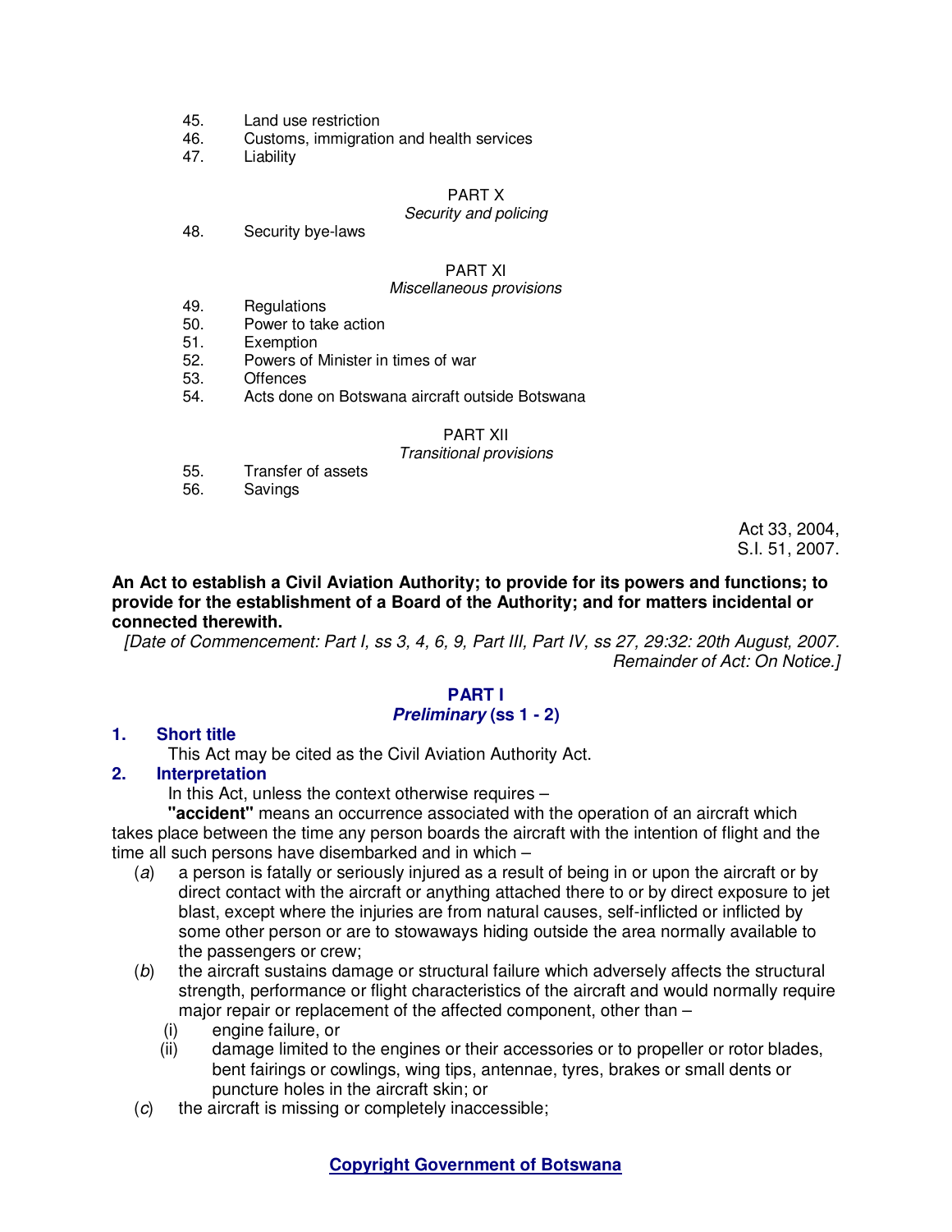45. Land use restriction
46. Customs, immigration and health services
47. Liability

PART X
*Security and policing*

48. Security bye-laws

PART XI
*Miscellaneous provisions*

49. Regulations
50. Power to take action
51. Exemption
52. Powers of Minister in times of war
53. Offences
54. Acts done on Botswana aircraft outside Botswana

PART XII
*Transitional provisions*

55. Transfer of assets
56. Savings

Act 33, 2004,
S.I. 51, 2007.

**An Act to establish a Civil Aviation Authority; to provide for its powers and functions; to provide for the establishment of a Board of the Authority; and for matters incidental or connected therewith.**

*[Date of Commencement: Part I, ss 3, 4, 6, 9, Part III, Part IV, ss 27, 29:32: 20th August, 2007. Remainder of Act: On Notice.]*

## PART I
## *Preliminary* (ss 1 - 2)

### 1. Short title

This Act may be cited as the Civil Aviation Authority Act.

### 2. Interpretation

In this Act, unless the context otherwise requires –

**"accident"** means an occurrence associated with the operation of an aircraft which takes place between the time any person boards the aircraft with the intention of flight and the time all such persons have disembarked and in which –

(*a*) a person is fatally or seriously injured as a result of being in or upon the aircraft or by direct contact with the aircraft or anything attached there to or by direct exposure to jet blast, except where the injuries are from natural causes, self-inflicted or inflicted by some other person or are to stowaways hiding outside the area normally available to the passengers or crew;

(*b*) the aircraft sustains damage or structural failure which adversely affects the structural strength, performance or flight characteristics of the aircraft and would normally require major repair or replacement of the affected component, other than –

(i) engine failure, or

(ii) damage limited to the engines or their accessories or to propeller or rotor blades, bent fairings or cowlings, wing tips, antennae, tyres, brakes or small dents or puncture holes in the aircraft skin; or

(*c*) the aircraft is missing or completely inaccessible;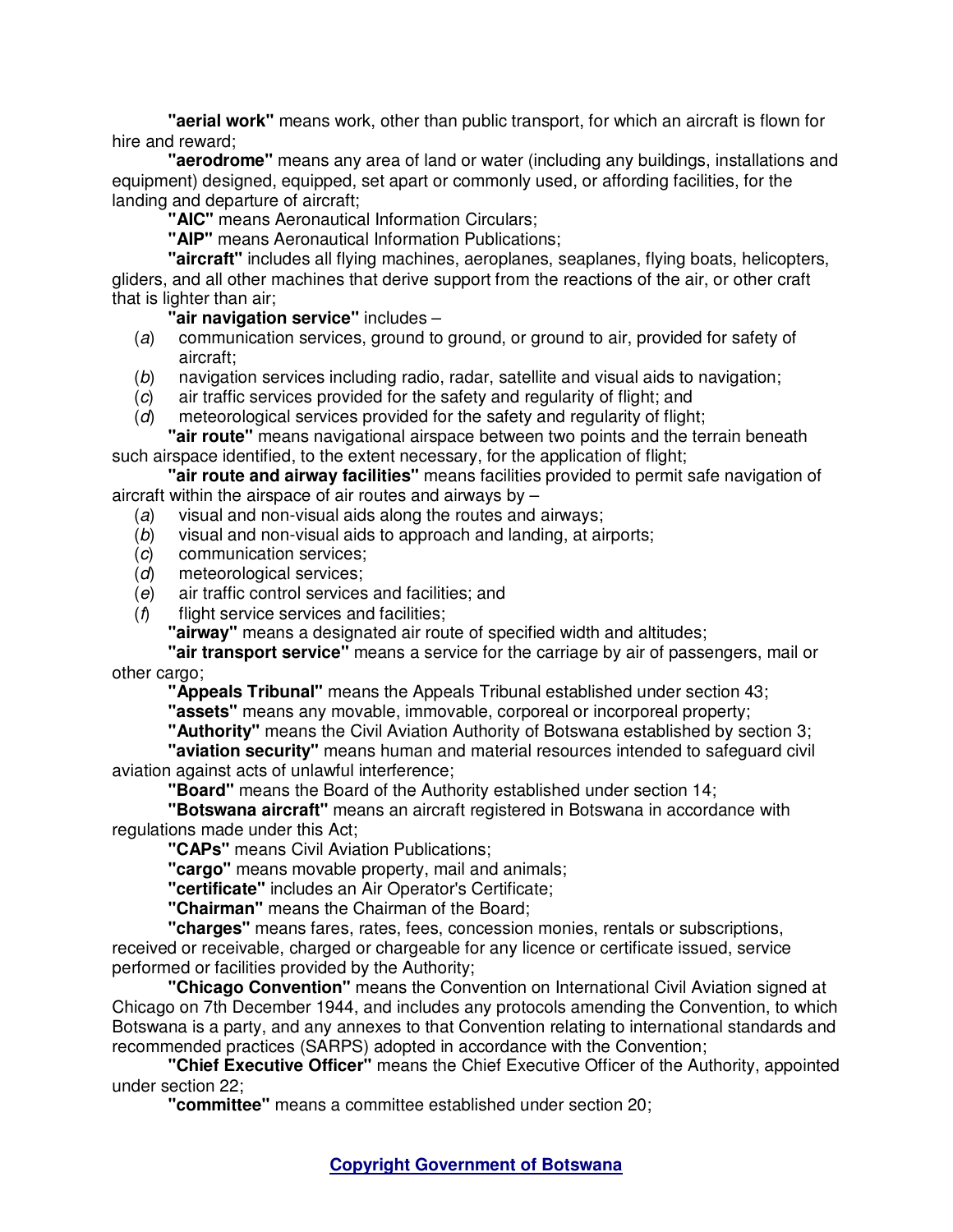**"aerial work"** means work, other than public transport, for which an aircraft is flown for hire and reward;

**"aerodrome"** means any area of land or water (including any buildings, installations and equipment) designed, equipped, set apart or commonly used, or affording facilities, for the landing and departure of aircraft;

**"AIC"** means Aeronautical Information Circulars;

**"AIP"** means Aeronautical Information Publications;

**"aircraft"** includes all flying machines, aeroplanes, seaplanes, flying boats, helicopters, gliders, and all other machines that derive support from the reactions of the air, or other craft that is lighter than air;

**"air navigation service"** includes –

(*a*) communication services, ground to ground, or ground to air, provided for safety of aircraft;

(*b*) navigation services including radio, radar, satellite and visual aids to navigation;

(*c*) air traffic services provided for the safety and regularity of flight; and

(*d*) meteorological services provided for the safety and regularity of flight;

**"air route"** means navigational airspace between two points and the terrain beneath such airspace identified, to the extent necessary, for the application of flight;

**"air route and airway facilities"** means facilities provided to permit safe navigation of aircraft within the airspace of air routes and airways by –

(*a*) visual and non-visual aids along the routes and airways;

(*b*) visual and non-visual aids to approach and landing, at airports;

(*c*) communication services;

(*d*) meteorological services;

(*e*) air traffic control services and facilities; and

(*f*) flight service services and facilities;

**"airway"** means a designated air route of specified width and altitudes;

**"air transport service"** means a service for the carriage by air of passengers, mail or other cargo;

**"Appeals Tribunal"** means the Appeals Tribunal established under section 43;

**"assets"** means any movable, immovable, corporeal or incorporeal property;

**"Authority"** means the Civil Aviation Authority of Botswana established by section 3;

**"aviation security"** means human and material resources intended to safeguard civil aviation against acts of unlawful interference;

**"Board"** means the Board of the Authority established under section 14;

**"Botswana aircraft"** means an aircraft registered in Botswana in accordance with regulations made under this Act;

**"CAPs"** means Civil Aviation Publications;

**"cargo"** means movable property, mail and animals;

**"certificate"** includes an Air Operator's Certificate;

**"Chairman"** means the Chairman of the Board;

**"charges"** means fares, rates, fees, concession monies, rentals or subscriptions, received or receivable, charged or chargeable for any licence or certificate issued, service performed or facilities provided by the Authority;

**"Chicago Convention"** means the Convention on International Civil Aviation signed at Chicago on 7th December 1944, and includes any protocols amending the Convention, to which Botswana is a party, and any annexes to that Convention relating to international standards and recommended practices (SARPS) adopted in accordance with the Convention;

**"Chief Executive Officer"** means the Chief Executive Officer of the Authority, appointed under section 22;

**"committee"** means a committee established under section 20;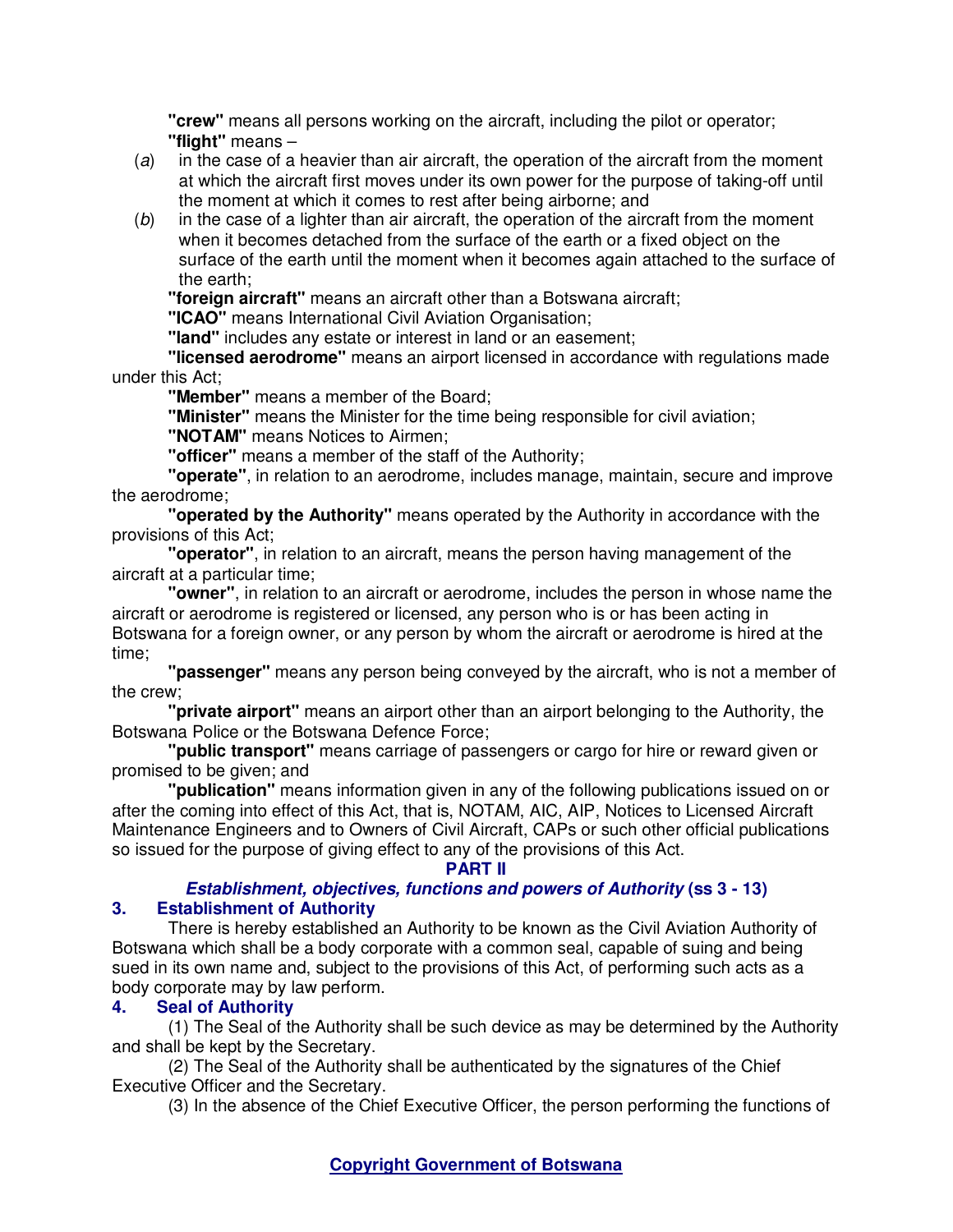**"crew"** means all persons working on the aircraft, including the pilot or operator;

**"flight"** means –

(*a*) in the case of a heavier than air aircraft, the operation of the aircraft from the moment at which the aircraft first moves under its own power for the purpose of taking-off until the moment at which it comes to rest after being airborne; and

(*b*) in the case of a lighter than air aircraft, the operation of the aircraft from the moment when it becomes detached from the surface of the earth or a fixed object on the surface of the earth until the moment when it becomes again attached to the surface of the earth;

**"foreign aircraft"** means an aircraft other than a Botswana aircraft;

**"ICAO"** means International Civil Aviation Organisation;

**"land"** includes any estate or interest in land or an easement;

**"licensed aerodrome"** means an airport licensed in accordance with regulations made under this Act;

**"Member"** means a member of the Board;

**"Minister"** means the Minister for the time being responsible for civil aviation;

**"NOTAM"** means Notices to Airmen;

**"officer"** means a member of the staff of the Authority;

**"operate"**, in relation to an aerodrome, includes manage, maintain, secure and improve the aerodrome;

**"operated by the Authority"** means operated by the Authority in accordance with the provisions of this Act;

**"operator"**, in relation to an aircraft, means the person having management of the aircraft at a particular time;

**"owner"**, in relation to an aircraft or aerodrome, includes the person in whose name the aircraft or aerodrome is registered or licensed, any person who is or has been acting in Botswana for a foreign owner, or any person by whom the aircraft or aerodrome is hired at the time;

**"passenger"** means any person being conveyed by the aircraft, who is not a member of the crew;

**"private airport"** means an airport other than an airport belonging to the Authority, the Botswana Police or the Botswana Defence Force;

**"public transport"** means carriage of passengers or cargo for hire or reward given or promised to be given; and

**"publication"** means information given in any of the following publications issued on or after the coming into effect of this Act, that is, NOTAM, AIC, AIP, Notices to Licensed Aircraft Maintenance Engineers and to Owners of Civil Aircraft, CAPs or such other official publications so issued for the purpose of giving effect to any of the provisions of this Act.

## PART II

### *Establishment, objectives, functions and powers of Authority* (ss 3 - 13)

### 3. Establishment of Authority

There is hereby established an Authority to be known as the Civil Aviation Authority of Botswana which shall be a body corporate with a common seal, capable of suing and being sued in its own name and, subject to the provisions of this Act, of performing such acts as a body corporate may by law perform.

### 4. Seal of Authority

(1) The Seal of the Authority shall be such device as may be determined by the Authority and shall be kept by the Secretary.

(2) The Seal of the Authority shall be authenticated by the signatures of the Chief Executive Officer and the Secretary.

(3) In the absence of the Chief Executive Officer, the person performing the functions of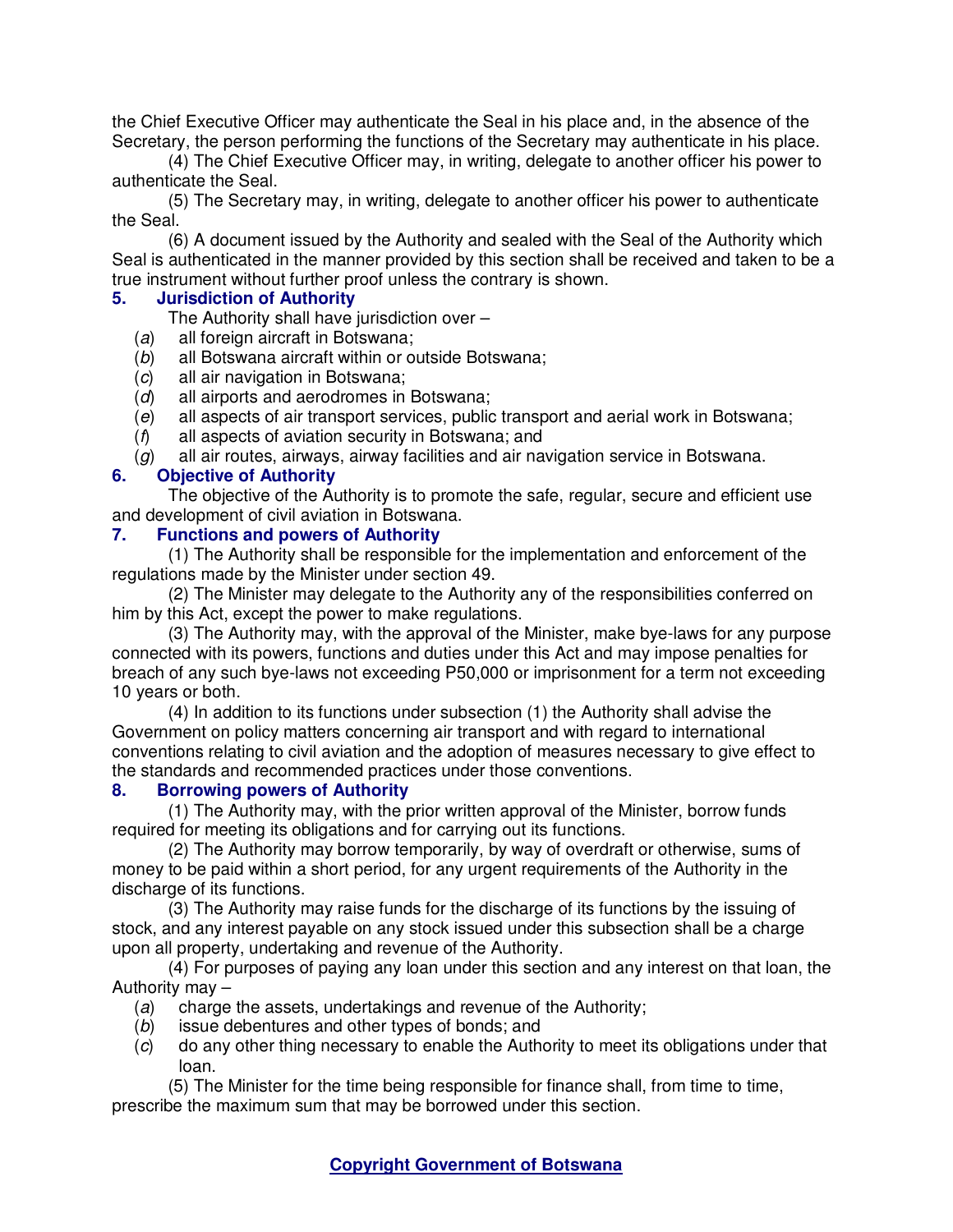the Chief Executive Officer may authenticate the Seal in his place and, in the absence of the Secretary, the person performing the functions of the Secretary may authenticate in his place.

(4) The Chief Executive Officer may, in writing, delegate to another officer his power to authenticate the Seal.

(5) The Secretary may, in writing, delegate to another officer his power to authenticate the Seal.

(6) A document issued by the Authority and sealed with the Seal of the Authority which Seal is authenticated in the manner provided by this section shall be received and taken to be a true instrument without further proof unless the contrary is shown.

### 5. Jurisdiction of Authority

The Authority shall have jurisdiction over –

(*a*) all foreign aircraft in Botswana;

(*b*) all Botswana aircraft within or outside Botswana;

(*c*) all air navigation in Botswana;

(*d*) all airports and aerodromes in Botswana;

(*e*) all aspects of air transport services, public transport and aerial work in Botswana;

(*f*) all aspects of aviation security in Botswana; and

(*g*) all air routes, airways, airway facilities and air navigation service in Botswana.

### 6. Objective of Authority

The objective of the Authority is to promote the safe, regular, secure and efficient use and development of civil aviation in Botswana.

### 7. Functions and powers of Authority

(1) The Authority shall be responsible for the implementation and enforcement of the regulations made by the Minister under section 49.

(2) The Minister may delegate to the Authority any of the responsibilities conferred on him by this Act, except the power to make regulations.

(3) The Authority may, with the approval of the Minister, make bye-laws for any purpose connected with its powers, functions and duties under this Act and may impose penalties for breach of any such bye-laws not exceeding P50,000 or imprisonment for a term not exceeding 10 years or both.

(4) In addition to its functions under subsection (1) the Authority shall advise the Government on policy matters concerning air transport and with regard to international conventions relating to civil aviation and the adoption of measures necessary to give effect to the standards and recommended practices under those conventions.

### 8. Borrowing powers of Authority

(1) The Authority may, with the prior written approval of the Minister, borrow funds required for meeting its obligations and for carrying out its functions.

(2) The Authority may borrow temporarily, by way of overdraft or otherwise, sums of money to be paid within a short period, for any urgent requirements of the Authority in the discharge of its functions.

(3) The Authority may raise funds for the discharge of its functions by the issuing of stock, and any interest payable on any stock issued under this subsection shall be a charge upon all property, undertaking and revenue of the Authority.

(4) For purposes of paying any loan under this section and any interest on that loan, the Authority may –

(*a*) charge the assets, undertakings and revenue of the Authority;

(*b*) issue debentures and other types of bonds; and

(*c*) do any other thing necessary to enable the Authority to meet its obligations under that loan.

(5) The Minister for the time being responsible for finance shall, from time to time, prescribe the maximum sum that may be borrowed under this section.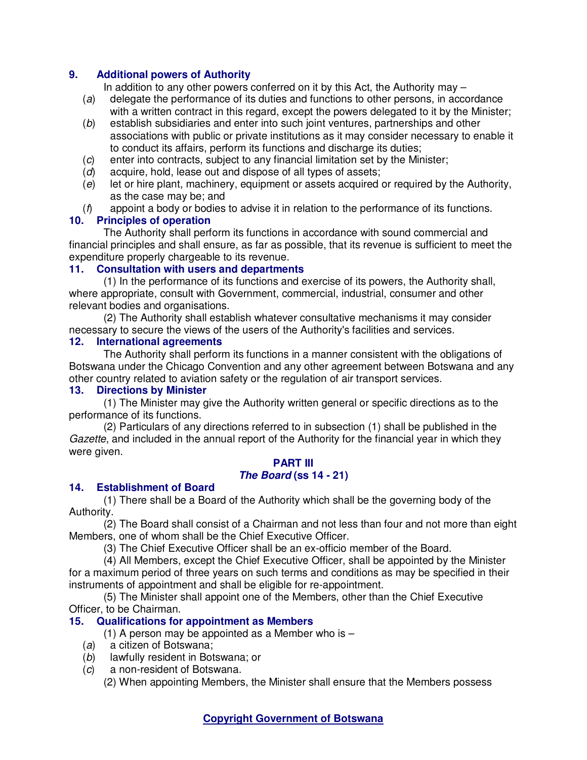**9. Additional powers of Authority**

In addition to any other powers conferred on it by this Act, the Authority may –

(*a*) delegate the performance of its duties and functions to other persons, in accordance with a written contract in this regard, except the powers delegated to it by the Minister;

(*b*) establish subsidiaries and enter into such joint ventures, partnerships and other associations with public or private institutions as it may consider necessary to enable it to conduct its affairs, perform its functions and discharge its duties;

(*c*) enter into contracts, subject to any financial limitation set by the Minister;

(*d*) acquire, hold, lease out and dispose of all types of assets;

(*e*) let or hire plant, machinery, equipment or assets acquired or required by the Authority, as the case may be; and

(*f*) appoint a body or bodies to advise it in relation to the performance of its functions.

**10. Principles of operation**

The Authority shall perform its functions in accordance with sound commercial and financial principles and shall ensure, as far as possible, that its revenue is sufficient to meet the expenditure properly chargeable to its revenue.

**11. Consultation with users and departments**

(1) In the performance of its functions and exercise of its powers, the Authority shall, where appropriate, consult with Government, commercial, industrial, consumer and other relevant bodies and organisations.

(2) The Authority shall establish whatever consultative mechanisms it may consider necessary to secure the views of the users of the Authority's facilities and services.

**12. International agreements**

The Authority shall perform its functions in a manner consistent with the obligations of Botswana under the Chicago Convention and any other agreement between Botswana and any other country related to aviation safety or the regulation of air transport services.

**13. Directions by Minister**

(1) The Minister may give the Authority written general or specific directions as to the performance of its functions.

(2) Particulars of any directions referred to in subsection (1) shall be published in the *Gazette*, and included in the annual report of the Authority for the financial year in which they were given.

## PART III
## *The Board* (ss 14 - 21)

**14. Establishment of Board**

(1) There shall be a Board of the Authority which shall be the governing body of the Authority.

(2) The Board shall consist of a Chairman and not less than four and not more than eight Members, one of whom shall be the Chief Executive Officer.

(3) The Chief Executive Officer shall be an ex-officio member of the Board.

(4) All Members, except the Chief Executive Officer, shall be appointed by the Minister for a maximum period of three years on such terms and conditions as may be specified in their instruments of appointment and shall be eligible for re-appointment.

(5) The Minister shall appoint one of the Members, other than the Chief Executive Officer, to be Chairman.

**15. Qualifications for appointment as Members**

(1) A person may be appointed as a Member who is –

(*a*) a citizen of Botswana;

(*b*) lawfully resident in Botswana; or

(*c*) a non-resident of Botswana.

(2) When appointing Members, the Minister shall ensure that the Members possess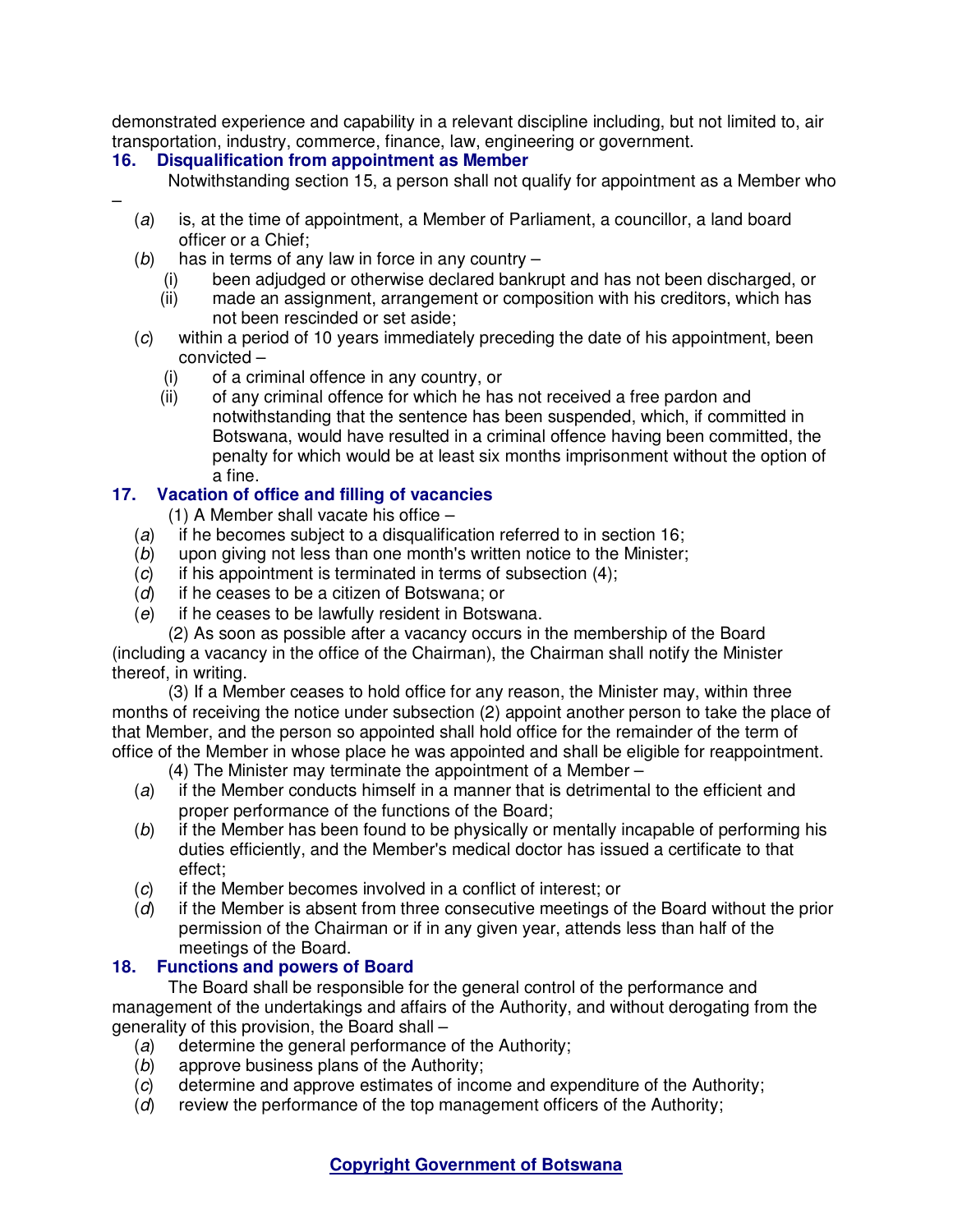demonstrated experience and capability in a relevant discipline including, but not limited to, air transportation, industry, commerce, finance, law, engineering or government.

### 16. Disqualification from appointment as Member

Notwithstanding section 15, a person shall not qualify for appointment as a Member who –

(*a*) is, at the time of appointment, a Member of Parliament, a councillor, a land board officer or a Chief;

(*b*) has in terms of any law in force in any country –

- (i) been adjudged or otherwise declared bankrupt and has not been discharged, or
- (ii) made an assignment, arrangement or composition with his creditors, which has not been rescinded or set aside;

(*c*) within a period of 10 years immediately preceding the date of his appointment, been convicted –

- (i) of a criminal offence in any country, or
- (ii) of any criminal offence for which he has not received a free pardon and notwithstanding that the sentence has been suspended, which, if committed in Botswana, would have resulted in a criminal offence having been committed, the penalty for which would be at least six months imprisonment without the option of a fine.

### 17. Vacation of office and filling of vacancies

(1) A Member shall vacate his office –

(*a*) if he becomes subject to a disqualification referred to in section 16;

(*b*) upon giving not less than one month's written notice to the Minister;

(*c*) if his appointment is terminated in terms of subsection (4);

(*d*) if he ceases to be a citizen of Botswana; or

(*e*) if he ceases to be lawfully resident in Botswana.

(2) As soon as possible after a vacancy occurs in the membership of the Board (including a vacancy in the office of the Chairman), the Chairman shall notify the Minister thereof, in writing.

(3) If a Member ceases to hold office for any reason, the Minister may, within three months of receiving the notice under subsection (2) appoint another person to take the place of that Member, and the person so appointed shall hold office for the remainder of the term of office of the Member in whose place he was appointed and shall be eligible for reappointment.

(4) The Minister may terminate the appointment of a Member –

(*a*) if the Member conducts himself in a manner that is detrimental to the efficient and proper performance of the functions of the Board;

(*b*) if the Member has been found to be physically or mentally incapable of performing his duties efficiently, and the Member's medical doctor has issued a certificate to that effect;

(*c*) if the Member becomes involved in a conflict of interest; or

(*d*) if the Member is absent from three consecutive meetings of the Board without the prior permission of the Chairman or if in any given year, attends less than half of the meetings of the Board.

### 18. Functions and powers of Board

The Board shall be responsible for the general control of the performance and management of the undertakings and affairs of the Authority, and without derogating from the generality of this provision, the Board shall –

(*a*) determine the general performance of the Authority;

(*b*) approve business plans of the Authority;

(*c*) determine and approve estimates of income and expenditure of the Authority;

(*d*) review the performance of the top management officers of the Authority;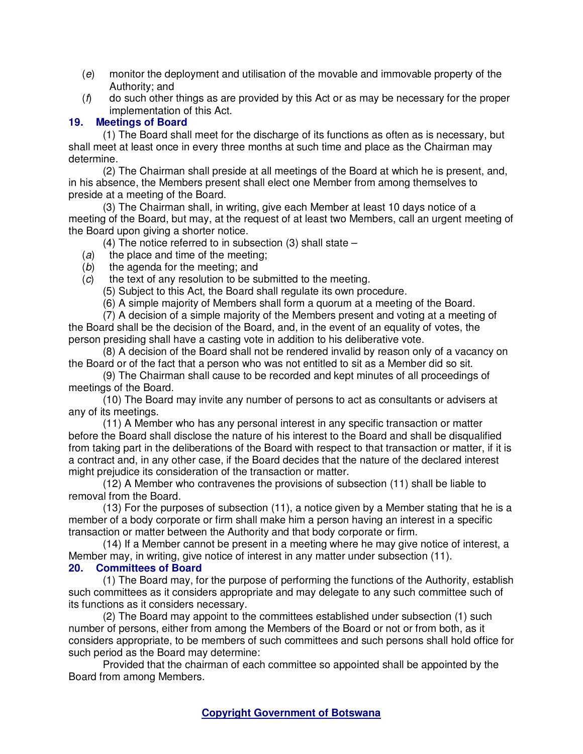(*e*) monitor the deployment and utilisation of the movable and immovable property of the Authority; and

(*f*) do such other things as are provided by this Act or as may be necessary for the proper implementation of this Act.

### 19. Meetings of Board

(1) The Board shall meet for the discharge of its functions as often as is necessary, but shall meet at least once in every three months at such time and place as the Chairman may determine.

(2) The Chairman shall preside at all meetings of the Board at which he is present, and, in his absence, the Members present shall elect one Member from among themselves to preside at a meeting of the Board.

(3) The Chairman shall, in writing, give each Member at least 10 days notice of a meeting of the Board, but may, at the request of at least two Members, call an urgent meeting of the Board upon giving a shorter notice.

(4) The notice referred to in subsection (3) shall state –

(*a*) the place and time of the meeting;

(*b*) the agenda for the meeting; and

(*c*) the text of any resolution to be submitted to the meeting.

(5) Subject to this Act, the Board shall regulate its own procedure.

(6) A simple majority of Members shall form a quorum at a meeting of the Board.

(7) A decision of a simple majority of the Members present and voting at a meeting of the Board shall be the decision of the Board, and, in the event of an equality of votes, the person presiding shall have a casting vote in addition to his deliberative vote.

(8) A decision of the Board shall not be rendered invalid by reason only of a vacancy on the Board or of the fact that a person who was not entitled to sit as a Member did so sit.

(9) The Chairman shall cause to be recorded and kept minutes of all proceedings of meetings of the Board.

(10) The Board may invite any number of persons to act as consultants or advisers at any of its meetings.

(11) A Member who has any personal interest in any specific transaction or matter before the Board shall disclose the nature of his interest to the Board and shall be disqualified from taking part in the deliberations of the Board with respect to that transaction or matter, if it is a contract and, in any other case, if the Board decides that the nature of the declared interest might prejudice its consideration of the transaction or matter.

(12) A Member who contravenes the provisions of subsection (11) shall be liable to removal from the Board.

(13) For the purposes of subsection (11), a notice given by a Member stating that he is a member of a body corporate or firm shall make him a person having an interest in a specific transaction or matter between the Authority and that body corporate or firm.

(14) If a Member cannot be present in a meeting where he may give notice of interest, a Member may, in writing, give notice of interest in any matter under subsection (11).

### 20. Committees of Board

(1) The Board may, for the purpose of performing the functions of the Authority, establish such committees as it considers appropriate and may delegate to any such committee such of its functions as it considers necessary.

(2) The Board may appoint to the committees established under subsection (1) such number of persons, either from among the Members of the Board or not or from both, as it considers appropriate, to be members of such committees and such persons shall hold office for such period as the Board may determine:

Provided that the chairman of each committee so appointed shall be appointed by the Board from among Members.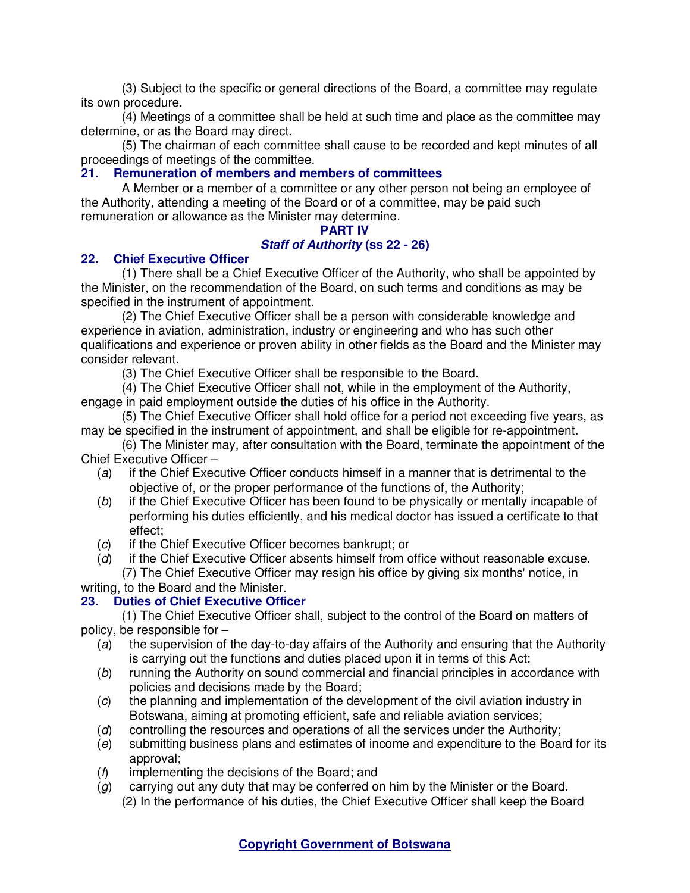(3) Subject to the specific or general directions of the Board, a committee may regulate its own procedure.

(4) Meetings of a committee shall be held at such time and place as the committee may determine, or as the Board may direct.

(5) The chairman of each committee shall cause to be recorded and kept minutes of all proceedings of meetings of the committee.

### 21. Remuneration of members and members of committees

A Member or a member of a committee or any other person not being an employee of the Authority, attending a meeting of the Board or of a committee, may be paid such remuneration or allowance as the Minister may determine.

## PART IV
## *Staff of Authority* (ss 22 - 26)

### 22. Chief Executive Officer

(1) There shall be a Chief Executive Officer of the Authority, who shall be appointed by the Minister, on the recommendation of the Board, on such terms and conditions as may be specified in the instrument of appointment.

(2) The Chief Executive Officer shall be a person with considerable knowledge and experience in aviation, administration, industry or engineering and who has such other qualifications and experience or proven ability in other fields as the Board and the Minister may consider relevant.

(3) The Chief Executive Officer shall be responsible to the Board.

(4) The Chief Executive Officer shall not, while in the employment of the Authority, engage in paid employment outside the duties of his office in the Authority.

(5) The Chief Executive Officer shall hold office for a period not exceeding five years, as may be specified in the instrument of appointment, and shall be eligible for re-appointment.

(6) The Minister may, after consultation with the Board, terminate the appointment of the Chief Executive Officer –

- (*a*) if the Chief Executive Officer conducts himself in a manner that is detrimental to the objective of, or the proper performance of the functions of, the Authority;
- (*b*) if the Chief Executive Officer has been found to be physically or mentally incapable of performing his duties efficiently, and his medical doctor has issued a certificate to that effect;
- (*c*) if the Chief Executive Officer becomes bankrupt; or
- (*d*) if the Chief Executive Officer absents himself from office without reasonable excuse.

(7) The Chief Executive Officer may resign his office by giving six months' notice, in writing, to the Board and the Minister.

### 23. Duties of Chief Executive Officer

(1) The Chief Executive Officer shall, subject to the control of the Board on matters of policy, be responsible for –

- (*a*) the supervision of the day-to-day affairs of the Authority and ensuring that the Authority is carrying out the functions and duties placed upon it in terms of this Act;
- (*b*) running the Authority on sound commercial and financial principles in accordance with policies and decisions made by the Board;
- (*c*) the planning and implementation of the development of the civil aviation industry in Botswana, aiming at promoting efficient, safe and reliable aviation services;
- (*d*) controlling the resources and operations of all the services under the Authority;
- (*e*) submitting business plans and estimates of income and expenditure to the Board for its approval;
- (*f*) implementing the decisions of the Board; and
- (*g*) carrying out any duty that may be conferred on him by the Minister or the Board.

(2) In the performance of his duties, the Chief Executive Officer shall keep the Board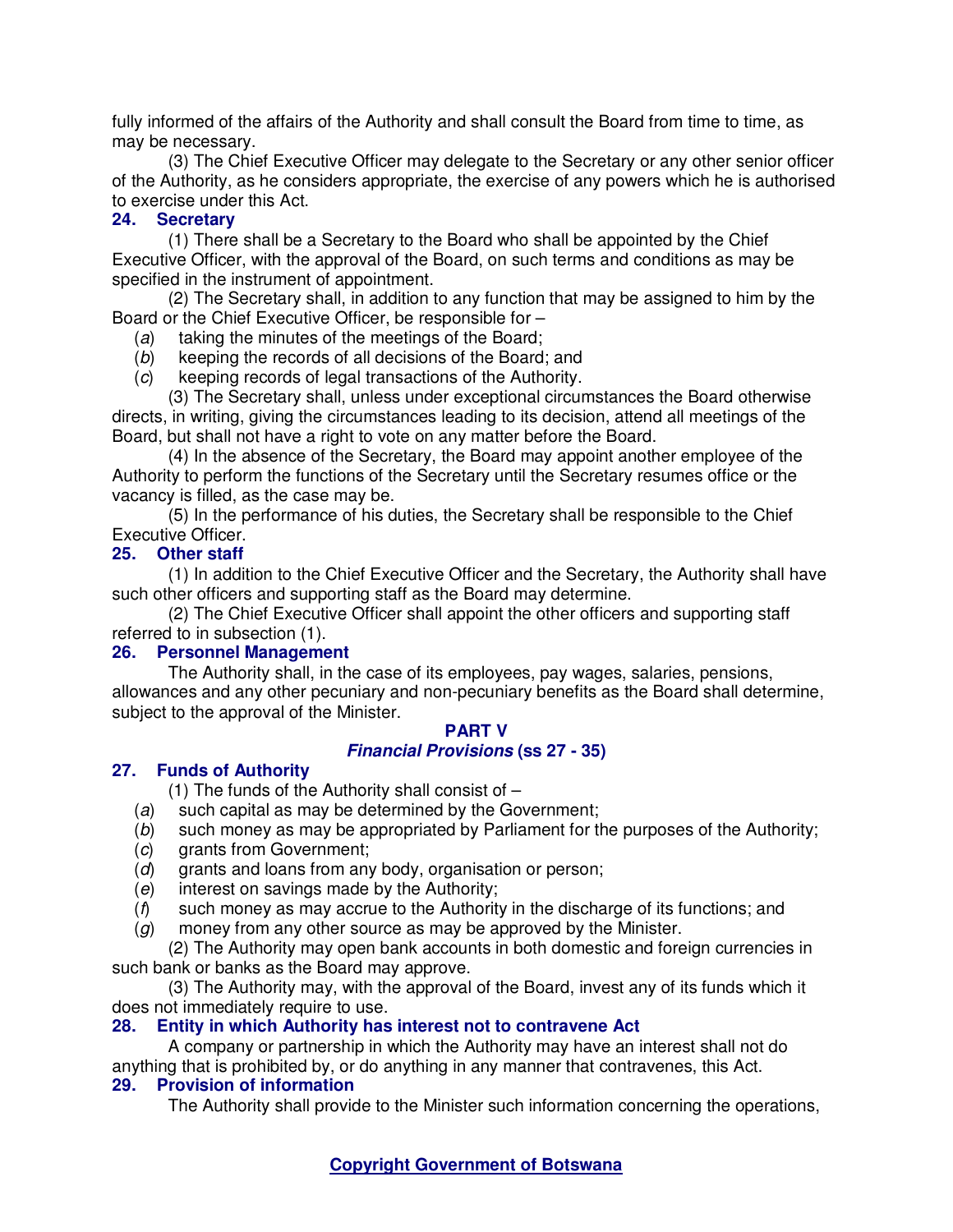fully informed of the affairs of the Authority and shall consult the Board from time to time, as may be necessary.

(3) The Chief Executive Officer may delegate to the Secretary or any other senior officer of the Authority, as he considers appropriate, the exercise of any powers which he is authorised to exercise under this Act.

### 24. Secretary

(1) There shall be a Secretary to the Board who shall be appointed by the Chief Executive Officer, with the approval of the Board, on such terms and conditions as may be specified in the instrument of appointment.

(2) The Secretary shall, in addition to any function that may be assigned to him by the Board or the Chief Executive Officer, be responsible for –

(*a*) taking the minutes of the meetings of the Board;

(*b*) keeping the records of all decisions of the Board; and

(*c*) keeping records of legal transactions of the Authority.

(3) The Secretary shall, unless under exceptional circumstances the Board otherwise directs, in writing, giving the circumstances leading to its decision, attend all meetings of the Board, but shall not have a right to vote on any matter before the Board.

(4) In the absence of the Secretary, the Board may appoint another employee of the Authority to perform the functions of the Secretary until the Secretary resumes office or the vacancy is filled, as the case may be.

(5) In the performance of his duties, the Secretary shall be responsible to the Chief Executive Officer.

### 25. Other staff

(1) In addition to the Chief Executive Officer and the Secretary, the Authority shall have such other officers and supporting staff as the Board may determine.

(2) The Chief Executive Officer shall appoint the other officers and supporting staff referred to in subsection (1).

### 26. Personnel Management

The Authority shall, in the case of its employees, pay wages, salaries, pensions, allowances and any other pecuniary and non-pecuniary benefits as the Board shall determine, subject to the approval of the Minister.

## PART V
## *Financial Provisions* (ss 27 - 35)

### 27. Funds of Authority

(1) The funds of the Authority shall consist of –

(*a*) such capital as may be determined by the Government;

(*b*) such money as may be appropriated by Parliament for the purposes of the Authority;

(*c*) grants from Government;

(*d*) grants and loans from any body, organisation or person;

(*e*) interest on savings made by the Authority;

(*f*) such money as may accrue to the Authority in the discharge of its functions; and

(*g*) money from any other source as may be approved by the Minister.

(2) The Authority may open bank accounts in both domestic and foreign currencies in such bank or banks as the Board may approve.

(3) The Authority may, with the approval of the Board, invest any of its funds which it does not immediately require to use.

### 28. Entity in which Authority has interest not to contravene Act

A company or partnership in which the Authority may have an interest shall not do anything that is prohibited by, or do anything in any manner that contravenes, this Act.

### 29. Provision of information

The Authority shall provide to the Minister such information concerning the operations,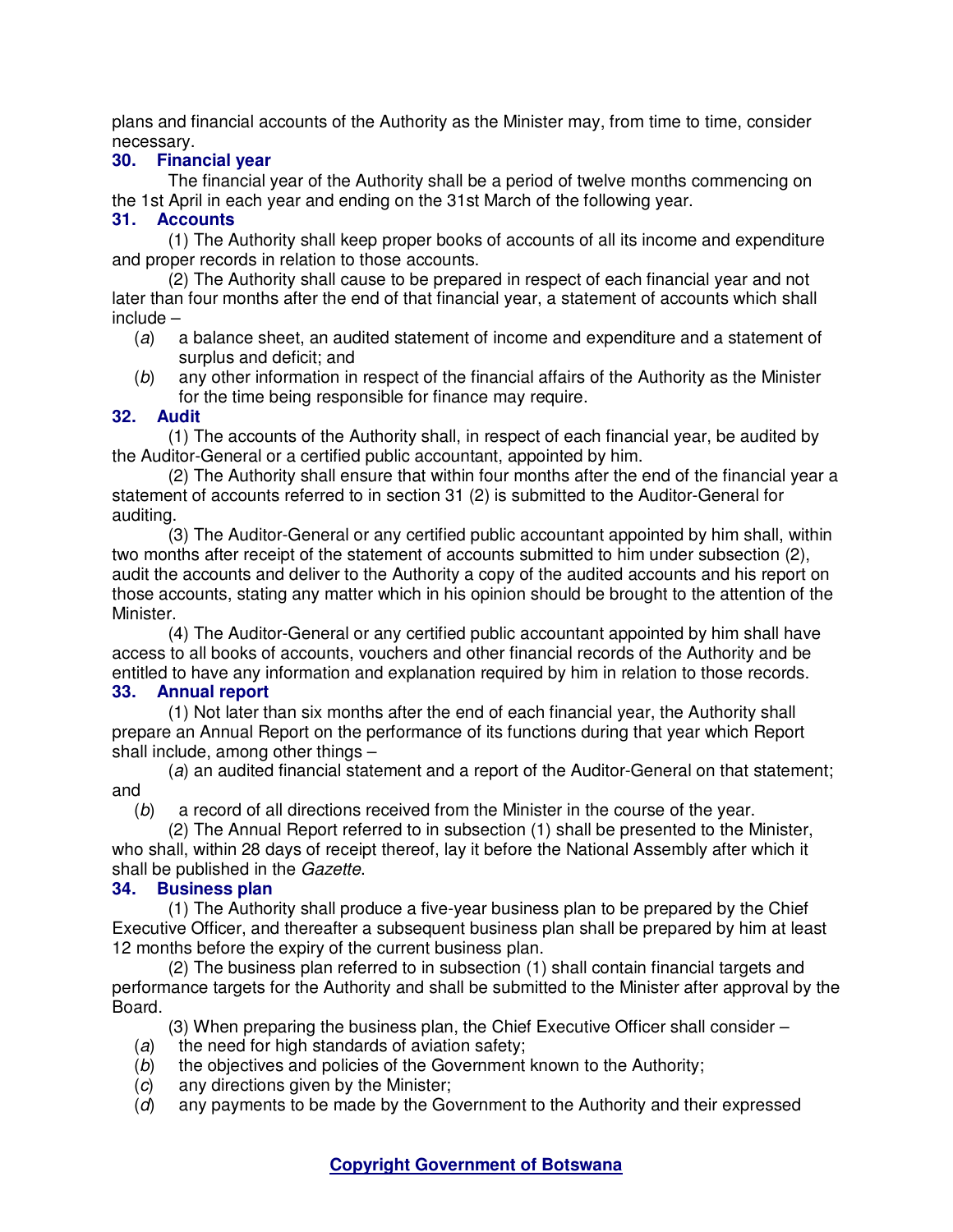plans and financial accounts of the Authority as the Minister may, from time to time, consider necessary.

**30. Financial year**

The financial year of the Authority shall be a period of twelve months commencing on the 1st April in each year and ending on the 31st March of the following year.

**31. Accounts**

(1) The Authority shall keep proper books of accounts of all its income and expenditure and proper records in relation to those accounts.

(2) The Authority shall cause to be prepared in respect of each financial year and not later than four months after the end of that financial year, a statement of accounts which shall include –

(*a*) a balance sheet, an audited statement of income and expenditure and a statement of surplus and deficit; and

(*b*) any other information in respect of the financial affairs of the Authority as the Minister for the time being responsible for finance may require.

**32. Audit**

(1) The accounts of the Authority shall, in respect of each financial year, be audited by the Auditor-General or a certified public accountant, appointed by him.

(2) The Authority shall ensure that within four months after the end of the financial year a statement of accounts referred to in section 31 (2) is submitted to the Auditor-General for auditing.

(3) The Auditor-General or any certified public accountant appointed by him shall, within two months after receipt of the statement of accounts submitted to him under subsection (2), audit the accounts and deliver to the Authority a copy of the audited accounts and his report on those accounts, stating any matter which in his opinion should be brought to the attention of the Minister.

(4) The Auditor-General or any certified public accountant appointed by him shall have access to all books of accounts, vouchers and other financial records of the Authority and be entitled to have any information and explanation required by him in relation to those records.

**33. Annual report**

(1) Not later than six months after the end of each financial year, the Authority shall prepare an Annual Report on the performance of its functions during that year which Report shall include, among other things –

(*a*) an audited financial statement and a report of the Auditor-General on that statement; and

(*b*) a record of all directions received from the Minister in the course of the year.

(2) The Annual Report referred to in subsection (1) shall be presented to the Minister, who shall, within 28 days of receipt thereof, lay it before the National Assembly after which it shall be published in the *Gazette*.

**34. Business plan**

(1) The Authority shall produce a five-year business plan to be prepared by the Chief Executive Officer, and thereafter a subsequent business plan shall be prepared by him at least 12 months before the expiry of the current business plan.

(2) The business plan referred to in subsection (1) shall contain financial targets and performance targets for the Authority and shall be submitted to the Minister after approval by the Board.

(3) When preparing the business plan, the Chief Executive Officer shall consider –

(*a*) the need for high standards of aviation safety;

(*b*) the objectives and policies of the Government known to the Authority;

(*c*) any directions given by the Minister;

(*d*) any payments to be made by the Government to the Authority and their expressed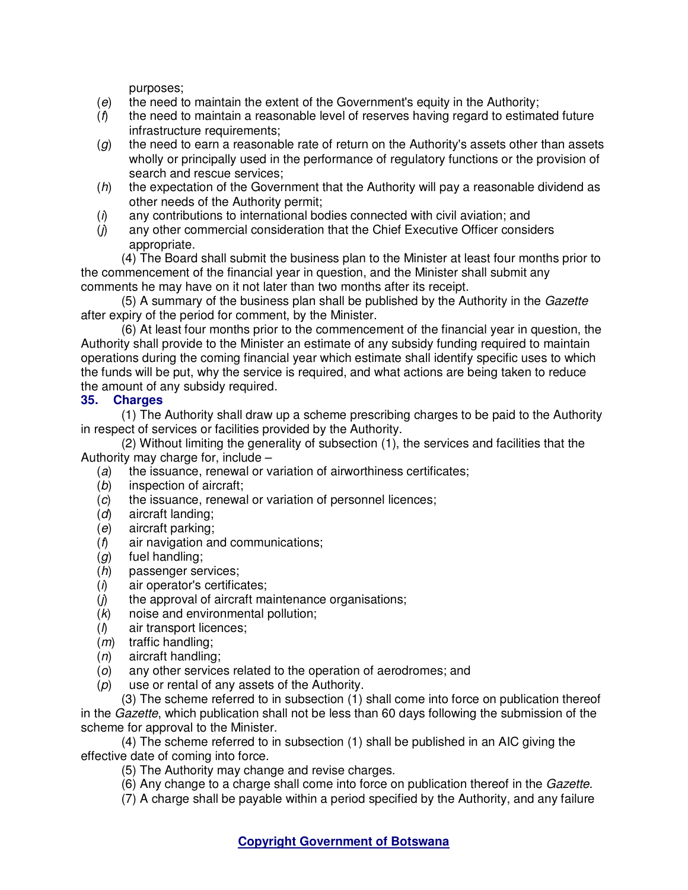purposes;

(*e*) the need to maintain the extent of the Government's equity in the Authority;

(*f*) the need to maintain a reasonable level of reserves having regard to estimated future infrastructure requirements;

(*g*) the need to earn a reasonable rate of return on the Authority's assets other than assets wholly or principally used in the performance of regulatory functions or the provision of search and rescue services;

(*h*) the expectation of the Government that the Authority will pay a reasonable dividend as other needs of the Authority permit;

(*i*) any contributions to international bodies connected with civil aviation; and

(*j*) any other commercial consideration that the Chief Executive Officer considers appropriate.

(4) The Board shall submit the business plan to the Minister at least four months prior to the commencement of the financial year in question, and the Minister shall submit any comments he may have on it not later than two months after its receipt.

(5) A summary of the business plan shall be published by the Authority in the *Gazette* after expiry of the period for comment, by the Minister.

(6) At least four months prior to the commencement of the financial year in question, the Authority shall provide to the Minister an estimate of any subsidy funding required to maintain operations during the coming financial year which estimate shall identify specific uses to which the funds will be put, why the service is required, and what actions are being taken to reduce the amount of any subsidy required.

**35. Charges**

(1) The Authority shall draw up a scheme prescribing charges to be paid to the Authority in respect of services or facilities provided by the Authority.

(2) Without limiting the generality of subsection (1), the services and facilities that the Authority may charge for, include –

(*a*) the issuance, renewal or variation of airworthiness certificates;

(*b*) inspection of aircraft;

(*c*) the issuance, renewal or variation of personnel licences;

(*d*) aircraft landing;

(*e*) aircraft parking;

(*f*) air navigation and communications;

(*g*) fuel handling;

(*h*) passenger services;

(*i*) air operator's certificates;

(*j*) the approval of aircraft maintenance organisations;

(*k*) noise and environmental pollution;

(*l*) air transport licences;

(*m*) traffic handling;

(*n*) aircraft handling;

(*o*) any other services related to the operation of aerodromes; and

(*p*) use or rental of any assets of the Authority.

(3) The scheme referred to in subsection (1) shall come into force on publication thereof in the *Gazette*, which publication shall not be less than 60 days following the submission of the scheme for approval to the Minister.

(4) The scheme referred to in subsection (1) shall be published in an AIC giving the effective date of coming into force.

(5) The Authority may change and revise charges.

(6) Any change to a charge shall come into force on publication thereof in the *Gazette*.

(7) A charge shall be payable within a period specified by the Authority, and any failure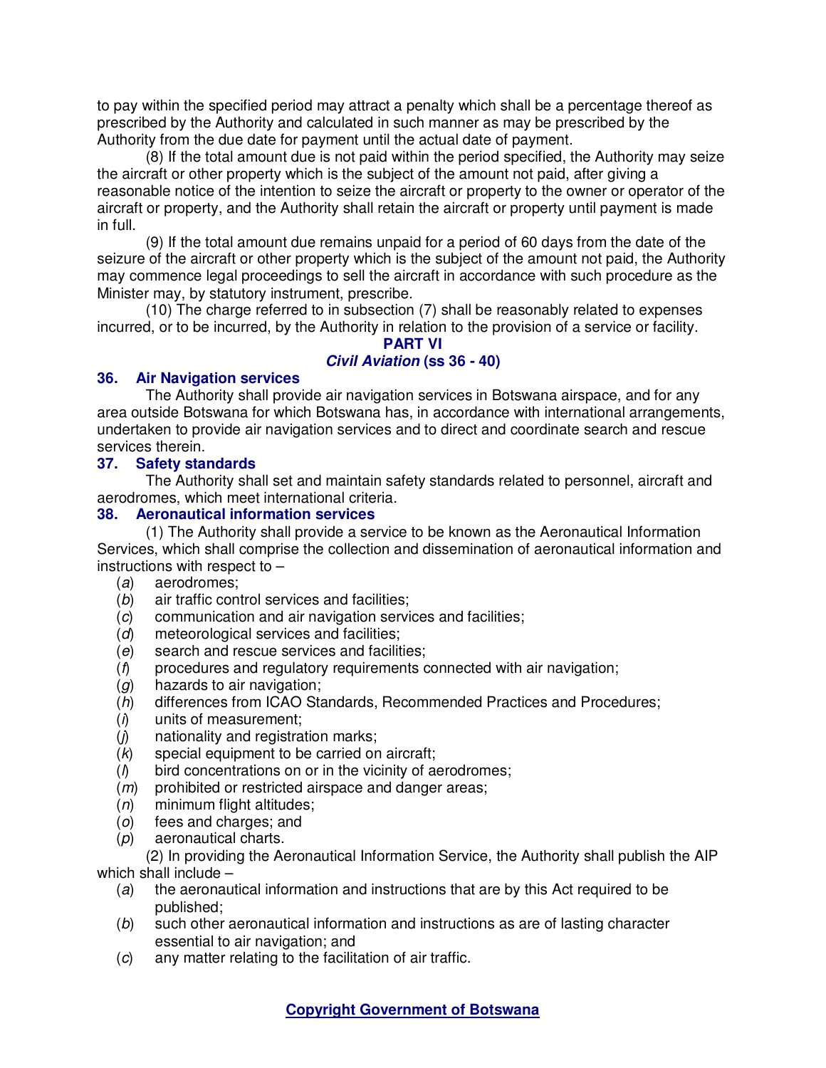to pay within the specified period may attract a penalty which shall be a percentage thereof as prescribed by the Authority and calculated in such manner as may be prescribed by the Authority from the due date for payment until the actual date of payment.

(8) If the total amount due is not paid within the period specified, the Authority may seize the aircraft or other property which is the subject of the amount not paid, after giving a reasonable notice of the intention to seize the aircraft or property to the owner or operator of the aircraft or property, and the Authority shall retain the aircraft or property until payment is made in full.

(9) If the total amount due remains unpaid for a period of 60 days from the date of the seizure of the aircraft or other property which is the subject of the amount not paid, the Authority may commence legal proceedings to sell the aircraft in accordance with such procedure as the Minister may, by statutory instrument, prescribe.

(10) The charge referred to in subsection (7) shall be reasonably related to expenses incurred, or to be incurred, by the Authority in relation to the provision of a service or facility.

## PART VI
## *Civil Aviation* (ss 36 - 40)

### 36. Air Navigation services

The Authority shall provide air navigation services in Botswana airspace, and for any area outside Botswana for which Botswana has, in accordance with international arrangements, undertaken to provide air navigation services and to direct and coordinate search and rescue services therein.

### 37. Safety standards

The Authority shall set and maintain safety standards related to personnel, aircraft and aerodromes, which meet international criteria.

### 38. Aeronautical information services

(1) The Authority shall provide a service to be known as the Aeronautical Information Services, which shall comprise the collection and dissemination of aeronautical information and instructions with respect to –

(*a*) aerodromes;
(*b*) air traffic control services and facilities;
(*c*) communication and air navigation services and facilities;
(*d*) meteorological services and facilities;
(*e*) search and rescue services and facilities;
(*f*) procedures and regulatory requirements connected with air navigation;
(*g*) hazards to air navigation;
(*h*) differences from ICAO Standards, Recommended Practices and Procedures;
(*i*) units of measurement;
(*j*) nationality and registration marks;
(*k*) special equipment to be carried on aircraft;
(*l*) bird concentrations on or in the vicinity of aerodromes;
(*m*) prohibited or restricted airspace and danger areas;
(*n*) minimum flight altitudes;
(*o*) fees and charges; and
(*p*) aeronautical charts.

(2) In providing the Aeronautical Information Service, the Authority shall publish the AIP which shall include –

(*a*) the aeronautical information and instructions that are by this Act required to be published;
(*b*) such other aeronautical information and instructions as are of lasting character essential to air navigation; and
(*c*) any matter relating to the facilitation of air traffic.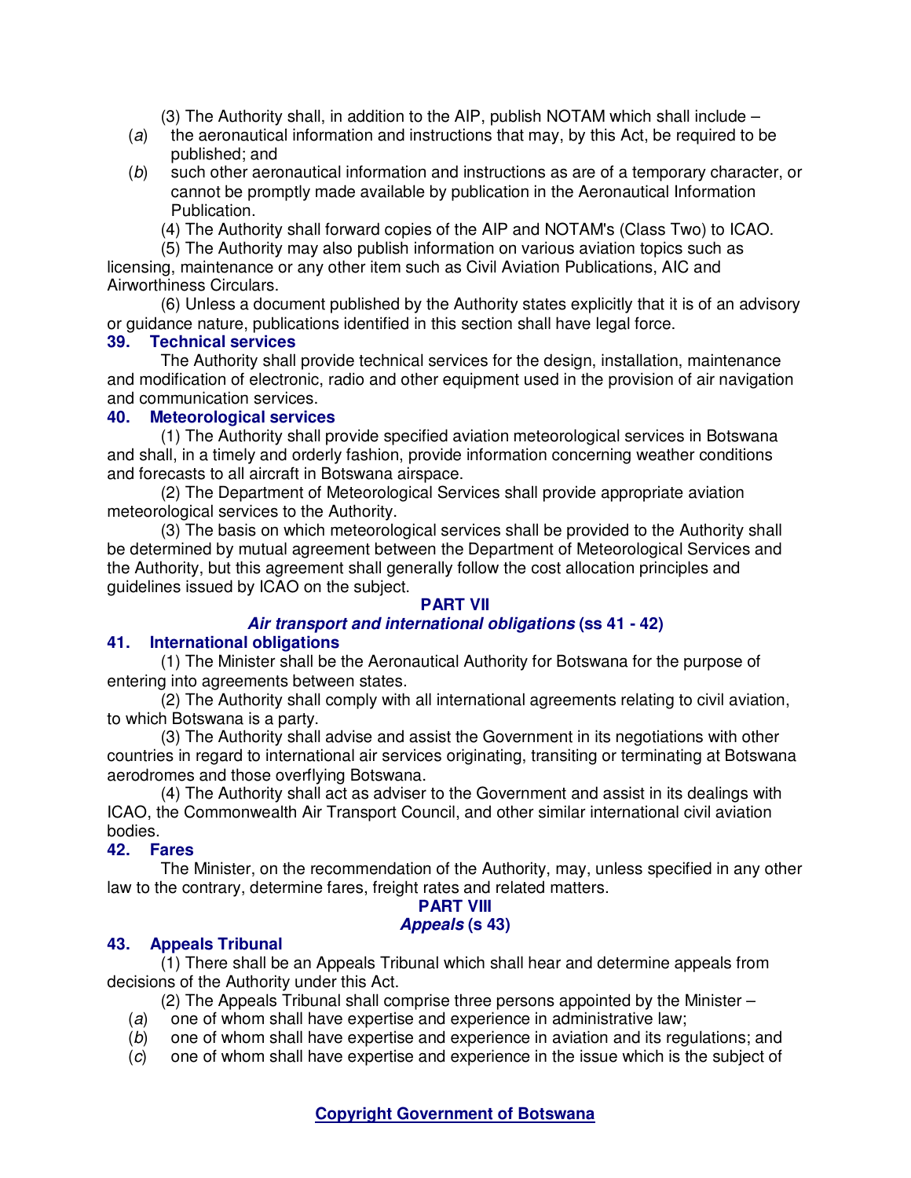(3) The Authority shall, in addition to the AIP, publish NOTAM which shall include –

(*a*) the aeronautical information and instructions that may, by this Act, be required to be published; and

(*b*) such other aeronautical information and instructions as are of a temporary character, or cannot be promptly made available by publication in the Aeronautical Information Publication.

(4) The Authority shall forward copies of the AIP and NOTAM's (Class Two) to ICAO.

(5) The Authority may also publish information on various aviation topics such as licensing, maintenance or any other item such as Civil Aviation Publications, AIC and Airworthiness Circulars.

(6) Unless a document published by the Authority states explicitly that it is of an advisory or guidance nature, publications identified in this section shall have legal force.

### 39. Technical services

The Authority shall provide technical services for the design, installation, maintenance and modification of electronic, radio and other equipment used in the provision of air navigation and communication services.

### 40. Meteorological services

(1) The Authority shall provide specified aviation meteorological services in Botswana and shall, in a timely and orderly fashion, provide information concerning weather conditions and forecasts to all aircraft in Botswana airspace.

(2) The Department of Meteorological Services shall provide appropriate aviation meteorological services to the Authority.

(3) The basis on which meteorological services shall be provided to the Authority shall be determined by mutual agreement between the Department of Meteorological Services and the Authority, but this agreement shall generally follow the cost allocation principles and guidelines issued by ICAO on the subject.

## PART VII
## *Air transport and international obligations* (ss 41 - 42)

### 41. International obligations

(1) The Minister shall be the Aeronautical Authority for Botswana for the purpose of entering into agreements between states.

(2) The Authority shall comply with all international agreements relating to civil aviation, to which Botswana is a party.

(3) The Authority shall advise and assist the Government in its negotiations with other countries in regard to international air services originating, transiting or terminating at Botswana aerodromes and those overflying Botswana.

(4) The Authority shall act as adviser to the Government and assist in its dealings with ICAO, the Commonwealth Air Transport Council, and other similar international civil aviation bodies.

### 42. Fares

The Minister, on the recommendation of the Authority, may, unless specified in any other law to the contrary, determine fares, freight rates and related matters.

## PART VIII
## *Appeals* (s 43)

### 43. Appeals Tribunal

(1) There shall be an Appeals Tribunal which shall hear and determine appeals from decisions of the Authority under this Act.

(2) The Appeals Tribunal shall comprise three persons appointed by the Minister –

(*a*) one of whom shall have expertise and experience in administrative law;

(*b*) one of whom shall have expertise and experience in aviation and its regulations; and

(*c*) one of whom shall have expertise and experience in the issue which is the subject of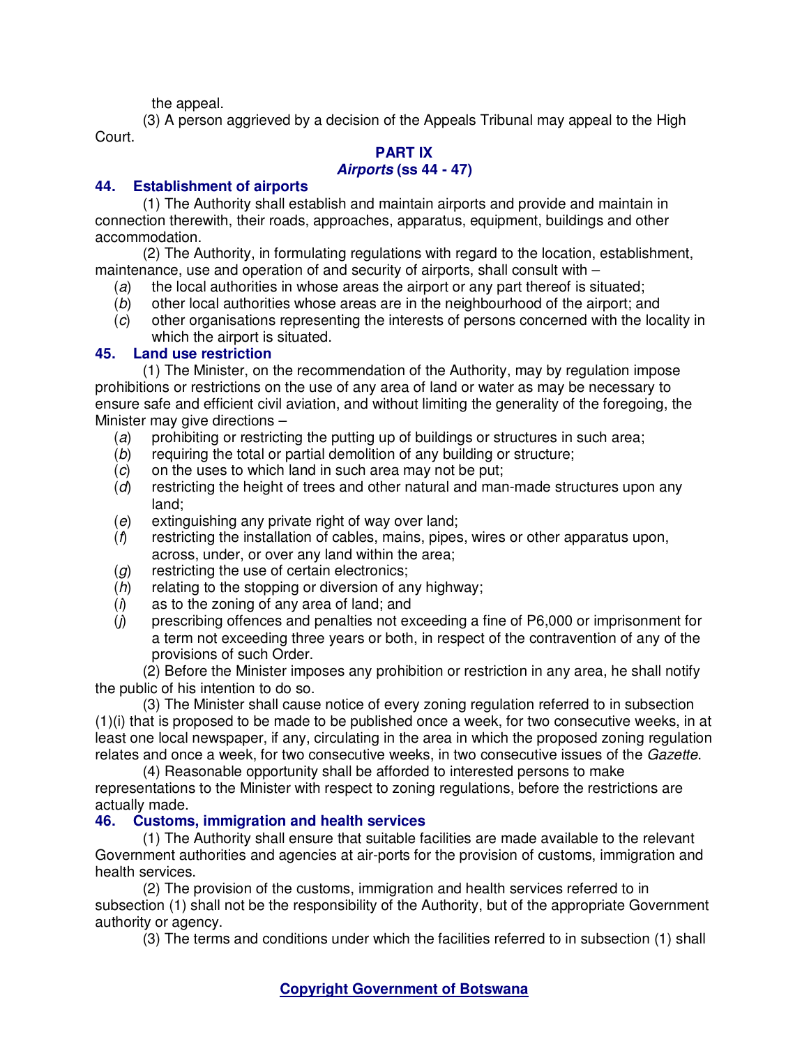the appeal.

(3) A person aggrieved by a decision of the Appeals Tribunal may appeal to the High Court.

## PART IX
## *Airports* (ss 44 - 47)

### 44. Establishment of airports

(1) The Authority shall establish and maintain airports and provide and maintain in connection therewith, their roads, approaches, apparatus, equipment, buildings and other accommodation.

(2) The Authority, in formulating regulations with regard to the location, establishment, maintenance, use and operation of and security of airports, shall consult with –

(*a*) the local authorities in whose areas the airport or any part thereof is situated;

(*b*) other local authorities whose areas are in the neighbourhood of the airport; and

(*c*) other organisations representing the interests of persons concerned with the locality in which the airport is situated.

### 45. Land use restriction

(1) The Minister, on the recommendation of the Authority, may by regulation impose prohibitions or restrictions on the use of any area of land or water as may be necessary to ensure safe and efficient civil aviation, and without limiting the generality of the foregoing, the Minister may give directions –

(*a*) prohibiting or restricting the putting up of buildings or structures in such area;

(*b*) requiring the total or partial demolition of any building or structure;

(*c*) on the uses to which land in such area may not be put;

(*d*) restricting the height of trees and other natural and man-made structures upon any land;

(*e*) extinguishing any private right of way over land;

(*f*) restricting the installation of cables, mains, pipes, wires or other apparatus upon, across, under, or over any land within the area;

(*g*) restricting the use of certain electronics;

(*h*) relating to the stopping or diversion of any highway;

(*i*) as to the zoning of any area of land; and

(*j*) prescribing offences and penalties not exceeding a fine of P6,000 or imprisonment for a term not exceeding three years or both, in respect of the contravention of any of the provisions of such Order.

(2) Before the Minister imposes any prohibition or restriction in any area, he shall notify the public of his intention to do so.

(3) The Minister shall cause notice of every zoning regulation referred to in subsection (1)(i) that is proposed to be made to be published once a week, for two consecutive weeks, in at least one local newspaper, if any, circulating in the area in which the proposed zoning regulation relates and once a week, for two consecutive weeks, in two consecutive issues of the *Gazette*.

(4) Reasonable opportunity shall be afforded to interested persons to make representations to the Minister with respect to zoning regulations, before the restrictions are actually made.

### 46. Customs, immigration and health services

(1) The Authority shall ensure that suitable facilities are made available to the relevant Government authorities and agencies at air-ports for the provision of customs, immigration and health services.

(2) The provision of the customs, immigration and health services referred to in subsection (1) shall not be the responsibility of the Authority, but of the appropriate Government authority or agency.

(3) The terms and conditions under which the facilities referred to in subsection (1) shall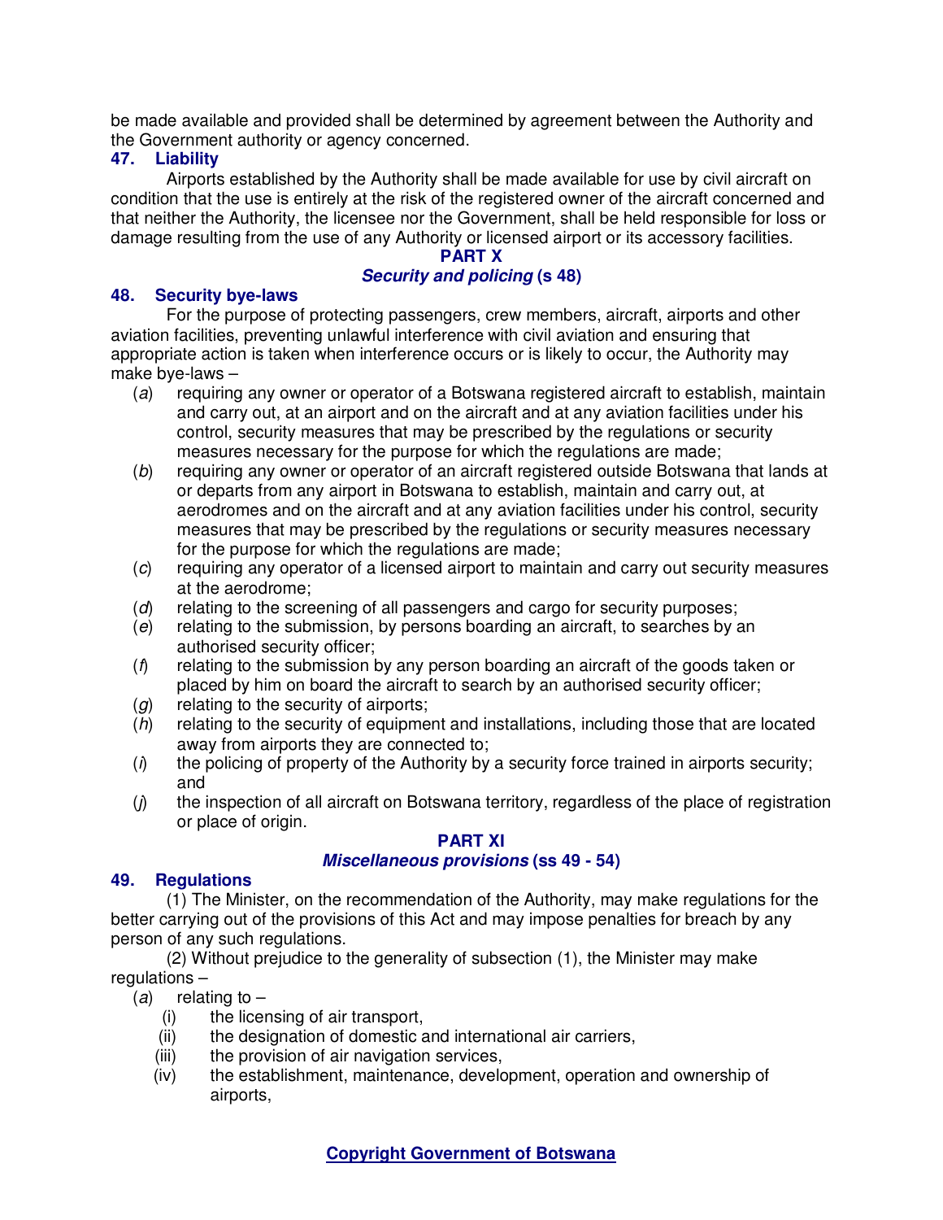be made available and provided shall be determined by agreement between the Authority and the Government authority or agency concerned.

### 47. Liability

Airports established by the Authority shall be made available for use by civil aircraft on condition that the use is entirely at the risk of the registered owner of the aircraft concerned and that neither the Authority, the licensee nor the Government, shall be held responsible for loss or damage resulting from the use of any Authority or licensed airport or its accessory facilities.

## PART X
## *Security and policing* (s 48)

### 48. Security bye-laws

For the purpose of protecting passengers, crew members, aircraft, airports and other aviation facilities, preventing unlawful interference with civil aviation and ensuring that appropriate action is taken when interference occurs or is likely to occur, the Authority may make bye-laws –

(*a*) requiring any owner or operator of a Botswana registered aircraft to establish, maintain and carry out, at an airport and on the aircraft and at any aviation facilities under his control, security measures that may be prescribed by the regulations or security measures necessary for the purpose for which the regulations are made;

(*b*) requiring any owner or operator of an aircraft registered outside Botswana that lands at or departs from any airport in Botswana to establish, maintain and carry out, at aerodromes and on the aircraft and at any aviation facilities under his control, security measures that may be prescribed by the regulations or security measures necessary for the purpose for which the regulations are made;

(*c*) requiring any operator of a licensed airport to maintain and carry out security measures at the aerodrome;

(*d*) relating to the screening of all passengers and cargo for security purposes;

(*e*) relating to the submission, by persons boarding an aircraft, to searches by an authorised security officer;

(*f*) relating to the submission by any person boarding an aircraft of the goods taken or placed by him on board the aircraft to search by an authorised security officer;

(*g*) relating to the security of airports;

(*h*) relating to the security of equipment and installations, including those that are located away from airports they are connected to;

(*i*) the policing of property of the Authority by a security force trained in airports security; and

(*j*) the inspection of all aircraft on Botswana territory, regardless of the place of registration or place of origin.

## PART XI
## *Miscellaneous provisions* (ss 49 - 54)

### 49. Regulations

(1) The Minister, on the recommendation of the Authority, may make regulations for the better carrying out of the provisions of this Act and may impose penalties for breach by any person of any such regulations.

(2) Without prejudice to the generality of subsection (1), the Minister may make regulations –

(*a*) relating to –

(i) the licensing of air transport,

(ii) the designation of domestic and international air carriers,

(iii) the provision of air navigation services,

(iv) the establishment, maintenance, development, operation and ownership of airports,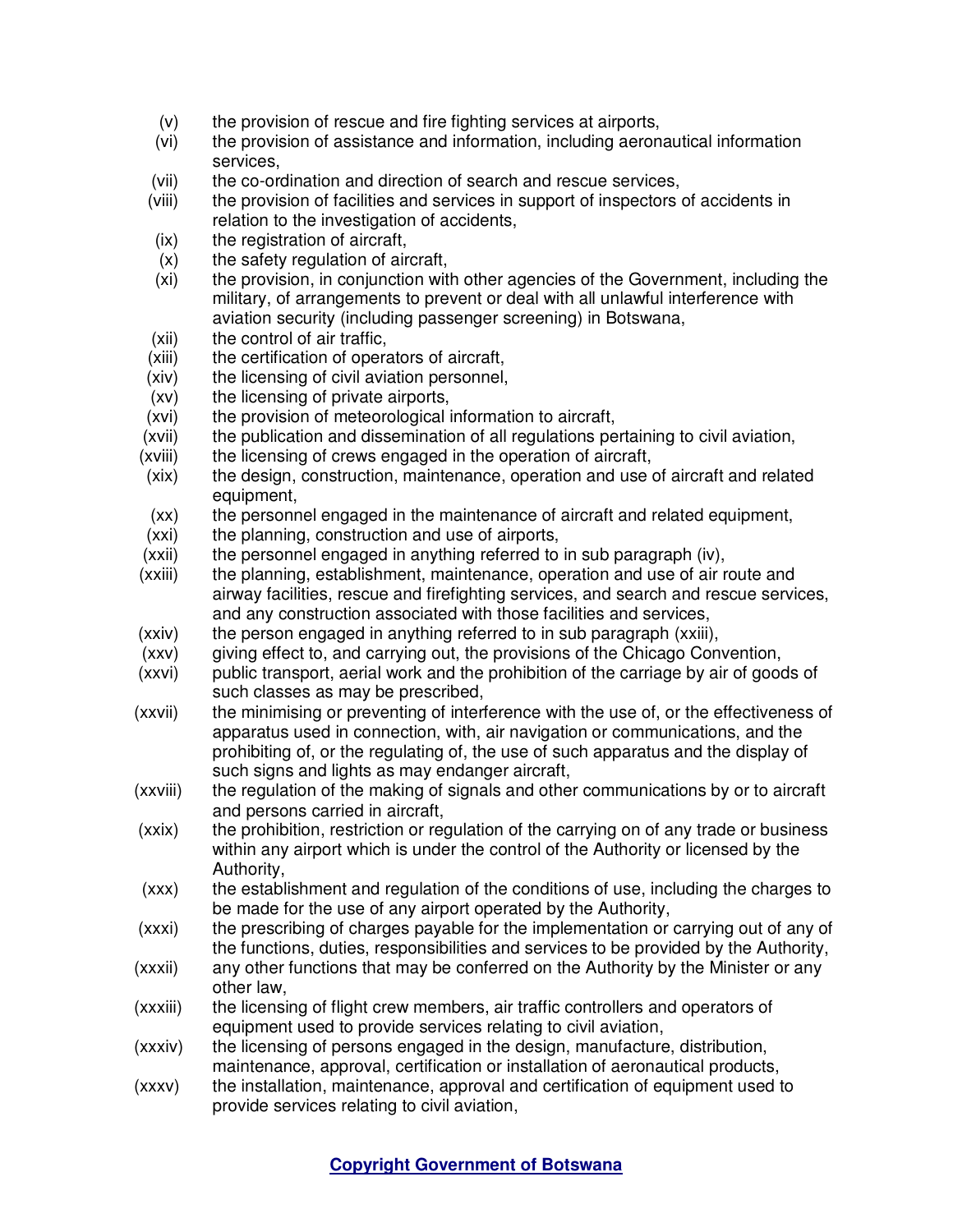(v) the provision of rescue and fire fighting services at airports,

(vi) the provision of assistance and information, including aeronautical information services,

(vii) the co-ordination and direction of search and rescue services,

(viii) the provision of facilities and services in support of inspectors of accidents in relation to the investigation of accidents,

(ix) the registration of aircraft,

(x) the safety regulation of aircraft,

(xi) the provision, in conjunction with other agencies of the Government, including the military, of arrangements to prevent or deal with all unlawful interference with aviation security (including passenger screening) in Botswana,

(xii) the control of air traffic,

(xiii) the certification of operators of aircraft,

(xiv) the licensing of civil aviation personnel,

(xv) the licensing of private airports,

(xvi) the provision of meteorological information to aircraft,

(xvii) the publication and dissemination of all regulations pertaining to civil aviation,

(xviii) the licensing of crews engaged in the operation of aircraft,

(xix) the design, construction, maintenance, operation and use of aircraft and related equipment,

(xx) the personnel engaged in the maintenance of aircraft and related equipment,

(xxi) the planning, construction and use of airports,

(xxii) the personnel engaged in anything referred to in sub paragraph (iv),

(xxiii) the planning, establishment, maintenance, operation and use of air route and airway facilities, rescue and firefighting services, and search and rescue services, and any construction associated with those facilities and services,

(xxiv) the person engaged in anything referred to in sub paragraph (xxiii),

(xxv) giving effect to, and carrying out, the provisions of the Chicago Convention,

(xxvi) public transport, aerial work and the prohibition of the carriage by air of goods of such classes as may be prescribed,

(xxvii) the minimising or preventing of interference with the use of, or the effectiveness of apparatus used in connection, with, air navigation or communications, and the prohibiting of, or the regulating of, the use of such apparatus and the display of such signs and lights as may endanger aircraft,

(xxviii) the regulation of the making of signals and other communications by or to aircraft and persons carried in aircraft,

(xxix) the prohibition, restriction or regulation of the carrying on of any trade or business within any airport which is under the control of the Authority or licensed by the Authority,

(xxx) the establishment and regulation of the conditions of use, including the charges to be made for the use of any airport operated by the Authority,

(xxxi) the prescribing of charges payable for the implementation or carrying out of any of the functions, duties, responsibilities and services to be provided by the Authority,

(xxxii) any other functions that may be conferred on the Authority by the Minister or any other law,

(xxxiii) the licensing of flight crew members, air traffic controllers and operators of equipment used to provide services relating to civil aviation,

(xxxiv) the licensing of persons engaged in the design, manufacture, distribution, maintenance, approval, certification or installation of aeronautical products,

(xxxv) the installation, maintenance, approval and certification of equipment used to provide services relating to civil aviation,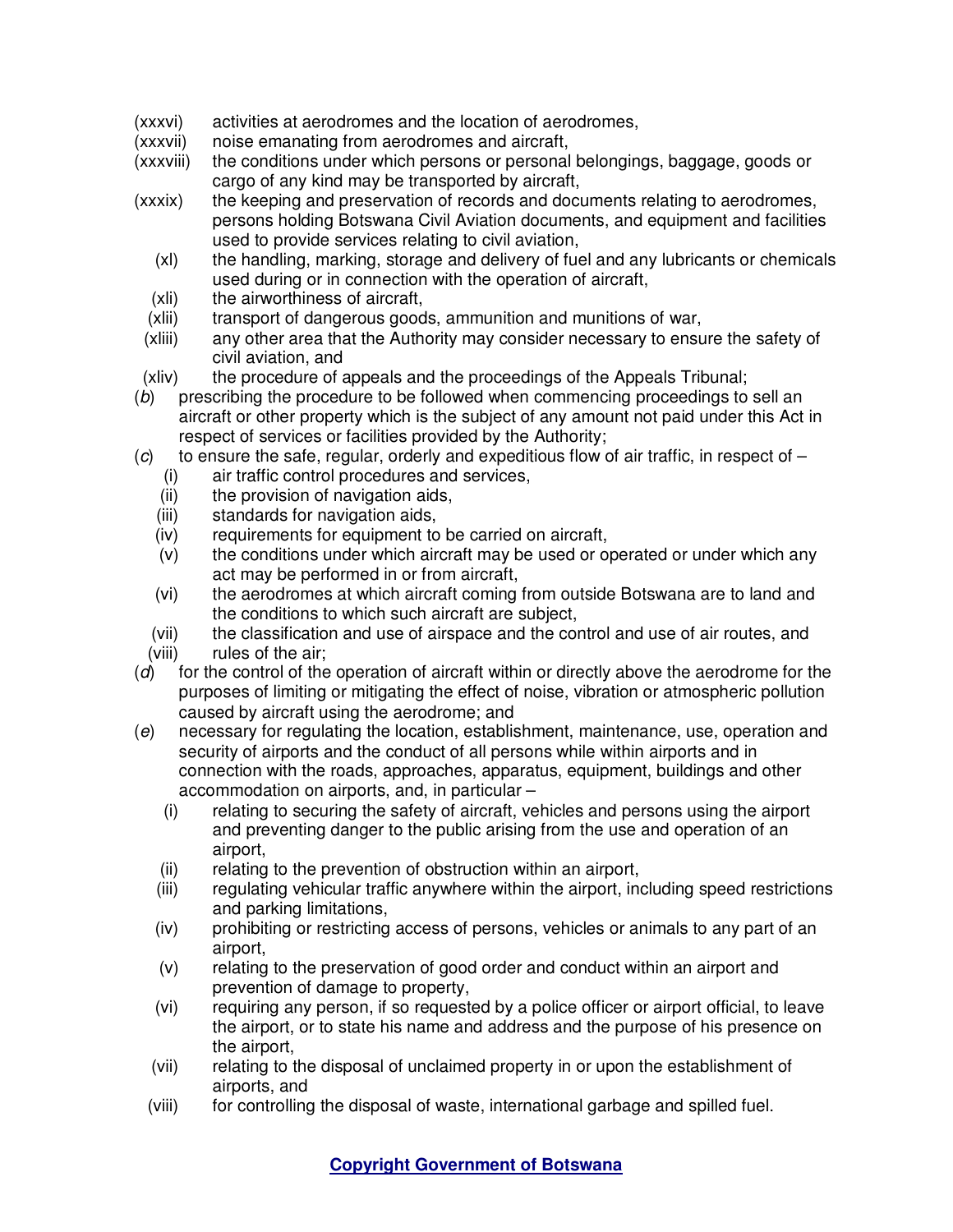(xxxvi) activities at aerodromes and the location of aerodromes,

(xxxvii) noise emanating from aerodromes and aircraft,

(xxxviii) the conditions under which persons or personal belongings, baggage, goods or cargo of any kind may be transported by aircraft,

(xxxix) the keeping and preservation of records and documents relating to aerodromes, persons holding Botswana Civil Aviation documents, and equipment and facilities used to provide services relating to civil aviation,

(xl) the handling, marking, storage and delivery of fuel and any lubricants or chemicals used during or in connection with the operation of aircraft,

(xli) the airworthiness of aircraft,

(xlii) transport of dangerous goods, ammunition and munitions of war,

(xliii) any other area that the Authority may consider necessary to ensure the safety of civil aviation, and

(xliv) the procedure of appeals and the proceedings of the Appeals Tribunal;

(*b*) prescribing the procedure to be followed when commencing proceedings to sell an aircraft or other property which is the subject of any amount not paid under this Act in respect of services or facilities provided by the Authority;

(*c*) to ensure the safe, regular, orderly and expeditious flow of air traffic, in respect of –

(i) air traffic control procedures and services,

(ii) the provision of navigation aids,

(iii) standards for navigation aids,

(iv) requirements for equipment to be carried on aircraft,

(v) the conditions under which aircraft may be used or operated or under which any act may be performed in or from aircraft,

(vi) the aerodromes at which aircraft coming from outside Botswana are to land and the conditions to which such aircraft are subject,

(vii) the classification and use of airspace and the control and use of air routes, and

(viii) rules of the air;

(*d*) for the control of the operation of aircraft within or directly above the aerodrome for the purposes of limiting or mitigating the effect of noise, vibration or atmospheric pollution caused by aircraft using the aerodrome; and

(*e*) necessary for regulating the location, establishment, maintenance, use, operation and security of airports and the conduct of all persons while within airports and in connection with the roads, approaches, apparatus, equipment, buildings and other accommodation on airports, and, in particular –

(i) relating to securing the safety of aircraft, vehicles and persons using the airport and preventing danger to the public arising from the use and operation of an airport,

(ii) relating to the prevention of obstruction within an airport,

(iii) regulating vehicular traffic anywhere within the airport, including speed restrictions and parking limitations,

(iv) prohibiting or restricting access of persons, vehicles or animals to any part of an airport,

(v) relating to the preservation of good order and conduct within an airport and prevention of damage to property,

(vi) requiring any person, if so requested by a police officer or airport official, to leave the airport, or to state his name and address and the purpose of his presence on the airport,

(vii) relating to the disposal of unclaimed property in or upon the establishment of airports, and

(viii) for controlling the disposal of waste, international garbage and spilled fuel.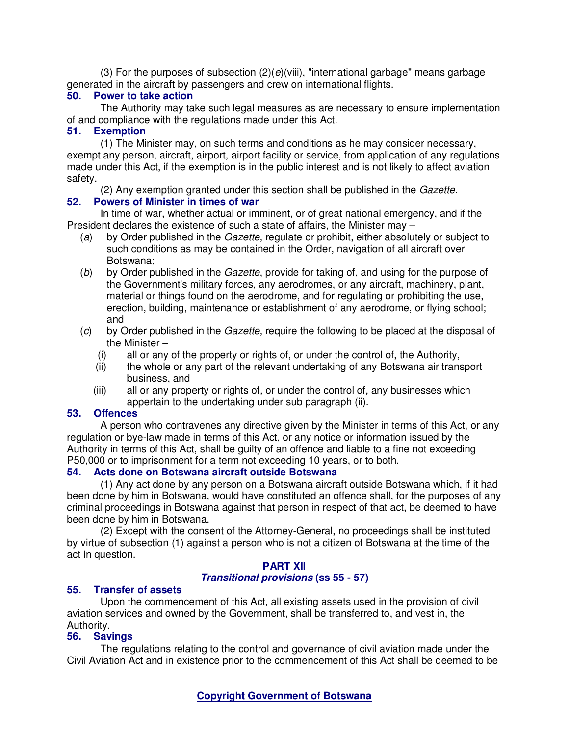(3) For the purposes of subsection (2)(*e*)(viii), "international garbage" means garbage generated in the aircraft by passengers and crew on international flights.

### 50. Power to take action

The Authority may take such legal measures as are necessary to ensure implementation of and compliance with the regulations made under this Act.

### 51. Exemption

(1) The Minister may, on such terms and conditions as he may consider necessary, exempt any person, aircraft, airport, airport facility or service, from application of any regulations made under this Act, if the exemption is in the public interest and is not likely to affect aviation safety.

(2) Any exemption granted under this section shall be published in the *Gazette*.

### 52. Powers of Minister in times of war

In time of war, whether actual or imminent, or of great national emergency, and if the President declares the existence of such a state of affairs, the Minister may –

(*a*) by Order published in the *Gazette*, regulate or prohibit, either absolutely or subject to such conditions as may be contained in the Order, navigation of all aircraft over Botswana;

(*b*) by Order published in the *Gazette*, provide for taking of, and using for the purpose of the Government's military forces, any aerodromes, or any aircraft, machinery, plant, material or things found on the aerodrome, and for regulating or prohibiting the use, erection, building, maintenance or establishment of any aerodrome, or flying school; and

(*c*) by Order published in the *Gazette*, require the following to be placed at the disposal of the Minister –

(i) all or any of the property or rights of, or under the control of, the Authority,

(ii) the whole or any part of the relevant undertaking of any Botswana air transport business, and

(iii) all or any property or rights of, or under the control of, any businesses which appertain to the undertaking under sub paragraph (ii).

### 53. Offences

A person who contravenes any directive given by the Minister in terms of this Act, or any regulation or bye-law made in terms of this Act, or any notice or information issued by the Authority in terms of this Act, shall be guilty of an offence and liable to a fine not exceeding P50,000 or to imprisonment for a term not exceeding 10 years, or to both.

### 54. Acts done on Botswana aircraft outside Botswana

(1) Any act done by any person on a Botswana aircraft outside Botswana which, if it had been done by him in Botswana, would have constituted an offence shall, for the purposes of any criminal proceedings in Botswana against that person in respect of that act, be deemed to have been done by him in Botswana.

(2) Except with the consent of the Attorney-General, no proceedings shall be instituted by virtue of subsection (1) against a person who is not a citizen of Botswana at the time of the act in question.

## PART XII
## *Transitional provisions* (ss 55 - 57)

### 55. Transfer of assets

Upon the commencement of this Act, all existing assets used in the provision of civil aviation services and owned by the Government, shall be transferred to, and vest in, the Authority.

### 56. Savings

The regulations relating to the control and governance of civil aviation made under the Civil Aviation Act and in existence prior to the commencement of this Act shall be deemed to be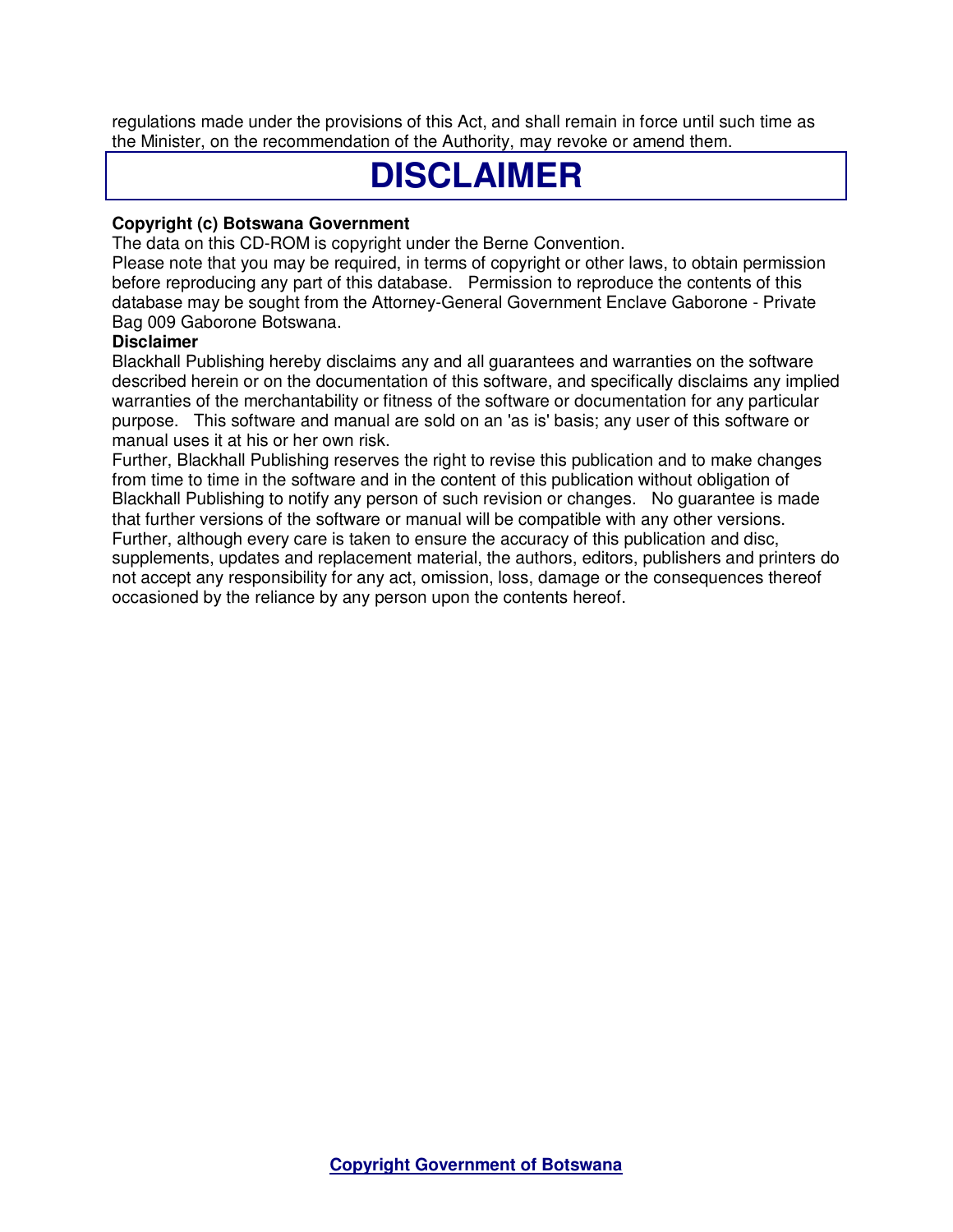regulations made under the provisions of this Act, and shall remain in force until such time as the Minister, on the recommendation of the Authority, may revoke or amend them.

# DISCLAIMER

**Copyright (c) Botswana Government**

The data on this CD-ROM is copyright under the Berne Convention.

Please note that you may be required, in terms of copyright or other laws, to obtain permission before reproducing any part of this database. Permission to reproduce the contents of this database may be sought from the Attorney-General Government Enclave Gaborone - Private Bag 009 Gaborone Botswana.

**Disclaimer**

Blackhall Publishing hereby disclaims any and all guarantees and warranties on the software described herein or on the documentation of this software, and specifically disclaims any implied warranties of the merchantability or fitness of the software or documentation for any particular purpose. This software and manual are sold on an 'as is' basis; any user of this software or manual uses it at his or her own risk.

Further, Blackhall Publishing reserves the right to revise this publication and to make changes from time to time in the software and in the content of this publication without obligation of Blackhall Publishing to notify any person of such revision or changes. No guarantee is made that further versions of the software or manual will be compatible with any other versions.

Further, although every care is taken to ensure the accuracy of this publication and disc, supplements, updates and replacement material, the authors, editors, publishers and printers do not accept any responsibility for any act, omission, loss, damage or the consequences thereof occasioned by the reliance by any person upon the contents hereof.